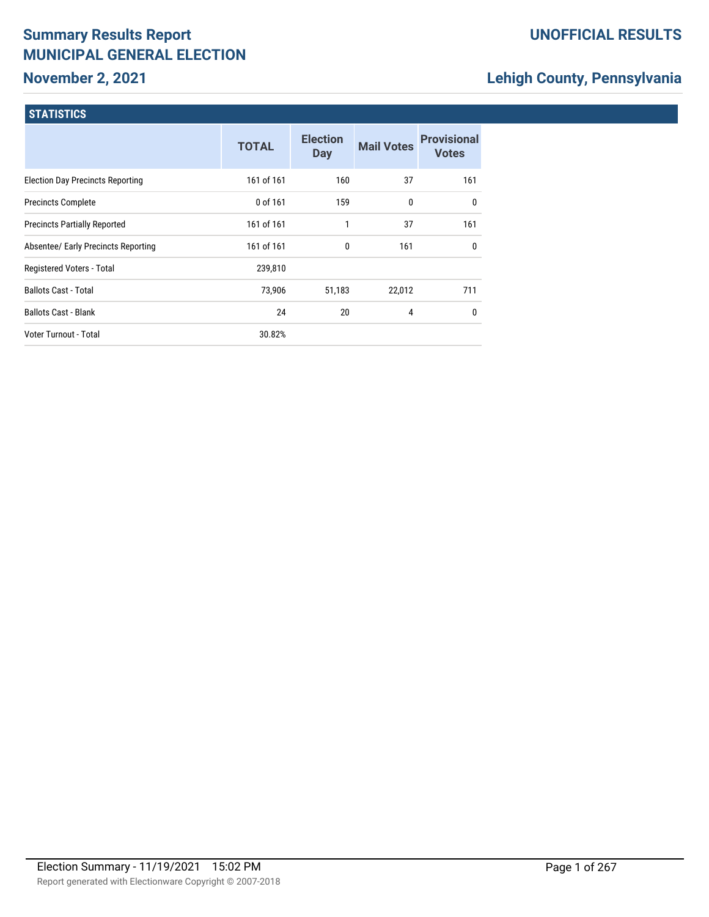# Summary Results Report
# MUNICIPAL GENERAL ELECTION

## November 2, 2021

**UNOFFICIAL RESULTS**

## Lehigh County, Pennsylvania

### STATISTICS

| | TOTAL | Election Day | Mail Votes | Provisional Votes |
|---|---|---|---|---|
| Election Day Precincts Reporting | 161 of 161 | 160 | 37 | 161 |
| Precincts Complete | 0 of 161 | 159 | 0 | 0 |
| Precincts Partially Reported | 161 of 161 | 1 | 37 | 161 |
| Absentee/ Early Precincts Reporting | 161 of 161 | 0 | 161 | 0 |
| Registered Voters - Total | 239,810 | | | |
| Ballots Cast - Total | 73,906 | 51,183 | 22,012 | 711 |
| Ballots Cast - Blank | 24 | 20 | 4 | 0 |
| Voter Turnout - Total | 30.82% | | | |

Election Summary - 11/19/2021 15:02 PM

Report generated with Electionware Copyright © 2007-2018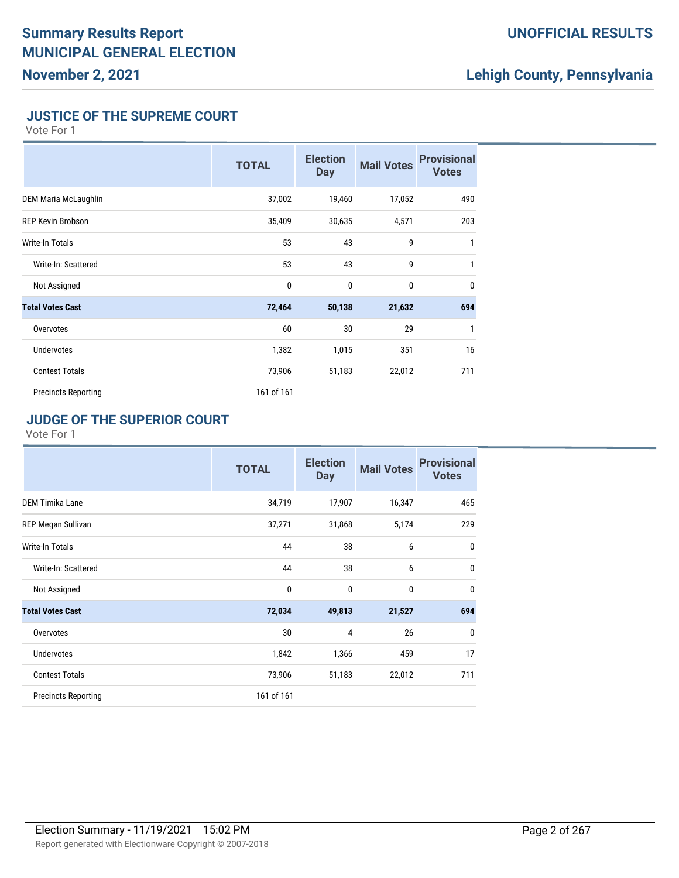## JUSTICE OF THE SUPREME COURT

Vote For 1

| | TOTAL | Election Day | Mail Votes | Provisional Votes |
|---|---|---|---|---|
| DEM Maria McLaughlin | 37,002 | 19,460 | 17,052 | 490 |
| REP Kevin Brobson | 35,409 | 30,635 | 4,571 | 203 |
| Write-In Totals | 53 | 43 | 9 | 1 |
| Write-In: Scattered | 53 | 43 | 9 | 1 |
| Not Assigned | 0 | 0 | 0 | 0 |
| **Total Votes Cast** | **72,464** | **50,138** | **21,632** | **694** |
| Overvotes | 60 | 30 | 29 | 1 |
| Undervotes | 1,382 | 1,015 | 351 | 16 |
| Contest Totals | 73,906 | 51,183 | 22,012 | 711 |
| Precincts Reporting | 161 of 161 | | | |

## JUDGE OF THE SUPERIOR COURT

Vote For 1

| | TOTAL | Election Day | Mail Votes | Provisional Votes |
|---|---|---|---|---|
| DEM Timika Lane | 34,719 | 17,907 | 16,347 | 465 |
| REP Megan Sullivan | 37,271 | 31,868 | 5,174 | 229 |
| Write-In Totals | 44 | 38 | 6 | 0 |
| Write-In: Scattered | 44 | 38 | 6 | 0 |
| Not Assigned | 0 | 0 | 0 | 0 |
| **Total Votes Cast** | **72,034** | **49,813** | **21,527** | **694** |
| Overvotes | 30 | 4 | 26 | 0 |
| Undervotes | 1,842 | 1,366 | 459 | 17 |
| Contest Totals | 73,906 | 51,183 | 22,012 | 711 |
| Precincts Reporting | 161 of 161 | | | |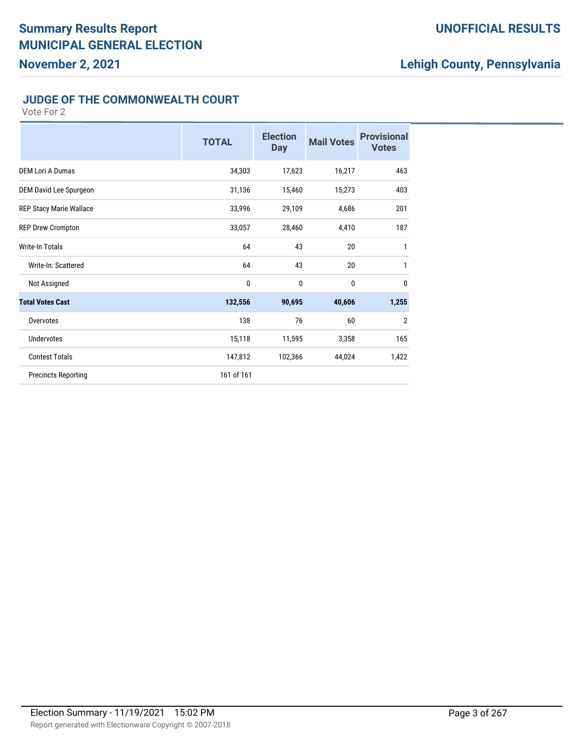## JUDGE OF THE COMMONWEALTH COURT

Vote For 2

| | TOTAL | Election Day | Mail Votes | Provisional Votes |
|---|---|---|---|---|
| DEM Lori A Dumas | 34,303 | 17,623 | 16,217 | 463 |
| DEM David Lee Spurgeon | 31,136 | 15,460 | 15,273 | 403 |
| REP Stacy Marie Wallace | 33,996 | 29,109 | 4,686 | 201 |
| REP Drew Crompton | 33,057 | 28,460 | 4,410 | 187 |
| Write-In Totals | 64 | 43 | 20 | 1 |
| Write-In: Scattered | 64 | 43 | 20 | 1 |
| Not Assigned | 0 | 0 | 0 | 0 |
| **Total Votes Cast** | **132,556** | **90,695** | **40,606** | **1,255** |
| Overvotes | 138 | 76 | 60 | 2 |
| Undervotes | 15,118 | 11,595 | 3,358 | 165 |
| Contest Totals | 147,812 | 102,366 | 44,024 | 1,422 |
| Precincts Reporting | 161 of 161 | | | |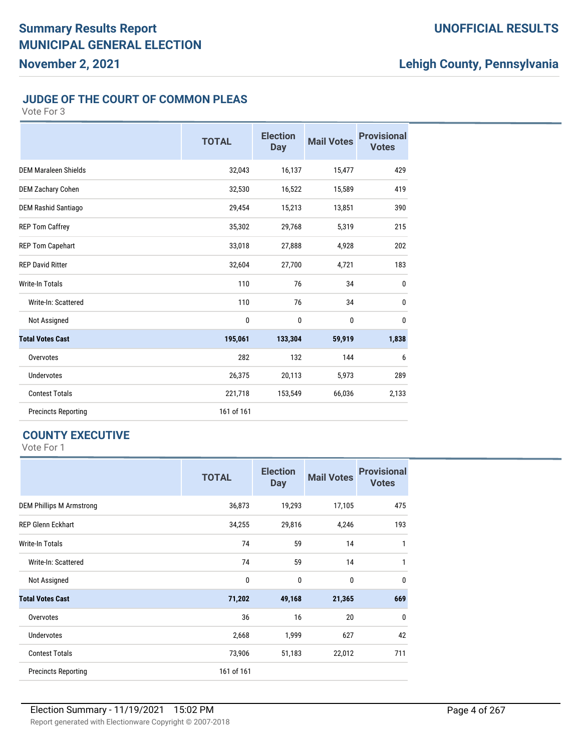## JUDGE OF THE COURT OF COMMON PLEAS

Vote For 3

| | TOTAL | Election Day | Mail Votes | Provisional Votes |
|---|---|---|---|---|
| DEM Maraleen Shields | 32,043 | 16,137 | 15,477 | 429 |
| DEM Zachary Cohen | 32,530 | 16,522 | 15,589 | 419 |
| DEM Rashid Santiago | 29,454 | 15,213 | 13,851 | 390 |
| REP Tom Caffrey | 35,302 | 29,768 | 5,319 | 215 |
| REP Tom Capehart | 33,018 | 27,888 | 4,928 | 202 |
| REP David Ritter | 32,604 | 27,700 | 4,721 | 183 |
| Write-In Totals | 110 | 76 | 34 | 0 |
| Write-In: Scattered | 110 | 76 | 34 | 0 |
| Not Assigned | 0 | 0 | 0 | 0 |
| **Total Votes Cast** | **195,061** | **133,304** | **59,919** | **1,838** |
| Overvotes | 282 | 132 | 144 | 6 |
| Undervotes | 26,375 | 20,113 | 5,973 | 289 |
| Contest Totals | 221,718 | 153,549 | 66,036 | 2,133 |
| Precincts Reporting | 161 of 161 | | | |

## COUNTY EXECUTIVE

Vote For 1

| | TOTAL | Election Day | Mail Votes | Provisional Votes |
|---|---|---|---|---|
| DEM Phillips M Armstrong | 36,873 | 19,293 | 17,105 | 475 |
| REP Glenn Eckhart | 34,255 | 29,816 | 4,246 | 193 |
| Write-In Totals | 74 | 59 | 14 | 1 |
| Write-In: Scattered | 74 | 59 | 14 | 1 |
| Not Assigned | 0 | 0 | 0 | 0 |
| **Total Votes Cast** | **71,202** | **49,168** | **21,365** | **669** |
| Overvotes | 36 | 16 | 20 | 0 |
| Undervotes | 2,668 | 1,999 | 627 | 42 |
| Contest Totals | 73,906 | 51,183 | 22,012 | 711 |
| Precincts Reporting | 161 of 161 | | | |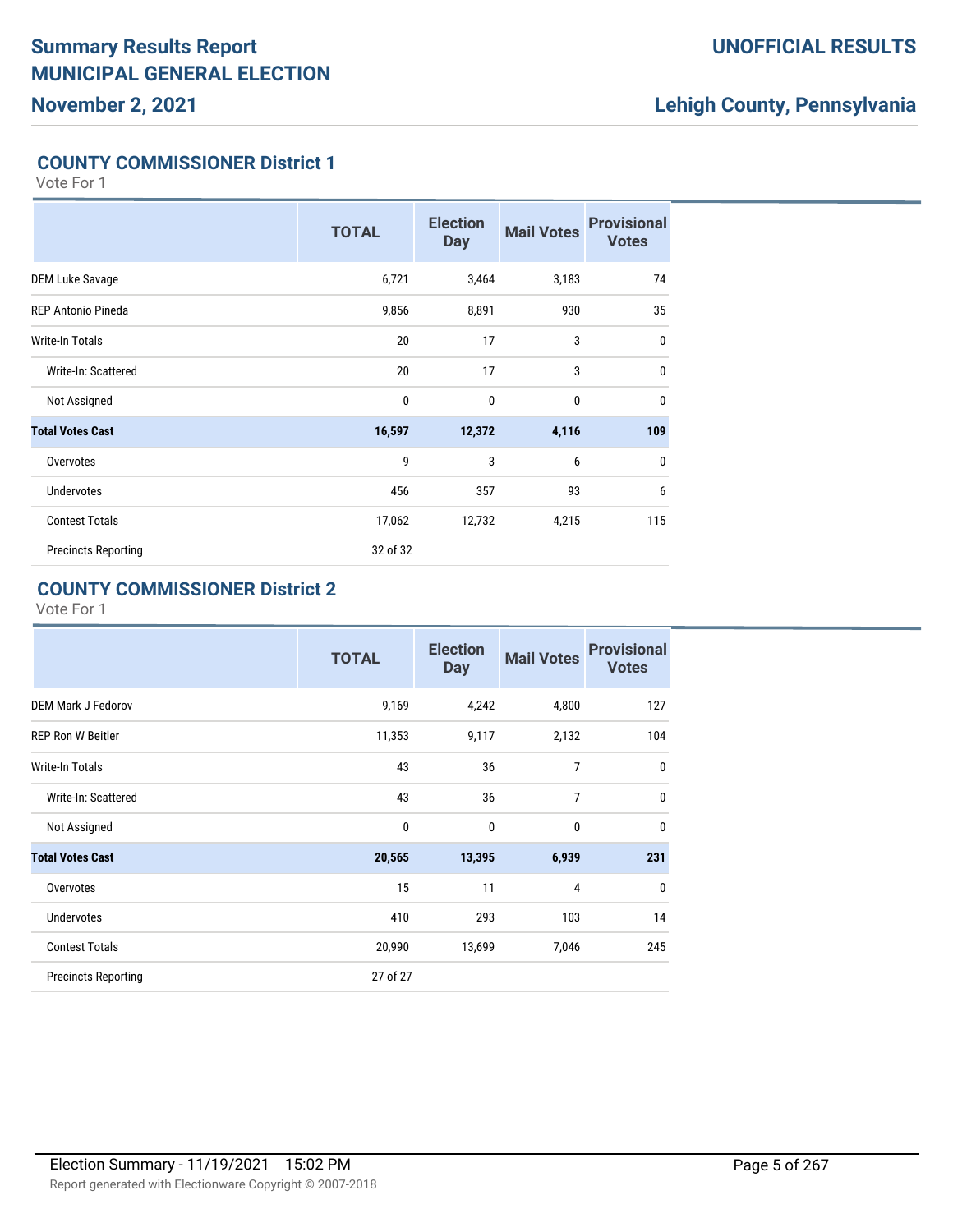Summary Results Report
MUNICIPAL GENERAL ELECTION
November 2, 2021

UNOFFICIAL RESULTS

Lehigh County, Pennsylvania

## COUNTY COMMISSIONER District 1

Vote For 1

| | TOTAL | Election Day | Mail Votes | Provisional Votes |
|---|---|---|---|---|
| DEM Luke Savage | 6,721 | 3,464 | 3,183 | 74 |
| REP Antonio Pineda | 9,856 | 8,891 | 930 | 35 |
| Write-In Totals | 20 | 17 | 3 | 0 |
| Write-In: Scattered | 20 | 17 | 3 | 0 |
| Not Assigned | 0 | 0 | 0 | 0 |
| **Total Votes Cast** | **16,597** | **12,372** | **4,116** | **109** |
| Overvotes | 9 | 3 | 6 | 0 |
| Undervotes | 456 | 357 | 93 | 6 |
| Contest Totals | 17,062 | 12,732 | 4,215 | 115 |
| Precincts Reporting | 32 of 32 | | | |

## COUNTY COMMISSIONER District 2

Vote For 1

| | TOTAL | Election Day | Mail Votes | Provisional Votes |
|---|---|---|---|---|
| DEM Mark J Fedorov | 9,169 | 4,242 | 4,800 | 127 |
| REP Ron W Beitler | 11,353 | 9,117 | 2,132 | 104 |
| Write-In Totals | 43 | 36 | 7 | 0 |
| Write-In: Scattered | 43 | 36 | 7 | 0 |
| Not Assigned | 0 | 0 | 0 | 0 |
| **Total Votes Cast** | **20,565** | **13,395** | **6,939** | **231** |
| Overvotes | 15 | 11 | 4 | 0 |
| Undervotes | 410 | 293 | 103 | 14 |
| Contest Totals | 20,990 | 13,699 | 7,046 | 245 |
| Precincts Reporting | 27 of 27 | | | |

Election Summary - 11/19/2021 15:02 PM
Report generated with Electionware Copyright © 2007-2018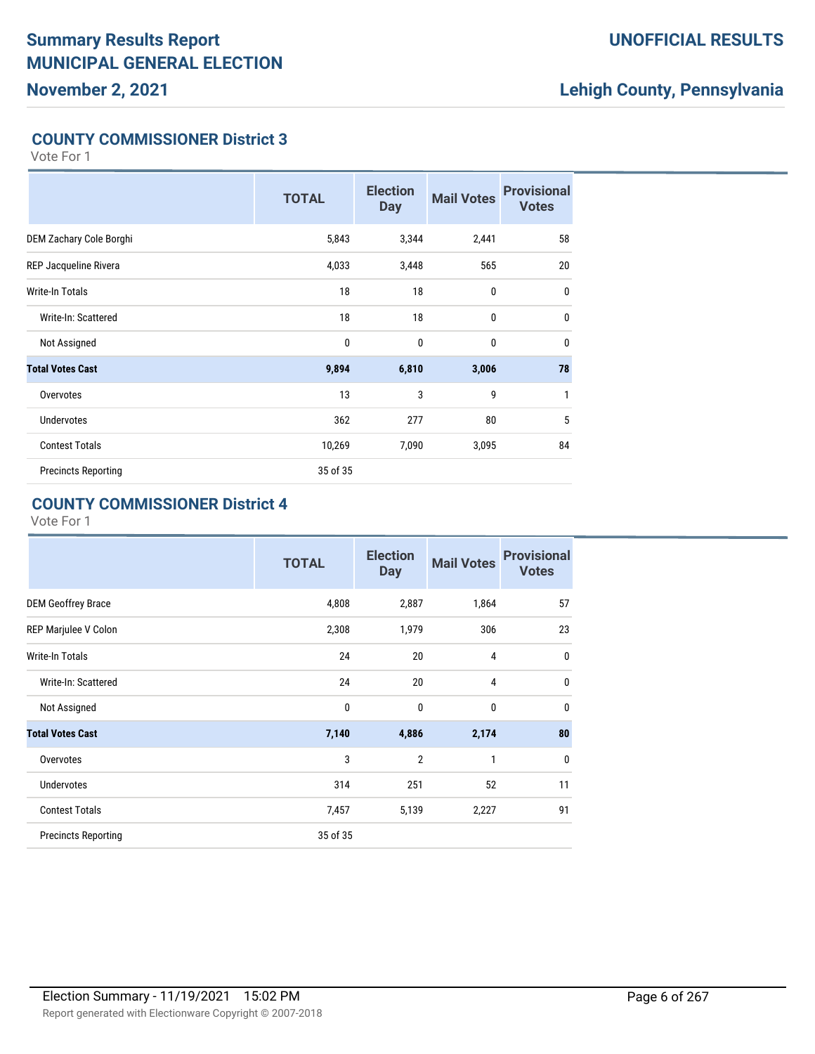## COUNTY COMMISSIONER District 3

Vote For 1

| | TOTAL | Election Day | Mail Votes | Provisional Votes |
|---|---|---|---|---|
| DEM Zachary Cole Borghi | 5,843 | 3,344 | 2,441 | 58 |
| REP Jacqueline Rivera | 4,033 | 3,448 | 565 | 20 |
| Write-In Totals | 18 | 18 | 0 | 0 |
| Write-In: Scattered | 18 | 18 | 0 | 0 |
| Not Assigned | 0 | 0 | 0 | 0 |
| **Total Votes Cast** | **9,894** | **6,810** | **3,006** | **78** |
| Overvotes | 13 | 3 | 9 | 1 |
| Undervotes | 362 | 277 | 80 | 5 |
| Contest Totals | 10,269 | 7,090 | 3,095 | 84 |
| Precincts Reporting | 35 of 35 | | | |

## COUNTY COMMISSIONER District 4

Vote For 1

| | TOTAL | Election Day | Mail Votes | Provisional Votes |
|---|---|---|---|---|
| DEM Geoffrey Brace | 4,808 | 2,887 | 1,864 | 57 |
| REP Marjulee V Colon | 2,308 | 1,979 | 306 | 23 |
| Write-In Totals | 24 | 20 | 4 | 0 |
| Write-In: Scattered | 24 | 20 | 4 | 0 |
| Not Assigned | 0 | 0 | 0 | 0 |
| **Total Votes Cast** | **7,140** | **4,886** | **2,174** | **80** |
| Overvotes | 3 | 2 | 1 | 0 |
| Undervotes | 314 | 251 | 52 | 11 |
| Contest Totals | 7,457 | 5,139 | 2,227 | 91 |
| Precincts Reporting | 35 of 35 | | | |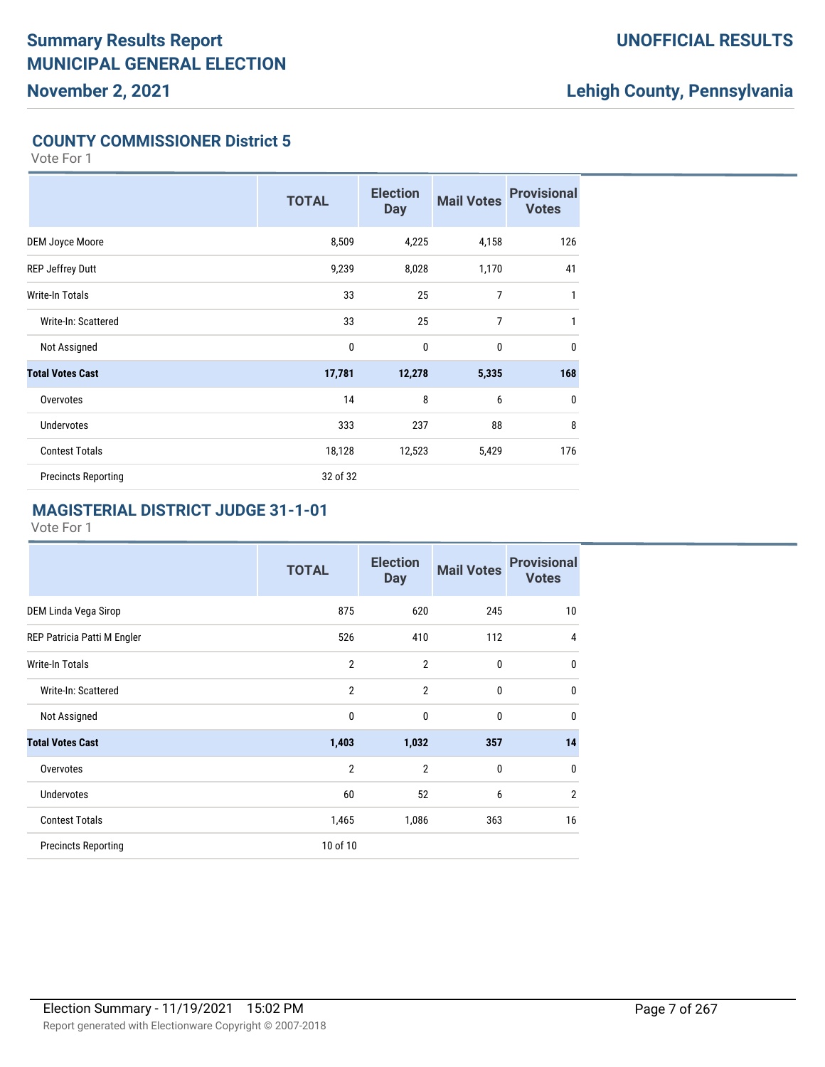# Summary Results Report
# MUNICIPAL GENERAL ELECTION
## November 2, 2021

**UNOFFICIAL RESULTS**

**Lehigh County, Pennsylvania**

### COUNTY COMMISSIONER District 5

Vote For 1

| | TOTAL | Election Day | Mail Votes | Provisional Votes |
|---|---|---|---|---|
| DEM Joyce Moore | 8,509 | 4,225 | 4,158 | 126 |
| REP Jeffrey Dutt | 9,239 | 8,028 | 1,170 | 41 |
| Write-In Totals | 33 | 25 | 7 | 1 |
| Write-In: Scattered | 33 | 25 | 7 | 1 |
| Not Assigned | 0 | 0 | 0 | 0 |
| **Total Votes Cast** | **17,781** | **12,278** | **5,335** | **168** |
| Overvotes | 14 | 8 | 6 | 0 |
| Undervotes | 333 | 237 | 88 | 8 |
| Contest Totals | 18,128 | 12,523 | 5,429 | 176 |
| Precincts Reporting | 32 of 32 | | | |

### MAGISTERIAL DISTRICT JUDGE 31-1-01

Vote For 1

| | TOTAL | Election Day | Mail Votes | Provisional Votes |
|---|---|---|---|---|
| DEM Linda Vega Sirop | 875 | 620 | 245 | 10 |
| REP Patricia Patti M Engler | 526 | 410 | 112 | 4 |
| Write-In Totals | 2 | 2 | 0 | 0 |
| Write-In: Scattered | 2 | 2 | 0 | 0 |
| Not Assigned | 0 | 0 | 0 | 0 |
| **Total Votes Cast** | **1,403** | **1,032** | **357** | **14** |
| Overvotes | 2 | 2 | 0 | 0 |
| Undervotes | 60 | 52 | 6 | 2 |
| Contest Totals | 1,465 | 1,086 | 363 | 16 |
| Precincts Reporting | 10 of 10 | | | |

Election Summary - 11/19/2021 15:02 PM

Report generated with Electionware Copyright © 2007-2018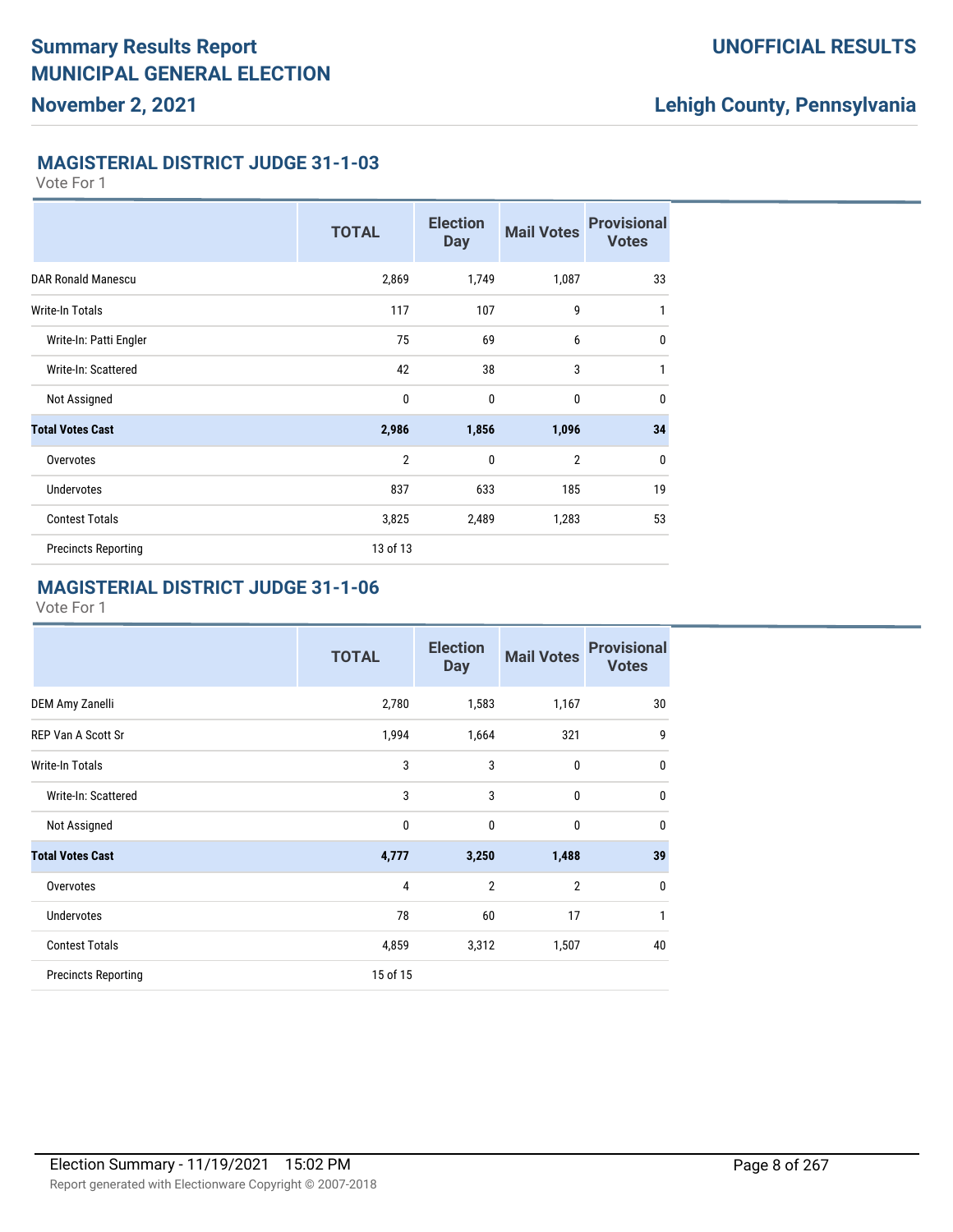# Summary Results Report
# MUNICIPAL GENERAL ELECTION
## November 2, 2021

**UNOFFICIAL RESULTS**

**Lehigh County, Pennsylvania**

### MAGISTERIAL DISTRICT JUDGE 31-1-03

Vote For 1

| | TOTAL | Election Day | Mail Votes | Provisional Votes |
|---|---|---|---|---|
| DAR Ronald Manescu | 2,869 | 1,749 | 1,087 | 33 |
| Write-In Totals | 117 | 107 | 9 | 1 |
| Write-In: Patti Engler | 75 | 69 | 6 | 0 |
| Write-In: Scattered | 42 | 38 | 3 | 1 |
| Not Assigned | 0 | 0 | 0 | 0 |
| **Total Votes Cast** | **2,986** | **1,856** | **1,096** | **34** |
| Overvotes | 2 | 0 | 2 | 0 |
| Undervotes | 837 | 633 | 185 | 19 |
| Contest Totals | 3,825 | 2,489 | 1,283 | 53 |
| Precincts Reporting | 13 of 13 | | | |

### MAGISTERIAL DISTRICT JUDGE 31-1-06

Vote For 1

| | TOTAL | Election Day | Mail Votes | Provisional Votes |
|---|---|---|---|---|
| DEM Amy Zanelli | 2,780 | 1,583 | 1,167 | 30 |
| REP Van A Scott Sr | 1,994 | 1,664 | 321 | 9 |
| Write-In Totals | 3 | 3 | 0 | 0 |
| Write-In: Scattered | 3 | 3 | 0 | 0 |
| Not Assigned | 0 | 0 | 0 | 0 |
| **Total Votes Cast** | **4,777** | **3,250** | **1,488** | **39** |
| Overvotes | 4 | 2 | 2 | 0 |
| Undervotes | 78 | 60 | 17 | 1 |
| Contest Totals | 4,859 | 3,312 | 1,507 | 40 |
| Precincts Reporting | 15 of 15 | | | |

Election Summary - 11/19/2021 15:02 PM

Report generated with Electionware Copyright © 2007-2018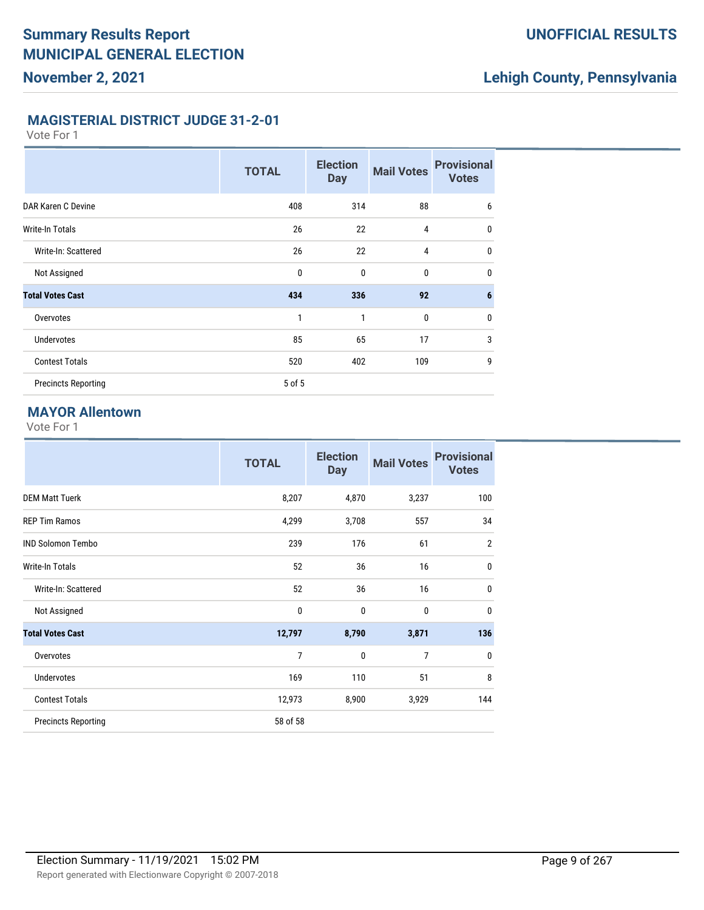# Summary Results Report
# MUNICIPAL GENERAL ELECTION
## November 2, 2021

**UNOFFICIAL RESULTS**

**Lehigh County, Pennsylvania**

### MAGISTERIAL DISTRICT JUDGE 31-2-01

Vote For 1

| | TOTAL | Election Day | Mail Votes | Provisional Votes |
|---|---|---|---|---|
| DAR Karen C Devine | 408 | 314 | 88 | 6 |
| Write-In Totals | 26 | 22 | 4 | 0 |
| Write-In: Scattered | 26 | 22 | 4 | 0 |
| Not Assigned | 0 | 0 | 0 | 0 |
| **Total Votes Cast** | **434** | **336** | **92** | **6** |
| Overvotes | 1 | 1 | 0 | 0 |
| Undervotes | 85 | 65 | 17 | 3 |
| Contest Totals | 520 | 402 | 109 | 9 |
| Precincts Reporting | 5 of 5 | | | |

### MAYOR Allentown

Vote For 1

| | TOTAL | Election Day | Mail Votes | Provisional Votes |
|---|---|---|---|---|
| DEM Matt Tuerk | 8,207 | 4,870 | 3,237 | 100 |
| REP Tim Ramos | 4,299 | 3,708 | 557 | 34 |
| IND Solomon Tembo | 239 | 176 | 61 | 2 |
| Write-In Totals | 52 | 36 | 16 | 0 |
| Write-In: Scattered | 52 | 36 | 16 | 0 |
| Not Assigned | 0 | 0 | 0 | 0 |
| **Total Votes Cast** | **12,797** | **8,790** | **3,871** | **136** |
| Overvotes | 7 | 0 | 7 | 0 |
| Undervotes | 169 | 110 | 51 | 8 |
| Contest Totals | 12,973 | 8,900 | 3,929 | 144 |
| Precincts Reporting | 58 of 58 | | | |

Election Summary - 11/19/2021 15:02 PM

Report generated with Electionware Copyright © 2007-2018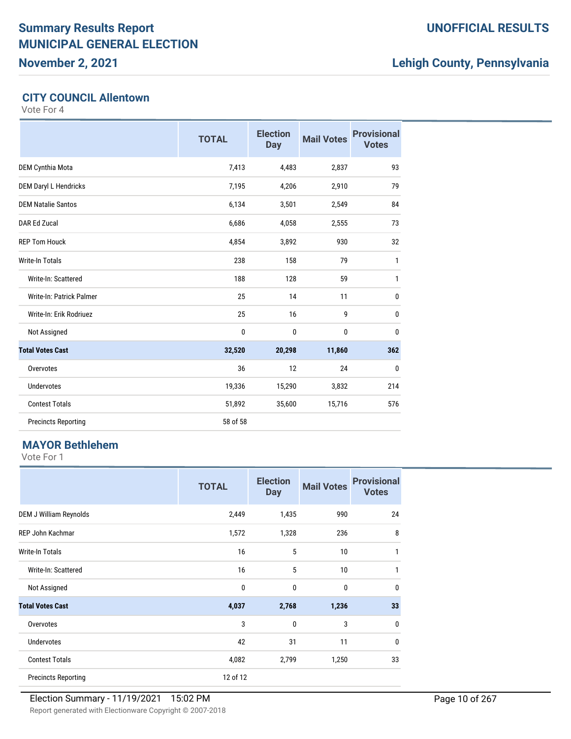# Summary Results Report MUNICIPAL GENERAL ELECTION

**UNOFFICIAL RESULTS**

**November 2, 2021**

**Lehigh County, Pennsylvania**

## CITY COUNCIL Allentown

Vote For 4

| | TOTAL | Election Day | Mail Votes | Provisional Votes |
|---|---|---|---|---|
| DEM Cynthia Mota | 7,413 | 4,483 | 2,837 | 93 |
| DEM Daryl L Hendricks | 7,195 | 4,206 | 2,910 | 79 |
| DEM Natalie Santos | 6,134 | 3,501 | 2,549 | 84 |
| DAR Ed Zucal | 6,686 | 4,058 | 2,555 | 73 |
| REP Tom Houck | 4,854 | 3,892 | 930 | 32 |
| Write-In Totals | 238 | 158 | 79 | 1 |
| Write-In: Scattered | 188 | 128 | 59 | 1 |
| Write-In: Patrick Palmer | 25 | 14 | 11 | 0 |
| Write-In: Erik Rodriuez | 25 | 16 | 9 | 0 |
| Not Assigned | 0 | 0 | 0 | 0 |
| **Total Votes Cast** | **32,520** | **20,298** | **11,860** | **362** |
| Overvotes | 36 | 12 | 24 | 0 |
| Undervotes | 19,336 | 15,290 | 3,832 | 214 |
| Contest Totals | 51,892 | 35,600 | 15,716 | 576 |
| Precincts Reporting | 58 of 58 | | | |

## MAYOR Bethlehem

Vote For 1

| | TOTAL | Election Day | Mail Votes | Provisional Votes |
|---|---|---|---|---|
| DEM J William Reynolds | 2,449 | 1,435 | 990 | 24 |
| REP John Kachmar | 1,572 | 1,328 | 236 | 8 |
| Write-In Totals | 16 | 5 | 10 | 1 |
| Write-In: Scattered | 16 | 5 | 10 | 1 |
| Not Assigned | 0 | 0 | 0 | 0 |
| **Total Votes Cast** | **4,037** | **2,768** | **1,236** | **33** |
| Overvotes | 3 | 0 | 3 | 0 |
| Undervotes | 42 | 31 | 11 | 0 |
| Contest Totals | 4,082 | 2,799 | 1,250 | 33 |
| Precincts Reporting | 12 of 12 | | | |

Election Summary - 11/19/2021 15:02 PM

Report generated with Electionware Copyright © 2007-2018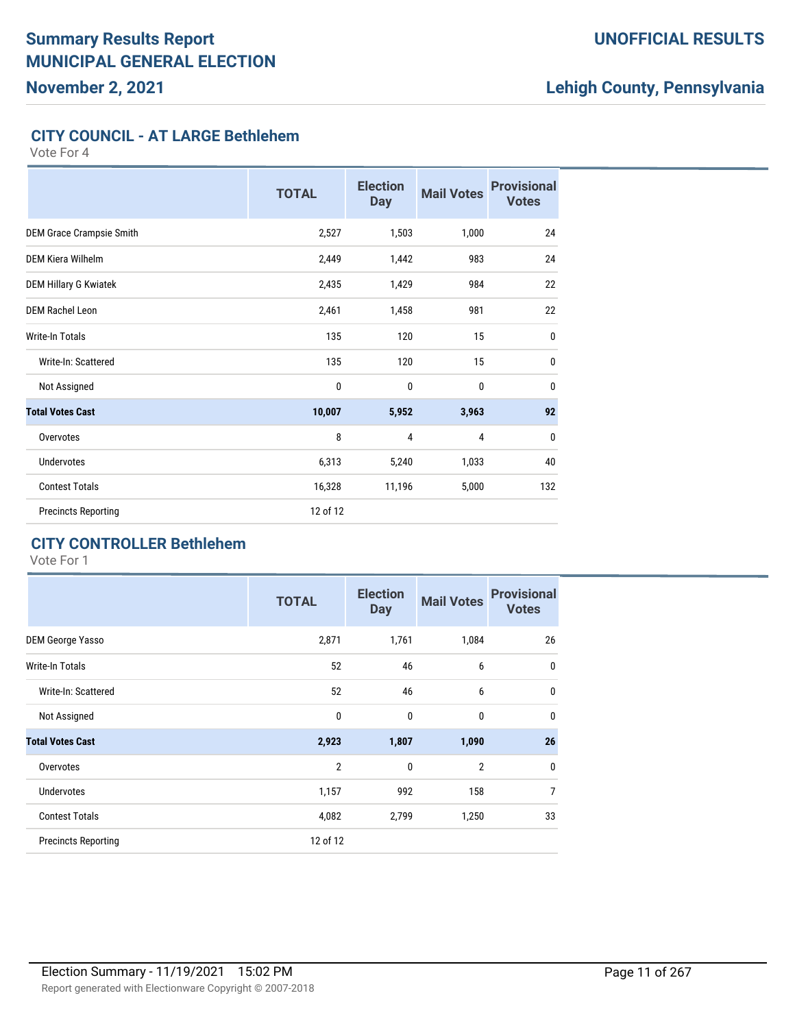# Summary Results Report
# MUNICIPAL GENERAL ELECTION
## November 2, 2021

**UNOFFICIAL RESULTS**

**Lehigh County, Pennsylvania**

### CITY COUNCIL - AT LARGE Bethlehem

Vote For 4

| | TOTAL | Election Day | Mail Votes | Provisional Votes |
|---|---|---|---|---|
| DEM Grace Crampsie Smith | 2,527 | 1,503 | 1,000 | 24 |
| DEM Kiera Wilhelm | 2,449 | 1,442 | 983 | 24 |
| DEM Hillary G Kwiatek | 2,435 | 1,429 | 984 | 22 |
| DEM Rachel Leon | 2,461 | 1,458 | 981 | 22 |
| Write-In Totals | 135 | 120 | 15 | 0 |
| Write-In: Scattered | 135 | 120 | 15 | 0 |
| Not Assigned | 0 | 0 | 0 | 0 |
| **Total Votes Cast** | **10,007** | **5,952** | **3,963** | **92** |
| Overvotes | 8 | 4 | 4 | 0 |
| Undervotes | 6,313 | 5,240 | 1,033 | 40 |
| Contest Totals | 16,328 | 11,196 | 5,000 | 132 |
| Precincts Reporting | 12 of 12 | | | |

### CITY CONTROLLER Bethlehem

Vote For 1

| | TOTAL | Election Day | Mail Votes | Provisional Votes |
|---|---|---|---|---|
| DEM George Yasso | 2,871 | 1,761 | 1,084 | 26 |
| Write-In Totals | 52 | 46 | 6 | 0 |
| Write-In: Scattered | 52 | 46 | 6 | 0 |
| Not Assigned | 0 | 0 | 0 | 0 |
| **Total Votes Cast** | **2,923** | **1,807** | **1,090** | **26** |
| Overvotes | 2 | 0 | 2 | 0 |
| Undervotes | 1,157 | 992 | 158 | 7 |
| Contest Totals | 4,082 | 2,799 | 1,250 | 33 |
| Precincts Reporting | 12 of 12 | | | |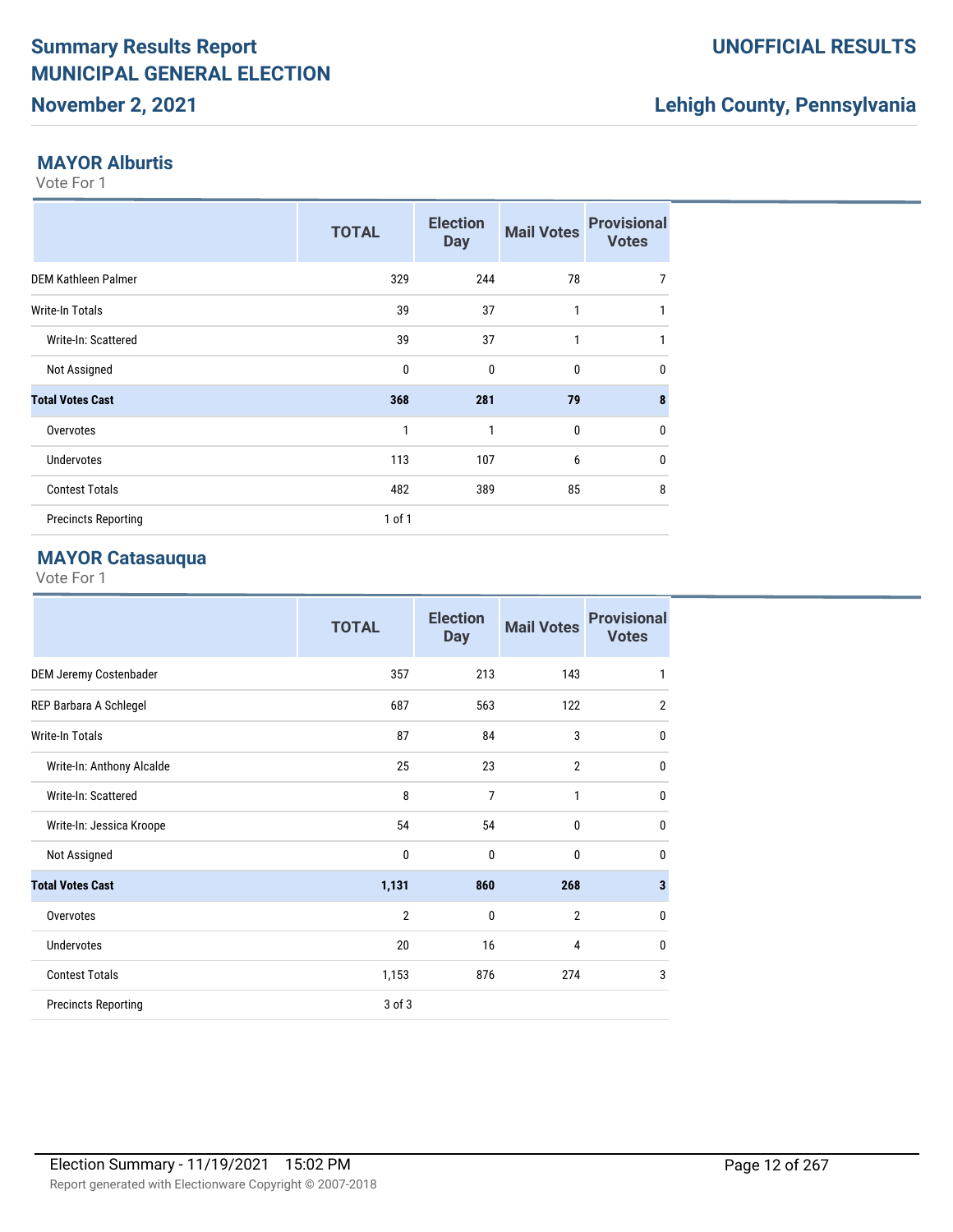# Summary Results Report
# MUNICIPAL GENERAL ELECTION

**November 2, 2021**

**UNOFFICIAL RESULTS**

**Lehigh County, Pennsylvania**

## MAYOR Alburtis

Vote For 1

| | TOTAL | Election Day | Mail Votes | Provisional Votes |
|---|---|---|---|---|
| DEM Kathleen Palmer | 329 | 244 | 78 | 7 |
| Write-In Totals | 39 | 37 | 1 | 1 |
| Write-In: Scattered | 39 | 37 | 1 | 1 |
| Not Assigned | 0 | 0 | 0 | 0 |
| **Total Votes Cast** | **368** | **281** | **79** | **8** |
| Overvotes | 1 | 1 | 0 | 0 |
| Undervotes | 113 | 107 | 6 | 0 |
| Contest Totals | 482 | 389 | 85 | 8 |
| Precincts Reporting | 1 of 1 | | | |

## MAYOR Catasauqua

Vote For 1

| | TOTAL | Election Day | Mail Votes | Provisional Votes |
|---|---|---|---|---|
| DEM Jeremy Costenbader | 357 | 213 | 143 | 1 |
| REP Barbara A Schlegel | 687 | 563 | 122 | 2 |
| Write-In Totals | 87 | 84 | 3 | 0 |
| Write-In: Anthony Alcalde | 25 | 23 | 2 | 0 |
| Write-In: Scattered | 8 | 7 | 1 | 0 |
| Write-In: Jessica Kroope | 54 | 54 | 0 | 0 |
| Not Assigned | 0 | 0 | 0 | 0 |
| **Total Votes Cast** | **1,131** | **860** | **268** | **3** |
| Overvotes | 2 | 0 | 2 | 0 |
| Undervotes | 20 | 16 | 4 | 0 |
| Contest Totals | 1,153 | 876 | 274 | 3 |
| Precincts Reporting | 3 of 3 | | | |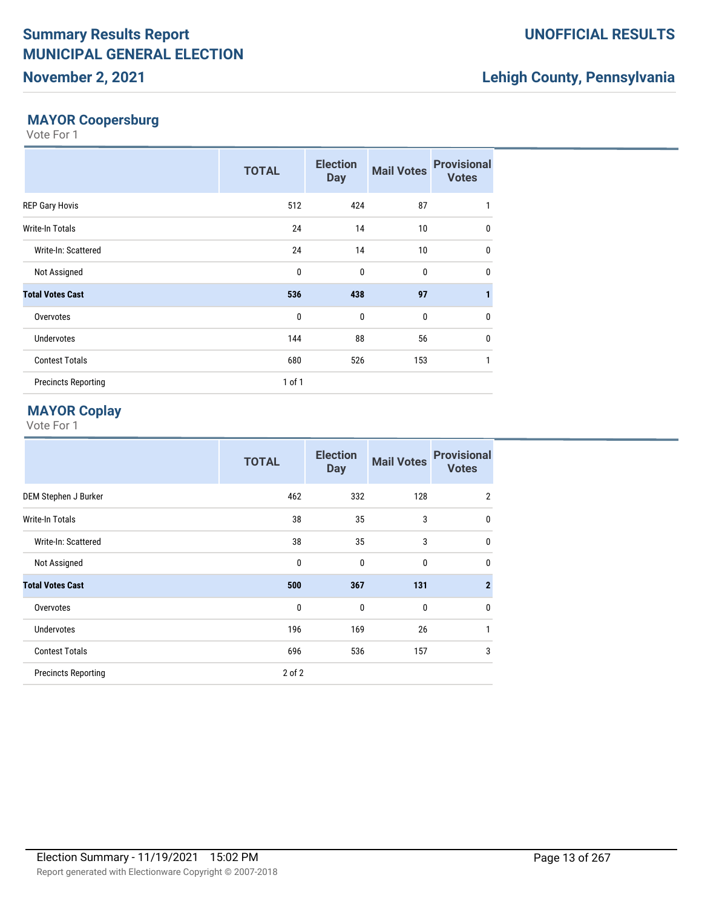## MAYOR Coopersburg

Vote For 1

| | TOTAL | Election Day | Mail Votes | Provisional Votes |
|---|---|---|---|---|
| REP Gary Hovis | 512 | 424 | 87 | 1 |
| Write-In Totals | 24 | 14 | 10 | 0 |
| Write-In: Scattered | 24 | 14 | 10 | 0 |
| Not Assigned | 0 | 0 | 0 | 0 |
| **Total Votes Cast** | **536** | **438** | **97** | **1** |
| Overvotes | 0 | 0 | 0 | 0 |
| Undervotes | 144 | 88 | 56 | 0 |
| Contest Totals | 680 | 526 | 153 | 1 |
| Precincts Reporting | 1 of 1 | | | |

## MAYOR Coplay

Vote For 1

| | TOTAL | Election Day | Mail Votes | Provisional Votes |
|---|---|---|---|---|
| DEM Stephen J Burker | 462 | 332 | 128 | 2 |
| Write-In Totals | 38 | 35 | 3 | 0 |
| Write-In: Scattered | 38 | 35 | 3 | 0 |
| Not Assigned | 0 | 0 | 0 | 0 |
| **Total Votes Cast** | **500** | **367** | **131** | **2** |
| Overvotes | 0 | 0 | 0 | 0 |
| Undervotes | 196 | 169 | 26 | 1 |
| Contest Totals | 696 | 536 | 157 | 3 |
| Precincts Reporting | 2 of 2 | | | |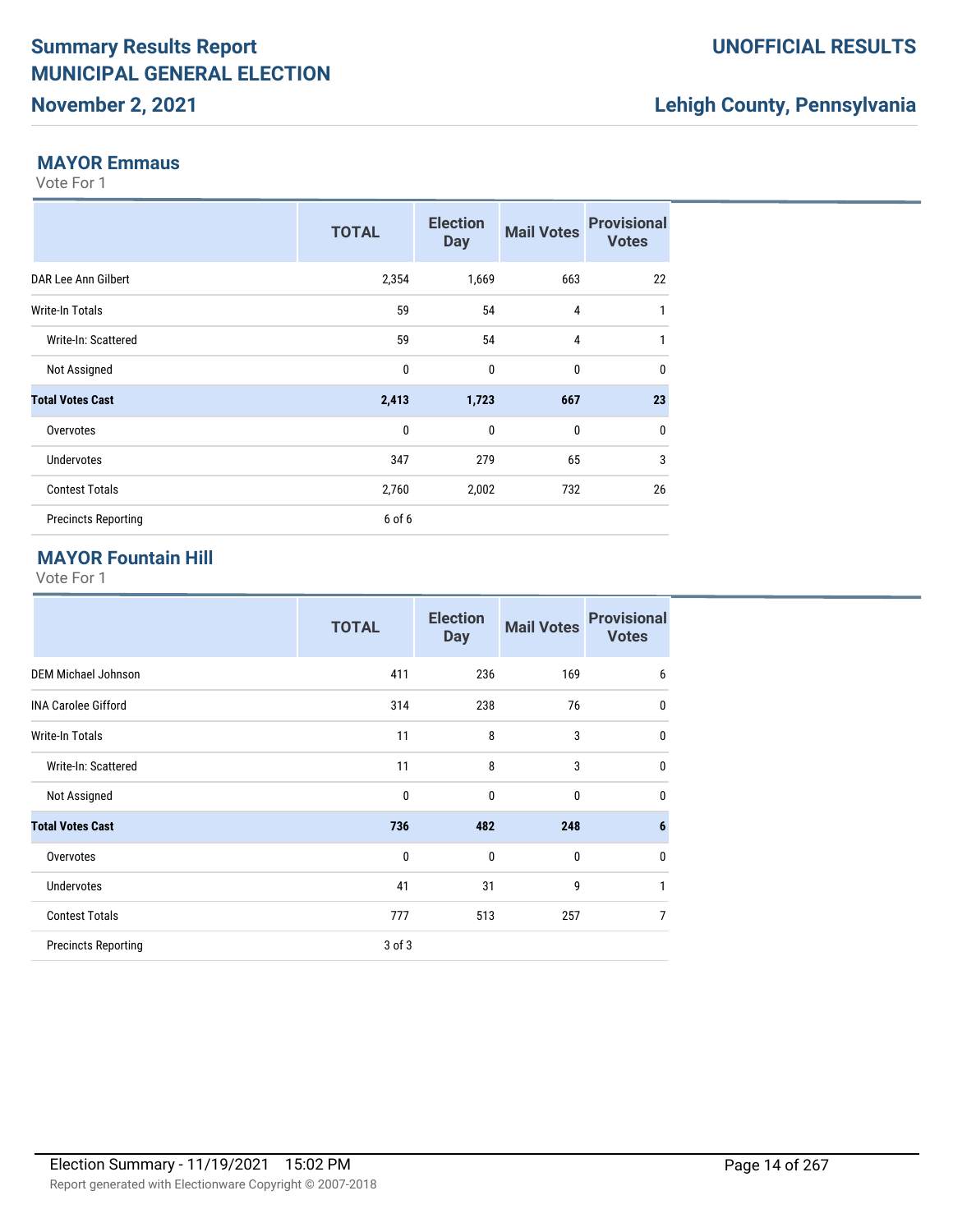# Summary Results Report
# MUNICIPAL GENERAL ELECTION
## November 2, 2021

**UNOFFICIAL RESULTS**

**Lehigh County, Pennsylvania**

### MAYOR Emmaus

Vote For 1

| | TOTAL | Election Day | Mail Votes | Provisional Votes |
|---|---|---|---|---|
| DAR Lee Ann Gilbert | 2,354 | 1,669 | 663 | 22 |
| Write-In Totals | 59 | 54 | 4 | 1 |
| Write-In: Scattered | 59 | 54 | 4 | 1 |
| Not Assigned | 0 | 0 | 0 | 0 |
| **Total Votes Cast** | **2,413** | **1,723** | **667** | **23** |
| Overvotes | 0 | 0 | 0 | 0 |
| Undervotes | 347 | 279 | 65 | 3 |
| Contest Totals | 2,760 | 2,002 | 732 | 26 |
| Precincts Reporting | 6 of 6 | | | |

### MAYOR Fountain Hill

Vote For 1

| | TOTAL | Election Day | Mail Votes | Provisional Votes |
|---|---|---|---|---|
| DEM Michael Johnson | 411 | 236 | 169 | 6 |
| INA Carolee Gifford | 314 | 238 | 76 | 0 |
| Write-In Totals | 11 | 8 | 3 | 0 |
| Write-In: Scattered | 11 | 8 | 3 | 0 |
| Not Assigned | 0 | 0 | 0 | 0 |
| **Total Votes Cast** | **736** | **482** | **248** | **6** |
| Overvotes | 0 | 0 | 0 | 0 |
| Undervotes | 41 | 31 | 9 | 1 |
| Contest Totals | 777 | 513 | 257 | 7 |
| Precincts Reporting | 3 of 3 | | | |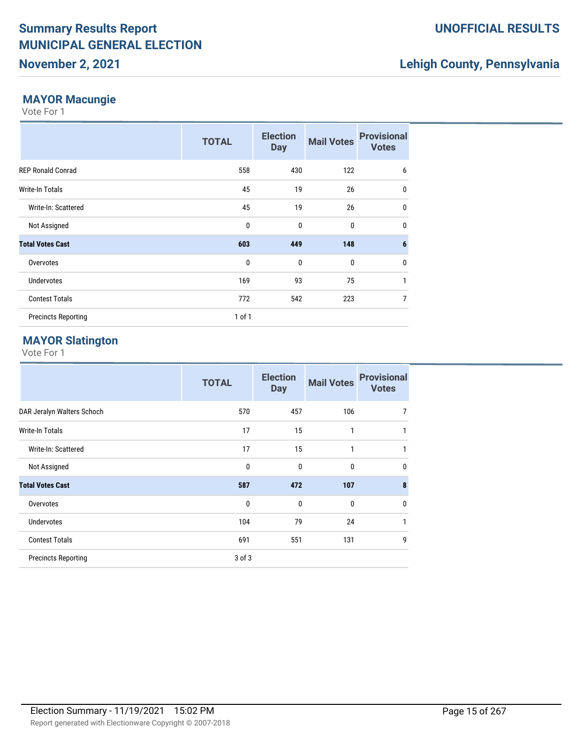## MAYOR Macungie

Vote For 1

| | TOTAL | Election Day | Mail Votes | Provisional Votes |
|---|---|---|---|---|
| REP Ronald Conrad | 558 | 430 | 122 | 6 |
| Write-In Totals | 45 | 19 | 26 | 0 |
| Write-In: Scattered | 45 | 19 | 26 | 0 |
| Not Assigned | 0 | 0 | 0 | 0 |
| **Total Votes Cast** | **603** | **449** | **148** | **6** |
| Overvotes | 0 | 0 | 0 | 0 |
| Undervotes | 169 | 93 | 75 | 1 |
| Contest Totals | 772 | 542 | 223 | 7 |
| Precincts Reporting | 1 of 1 | | | |

## MAYOR Slatington

Vote For 1

| | TOTAL | Election Day | Mail Votes | Provisional Votes |
|---|---|---|---|---|
| DAR Jeralyn Walters Schoch | 570 | 457 | 106 | 7 |
| Write-In Totals | 17 | 15 | 1 | 1 |
| Write-In: Scattered | 17 | 15 | 1 | 1 |
| Not Assigned | 0 | 0 | 0 | 0 |
| **Total Votes Cast** | **587** | **472** | **107** | **8** |
| Overvotes | 0 | 0 | 0 | 0 |
| Undervotes | 104 | 79 | 24 | 1 |
| Contest Totals | 691 | 551 | 131 | 9 |
| Precincts Reporting | 3 of 3 | | | |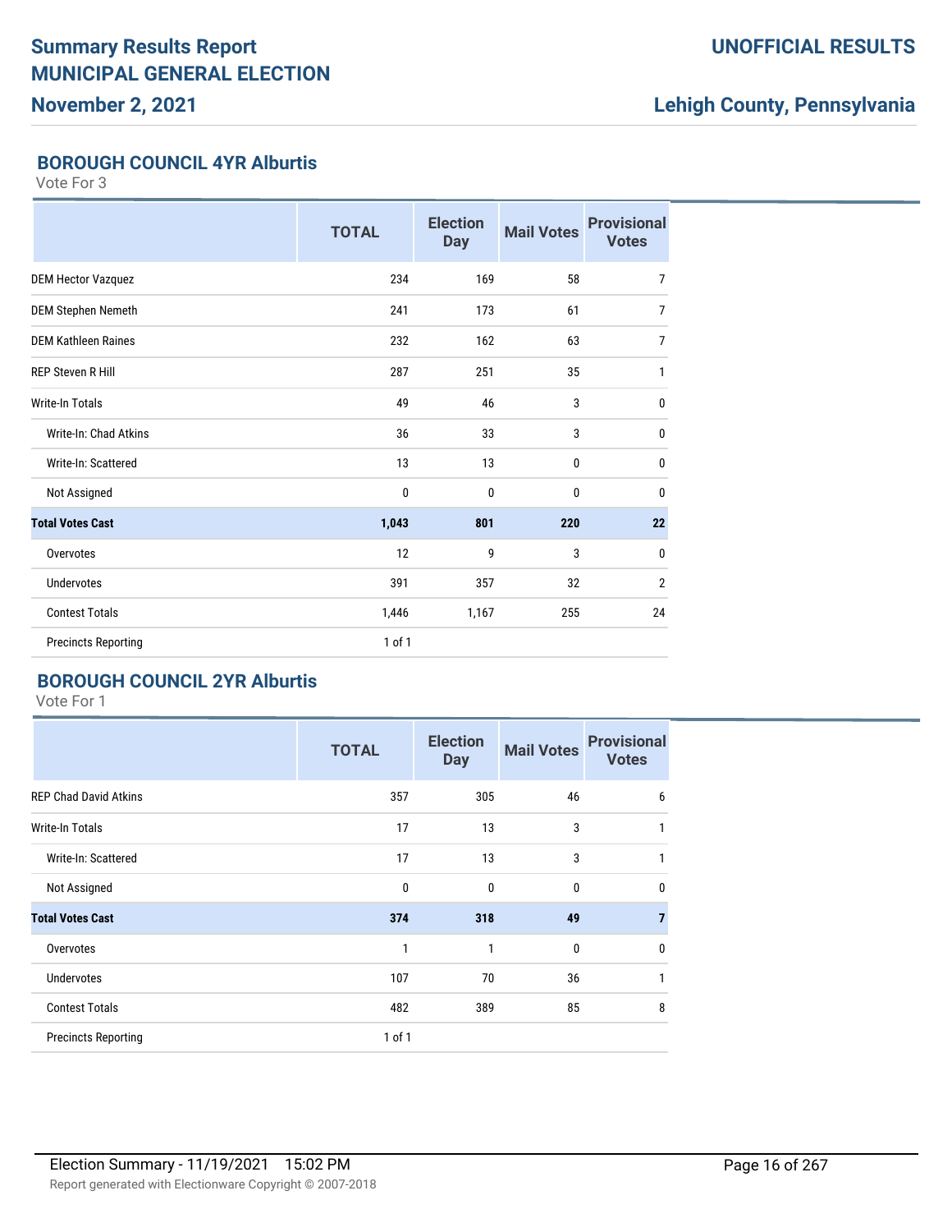# Summary Results Report
# MUNICIPAL GENERAL ELECTION
## November 2, 2021

**UNOFFICIAL RESULTS**

**Lehigh County, Pennsylvania**

### BOROUGH COUNCIL 4YR Alburtis

Vote For 3

| | TOTAL | Election Day | Mail Votes | Provisional Votes |
|---|---|---|---|---|
| DEM Hector Vazquez | 234 | 169 | 58 | 7 |
| DEM Stephen Nemeth | 241 | 173 | 61 | 7 |
| DEM Kathleen Raines | 232 | 162 | 63 | 7 |
| REP Steven R Hill | 287 | 251 | 35 | 1 |
| Write-In Totals | 49 | 46 | 3 | 0 |
| Write-In: Chad Atkins | 36 | 33 | 3 | 0 |
| Write-In: Scattered | 13 | 13 | 0 | 0 |
| Not Assigned | 0 | 0 | 0 | 0 |
| **Total Votes Cast** | **1,043** | **801** | **220** | **22** |
| Overvotes | 12 | 9 | 3 | 0 |
| Undervotes | 391 | 357 | 32 | 2 |
| Contest Totals | 1,446 | 1,167 | 255 | 24 |
| Precincts Reporting | 1 of 1 | | | |

### BOROUGH COUNCIL 2YR Alburtis

Vote For 1

| | TOTAL | Election Day | Mail Votes | Provisional Votes |
|---|---|---|---|---|
| REP Chad David Atkins | 357 | 305 | 46 | 6 |
| Write-In Totals | 17 | 13 | 3 | 1 |
| Write-In: Scattered | 17 | 13 | 3 | 1 |
| Not Assigned | 0 | 0 | 0 | 0 |
| **Total Votes Cast** | **374** | **318** | **49** | **7** |
| Overvotes | 1 | 1 | 0 | 0 |
| Undervotes | 107 | 70 | 36 | 1 |
| Contest Totals | 482 | 389 | 85 | 8 |
| Precincts Reporting | 1 of 1 | | | |

Election Summary - 11/19/2021 15:02 PM

Report generated with Electionware Copyright © 2007-2018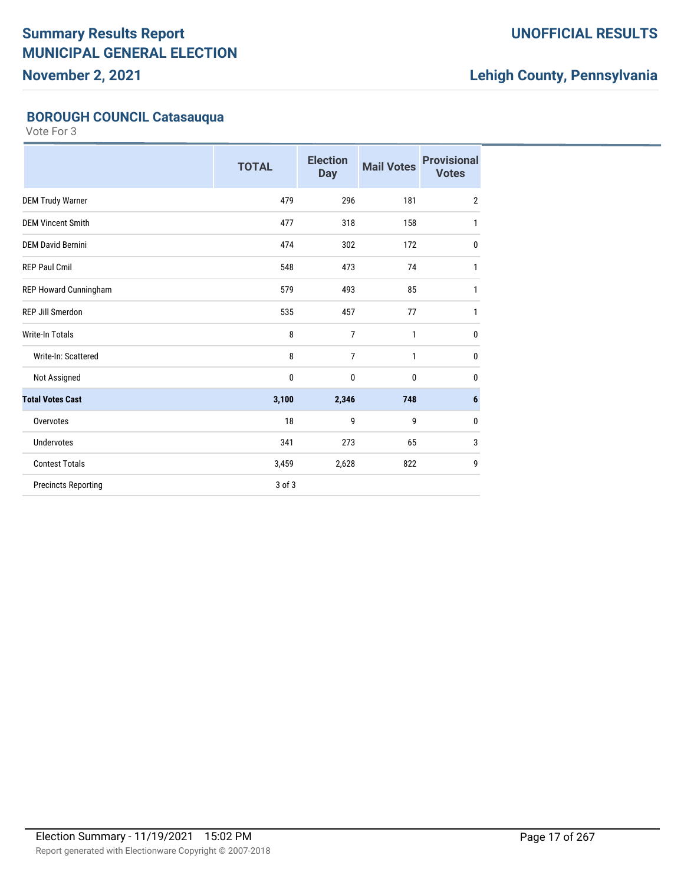# Summary Results Report
# MUNICIPAL GENERAL ELECTION
## November 2, 2021

## UNOFFICIAL RESULTS

## Lehigh County, Pennsylvania

### BOROUGH COUNCIL Catasauqua

Vote For 3

| | TOTAL | Election Day | Mail Votes | Provisional Votes |
|---|---|---|---|---|
| DEM Trudy Warner | 479 | 296 | 181 | 2 |
| DEM Vincent Smith | 477 | 318 | 158 | 1 |
| DEM David Bernini | 474 | 302 | 172 | 0 |
| REP Paul Cmil | 548 | 473 | 74 | 1 |
| REP Howard Cunningham | 579 | 493 | 85 | 1 |
| REP Jill Smerdon | 535 | 457 | 77 | 1 |
| Write-In Totals | 8 | 7 | 1 | 0 |
| Write-In: Scattered | 8 | 7 | 1 | 0 |
| Not Assigned | 0 | 0 | 0 | 0 |
| **Total Votes Cast** | **3,100** | **2,346** | **748** | **6** |
| Overvotes | 18 | 9 | 9 | 0 |
| Undervotes | 341 | 273 | 65 | 3 |
| Contest Totals | 3,459 | 2,628 | 822 | 9 |
| Precincts Reporting | 3 of 3 | | | |

Election Summary - 11/19/2021 15:02 PM

Report generated with Electionware Copyright © 2007-2018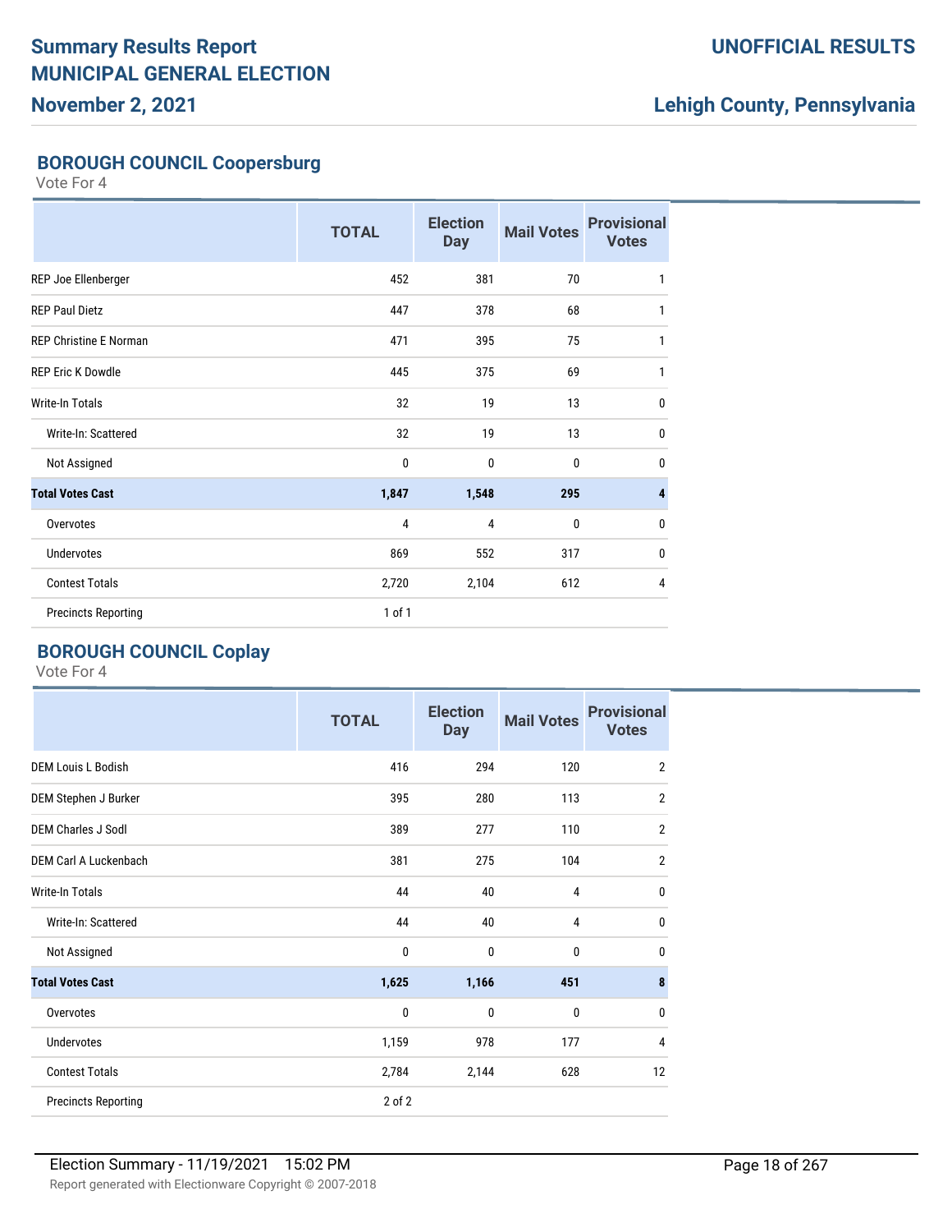# Summary Results Report
# MUNICIPAL GENERAL ELECTION
## November 2, 2021

**UNOFFICIAL RESULTS**

**Lehigh County, Pennsylvania**

### BOROUGH COUNCIL Coopersburg

Vote For 4

| | TOTAL | Election Day | Mail Votes | Provisional Votes |
|---|---|---|---|---|
| REP Joe Ellenberger | 452 | 381 | 70 | 1 |
| REP Paul Dietz | 447 | 378 | 68 | 1 |
| REP Christine E Norman | 471 | 395 | 75 | 1 |
| REP Eric K Dowdle | 445 | 375 | 69 | 1 |
| Write-In Totals | 32 | 19 | 13 | 0 |
| Write-In: Scattered | 32 | 19 | 13 | 0 |
| Not Assigned | 0 | 0 | 0 | 0 |
| **Total Votes Cast** | **1,847** | **1,548** | **295** | **4** |
| Overvotes | 4 | 4 | 0 | 0 |
| Undervotes | 869 | 552 | 317 | 0 |
| Contest Totals | 2,720 | 2,104 | 612 | 4 |
| Precincts Reporting | 1 of 1 | | | |

### BOROUGH COUNCIL Coplay

Vote For 4

| | TOTAL | Election Day | Mail Votes | Provisional Votes |
|---|---|---|---|---|
| DEM Louis L Bodish | 416 | 294 | 120 | 2 |
| DEM Stephen J Burker | 395 | 280 | 113 | 2 |
| DEM Charles J Sodl | 389 | 277 | 110 | 2 |
| DEM Carl A Luckenbach | 381 | 275 | 104 | 2 |
| Write-In Totals | 44 | 40 | 4 | 0 |
| Write-In: Scattered | 44 | 40 | 4 | 0 |
| Not Assigned | 0 | 0 | 0 | 0 |
| **Total Votes Cast** | **1,625** | **1,166** | **451** | **8** |
| Overvotes | 0 | 0 | 0 | 0 |
| Undervotes | 1,159 | 978 | 177 | 4 |
| Contest Totals | 2,784 | 2,144 | 628 | 12 |
| Precincts Reporting | 2 of 2 | | | |

Election Summary - 11/19/2021 15:02 PM

Report generated with Electionware Copyright © 2007-2018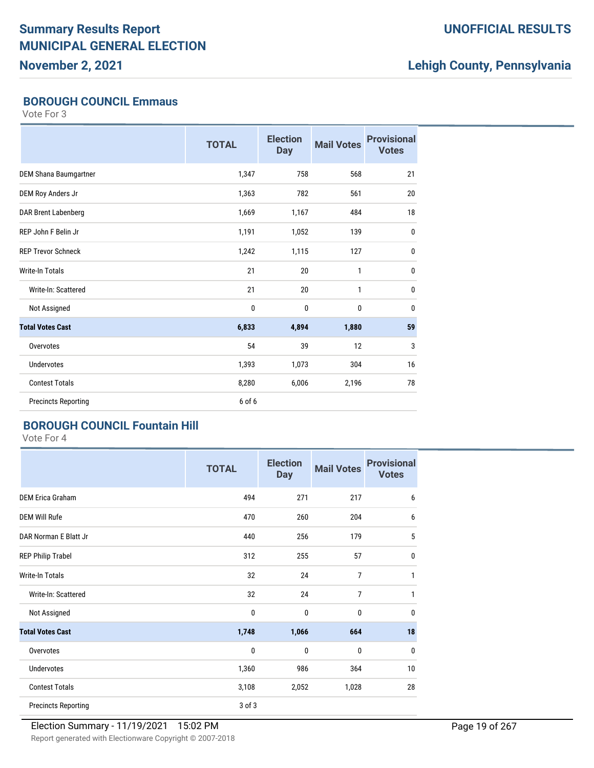## BOROUGH COUNCIL Emmaus

Vote For 3

| | TOTAL | Election Day | Mail Votes | Provisional Votes |
|---|---|---|---|---|
| DEM Shana Baumgartner | 1,347 | 758 | 568 | 21 |
| DEM Roy Anders Jr | 1,363 | 782 | 561 | 20 |
| DAR Brent Labenberg | 1,669 | 1,167 | 484 | 18 |
| REP John F Belin Jr | 1,191 | 1,052 | 139 | 0 |
| REP Trevor Schneck | 1,242 | 1,115 | 127 | 0 |
| Write-In Totals | 21 | 20 | 1 | 0 |
| Write-In: Scattered | 21 | 20 | 1 | 0 |
| Not Assigned | 0 | 0 | 0 | 0 |
| **Total Votes Cast** | **6,833** | **4,894** | **1,880** | **59** |
| Overvotes | 54 | 39 | 12 | 3 |
| Undervotes | 1,393 | 1,073 | 304 | 16 |
| Contest Totals | 8,280 | 6,006 | 2,196 | 78 |
| Precincts Reporting | 6 of 6 | | | |

## BOROUGH COUNCIL Fountain Hill

Vote For 4

| | TOTAL | Election Day | Mail Votes | Provisional Votes |
|---|---|---|---|---|
| DEM Erica Graham | 494 | 271 | 217 | 6 |
| DEM Will Rufe | 470 | 260 | 204 | 6 |
| DAR Norman E Blatt Jr | 440 | 256 | 179 | 5 |
| REP Philip Trabel | 312 | 255 | 57 | 0 |
| Write-In Totals | 32 | 24 | 7 | 1 |
| Write-In: Scattered | 32 | 24 | 7 | 1 |
| Not Assigned | 0 | 0 | 0 | 0 |
| **Total Votes Cast** | **1,748** | **1,066** | **664** | **18** |
| Overvotes | 0 | 0 | 0 | 0 |
| Undervotes | 1,360 | 986 | 364 | 10 |
| Contest Totals | 3,108 | 2,052 | 1,028 | 28 |
| Precincts Reporting | 3 of 3 | | | |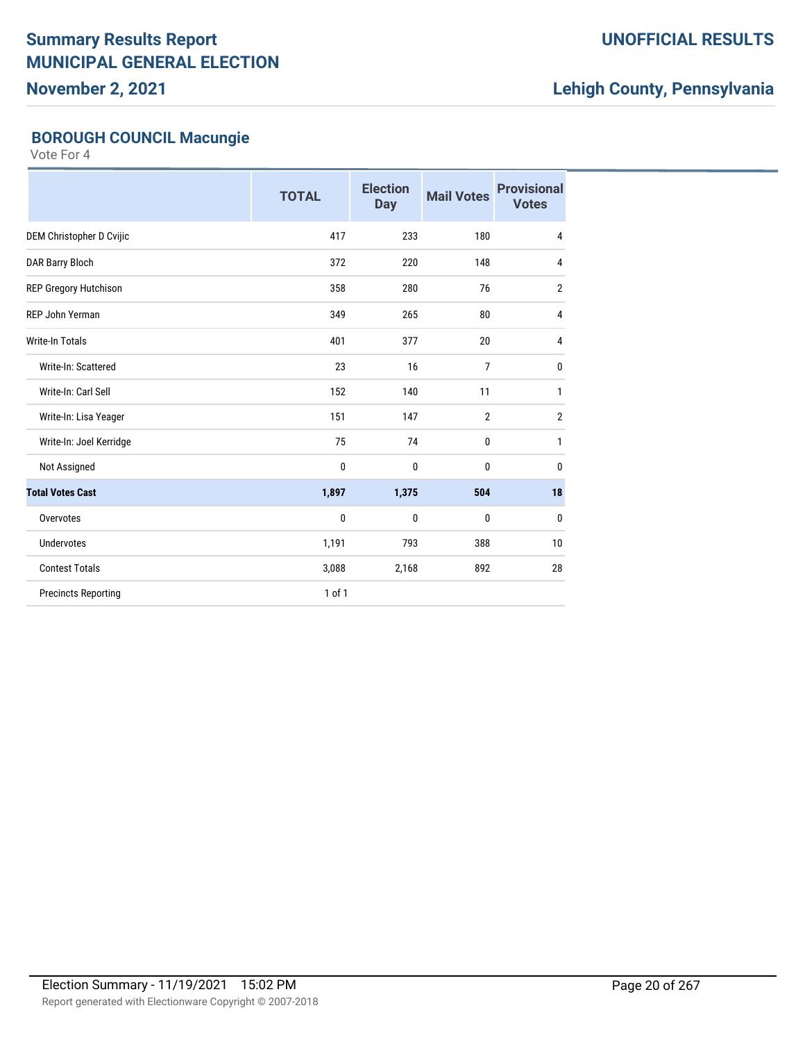## BOROUGH COUNCIL Macungie

Vote For 4

| | TOTAL | Election Day | Mail Votes | Provisional Votes |
|---|---|---|---|---|
| DEM Christopher D Cvijic | 417 | 233 | 180 | 4 |
| DAR Barry Bloch | 372 | 220 | 148 | 4 |
| REP Gregory Hutchison | 358 | 280 | 76 | 2 |
| REP John Yerman | 349 | 265 | 80 | 4 |
| Write-In Totals | 401 | 377 | 20 | 4 |
| Write-In: Scattered | 23 | 16 | 7 | 0 |
| Write-In: Carl Sell | 152 | 140 | 11 | 1 |
| Write-In: Lisa Yeager | 151 | 147 | 2 | 2 |
| Write-In: Joel Kerridge | 75 | 74 | 0 | 1 |
| Not Assigned | 0 | 0 | 0 | 0 |
| **Total Votes Cast** | **1,897** | **1,375** | **504** | **18** |
| Overvotes | 0 | 0 | 0 | 0 |
| Undervotes | 1,191 | 793 | 388 | 10 |
| Contest Totals | 3,088 | 2,168 | 892 | 28 |
| Precincts Reporting | 1 of 1 | | | |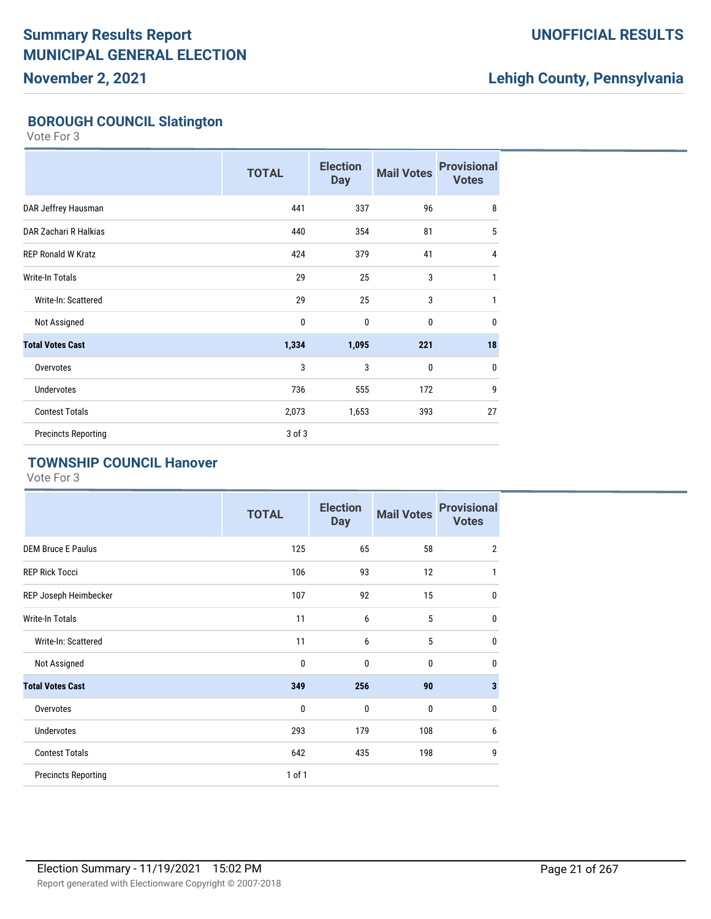## BOROUGH COUNCIL Slatington

Vote For 3

| | TOTAL | Election Day | Mail Votes | Provisional Votes |
|---|---|---|---|---|
| DAR Jeffrey Hausman | 441 | 337 | 96 | 8 |
| DAR Zachari R Halkias | 440 | 354 | 81 | 5 |
| REP Ronald W Kratz | 424 | 379 | 41 | 4 |
| Write-In Totals | 29 | 25 | 3 | 1 |
| Write-In: Scattered | 29 | 25 | 3 | 1 |
| Not Assigned | 0 | 0 | 0 | 0 |
| **Total Votes Cast** | **1,334** | **1,095** | **221** | **18** |
| Overvotes | 3 | 3 | 0 | 0 |
| Undervotes | 736 | 555 | 172 | 9 |
| Contest Totals | 2,073 | 1,653 | 393 | 27 |
| Precincts Reporting | 3 of 3 | | | |

## TOWNSHIP COUNCIL Hanover

Vote For 3

| | TOTAL | Election Day | Mail Votes | Provisional Votes |
|---|---|---|---|---|
| DEM Bruce E Paulus | 125 | 65 | 58 | 2 |
| REP Rick Tocci | 106 | 93 | 12 | 1 |
| REP Joseph Heimbecker | 107 | 92 | 15 | 0 |
| Write-In Totals | 11 | 6 | 5 | 0 |
| Write-In: Scattered | 11 | 6 | 5 | 0 |
| Not Assigned | 0 | 0 | 0 | 0 |
| **Total Votes Cast** | **349** | **256** | **90** | **3** |
| Overvotes | 0 | 0 | 0 | 0 |
| Undervotes | 293 | 179 | 108 | 6 |
| Contest Totals | 642 | 435 | 198 | 9 |
| Precincts Reporting | 1 of 1 | | | |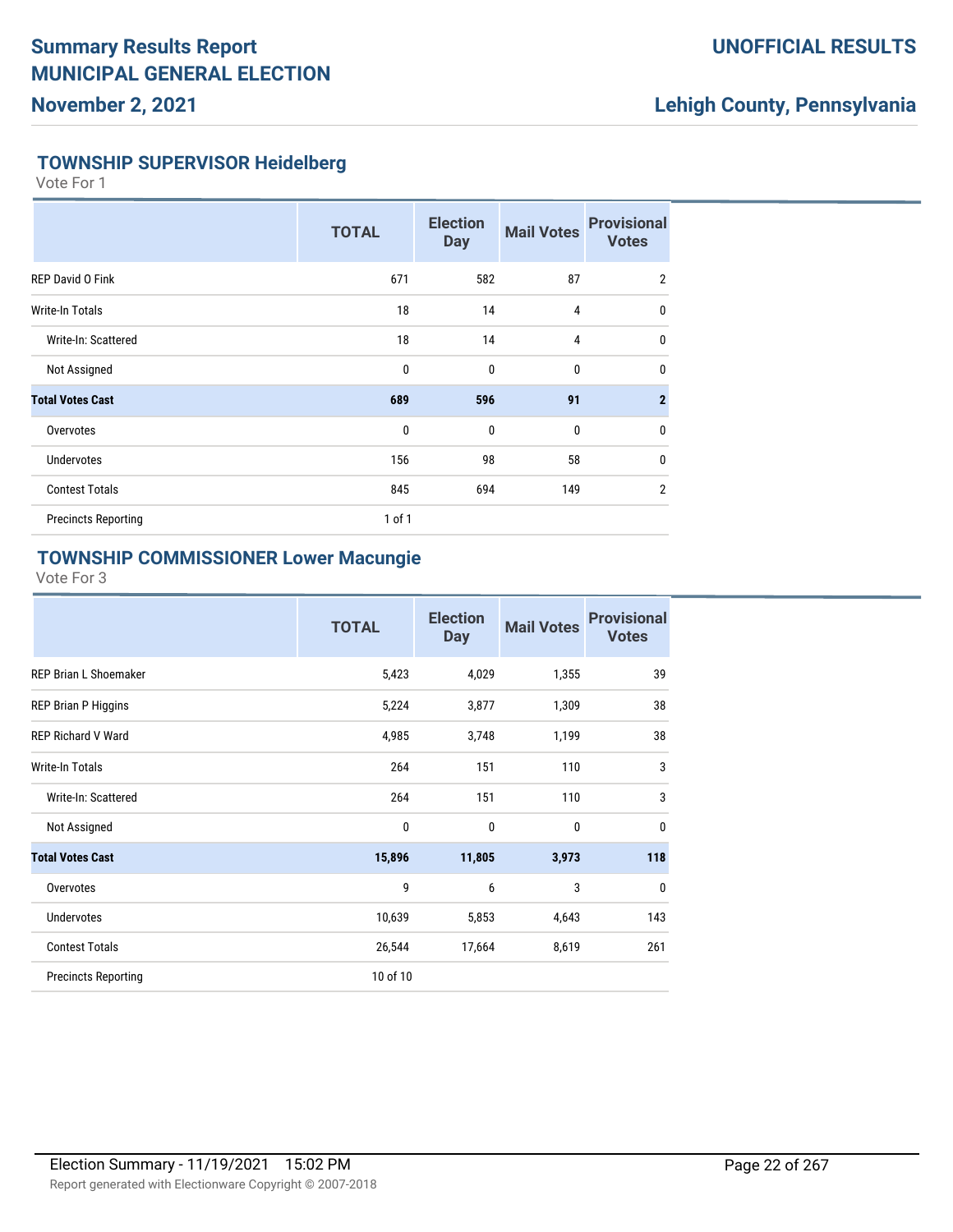## TOWNSHIP SUPERVISOR Heidelberg

Vote For 1

| | TOTAL | Election Day | Mail Votes | Provisional Votes |
|---|---|---|---|---|
| REP David O Fink | 671 | 582 | 87 | 2 |
| Write-In Totals | 18 | 14 | 4 | 0 |
| Write-In: Scattered | 18 | 14 | 4 | 0 |
| Not Assigned | 0 | 0 | 0 | 0 |
| **Total Votes Cast** | **689** | **596** | **91** | **2** |
| Overvotes | 0 | 0 | 0 | 0 |
| Undervotes | 156 | 98 | 58 | 0 |
| Contest Totals | 845 | 694 | 149 | 2 |
| Precincts Reporting | 1 of 1 | | | |

## TOWNSHIP COMMISSIONER Lower Macungie

Vote For 3

| | TOTAL | Election Day | Mail Votes | Provisional Votes |
|---|---|---|---|---|
| REP Brian L Shoemaker | 5,423 | 4,029 | 1,355 | 39 |
| REP Brian P Higgins | 5,224 | 3,877 | 1,309 | 38 |
| REP Richard V Ward | 4,985 | 3,748 | 1,199 | 38 |
| Write-In Totals | 264 | 151 | 110 | 3 |
| Write-In: Scattered | 264 | 151 | 110 | 3 |
| Not Assigned | 0 | 0 | 0 | 0 |
| **Total Votes Cast** | **15,896** | **11,805** | **3,973** | **118** |
| Overvotes | 9 | 6 | 3 | 0 |
| Undervotes | 10,639 | 5,853 | 4,643 | 143 |
| Contest Totals | 26,544 | 17,664 | 8,619 | 261 |
| Precincts Reporting | 10 of 10 | | | |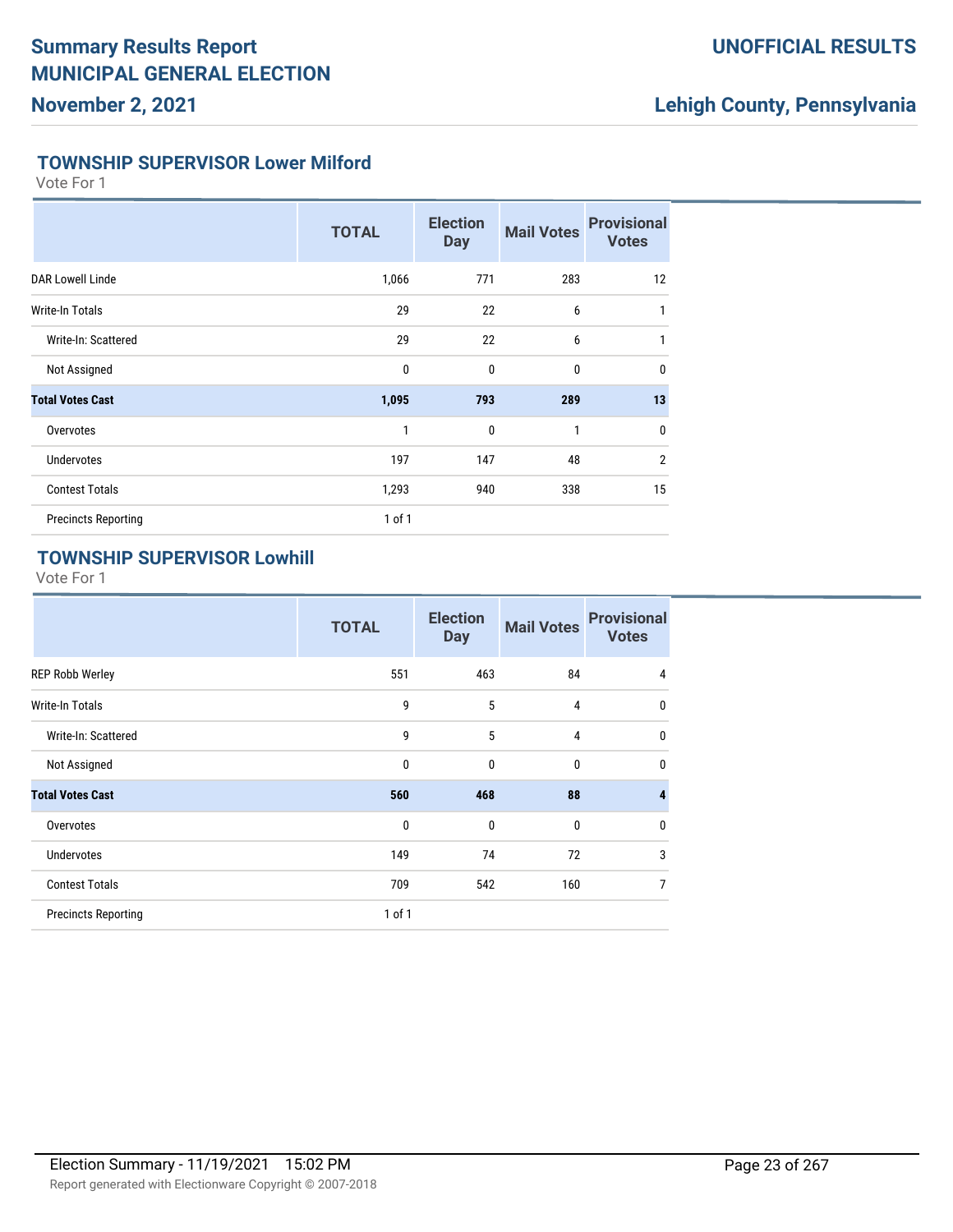## TOWNSHIP SUPERVISOR Lower Milford

Vote For 1

| | TOTAL | Election Day | Mail Votes | Provisional Votes |
|---|---|---|---|---|
| DAR Lowell Linde | 1,066 | 771 | 283 | 12 |
| Write-In Totals | 29 | 22 | 6 | 1 |
| Write-In: Scattered | 29 | 22 | 6 | 1 |
| Not Assigned | 0 | 0 | 0 | 0 |
| **Total Votes Cast** | **1,095** | **793** | **289** | **13** |
| Overvotes | 1 | 0 | 1 | 0 |
| Undervotes | 197 | 147 | 48 | 2 |
| Contest Totals | 1,293 | 940 | 338 | 15 |
| Precincts Reporting | 1 of 1 | | | |

## TOWNSHIP SUPERVISOR Lowhill

Vote For 1

| | TOTAL | Election Day | Mail Votes | Provisional Votes |
|---|---|---|---|---|
| REP Robb Werley | 551 | 463 | 84 | 4 |
| Write-In Totals | 9 | 5 | 4 | 0 |
| Write-In: Scattered | 9 | 5 | 4 | 0 |
| Not Assigned | 0 | 0 | 0 | 0 |
| **Total Votes Cast** | **560** | **468** | **88** | **4** |
| Overvotes | 0 | 0 | 0 | 0 |
| Undervotes | 149 | 74 | 72 | 3 |
| Contest Totals | 709 | 542 | 160 | 7 |
| Precincts Reporting | 1 of 1 | | | |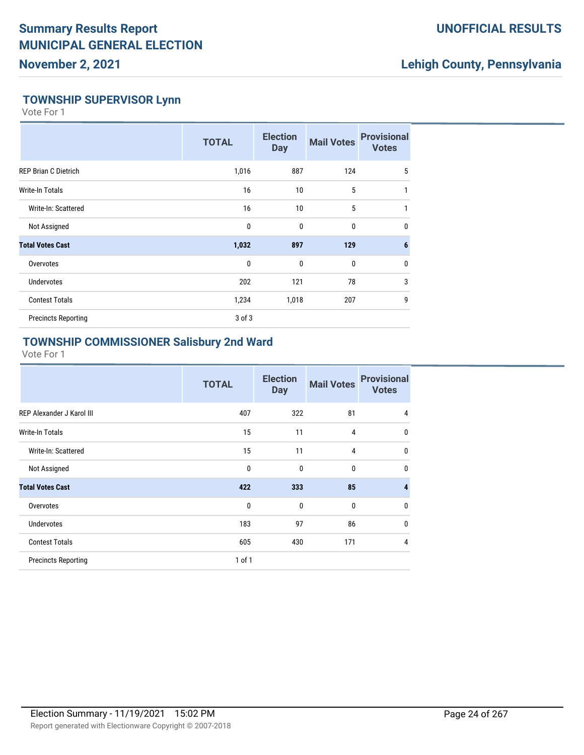# Summary Results Report
# MUNICIPAL GENERAL ELECTION
## November 2, 2021

**UNOFFICIAL RESULTS**

**Lehigh County, Pennsylvania**

### TOWNSHIP SUPERVISOR Lynn

Vote For 1

| | TOTAL | Election Day | Mail Votes | Provisional Votes |
|---|---|---|---|---|
| REP Brian C Dietrich | 1,016 | 887 | 124 | 5 |
| Write-In Totals | 16 | 10 | 5 | 1 |
| Write-In: Scattered | 16 | 10 | 5 | 1 |
| Not Assigned | 0 | 0 | 0 | 0 |
| **Total Votes Cast** | **1,032** | **897** | **129** | **6** |
| Overvotes | 0 | 0 | 0 | 0 |
| Undervotes | 202 | 121 | 78 | 3 |
| Contest Totals | 1,234 | 1,018 | 207 | 9 |
| Precincts Reporting | 3 of 3 | | | |

### TOWNSHIP COMMISSIONER Salisbury 2nd Ward

Vote For 1

| | TOTAL | Election Day | Mail Votes | Provisional Votes |
|---|---|---|---|---|
| REP Alexander J Karol III | 407 | 322 | 81 | 4 |
| Write-In Totals | 15 | 11 | 4 | 0 |
| Write-In: Scattered | 15 | 11 | 4 | 0 |
| Not Assigned | 0 | 0 | 0 | 0 |
| **Total Votes Cast** | **422** | **333** | **85** | **4** |
| Overvotes | 0 | 0 | 0 | 0 |
| Undervotes | 183 | 97 | 86 | 0 |
| Contest Totals | 605 | 430 | 171 | 4 |
| Precincts Reporting | 1 of 1 | | | |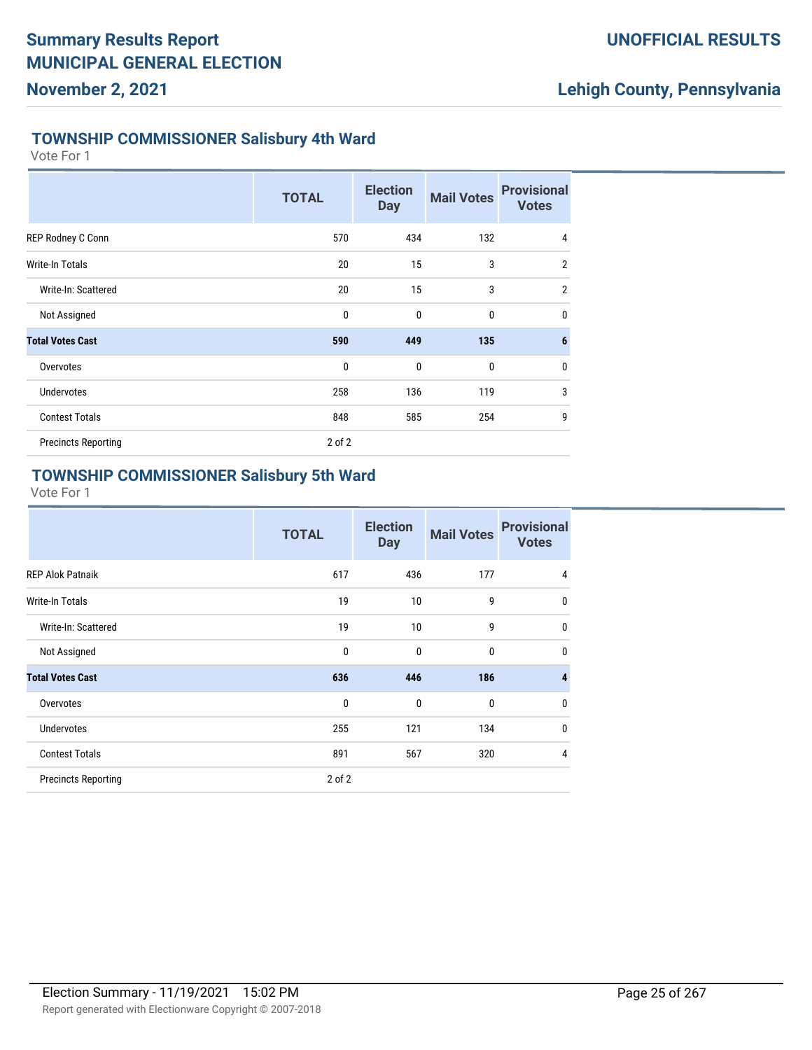# Summary Results Report
# MUNICIPAL GENERAL ELECTION
## November 2, 2021

**UNOFFICIAL RESULTS**

**Lehigh County, Pennsylvania**

### TOWNSHIP COMMISSIONER Salisbury 4th Ward

Vote For 1

| | TOTAL | Election Day | Mail Votes | Provisional Votes |
|---|---|---|---|---|
| REP Rodney C Conn | 570 | 434 | 132 | 4 |
| Write-In Totals | 20 | 15 | 3 | 2 |
| Write-In: Scattered | 20 | 15 | 3 | 2 |
| Not Assigned | 0 | 0 | 0 | 0 |
| **Total Votes Cast** | **590** | **449** | **135** | **6** |
| Overvotes | 0 | 0 | 0 | 0 |
| Undervotes | 258 | 136 | 119 | 3 |
| Contest Totals | 848 | 585 | 254 | 9 |
| Precincts Reporting | 2 of 2 | | | |

### TOWNSHIP COMMISSIONER Salisbury 5th Ward

Vote For 1

| | TOTAL | Election Day | Mail Votes | Provisional Votes |
|---|---|---|---|---|
| REP Alok Patnaik | 617 | 436 | 177 | 4 |
| Write-In Totals | 19 | 10 | 9 | 0 |
| Write-In: Scattered | 19 | 10 | 9 | 0 |
| Not Assigned | 0 | 0 | 0 | 0 |
| **Total Votes Cast** | **636** | **446** | **186** | **4** |
| Overvotes | 0 | 0 | 0 | 0 |
| Undervotes | 255 | 121 | 134 | 0 |
| Contest Totals | 891 | 567 | 320 | 4 |
| Precincts Reporting | 2 of 2 | | | |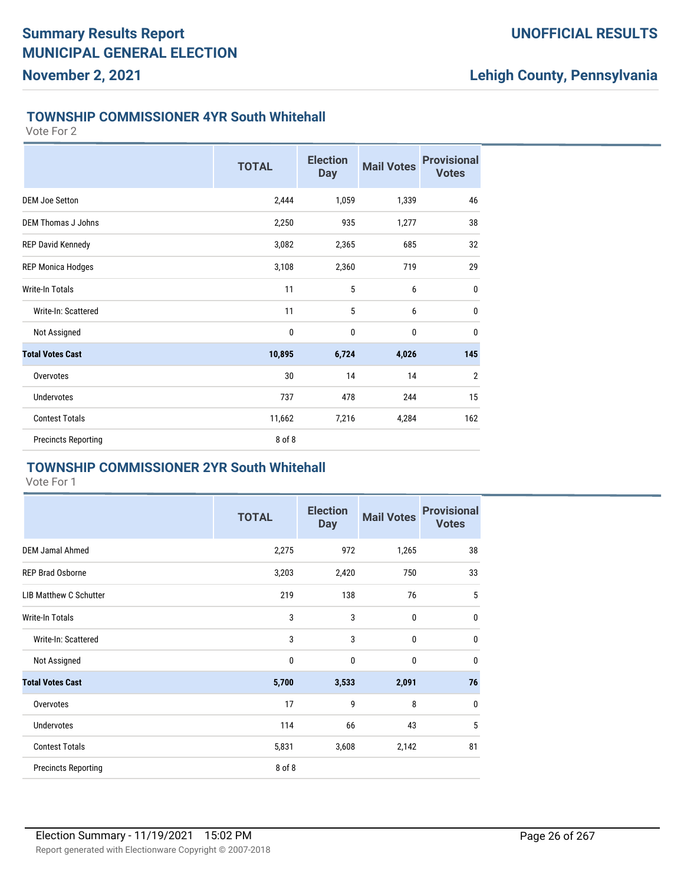## TOWNSHIP COMMISSIONER 4YR South Whitehall

Vote For 2

| | TOTAL | Election Day | Mail Votes | Provisional Votes |
|---|---|---|---|---|
| DEM Joe Setton | 2,444 | 1,059 | 1,339 | 46 |
| DEM Thomas J Johns | 2,250 | 935 | 1,277 | 38 |
| REP David Kennedy | 3,082 | 2,365 | 685 | 32 |
| REP Monica Hodges | 3,108 | 2,360 | 719 | 29 |
| Write-In Totals | 11 | 5 | 6 | 0 |
| Write-In: Scattered | 11 | 5 | 6 | 0 |
| Not Assigned | 0 | 0 | 0 | 0 |
| **Total Votes Cast** | **10,895** | **6,724** | **4,026** | **145** |
| Overvotes | 30 | 14 | 14 | 2 |
| Undervotes | 737 | 478 | 244 | 15 |
| Contest Totals | 11,662 | 7,216 | 4,284 | 162 |
| Precincts Reporting | 8 of 8 | | | |

## TOWNSHIP COMMISSIONER 2YR South Whitehall

Vote For 1

| | TOTAL | Election Day | Mail Votes | Provisional Votes |
|---|---|---|---|---|
| DEM Jamal Ahmed | 2,275 | 972 | 1,265 | 38 |
| REP Brad Osborne | 3,203 | 2,420 | 750 | 33 |
| LIB Matthew C Schutter | 219 | 138 | 76 | 5 |
| Write-In Totals | 3 | 3 | 0 | 0 |
| Write-In: Scattered | 3 | 3 | 0 | 0 |
| Not Assigned | 0 | 0 | 0 | 0 |
| **Total Votes Cast** | **5,700** | **3,533** | **2,091** | **76** |
| Overvotes | 17 | 9 | 8 | 0 |
| Undervotes | 114 | 66 | 43 | 5 |
| Contest Totals | 5,831 | 3,608 | 2,142 | 81 |
| Precincts Reporting | 8 of 8 | | | |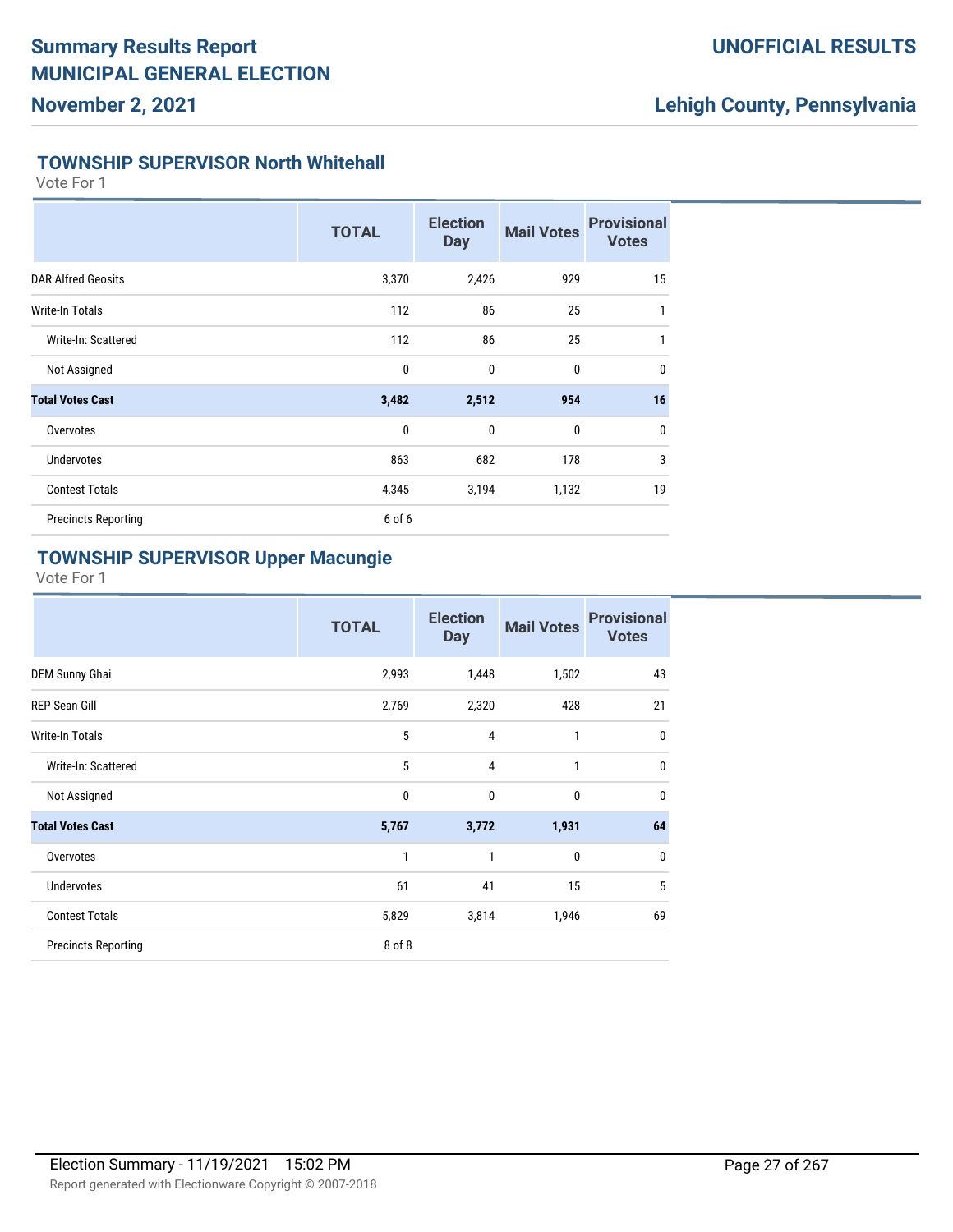## TOWNSHIP SUPERVISOR North Whitehall

Vote For 1

| | TOTAL | Election Day | Mail Votes | Provisional Votes |
|---|---|---|---|---|
| DAR Alfred Geosits | 3,370 | 2,426 | 929 | 15 |
| Write-In Totals | 112 | 86 | 25 | 1 |
| Write-In: Scattered | 112 | 86 | 25 | 1 |
| Not Assigned | 0 | 0 | 0 | 0 |
| **Total Votes Cast** | **3,482** | **2,512** | **954** | **16** |
| Overvotes | 0 | 0 | 0 | 0 |
| Undervotes | 863 | 682 | 178 | 3 |
| Contest Totals | 4,345 | 3,194 | 1,132 | 19 |
| Precincts Reporting | 6 of 6 | | | |

## TOWNSHIP SUPERVISOR Upper Macungie

Vote For 1

| | TOTAL | Election Day | Mail Votes | Provisional Votes |
|---|---|---|---|---|
| DEM Sunny Ghai | 2,993 | 1,448 | 1,502 | 43 |
| REP Sean Gill | 2,769 | 2,320 | 428 | 21 |
| Write-In Totals | 5 | 4 | 1 | 0 |
| Write-In: Scattered | 5 | 4 | 1 | 0 |
| Not Assigned | 0 | 0 | 0 | 0 |
| **Total Votes Cast** | **5,767** | **3,772** | **1,931** | **64** |
| Overvotes | 1 | 1 | 0 | 0 |
| Undervotes | 61 | 41 | 15 | 5 |
| Contest Totals | 5,829 | 3,814 | 1,946 | 69 |
| Precincts Reporting | 8 of 8 | | | |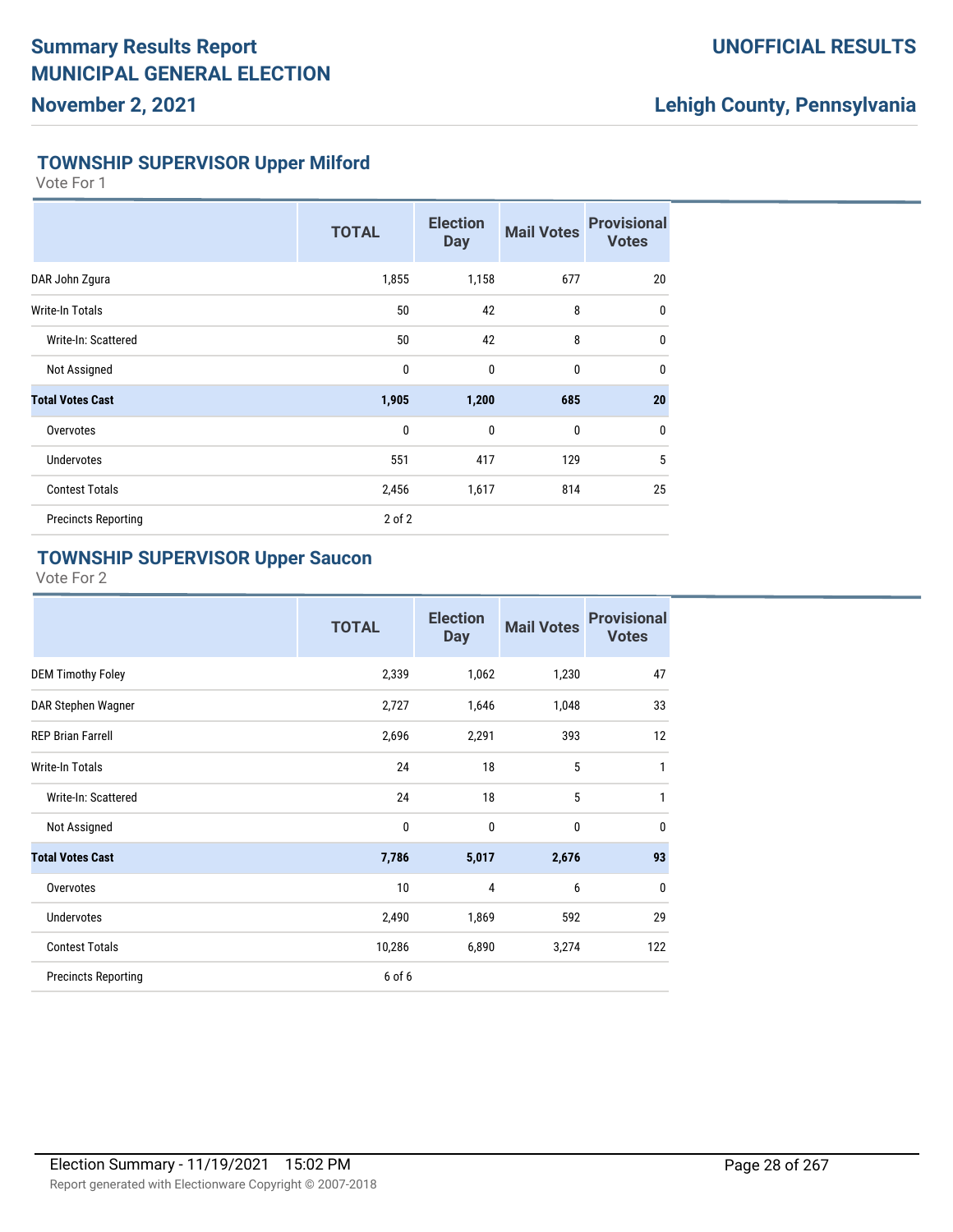# Summary Results Report MUNICIPAL GENERAL ELECTION

**November 2, 2021**

**UNOFFICIAL RESULTS**

**Lehigh County, Pennsylvania**

## TOWNSHIP SUPERVISOR Upper Milford

Vote For 1

| | TOTAL | Election Day | Mail Votes | Provisional Votes |
|---|---|---|---|---|
| DAR John Zgura | 1,855 | 1,158 | 677 | 20 |
| Write-In Totals | 50 | 42 | 8 | 0 |
| Write-In: Scattered | 50 | 42 | 8 | 0 |
| Not Assigned | 0 | 0 | 0 | 0 |
| **Total Votes Cast** | **1,905** | **1,200** | **685** | **20** |
| Overvotes | 0 | 0 | 0 | 0 |
| Undervotes | 551 | 417 | 129 | 5 |
| Contest Totals | 2,456 | 1,617 | 814 | 25 |
| Precincts Reporting | 2 of 2 | | | |

## TOWNSHIP SUPERVISOR Upper Saucon

Vote For 2

| | TOTAL | Election Day | Mail Votes | Provisional Votes |
|---|---|---|---|---|
| DEM Timothy Foley | 2,339 | 1,062 | 1,230 | 47 |
| DAR Stephen Wagner | 2,727 | 1,646 | 1,048 | 33 |
| REP Brian Farrell | 2,696 | 2,291 | 393 | 12 |
| Write-In Totals | 24 | 18 | 5 | 1 |
| Write-In: Scattered | 24 | 18 | 5 | 1 |
| Not Assigned | 0 | 0 | 0 | 0 |
| **Total Votes Cast** | **7,786** | **5,017** | **2,676** | **93** |
| Overvotes | 10 | 4 | 6 | 0 |
| Undervotes | 2,490 | 1,869 | 592 | 29 |
| Contest Totals | 10,286 | 6,890 | 3,274 | 122 |
| Precincts Reporting | 6 of 6 | | | |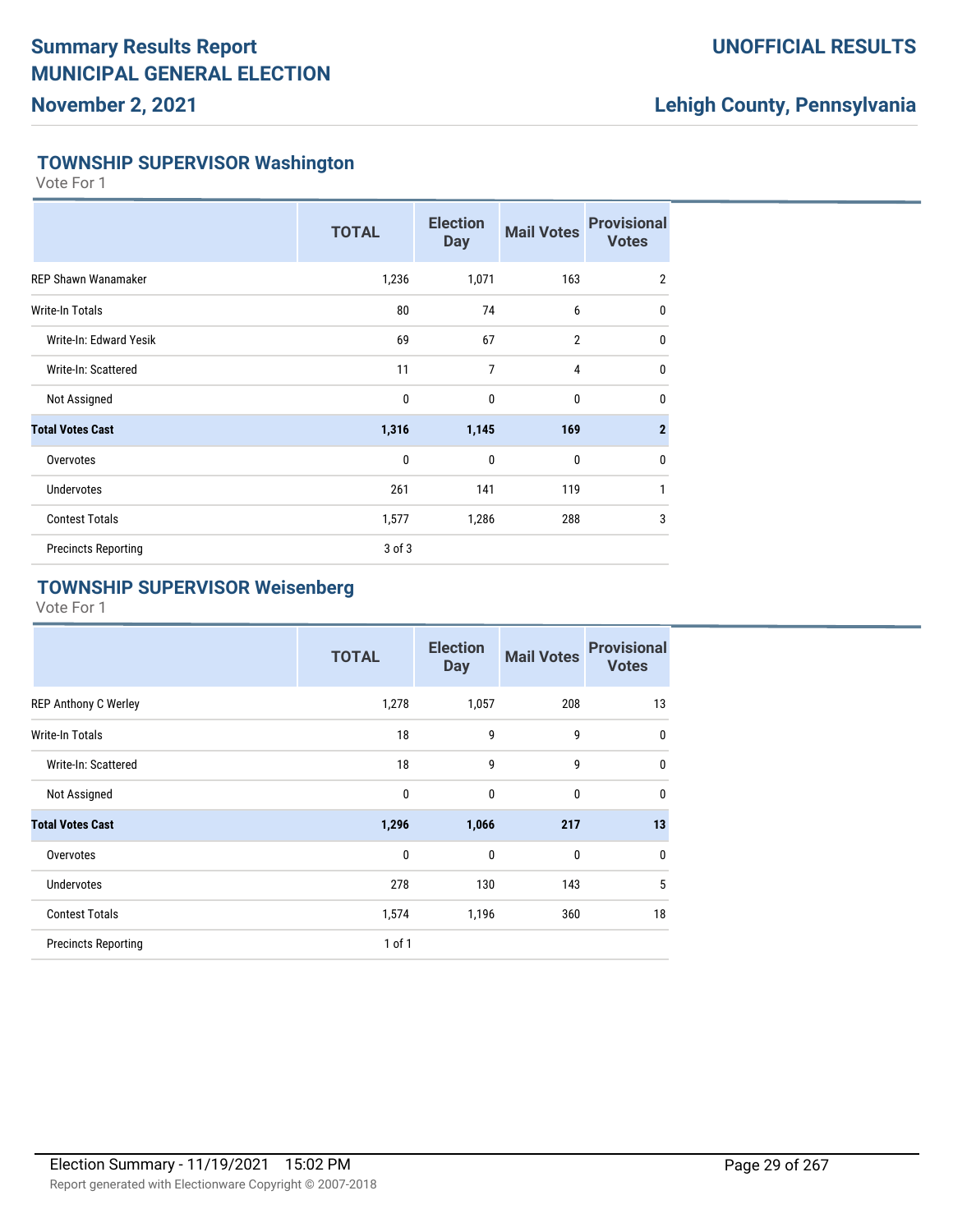# Summary Results Report
# MUNICIPAL GENERAL ELECTION
## November 2, 2021

**UNOFFICIAL RESULTS**

**Lehigh County, Pennsylvania**

### TOWNSHIP SUPERVISOR Washington

Vote For 1

| | TOTAL | Election Day | Mail Votes | Provisional Votes |
|---|---|---|---|---|
| REP Shawn Wanamaker | 1,236 | 1,071 | 163 | 2 |
| Write-In Totals | 80 | 74 | 6 | 0 |
| Write-In: Edward Yesik | 69 | 67 | 2 | 0 |
| Write-In: Scattered | 11 | 7 | 4 | 0 |
| Not Assigned | 0 | 0 | 0 | 0 |
| **Total Votes Cast** | **1,316** | **1,145** | **169** | **2** |
| Overvotes | 0 | 0 | 0 | 0 |
| Undervotes | 261 | 141 | 119 | 1 |
| Contest Totals | 1,577 | 1,286 | 288 | 3 |
| Precincts Reporting | 3 of 3 | | | |

### TOWNSHIP SUPERVISOR Weisenberg

Vote For 1

| | TOTAL | Election Day | Mail Votes | Provisional Votes |
|---|---|---|---|---|
| REP Anthony C Werley | 1,278 | 1,057 | 208 | 13 |
| Write-In Totals | 18 | 9 | 9 | 0 |
| Write-In: Scattered | 18 | 9 | 9 | 0 |
| Not Assigned | 0 | 0 | 0 | 0 |
| **Total Votes Cast** | **1,296** | **1,066** | **217** | **13** |
| Overvotes | 0 | 0 | 0 | 0 |
| Undervotes | 278 | 130 | 143 | 5 |
| Contest Totals | 1,574 | 1,196 | 360 | 18 |
| Precincts Reporting | 1 of 1 | | | |

Election Summary - 11/19/2021 15:02 PM

Report generated with Electionware Copyright © 2007-2018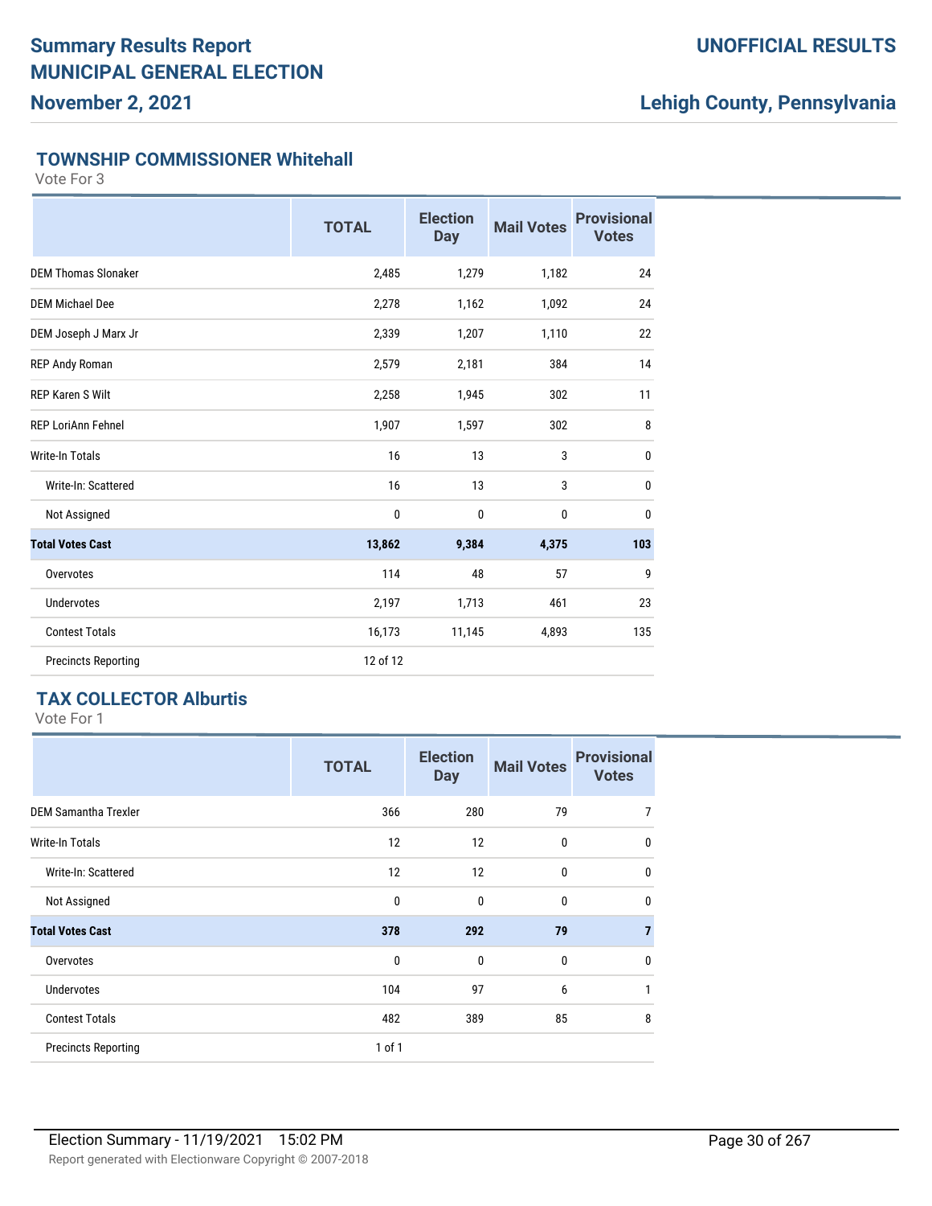# Summary Results Report
# MUNICIPAL GENERAL ELECTION
## November 2, 2021

**UNOFFICIAL RESULTS**

**Lehigh County, Pennsylvania**

### TOWNSHIP COMMISSIONER Whitehall

Vote For 3

| | TOTAL | Election Day | Mail Votes | Provisional Votes |
|---|---|---|---|---|
| DEM Thomas Slonaker | 2,485 | 1,279 | 1,182 | 24 |
| DEM Michael Dee | 2,278 | 1,162 | 1,092 | 24 |
| DEM Joseph J Marx Jr | 2,339 | 1,207 | 1,110 | 22 |
| REP Andy Roman | 2,579 | 2,181 | 384 | 14 |
| REP Karen S Wilt | 2,258 | 1,945 | 302 | 11 |
| REP LoriAnn Fehnel | 1,907 | 1,597 | 302 | 8 |
| Write-In Totals | 16 | 13 | 3 | 0 |
| Write-In: Scattered | 16 | 13 | 3 | 0 |
| Not Assigned | 0 | 0 | 0 | 0 |
| **Total Votes Cast** | **13,862** | **9,384** | **4,375** | **103** |
| Overvotes | 114 | 48 | 57 | 9 |
| Undervotes | 2,197 | 1,713 | 461 | 23 |
| Contest Totals | 16,173 | 11,145 | 4,893 | 135 |
| Precincts Reporting | 12 of 12 | | | |

### TAX COLLECTOR Alburtis

Vote For 1

| | TOTAL | Election Day | Mail Votes | Provisional Votes |
|---|---|---|---|---|
| DEM Samantha Trexler | 366 | 280 | 79 | 7 |
| Write-In Totals | 12 | 12 | 0 | 0 |
| Write-In: Scattered | 12 | 12 | 0 | 0 |
| Not Assigned | 0 | 0 | 0 | 0 |
| **Total Votes Cast** | **378** | **292** | **79** | **7** |
| Overvotes | 0 | 0 | 0 | 0 |
| Undervotes | 104 | 97 | 6 | 1 |
| Contest Totals | 482 | 389 | 85 | 8 |
| Precincts Reporting | 1 of 1 | | | |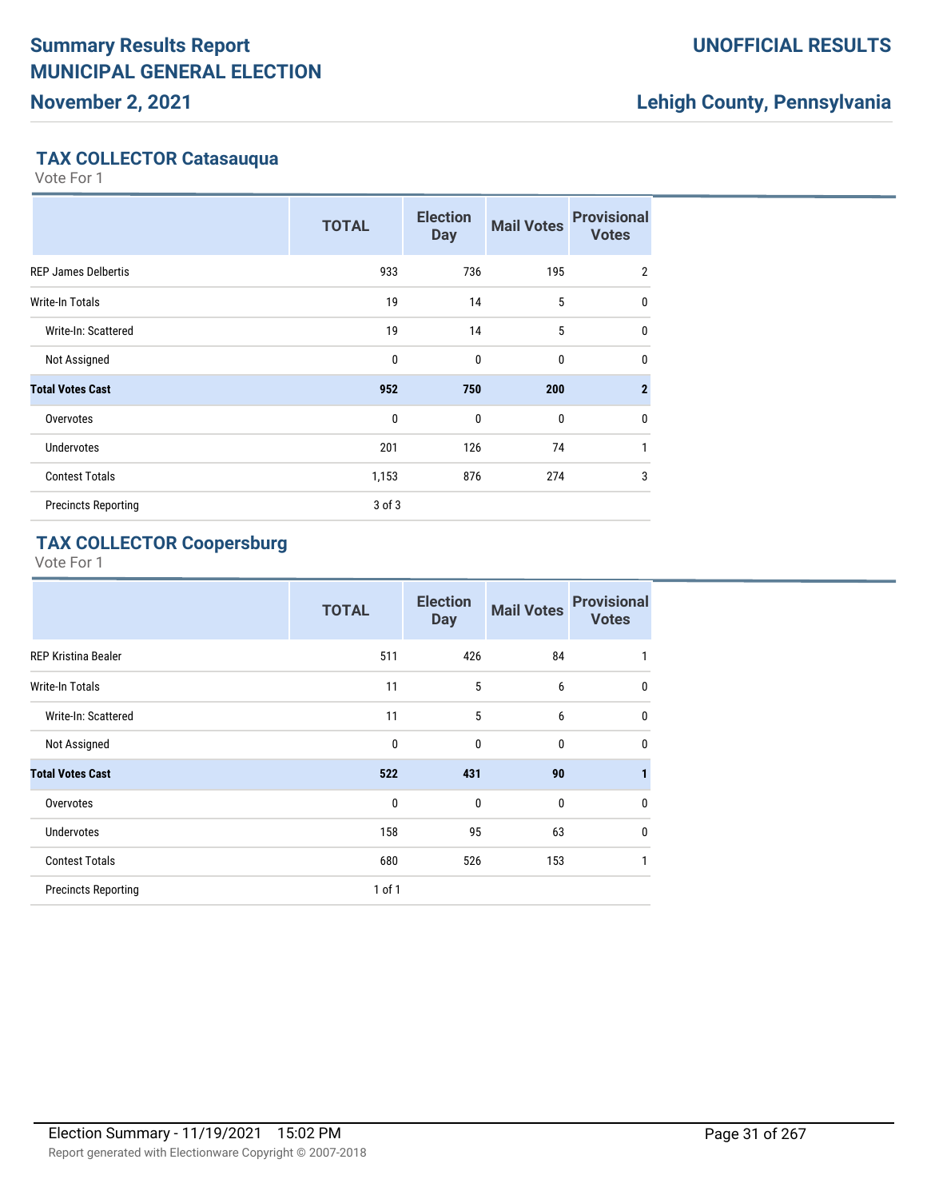## TAX COLLECTOR Catasauqua

Vote For 1

| | TOTAL | Election Day | Mail Votes | Provisional Votes |
|---|---|---|---|---|
| REP James Delbertis | 933 | 736 | 195 | 2 |
| Write-In Totals | 19 | 14 | 5 | 0 |
| Write-In: Scattered | 19 | 14 | 5 | 0 |
| Not Assigned | 0 | 0 | 0 | 0 |
| **Total Votes Cast** | **952** | **750** | **200** | **2** |
| Overvotes | 0 | 0 | 0 | 0 |
| Undervotes | 201 | 126 | 74 | 1 |
| Contest Totals | 1,153 | 876 | 274 | 3 |
| Precincts Reporting | 3 of 3 | | | |

## TAX COLLECTOR Coopersburg

Vote For 1

| | TOTAL | Election Day | Mail Votes | Provisional Votes |
|---|---|---|---|---|
| REP Kristina Bealer | 511 | 426 | 84 | 1 |
| Write-In Totals | 11 | 5 | 6 | 0 |
| Write-In: Scattered | 11 | 5 | 6 | 0 |
| Not Assigned | 0 | 0 | 0 | 0 |
| **Total Votes Cast** | **522** | **431** | **90** | **1** |
| Overvotes | 0 | 0 | 0 | 0 |
| Undervotes | 158 | 95 | 63 | 0 |
| Contest Totals | 680 | 526 | 153 | 1 |
| Precincts Reporting | 1 of 1 | | | |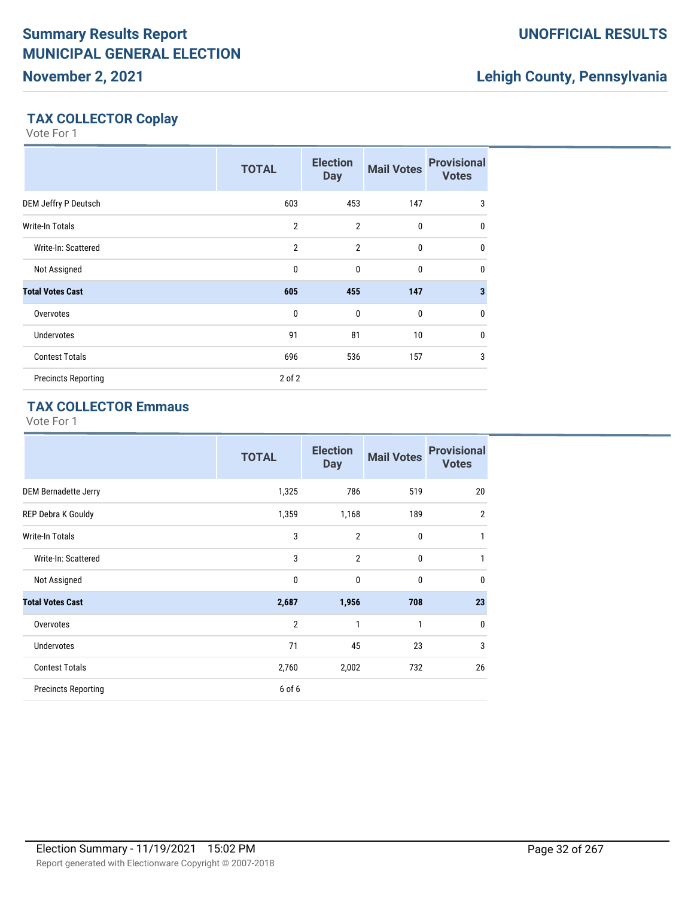## TAX COLLECTOR Coplay

Vote For 1

| | TOTAL | Election Day | Mail Votes | Provisional Votes |
|---|---|---|---|---|
| DEM Jeffry P Deutsch | 603 | 453 | 147 | 3 |
| Write-In Totals | 2 | 2 | 0 | 0 |
| Write-In: Scattered | 2 | 2 | 0 | 0 |
| Not Assigned | 0 | 0 | 0 | 0 |
| **Total Votes Cast** | **605** | **455** | **147** | **3** |
| Overvotes | 0 | 0 | 0 | 0 |
| Undervotes | 91 | 81 | 10 | 0 |
| Contest Totals | 696 | 536 | 157 | 3 |
| Precincts Reporting | 2 of 2 | | | |

## TAX COLLECTOR Emmaus

Vote For 1

| | TOTAL | Election Day | Mail Votes | Provisional Votes |
|---|---|---|---|---|
| DEM Bernadette Jerry | 1,325 | 786 | 519 | 20 |
| REP Debra K Gouldy | 1,359 | 1,168 | 189 | 2 |
| Write-In Totals | 3 | 2 | 0 | 1 |
| Write-In: Scattered | 3 | 2 | 0 | 1 |
| Not Assigned | 0 | 0 | 0 | 0 |
| **Total Votes Cast** | **2,687** | **1,956** | **708** | **23** |
| Overvotes | 2 | 1 | 1 | 0 |
| Undervotes | 71 | 45 | 23 | 3 |
| Contest Totals | 2,760 | 2,002 | 732 | 26 |
| Precincts Reporting | 6 of 6 | | | |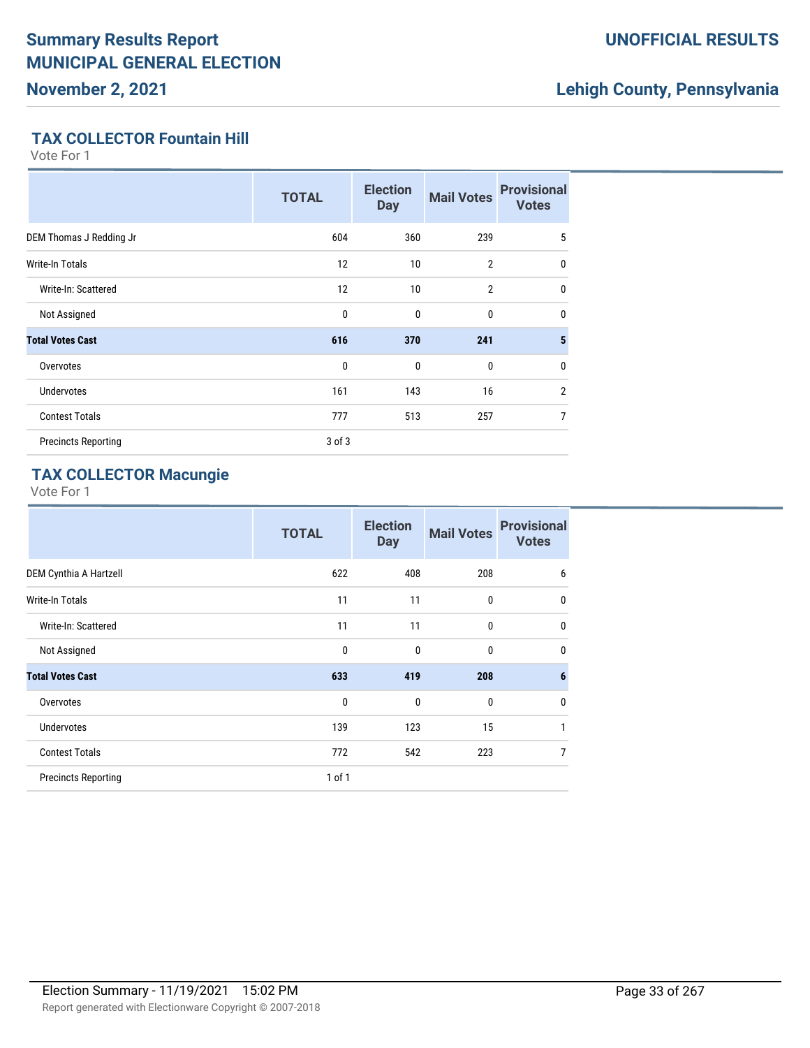## TAX COLLECTOR Fountain Hill

Vote For 1

| | TOTAL | Election Day | Mail Votes | Provisional Votes |
|---|---|---|---|---|
| DEM Thomas J Redding Jr | 604 | 360 | 239 | 5 |
| Write-In Totals | 12 | 10 | 2 | 0 |
| Write-In: Scattered | 12 | 10 | 2 | 0 |
| Not Assigned | 0 | 0 | 0 | 0 |
| **Total Votes Cast** | **616** | **370** | **241** | **5** |
| Overvotes | 0 | 0 | 0 | 0 |
| Undervotes | 161 | 143 | 16 | 2 |
| Contest Totals | 777 | 513 | 257 | 7 |
| Precincts Reporting | 3 of 3 | | | |

## TAX COLLECTOR Macungie

Vote For 1

| | TOTAL | Election Day | Mail Votes | Provisional Votes |
|---|---|---|---|---|
| DEM Cynthia A Hartzell | 622 | 408 | 208 | 6 |
| Write-In Totals | 11 | 11 | 0 | 0 |
| Write-In: Scattered | 11 | 11 | 0 | 0 |
| Not Assigned | 0 | 0 | 0 | 0 |
| **Total Votes Cast** | **633** | **419** | **208** | **6** |
| Overvotes | 0 | 0 | 0 | 0 |
| Undervotes | 139 | 123 | 15 | 1 |
| Contest Totals | 772 | 542 | 223 | 7 |
| Precincts Reporting | 1 of 1 | | | |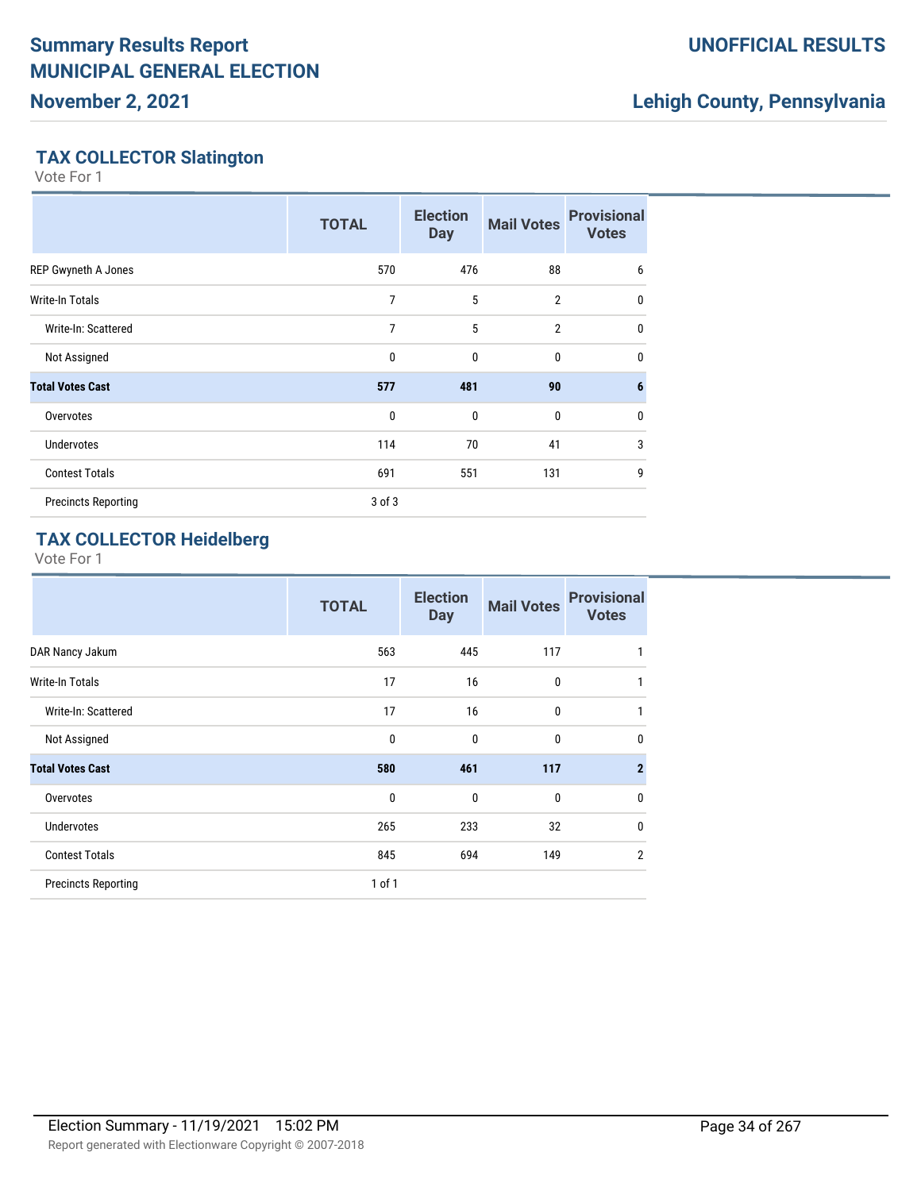## TAX COLLECTOR Slatington

Vote For 1

| | TOTAL | Election Day | Mail Votes | Provisional Votes |
|---|---|---|---|---|
| REP Gwyneth A Jones | 570 | 476 | 88 | 6 |
| Write-In Totals | 7 | 5 | 2 | 0 |
| Write-In: Scattered | 7 | 5 | 2 | 0 |
| Not Assigned | 0 | 0 | 0 | 0 |
| **Total Votes Cast** | **577** | **481** | **90** | **6** |
| Overvotes | 0 | 0 | 0 | 0 |
| Undervotes | 114 | 70 | 41 | 3 |
| Contest Totals | 691 | 551 | 131 | 9 |
| Precincts Reporting | 3 of 3 | | | |

## TAX COLLECTOR Heidelberg

Vote For 1

| | TOTAL | Election Day | Mail Votes | Provisional Votes |
|---|---|---|---|---|
| DAR Nancy Jakum | 563 | 445 | 117 | 1 |
| Write-In Totals | 17 | 16 | 0 | 1 |
| Write-In: Scattered | 17 | 16 | 0 | 1 |
| Not Assigned | 0 | 0 | 0 | 0 |
| **Total Votes Cast** | **580** | **461** | **117** | **2** |
| Overvotes | 0 | 0 | 0 | 0 |
| Undervotes | 265 | 233 | 32 | 0 |
| Contest Totals | 845 | 694 | 149 | 2 |
| Precincts Reporting | 1 of 1 | | | |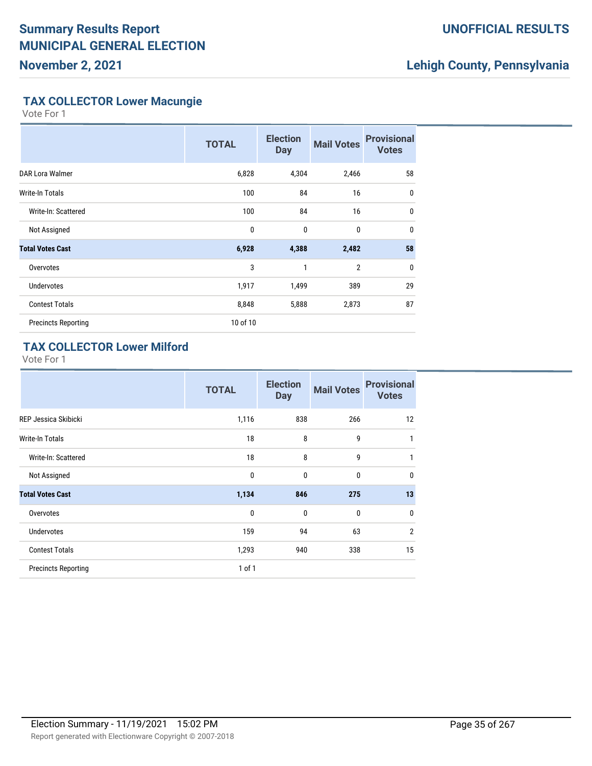## TAX COLLECTOR Lower Macungie

Vote For 1

| | TOTAL | Election Day | Mail Votes | Provisional Votes |
|---|---|---|---|---|
| DAR Lora Walmer | 6,828 | 4,304 | 2,466 | 58 |
| Write-In Totals | 100 | 84 | 16 | 0 |
| Write-In: Scattered | 100 | 84 | 16 | 0 |
| Not Assigned | 0 | 0 | 0 | 0 |
| **Total Votes Cast** | **6,928** | **4,388** | **2,482** | **58** |
| Overvotes | 3 | 1 | 2 | 0 |
| Undervotes | 1,917 | 1,499 | 389 | 29 |
| Contest Totals | 8,848 | 5,888 | 2,873 | 87 |
| Precincts Reporting | 10 of 10 | | | |

## TAX COLLECTOR Lower Milford

Vote For 1

| | TOTAL | Election Day | Mail Votes | Provisional Votes |
|---|---|---|---|---|
| REP Jessica Skibicki | 1,116 | 838 | 266 | 12 |
| Write-In Totals | 18 | 8 | 9 | 1 |
| Write-In: Scattered | 18 | 8 | 9 | 1 |
| Not Assigned | 0 | 0 | 0 | 0 |
| **Total Votes Cast** | **1,134** | **846** | **275** | **13** |
| Overvotes | 0 | 0 | 0 | 0 |
| Undervotes | 159 | 94 | 63 | 2 |
| Contest Totals | 1,293 | 940 | 338 | 15 |
| Precincts Reporting | 1 of 1 | | | |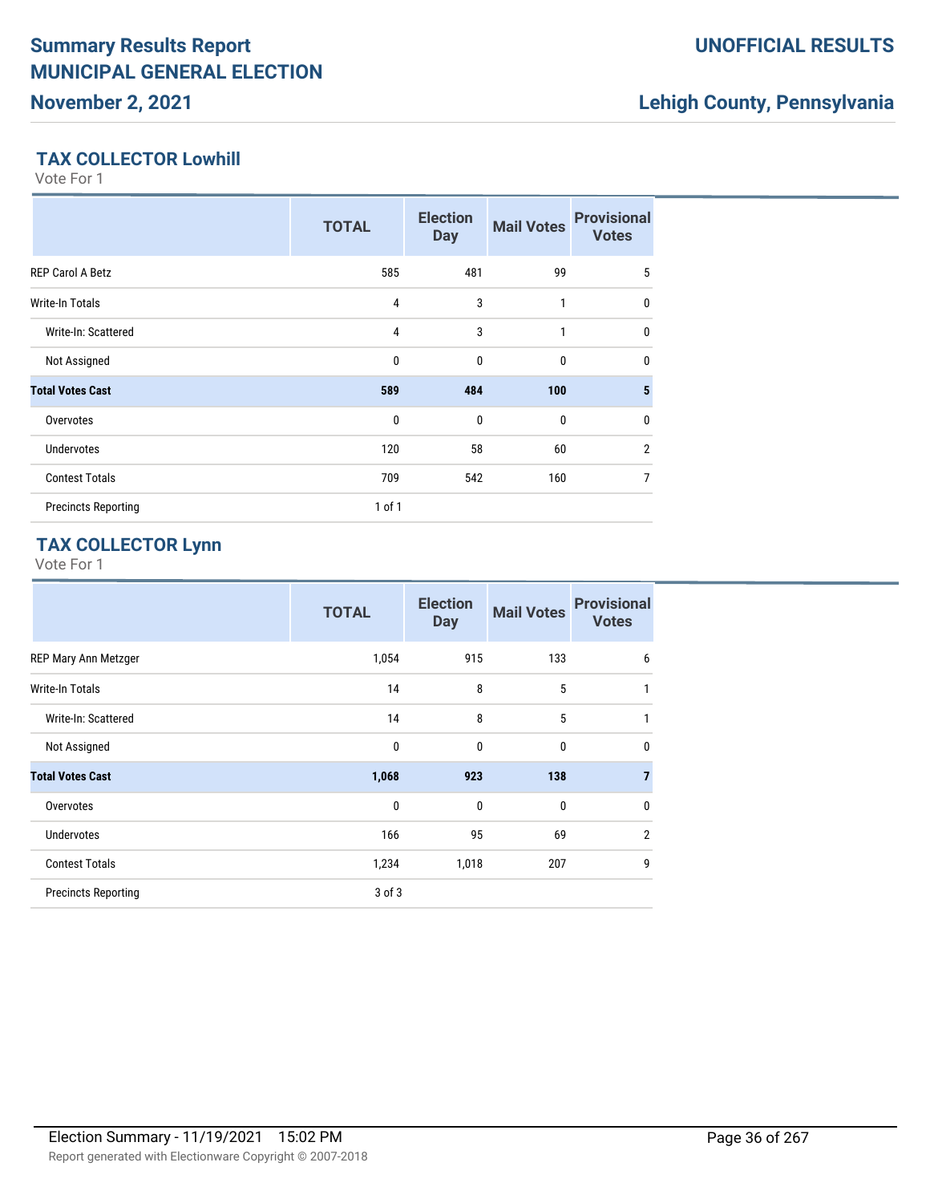## TAX COLLECTOR Lowhill

Vote For 1

| | TOTAL | Election Day | Mail Votes | Provisional Votes |
|---|---|---|---|---|
| REP Carol A Betz | 585 | 481 | 99 | 5 |
| Write-In Totals | 4 | 3 | 1 | 0 |
| Write-In: Scattered | 4 | 3 | 1 | 0 |
| Not Assigned | 0 | 0 | 0 | 0 |
| **Total Votes Cast** | **589** | **484** | **100** | **5** |
| Overvotes | 0 | 0 | 0 | 0 |
| Undervotes | 120 | 58 | 60 | 2 |
| Contest Totals | 709 | 542 | 160 | 7 |
| Precincts Reporting | 1 of 1 | | | |

## TAX COLLECTOR Lynn

Vote For 1

| | TOTAL | Election Day | Mail Votes | Provisional Votes |
|---|---|---|---|---|
| REP Mary Ann Metzger | 1,054 | 915 | 133 | 6 |
| Write-In Totals | 14 | 8 | 5 | 1 |
| Write-In: Scattered | 14 | 8 | 5 | 1 |
| Not Assigned | 0 | 0 | 0 | 0 |
| **Total Votes Cast** | **1,068** | **923** | **138** | **7** |
| Overvotes | 0 | 0 | 0 | 0 |
| Undervotes | 166 | 95 | 69 | 2 |
| Contest Totals | 1,234 | 1,018 | 207 | 9 |
| Precincts Reporting | 3 of 3 | | | |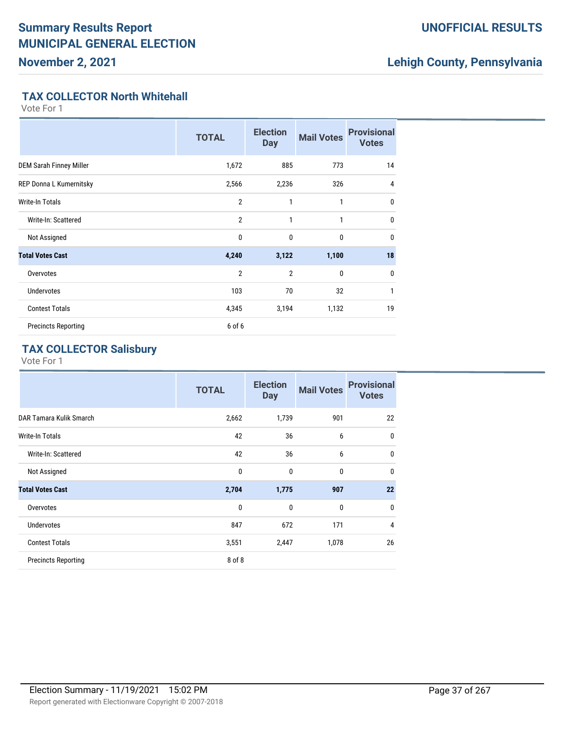# Summary Results Report
# MUNICIPAL GENERAL ELECTION
## November 2, 2021

**UNOFFICIAL RESULTS**

**Lehigh County, Pennsylvania**

### TAX COLLECTOR North Whitehall

Vote For 1

| | TOTAL | Election Day | Mail Votes | Provisional Votes |
|---|---|---|---|---|
| DEM Sarah Finney Miller | 1,672 | 885 | 773 | 14 |
| REP Donna L Kumernitsky | 2,566 | 2,236 | 326 | 4 |
| Write-In Totals | 2 | 1 | 1 | 0 |
| Write-In: Scattered | 2 | 1 | 1 | 0 |
| Not Assigned | 0 | 0 | 0 | 0 |
| **Total Votes Cast** | **4,240** | **3,122** | **1,100** | **18** |
| Overvotes | 2 | 2 | 0 | 0 |
| Undervotes | 103 | 70 | 32 | 1 |
| Contest Totals | 4,345 | 3,194 | 1,132 | 19 |
| Precincts Reporting | 6 of 6 | | | |

### TAX COLLECTOR Salisbury

Vote For 1

| | TOTAL | Election Day | Mail Votes | Provisional Votes |
|---|---|---|---|---|
| DAR Tamara Kulik Smarch | 2,662 | 1,739 | 901 | 22 |
| Write-In Totals | 42 | 36 | 6 | 0 |
| Write-In: Scattered | 42 | 36 | 6 | 0 |
| Not Assigned | 0 | 0 | 0 | 0 |
| **Total Votes Cast** | **2,704** | **1,775** | **907** | **22** |
| Overvotes | 0 | 0 | 0 | 0 |
| Undervotes | 847 | 672 | 171 | 4 |
| Contest Totals | 3,551 | 2,447 | 1,078 | 26 |
| Precincts Reporting | 8 of 8 | | | |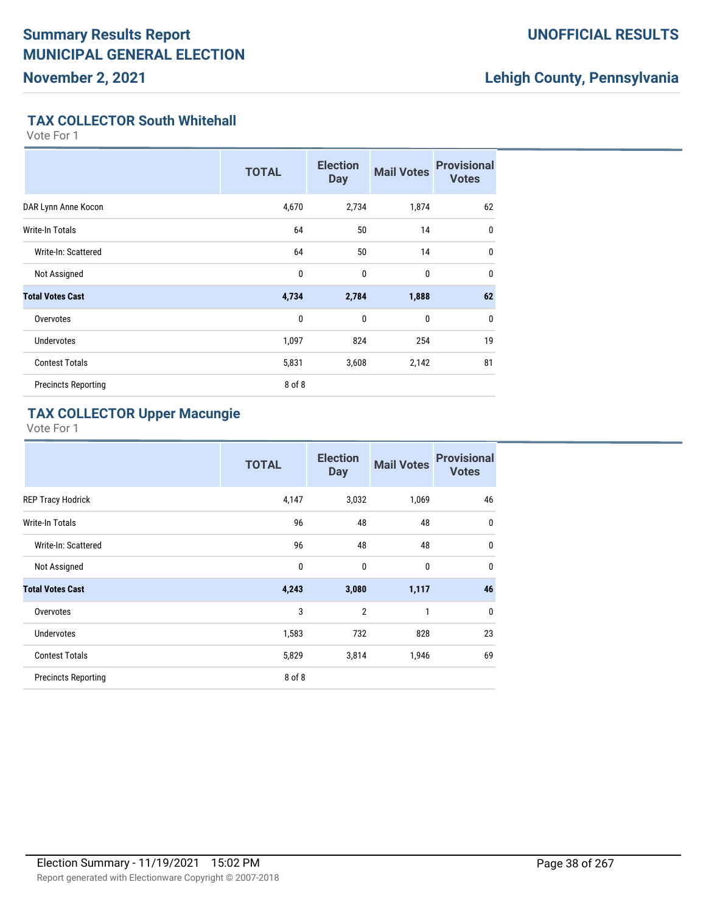# Summary Results Report
# MUNICIPAL GENERAL ELECTION
## November 2, 2021

**UNOFFICIAL RESULTS**

**Lehigh County, Pennsylvania**

### TAX COLLECTOR South Whitehall

Vote For 1

| | TOTAL | Election Day | Mail Votes | Provisional Votes |
|---|---|---|---|---|
| DAR Lynn Anne Kocon | 4,670 | 2,734 | 1,874 | 62 |
| Write-In Totals | 64 | 50 | 14 | 0 |
| Write-In: Scattered | 64 | 50 | 14 | 0 |
| Not Assigned | 0 | 0 | 0 | 0 |
| **Total Votes Cast** | **4,734** | **2,784** | **1,888** | **62** |
| Overvotes | 0 | 0 | 0 | 0 |
| Undervotes | 1,097 | 824 | 254 | 19 |
| Contest Totals | 5,831 | 3,608 | 2,142 | 81 |
| Precincts Reporting | 8 of 8 | | | |

### TAX COLLECTOR Upper Macungie

Vote For 1

| | TOTAL | Election Day | Mail Votes | Provisional Votes |
|---|---|---|---|---|
| REP Tracy Hodrick | 4,147 | 3,032 | 1,069 | 46 |
| Write-In Totals | 96 | 48 | 48 | 0 |
| Write-In: Scattered | 96 | 48 | 48 | 0 |
| Not Assigned | 0 | 0 | 0 | 0 |
| **Total Votes Cast** | **4,243** | **3,080** | **1,117** | **46** |
| Overvotes | 3 | 2 | 1 | 0 |
| Undervotes | 1,583 | 732 | 828 | 23 |
| Contest Totals | 5,829 | 3,814 | 1,946 | 69 |
| Precincts Reporting | 8 of 8 | | | |

Election Summary - 11/19/2021 15:02 PM

Report generated with Electionware Copyright © 2007-2018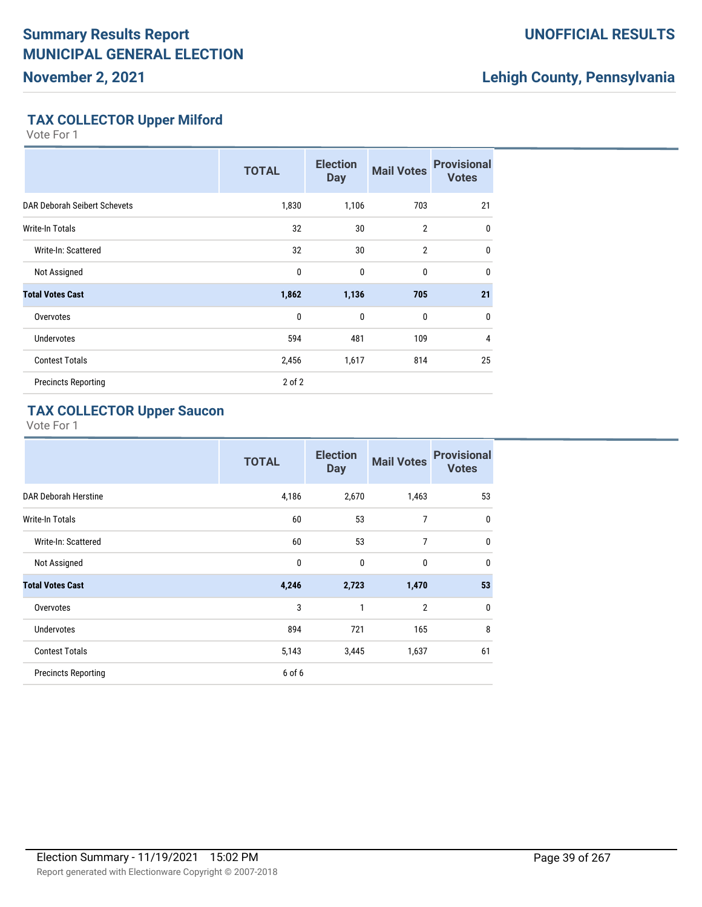## TAX COLLECTOR Upper Milford

Vote For 1

| | TOTAL | Election Day | Mail Votes | Provisional Votes |
|---|---|---|---|---|
| DAR Deborah Seibert Schevets | 1,830 | 1,106 | 703 | 21 |
| Write-In Totals | 32 | 30 | 2 | 0 |
| Write-In: Scattered | 32 | 30 | 2 | 0 |
| Not Assigned | 0 | 0 | 0 | 0 |
| **Total Votes Cast** | **1,862** | **1,136** | **705** | **21** |
| Overvotes | 0 | 0 | 0 | 0 |
| Undervotes | 594 | 481 | 109 | 4 |
| Contest Totals | 2,456 | 1,617 | 814 | 25 |
| Precincts Reporting | 2 of 2 | | | |

## TAX COLLECTOR Upper Saucon

Vote For 1

| | TOTAL | Election Day | Mail Votes | Provisional Votes |
|---|---|---|---|---|
| DAR Deborah Herstine | 4,186 | 2,670 | 1,463 | 53 |
| Write-In Totals | 60 | 53 | 7 | 0 |
| Write-In: Scattered | 60 | 53 | 7 | 0 |
| Not Assigned | 0 | 0 | 0 | 0 |
| **Total Votes Cast** | **4,246** | **2,723** | **1,470** | **53** |
| Overvotes | 3 | 1 | 2 | 0 |
| Undervotes | 894 | 721 | 165 | 8 |
| Contest Totals | 5,143 | 3,445 | 1,637 | 61 |
| Precincts Reporting | 6 of 6 | | | |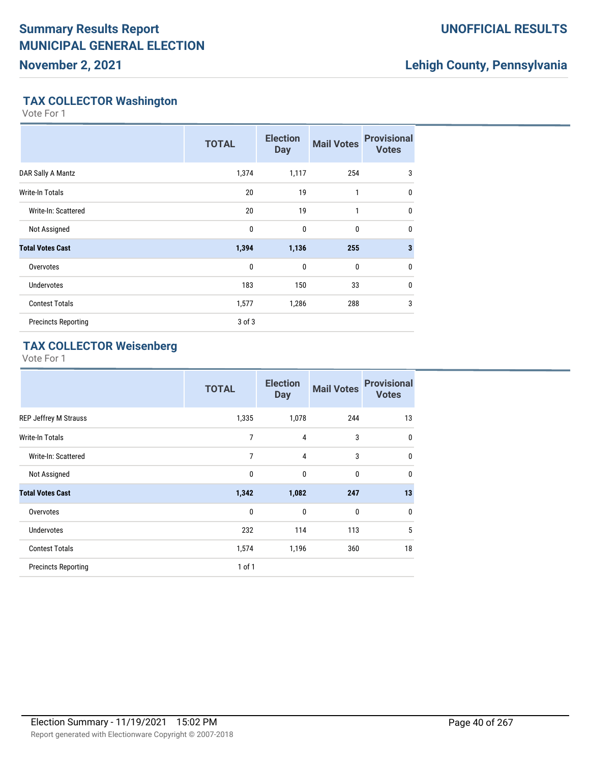## TAX COLLECTOR Washington

Vote For 1

| | TOTAL | Election Day | Mail Votes | Provisional Votes |
|---|---|---|---|---|
| DAR Sally A Mantz | 1,374 | 1,117 | 254 | 3 |
| Write-In Totals | 20 | 19 | 1 | 0 |
| Write-In: Scattered | 20 | 19 | 1 | 0 |
| Not Assigned | 0 | 0 | 0 | 0 |
| **Total Votes Cast** | **1,394** | **1,136** | **255** | **3** |
| Overvotes | 0 | 0 | 0 | 0 |
| Undervotes | 183 | 150 | 33 | 0 |
| Contest Totals | 1,577 | 1,286 | 288 | 3 |
| Precincts Reporting | 3 of 3 | | | |

## TAX COLLECTOR Weisenberg

Vote For 1

| | TOTAL | Election Day | Mail Votes | Provisional Votes |
|---|---|---|---|---|
| REP Jeffrey M Strauss | 1,335 | 1,078 | 244 | 13 |
| Write-In Totals | 7 | 4 | 3 | 0 |
| Write-In: Scattered | 7 | 4 | 3 | 0 |
| Not Assigned | 0 | 0 | 0 | 0 |
| **Total Votes Cast** | **1,342** | **1,082** | **247** | **13** |
| Overvotes | 0 | 0 | 0 | 0 |
| Undervotes | 232 | 114 | 113 | 5 |
| Contest Totals | 1,574 | 1,196 | 360 | 18 |
| Precincts Reporting | 1 of 1 | | | |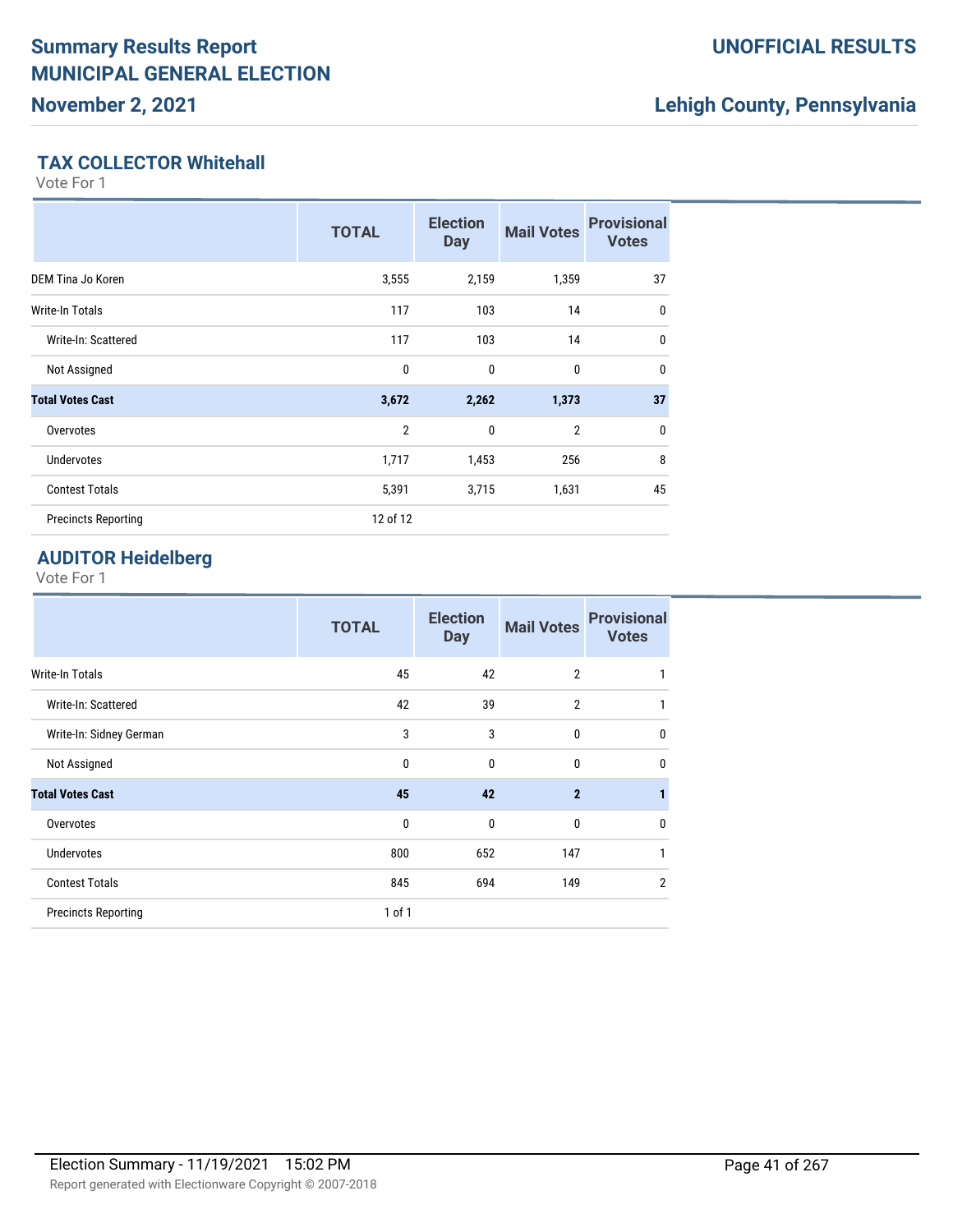## TAX COLLECTOR Whitehall

Vote For 1

| | TOTAL | Election Day | Mail Votes | Provisional Votes |
|---|---|---|---|---|
| DEM Tina Jo Koren | 3,555 | 2,159 | 1,359 | 37 |
| Write-In Totals | 117 | 103 | 14 | 0 |
| Write-In: Scattered | 117 | 103 | 14 | 0 |
| Not Assigned | 0 | 0 | 0 | 0 |
| **Total Votes Cast** | **3,672** | **2,262** | **1,373** | **37** |
| Overvotes | 2 | 0 | 2 | 0 |
| Undervotes | 1,717 | 1,453 | 256 | 8 |
| Contest Totals | 5,391 | 3,715 | 1,631 | 45 |
| Precincts Reporting | 12 of 12 | | | |

## AUDITOR Heidelberg

Vote For 1

| | TOTAL | Election Day | Mail Votes | Provisional Votes |
|---|---|---|---|---|
| Write-In Totals | 45 | 42 | 2 | 1 |
| Write-In: Scattered | 42 | 39 | 2 | 1 |
| Write-In: Sidney German | 3 | 3 | 0 | 0 |
| Not Assigned | 0 | 0 | 0 | 0 |
| **Total Votes Cast** | **45** | **42** | **2** | **1** |
| Overvotes | 0 | 0 | 0 | 0 |
| Undervotes | 800 | 652 | 147 | 1 |
| Contest Totals | 845 | 694 | 149 | 2 |
| Precincts Reporting | 1 of 1 | | | |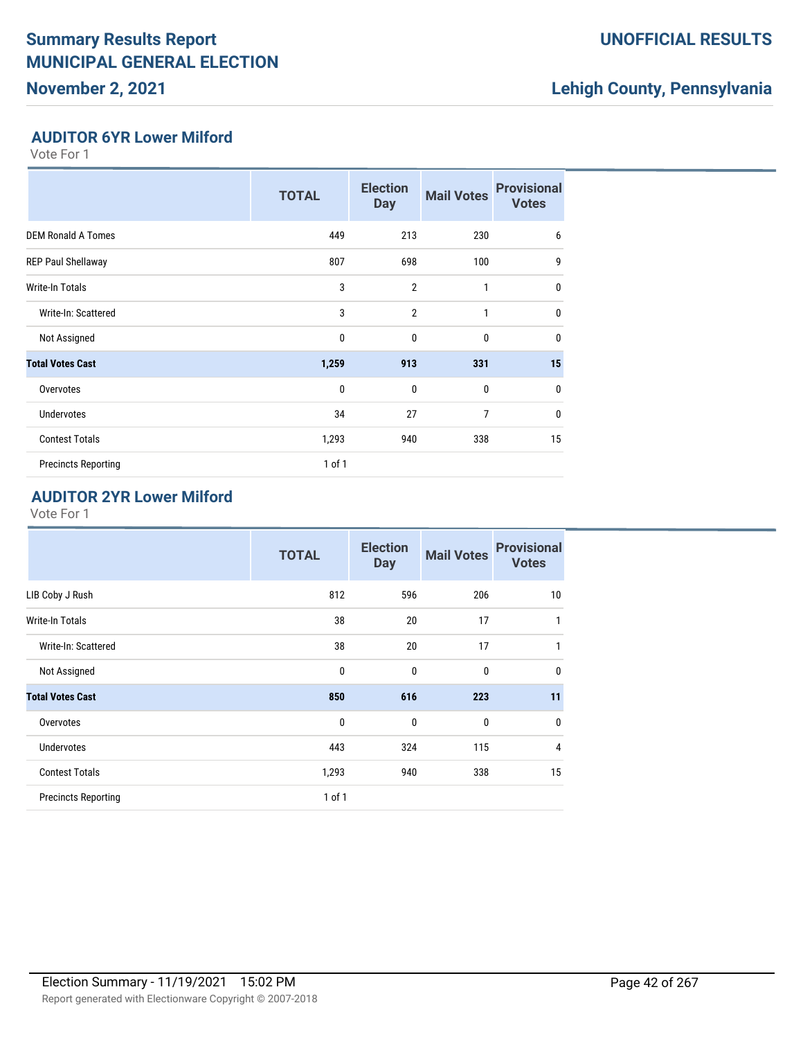# Summary Results Report
# MUNICIPAL GENERAL ELECTION

**November 2, 2021**

**UNOFFICIAL RESULTS**

**Lehigh County, Pennsylvania**

## AUDITOR 6YR Lower Milford

Vote For 1

| | TOTAL | Election Day | Mail Votes | Provisional Votes |
|---|---|---|---|---|
| DEM Ronald A Tomes | 449 | 213 | 230 | 6 |
| REP Paul Shellaway | 807 | 698 | 100 | 9 |
| Write-In Totals | 3 | 2 | 1 | 0 |
| Write-In: Scattered | 3 | 2 | 1 | 0 |
| Not Assigned | 0 | 0 | 0 | 0 |
| **Total Votes Cast** | **1,259** | **913** | **331** | **15** |
| Overvotes | 0 | 0 | 0 | 0 |
| Undervotes | 34 | 27 | 7 | 0 |
| Contest Totals | 1,293 | 940 | 338 | 15 |
| Precincts Reporting | 1 of 1 | | | |

## AUDITOR 2YR Lower Milford

Vote For 1

| | TOTAL | Election Day | Mail Votes | Provisional Votes |
|---|---|---|---|---|
| LIB Coby J Rush | 812 | 596 | 206 | 10 |
| Write-In Totals | 38 | 20 | 17 | 1 |
| Write-In: Scattered | 38 | 20 | 17 | 1 |
| Not Assigned | 0 | 0 | 0 | 0 |
| **Total Votes Cast** | **850** | **616** | **223** | **11** |
| Overvotes | 0 | 0 | 0 | 0 |
| Undervotes | 443 | 324 | 115 | 4 |
| Contest Totals | 1,293 | 940 | 338 | 15 |
| Precincts Reporting | 1 of 1 | | | |

Election Summary - 11/19/2021 15:02 PM

Report generated with Electionware Copyright © 2007-2018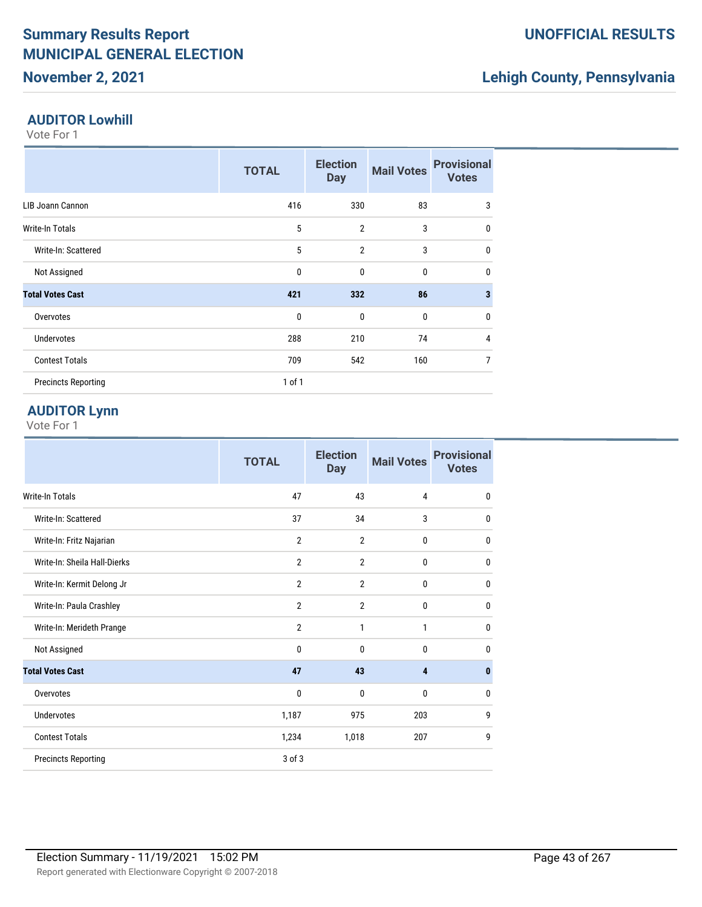## AUDITOR Lowhill

Vote For 1

| | TOTAL | Election Day | Mail Votes | Provisional Votes |
|---|---|---|---|---|
| LIB Joann Cannon | 416 | 330 | 83 | 3 |
| Write-In Totals | 5 | 2 | 3 | 0 |
| Write-In: Scattered | 5 | 2 | 3 | 0 |
| Not Assigned | 0 | 0 | 0 | 0 |
| **Total Votes Cast** | **421** | **332** | **86** | **3** |
| Overvotes | 0 | 0 | 0 | 0 |
| Undervotes | 288 | 210 | 74 | 4 |
| Contest Totals | 709 | 542 | 160 | 7 |
| Precincts Reporting | 1 of 1 | | | |

## AUDITOR Lynn

Vote For 1

| | TOTAL | Election Day | Mail Votes | Provisional Votes |
|---|---|---|---|---|
| Write-In Totals | 47 | 43 | 4 | 0 |
| Write-In: Scattered | 37 | 34 | 3 | 0 |
| Write-In: Fritz Najarian | 2 | 2 | 0 | 0 |
| Write-In: Sheila Hall-Dierks | 2 | 2 | 0 | 0 |
| Write-In: Kermit Delong Jr | 2 | 2 | 0 | 0 |
| Write-In: Paula Crashley | 2 | 2 | 0 | 0 |
| Write-In: Merideth Prange | 2 | 1 | 1 | 0 |
| Not Assigned | 0 | 0 | 0 | 0 |
| **Total Votes Cast** | **47** | **43** | **4** | **0** |
| Overvotes | 0 | 0 | 0 | 0 |
| Undervotes | 1,187 | 975 | 203 | 9 |
| Contest Totals | 1,234 | 1,018 | 207 | 9 |
| Precincts Reporting | 3 of 3 | | | |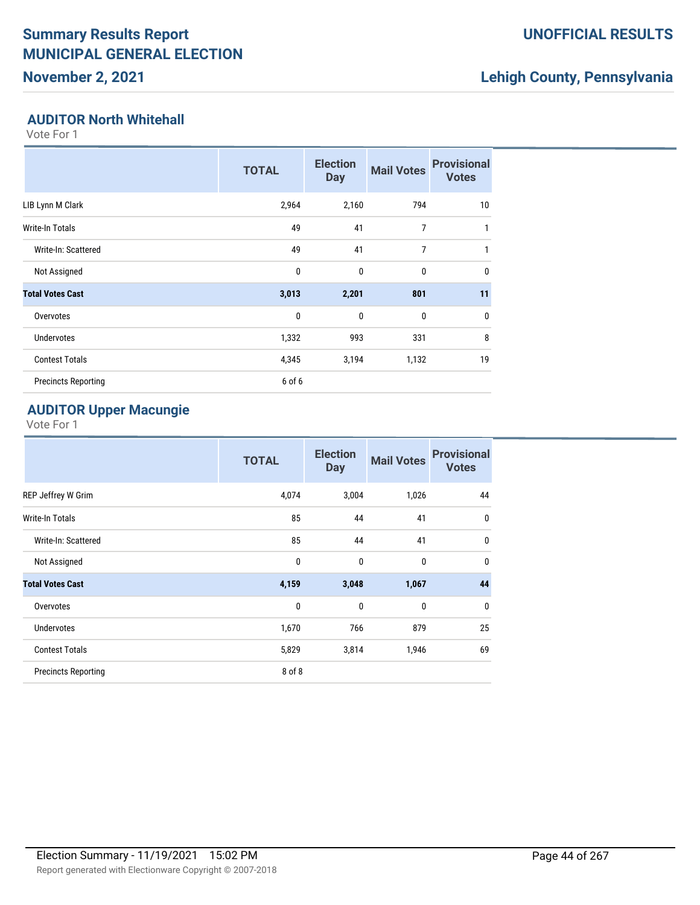## AUDITOR North Whitehall

Vote For 1

| | TOTAL | Election Day | Mail Votes | Provisional Votes |
|---|---|---|---|---|
| LIB Lynn M Clark | 2,964 | 2,160 | 794 | 10 |
| Write-In Totals | 49 | 41 | 7 | 1 |
| Write-In: Scattered | 49 | 41 | 7 | 1 |
| Not Assigned | 0 | 0 | 0 | 0 |
| **Total Votes Cast** | **3,013** | **2,201** | **801** | **11** |
| Overvotes | 0 | 0 | 0 | 0 |
| Undervotes | 1,332 | 993 | 331 | 8 |
| Contest Totals | 4,345 | 3,194 | 1,132 | 19 |
| Precincts Reporting | 6 of 6 | | | |

## AUDITOR Upper Macungie

Vote For 1

| | TOTAL | Election Day | Mail Votes | Provisional Votes |
|---|---|---|---|---|
| REP Jeffrey W Grim | 4,074 | 3,004 | 1,026 | 44 |
| Write-In Totals | 85 | 44 | 41 | 0 |
| Write-In: Scattered | 85 | 44 | 41 | 0 |
| Not Assigned | 0 | 0 | 0 | 0 |
| **Total Votes Cast** | **4,159** | **3,048** | **1,067** | **44** |
| Overvotes | 0 | 0 | 0 | 0 |
| Undervotes | 1,670 | 766 | 879 | 25 |
| Contest Totals | 5,829 | 3,814 | 1,946 | 69 |
| Precincts Reporting | 8 of 8 | | | |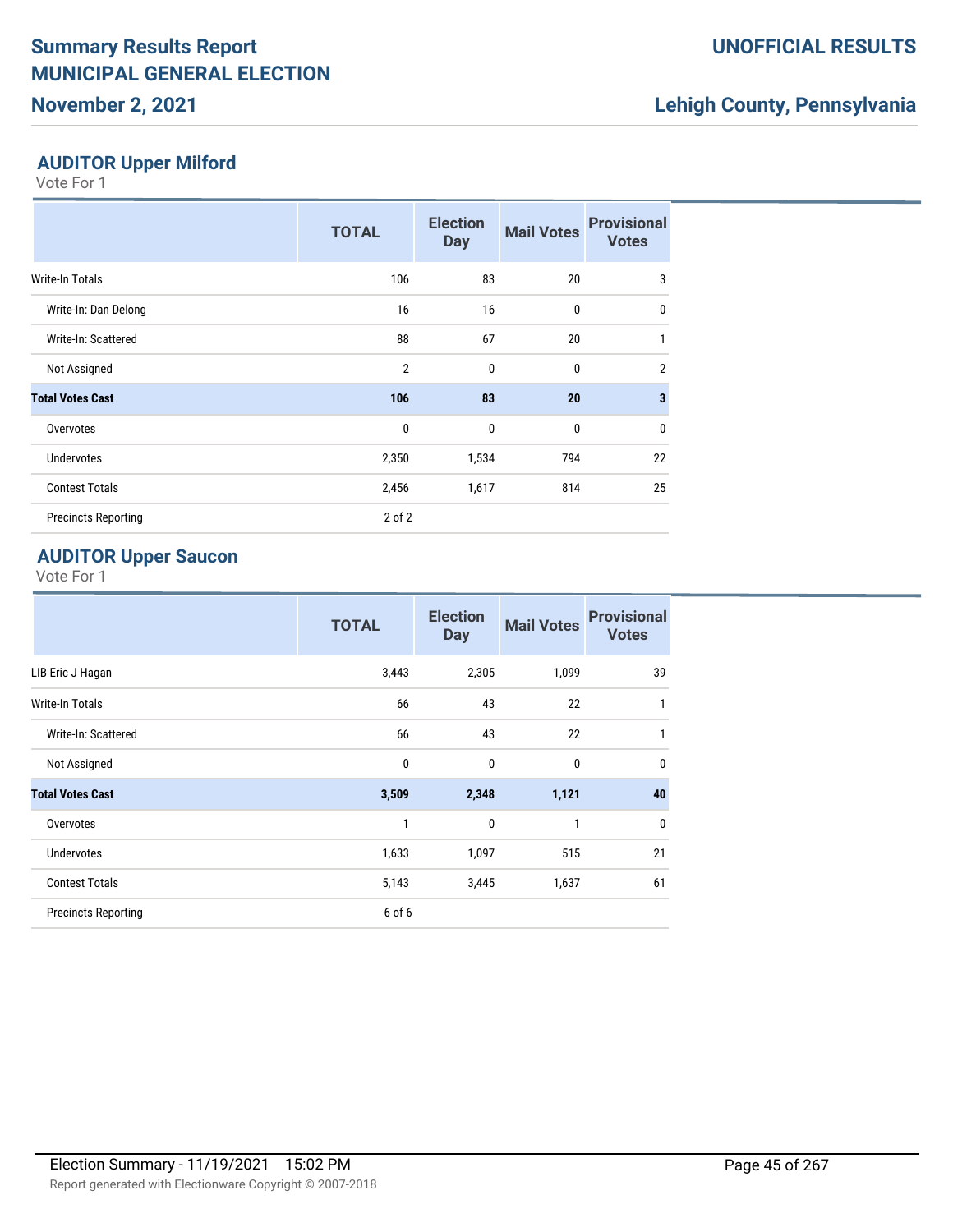## AUDITOR Upper Milford

Vote For 1

| | TOTAL | Election Day | Mail Votes | Provisional Votes |
|---|---|---|---|---|
| Write-In Totals | 106 | 83 | 20 | 3 |
| Write-In: Dan Delong | 16 | 16 | 0 | 0 |
| Write-In: Scattered | 88 | 67 | 20 | 1 |
| Not Assigned | 2 | 0 | 0 | 2 |
| **Total Votes Cast** | **106** | **83** | **20** | **3** |
| Overvotes | 0 | 0 | 0 | 0 |
| Undervotes | 2,350 | 1,534 | 794 | 22 |
| Contest Totals | 2,456 | 1,617 | 814 | 25 |
| Precincts Reporting | 2 of 2 | | | |

## AUDITOR Upper Saucon

Vote For 1

| | TOTAL | Election Day | Mail Votes | Provisional Votes |
|---|---|---|---|---|
| LIB Eric J Hagan | 3,443 | 2,305 | 1,099 | 39 |
| Write-In Totals | 66 | 43 | 22 | 1 |
| Write-In: Scattered | 66 | 43 | 22 | 1 |
| Not Assigned | 0 | 0 | 0 | 0 |
| **Total Votes Cast** | **3,509** | **2,348** | **1,121** | **40** |
| Overvotes | 1 | 0 | 1 | 0 |
| Undervotes | 1,633 | 1,097 | 515 | 21 |
| Contest Totals | 5,143 | 3,445 | 1,637 | 61 |
| Precincts Reporting | 6 of 6 | | | |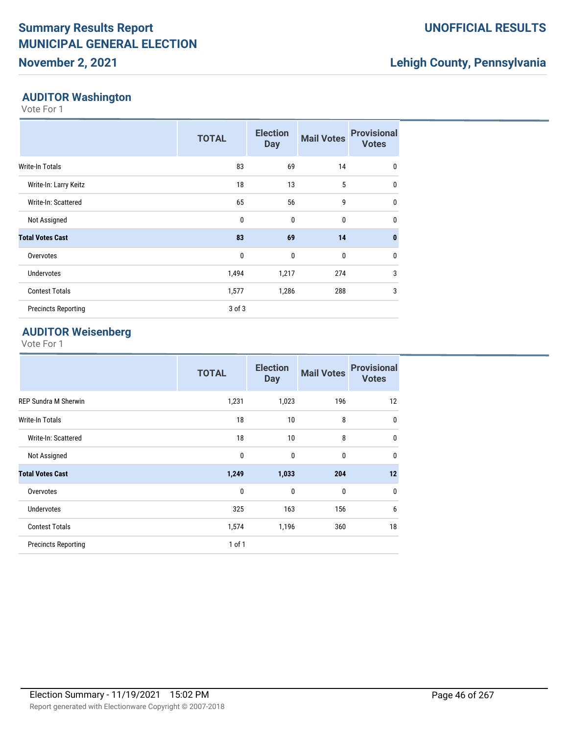## AUDITOR Washington

Vote For 1

| | TOTAL | Election Day | Mail Votes | Provisional Votes |
|---|---|---|---|---|
| Write-In Totals | 83 | 69 | 14 | 0 |
| Write-In: Larry Keitz | 18 | 13 | 5 | 0 |
| Write-In: Scattered | 65 | 56 | 9 | 0 |
| Not Assigned | 0 | 0 | 0 | 0 |
| **Total Votes Cast** | **83** | **69** | **14** | **0** |
| Overvotes | 0 | 0 | 0 | 0 |
| Undervotes | 1,494 | 1,217 | 274 | 3 |
| Contest Totals | 1,577 | 1,286 | 288 | 3 |
| Precincts Reporting | 3 of 3 | | | |

## AUDITOR Weisenberg

Vote For 1

| | TOTAL | Election Day | Mail Votes | Provisional Votes |
|---|---|---|---|---|
| REP Sundra M Sherwin | 1,231 | 1,023 | 196 | 12 |
| Write-In Totals | 18 | 10 | 8 | 0 |
| Write-In: Scattered | 18 | 10 | 8 | 0 |
| Not Assigned | 0 | 0 | 0 | 0 |
| **Total Votes Cast** | **1,249** | **1,033** | **204** | **12** |
| Overvotes | 0 | 0 | 0 | 0 |
| Undervotes | 325 | 163 | 156 | 6 |
| Contest Totals | 1,574 | 1,196 | 360 | 18 |
| Precincts Reporting | 1 of 1 | | | |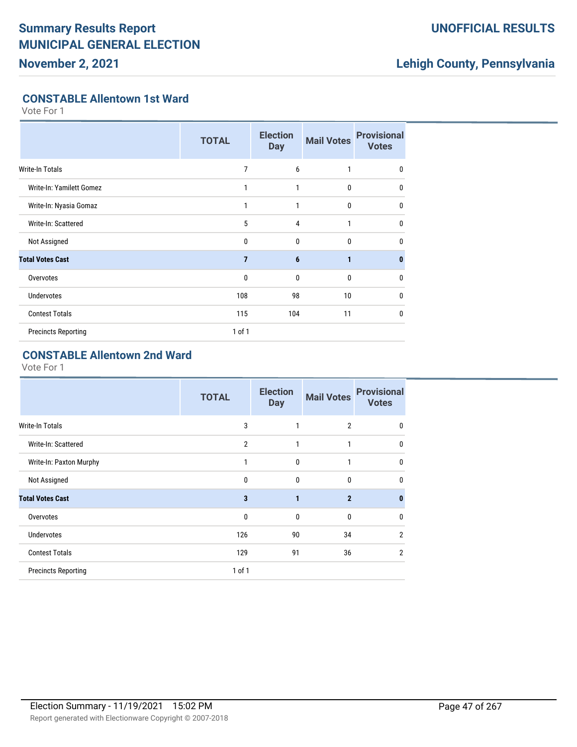## CONSTABLE Allentown 1st Ward

Vote For 1

| | TOTAL | Election Day | Mail Votes | Provisional Votes |
|---|---|---|---|---|
| Write-In Totals | 7 | 6 | 1 | 0 |
| Write-In: Yamilett Gomez | 1 | 1 | 0 | 0 |
| Write-In: Nyasia Gomaz | 1 | 1 | 0 | 0 |
| Write-In: Scattered | 5 | 4 | 1 | 0 |
| Not Assigned | 0 | 0 | 0 | 0 |
| **Total Votes Cast** | **7** | **6** | **1** | **0** |
| Overvotes | 0 | 0 | 0 | 0 |
| Undervotes | 108 | 98 | 10 | 0 |
| Contest Totals | 115 | 104 | 11 | 0 |
| Precincts Reporting | 1 of 1 | | | |

## CONSTABLE Allentown 2nd Ward

Vote For 1

| | TOTAL | Election Day | Mail Votes | Provisional Votes |
|---|---|---|---|---|
| Write-In Totals | 3 | 1 | 2 | 0 |
| Write-In: Scattered | 2 | 1 | 1 | 0 |
| Write-In: Paxton Murphy | 1 | 0 | 1 | 0 |
| Not Assigned | 0 | 0 | 0 | 0 |
| **Total Votes Cast** | **3** | **1** | **2** | **0** |
| Overvotes | 0 | 0 | 0 | 0 |
| Undervotes | 126 | 90 | 34 | 2 |
| Contest Totals | 129 | 91 | 36 | 2 |
| Precincts Reporting | 1 of 1 | | | |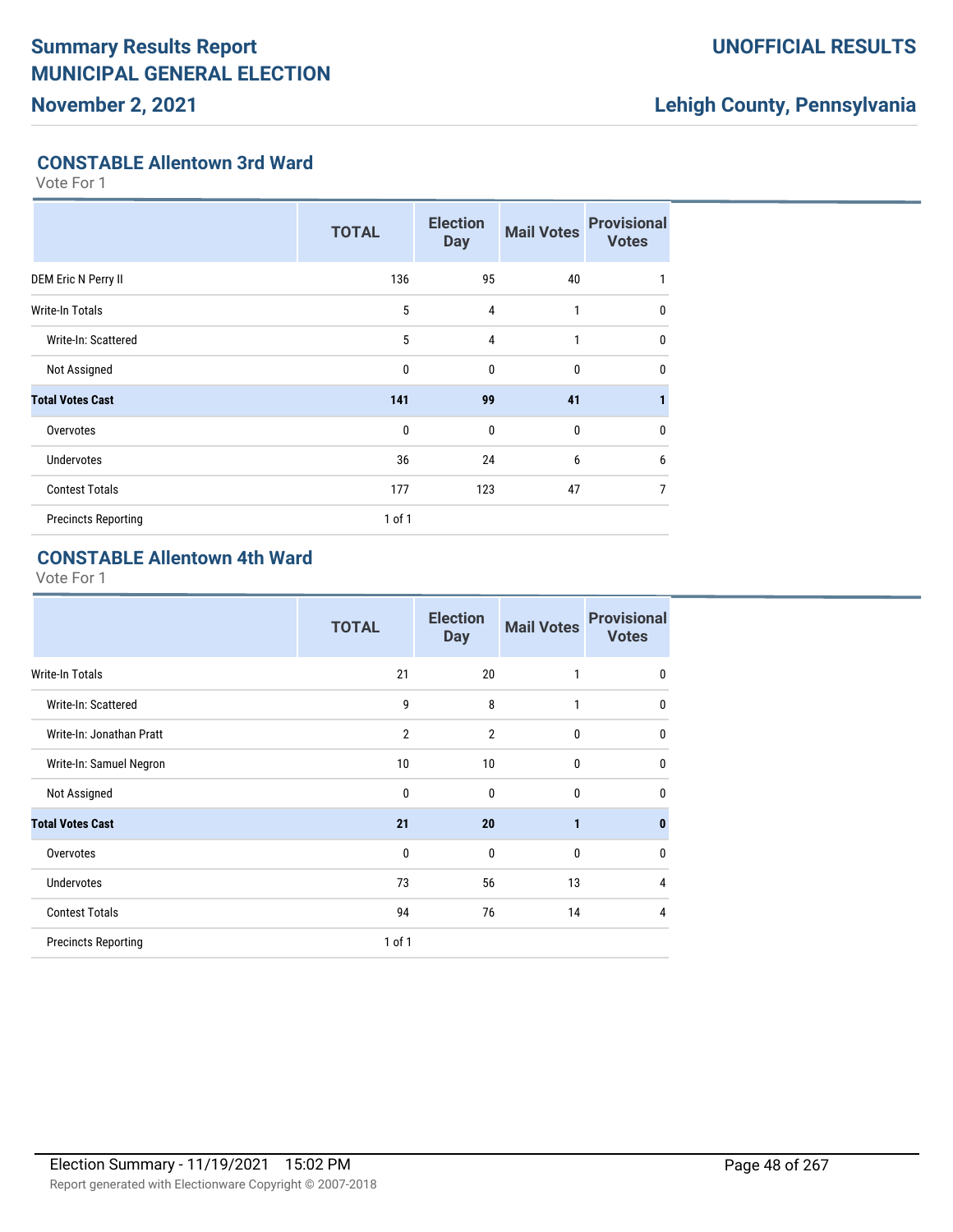# Summary Results Report
# MUNICIPAL GENERAL ELECTION
## November 2, 2021

**UNOFFICIAL RESULTS**

**Lehigh County, Pennsylvania**

### CONSTABLE Allentown 3rd Ward

Vote For 1

| | TOTAL | Election Day | Mail Votes | Provisional Votes |
|---|---|---|---|---|
| DEM Eric N Perry II | 136 | 95 | 40 | 1 |
| Write-In Totals | 5 | 4 | 1 | 0 |
| Write-In: Scattered | 5 | 4 | 1 | 0 |
| Not Assigned | 0 | 0 | 0 | 0 |
| **Total Votes Cast** | **141** | **99** | **41** | **1** |
| Overvotes | 0 | 0 | 0 | 0 |
| Undervotes | 36 | 24 | 6 | 6 |
| Contest Totals | 177 | 123 | 47 | 7 |
| Precincts Reporting | 1 of 1 | | | |

### CONSTABLE Allentown 4th Ward

Vote For 1

| | TOTAL | Election Day | Mail Votes | Provisional Votes |
|---|---|---|---|---|
| Write-In Totals | 21 | 20 | 1 | 0 |
| Write-In: Scattered | 9 | 8 | 1 | 0 |
| Write-In: Jonathan Pratt | 2 | 2 | 0 | 0 |
| Write-In: Samuel Negron | 10 | 10 | 0 | 0 |
| Not Assigned | 0 | 0 | 0 | 0 |
| **Total Votes Cast** | **21** | **20** | **1** | **0** |
| Overvotes | 0 | 0 | 0 | 0 |
| Undervotes | 73 | 56 | 13 | 4 |
| Contest Totals | 94 | 76 | 14 | 4 |
| Precincts Reporting | 1 of 1 | | | |

Election Summary - 11/19/2021 15:02 PM

Report generated with Electionware Copyright © 2007-2018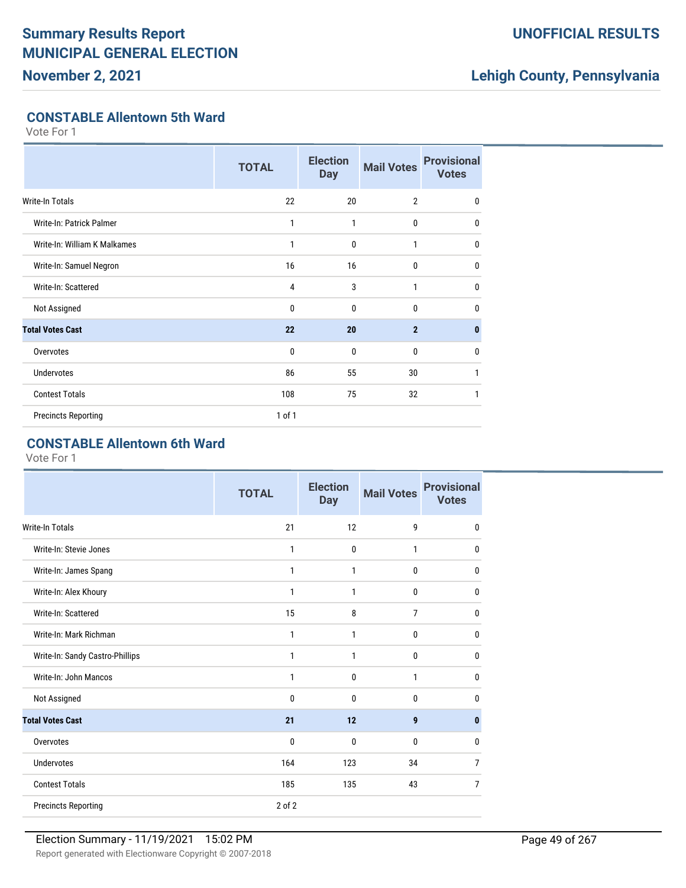## CONSTABLE Allentown 5th Ward

Vote For 1

| | TOTAL | Election Day | Mail Votes | Provisional Votes |
|---|---|---|---|---|
| Write-In Totals | 22 | 20 | 2 | 0 |
| Write-In: Patrick Palmer | 1 | 1 | 0 | 0 |
| Write-In: William K Malkames | 1 | 0 | 1 | 0 |
| Write-In: Samuel Negron | 16 | 16 | 0 | 0 |
| Write-In: Scattered | 4 | 3 | 1 | 0 |
| Not Assigned | 0 | 0 | 0 | 0 |
| **Total Votes Cast** | **22** | **20** | **2** | **0** |
| Overvotes | 0 | 0 | 0 | 0 |
| Undervotes | 86 | 55 | 30 | 1 |
| Contest Totals | 108 | 75 | 32 | 1 |
| Precincts Reporting | 1 of 1 | | | |

## CONSTABLE Allentown 6th Ward

Vote For 1

| | TOTAL | Election Day | Mail Votes | Provisional Votes |
|---|---|---|---|---|
| Write-In Totals | 21 | 12 | 9 | 0 |
| Write-In: Stevie Jones | 1 | 0 | 1 | 0 |
| Write-In: James Spang | 1 | 1 | 0 | 0 |
| Write-In: Alex Khoury | 1 | 1 | 0 | 0 |
| Write-In: Scattered | 15 | 8 | 7 | 0 |
| Write-In: Mark Richman | 1 | 1 | 0 | 0 |
| Write-In: Sandy Castro-Phillips | 1 | 1 | 0 | 0 |
| Write-In: John Mancos | 1 | 0 | 1 | 0 |
| Not Assigned | 0 | 0 | 0 | 0 |
| **Total Votes Cast** | **21** | **12** | **9** | **0** |
| Overvotes | 0 | 0 | 0 | 0 |
| Undervotes | 164 | 123 | 34 | 7 |
| Contest Totals | 185 | 135 | 43 | 7 |
| Precincts Reporting | 2 of 2 | | | |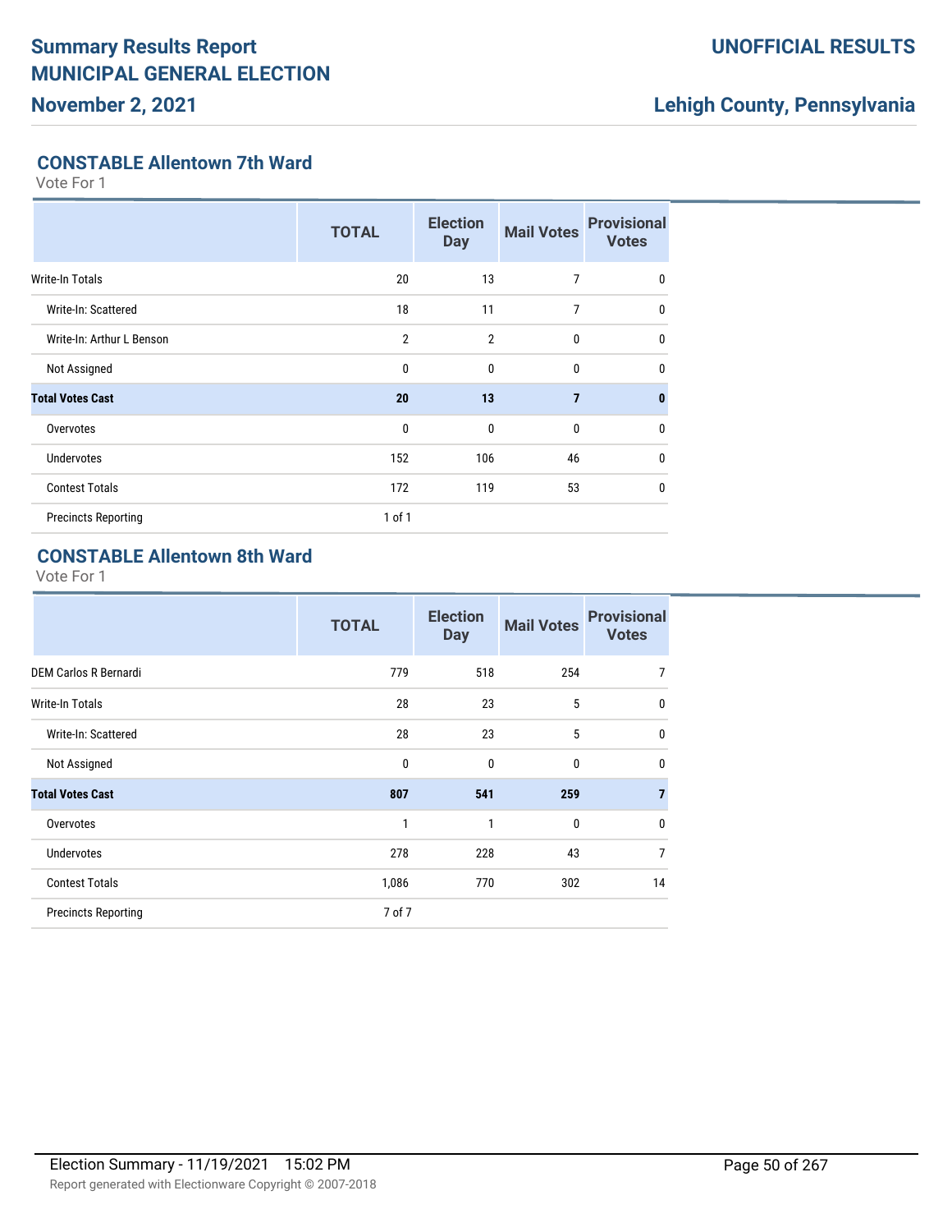# Summary Results Report
# MUNICIPAL GENERAL ELECTION
## November 2, 2021

**UNOFFICIAL RESULTS**

**Lehigh County, Pennsylvania**

### CONSTABLE Allentown 7th Ward

Vote For 1

| | TOTAL | Election Day | Mail Votes | Provisional Votes |
|---|---|---|---|---|
| Write-In Totals | 20 | 13 | 7 | 0 |
| Write-In: Scattered | 18 | 11 | 7 | 0 |
| Write-In: Arthur L Benson | 2 | 2 | 0 | 0 |
| Not Assigned | 0 | 0 | 0 | 0 |
| **Total Votes Cast** | **20** | **13** | **7** | **0** |
| Overvotes | 0 | 0 | 0 | 0 |
| Undervotes | 152 | 106 | 46 | 0 |
| Contest Totals | 172 | 119 | 53 | 0 |
| Precincts Reporting | 1 of 1 | | | |

### CONSTABLE Allentown 8th Ward

Vote For 1

| | TOTAL | Election Day | Mail Votes | Provisional Votes |
|---|---|---|---|---|
| DEM Carlos R Bernardi | 779 | 518 | 254 | 7 |
| Write-In Totals | 28 | 23 | 5 | 0 |
| Write-In: Scattered | 28 | 23 | 5 | 0 |
| Not Assigned | 0 | 0 | 0 | 0 |
| **Total Votes Cast** | **807** | **541** | **259** | **7** |
| Overvotes | 1 | 1 | 0 | 0 |
| Undervotes | 278 | 228 | 43 | 7 |
| Contest Totals | 1,086 | 770 | 302 | 14 |
| Precincts Reporting | 7 of 7 | | | |

Election Summary - 11/19/2021 15:02 PM

Report generated with Electionware Copyright © 2007-2018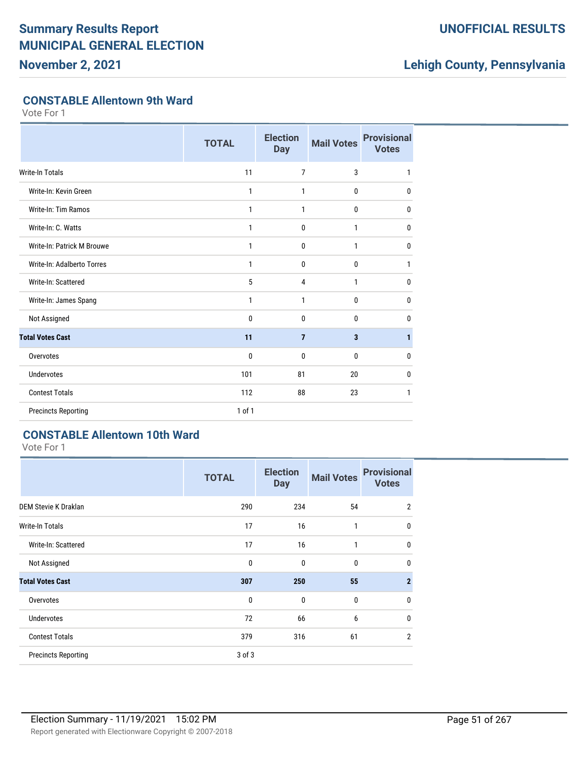## CONSTABLE Allentown 9th Ward

Vote For 1

| | TOTAL | Election Day | Mail Votes | Provisional Votes |
|---|---|---|---|---|
| Write-In Totals | 11 | 7 | 3 | 1 |
| Write-In: Kevin Green | 1 | 1 | 0 | 0 |
| Write-In: Tim Ramos | 1 | 1 | 0 | 0 |
| Write-In: C. Watts | 1 | 0 | 1 | 0 |
| Write-In: Patrick M Brouwe | 1 | 0 | 1 | 0 |
| Write-In: Adalberto Torres | 1 | 0 | 0 | 1 |
| Write-In: Scattered | 5 | 4 | 1 | 0 |
| Write-In: James Spang | 1 | 1 | 0 | 0 |
| Not Assigned | 0 | 0 | 0 | 0 |
| **Total Votes Cast** | **11** | **7** | **3** | **1** |
| Overvotes | 0 | 0 | 0 | 0 |
| Undervotes | 101 | 81 | 20 | 0 |
| Contest Totals | 112 | 88 | 23 | 1 |
| Precincts Reporting | 1 of 1 | | | |

## CONSTABLE Allentown 10th Ward

Vote For 1

| | TOTAL | Election Day | Mail Votes | Provisional Votes |
|---|---|---|---|---|
| DEM Stevie K Draklan | 290 | 234 | 54 | 2 |
| Write-In Totals | 17 | 16 | 1 | 0 |
| Write-In: Scattered | 17 | 16 | 1 | 0 |
| Not Assigned | 0 | 0 | 0 | 0 |
| **Total Votes Cast** | **307** | **250** | **55** | **2** |
| Overvotes | 0 | 0 | 0 | 0 |
| Undervotes | 72 | 66 | 6 | 0 |
| Contest Totals | 379 | 316 | 61 | 2 |
| Precincts Reporting | 3 of 3 | | | |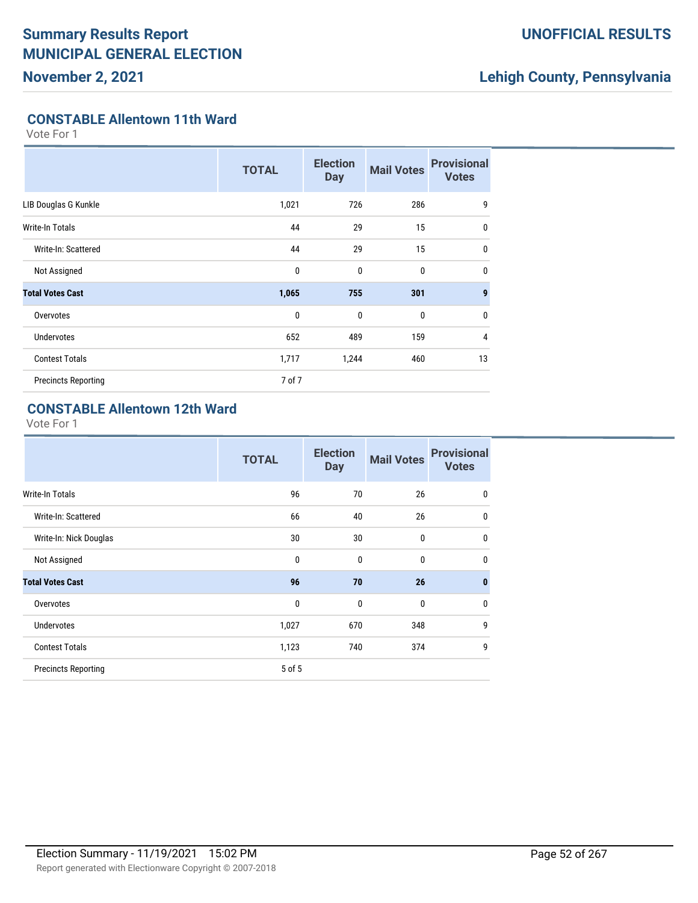# Summary Results Report
# MUNICIPAL GENERAL ELECTION
## November 2, 2021

**UNOFFICIAL RESULTS**

**Lehigh County, Pennsylvania**

### CONSTABLE Allentown 11th Ward

Vote For 1

| | TOTAL | Election Day | Mail Votes | Provisional Votes |
|---|---|---|---|---|
| LIB Douglas G Kunkle | 1,021 | 726 | 286 | 9 |
| Write-In Totals | 44 | 29 | 15 | 0 |
| Write-In: Scattered | 44 | 29 | 15 | 0 |
| Not Assigned | 0 | 0 | 0 | 0 |
| **Total Votes Cast** | **1,065** | **755** | **301** | **9** |
| Overvotes | 0 | 0 | 0 | 0 |
| Undervotes | 652 | 489 | 159 | 4 |
| Contest Totals | 1,717 | 1,244 | 460 | 13 |
| Precincts Reporting | 7 of 7 | | | |

### CONSTABLE Allentown 12th Ward

Vote For 1

| | TOTAL | Election Day | Mail Votes | Provisional Votes |
|---|---|---|---|---|
| Write-In Totals | 96 | 70 | 26 | 0 |
| Write-In: Scattered | 66 | 40 | 26 | 0 |
| Write-In: Nick Douglas | 30 | 30 | 0 | 0 |
| Not Assigned | 0 | 0 | 0 | 0 |
| **Total Votes Cast** | **96** | **70** | **26** | **0** |
| Overvotes | 0 | 0 | 0 | 0 |
| Undervotes | 1,027 | 670 | 348 | 9 |
| Contest Totals | 1,123 | 740 | 374 | 9 |
| Precincts Reporting | 5 of 5 | | | |

Election Summary - 11/19/2021 15:02 PM

Report generated with Electionware Copyright © 2007-2018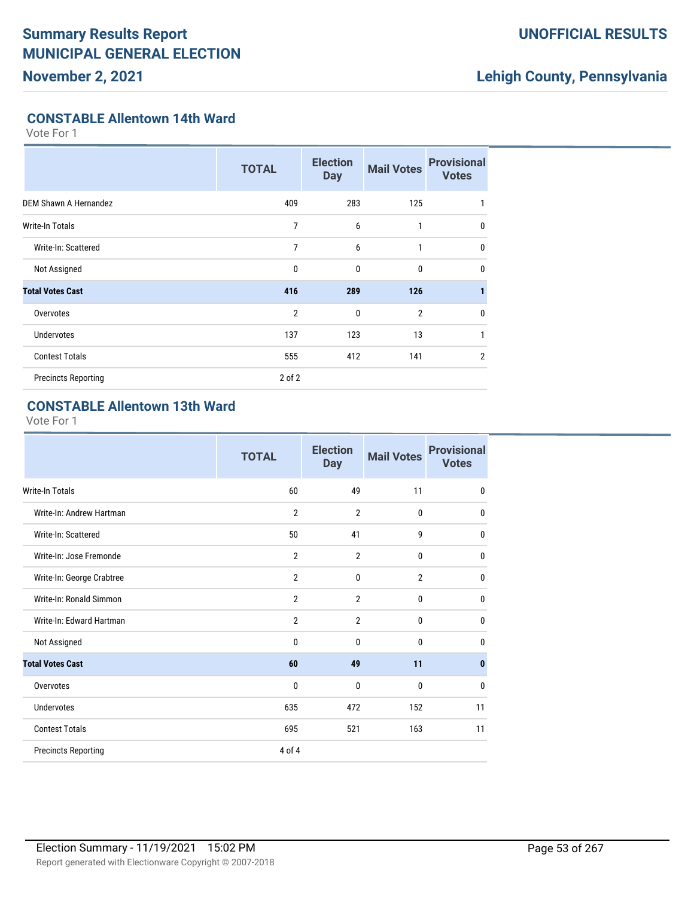## CONSTABLE Allentown 14th Ward

Vote For 1

| | TOTAL | Election Day | Mail Votes | Provisional Votes |
|---|---|---|---|---|
| DEM Shawn A Hernandez | 409 | 283 | 125 | 1 |
| Write-In Totals | 7 | 6 | 1 | 0 |
| Write-In: Scattered | 7 | 6 | 1 | 0 |
| Not Assigned | 0 | 0 | 0 | 0 |
| **Total Votes Cast** | **416** | **289** | **126** | **1** |
| Overvotes | 2 | 0 | 2 | 0 |
| Undervotes | 137 | 123 | 13 | 1 |
| Contest Totals | 555 | 412 | 141 | 2 |
| Precincts Reporting | 2 of 2 | | | |

## CONSTABLE Allentown 13th Ward

Vote For 1

| | TOTAL | Election Day | Mail Votes | Provisional Votes |
|---|---|---|---|---|
| Write-In Totals | 60 | 49 | 11 | 0 |
| Write-In: Andrew Hartman | 2 | 2 | 0 | 0 |
| Write-In: Scattered | 50 | 41 | 9 | 0 |
| Write-In: Jose Fremonde | 2 | 2 | 0 | 0 |
| Write-In: George Crabtree | 2 | 0 | 2 | 0 |
| Write-In: Ronald Simmon | 2 | 2 | 0 | 0 |
| Write-In: Edward Hartman | 2 | 2 | 0 | 0 |
| Not Assigned | 0 | 0 | 0 | 0 |
| **Total Votes Cast** | **60** | **49** | **11** | **0** |
| Overvotes | 0 | 0 | 0 | 0 |
| Undervotes | 635 | 472 | 152 | 11 |
| Contest Totals | 695 | 521 | 163 | 11 |
| Precincts Reporting | 4 of 4 | | | |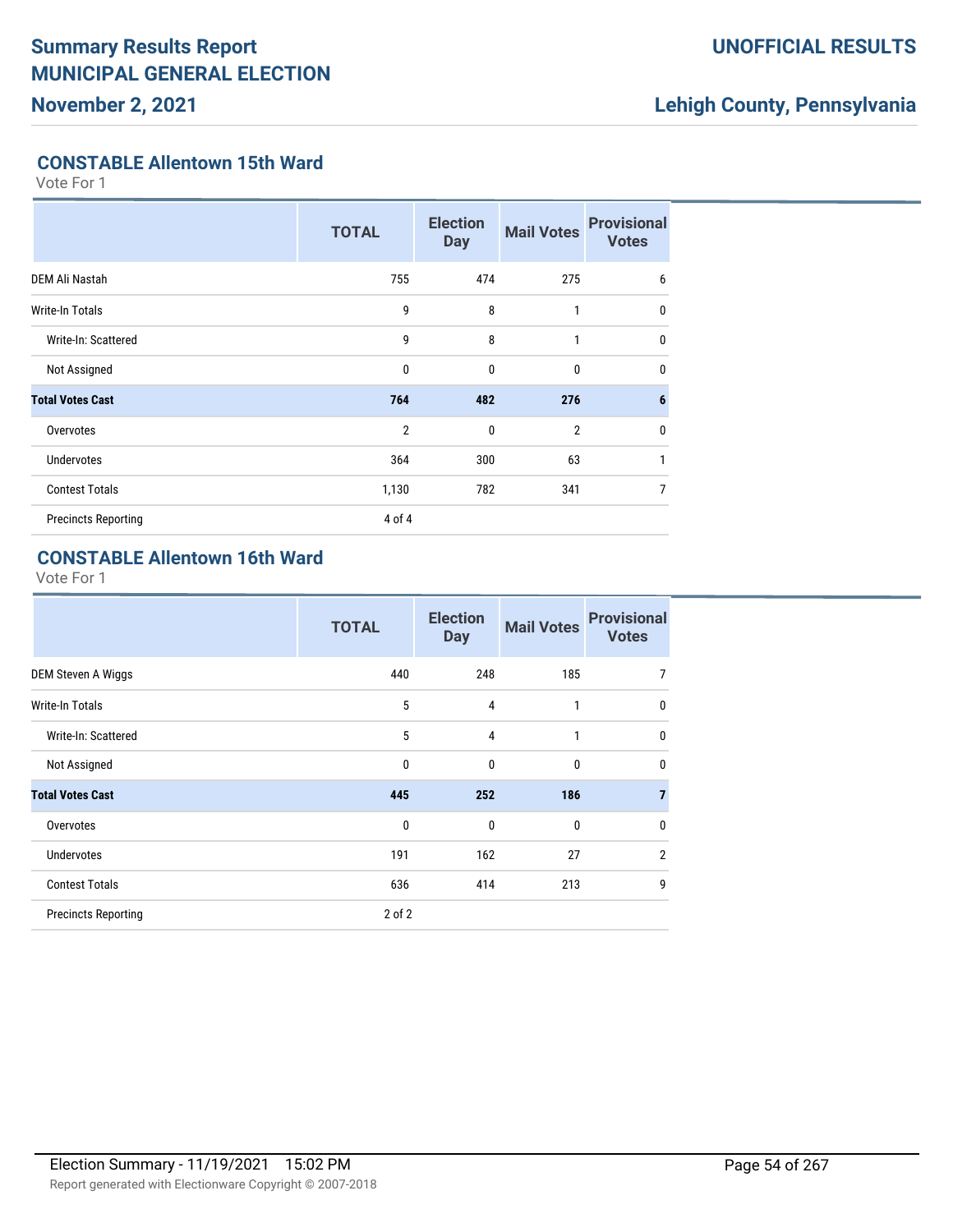## CONSTABLE Allentown 15th Ward

Vote For 1

| | TOTAL | Election Day | Mail Votes | Provisional Votes |
|---|---|---|---|---|
| DEM Ali Nastah | 755 | 474 | 275 | 6 |
| Write-In Totals | 9 | 8 | 1 | 0 |
| Write-In: Scattered | 9 | 8 | 1 | 0 |
| Not Assigned | 0 | 0 | 0 | 0 |
| **Total Votes Cast** | **764** | **482** | **276** | **6** |
| Overvotes | 2 | 0 | 2 | 0 |
| Undervotes | 364 | 300 | 63 | 1 |
| Contest Totals | 1,130 | 782 | 341 | 7 |
| Precincts Reporting | 4 of 4 | | | |

## CONSTABLE Allentown 16th Ward

Vote For 1

| | TOTAL | Election Day | Mail Votes | Provisional Votes |
|---|---|---|---|---|
| DEM Steven A Wiggs | 440 | 248 | 185 | 7 |
| Write-In Totals | 5 | 4 | 1 | 0 |
| Write-In: Scattered | 5 | 4 | 1 | 0 |
| Not Assigned | 0 | 0 | 0 | 0 |
| **Total Votes Cast** | **445** | **252** | **186** | **7** |
| Overvotes | 0 | 0 | 0 | 0 |
| Undervotes | 191 | 162 | 27 | 2 |
| Contest Totals | 636 | 414 | 213 | 9 |
| Precincts Reporting | 2 of 2 | | | |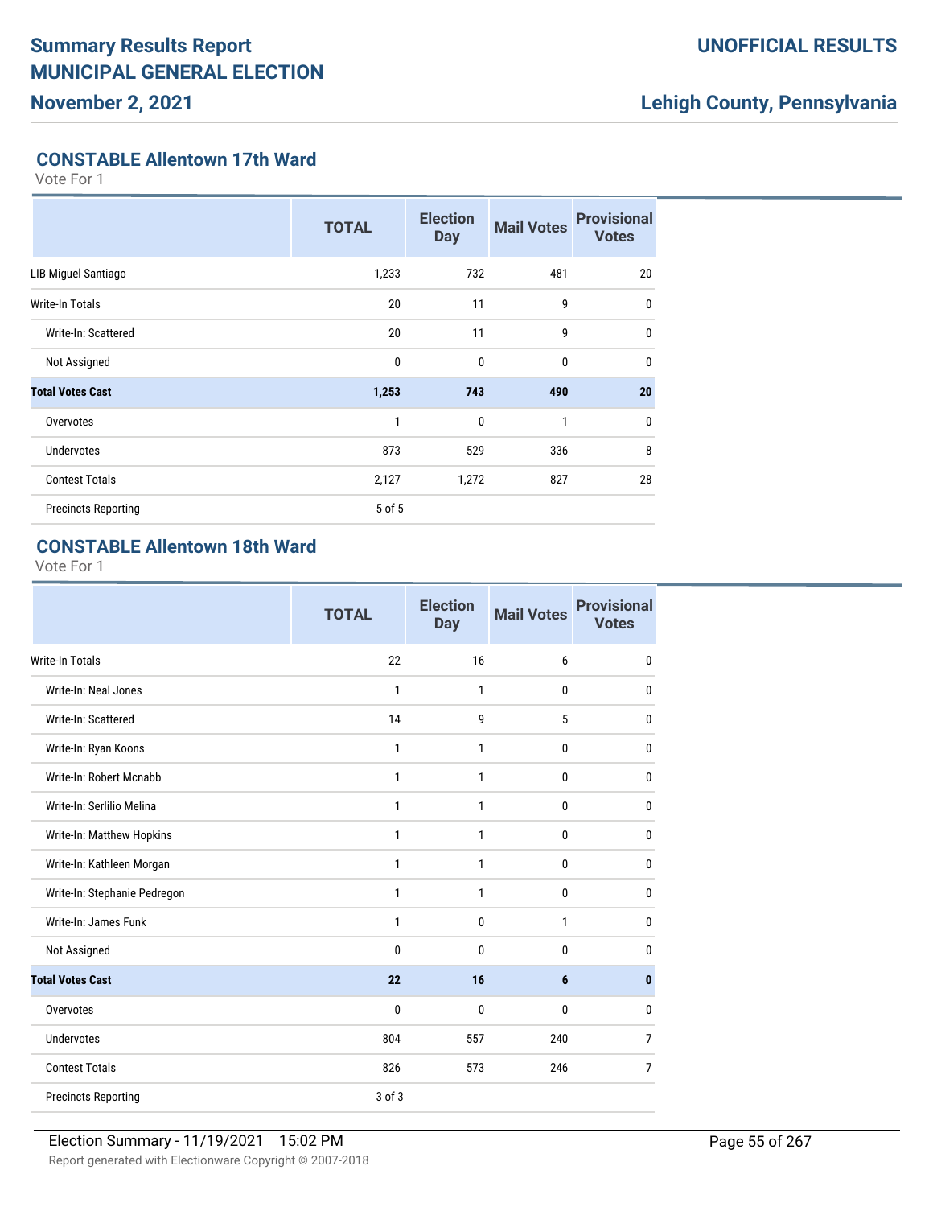## CONSTABLE Allentown 17th Ward

Vote For 1

| | TOTAL | Election Day | Mail Votes | Provisional Votes |
|---|---|---|---|---|
| LIB Miguel Santiago | 1,233 | 732 | 481 | 20 |
| Write-In Totals | 20 | 11 | 9 | 0 |
| Write-In: Scattered | 20 | 11 | 9 | 0 |
| Not Assigned | 0 | 0 | 0 | 0 |
| **Total Votes Cast** | **1,253** | **743** | **490** | **20** |
| Overvotes | 1 | 0 | 1 | 0 |
| Undervotes | 873 | 529 | 336 | 8 |
| Contest Totals | 2,127 | 1,272 | 827 | 28 |
| Precincts Reporting | 5 of 5 | | | |

## CONSTABLE Allentown 18th Ward

Vote For 1

| | TOTAL | Election Day | Mail Votes | Provisional Votes |
|---|---|---|---|---|
| Write-In Totals | 22 | 16 | 6 | 0 |
| Write-In: Neal Jones | 1 | 1 | 0 | 0 |
| Write-In: Scattered | 14 | 9 | 5 | 0 |
| Write-In: Ryan Koons | 1 | 1 | 0 | 0 |
| Write-In: Robert Mcnabb | 1 | 1 | 0 | 0 |
| Write-In: Serlilio Melina | 1 | 1 | 0 | 0 |
| Write-In: Matthew Hopkins | 1 | 1 | 0 | 0 |
| Write-In: Kathleen Morgan | 1 | 1 | 0 | 0 |
| Write-In: Stephanie Pedregon | 1 | 1 | 0 | 0 |
| Write-In: James Funk | 1 | 0 | 1 | 0 |
| Not Assigned | 0 | 0 | 0 | 0 |
| **Total Votes Cast** | **22** | **16** | **6** | **0** |
| Overvotes | 0 | 0 | 0 | 0 |
| Undervotes | 804 | 557 | 240 | 7 |
| Contest Totals | 826 | 573 | 246 | 7 |
| Precincts Reporting | 3 of 3 | | | |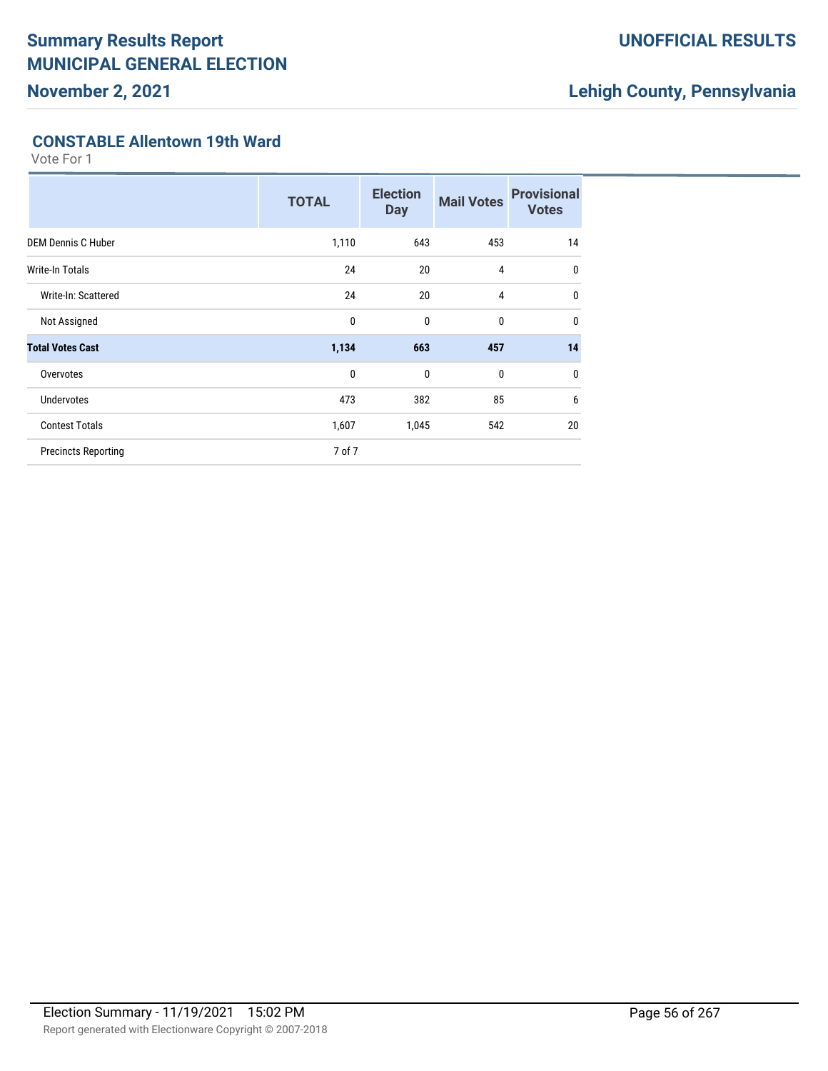## CONSTABLE Allentown 19th Ward

Vote For 1

| | TOTAL | Election Day | Mail Votes | Provisional Votes |
|---|---|---|---|---|
| DEM Dennis C Huber | 1,110 | 643 | 453 | 14 |
| Write-In Totals | 24 | 20 | 4 | 0 |
| Write-In: Scattered | 24 | 20 | 4 | 0 |
| Not Assigned | 0 | 0 | 0 | 0 |
| **Total Votes Cast** | **1,134** | **663** | **457** | **14** |
| Overvotes | 0 | 0 | 0 | 0 |
| Undervotes | 473 | 382 | 85 | 6 |
| Contest Totals | 1,607 | 1,045 | 542 | 20 |
| Precincts Reporting | 7 of 7 | | | |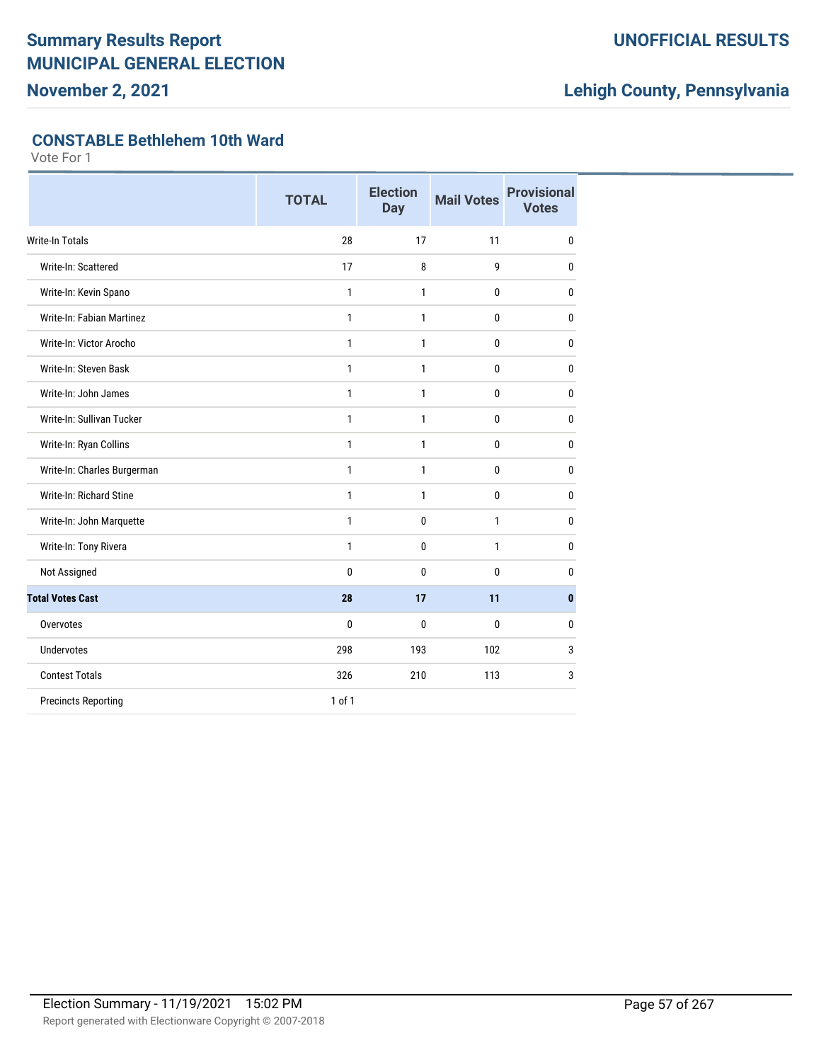# Summary Results Report
## MUNICIPAL GENERAL ELECTION
## November 2, 2021

**UNOFFICIAL RESULTS**

**Lehigh County, Pennsylvania**

### CONSTABLE Bethlehem 10th Ward

Vote For 1

| | TOTAL | Election Day | Mail Votes | Provisional Votes |
|---|---|---|---|---|
| Write-In Totals | 28 | 17 | 11 | 0 |
| Write-In: Scattered | 17 | 8 | 9 | 0 |
| Write-In: Kevin Spano | 1 | 1 | 0 | 0 |
| Write-In: Fabian Martinez | 1 | 1 | 0 | 0 |
| Write-In: Victor Arocho | 1 | 1 | 0 | 0 |
| Write-In: Steven Bask | 1 | 1 | 0 | 0 |
| Write-In: John James | 1 | 1 | 0 | 0 |
| Write-In: Sullivan Tucker | 1 | 1 | 0 | 0 |
| Write-In: Ryan Collins | 1 | 1 | 0 | 0 |
| Write-In: Charles Burgerman | 1 | 1 | 0 | 0 |
| Write-In: Richard Stine | 1 | 1 | 0 | 0 |
| Write-In: John Marquette | 1 | 0 | 1 | 0 |
| Write-In: Tony Rivera | 1 | 0 | 1 | 0 |
| Not Assigned | 0 | 0 | 0 | 0 |
| **Total Votes Cast** | **28** | **17** | **11** | **0** |
| Overvotes | 0 | 0 | 0 | 0 |
| Undervotes | 298 | 193 | 102 | 3 |
| Contest Totals | 326 | 210 | 113 | 3 |
| Precincts Reporting | 1 of 1 | | | |

Election Summary - 11/19/2021 15:02 PM

Report generated with Electionware Copyright © 2007-2018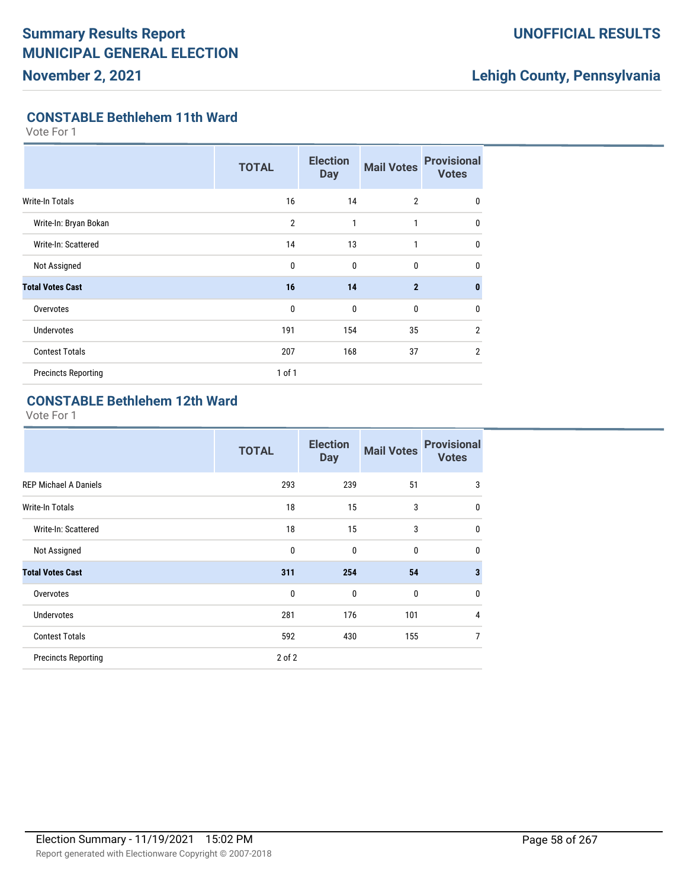# Summary Results Report
# MUNICIPAL GENERAL ELECTION
## November 2, 2021

**UNOFFICIAL RESULTS**

**Lehigh County, Pennsylvania**

### CONSTABLE Bethlehem 11th Ward

Vote For 1

| | TOTAL | Election Day | Mail Votes | Provisional Votes |
|---|---|---|---|---|
| Write-In Totals | 16 | 14 | 2 | 0 |
| Write-In: Bryan Bokan | 2 | 1 | 1 | 0 |
| Write-In: Scattered | 14 | 13 | 1 | 0 |
| Not Assigned | 0 | 0 | 0 | 0 |
| **Total Votes Cast** | **16** | **14** | **2** | **0** |
| Overvotes | 0 | 0 | 0 | 0 |
| Undervotes | 191 | 154 | 35 | 2 |
| Contest Totals | 207 | 168 | 37 | 2 |
| Precincts Reporting | 1 of 1 | | | |

### CONSTABLE Bethlehem 12th Ward

Vote For 1

| | TOTAL | Election Day | Mail Votes | Provisional Votes |
|---|---|---|---|---|
| REP Michael A Daniels | 293 | 239 | 51 | 3 |
| Write-In Totals | 18 | 15 | 3 | 0 |
| Write-In: Scattered | 18 | 15 | 3 | 0 |
| Not Assigned | 0 | 0 | 0 | 0 |
| **Total Votes Cast** | **311** | **254** | **54** | **3** |
| Overvotes | 0 | 0 | 0 | 0 |
| Undervotes | 281 | 176 | 101 | 4 |
| Contest Totals | 592 | 430 | 155 | 7 |
| Precincts Reporting | 2 of 2 | | | |

Election Summary - 11/19/2021 15:02 PM

Report generated with Electionware Copyright © 2007-2018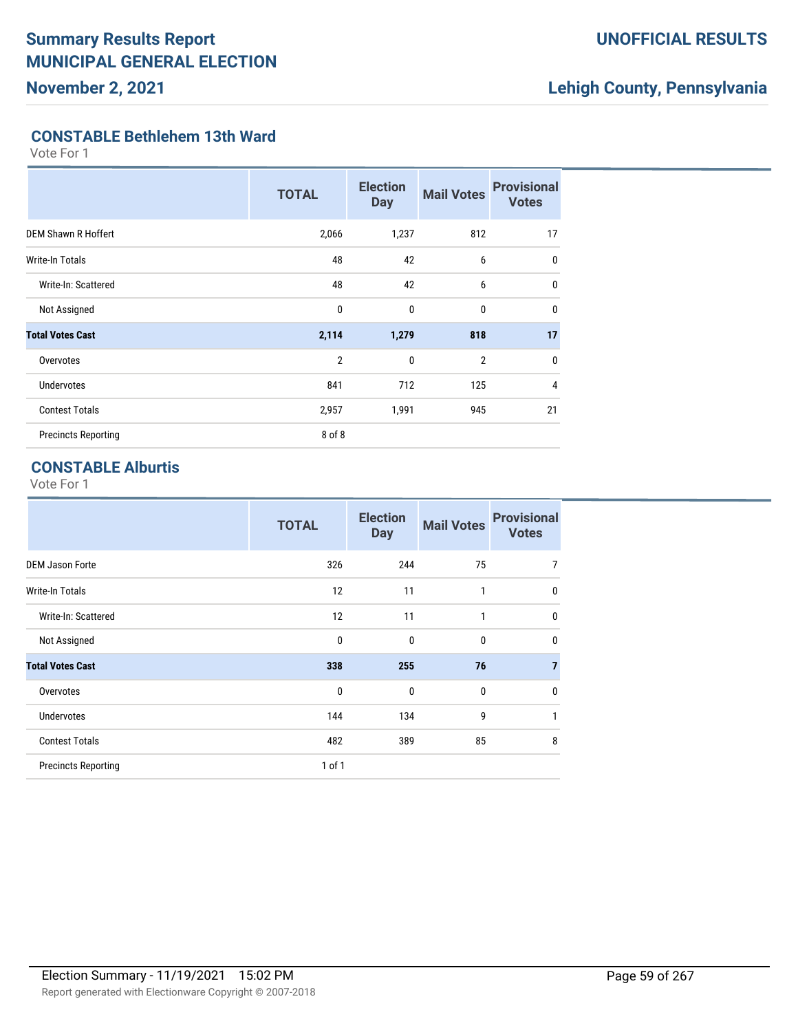# Summary Results Report
# MUNICIPAL GENERAL ELECTION
## November 2, 2021

**UNOFFICIAL RESULTS**

**Lehigh County, Pennsylvania**

### CONSTABLE Bethlehem 13th Ward

Vote For 1

| | TOTAL | Election Day | Mail Votes | Provisional Votes |
|---|---|---|---|---|
| DEM Shawn R Hoffert | 2,066 | 1,237 | 812 | 17 |
| Write-In Totals | 48 | 42 | 6 | 0 |
| Write-In: Scattered | 48 | 42 | 6 | 0 |
| Not Assigned | 0 | 0 | 0 | 0 |
| **Total Votes Cast** | **2,114** | **1,279** | **818** | **17** |
| Overvotes | 2 | 0 | 2 | 0 |
| Undervotes | 841 | 712 | 125 | 4 |
| Contest Totals | 2,957 | 1,991 | 945 | 21 |
| Precincts Reporting | 8 of 8 | | | |

### CONSTABLE Alburtis

Vote For 1

| | TOTAL | Election Day | Mail Votes | Provisional Votes |
|---|---|---|---|---|
| DEM Jason Forte | 326 | 244 | 75 | 7 |
| Write-In Totals | 12 | 11 | 1 | 0 |
| Write-In: Scattered | 12 | 11 | 1 | 0 |
| Not Assigned | 0 | 0 | 0 | 0 |
| **Total Votes Cast** | **338** | **255** | **76** | **7** |
| Overvotes | 0 | 0 | 0 | 0 |
| Undervotes | 144 | 134 | 9 | 1 |
| Contest Totals | 482 | 389 | 85 | 8 |
| Precincts Reporting | 1 of 1 | | | |

Election Summary - 11/19/2021 15:02 PM

Report generated with Electionware Copyright © 2007-2018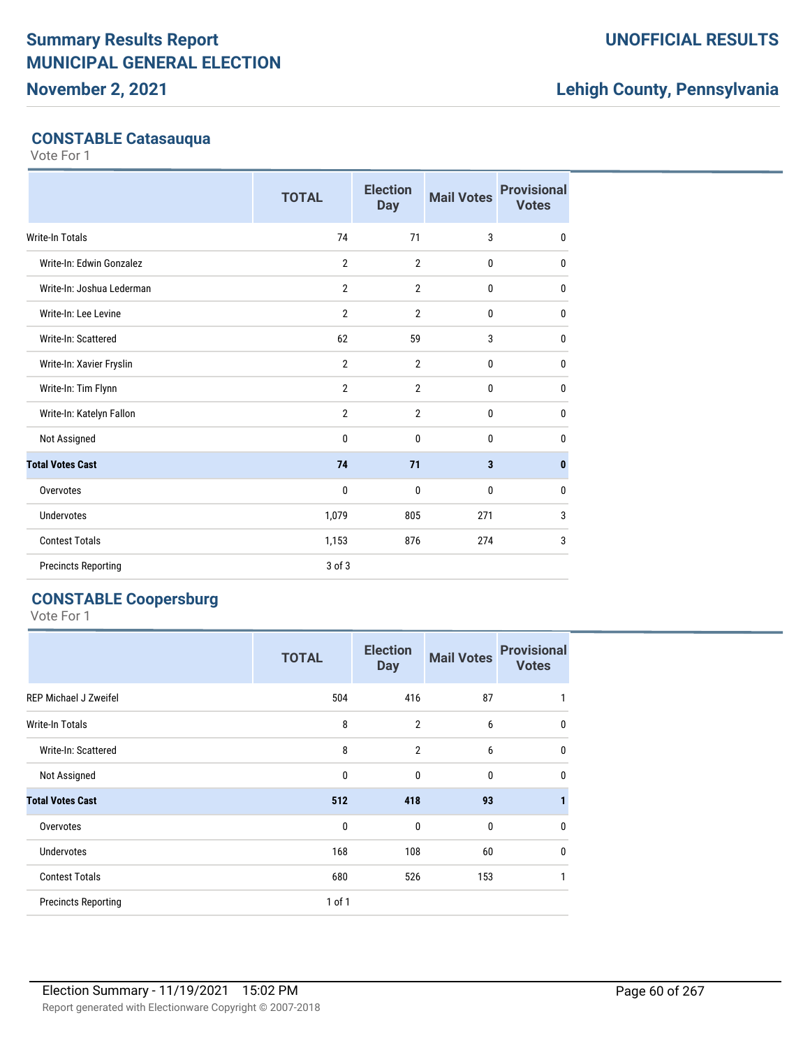## CONSTABLE Catasauqua

Vote For 1

| | TOTAL | Election Day | Mail Votes | Provisional Votes |
|---|---|---|---|---|
| Write-In Totals | 74 | 71 | 3 | 0 |
| Write-In: Edwin Gonzalez | 2 | 2 | 0 | 0 |
| Write-In: Joshua Lederman | 2 | 2 | 0 | 0 |
| Write-In: Lee Levine | 2 | 2 | 0 | 0 |
| Write-In: Scattered | 62 | 59 | 3 | 0 |
| Write-In: Xavier Fryslin | 2 | 2 | 0 | 0 |
| Write-In: Tim Flynn | 2 | 2 | 0 | 0 |
| Write-In: Katelyn Fallon | 2 | 2 | 0 | 0 |
| Not Assigned | 0 | 0 | 0 | 0 |
| **Total Votes Cast** | **74** | **71** | **3** | **0** |
| Overvotes | 0 | 0 | 0 | 0 |
| Undervotes | 1,079 | 805 | 271 | 3 |
| Contest Totals | 1,153 | 876 | 274 | 3 |
| Precincts Reporting | 3 of 3 | | | |

## CONSTABLE Coopersburg

Vote For 1

| | TOTAL | Election Day | Mail Votes | Provisional Votes |
|---|---|---|---|---|
| REP Michael J Zweifel | 504 | 416 | 87 | 1 |
| Write-In Totals | 8 | 2 | 6 | 0 |
| Write-In: Scattered | 8 | 2 | 6 | 0 |
| Not Assigned | 0 | 0 | 0 | 0 |
| **Total Votes Cast** | **512** | **418** | **93** | **1** |
| Overvotes | 0 | 0 | 0 | 0 |
| Undervotes | 168 | 108 | 60 | 0 |
| Contest Totals | 680 | 526 | 153 | 1 |
| Precincts Reporting | 1 of 1 | | | |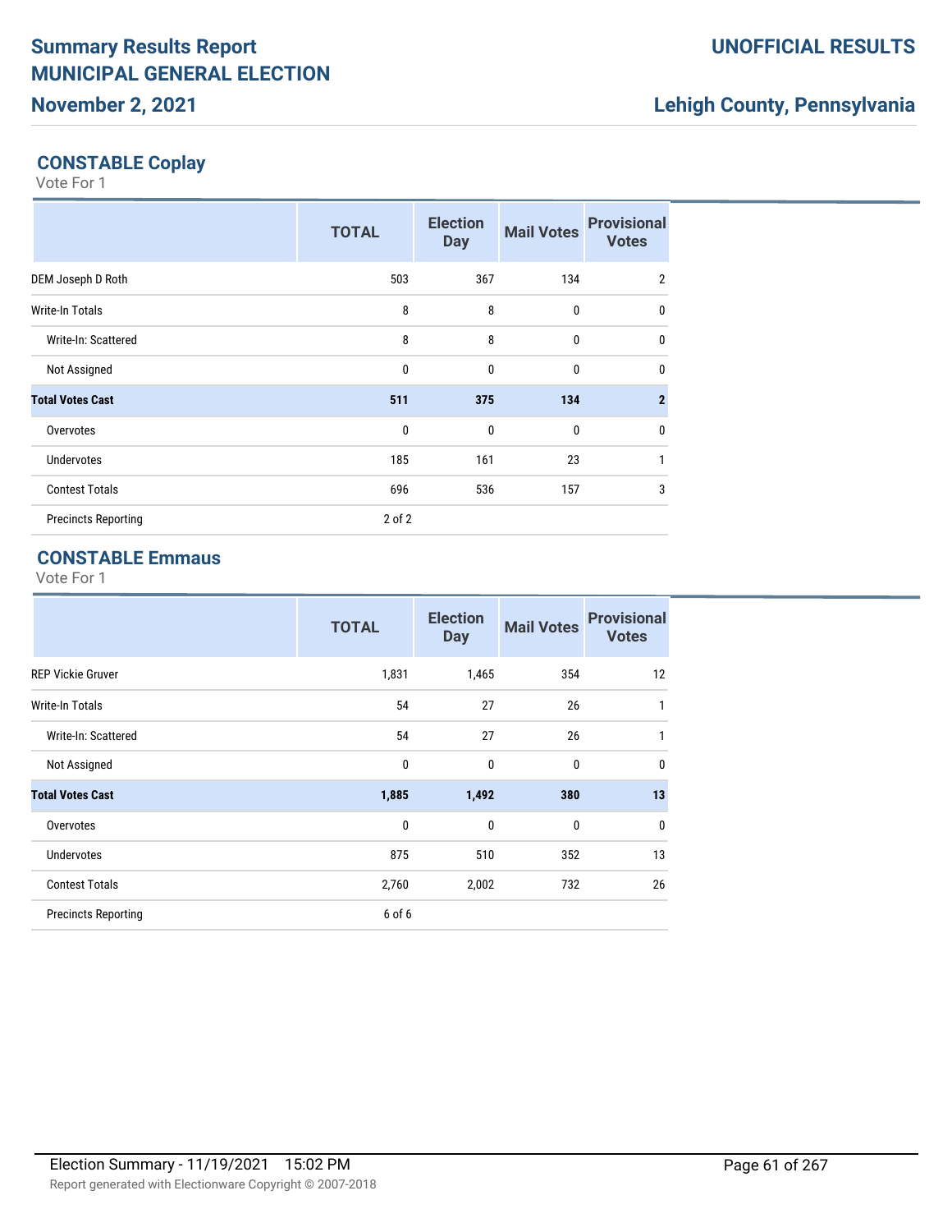# Summary Results Report MUNICIPAL GENERAL ELECTION

**November 2, 2021**

**UNOFFICIAL RESULTS**

**Lehigh County, Pennsylvania**

## CONSTABLE Coplay

Vote For 1

| | TOTAL | Election Day | Mail Votes | Provisional Votes |
|---|---|---|---|---|
| DEM Joseph D Roth | 503 | 367 | 134 | 2 |
| Write-In Totals | 8 | 8 | 0 | 0 |
| Write-In: Scattered | 8 | 8 | 0 | 0 |
| Not Assigned | 0 | 0 | 0 | 0 |
| **Total Votes Cast** | **511** | **375** | **134** | **2** |
| Overvotes | 0 | 0 | 0 | 0 |
| Undervotes | 185 | 161 | 23 | 1 |
| Contest Totals | 696 | 536 | 157 | 3 |
| Precincts Reporting | 2 of 2 | | | |

## CONSTABLE Emmaus

Vote For 1

| | TOTAL | Election Day | Mail Votes | Provisional Votes |
|---|---|---|---|---|
| REP Vickie Gruver | 1,831 | 1,465 | 354 | 12 |
| Write-In Totals | 54 | 27 | 26 | 1 |
| Write-In: Scattered | 54 | 27 | 26 | 1 |
| Not Assigned | 0 | 0 | 0 | 0 |
| **Total Votes Cast** | **1,885** | **1,492** | **380** | **13** |
| Overvotes | 0 | 0 | 0 | 0 |
| Undervotes | 875 | 510 | 352 | 13 |
| Contest Totals | 2,760 | 2,002 | 732 | 26 |
| Precincts Reporting | 6 of 6 | | | |

Election Summary - 11/19/2021 15:02 PM

Report generated with Electionware Copyright © 2007-2018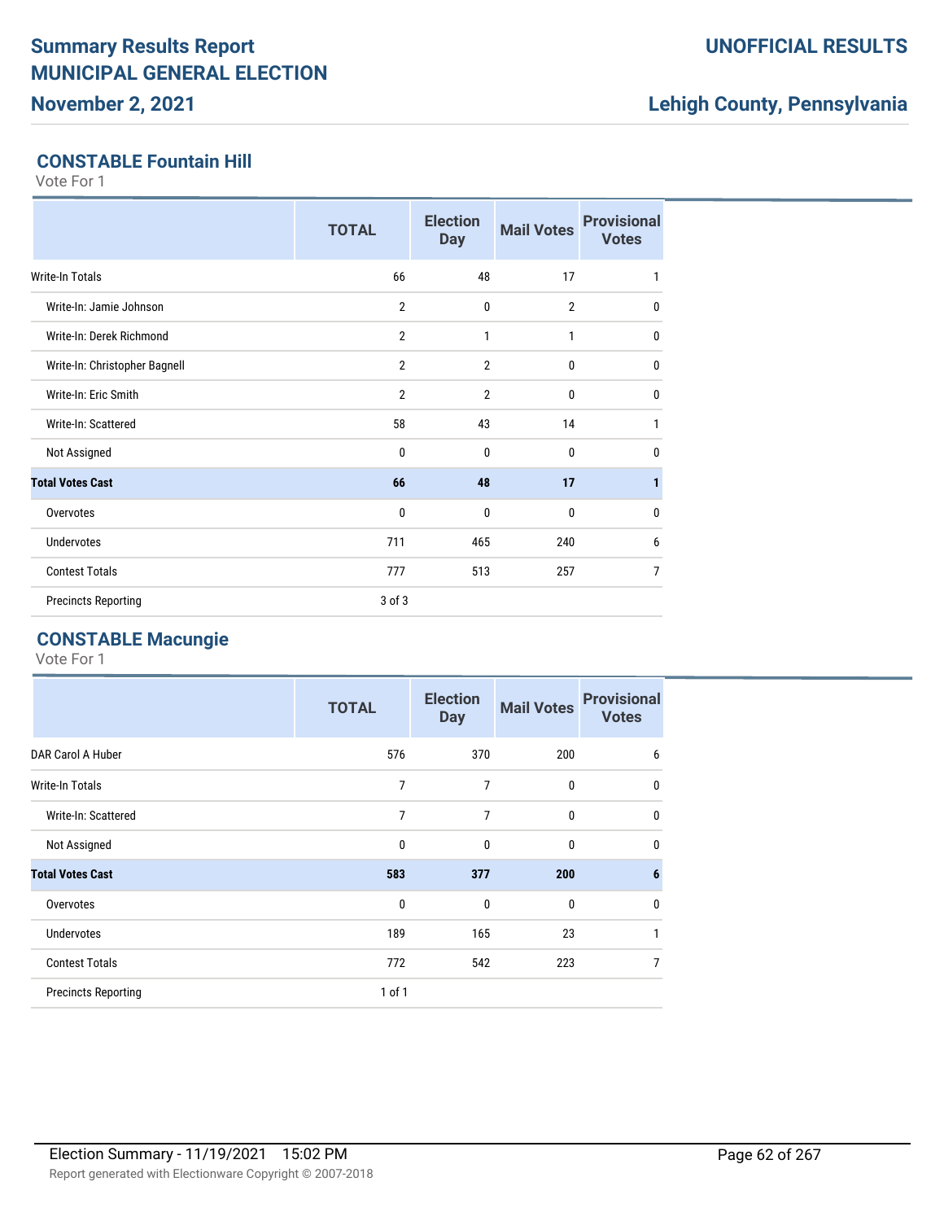# Summary Results Report
# MUNICIPAL GENERAL ELECTION
## November 2, 2021

**UNOFFICIAL RESULTS**

**Lehigh County, Pennsylvania**

### CONSTABLE Fountain Hill

Vote For 1

| | TOTAL | Election Day | Mail Votes | Provisional Votes |
|---|---|---|---|---|
| Write-In Totals | 66 | 48 | 17 | 1 |
| Write-In: Jamie Johnson | 2 | 0 | 2 | 0 |
| Write-In: Derek Richmond | 2 | 1 | 1 | 0 |
| Write-In: Christopher Bagnell | 2 | 2 | 0 | 0 |
| Write-In: Eric Smith | 2 | 2 | 0 | 0 |
| Write-In: Scattered | 58 | 43 | 14 | 1 |
| Not Assigned | 0 | 0 | 0 | 0 |
| **Total Votes Cast** | **66** | **48** | **17** | **1** |
| Overvotes | 0 | 0 | 0 | 0 |
| Undervotes | 711 | 465 | 240 | 6 |
| Contest Totals | 777 | 513 | 257 | 7 |
| Precincts Reporting | 3 of 3 | | | |

### CONSTABLE Macungie

Vote For 1

| | TOTAL | Election Day | Mail Votes | Provisional Votes |
|---|---|---|---|---|
| DAR Carol A Huber | 576 | 370 | 200 | 6 |
| Write-In Totals | 7 | 7 | 0 | 0 |
| Write-In: Scattered | 7 | 7 | 0 | 0 |
| Not Assigned | 0 | 0 | 0 | 0 |
| **Total Votes Cast** | **583** | **377** | **200** | **6** |
| Overvotes | 0 | 0 | 0 | 0 |
| Undervotes | 189 | 165 | 23 | 1 |
| Contest Totals | 772 | 542 | 223 | 7 |
| Precincts Reporting | 1 of 1 | | | |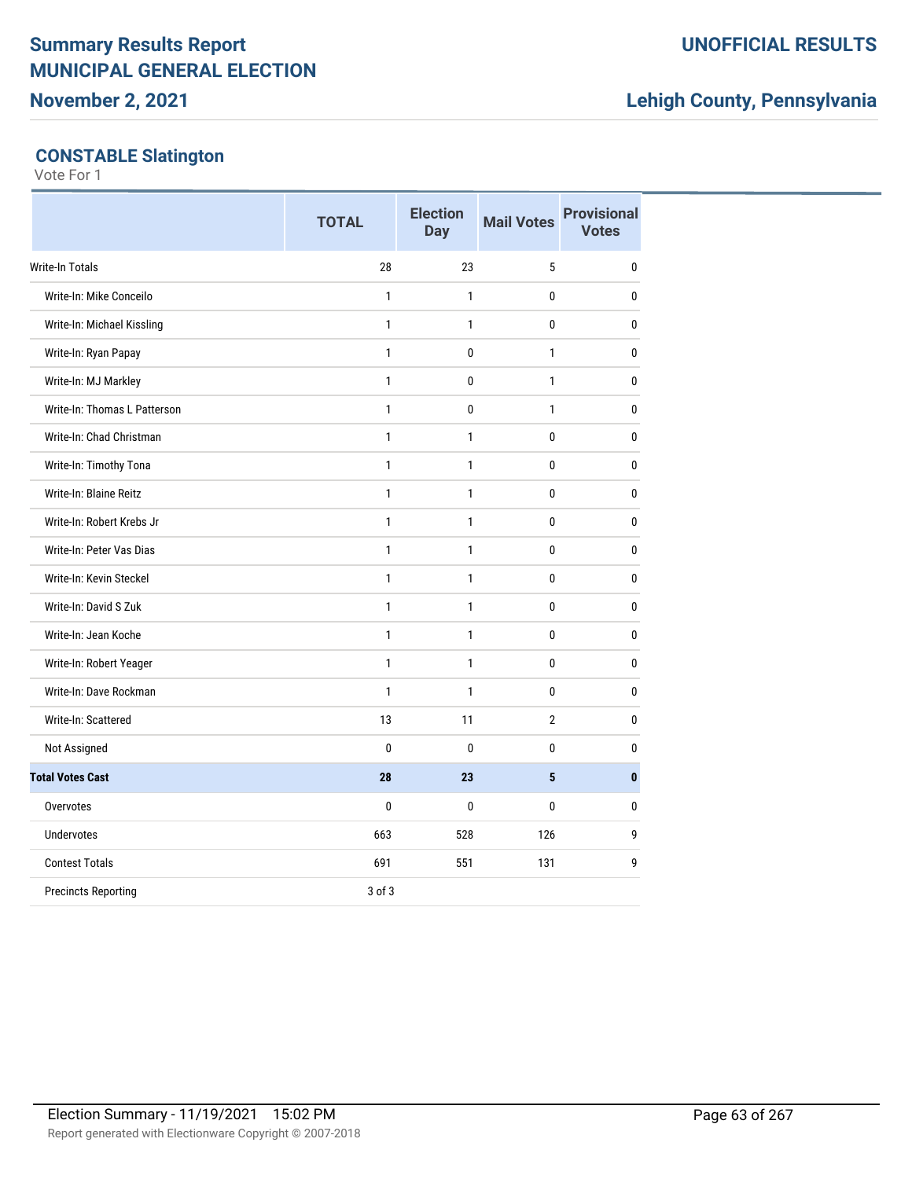# Summary Results Report
# MUNICIPAL GENERAL ELECTION
## November 2, 2021

**UNOFFICIAL RESULTS**

**Lehigh County, Pennsylvania**

### CONSTABLE Slatington

Vote For 1

| | TOTAL | Election Day | Mail Votes | Provisional Votes |
|---|---|---|---|---|
| Write-In Totals | 28 | 23 | 5 | 0 |
| Write-In: Mike Conceilo | 1 | 1 | 0 | 0 |
| Write-In: Michael Kissling | 1 | 1 | 0 | 0 |
| Write-In: Ryan Papay | 1 | 0 | 1 | 0 |
| Write-In: MJ Markley | 1 | 0 | 1 | 0 |
| Write-In: Thomas L Patterson | 1 | 0 | 1 | 0 |
| Write-In: Chad Christman | 1 | 1 | 0 | 0 |
| Write-In: Timothy Tona | 1 | 1 | 0 | 0 |
| Write-In: Blaine Reitz | 1 | 1 | 0 | 0 |
| Write-In: Robert Krebs Jr | 1 | 1 | 0 | 0 |
| Write-In: Peter Vas Dias | 1 | 1 | 0 | 0 |
| Write-In: Kevin Steckel | 1 | 1 | 0 | 0 |
| Write-In: David S Zuk | 1 | 1 | 0 | 0 |
| Write-In: Jean Koche | 1 | 1 | 0 | 0 |
| Write-In: Robert Yeager | 1 | 1 | 0 | 0 |
| Write-In: Dave Rockman | 1 | 1 | 0 | 0 |
| Write-In: Scattered | 13 | 11 | 2 | 0 |
| Not Assigned | 0 | 0 | 0 | 0 |
| **Total Votes Cast** | **28** | **23** | **5** | **0** |
| Overvotes | 0 | 0 | 0 | 0 |
| Undervotes | 663 | 528 | 126 | 9 |
| Contest Totals | 691 | 551 | 131 | 9 |
| Precincts Reporting | 3 of 3 | | | |

Election Summary - 11/19/2021 15:02 PM

Report generated with Electionware Copyright © 2007-2018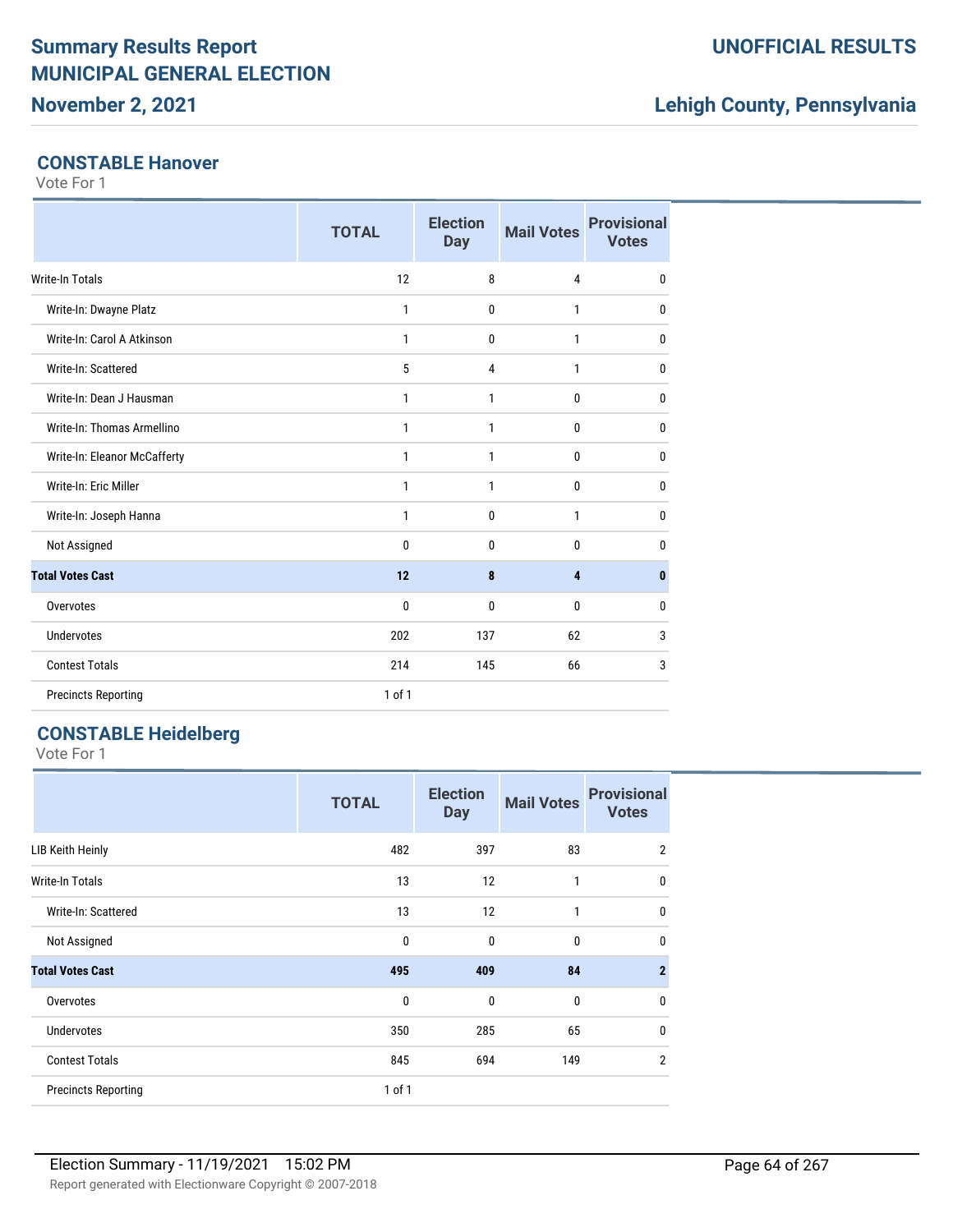# Summary Results Report

## MUNICIPAL GENERAL ELECTION

**November 2, 2021**

**UNOFFICIAL RESULTS**

**Lehigh County, Pennsylvania**

### CONSTABLE Hanover

Vote For 1

| | TOTAL | Election Day | Mail Votes | Provisional Votes |
|---|---|---|---|---|
| Write-In Totals | 12 | 8 | 4 | 0 |
| Write-In: Dwayne Platz | 1 | 0 | 1 | 0 |
| Write-In: Carol A Atkinson | 1 | 0 | 1 | 0 |
| Write-In: Scattered | 5 | 4 | 1 | 0 |
| Write-In: Dean J Hausman | 1 | 1 | 0 | 0 |
| Write-In: Thomas Armellino | 1 | 1 | 0 | 0 |
| Write-In: Eleanor McCafferty | 1 | 1 | 0 | 0 |
| Write-In: Eric Miller | 1 | 1 | 0 | 0 |
| Write-In: Joseph Hanna | 1 | 0 | 1 | 0 |
| Not Assigned | 0 | 0 | 0 | 0 |
| **Total Votes Cast** | **12** | **8** | **4** | **0** |
| Overvotes | 0 | 0 | 0 | 0 |
| Undervotes | 202 | 137 | 62 | 3 |
| Contest Totals | 214 | 145 | 66 | 3 |
| Precincts Reporting | 1 of 1 | | | |

### CONSTABLE Heidelberg

Vote For 1

| | TOTAL | Election Day | Mail Votes | Provisional Votes |
|---|---|---|---|---|
| LIB Keith Heinly | 482 | 397 | 83 | 2 |
| Write-In Totals | 13 | 12 | 1 | 0 |
| Write-In: Scattered | 13 | 12 | 1 | 0 |
| Not Assigned | 0 | 0 | 0 | 0 |
| **Total Votes Cast** | **495** | **409** | **84** | **2** |
| Overvotes | 0 | 0 | 0 | 0 |
| Undervotes | 350 | 285 | 65 | 0 |
| Contest Totals | 845 | 694 | 149 | 2 |
| Precincts Reporting | 1 of 1 | | | |

Election Summary - 11/19/2021 15:02 PM

Report generated with Electionware Copyright © 2007-2018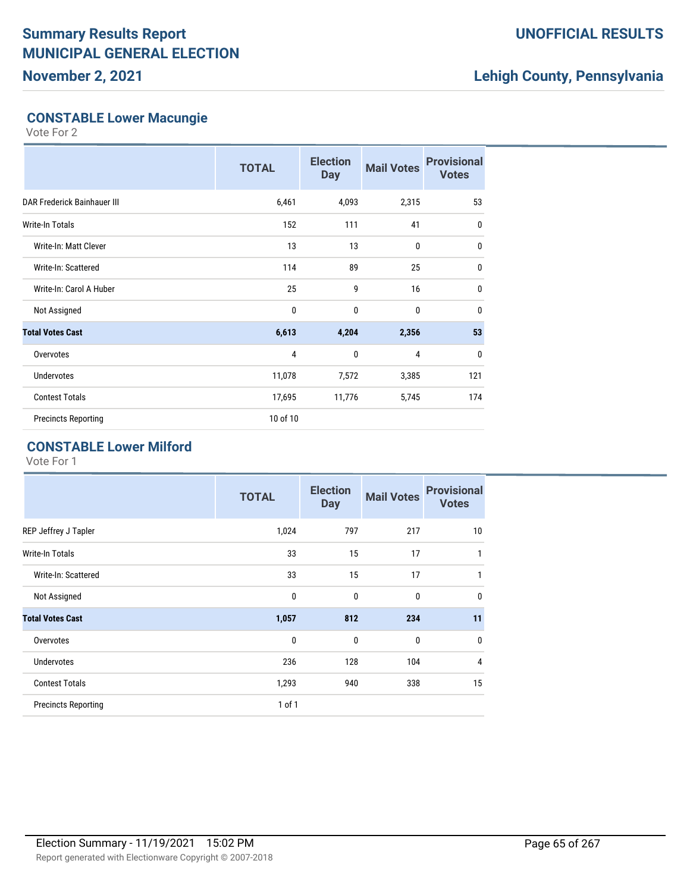## CONSTABLE Lower Macungie

Vote For 2

| | TOTAL | Election Day | Mail Votes | Provisional Votes |
|---|---|---|---|---|
| DAR Frederick Bainhauer III | 6,461 | 4,093 | 2,315 | 53 |
| Write-In Totals | 152 | 111 | 41 | 0 |
| Write-In: Matt Clever | 13 | 13 | 0 | 0 |
| Write-In: Scattered | 114 | 89 | 25 | 0 |
| Write-In: Carol A Huber | 25 | 9 | 16 | 0 |
| Not Assigned | 0 | 0 | 0 | 0 |
| **Total Votes Cast** | **6,613** | **4,204** | **2,356** | **53** |
| Overvotes | 4 | 0 | 4 | 0 |
| Undervotes | 11,078 | 7,572 | 3,385 | 121 |
| Contest Totals | 17,695 | 11,776 | 5,745 | 174 |
| Precincts Reporting | 10 of 10 | | | |

## CONSTABLE Lower Milford

Vote For 1

| | TOTAL | Election Day | Mail Votes | Provisional Votes |
|---|---|---|---|---|
| REP Jeffrey J Tapler | 1,024 | 797 | 217 | 10 |
| Write-In Totals | 33 | 15 | 17 | 1 |
| Write-In: Scattered | 33 | 15 | 17 | 1 |
| Not Assigned | 0 | 0 | 0 | 0 |
| **Total Votes Cast** | **1,057** | **812** | **234** | **11** |
| Overvotes | 0 | 0 | 0 | 0 |
| Undervotes | 236 | 128 | 104 | 4 |
| Contest Totals | 1,293 | 940 | 338 | 15 |
| Precincts Reporting | 1 of 1 | | | |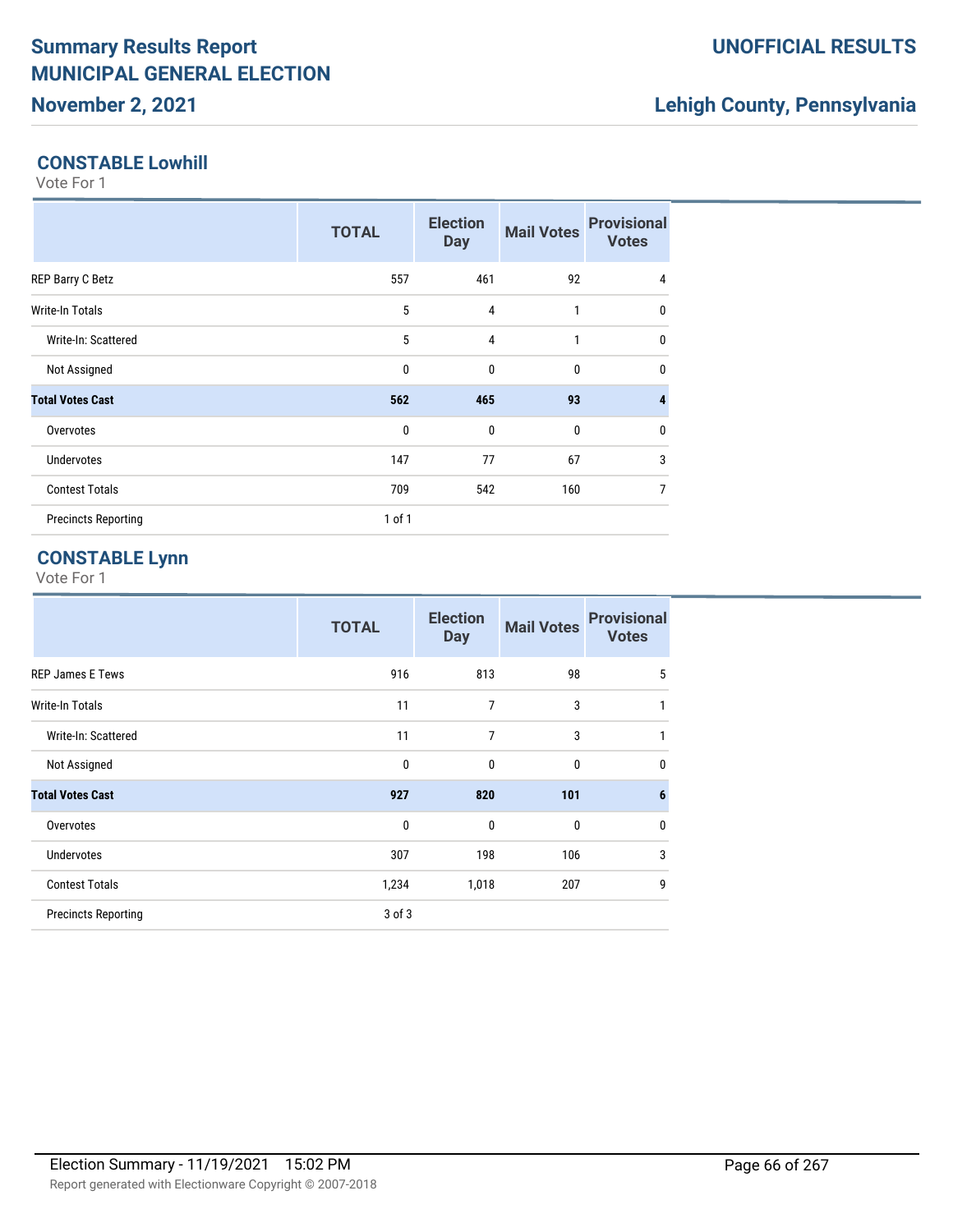## CONSTABLE Lowhill

Vote For 1

| | TOTAL | Election Day | Mail Votes | Provisional Votes |
|---|---|---|---|---|
| REP Barry C Betz | 557 | 461 | 92 | 4 |
| Write-In Totals | 5 | 4 | 1 | 0 |
| Write-In: Scattered | 5 | 4 | 1 | 0 |
| Not Assigned | 0 | 0 | 0 | 0 |
| **Total Votes Cast** | **562** | **465** | **93** | **4** |
| Overvotes | 0 | 0 | 0 | 0 |
| Undervotes | 147 | 77 | 67 | 3 |
| Contest Totals | 709 | 542 | 160 | 7 |
| Precincts Reporting | 1 of 1 | | | |

## CONSTABLE Lynn

Vote For 1

| | TOTAL | Election Day | Mail Votes | Provisional Votes |
|---|---|---|---|---|
| REP James E Tews | 916 | 813 | 98 | 5 |
| Write-In Totals | 11 | 7 | 3 | 1 |
| Write-In: Scattered | 11 | 7 | 3 | 1 |
| Not Assigned | 0 | 0 | 0 | 0 |
| **Total Votes Cast** | **927** | **820** | **101** | **6** |
| Overvotes | 0 | 0 | 0 | 0 |
| Undervotes | 307 | 198 | 106 | 3 |
| Contest Totals | 1,234 | 1,018 | 207 | 9 |
| Precincts Reporting | 3 of 3 | | | |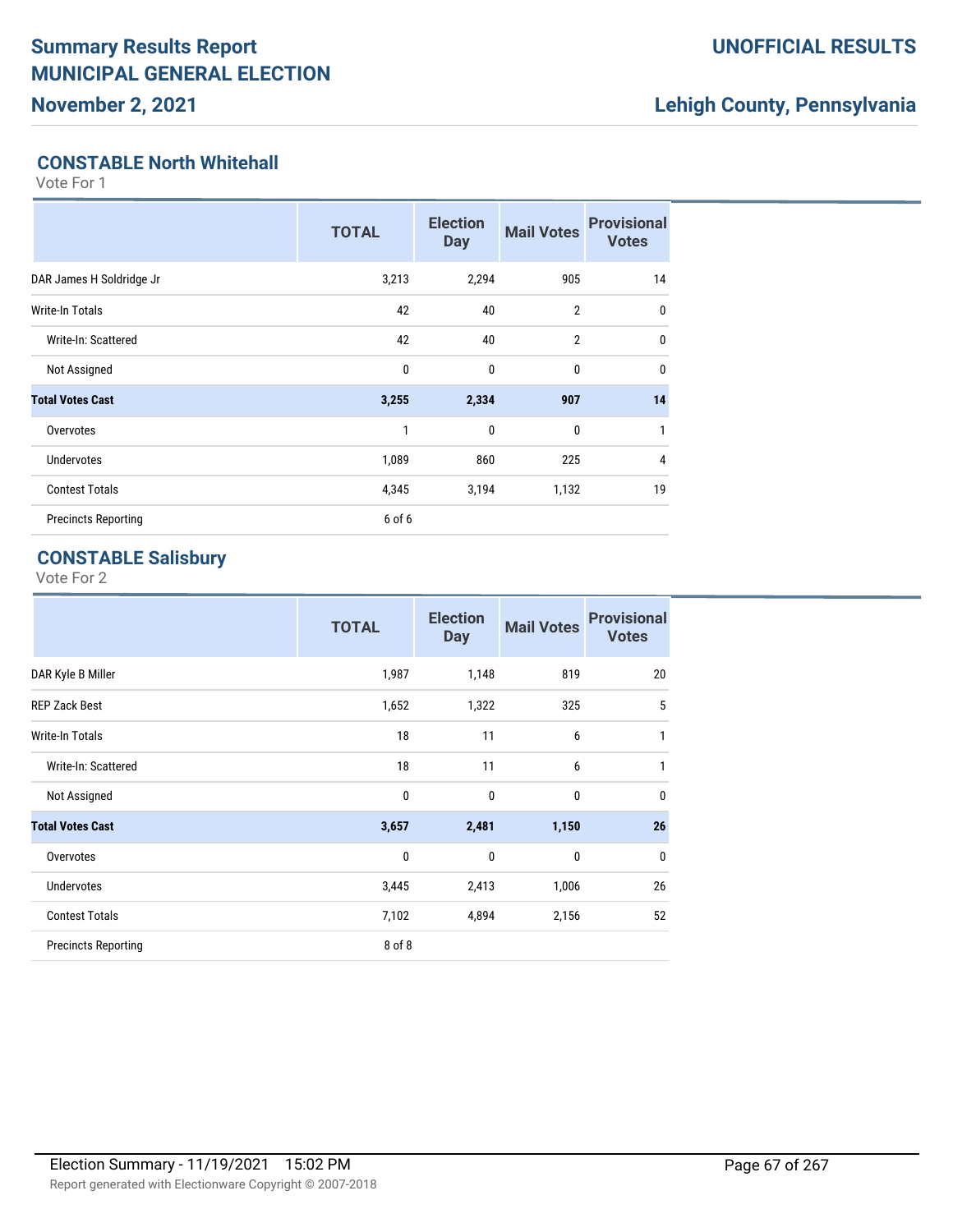## CONSTABLE North Whitehall

Vote For 1

| | TOTAL | Election Day | Mail Votes | Provisional Votes |
|---|---|---|---|---|
| DAR James H Soldridge Jr | 3,213 | 2,294 | 905 | 14 |
| Write-In Totals | 42 | 40 | 2 | 0 |
| Write-In: Scattered | 42 | 40 | 2 | 0 |
| Not Assigned | 0 | 0 | 0 | 0 |
| **Total Votes Cast** | **3,255** | **2,334** | **907** | **14** |
| Overvotes | 1 | 0 | 0 | 1 |
| Undervotes | 1,089 | 860 | 225 | 4 |
| Contest Totals | 4,345 | 3,194 | 1,132 | 19 |
| Precincts Reporting | 6 of 6 | | | |

## CONSTABLE Salisbury

Vote For 2

| | TOTAL | Election Day | Mail Votes | Provisional Votes |
|---|---|---|---|---|
| DAR Kyle B Miller | 1,987 | 1,148 | 819 | 20 |
| REP Zack Best | 1,652 | 1,322 | 325 | 5 |
| Write-In Totals | 18 | 11 | 6 | 1 |
| Write-In: Scattered | 18 | 11 | 6 | 1 |
| Not Assigned | 0 | 0 | 0 | 0 |
| **Total Votes Cast** | **3,657** | **2,481** | **1,150** | **26** |
| Overvotes | 0 | 0 | 0 | 0 |
| Undervotes | 3,445 | 2,413 | 1,006 | 26 |
| Contest Totals | 7,102 | 4,894 | 2,156 | 52 |
| Precincts Reporting | 8 of 8 | | | |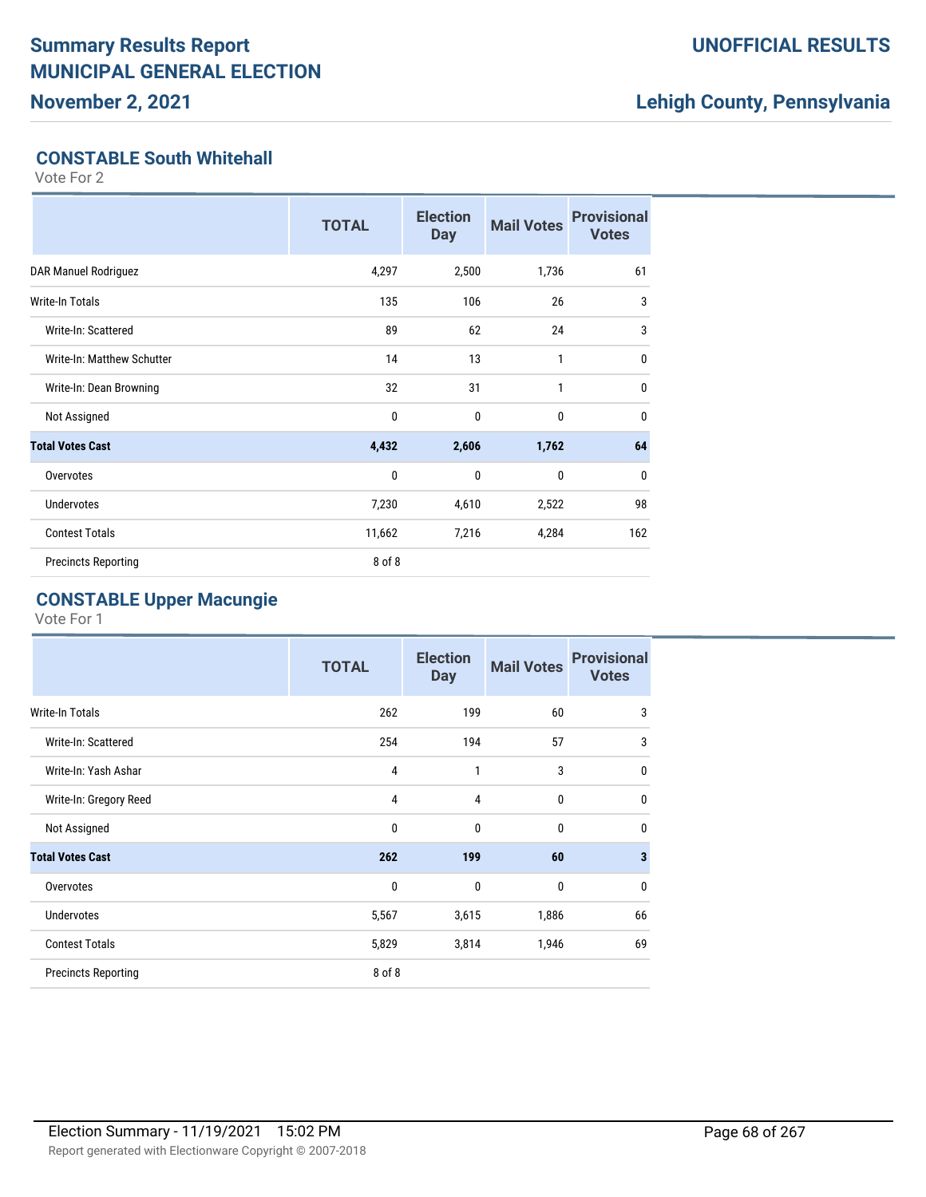# Summary Results Report
# MUNICIPAL GENERAL ELECTION
## November 2, 2021

**UNOFFICIAL RESULTS**

**Lehigh County, Pennsylvania**

### CONSTABLE South Whitehall

Vote For 2

| | TOTAL | Election Day | Mail Votes | Provisional Votes |
|---|---|---|---|---|
| DAR Manuel Rodriguez | 4,297 | 2,500 | 1,736 | 61 |
| Write-In Totals | 135 | 106 | 26 | 3 |
| Write-In: Scattered | 89 | 62 | 24 | 3 |
| Write-In: Matthew Schutter | 14 | 13 | 1 | 0 |
| Write-In: Dean Browning | 32 | 31 | 1 | 0 |
| Not Assigned | 0 | 0 | 0 | 0 |
| **Total Votes Cast** | **4,432** | **2,606** | **1,762** | **64** |
| Overvotes | 0 | 0 | 0 | 0 |
| Undervotes | 7,230 | 4,610 | 2,522 | 98 |
| Contest Totals | 11,662 | 7,216 | 4,284 | 162 |
| Precincts Reporting | 8 of 8 | | | |

### CONSTABLE Upper Macungie

Vote For 1

| | TOTAL | Election Day | Mail Votes | Provisional Votes |
|---|---|---|---|---|
| Write-In Totals | 262 | 199 | 60 | 3 |
| Write-In: Scattered | 254 | 194 | 57 | 3 |
| Write-In: Yash Ashar | 4 | 1 | 3 | 0 |
| Write-In: Gregory Reed | 4 | 4 | 0 | 0 |
| Not Assigned | 0 | 0 | 0 | 0 |
| **Total Votes Cast** | **262** | **199** | **60** | **3** |
| Overvotes | 0 | 0 | 0 | 0 |
| Undervotes | 5,567 | 3,615 | 1,886 | 66 |
| Contest Totals | 5,829 | 3,814 | 1,946 | 69 |
| Precincts Reporting | 8 of 8 | | | |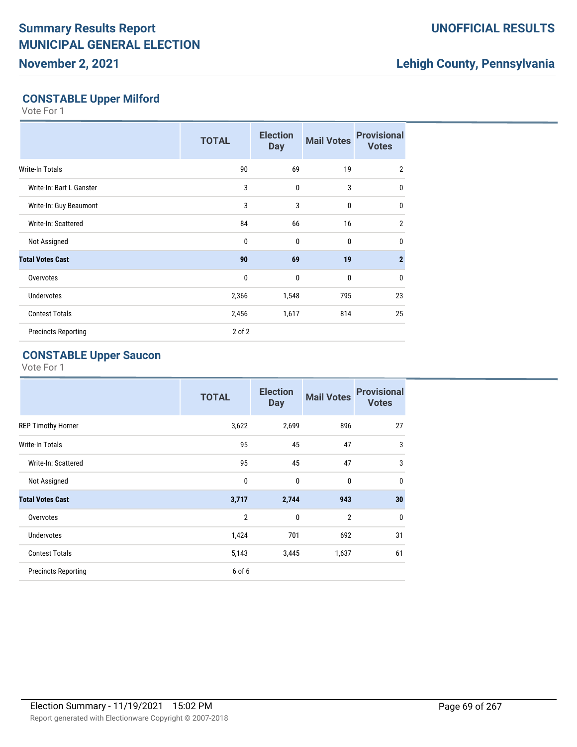## CONSTABLE Upper Milford

Vote For 1

| | TOTAL | Election Day | Mail Votes | Provisional Votes |
|---|---|---|---|---|
| Write-In Totals | 90 | 69 | 19 | 2 |
| Write-In: Bart L Ganster | 3 | 0 | 3 | 0 |
| Write-In: Guy Beaumont | 3 | 3 | 0 | 0 |
| Write-In: Scattered | 84 | 66 | 16 | 2 |
| Not Assigned | 0 | 0 | 0 | 0 |
| **Total Votes Cast** | **90** | **69** | **19** | **2** |
| Overvotes | 0 | 0 | 0 | 0 |
| Undervotes | 2,366 | 1,548 | 795 | 23 |
| Contest Totals | 2,456 | 1,617 | 814 | 25 |
| Precincts Reporting | 2 of 2 | | | |

## CONSTABLE Upper Saucon

Vote For 1

| | TOTAL | Election Day | Mail Votes | Provisional Votes |
|---|---|---|---|---|
| REP Timothy Horner | 3,622 | 2,699 | 896 | 27 |
| Write-In Totals | 95 | 45 | 47 | 3 |
| Write-In: Scattered | 95 | 45 | 47 | 3 |
| Not Assigned | 0 | 0 | 0 | 0 |
| **Total Votes Cast** | **3,717** | **2,744** | **943** | **30** |
| Overvotes | 2 | 0 | 2 | 0 |
| Undervotes | 1,424 | 701 | 692 | 31 |
| Contest Totals | 5,143 | 3,445 | 1,637 | 61 |
| Precincts Reporting | 6 of 6 | | | |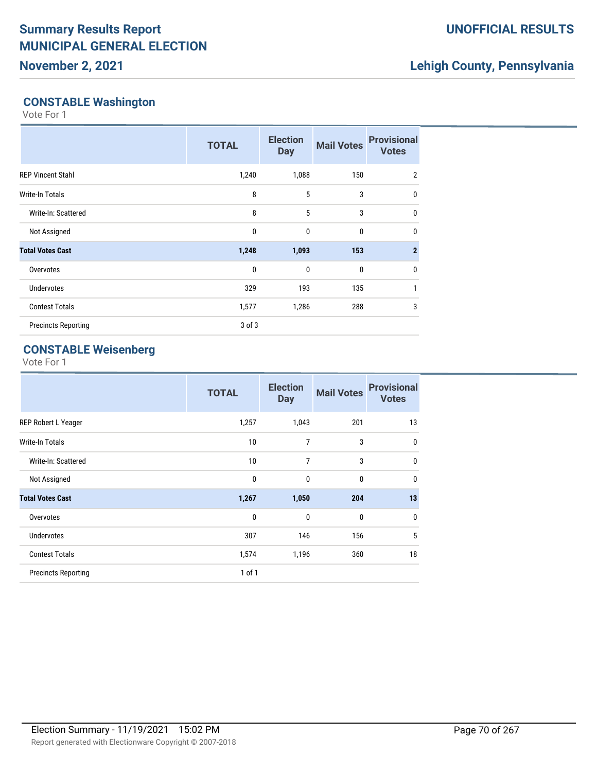## CONSTABLE Washington

Vote For 1

| | TOTAL | Election Day | Mail Votes | Provisional Votes |
|---|---|---|---|---|
| REP Vincent Stahl | 1,240 | 1,088 | 150 | 2 |
| Write-In Totals | 8 | 5 | 3 | 0 |
| Write-In: Scattered | 8 | 5 | 3 | 0 |
| Not Assigned | 0 | 0 | 0 | 0 |
| **Total Votes Cast** | **1,248** | **1,093** | **153** | **2** |
| Overvotes | 0 | 0 | 0 | 0 |
| Undervotes | 329 | 193 | 135 | 1 |
| Contest Totals | 1,577 | 1,286 | 288 | 3 |
| Precincts Reporting | 3 of 3 | | | |

## CONSTABLE Weisenberg

Vote For 1

| | TOTAL | Election Day | Mail Votes | Provisional Votes |
|---|---|---|---|---|
| REP Robert L Yeager | 1,257 | 1,043 | 201 | 13 |
| Write-In Totals | 10 | 7 | 3 | 0 |
| Write-In: Scattered | 10 | 7 | 3 | 0 |
| Not Assigned | 0 | 0 | 0 | 0 |
| **Total Votes Cast** | **1,267** | **1,050** | **204** | **13** |
| Overvotes | 0 | 0 | 0 | 0 |
| Undervotes | 307 | 146 | 156 | 5 |
| Contest Totals | 1,574 | 1,196 | 360 | 18 |
| Precincts Reporting | 1 of 1 | | | |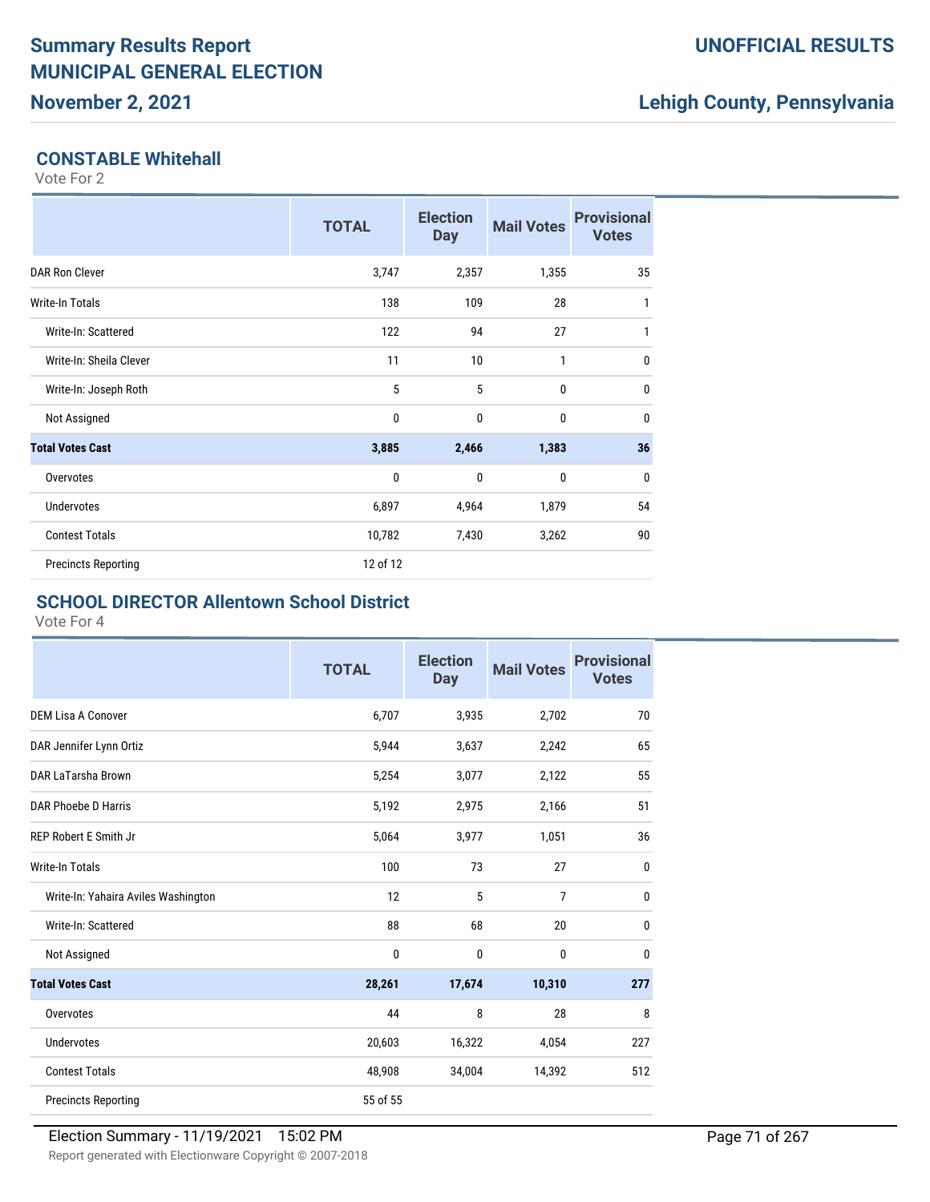## CONSTABLE Whitehall

Vote For 2

| | TOTAL | Election Day | Mail Votes | Provisional Votes |
|---|---|---|---|---|
| DAR Ron Clever | 3,747 | 2,357 | 1,355 | 35 |
| Write-In Totals | 138 | 109 | 28 | 1 |
| Write-In: Scattered | 122 | 94 | 27 | 1 |
| Write-In: Sheila Clever | 11 | 10 | 1 | 0 |
| Write-In: Joseph Roth | 5 | 5 | 0 | 0 |
| Not Assigned | 0 | 0 | 0 | 0 |
| **Total Votes Cast** | **3,885** | **2,466** | **1,383** | **36** |
| Overvotes | 0 | 0 | 0 | 0 |
| Undervotes | 6,897 | 4,964 | 1,879 | 54 |
| Contest Totals | 10,782 | 7,430 | 3,262 | 90 |
| Precincts Reporting | 12 of 12 | | | |

## SCHOOL DIRECTOR Allentown School District

Vote For 4

| | TOTAL | Election Day | Mail Votes | Provisional Votes |
|---|---|---|---|---|
| DEM Lisa A Conover | 6,707 | 3,935 | 2,702 | 70 |
| DAR Jennifer Lynn Ortiz | 5,944 | 3,637 | 2,242 | 65 |
| DAR LaTarsha Brown | 5,254 | 3,077 | 2,122 | 55 |
| DAR Phoebe D Harris | 5,192 | 2,975 | 2,166 | 51 |
| REP Robert E Smith Jr | 5,064 | 3,977 | 1,051 | 36 |
| Write-In Totals | 100 | 73 | 27 | 0 |
| Write-In: Yahaira Aviles Washington | 12 | 5 | 7 | 0 |
| Write-In: Scattered | 88 | 68 | 20 | 0 |
| Not Assigned | 0 | 0 | 0 | 0 |
| **Total Votes Cast** | **28,261** | **17,674** | **10,310** | **277** |
| Overvotes | 44 | 8 | 28 | 8 |
| Undervotes | 20,603 | 16,322 | 4,054 | 227 |
| Contest Totals | 48,908 | 34,004 | 14,392 | 512 |
| Precincts Reporting | 55 of 55 | | | |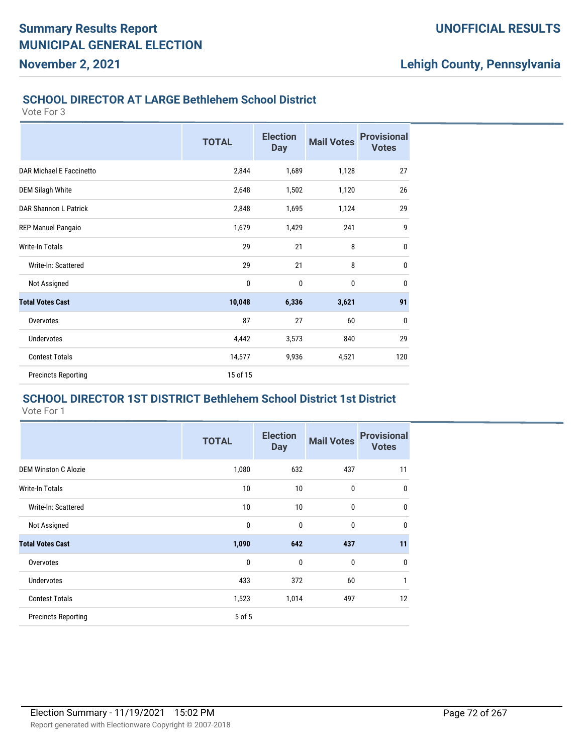## SCHOOL DIRECTOR AT LARGE Bethlehem School District

Vote For 3

| | TOTAL | Election Day | Mail Votes | Provisional Votes |
|---|---|---|---|---|
| DAR Michael E Faccinetto | 2,844 | 1,689 | 1,128 | 27 |
| DEM Silagh White | 2,648 | 1,502 | 1,120 | 26 |
| DAR Shannon L Patrick | 2,848 | 1,695 | 1,124 | 29 |
| REP Manuel Pangaio | 1,679 | 1,429 | 241 | 9 |
| Write-In Totals | 29 | 21 | 8 | 0 |
| Write-In: Scattered | 29 | 21 | 8 | 0 |
| Not Assigned | 0 | 0 | 0 | 0 |
| **Total Votes Cast** | **10,048** | **6,336** | **3,621** | **91** |
| Overvotes | 87 | 27 | 60 | 0 |
| Undervotes | 4,442 | 3,573 | 840 | 29 |
| Contest Totals | 14,577 | 9,936 | 4,521 | 120 |
| Precincts Reporting | 15 of 15 | | | |

## SCHOOL DIRECTOR 1ST DISTRICT Bethlehem School District 1st District

Vote For 1

| | TOTAL | Election Day | Mail Votes | Provisional Votes |
|---|---|---|---|---|
| DEM Winston C Alozie | 1,080 | 632 | 437 | 11 |
| Write-In Totals | 10 | 10 | 0 | 0 |
| Write-In: Scattered | 10 | 10 | 0 | 0 |
| Not Assigned | 0 | 0 | 0 | 0 |
| **Total Votes Cast** | **1,090** | **642** | **437** | **11** |
| Overvotes | 0 | 0 | 0 | 0 |
| Undervotes | 433 | 372 | 60 | 1 |
| Contest Totals | 1,523 | 1,014 | 497 | 12 |
| Precincts Reporting | 5 of 5 | | | |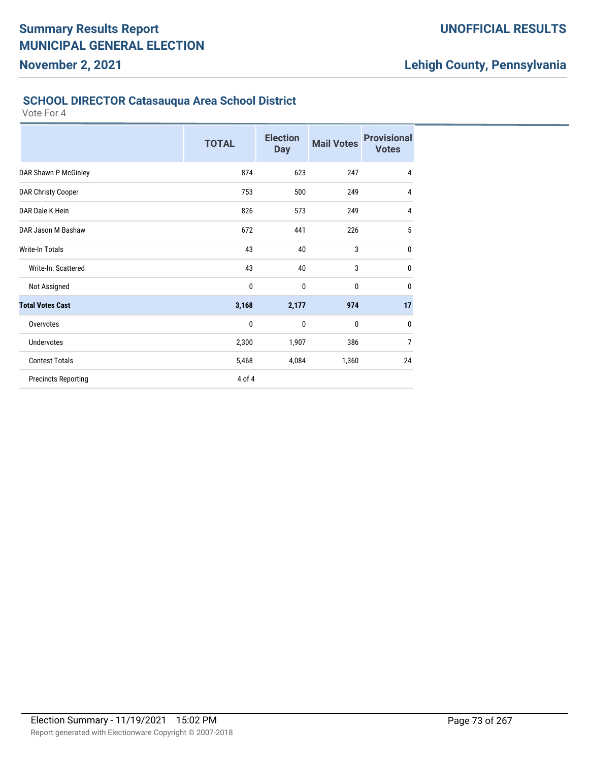## SCHOOL DIRECTOR Catasauqua Area School District

Vote For 4

| | TOTAL | Election Day | Mail Votes | Provisional Votes |
|---|---|---|---|---|
| DAR Shawn P McGinley | 874 | 623 | 247 | 4 |
| DAR Christy Cooper | 753 | 500 | 249 | 4 |
| DAR Dale K Hein | 826 | 573 | 249 | 4 |
| DAR Jason M Bashaw | 672 | 441 | 226 | 5 |
| Write-In Totals | 43 | 40 | 3 | 0 |
| Write-In: Scattered | 43 | 40 | 3 | 0 |
| Not Assigned | 0 | 0 | 0 | 0 |
| **Total Votes Cast** | **3,168** | **2,177** | **974** | **17** |
| Overvotes | 0 | 0 | 0 | 0 |
| Undervotes | 2,300 | 1,907 | 386 | 7 |
| Contest Totals | 5,468 | 4,084 | 1,360 | 24 |
| Precincts Reporting | 4 of 4 | | | |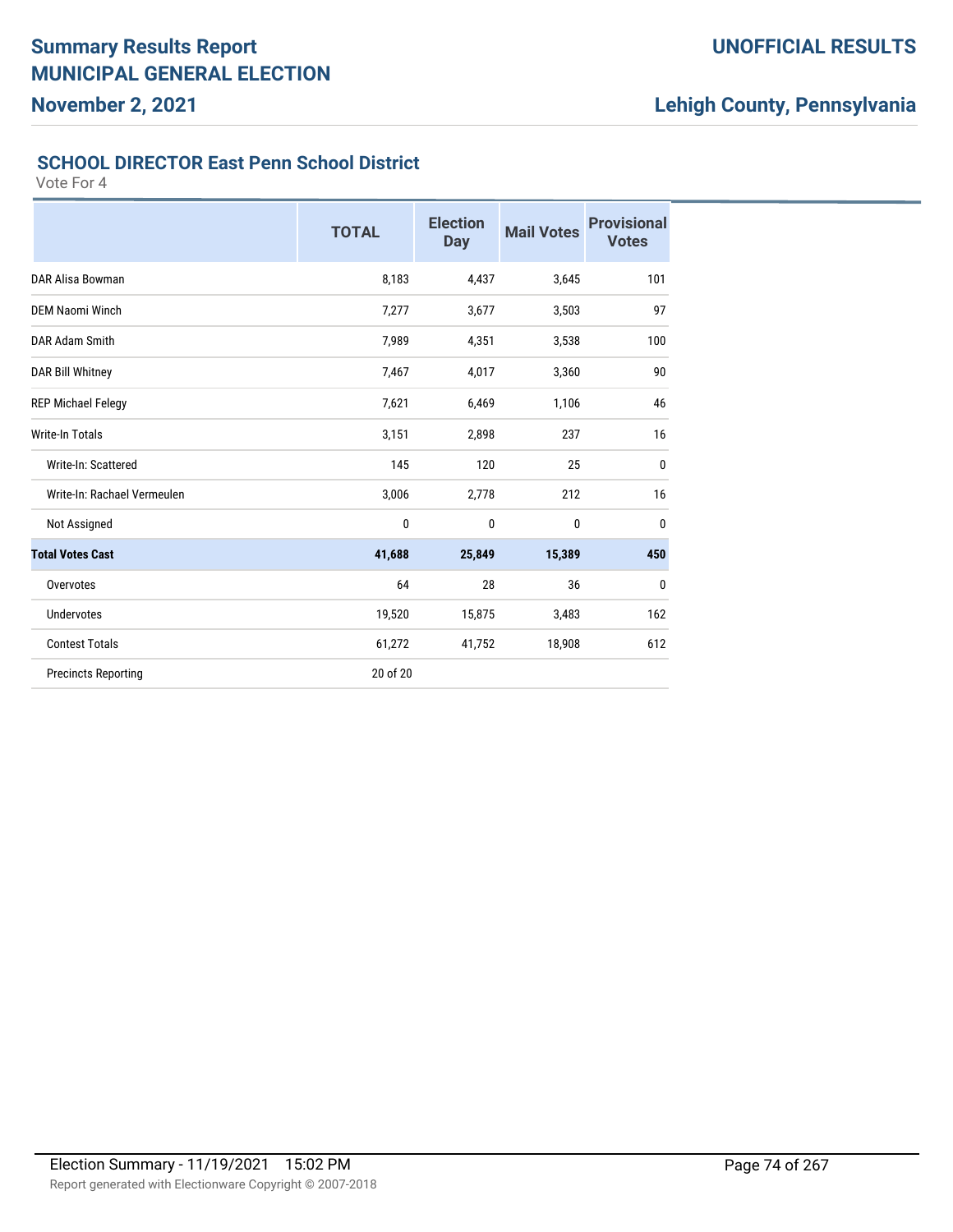## SCHOOL DIRECTOR East Penn School District

Vote For 4

| | TOTAL | Election Day | Mail Votes | Provisional Votes |
|---|---|---|---|---|
| DAR Alisa Bowman | 8,183 | 4,437 | 3,645 | 101 |
| DEM Naomi Winch | 7,277 | 3,677 | 3,503 | 97 |
| DAR Adam Smith | 7,989 | 4,351 | 3,538 | 100 |
| DAR Bill Whitney | 7,467 | 4,017 | 3,360 | 90 |
| REP Michael Felegy | 7,621 | 6,469 | 1,106 | 46 |
| Write-In Totals | 3,151 | 2,898 | 237 | 16 |
| Write-In: Scattered | 145 | 120 | 25 | 0 |
| Write-In: Rachael Vermeulen | 3,006 | 2,778 | 212 | 16 |
| Not Assigned | 0 | 0 | 0 | 0 |
| **Total Votes Cast** | **41,688** | **25,849** | **15,389** | **450** |
| Overvotes | 64 | 28 | 36 | 0 |
| Undervotes | 19,520 | 15,875 | 3,483 | 162 |
| Contest Totals | 61,272 | 41,752 | 18,908 | 612 |
| Precincts Reporting | 20 of 20 | | | |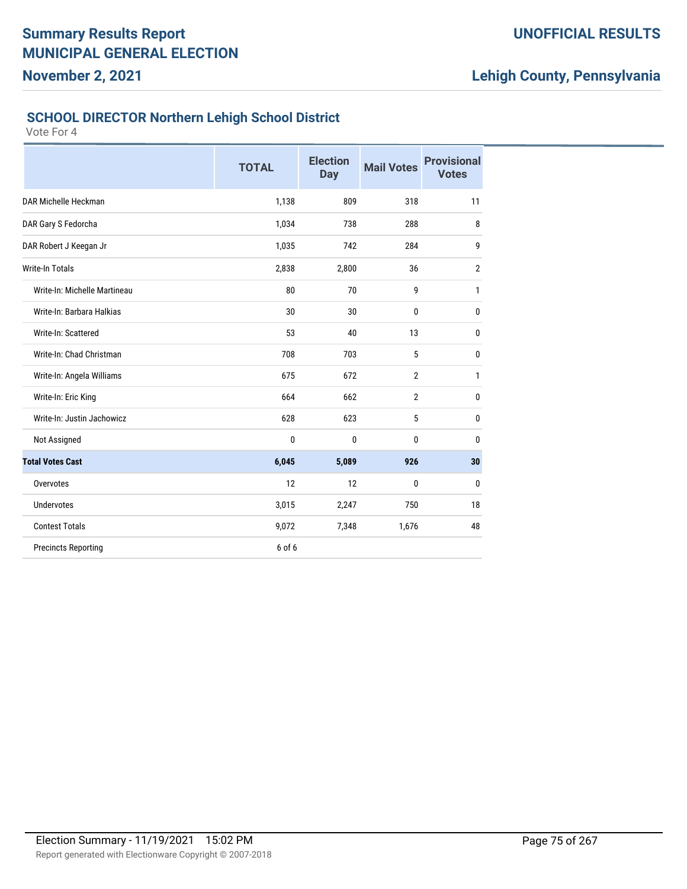## SCHOOL DIRECTOR Northern Lehigh School District

Vote For 4

| | TOTAL | Election Day | Mail Votes | Provisional Votes |
|---|---|---|---|---|
| DAR Michelle Heckman | 1,138 | 809 | 318 | 11 |
| DAR Gary S Fedorcha | 1,034 | 738 | 288 | 8 |
| DAR Robert J Keegan Jr | 1,035 | 742 | 284 | 9 |
| Write-In Totals | 2,838 | 2,800 | 36 | 2 |
| Write-In: Michelle Martineau | 80 | 70 | 9 | 1 |
| Write-In: Barbara Halkias | 30 | 30 | 0 | 0 |
| Write-In: Scattered | 53 | 40 | 13 | 0 |
| Write-In: Chad Christman | 708 | 703 | 5 | 0 |
| Write-In: Angela Williams | 675 | 672 | 2 | 1 |
| Write-In: Eric King | 664 | 662 | 2 | 0 |
| Write-In: Justin Jachowicz | 628 | 623 | 5 | 0 |
| Not Assigned | 0 | 0 | 0 | 0 |
| **Total Votes Cast** | **6,045** | **5,089** | **926** | **30** |
| Overvotes | 12 | 12 | 0 | 0 |
| Undervotes | 3,015 | 2,247 | 750 | 18 |
| Contest Totals | 9,072 | 7,348 | 1,676 | 48 |
| Precincts Reporting | 6 of 6 | | | |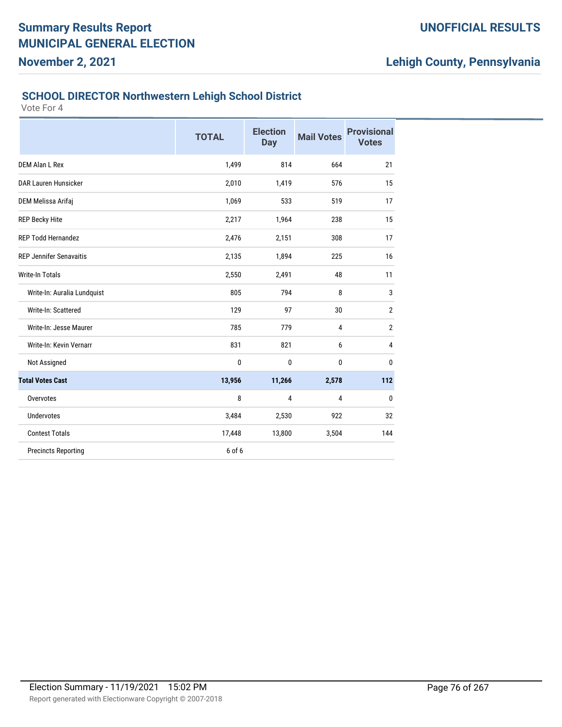# Summary Results Report
# MUNICIPAL GENERAL ELECTION
## November 2, 2021

**UNOFFICIAL RESULTS**

**Lehigh County, Pennsylvania**

### SCHOOL DIRECTOR Northwestern Lehigh School District

Vote For 4

| | TOTAL | Election Day | Mail Votes | Provisional Votes |
|---|---|---|---|---|
| DEM Alan L Rex | 1,499 | 814 | 664 | 21 |
| DAR Lauren Hunsicker | 2,010 | 1,419 | 576 | 15 |
| DEM Melissa Arifaj | 1,069 | 533 | 519 | 17 |
| REP Becky Hite | 2,217 | 1,964 | 238 | 15 |
| REP Todd Hernandez | 2,476 | 2,151 | 308 | 17 |
| REP Jennifer Senavaitis | 2,135 | 1,894 | 225 | 16 |
| Write-In Totals | 2,550 | 2,491 | 48 | 11 |
| Write-In: Auralia Lundquist | 805 | 794 | 8 | 3 |
| Write-In: Scattered | 129 | 97 | 30 | 2 |
| Write-In: Jesse Maurer | 785 | 779 | 4 | 2 |
| Write-In: Kevin Vernarr | 831 | 821 | 6 | 4 |
| Not Assigned | 0 | 0 | 0 | 0 |
| **Total Votes Cast** | **13,956** | **11,266** | **2,578** | **112** |
| Overvotes | 8 | 4 | 4 | 0 |
| Undervotes | 3,484 | 2,530 | 922 | 32 |
| Contest Totals | 17,448 | 13,800 | 3,504 | 144 |
| Precincts Reporting | 6 of 6 | | | |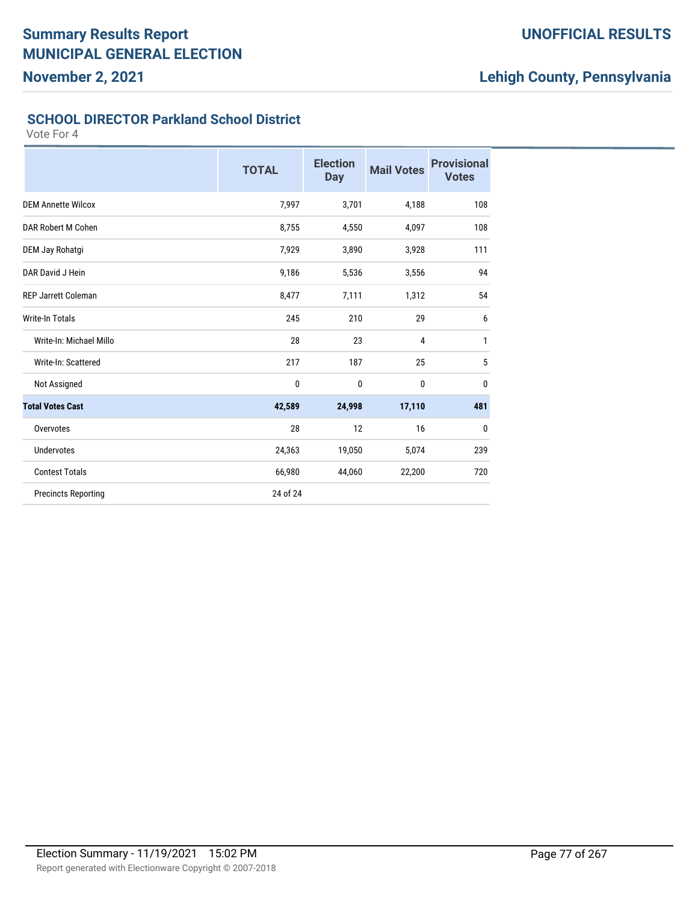# Summary Results Report
# MUNICIPAL GENERAL ELECTION
## November 2, 2021

**UNOFFICIAL RESULTS**

**Lehigh County, Pennsylvania**

### SCHOOL DIRECTOR Parkland School District

Vote For 4

| | TOTAL | Election Day | Mail Votes | Provisional Votes |
|---|---|---|---|---|
| DEM Annette Wilcox | 7,997 | 3,701 | 4,188 | 108 |
| DAR Robert M Cohen | 8,755 | 4,550 | 4,097 | 108 |
| DEM Jay Rohatgi | 7,929 | 3,890 | 3,928 | 111 |
| DAR David J Hein | 9,186 | 5,536 | 3,556 | 94 |
| REP Jarrett Coleman | 8,477 | 7,111 | 1,312 | 54 |
| Write-In Totals | 245 | 210 | 29 | 6 |
| Write-In: Michael Millo | 28 | 23 | 4 | 1 |
| Write-In: Scattered | 217 | 187 | 25 | 5 |
| Not Assigned | 0 | 0 | 0 | 0 |
| **Total Votes Cast** | **42,589** | **24,998** | **17,110** | **481** |
| Overvotes | 28 | 12 | 16 | 0 |
| Undervotes | 24,363 | 19,050 | 5,074 | 239 |
| Contest Totals | 66,980 | 44,060 | 22,200 | 720 |
| Precincts Reporting | 24 of 24 | | | |

Election Summary - 11/19/2021 15:02 PM

Report generated with Electionware Copyright © 2007-2018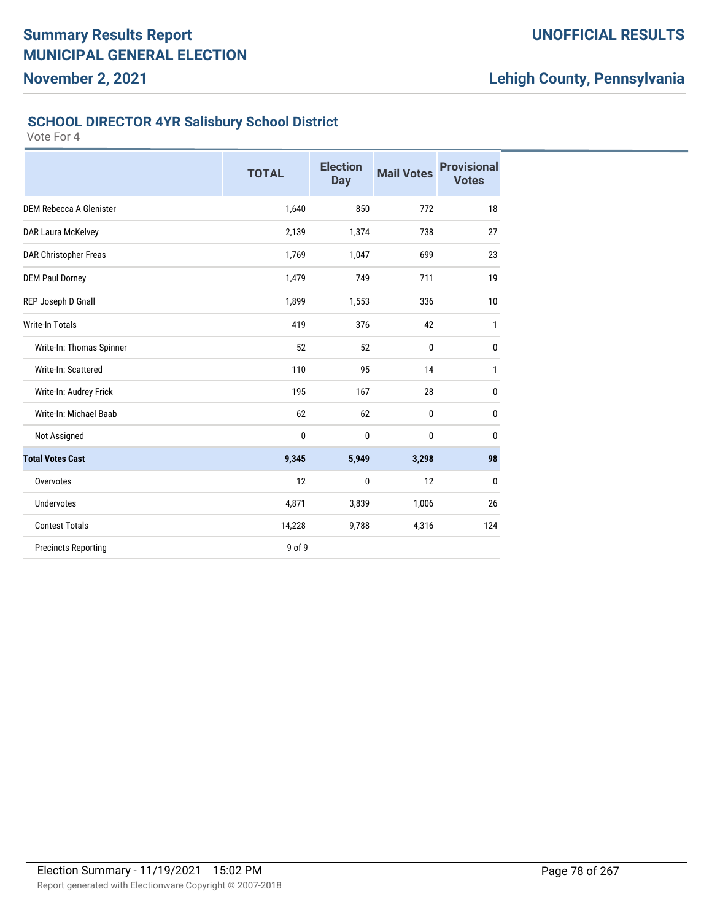# Summary Results Report
# MUNICIPAL GENERAL ELECTION
## November 2, 2021

**UNOFFICIAL RESULTS**

**Lehigh County, Pennsylvania**

### SCHOOL DIRECTOR 4YR Salisbury School District

Vote For 4

| | TOTAL | Election Day | Mail Votes | Provisional Votes |
|---|---|---|---|---|
| DEM Rebecca A Glenister | 1,640 | 850 | 772 | 18 |
| DAR Laura McKelvey | 2,139 | 1,374 | 738 | 27 |
| DAR Christopher Freas | 1,769 | 1,047 | 699 | 23 |
| DEM Paul Dorney | 1,479 | 749 | 711 | 19 |
| REP Joseph D Gnall | 1,899 | 1,553 | 336 | 10 |
| Write-In Totals | 419 | 376 | 42 | 1 |
| Write-In: Thomas Spinner | 52 | 52 | 0 | 0 |
| Write-In: Scattered | 110 | 95 | 14 | 1 |
| Write-In: Audrey Frick | 195 | 167 | 28 | 0 |
| Write-In: Michael Baab | 62 | 62 | 0 | 0 |
| Not Assigned | 0 | 0 | 0 | 0 |
| **Total Votes Cast** | **9,345** | **5,949** | **3,298** | **98** |
| Overvotes | 12 | 0 | 12 | 0 |
| Undervotes | 4,871 | 3,839 | 1,006 | 26 |
| Contest Totals | 14,228 | 9,788 | 4,316 | 124 |
| Precincts Reporting | 9 of 9 | | | |

Election Summary - 11/19/2021 15:02 PM

Report generated with Electionware Copyright © 2007-2018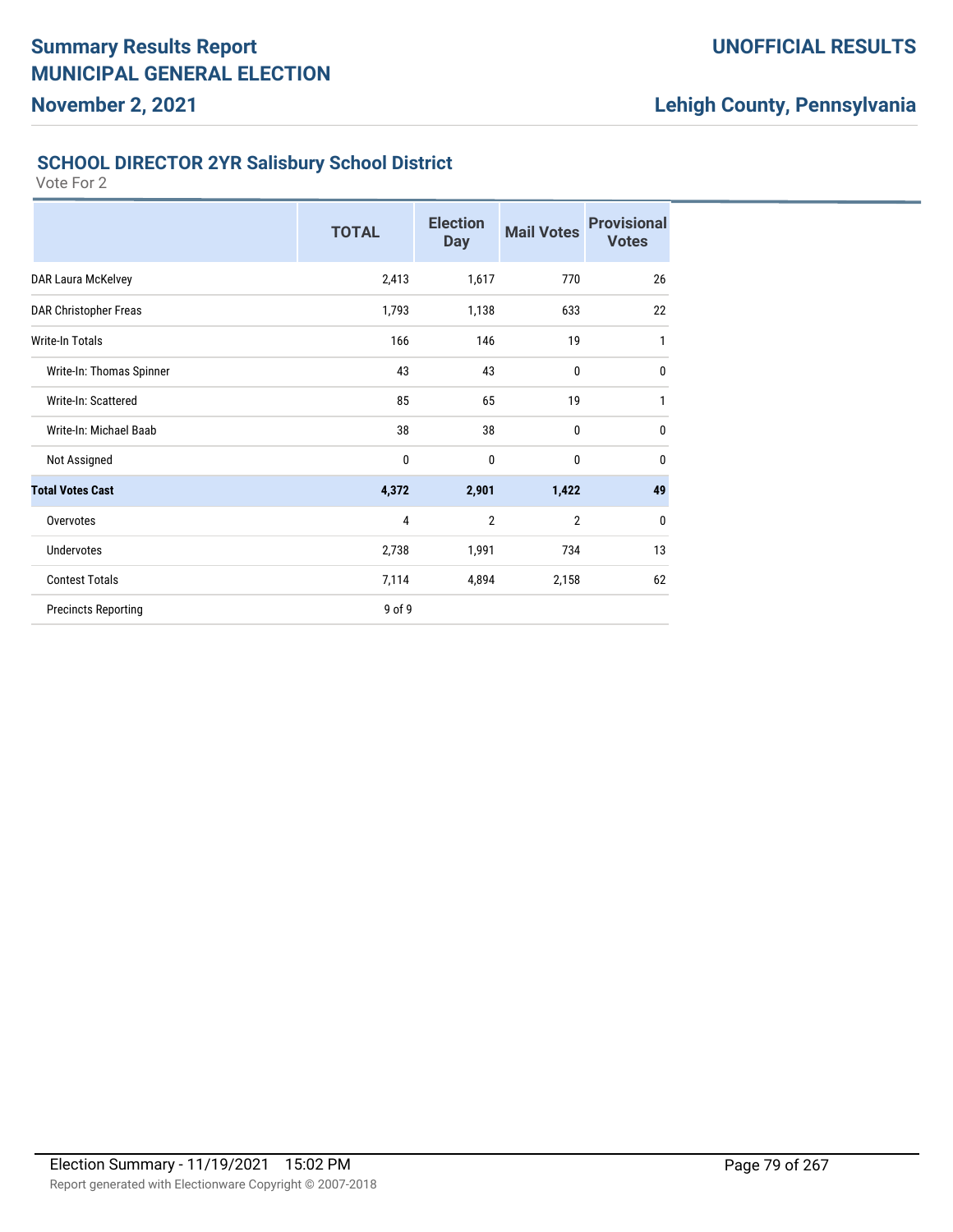## SCHOOL DIRECTOR 2YR Salisbury School District

Vote For 2

| | TOTAL | Election Day | Mail Votes | Provisional Votes |
|---|---|---|---|---|
| DAR Laura McKelvey | 2,413 | 1,617 | 770 | 26 |
| DAR Christopher Freas | 1,793 | 1,138 | 633 | 22 |
| Write-In Totals | 166 | 146 | 19 | 1 |
| Write-In: Thomas Spinner | 43 | 43 | 0 | 0 |
| Write-In: Scattered | 85 | 65 | 19 | 1 |
| Write-In: Michael Baab | 38 | 38 | 0 | 0 |
| Not Assigned | 0 | 0 | 0 | 0 |
| **Total Votes Cast** | **4,372** | **2,901** | **1,422** | **49** |
| Overvotes | 4 | 2 | 2 | 0 |
| Undervotes | 2,738 | 1,991 | 734 | 13 |
| Contest Totals | 7,114 | 4,894 | 2,158 | 62 |
| Precincts Reporting | 9 of 9 | | | |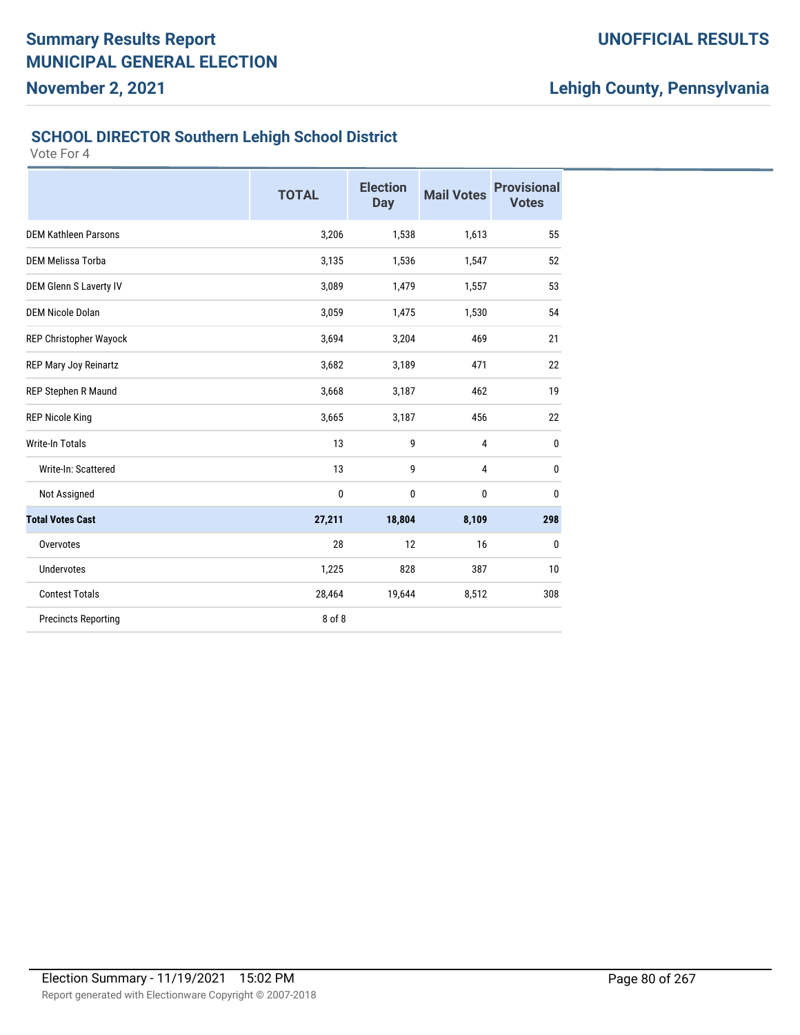# Summary Results Report
# MUNICIPAL GENERAL ELECTION

**November 2, 2021**

**UNOFFICIAL RESULTS**

**Lehigh County, Pennsylvania**

### SCHOOL DIRECTOR Southern Lehigh School District

Vote For 4

| | TOTAL | Election Day | Mail Votes | Provisional Votes |
|---|---|---|---|---|
| DEM Kathleen Parsons | 3,206 | 1,538 | 1,613 | 55 |
| DEM Melissa Torba | 3,135 | 1,536 | 1,547 | 52 |
| DEM Glenn S Laverty IV | 3,089 | 1,479 | 1,557 | 53 |
| DEM Nicole Dolan | 3,059 | 1,475 | 1,530 | 54 |
| REP Christopher Wayock | 3,694 | 3,204 | 469 | 21 |
| REP Mary Joy Reinartz | 3,682 | 3,189 | 471 | 22 |
| REP Stephen R Maund | 3,668 | 3,187 | 462 | 19 |
| REP Nicole King | 3,665 | 3,187 | 456 | 22 |
| Write-In Totals | 13 | 9 | 4 | 0 |
| Write-In: Scattered | 13 | 9 | 4 | 0 |
| Not Assigned | 0 | 0 | 0 | 0 |
| **Total Votes Cast** | **27,211** | **18,804** | **8,109** | **298** |
| Overvotes | 28 | 12 | 16 | 0 |
| Undervotes | 1,225 | 828 | 387 | 10 |
| Contest Totals | 28,464 | 19,644 | 8,512 | 308 |
| Precincts Reporting | 8 of 8 | | | |

Election Summary - 11/19/2021 15:02 PM

Report generated with Electionware Copyright © 2007-2018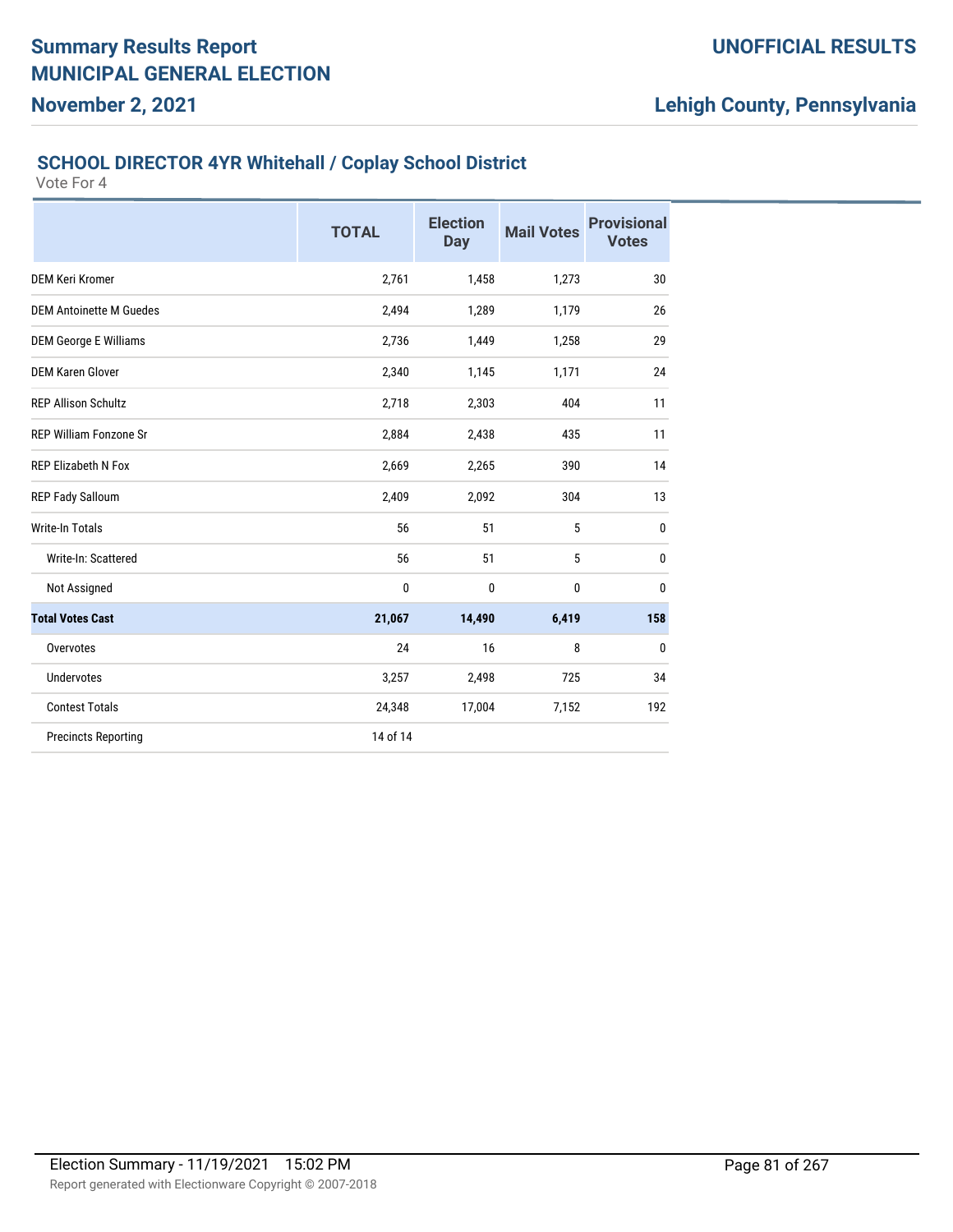# Summary Results Report
# MUNICIPAL GENERAL ELECTION
## November 2, 2021

## UNOFFICIAL RESULTS
## Lehigh County, Pennsylvania

### SCHOOL DIRECTOR 4YR Whitehall / Coplay School District

Vote For 4

| | TOTAL | Election Day | Mail Votes | Provisional Votes |
|---|---|---|---|---|
| DEM Keri Kromer | 2,761 | 1,458 | 1,273 | 30 |
| DEM Antoinette M Guedes | 2,494 | 1,289 | 1,179 | 26 |
| DEM George E Williams | 2,736 | 1,449 | 1,258 | 29 |
| DEM Karen Glover | 2,340 | 1,145 | 1,171 | 24 |
| REP Allison Schultz | 2,718 | 2,303 | 404 | 11 |
| REP William Fonzone Sr | 2,884 | 2,438 | 435 | 11 |
| REP Elizabeth N Fox | 2,669 | 2,265 | 390 | 14 |
| REP Fady Salloum | 2,409 | 2,092 | 304 | 13 |
| Write-In Totals | 56 | 51 | 5 | 0 |
| Write-In: Scattered | 56 | 51 | 5 | 0 |
| Not Assigned | 0 | 0 | 0 | 0 |
| **Total Votes Cast** | **21,067** | **14,490** | **6,419** | **158** |
| Overvotes | 24 | 16 | 8 | 0 |
| Undervotes | 3,257 | 2,498 | 725 | 34 |
| Contest Totals | 24,348 | 17,004 | 7,152 | 192 |
| Precincts Reporting | 14 of 14 | | | |

Election Summary - 11/19/2021 15:02 PM

Report generated with Electionware Copyright © 2007-2018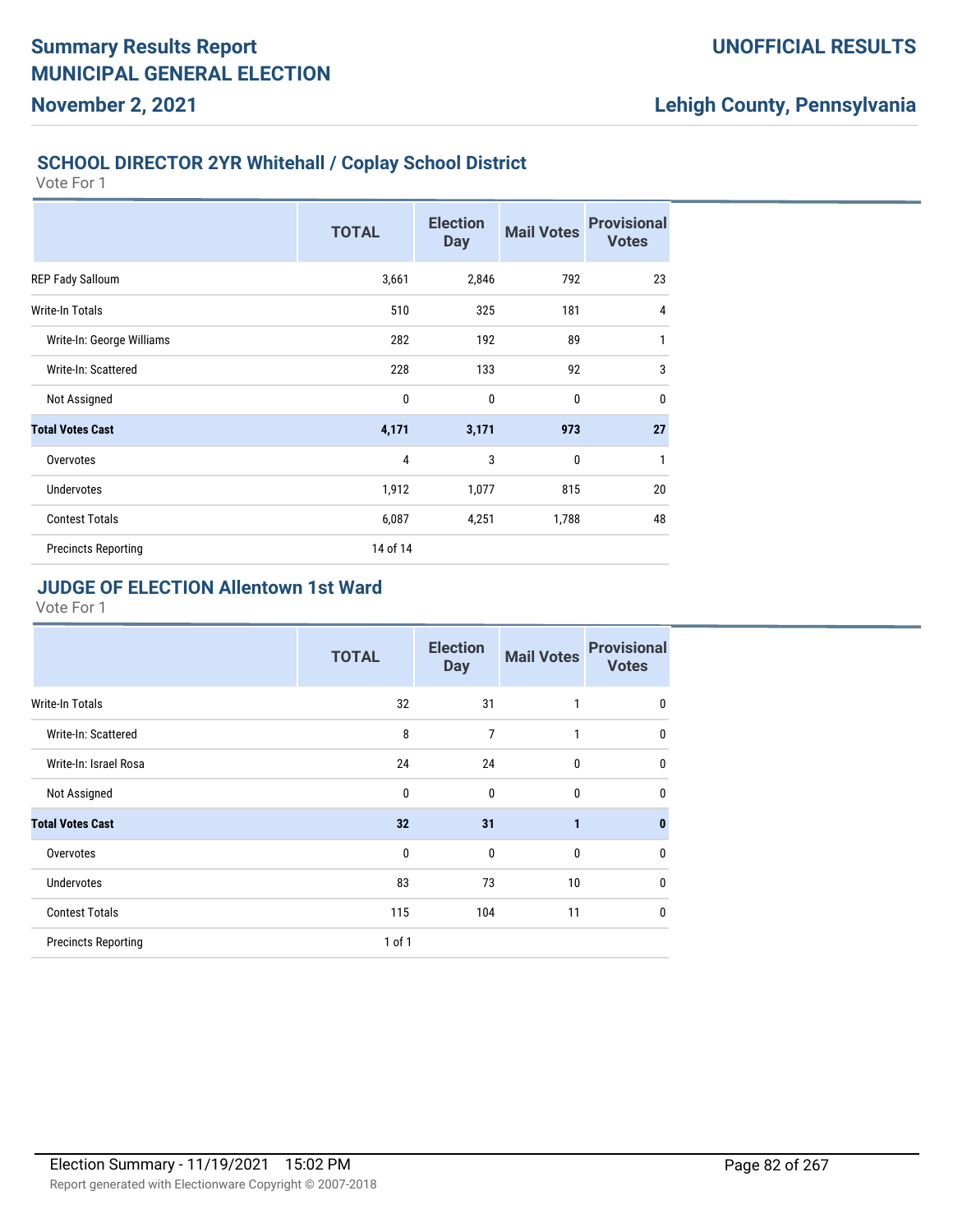Summary Results Report
MUNICIPAL GENERAL ELECTION
November 2, 2021

UNOFFICIAL RESULTS

Lehigh County, Pennsylvania

## SCHOOL DIRECTOR 2YR Whitehall / Coplay School District

Vote For 1

| | TOTAL | Election Day | Mail Votes | Provisional Votes |
|---|---|---|---|---|
| REP Fady Salloum | 3,661 | 2,846 | 792 | 23 |
| Write-In Totals | 510 | 325 | 181 | 4 |
| Write-In: George Williams | 282 | 192 | 89 | 1 |
| Write-In: Scattered | 228 | 133 | 92 | 3 |
| Not Assigned | 0 | 0 | 0 | 0 |
| **Total Votes Cast** | **4,171** | **3,171** | **973** | **27** |
| Overvotes | 4 | 3 | 0 | 1 |
| Undervotes | 1,912 | 1,077 | 815 | 20 |
| Contest Totals | 6,087 | 4,251 | 1,788 | 48 |
| Precincts Reporting | 14 of 14 | | | |

## JUDGE OF ELECTION Allentown 1st Ward

Vote For 1

| | TOTAL | Election Day | Mail Votes | Provisional Votes |
|---|---|---|---|---|
| Write-In Totals | 32 | 31 | 1 | 0 |
| Write-In: Scattered | 8 | 7 | 1 | 0 |
| Write-In: Israel Rosa | 24 | 24 | 0 | 0 |
| Not Assigned | 0 | 0 | 0 | 0 |
| **Total Votes Cast** | **32** | **31** | **1** | **0** |
| Overvotes | 0 | 0 | 0 | 0 |
| Undervotes | 83 | 73 | 10 | 0 |
| Contest Totals | 115 | 104 | 11 | 0 |
| Precincts Reporting | 1 of 1 | | | |

Election Summary - 11/19/2021 15:02 PM

Report generated with Electionware Copyright © 2007-2018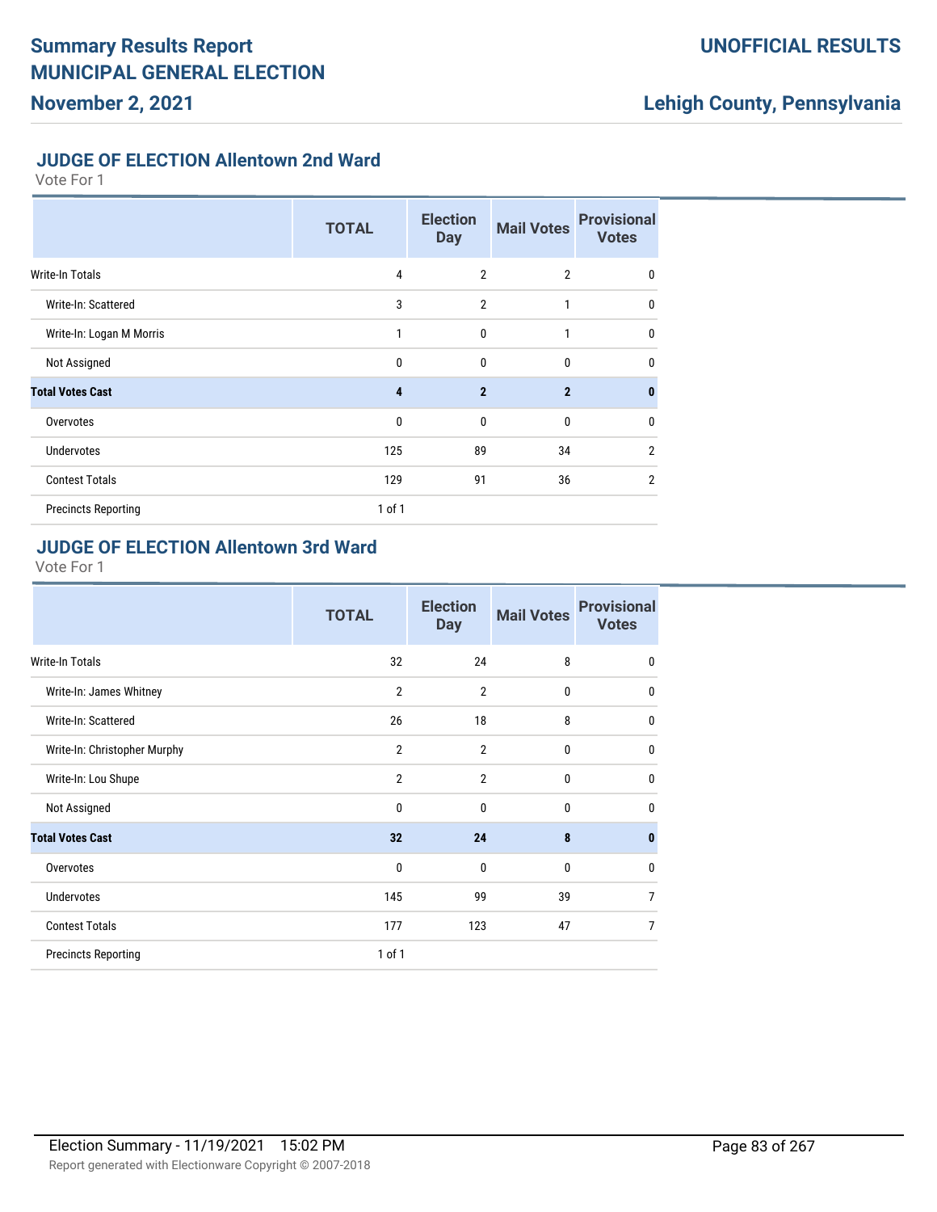## JUDGE OF ELECTION Allentown 2nd Ward

Vote For 1

| | TOTAL | Election Day | Mail Votes | Provisional Votes |
|---|---|---|---|---|
| Write-In Totals | 4 | 2 | 2 | 0 |
| Write-In: Scattered | 3 | 2 | 1 | 0 |
| Write-In: Logan M Morris | 1 | 0 | 1 | 0 |
| Not Assigned | 0 | 0 | 0 | 0 |
| **Total Votes Cast** | **4** | **2** | **2** | **0** |
| Overvotes | 0 | 0 | 0 | 0 |
| Undervotes | 125 | 89 | 34 | 2 |
| Contest Totals | 129 | 91 | 36 | 2 |
| Precincts Reporting | 1 of 1 | | | |

## JUDGE OF ELECTION Allentown 3rd Ward

Vote For 1

| | TOTAL | Election Day | Mail Votes | Provisional Votes |
|---|---|---|---|---|
| Write-In Totals | 32 | 24 | 8 | 0 |
| Write-In: James Whitney | 2 | 2 | 0 | 0 |
| Write-In: Scattered | 26 | 18 | 8 | 0 |
| Write-In: Christopher Murphy | 2 | 2 | 0 | 0 |
| Write-In: Lou Shupe | 2 | 2 | 0 | 0 |
| Not Assigned | 0 | 0 | 0 | 0 |
| **Total Votes Cast** | **32** | **24** | **8** | **0** |
| Overvotes | 0 | 0 | 0 | 0 |
| Undervotes | 145 | 99 | 39 | 7 |
| Contest Totals | 177 | 123 | 47 | 7 |
| Precincts Reporting | 1 of 1 | | | |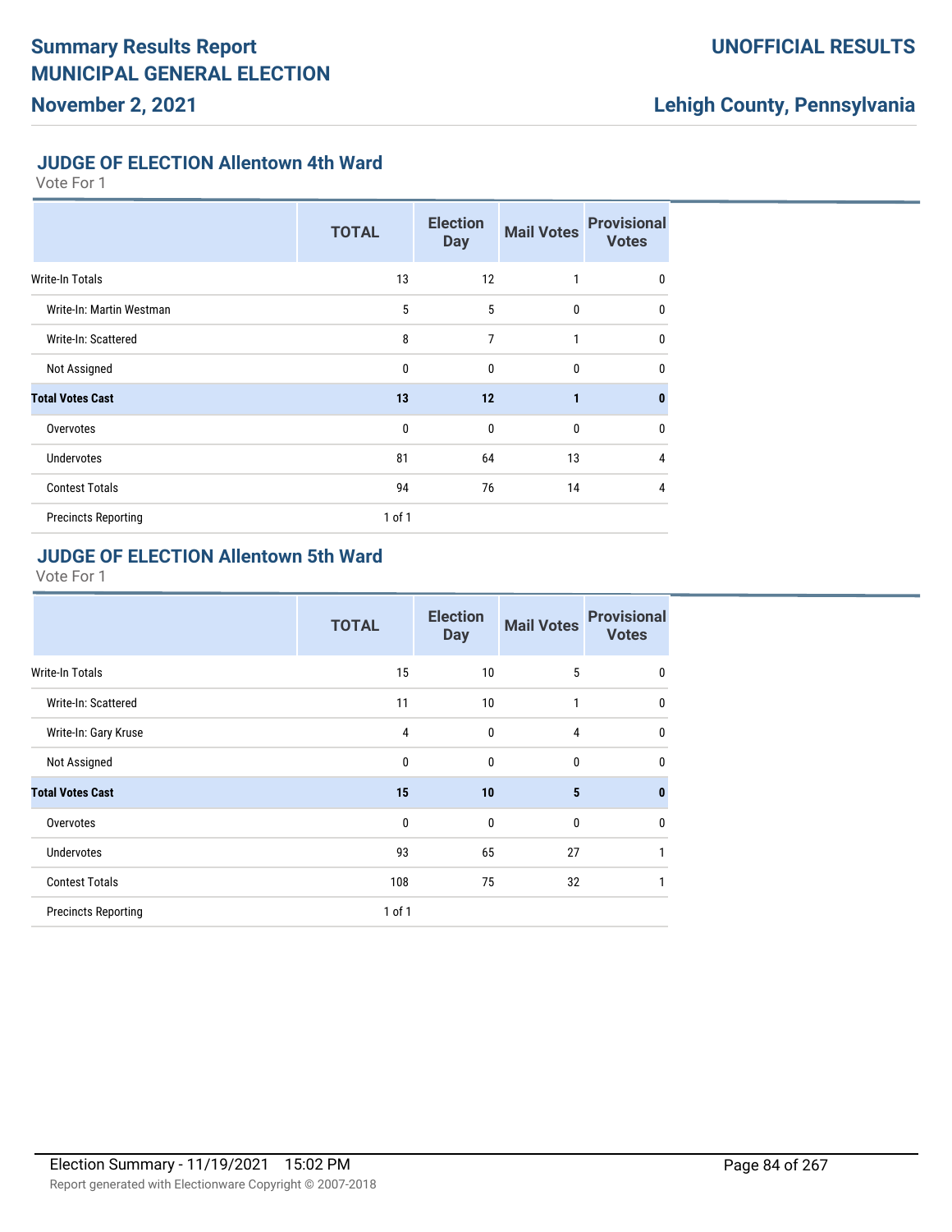## JUDGE OF ELECTION Allentown 4th Ward

Vote For 1

| | TOTAL | Election Day | Mail Votes | Provisional Votes |
|---|---|---|---|---|
| Write-In Totals | 13 | 12 | 1 | 0 |
| Write-In: Martin Westman | 5 | 5 | 0 | 0 |
| Write-In: Scattered | 8 | 7 | 1 | 0 |
| Not Assigned | 0 | 0 | 0 | 0 |
| **Total Votes Cast** | **13** | **12** | **1** | **0** |
| Overvotes | 0 | 0 | 0 | 0 |
| Undervotes | 81 | 64 | 13 | 4 |
| Contest Totals | 94 | 76 | 14 | 4 |
| Precincts Reporting | 1 of 1 | | | |

## JUDGE OF ELECTION Allentown 5th Ward

Vote For 1

| | TOTAL | Election Day | Mail Votes | Provisional Votes |
|---|---|---|---|---|
| Write-In Totals | 15 | 10 | 5 | 0 |
| Write-In: Scattered | 11 | 10 | 1 | 0 |
| Write-In: Gary Kruse | 4 | 0 | 4 | 0 |
| Not Assigned | 0 | 0 | 0 | 0 |
| **Total Votes Cast** | **15** | **10** | **5** | **0** |
| Overvotes | 0 | 0 | 0 | 0 |
| Undervotes | 93 | 65 | 27 | 1 |
| Contest Totals | 108 | 75 | 32 | 1 |
| Precincts Reporting | 1 of 1 | | | |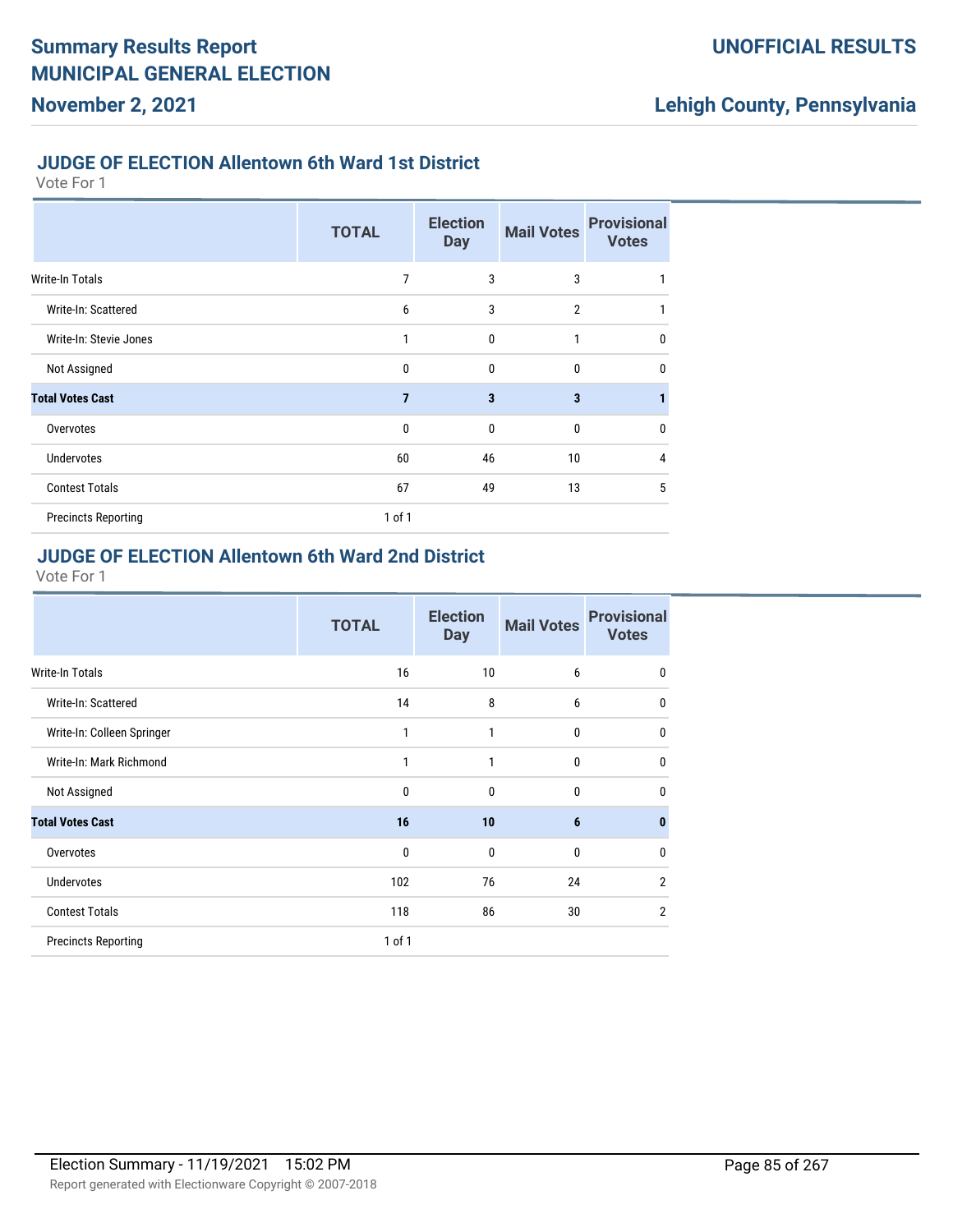# Summary Results Report
# MUNICIPAL GENERAL ELECTION
## November 2, 2021

**UNOFFICIAL RESULTS**

**Lehigh County, Pennsylvania**

### JUDGE OF ELECTION Allentown 6th Ward 1st District

Vote For 1

| | TOTAL | Election Day | Mail Votes | Provisional Votes |
|---|---|---|---|---|
| Write-In Totals | 7 | 3 | 3 | 1 |
| Write-In: Scattered | 6 | 3 | 2 | 1 |
| Write-In: Stevie Jones | 1 | 0 | 1 | 0 |
| Not Assigned | 0 | 0 | 0 | 0 |
| **Total Votes Cast** | **7** | **3** | **3** | **1** |
| Overvotes | 0 | 0 | 0 | 0 |
| Undervotes | 60 | 46 | 10 | 4 |
| Contest Totals | 67 | 49 | 13 | 5 |
| Precincts Reporting | 1 of 1 | | | |

### JUDGE OF ELECTION Allentown 6th Ward 2nd District

Vote For 1

| | TOTAL | Election Day | Mail Votes | Provisional Votes |
|---|---|---|---|---|
| Write-In Totals | 16 | 10 | 6 | 0 |
| Write-In: Scattered | 14 | 8 | 6 | 0 |
| Write-In: Colleen Springer | 1 | 1 | 0 | 0 |
| Write-In: Mark Richmond | 1 | 1 | 0 | 0 |
| Not Assigned | 0 | 0 | 0 | 0 |
| **Total Votes Cast** | **16** | **10** | **6** | **0** |
| Overvotes | 0 | 0 | 0 | 0 |
| Undervotes | 102 | 76 | 24 | 2 |
| Contest Totals | 118 | 86 | 30 | 2 |
| Precincts Reporting | 1 of 1 | | | |

Election Summary - 11/19/2021 15:02 PM

Report generated with Electionware Copyright © 2007-2018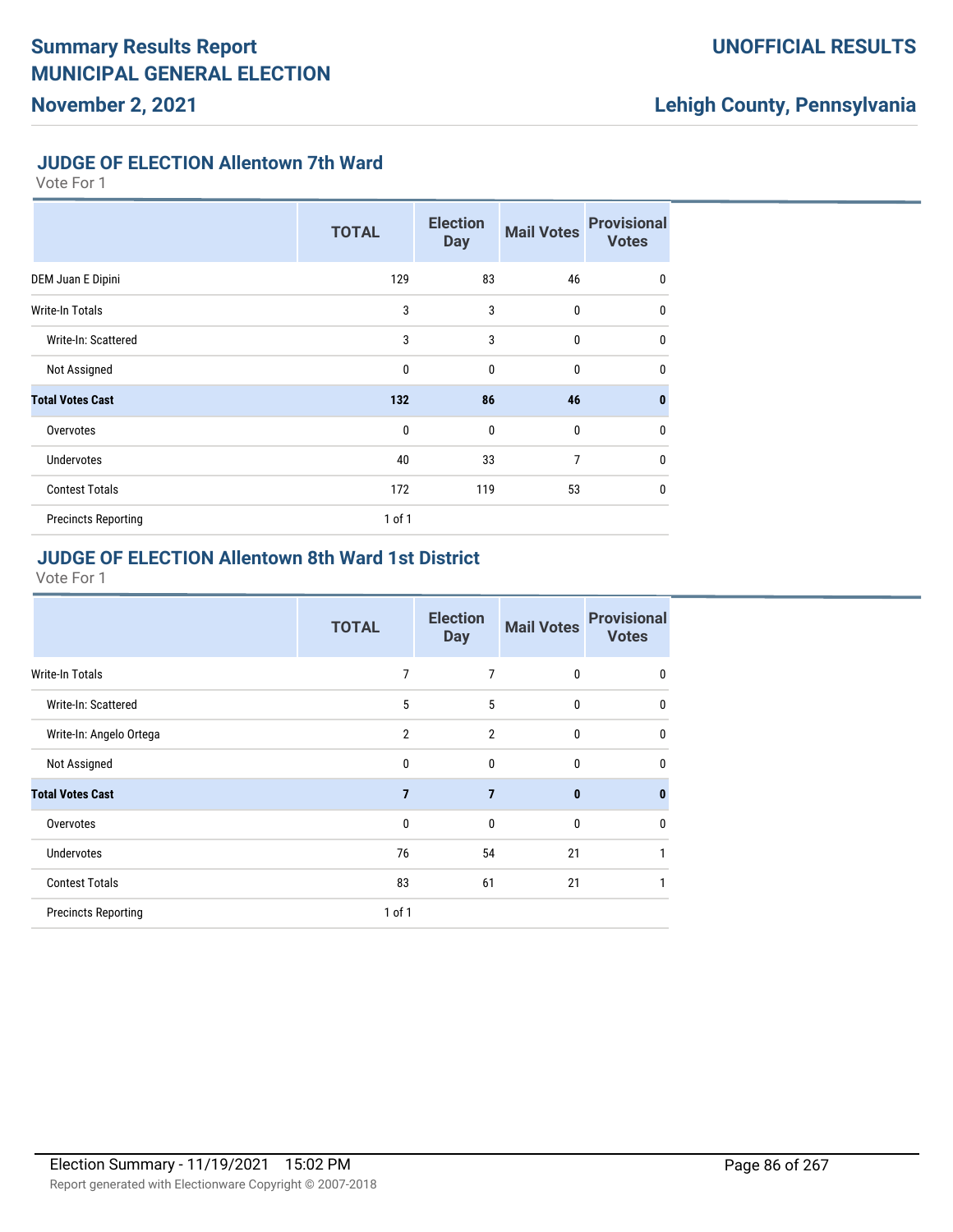## JUDGE OF ELECTION Allentown 7th Ward

Vote For 1

| | TOTAL | Election Day | Mail Votes | Provisional Votes |
|---|---|---|---|---|
| DEM Juan E Dipini | 129 | 83 | 46 | 0 |
| Write-In Totals | 3 | 3 | 0 | 0 |
| Write-In: Scattered | 3 | 3 | 0 | 0 |
| Not Assigned | 0 | 0 | 0 | 0 |
| **Total Votes Cast** | **132** | **86** | **46** | **0** |
| Overvotes | 0 | 0 | 0 | 0 |
| Undervotes | 40 | 33 | 7 | 0 |
| Contest Totals | 172 | 119 | 53 | 0 |
| Precincts Reporting | 1 of 1 | | | |

## JUDGE OF ELECTION Allentown 8th Ward 1st District

Vote For 1

| | TOTAL | Election Day | Mail Votes | Provisional Votes |
|---|---|---|---|---|
| Write-In Totals | 7 | 7 | 0 | 0 |
| Write-In: Scattered | 5 | 5 | 0 | 0 |
| Write-In: Angelo Ortega | 2 | 2 | 0 | 0 |
| Not Assigned | 0 | 0 | 0 | 0 |
| **Total Votes Cast** | **7** | **7** | **0** | **0** |
| Overvotes | 0 | 0 | 0 | 0 |
| Undervotes | 76 | 54 | 21 | 1 |
| Contest Totals | 83 | 61 | 21 | 1 |
| Precincts Reporting | 1 of 1 | | | |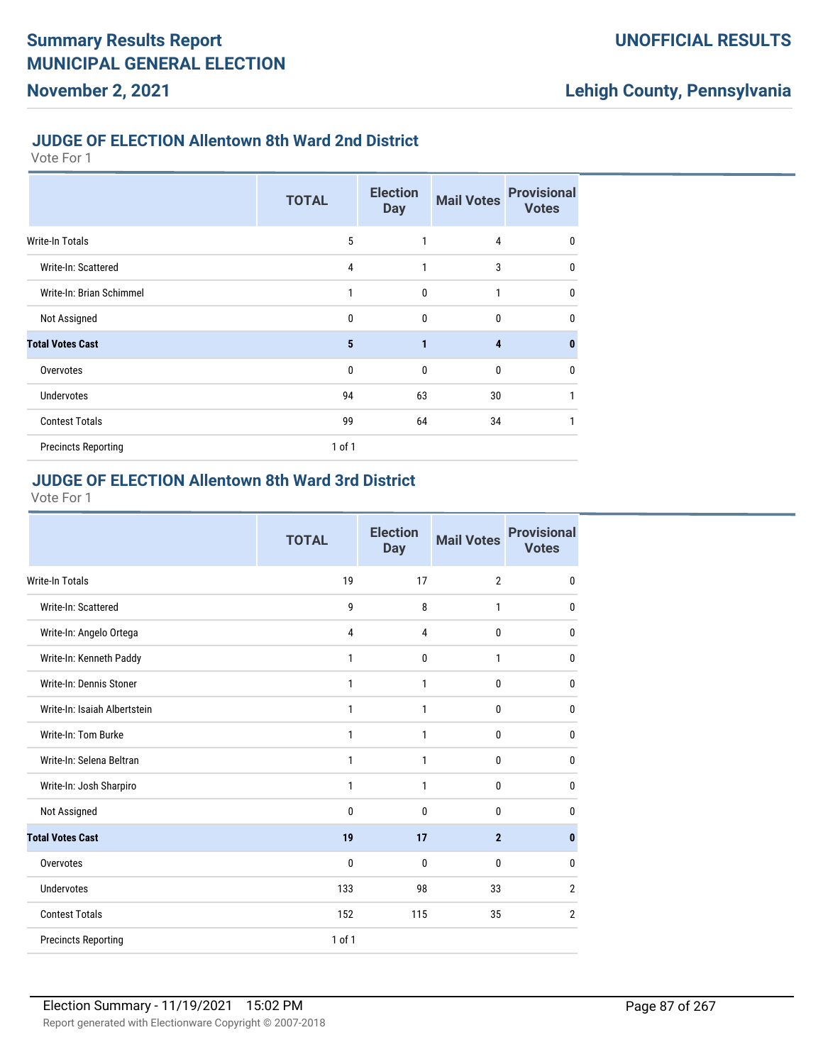## JUDGE OF ELECTION Allentown 8th Ward 2nd District

Vote For 1

| | TOTAL | Election Day | Mail Votes | Provisional Votes |
|---|---|---|---|---|
| Write-In Totals | 5 | 1 | 4 | 0 |
| Write-In: Scattered | 4 | 1 | 3 | 0 |
| Write-In: Brian Schimmel | 1 | 0 | 1 | 0 |
| Not Assigned | 0 | 0 | 0 | 0 |
| **Total Votes Cast** | **5** | **1** | **4** | **0** |
| Overvotes | 0 | 0 | 0 | 0 |
| Undervotes | 94 | 63 | 30 | 1 |
| Contest Totals | 99 | 64 | 34 | 1 |
| Precincts Reporting | 1 of 1 | | | |

## JUDGE OF ELECTION Allentown 8th Ward 3rd District

Vote For 1

| | TOTAL | Election Day | Mail Votes | Provisional Votes |
|---|---|---|---|---|
| Write-In Totals | 19 | 17 | 2 | 0 |
| Write-In: Scattered | 9 | 8 | 1 | 0 |
| Write-In: Angelo Ortega | 4 | 4 | 0 | 0 |
| Write-In: Kenneth Paddy | 1 | 0 | 1 | 0 |
| Write-In: Dennis Stoner | 1 | 1 | 0 | 0 |
| Write-In: Isaiah Albertstein | 1 | 1 | 0 | 0 |
| Write-In: Tom Burke | 1 | 1 | 0 | 0 |
| Write-In: Selena Beltran | 1 | 1 | 0 | 0 |
| Write-In: Josh Sharpiro | 1 | 1 | 0 | 0 |
| Not Assigned | 0 | 0 | 0 | 0 |
| **Total Votes Cast** | **19** | **17** | **2** | **0** |
| Overvotes | 0 | 0 | 0 | 0 |
| Undervotes | 133 | 98 | 33 | 2 |
| Contest Totals | 152 | 115 | 35 | 2 |
| Precincts Reporting | 1 of 1 | | | |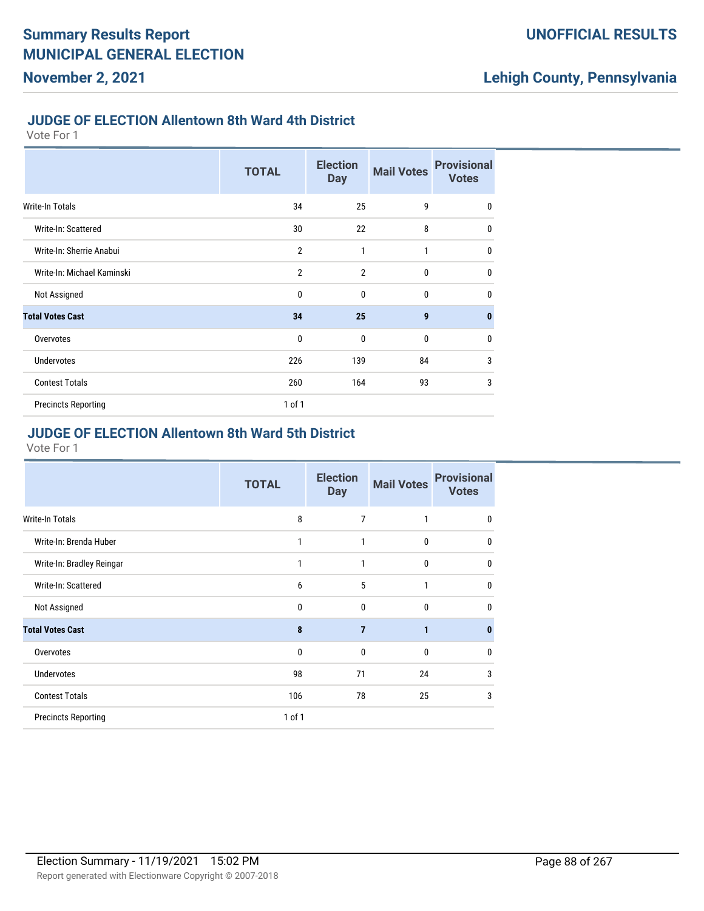# Summary Results Report
# MUNICIPAL GENERAL ELECTION

**November 2, 2021**

**UNOFFICIAL RESULTS**

**Lehigh County, Pennsylvania**

### JUDGE OF ELECTION Allentown 8th Ward 4th District

Vote For 1

| | TOTAL | Election Day | Mail Votes | Provisional Votes |
|---|---|---|---|---|
| Write-In Totals | 34 | 25 | 9 | 0 |
| Write-In: Scattered | 30 | 22 | 8 | 0 |
| Write-In: Sherrie Anabui | 2 | 1 | 1 | 0 |
| Write-In: Michael Kaminski | 2 | 2 | 0 | 0 |
| Not Assigned | 0 | 0 | 0 | 0 |
| **Total Votes Cast** | **34** | **25** | **9** | **0** |
| Overvotes | 0 | 0 | 0 | 0 |
| Undervotes | 226 | 139 | 84 | 3 |
| Contest Totals | 260 | 164 | 93 | 3 |
| Precincts Reporting | 1 of 1 | | | |

### JUDGE OF ELECTION Allentown 8th Ward 5th District

Vote For 1

| | TOTAL | Election Day | Mail Votes | Provisional Votes |
|---|---|---|---|---|
| Write-In Totals | 8 | 7 | 1 | 0 |
| Write-In: Brenda Huber | 1 | 1 | 0 | 0 |
| Write-In: Bradley Reingar | 1 | 1 | 0 | 0 |
| Write-In: Scattered | 6 | 5 | 1 | 0 |
| Not Assigned | 0 | 0 | 0 | 0 |
| **Total Votes Cast** | **8** | **7** | **1** | **0** |
| Overvotes | 0 | 0 | 0 | 0 |
| Undervotes | 98 | 71 | 24 | 3 |
| Contest Totals | 106 | 78 | 25 | 3 |
| Precincts Reporting | 1 of 1 | | | |

Election Summary - 11/19/2021 15:02 PM

Report generated with Electionware Copyright © 2007-2018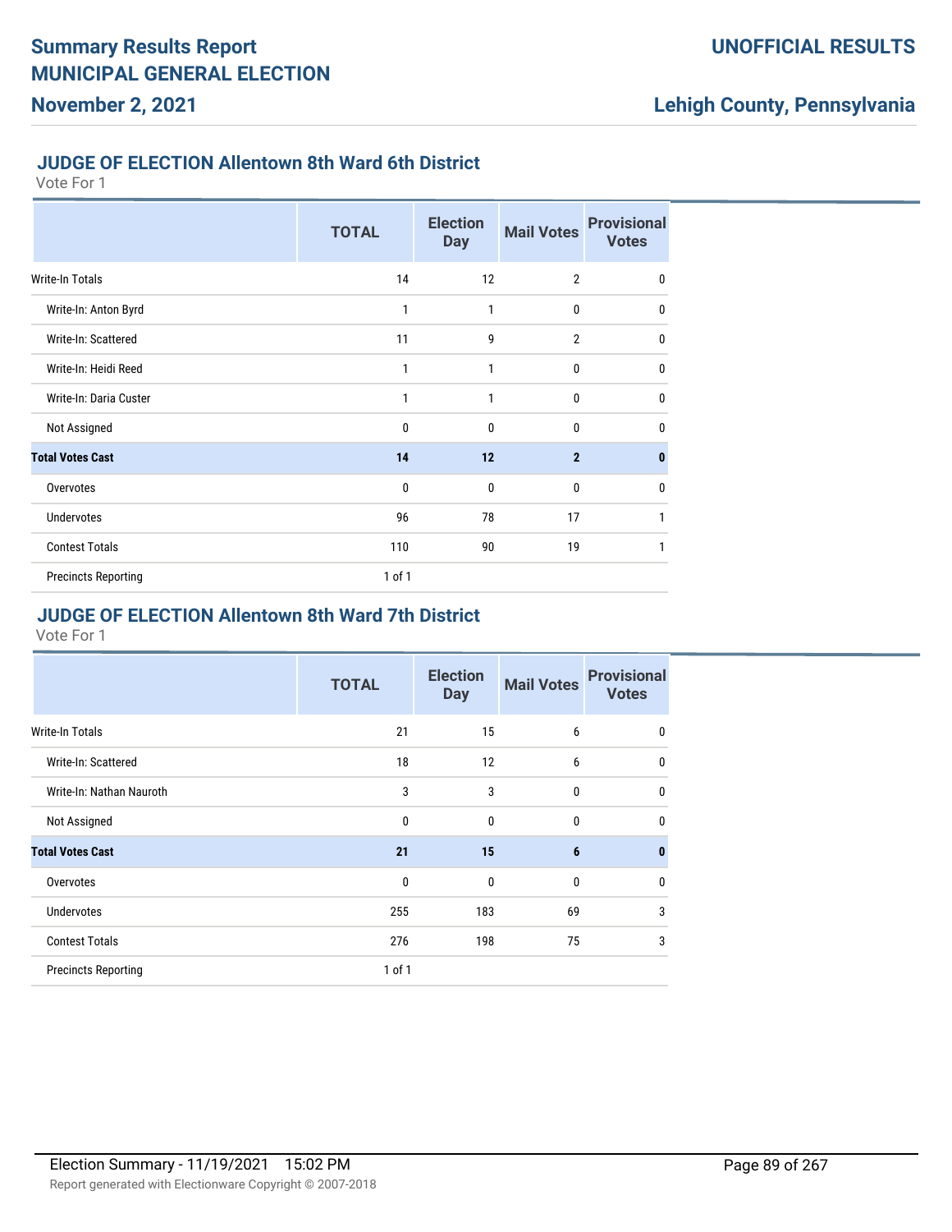## JUDGE OF ELECTION Allentown 8th Ward 6th District

Vote For 1

| | TOTAL | Election Day | Mail Votes | Provisional Votes |
|---|---|---|---|---|
| Write-In Totals | 14 | 12 | 2 | 0 |
| Write-In: Anton Byrd | 1 | 1 | 0 | 0 |
| Write-In: Scattered | 11 | 9 | 2 | 0 |
| Write-In: Heidi Reed | 1 | 1 | 0 | 0 |
| Write-In: Daria Custer | 1 | 1 | 0 | 0 |
| Not Assigned | 0 | 0 | 0 | 0 |
| **Total Votes Cast** | **14** | **12** | **2** | **0** |
| Overvotes | 0 | 0 | 0 | 0 |
| Undervotes | 96 | 78 | 17 | 1 |
| Contest Totals | 110 | 90 | 19 | 1 |
| Precincts Reporting | 1 of 1 | | | |

## JUDGE OF ELECTION Allentown 8th Ward 7th District

Vote For 1

| | TOTAL | Election Day | Mail Votes | Provisional Votes |
|---|---|---|---|---|
| Write-In Totals | 21 | 15 | 6 | 0 |
| Write-In: Scattered | 18 | 12 | 6 | 0 |
| Write-In: Nathan Nauroth | 3 | 3 | 0 | 0 |
| Not Assigned | 0 | 0 | 0 | 0 |
| **Total Votes Cast** | **21** | **15** | **6** | **0** |
| Overvotes | 0 | 0 | 0 | 0 |
| Undervotes | 255 | 183 | 69 | 3 |
| Contest Totals | 276 | 198 | 75 | 3 |
| Precincts Reporting | 1 of 1 | | | |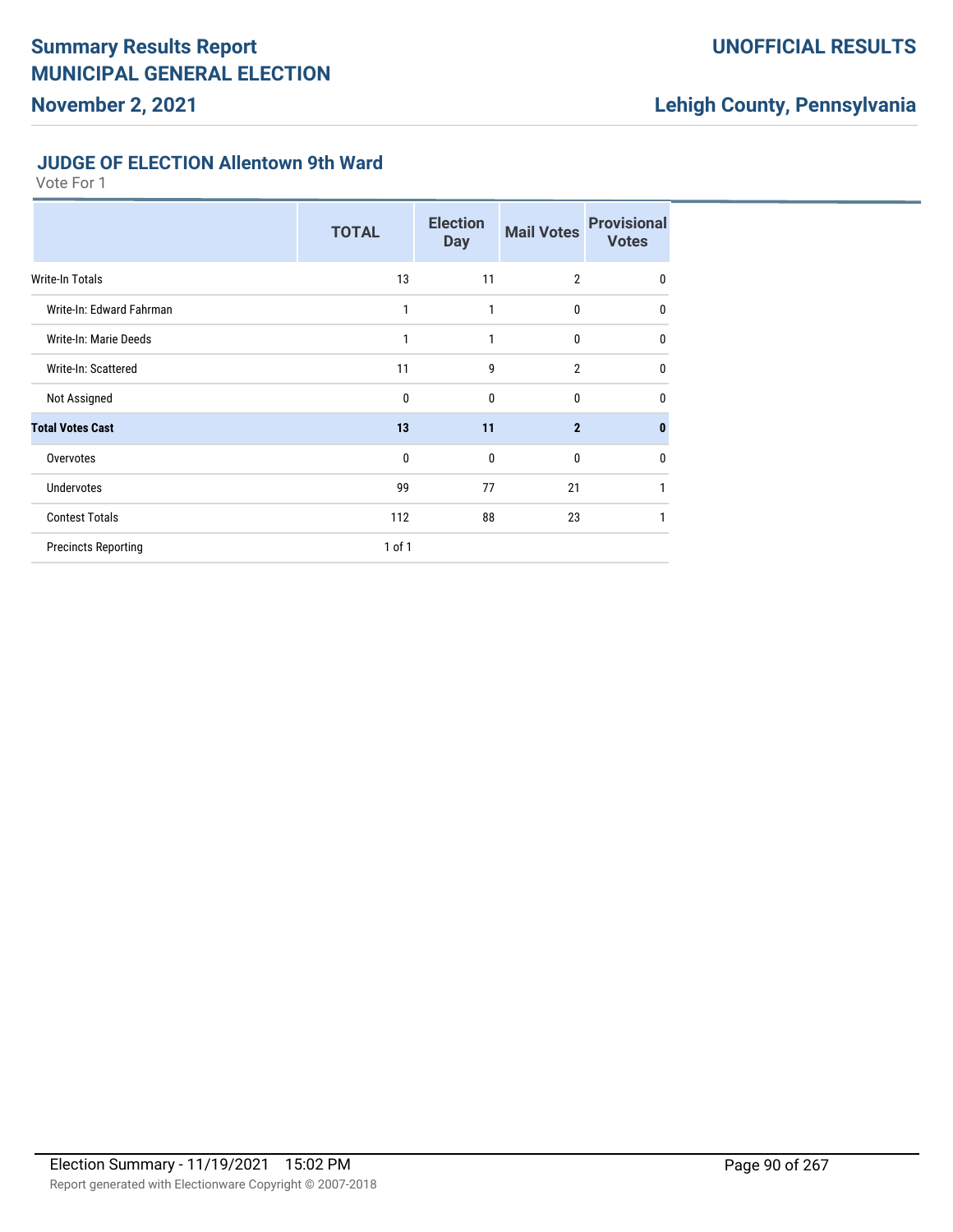# Summary Results Report
## MUNICIPAL GENERAL ELECTION
### November 2, 2021

**UNOFFICIAL RESULTS**

**Lehigh County, Pennsylvania**

### JUDGE OF ELECTION Allentown 9th Ward

Vote For 1

| | TOTAL | Election Day | Mail Votes | Provisional Votes |
|---|---|---|---|---|
| Write-In Totals | 13 | 11 | 2 | 0 |
| Write-In: Edward Fahrman | 1 | 1 | 0 | 0 |
| Write-In: Marie Deeds | 1 | 1 | 0 | 0 |
| Write-In: Scattered | 11 | 9 | 2 | 0 |
| Not Assigned | 0 | 0 | 0 | 0 |
| **Total Votes Cast** | **13** | **11** | **2** | **0** |
| Overvotes | 0 | 0 | 0 | 0 |
| Undervotes | 99 | 77 | 21 | 1 |
| Contest Totals | 112 | 88 | 23 | 1 |
| Precincts Reporting | 1 of 1 | | | |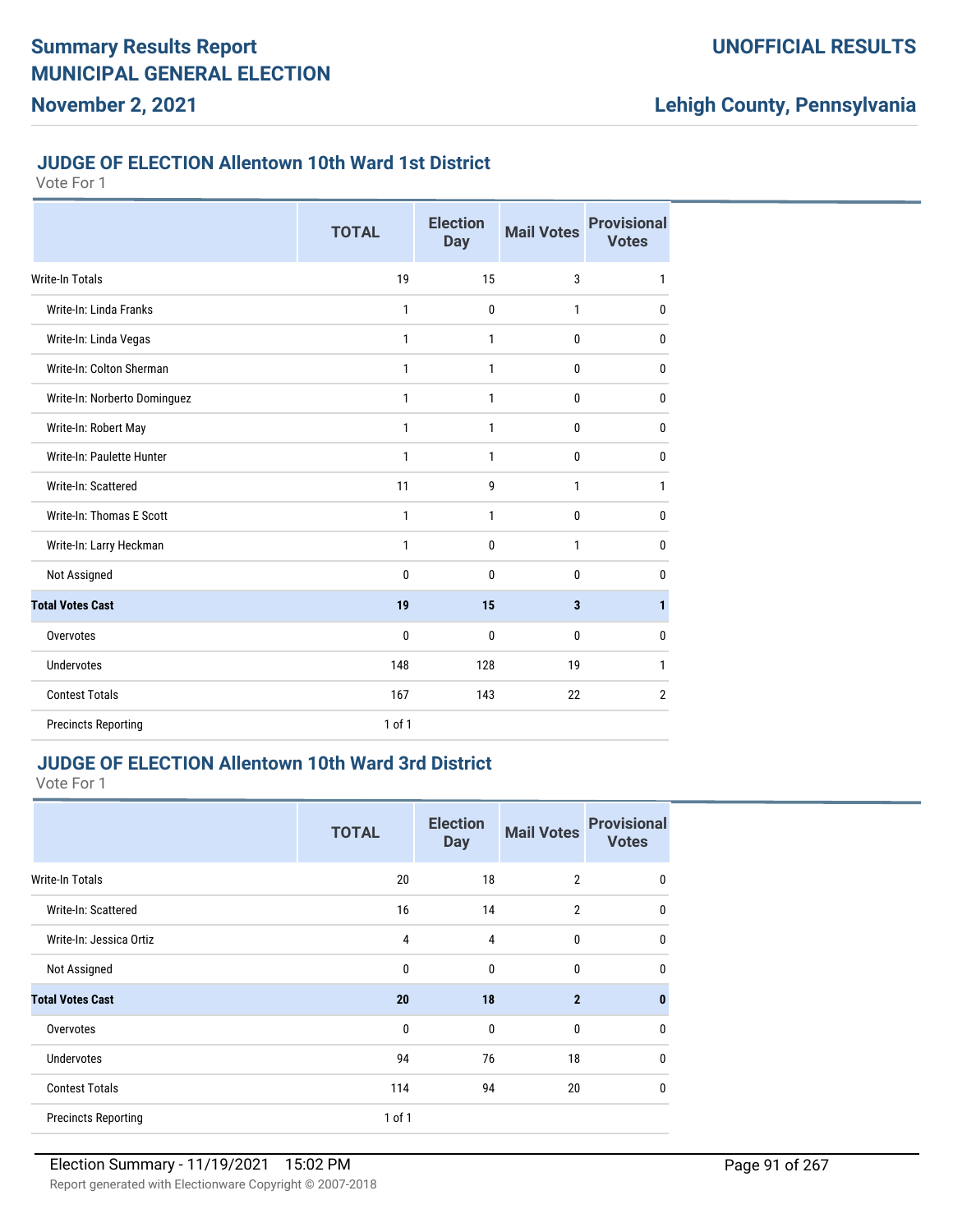# Summary Results Report
# MUNICIPAL GENERAL ELECTION
## November 2, 2021

**UNOFFICIAL RESULTS**

**Lehigh County, Pennsylvania**

### JUDGE OF ELECTION Allentown 10th Ward 1st District

Vote For 1

| | TOTAL | Election Day | Mail Votes | Provisional Votes |
|---|---|---|---|---|
| Write-In Totals | 19 | 15 | 3 | 1 |
| Write-In: Linda Franks | 1 | 0 | 1 | 0 |
| Write-In: Linda Vegas | 1 | 1 | 0 | 0 |
| Write-In: Colton Sherman | 1 | 1 | 0 | 0 |
| Write-In: Norberto Dominguez | 1 | 1 | 0 | 0 |
| Write-In: Robert May | 1 | 1 | 0 | 0 |
| Write-In: Paulette Hunter | 1 | 1 | 0 | 0 |
| Write-In: Scattered | 11 | 9 | 1 | 1 |
| Write-In: Thomas E Scott | 1 | 1 | 0 | 0 |
| Write-In: Larry Heckman | 1 | 0 | 1 | 0 |
| Not Assigned | 0 | 0 | 0 | 0 |
| **Total Votes Cast** | **19** | **15** | **3** | **1** |
| Overvotes | 0 | 0 | 0 | 0 |
| Undervotes | 148 | 128 | 19 | 1 |
| Contest Totals | 167 | 143 | 22 | 2 |
| Precincts Reporting | 1 of 1 | | | |

### JUDGE OF ELECTION Allentown 10th Ward 3rd District

Vote For 1

| | TOTAL | Election Day | Mail Votes | Provisional Votes |
|---|---|---|---|---|
| Write-In Totals | 20 | 18 | 2 | 0 |
| Write-In: Scattered | 16 | 14 | 2 | 0 |
| Write-In: Jessica Ortiz | 4 | 4 | 0 | 0 |
| Not Assigned | 0 | 0 | 0 | 0 |
| **Total Votes Cast** | **20** | **18** | **2** | **0** |
| Overvotes | 0 | 0 | 0 | 0 |
| Undervotes | 94 | 76 | 18 | 0 |
| Contest Totals | 114 | 94 | 20 | 0 |
| Precincts Reporting | 1 of 1 | | | |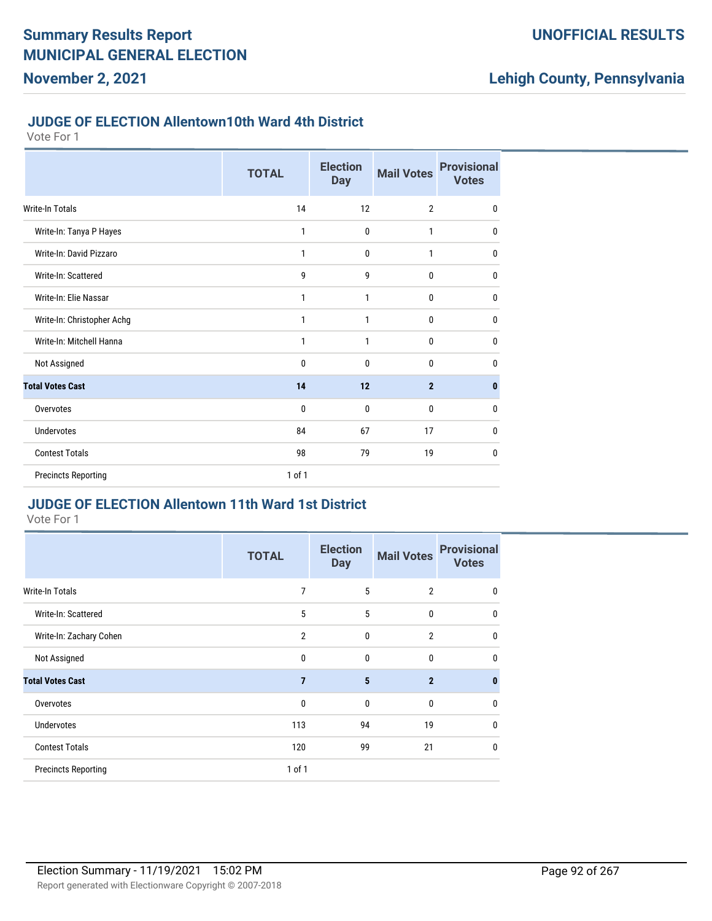## JUDGE OF ELECTION Allentown10th Ward 4th District

Vote For 1

| | TOTAL | Election Day | Mail Votes | Provisional Votes |
|---|---|---|---|---|
| Write-In Totals | 14 | 12 | 2 | 0 |
| Write-In: Tanya P Hayes | 1 | 0 | 1 | 0 |
| Write-In: David Pizzaro | 1 | 0 | 1 | 0 |
| Write-In: Scattered | 9 | 9 | 0 | 0 |
| Write-In: Elie Nassar | 1 | 1 | 0 | 0 |
| Write-In: Christopher Achg | 1 | 1 | 0 | 0 |
| Write-In: Mitchell Hanna | 1 | 1 | 0 | 0 |
| Not Assigned | 0 | 0 | 0 | 0 |
| **Total Votes Cast** | **14** | **12** | **2** | **0** |
| Overvotes | 0 | 0 | 0 | 0 |
| Undervotes | 84 | 67 | 17 | 0 |
| Contest Totals | 98 | 79 | 19 | 0 |
| Precincts Reporting | 1 of 1 | | | |

## JUDGE OF ELECTION Allentown 11th Ward 1st District

Vote For 1

| | TOTAL | Election Day | Mail Votes | Provisional Votes |
|---|---|---|---|---|
| Write-In Totals | 7 | 5 | 2 | 0 |
| Write-In: Scattered | 5 | 5 | 0 | 0 |
| Write-In: Zachary Cohen | 2 | 0 | 2 | 0 |
| Not Assigned | 0 | 0 | 0 | 0 |
| **Total Votes Cast** | **7** | **5** | **2** | **0** |
| Overvotes | 0 | 0 | 0 | 0 |
| Undervotes | 113 | 94 | 19 | 0 |
| Contest Totals | 120 | 99 | 21 | 0 |
| Precincts Reporting | 1 of 1 | | | |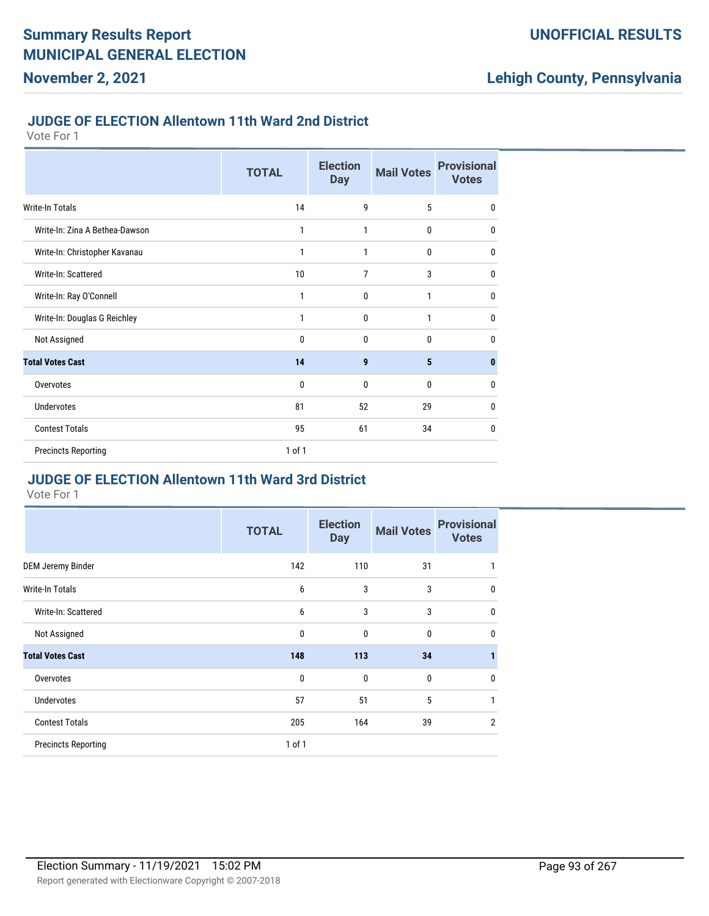# Summary Results Report
# MUNICIPAL GENERAL ELECTION
# November 2, 2021

**UNOFFICIAL RESULTS**

**Lehigh County, Pennsylvania**

## JUDGE OF ELECTION Allentown 11th Ward 2nd District

Vote For 1

| | TOTAL | Election Day | Mail Votes | Provisional Votes |
|---|---|---|---|---|
| Write-In Totals | 14 | 9 | 5 | 0 |
| Write-In: Zina A Bethea-Dawson | 1 | 1 | 0 | 0 |
| Write-In: Christopher Kavanau | 1 | 1 | 0 | 0 |
| Write-In: Scattered | 10 | 7 | 3 | 0 |
| Write-In: Ray O'Connell | 1 | 0 | 1 | 0 |
| Write-In: Douglas G Reichley | 1 | 0 | 1 | 0 |
| Not Assigned | 0 | 0 | 0 | 0 |
| **Total Votes Cast** | **14** | **9** | **5** | **0** |
| Overvotes | 0 | 0 | 0 | 0 |
| Undervotes | 81 | 52 | 29 | 0 |
| Contest Totals | 95 | 61 | 34 | 0 |
| Precincts Reporting | 1 of 1 | | | |

## JUDGE OF ELECTION Allentown 11th Ward 3rd District

Vote For 1

| | TOTAL | Election Day | Mail Votes | Provisional Votes |
|---|---|---|---|---|
| DEM Jeremy Binder | 142 | 110 | 31 | 1 |
| Write-In Totals | 6 | 3 | 3 | 0 |
| Write-In: Scattered | 6 | 3 | 3 | 0 |
| Not Assigned | 0 | 0 | 0 | 0 |
| **Total Votes Cast** | **148** | **113** | **34** | **1** |
| Overvotes | 0 | 0 | 0 | 0 |
| Undervotes | 57 | 51 | 5 | 1 |
| Contest Totals | 205 | 164 | 39 | 2 |
| Precincts Reporting | 1 of 1 | | | |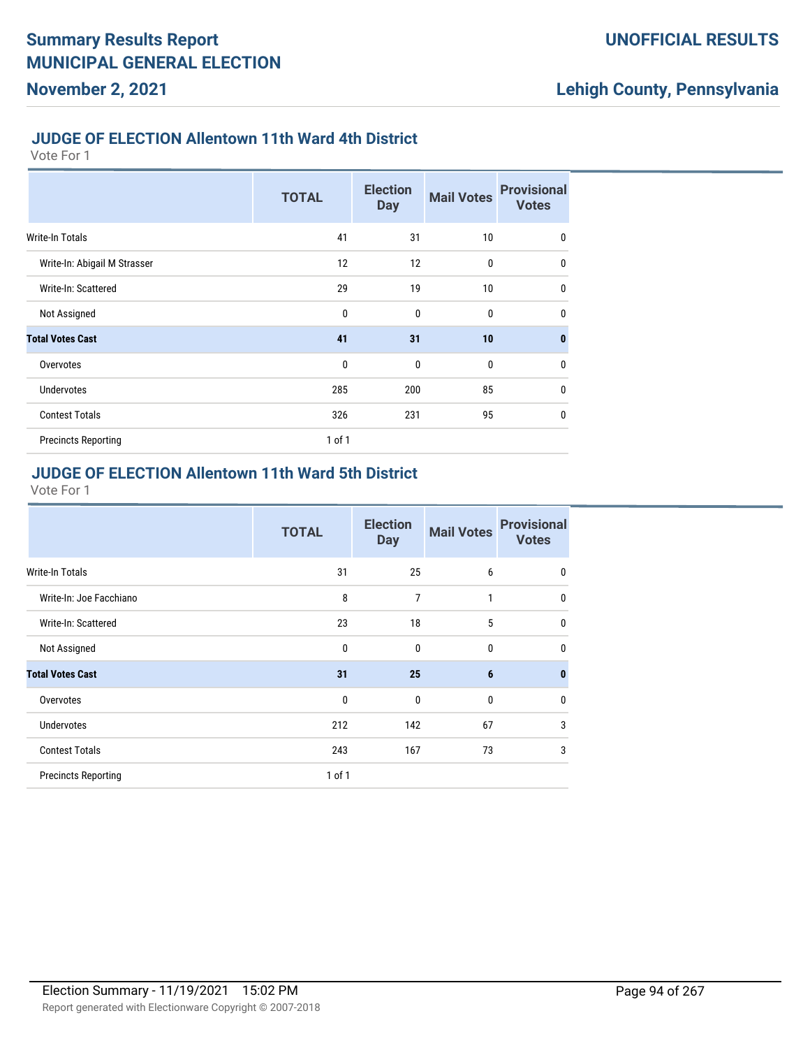## JUDGE OF ELECTION Allentown 11th Ward 4th District

Vote For 1

| | TOTAL | Election Day | Mail Votes | Provisional Votes |
|---|---|---|---|---|
| Write-In Totals | 41 | 31 | 10 | 0 |
| Write-In: Abigail M Strasser | 12 | 12 | 0 | 0 |
| Write-In: Scattered | 29 | 19 | 10 | 0 |
| Not Assigned | 0 | 0 | 0 | 0 |
| **Total Votes Cast** | **41** | **31** | **10** | **0** |
| Overvotes | 0 | 0 | 0 | 0 |
| Undervotes | 285 | 200 | 85 | 0 |
| Contest Totals | 326 | 231 | 95 | 0 |
| Precincts Reporting | 1 of 1 | | | |

## JUDGE OF ELECTION Allentown 11th Ward 5th District

Vote For 1

| | TOTAL | Election Day | Mail Votes | Provisional Votes |
|---|---|---|---|---|
| Write-In Totals | 31 | 25 | 6 | 0 |
| Write-In: Joe Facchiano | 8 | 7 | 1 | 0 |
| Write-In: Scattered | 23 | 18 | 5 | 0 |
| Not Assigned | 0 | 0 | 0 | 0 |
| **Total Votes Cast** | **31** | **25** | **6** | **0** |
| Overvotes | 0 | 0 | 0 | 0 |
| Undervotes | 212 | 142 | 67 | 3 |
| Contest Totals | 243 | 167 | 73 | 3 |
| Precincts Reporting | 1 of 1 | | | |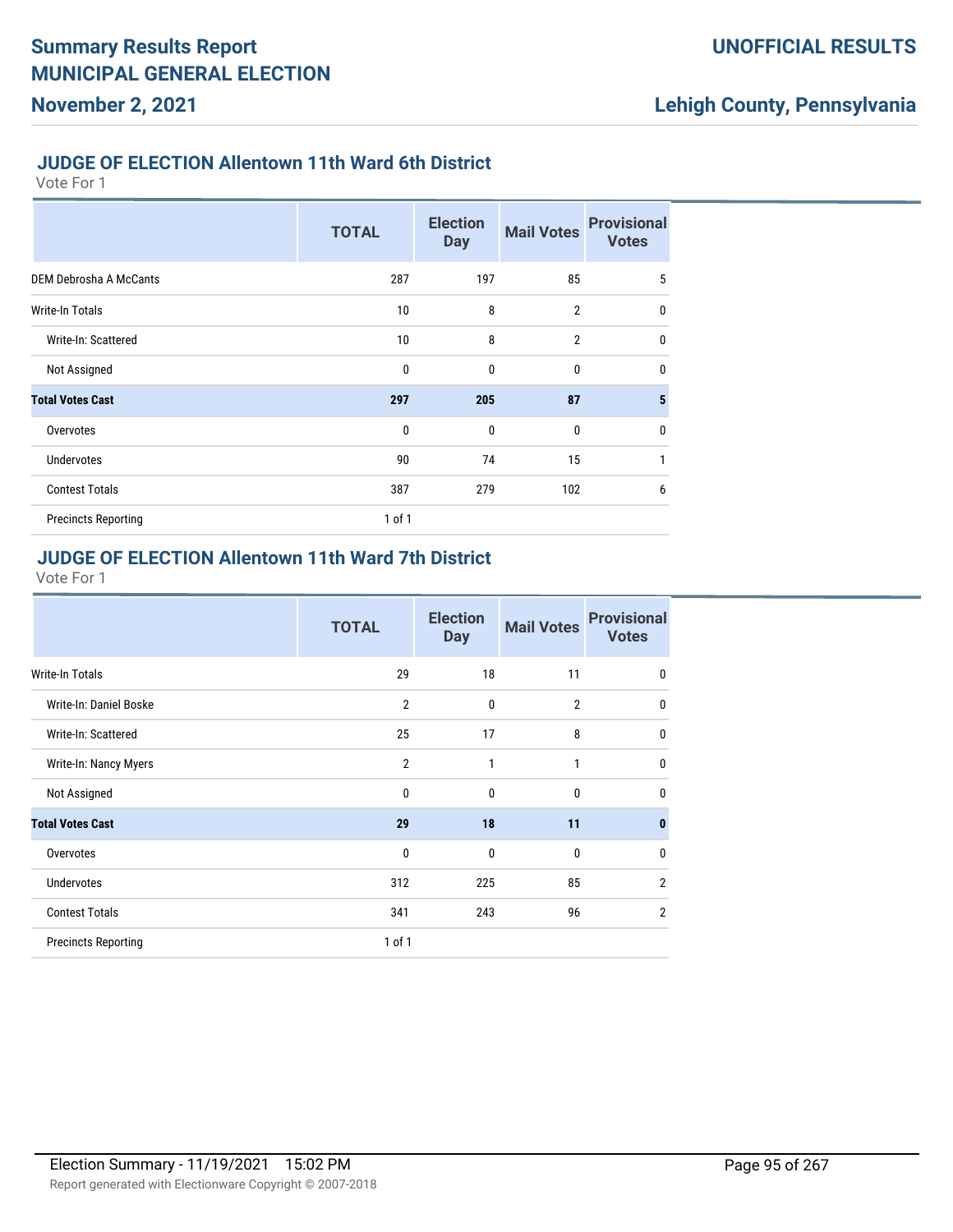## JUDGE OF ELECTION Allentown 11th Ward 6th District

Vote For 1

| | TOTAL | Election Day | Mail Votes | Provisional Votes |
|---|---|---|---|---|
| DEM Debrosha A McCants | 287 | 197 | 85 | 5 |
| Write-In Totals | 10 | 8 | 2 | 0 |
| Write-In: Scattered | 10 | 8 | 2 | 0 |
| Not Assigned | 0 | 0 | 0 | 0 |
| **Total Votes Cast** | **297** | **205** | **87** | **5** |
| Overvotes | 0 | 0 | 0 | 0 |
| Undervotes | 90 | 74 | 15 | 1 |
| Contest Totals | 387 | 279 | 102 | 6 |
| Precincts Reporting | 1 of 1 | | | |

## JUDGE OF ELECTION Allentown 11th Ward 7th District

Vote For 1

| | TOTAL | Election Day | Mail Votes | Provisional Votes |
|---|---|---|---|---|
| Write-In Totals | 29 | 18 | 11 | 0 |
| Write-In: Daniel Boske | 2 | 0 | 2 | 0 |
| Write-In: Scattered | 25 | 17 | 8 | 0 |
| Write-In: Nancy Myers | 2 | 1 | 1 | 0 |
| Not Assigned | 0 | 0 | 0 | 0 |
| **Total Votes Cast** | **29** | **18** | **11** | **0** |
| Overvotes | 0 | 0 | 0 | 0 |
| Undervotes | 312 | 225 | 85 | 2 |
| Contest Totals | 341 | 243 | 96 | 2 |
| Precincts Reporting | 1 of 1 | | | |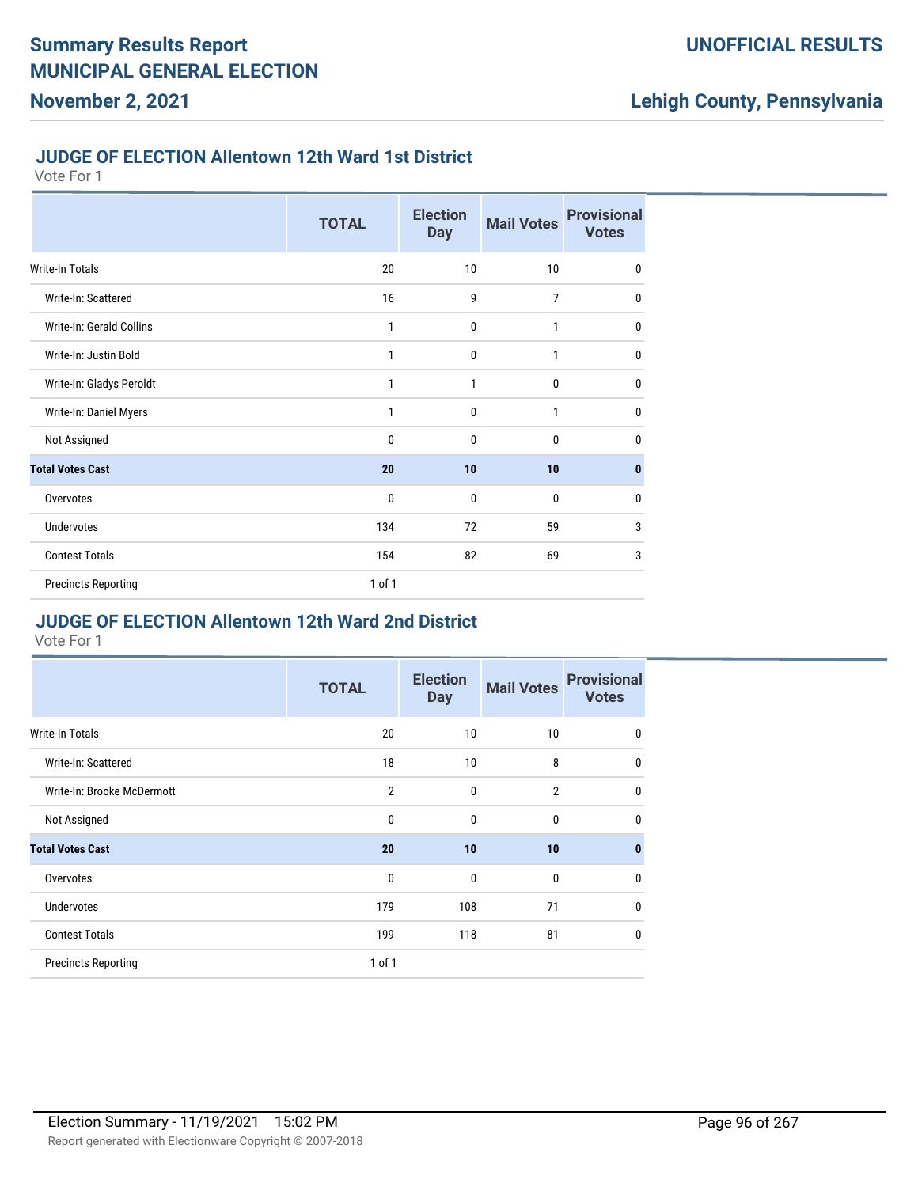## JUDGE OF ELECTION Allentown 12th Ward 1st District

Vote For 1

| | TOTAL | Election Day | Mail Votes | Provisional Votes |
|---|---|---|---|---|
| Write-In Totals | 20 | 10 | 10 | 0 |
| Write-In: Scattered | 16 | 9 | 7 | 0 |
| Write-In: Gerald Collins | 1 | 0 | 1 | 0 |
| Write-In: Justin Bold | 1 | 0 | 1 | 0 |
| Write-In: Gladys Peroldt | 1 | 1 | 0 | 0 |
| Write-In: Daniel Myers | 1 | 0 | 1 | 0 |
| Not Assigned | 0 | 0 | 0 | 0 |
| **Total Votes Cast** | **20** | **10** | **10** | **0** |
| Overvotes | 0 | 0 | 0 | 0 |
| Undervotes | 134 | 72 | 59 | 3 |
| Contest Totals | 154 | 82 | 69 | 3 |
| Precincts Reporting | 1 of 1 | | | |

## JUDGE OF ELECTION Allentown 12th Ward 2nd District

Vote For 1

| | TOTAL | Election Day | Mail Votes | Provisional Votes |
|---|---|---|---|---|
| Write-In Totals | 20 | 10 | 10 | 0 |
| Write-In: Scattered | 18 | 10 | 8 | 0 |
| Write-In: Brooke McDermott | 2 | 0 | 2 | 0 |
| Not Assigned | 0 | 0 | 0 | 0 |
| **Total Votes Cast** | **20** | **10** | **10** | **0** |
| Overvotes | 0 | 0 | 0 | 0 |
| Undervotes | 179 | 108 | 71 | 0 |
| Contest Totals | 199 | 118 | 81 | 0 |
| Precincts Reporting | 1 of 1 | | | |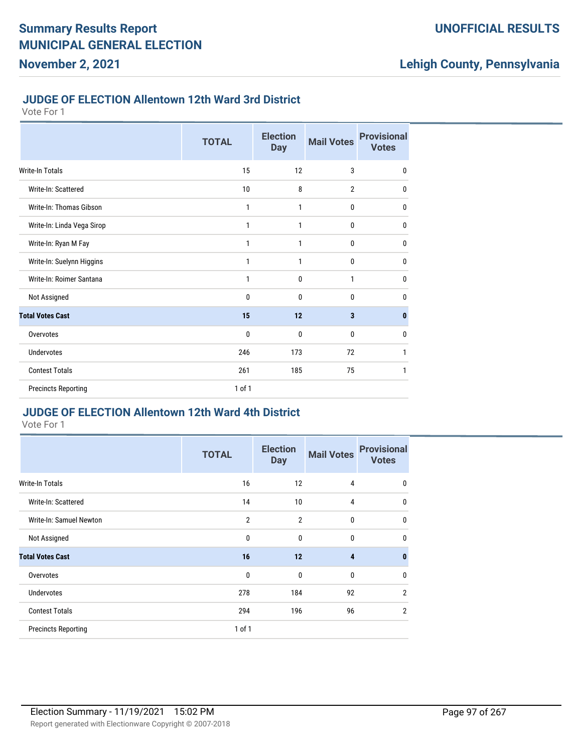# Summary Results Report
# MUNICIPAL GENERAL ELECTION
## November 2, 2021

**UNOFFICIAL RESULTS**

**Lehigh County, Pennsylvania**

### JUDGE OF ELECTION Allentown 12th Ward 3rd District

Vote For 1

| | TOTAL | Election Day | Mail Votes | Provisional Votes |
|---|---|---|---|---|
| Write-In Totals | 15 | 12 | 3 | 0 |
| Write-In: Scattered | 10 | 8 | 2 | 0 |
| Write-In: Thomas Gibson | 1 | 1 | 0 | 0 |
| Write-In: Linda Vega Sirop | 1 | 1 | 0 | 0 |
| Write-In: Ryan M Fay | 1 | 1 | 0 | 0 |
| Write-In: Suelynn Higgins | 1 | 1 | 0 | 0 |
| Write-In: Roimer Santana | 1 | 0 | 1 | 0 |
| Not Assigned | 0 | 0 | 0 | 0 |
| **Total Votes Cast** | **15** | **12** | **3** | **0** |
| Overvotes | 0 | 0 | 0 | 0 |
| Undervotes | 246 | 173 | 72 | 1 |
| Contest Totals | 261 | 185 | 75 | 1 |
| Precincts Reporting | 1 of 1 | | | |

### JUDGE OF ELECTION Allentown 12th Ward 4th District

Vote For 1

| | TOTAL | Election Day | Mail Votes | Provisional Votes |
|---|---|---|---|---|
| Write-In Totals | 16 | 12 | 4 | 0 |
| Write-In: Scattered | 14 | 10 | 4 | 0 |
| Write-In: Samuel Newton | 2 | 2 | 0 | 0 |
| Not Assigned | 0 | 0 | 0 | 0 |
| **Total Votes Cast** | **16** | **12** | **4** | **0** |
| Overvotes | 0 | 0 | 0 | 0 |
| Undervotes | 278 | 184 | 92 | 2 |
| Contest Totals | 294 | 196 | 96 | 2 |
| Precincts Reporting | 1 of 1 | | | |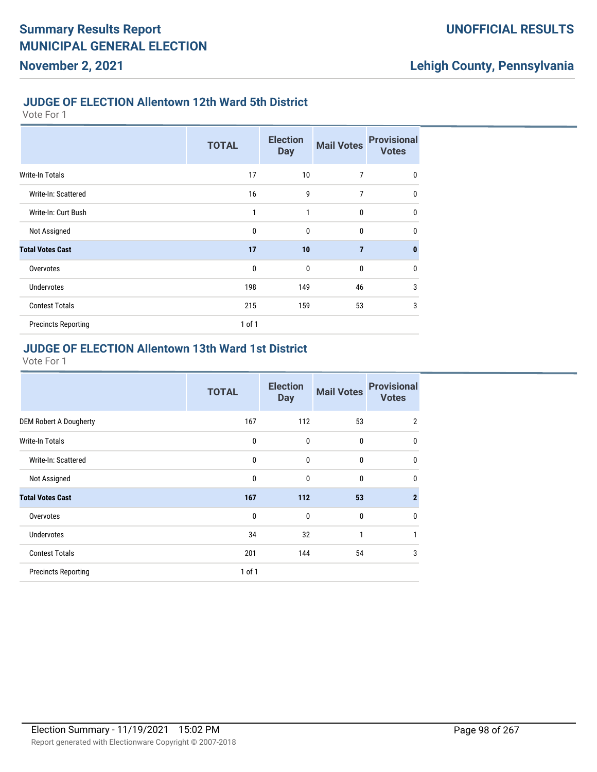## JUDGE OF ELECTION Allentown 12th Ward 5th District

Vote For 1

| | TOTAL | Election Day | Mail Votes | Provisional Votes |
|---|---|---|---|---|
| Write-In Totals | 17 | 10 | 7 | 0 |
| Write-In: Scattered | 16 | 9 | 7 | 0 |
| Write-In: Curt Bush | 1 | 1 | 0 | 0 |
| Not Assigned | 0 | 0 | 0 | 0 |
| **Total Votes Cast** | **17** | **10** | **7** | **0** |
| Overvotes | 0 | 0 | 0 | 0 |
| Undervotes | 198 | 149 | 46 | 3 |
| Contest Totals | 215 | 159 | 53 | 3 |
| Precincts Reporting | 1 of 1 | | | |

## JUDGE OF ELECTION Allentown 13th Ward 1st District

Vote For 1

| | TOTAL | Election Day | Mail Votes | Provisional Votes |
|---|---|---|---|---|
| DEM Robert A Dougherty | 167 | 112 | 53 | 2 |
| Write-In Totals | 0 | 0 | 0 | 0 |
| Write-In: Scattered | 0 | 0 | 0 | 0 |
| Not Assigned | 0 | 0 | 0 | 0 |
| **Total Votes Cast** | **167** | **112** | **53** | **2** |
| Overvotes | 0 | 0 | 0 | 0 |
| Undervotes | 34 | 32 | 1 | 1 |
| Contest Totals | 201 | 144 | 54 | 3 |
| Precincts Reporting | 1 of 1 | | | |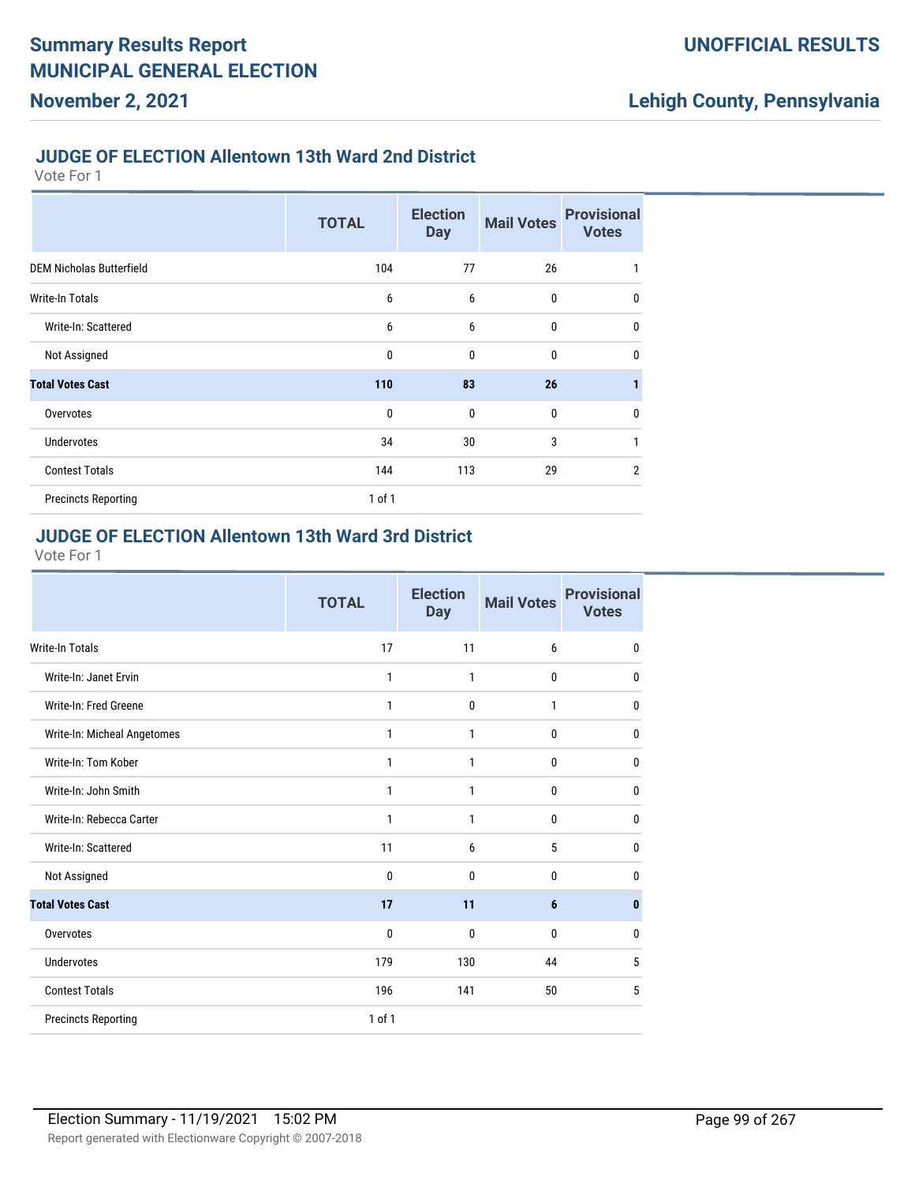## JUDGE OF ELECTION Allentown 13th Ward 2nd District

Vote For 1

| | TOTAL | Election Day | Mail Votes | Provisional Votes |
|---|---|---|---|---|
| DEM Nicholas Butterfield | 104 | 77 | 26 | 1 |
| Write-In Totals | 6 | 6 | 0 | 0 |
| Write-In: Scattered | 6 | 6 | 0 | 0 |
| Not Assigned | 0 | 0 | 0 | 0 |
| **Total Votes Cast** | **110** | **83** | **26** | **1** |
| Overvotes | 0 | 0 | 0 | 0 |
| Undervotes | 34 | 30 | 3 | 1 |
| Contest Totals | 144 | 113 | 29 | 2 |
| Precincts Reporting | 1 of 1 | | | |

## JUDGE OF ELECTION Allentown 13th Ward 3rd District

Vote For 1

| | TOTAL | Election Day | Mail Votes | Provisional Votes |
|---|---|---|---|---|
| Write-In Totals | 17 | 11 | 6 | 0 |
| Write-In: Janet Ervin | 1 | 1 | 0 | 0 |
| Write-In: Fred Greene | 1 | 0 | 1 | 0 |
| Write-In: Micheal Angetomes | 1 | 1 | 0 | 0 |
| Write-In: Tom Kober | 1 | 1 | 0 | 0 |
| Write-In: John Smith | 1 | 1 | 0 | 0 |
| Write-In: Rebecca Carter | 1 | 1 | 0 | 0 |
| Write-In: Scattered | 11 | 6 | 5 | 0 |
| Not Assigned | 0 | 0 | 0 | 0 |
| **Total Votes Cast** | **17** | **11** | **6** | **0** |
| Overvotes | 0 | 0 | 0 | 0 |
| Undervotes | 179 | 130 | 44 | 5 |
| Contest Totals | 196 | 141 | 50 | 5 |
| Precincts Reporting | 1 of 1 | | | |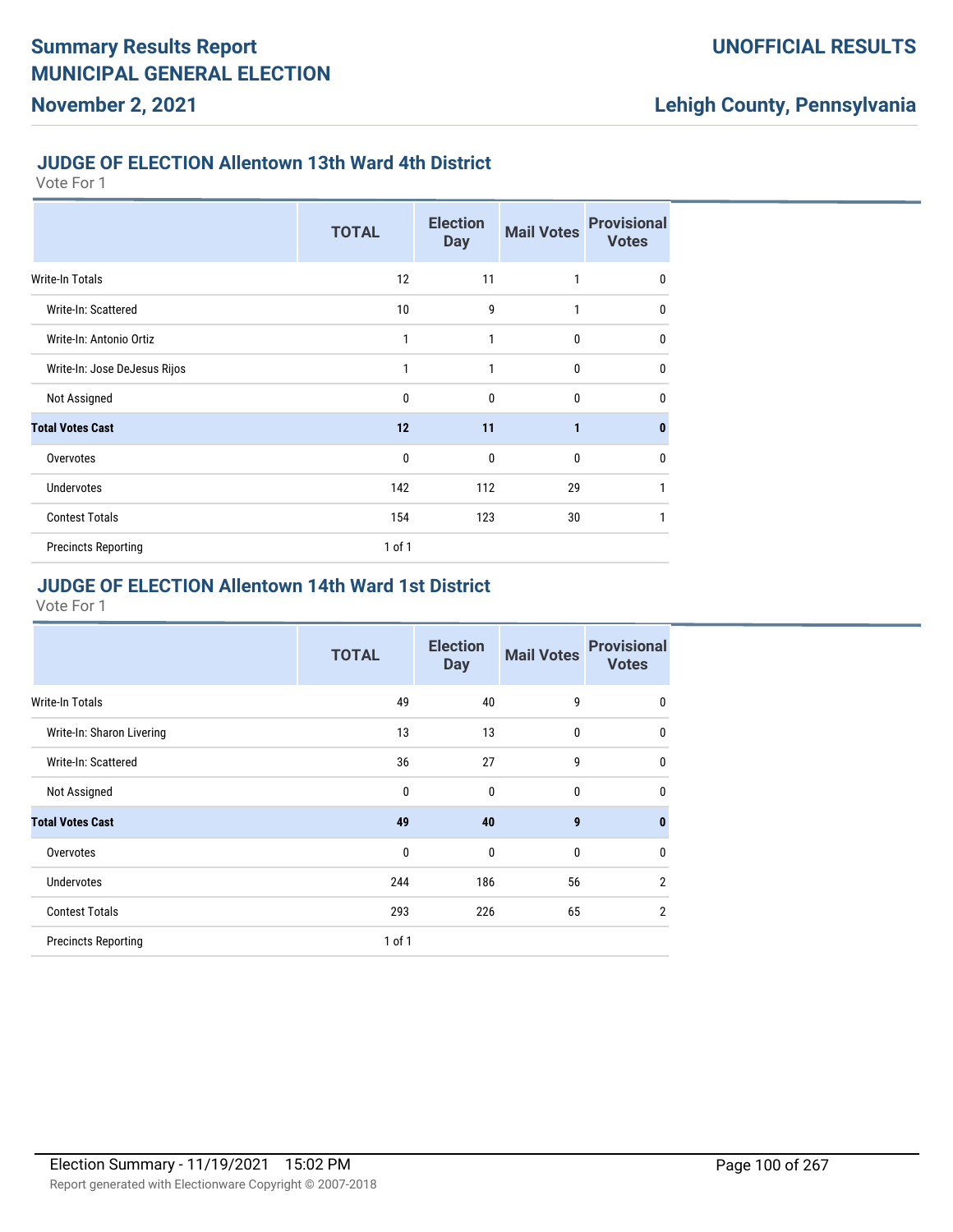## JUDGE OF ELECTION Allentown 13th Ward 4th District

Vote For 1

| | TOTAL | Election Day | Mail Votes | Provisional Votes |
|---|---|---|---|---|
| Write-In Totals | 12 | 11 | 1 | 0 |
| Write-In: Scattered | 10 | 9 | 1 | 0 |
| Write-In: Antonio Ortiz | 1 | 1 | 0 | 0 |
| Write-In: Jose DeJesus Rijos | 1 | 1 | 0 | 0 |
| Not Assigned | 0 | 0 | 0 | 0 |
| **Total Votes Cast** | **12** | **11** | **1** | **0** |
| Overvotes | 0 | 0 | 0 | 0 |
| Undervotes | 142 | 112 | 29 | 1 |
| Contest Totals | 154 | 123 | 30 | 1 |
| Precincts Reporting | 1 of 1 | | | |

## JUDGE OF ELECTION Allentown 14th Ward 1st District

Vote For 1

| | TOTAL | Election Day | Mail Votes | Provisional Votes |
|---|---|---|---|---|
| Write-In Totals | 49 | 40 | 9 | 0 |
| Write-In: Sharon Livering | 13 | 13 | 0 | 0 |
| Write-In: Scattered | 36 | 27 | 9 | 0 |
| Not Assigned | 0 | 0 | 0 | 0 |
| **Total Votes Cast** | **49** | **40** | **9** | **0** |
| Overvotes | 0 | 0 | 0 | 0 |
| Undervotes | 244 | 186 | 56 | 2 |
| Contest Totals | 293 | 226 | 65 | 2 |
| Precincts Reporting | 1 of 1 | | | |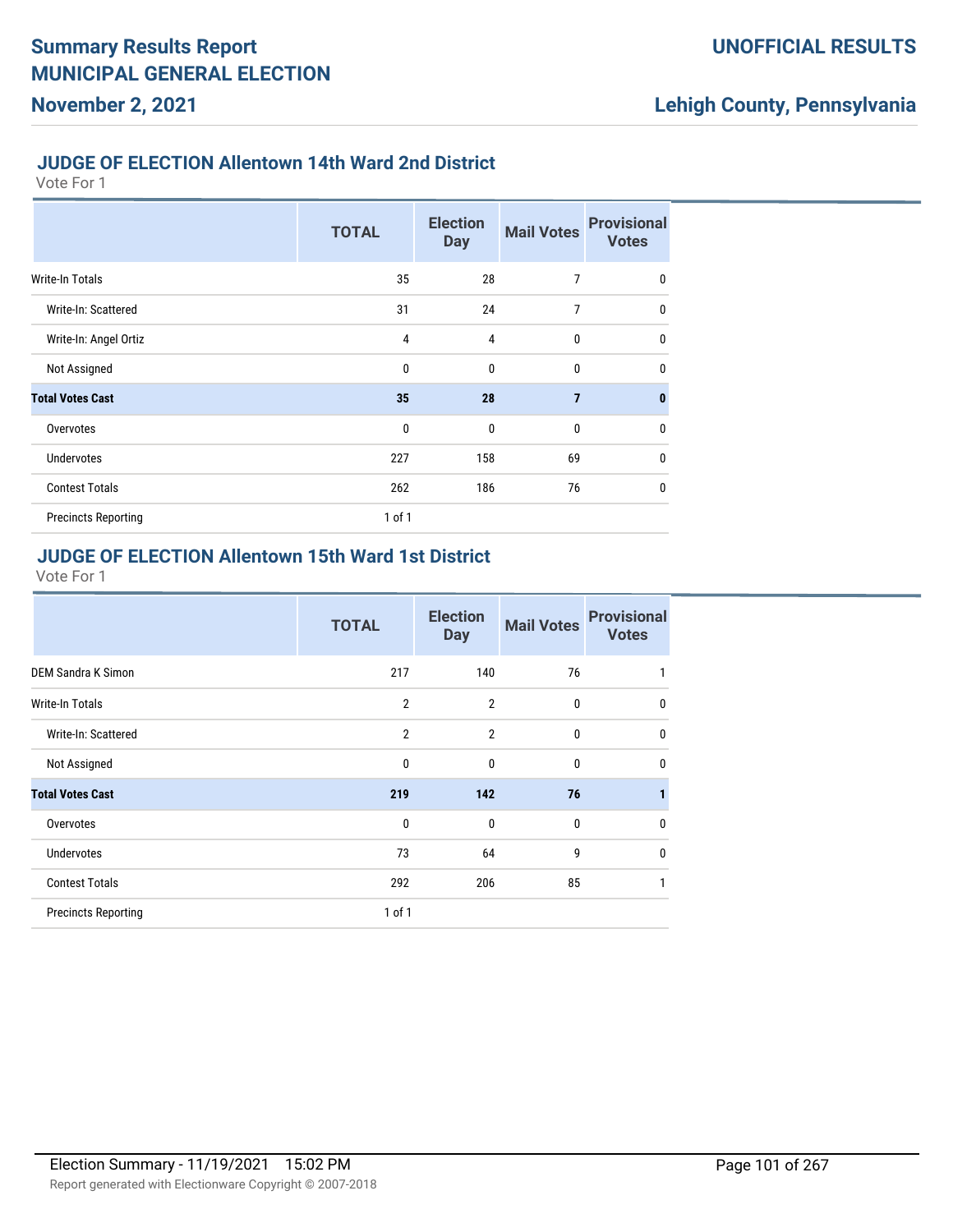## JUDGE OF ELECTION Allentown 14th Ward 2nd District

Vote For 1

| | TOTAL | Election Day | Mail Votes | Provisional Votes |
|---|---|---|---|---|
| Write-In Totals | 35 | 28 | 7 | 0 |
| Write-In: Scattered | 31 | 24 | 7 | 0 |
| Write-In: Angel Ortiz | 4 | 4 | 0 | 0 |
| Not Assigned | 0 | 0 | 0 | 0 |
| **Total Votes Cast** | **35** | **28** | **7** | **0** |
| Overvotes | 0 | 0 | 0 | 0 |
| Undervotes | 227 | 158 | 69 | 0 |
| Contest Totals | 262 | 186 | 76 | 0 |
| Precincts Reporting | 1 of 1 | | | |

## JUDGE OF ELECTION Allentown 15th Ward 1st District

Vote For 1

| | TOTAL | Election Day | Mail Votes | Provisional Votes |
|---|---|---|---|---|
| DEM Sandra K Simon | 217 | 140 | 76 | 1 |
| Write-In Totals | 2 | 2 | 0 | 0 |
| Write-In: Scattered | 2 | 2 | 0 | 0 |
| Not Assigned | 0 | 0 | 0 | 0 |
| **Total Votes Cast** | **219** | **142** | **76** | **1** |
| Overvotes | 0 | 0 | 0 | 0 |
| Undervotes | 73 | 64 | 9 | 0 |
| Contest Totals | 292 | 206 | 85 | 1 |
| Precincts Reporting | 1 of 1 | | | |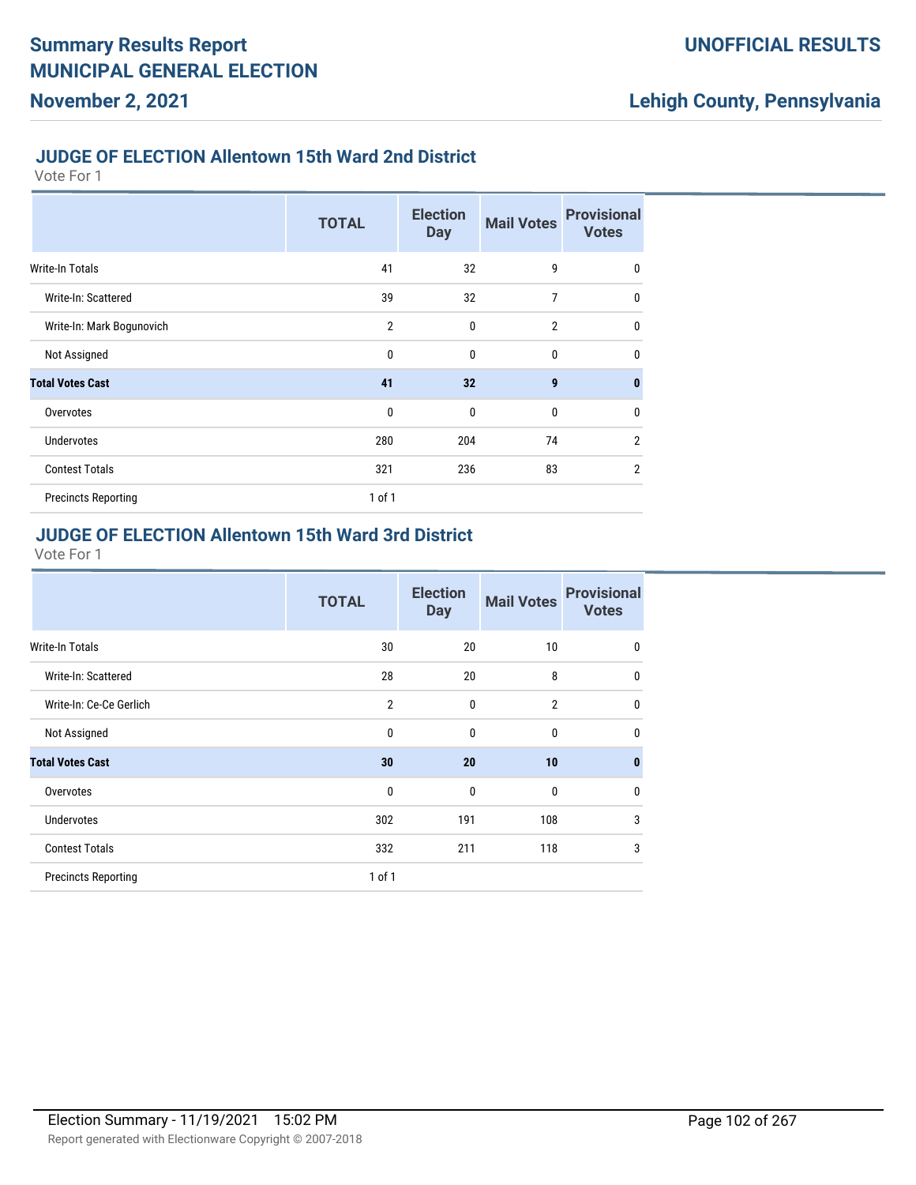## JUDGE OF ELECTION Allentown 15th Ward 2nd District

Vote For 1

| | TOTAL | Election Day | Mail Votes | Provisional Votes |
|---|---|---|---|---|
| Write-In Totals | 41 | 32 | 9 | 0 |
| Write-In: Scattered | 39 | 32 | 7 | 0 |
| Write-In: Mark Bogunovich | 2 | 0 | 2 | 0 |
| Not Assigned | 0 | 0 | 0 | 0 |
| **Total Votes Cast** | **41** | **32** | **9** | **0** |
| Overvotes | 0 | 0 | 0 | 0 |
| Undervotes | 280 | 204 | 74 | 2 |
| Contest Totals | 321 | 236 | 83 | 2 |
| Precincts Reporting | 1 of 1 | | | |

## JUDGE OF ELECTION Allentown 15th Ward 3rd District

Vote For 1

| | TOTAL | Election Day | Mail Votes | Provisional Votes |
|---|---|---|---|---|
| Write-In Totals | 30 | 20 | 10 | 0 |
| Write-In: Scattered | 28 | 20 | 8 | 0 |
| Write-In: Ce-Ce Gerlich | 2 | 0 | 2 | 0 |
| Not Assigned | 0 | 0 | 0 | 0 |
| **Total Votes Cast** | **30** | **20** | **10** | **0** |
| Overvotes | 0 | 0 | 0 | 0 |
| Undervotes | 302 | 191 | 108 | 3 |
| Contest Totals | 332 | 211 | 118 | 3 |
| Precincts Reporting | 1 of 1 | | | |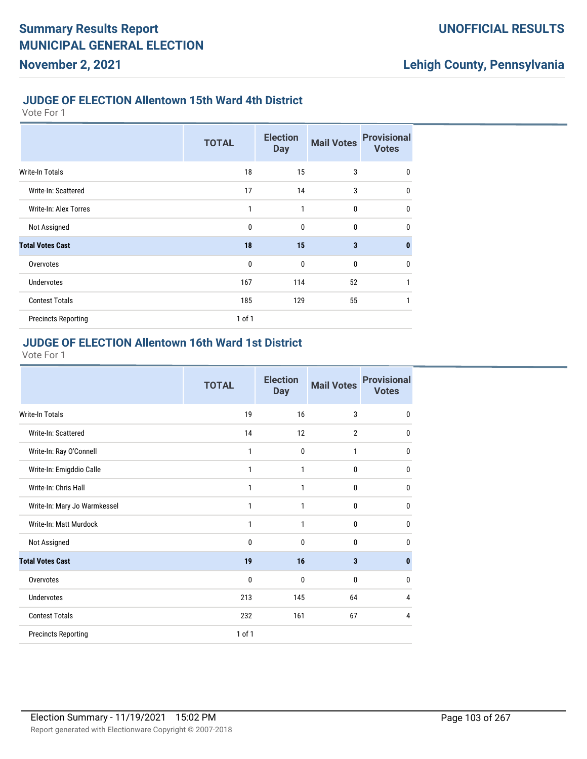## JUDGE OF ELECTION Allentown 15th Ward 4th District

Vote For 1

| | TOTAL | Election Day | Mail Votes | Provisional Votes |
|---|---|---|---|---|
| Write-In Totals | 18 | 15 | 3 | 0 |
| Write-In: Scattered | 17 | 14 | 3 | 0 |
| Write-In: Alex Torres | 1 | 1 | 0 | 0 |
| Not Assigned | 0 | 0 | 0 | 0 |
| **Total Votes Cast** | **18** | **15** | **3** | **0** |
| Overvotes | 0 | 0 | 0 | 0 |
| Undervotes | 167 | 114 | 52 | 1 |
| Contest Totals | 185 | 129 | 55 | 1 |
| Precincts Reporting | 1 of 1 | | | |

## JUDGE OF ELECTION Allentown 16th Ward 1st District

Vote For 1

| | TOTAL | Election Day | Mail Votes | Provisional Votes |
|---|---|---|---|---|
| Write-In Totals | 19 | 16 | 3 | 0 |
| Write-In: Scattered | 14 | 12 | 2 | 0 |
| Write-In: Ray O'Connell | 1 | 0 | 1 | 0 |
| Write-In: Emigddio Calle | 1 | 1 | 0 | 0 |
| Write-In: Chris Hall | 1 | 1 | 0 | 0 |
| Write-In: Mary Jo Warmkessel | 1 | 1 | 0 | 0 |
| Write-In: Matt Murdock | 1 | 1 | 0 | 0 |
| Not Assigned | 0 | 0 | 0 | 0 |
| **Total Votes Cast** | **19** | **16** | **3** | **0** |
| Overvotes | 0 | 0 | 0 | 0 |
| Undervotes | 213 | 145 | 64 | 4 |
| Contest Totals | 232 | 161 | 67 | 4 |
| Precincts Reporting | 1 of 1 | | | |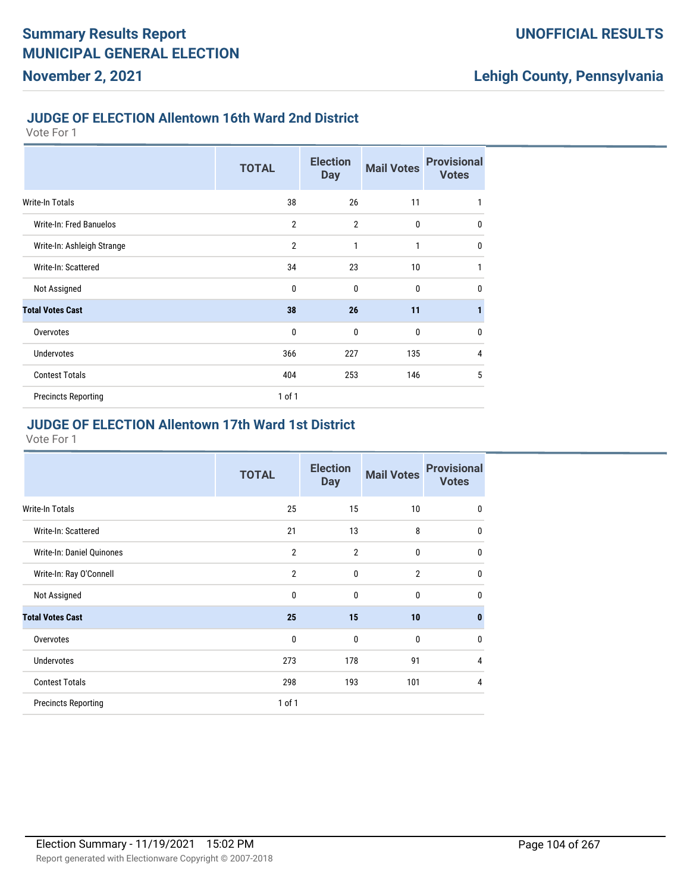# Summary Results Report MUNICIPAL GENERAL ELECTION

**November 2, 2021**

**UNOFFICIAL RESULTS**

**Lehigh County, Pennsylvania**

### JUDGE OF ELECTION Allentown 16th Ward 2nd District

Vote For 1

| | TOTAL | Election Day | Mail Votes | Provisional Votes |
|---|---|---|---|---|
| Write-In Totals | 38 | 26 | 11 | 1 |
| Write-In: Fred Banuelos | 2 | 2 | 0 | 0 |
| Write-In: Ashleigh Strange | 2 | 1 | 1 | 0 |
| Write-In: Scattered | 34 | 23 | 10 | 1 |
| Not Assigned | 0 | 0 | 0 | 0 |
| **Total Votes Cast** | **38** | **26** | **11** | **1** |
| Overvotes | 0 | 0 | 0 | 0 |
| Undervotes | 366 | 227 | 135 | 4 |
| Contest Totals | 404 | 253 | 146 | 5 |
| Precincts Reporting | 1 of 1 | | | |

### JUDGE OF ELECTION Allentown 17th Ward 1st District

Vote For 1

| | TOTAL | Election Day | Mail Votes | Provisional Votes |
|---|---|---|---|---|
| Write-In Totals | 25 | 15 | 10 | 0 |
| Write-In: Scattered | 21 | 13 | 8 | 0 |
| Write-In: Daniel Quinones | 2 | 2 | 0 | 0 |
| Write-In: Ray O'Connell | 2 | 0 | 2 | 0 |
| Not Assigned | 0 | 0 | 0 | 0 |
| **Total Votes Cast** | **25** | **15** | **10** | **0** |
| Overvotes | 0 | 0 | 0 | 0 |
| Undervotes | 273 | 178 | 91 | 4 |
| Contest Totals | 298 | 193 | 101 | 4 |
| Precincts Reporting | 1 of 1 | | | |

Election Summary - 11/19/2021 15:02 PM

Report generated with Electionware Copyright © 2007-2018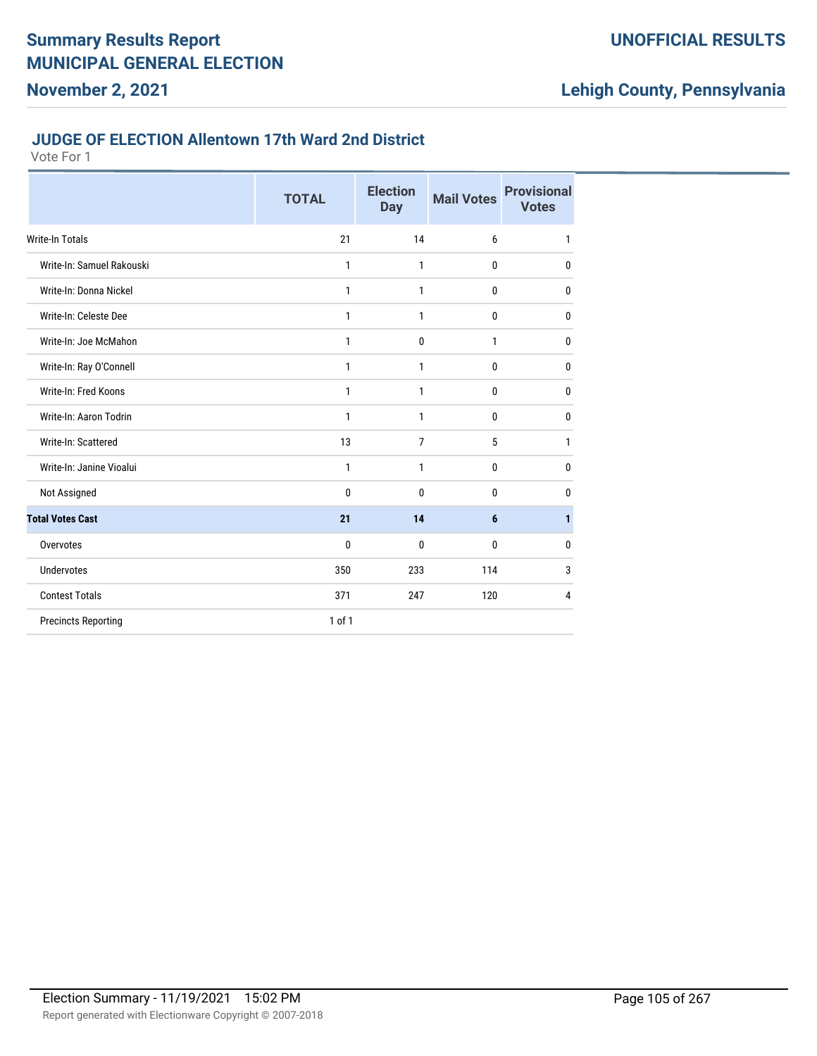### JUDGE OF ELECTION Allentown 17th Ward 2nd District

Vote For 1

| | TOTAL | Election Day | Mail Votes | Provisional Votes |
|---|---|---|---|---|
| Write-In Totals | 21 | 14 | 6 | 1 |
| Write-In: Samuel Rakouski | 1 | 1 | 0 | 0 |
| Write-In: Donna Nickel | 1 | 1 | 0 | 0 |
| Write-In: Celeste Dee | 1 | 1 | 0 | 0 |
| Write-In: Joe McMahon | 1 | 0 | 1 | 0 |
| Write-In: Ray O'Connell | 1 | 1 | 0 | 0 |
| Write-In: Fred Koons | 1 | 1 | 0 | 0 |
| Write-In: Aaron Todrin | 1 | 1 | 0 | 0 |
| Write-In: Scattered | 13 | 7 | 5 | 1 |
| Write-In: Janine Vioalui | 1 | 1 | 0 | 0 |
| Not Assigned | 0 | 0 | 0 | 0 |
| **Total Votes Cast** | **21** | **14** | **6** | **1** |
| Overvotes | 0 | 0 | 0 | 0 |
| Undervotes | 350 | 233 | 114 | 3 |
| Contest Totals | 371 | 247 | 120 | 4 |
| Precincts Reporting | 1 of 1 | | | |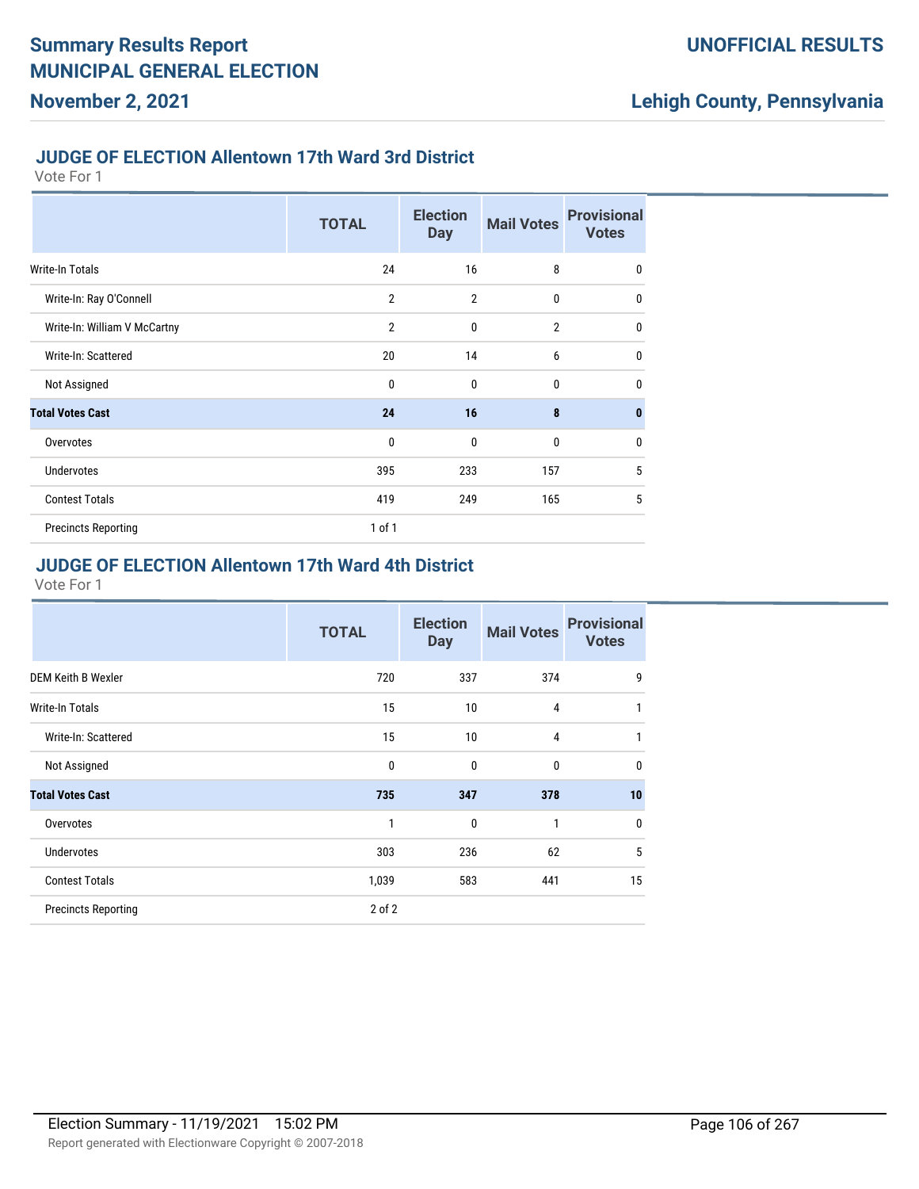## JUDGE OF ELECTION Allentown 17th Ward 3rd District

Vote For 1

| | TOTAL | Election Day | Mail Votes | Provisional Votes |
|---|---|---|---|---|
| Write-In Totals | 24 | 16 | 8 | 0 |
| Write-In: Ray O'Connell | 2 | 2 | 0 | 0 |
| Write-In: William V McCartny | 2 | 0 | 2 | 0 |
| Write-In: Scattered | 20 | 14 | 6 | 0 |
| Not Assigned | 0 | 0 | 0 | 0 |
| **Total Votes Cast** | **24** | **16** | **8** | **0** |
| Overvotes | 0 | 0 | 0 | 0 |
| Undervotes | 395 | 233 | 157 | 5 |
| Contest Totals | 419 | 249 | 165 | 5 |
| Precincts Reporting | 1 of 1 | | | |

## JUDGE OF ELECTION Allentown 17th Ward 4th District

Vote For 1

| | TOTAL | Election Day | Mail Votes | Provisional Votes |
|---|---|---|---|---|
| DEM Keith B Wexler | 720 | 337 | 374 | 9 |
| Write-In Totals | 15 | 10 | 4 | 1 |
| Write-In: Scattered | 15 | 10 | 4 | 1 |
| Not Assigned | 0 | 0 | 0 | 0 |
| **Total Votes Cast** | **735** | **347** | **378** | **10** |
| Overvotes | 1 | 0 | 1 | 0 |
| Undervotes | 303 | 236 | 62 | 5 |
| Contest Totals | 1,039 | 583 | 441 | 15 |
| Precincts Reporting | 2 of 2 | | | |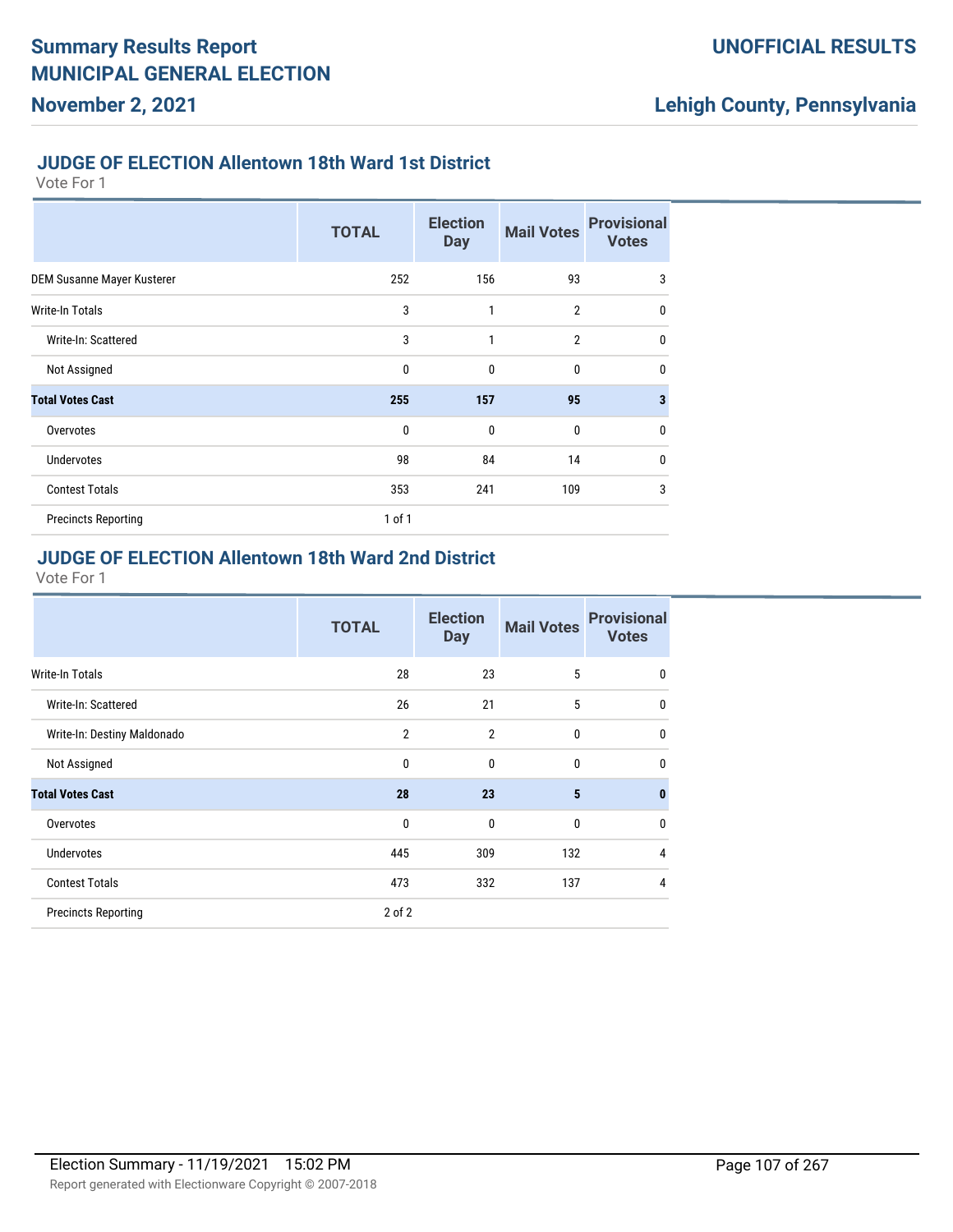## JUDGE OF ELECTION Allentown 18th Ward 1st District

Vote For 1

| | TOTAL | Election Day | Mail Votes | Provisional Votes |
|---|---|---|---|---|
| DEM Susanne Mayer Kusterer | 252 | 156 | 93 | 3 |
| Write-In Totals | 3 | 1 | 2 | 0 |
| Write-In: Scattered | 3 | 1 | 2 | 0 |
| Not Assigned | 0 | 0 | 0 | 0 |
| **Total Votes Cast** | **255** | **157** | **95** | **3** |
| Overvotes | 0 | 0 | 0 | 0 |
| Undervotes | 98 | 84 | 14 | 0 |
| Contest Totals | 353 | 241 | 109 | 3 |
| Precincts Reporting | 1 of 1 | | | |

## JUDGE OF ELECTION Allentown 18th Ward 2nd District

Vote For 1

| | TOTAL | Election Day | Mail Votes | Provisional Votes |
|---|---|---|---|---|
| Write-In Totals | 28 | 23 | 5 | 0 |
| Write-In: Scattered | 26 | 21 | 5 | 0 |
| Write-In: Destiny Maldonado | 2 | 2 | 0 | 0 |
| Not Assigned | 0 | 0 | 0 | 0 |
| **Total Votes Cast** | **28** | **23** | **5** | **0** |
| Overvotes | 0 | 0 | 0 | 0 |
| Undervotes | 445 | 309 | 132 | 4 |
| Contest Totals | 473 | 332 | 137 | 4 |
| Precincts Reporting | 2 of 2 | | | |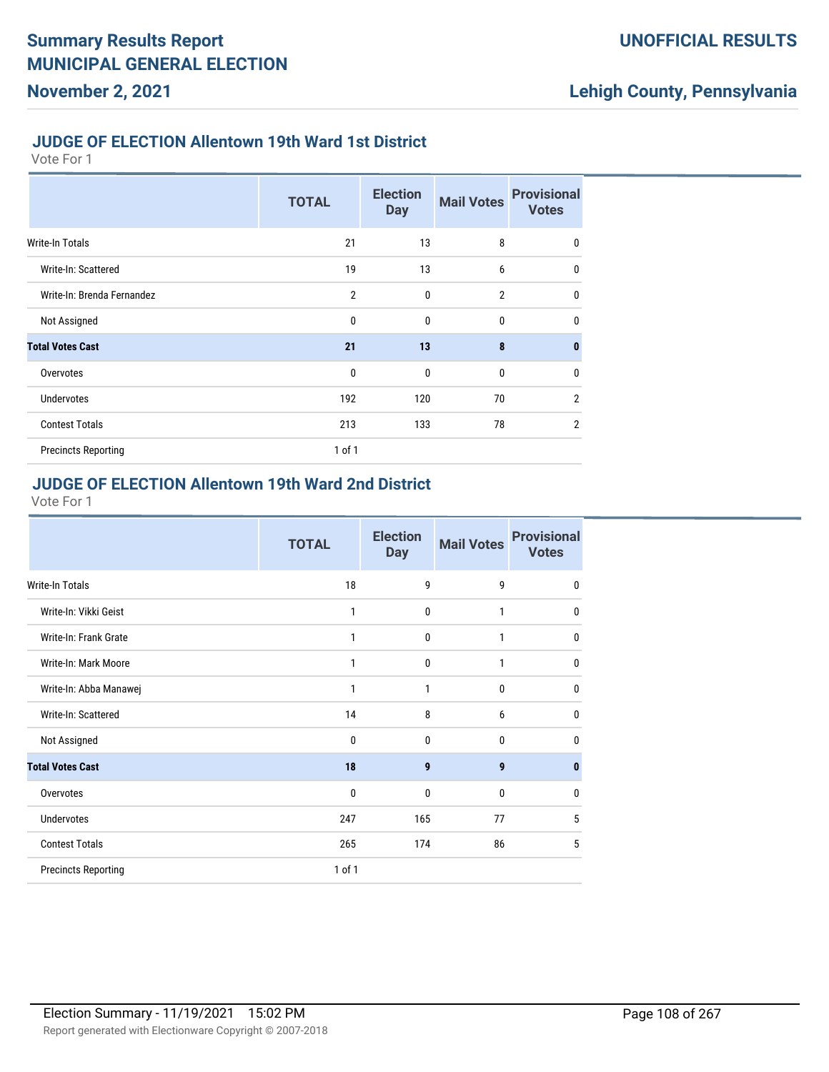## JUDGE OF ELECTION Allentown 19th Ward 1st District

Vote For 1

| | TOTAL | Election Day | Mail Votes | Provisional Votes |
|---|---|---|---|---|
| Write-In Totals | 21 | 13 | 8 | 0 |
| Write-In: Scattered | 19 | 13 | 6 | 0 |
| Write-In: Brenda Fernandez | 2 | 0 | 2 | 0 |
| Not Assigned | 0 | 0 | 0 | 0 |
| **Total Votes Cast** | **21** | **13** | **8** | **0** |
| Overvotes | 0 | 0 | 0 | 0 |
| Undervotes | 192 | 120 | 70 | 2 |
| Contest Totals | 213 | 133 | 78 | 2 |
| Precincts Reporting | 1 of 1 | | | |

## JUDGE OF ELECTION Allentown 19th Ward 2nd District

Vote For 1

| | TOTAL | Election Day | Mail Votes | Provisional Votes |
|---|---|---|---|---|
| Write-In Totals | 18 | 9 | 9 | 0 |
| Write-In: Vikki Geist | 1 | 0 | 1 | 0 |
| Write-In: Frank Grate | 1 | 0 | 1 | 0 |
| Write-In: Mark Moore | 1 | 0 | 1 | 0 |
| Write-In: Abba Manawej | 1 | 1 | 0 | 0 |
| Write-In: Scattered | 14 | 8 | 6 | 0 |
| Not Assigned | 0 | 0 | 0 | 0 |
| **Total Votes Cast** | **18** | **9** | **9** | **0** |
| Overvotes | 0 | 0 | 0 | 0 |
| Undervotes | 247 | 165 | 77 | 5 |
| Contest Totals | 265 | 174 | 86 | 5 |
| Precincts Reporting | 1 of 1 | | | |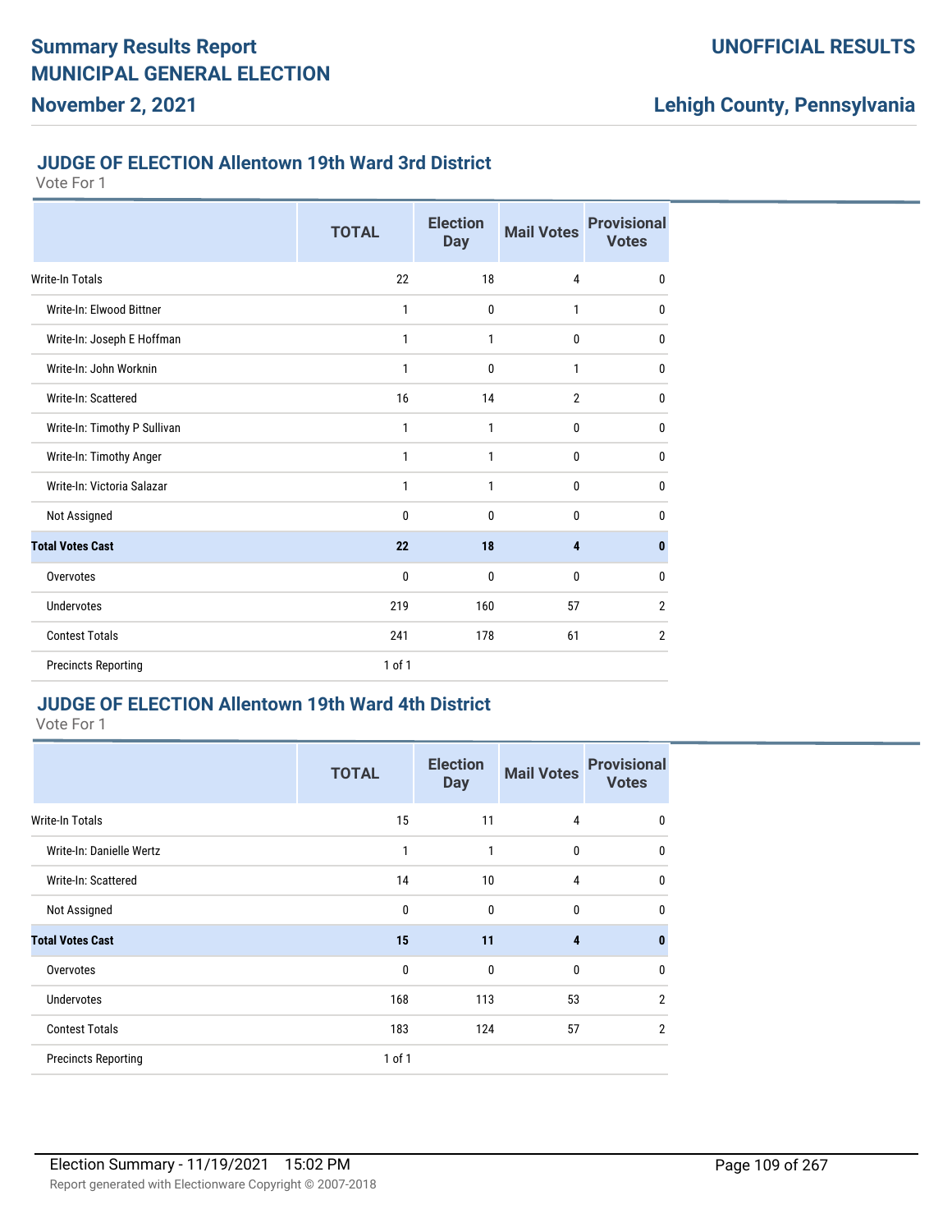## JUDGE OF ELECTION Allentown 19th Ward 3rd District

Vote For 1

| | TOTAL | Election Day | Mail Votes | Provisional Votes |
|---|---|---|---|---|
| Write-In Totals | 22 | 18 | 4 | 0 |
| Write-In: Elwood Bittner | 1 | 0 | 1 | 0 |
| Write-In: Joseph E Hoffman | 1 | 1 | 0 | 0 |
| Write-In: John Worknin | 1 | 0 | 1 | 0 |
| Write-In: Scattered | 16 | 14 | 2 | 0 |
| Write-In: Timothy P Sullivan | 1 | 1 | 0 | 0 |
| Write-In: Timothy Anger | 1 | 1 | 0 | 0 |
| Write-In: Victoria Salazar | 1 | 1 | 0 | 0 |
| Not Assigned | 0 | 0 | 0 | 0 |
| **Total Votes Cast** | **22** | **18** | **4** | **0** |
| Overvotes | 0 | 0 | 0 | 0 |
| Undervotes | 219 | 160 | 57 | 2 |
| Contest Totals | 241 | 178 | 61 | 2 |
| Precincts Reporting | 1 of 1 | | | |

## JUDGE OF ELECTION Allentown 19th Ward 4th District

Vote For 1

| | TOTAL | Election Day | Mail Votes | Provisional Votes |
|---|---|---|---|---|
| Write-In Totals | 15 | 11 | 4 | 0 |
| Write-In: Danielle Wertz | 1 | 1 | 0 | 0 |
| Write-In: Scattered | 14 | 10 | 4 | 0 |
| Not Assigned | 0 | 0 | 0 | 0 |
| **Total Votes Cast** | **15** | **11** | **4** | **0** |
| Overvotes | 0 | 0 | 0 | 0 |
| Undervotes | 168 | 113 | 53 | 2 |
| Contest Totals | 183 | 124 | 57 | 2 |
| Precincts Reporting | 1 of 1 | | | |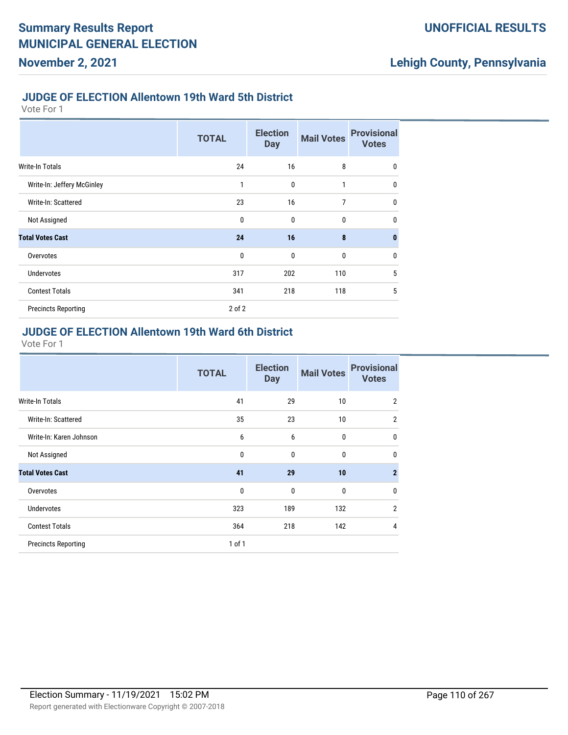## JUDGE OF ELECTION Allentown 19th Ward 5th District

Vote For 1

| | TOTAL | Election Day | Mail Votes | Provisional Votes |
|---|---|---|---|---|
| Write-In Totals | 24 | 16 | 8 | 0 |
| Write-In: Jeffery McGinley | 1 | 0 | 1 | 0 |
| Write-In: Scattered | 23 | 16 | 7 | 0 |
| Not Assigned | 0 | 0 | 0 | 0 |
| **Total Votes Cast** | **24** | **16** | **8** | **0** |
| Overvotes | 0 | 0 | 0 | 0 |
| Undervotes | 317 | 202 | 110 | 5 |
| Contest Totals | 341 | 218 | 118 | 5 |
| Precincts Reporting | 2 of 2 | | | |

## JUDGE OF ELECTION Allentown 19th Ward 6th District

Vote For 1

| | TOTAL | Election Day | Mail Votes | Provisional Votes |
|---|---|---|---|---|
| Write-In Totals | 41 | 29 | 10 | 2 |
| Write-In: Scattered | 35 | 23 | 10 | 2 |
| Write-In: Karen Johnson | 6 | 6 | 0 | 0 |
| Not Assigned | 0 | 0 | 0 | 0 |
| **Total Votes Cast** | **41** | **29** | **10** | **2** |
| Overvotes | 0 | 0 | 0 | 0 |
| Undervotes | 323 | 189 | 132 | 2 |
| Contest Totals | 364 | 218 | 142 | 4 |
| Precincts Reporting | 1 of 1 | | | |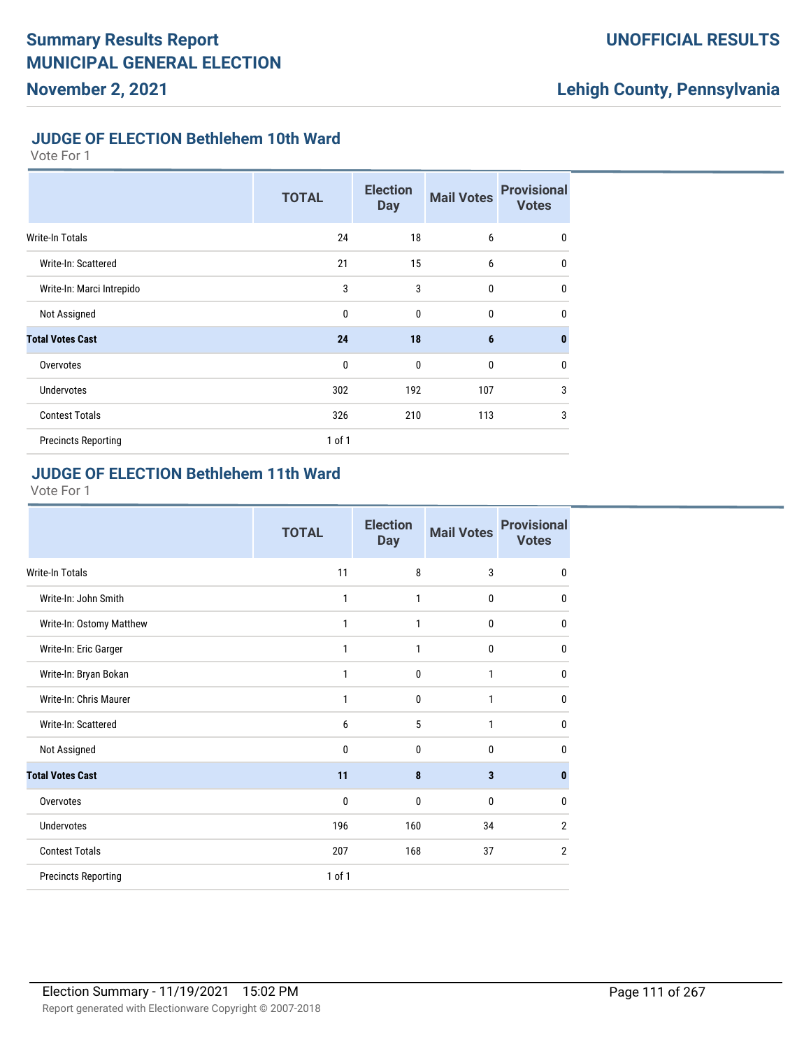# Summary Results Report
# MUNICIPAL GENERAL ELECTION
## November 2, 2021

**UNOFFICIAL RESULTS**

**Lehigh County, Pennsylvania**

### JUDGE OF ELECTION Bethlehem 10th Ward

Vote For 1

| | TOTAL | Election Day | Mail Votes | Provisional Votes |
|---|---|---|---|---|
| Write-In Totals | 24 | 18 | 6 | 0 |
| Write-In: Scattered | 21 | 15 | 6 | 0 |
| Write-In: Marci Intrepido | 3 | 3 | 0 | 0 |
| Not Assigned | 0 | 0 | 0 | 0 |
| **Total Votes Cast** | **24** | **18** | **6** | **0** |
| Overvotes | 0 | 0 | 0 | 0 |
| Undervotes | 302 | 192 | 107 | 3 |
| Contest Totals | 326 | 210 | 113 | 3 |
| Precincts Reporting | 1 of 1 | | | |

### JUDGE OF ELECTION Bethlehem 11th Ward

Vote For 1

| | TOTAL | Election Day | Mail Votes | Provisional Votes |
|---|---|---|---|---|
| Write-In Totals | 11 | 8 | 3 | 0 |
| Write-In: John Smith | 1 | 1 | 0 | 0 |
| Write-In: Ostomy Matthew | 1 | 1 | 0 | 0 |
| Write-In: Eric Garger | 1 | 1 | 0 | 0 |
| Write-In: Bryan Bokan | 1 | 0 | 1 | 0 |
| Write-In: Chris Maurer | 1 | 0 | 1 | 0 |
| Write-In: Scattered | 6 | 5 | 1 | 0 |
| Not Assigned | 0 | 0 | 0 | 0 |
| **Total Votes Cast** | **11** | **8** | **3** | **0** |
| Overvotes | 0 | 0 | 0 | 0 |
| Undervotes | 196 | 160 | 34 | 2 |
| Contest Totals | 207 | 168 | 37 | 2 |
| Precincts Reporting | 1 of 1 | | | |

Election Summary - 11/19/2021 15:02 PM

Report generated with Electionware Copyright © 2007-2018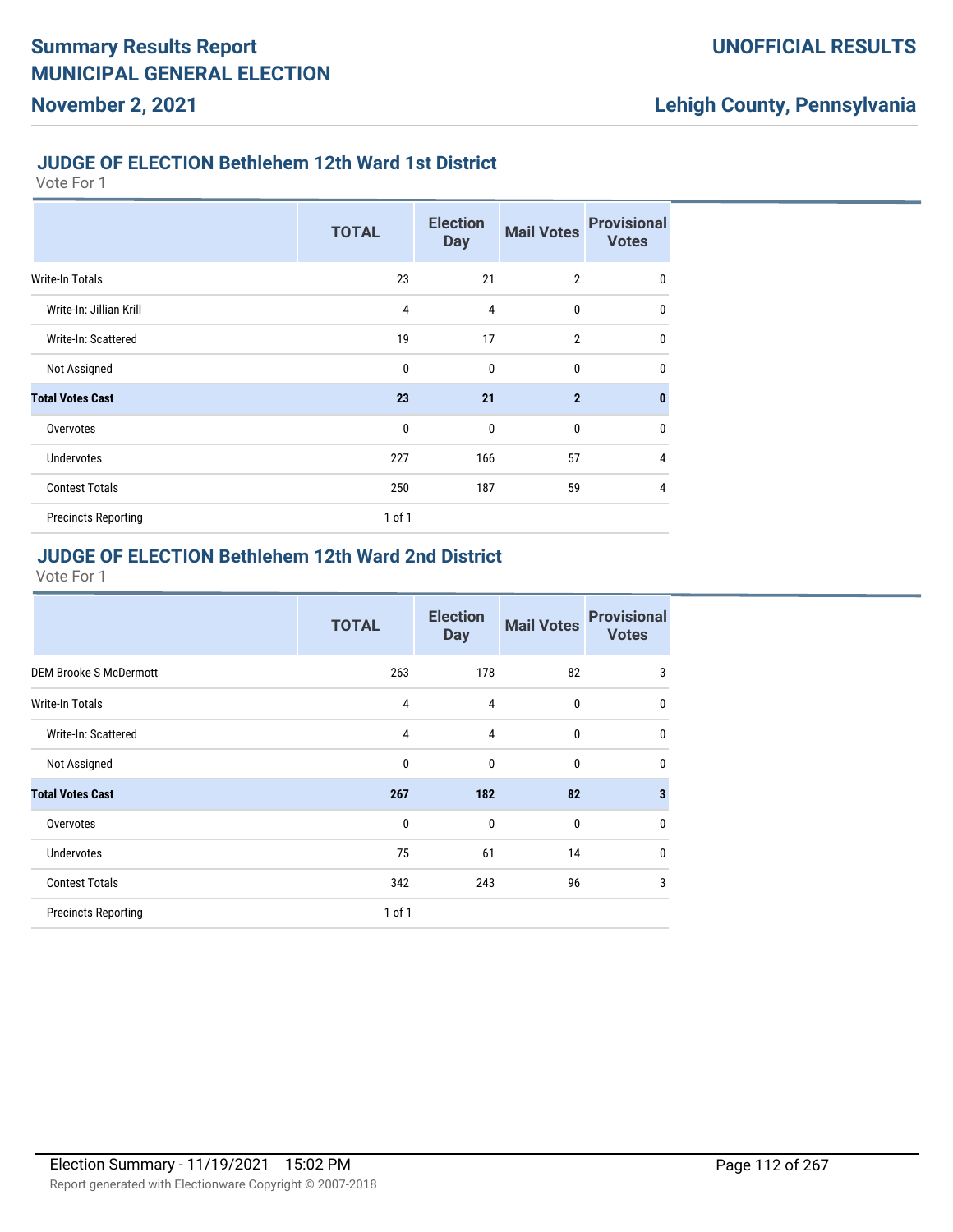### JUDGE OF ELECTION Bethlehem 12th Ward 1st District

Vote For 1

| | TOTAL | Election Day | Mail Votes | Provisional Votes |
|---|---|---|---|---|
| Write-In Totals | 23 | 21 | 2 | 0 |
| Write-In: Jillian Krill | 4 | 4 | 0 | 0 |
| Write-In: Scattered | 19 | 17 | 2 | 0 |
| Not Assigned | 0 | 0 | 0 | 0 |
| **Total Votes Cast** | **23** | **21** | **2** | **0** |
| Overvotes | 0 | 0 | 0 | 0 |
| Undervotes | 227 | 166 | 57 | 4 |
| Contest Totals | 250 | 187 | 59 | 4 |
| Precincts Reporting | 1 of 1 | | | |

### JUDGE OF ELECTION Bethlehem 12th Ward 2nd District

Vote For 1

| | TOTAL | Election Day | Mail Votes | Provisional Votes |
|---|---|---|---|---|
| DEM Brooke S McDermott | 263 | 178 | 82 | 3 |
| Write-In Totals | 4 | 4 | 0 | 0 |
| Write-In: Scattered | 4 | 4 | 0 | 0 |
| Not Assigned | 0 | 0 | 0 | 0 |
| **Total Votes Cast** | **267** | **182** | **82** | **3** |
| Overvotes | 0 | 0 | 0 | 0 |
| Undervotes | 75 | 61 | 14 | 0 |
| Contest Totals | 342 | 243 | 96 | 3 |
| Precincts Reporting | 1 of 1 | | | |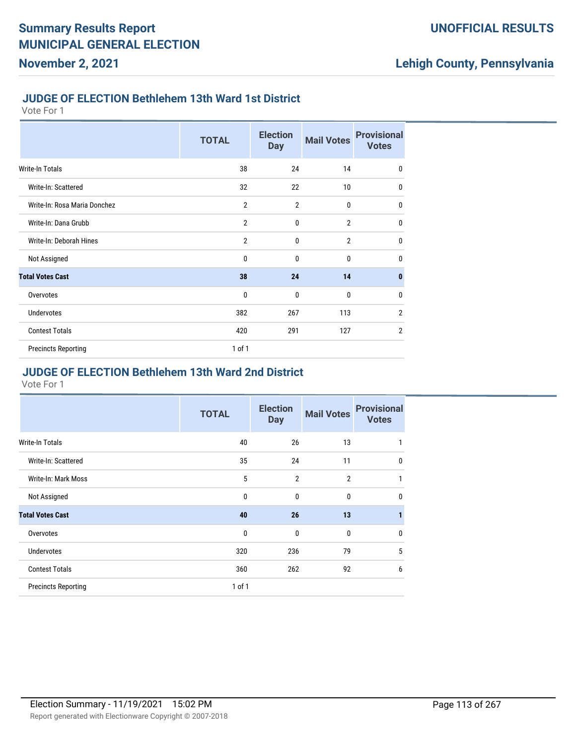## JUDGE OF ELECTION Bethlehem 13th Ward 1st District

Vote For 1

| | TOTAL | Election Day | Mail Votes | Provisional Votes |
|---|---|---|---|---|
| Write-In Totals | 38 | 24 | 14 | 0 |
| Write-In: Scattered | 32 | 22 | 10 | 0 |
| Write-In: Rosa Maria Donchez | 2 | 2 | 0 | 0 |
| Write-In: Dana Grubb | 2 | 0 | 2 | 0 |
| Write-In: Deborah Hines | 2 | 0 | 2 | 0 |
| Not Assigned | 0 | 0 | 0 | 0 |
| **Total Votes Cast** | **38** | **24** | **14** | **0** |
| Overvotes | 0 | 0 | 0 | 0 |
| Undervotes | 382 | 267 | 113 | 2 |
| Contest Totals | 420 | 291 | 127 | 2 |
| Precincts Reporting | 1 of 1 | | | |

## JUDGE OF ELECTION Bethlehem 13th Ward 2nd District

Vote For 1

| | TOTAL | Election Day | Mail Votes | Provisional Votes |
|---|---|---|---|---|
| Write-In Totals | 40 | 26 | 13 | 1 |
| Write-In: Scattered | 35 | 24 | 11 | 0 |
| Write-In: Mark Moss | 5 | 2 | 2 | 1 |
| Not Assigned | 0 | 0 | 0 | 0 |
| **Total Votes Cast** | **40** | **26** | **13** | **1** |
| Overvotes | 0 | 0 | 0 | 0 |
| Undervotes | 320 | 236 | 79 | 5 |
| Contest Totals | 360 | 262 | 92 | 6 |
| Precincts Reporting | 1 of 1 | | | |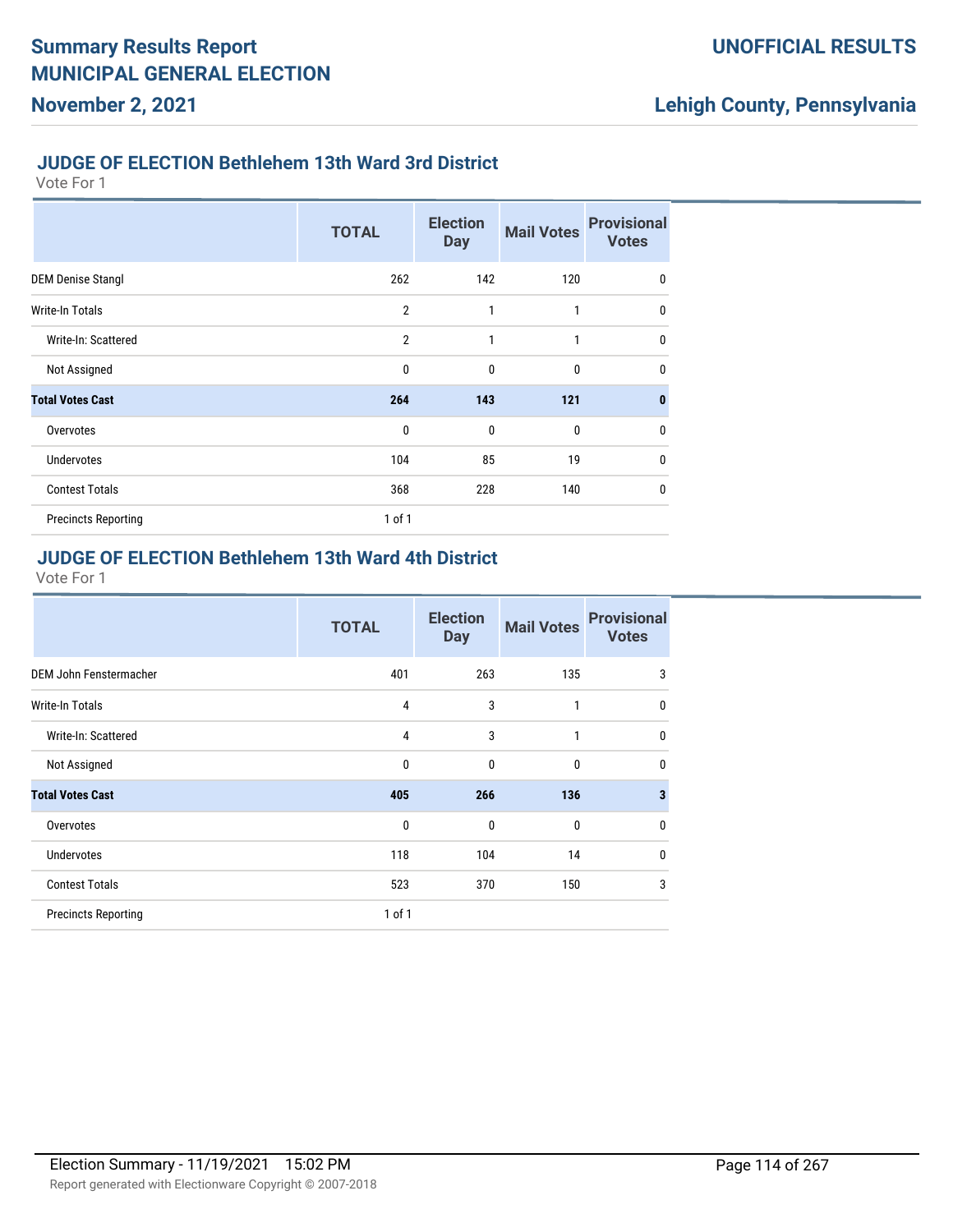### JUDGE OF ELECTION Bethlehem 13th Ward 3rd District

Vote For 1

| | TOTAL | Election Day | Mail Votes | Provisional Votes |
|---|---|---|---|---|
| DEM Denise Stangl | 262 | 142 | 120 | 0 |
| Write-In Totals | 2 | 1 | 1 | 0 |
| Write-In: Scattered | 2 | 1 | 1 | 0 |
| Not Assigned | 0 | 0 | 0 | 0 |
| **Total Votes Cast** | **264** | **143** | **121** | **0** |
| Overvotes | 0 | 0 | 0 | 0 |
| Undervotes | 104 | 85 | 19 | 0 |
| Contest Totals | 368 | 228 | 140 | 0 |
| Precincts Reporting | 1 of 1 | | | |

### JUDGE OF ELECTION Bethlehem 13th Ward 4th District

Vote For 1

| | TOTAL | Election Day | Mail Votes | Provisional Votes |
|---|---|---|---|---|
| DEM John Fenstermacher | 401 | 263 | 135 | 3 |
| Write-In Totals | 4 | 3 | 1 | 0 |
| Write-In: Scattered | 4 | 3 | 1 | 0 |
| Not Assigned | 0 | 0 | 0 | 0 |
| **Total Votes Cast** | **405** | **266** | **136** | **3** |
| Overvotes | 0 | 0 | 0 | 0 |
| Undervotes | 118 | 104 | 14 | 0 |
| Contest Totals | 523 | 370 | 150 | 3 |
| Precincts Reporting | 1 of 1 | | | |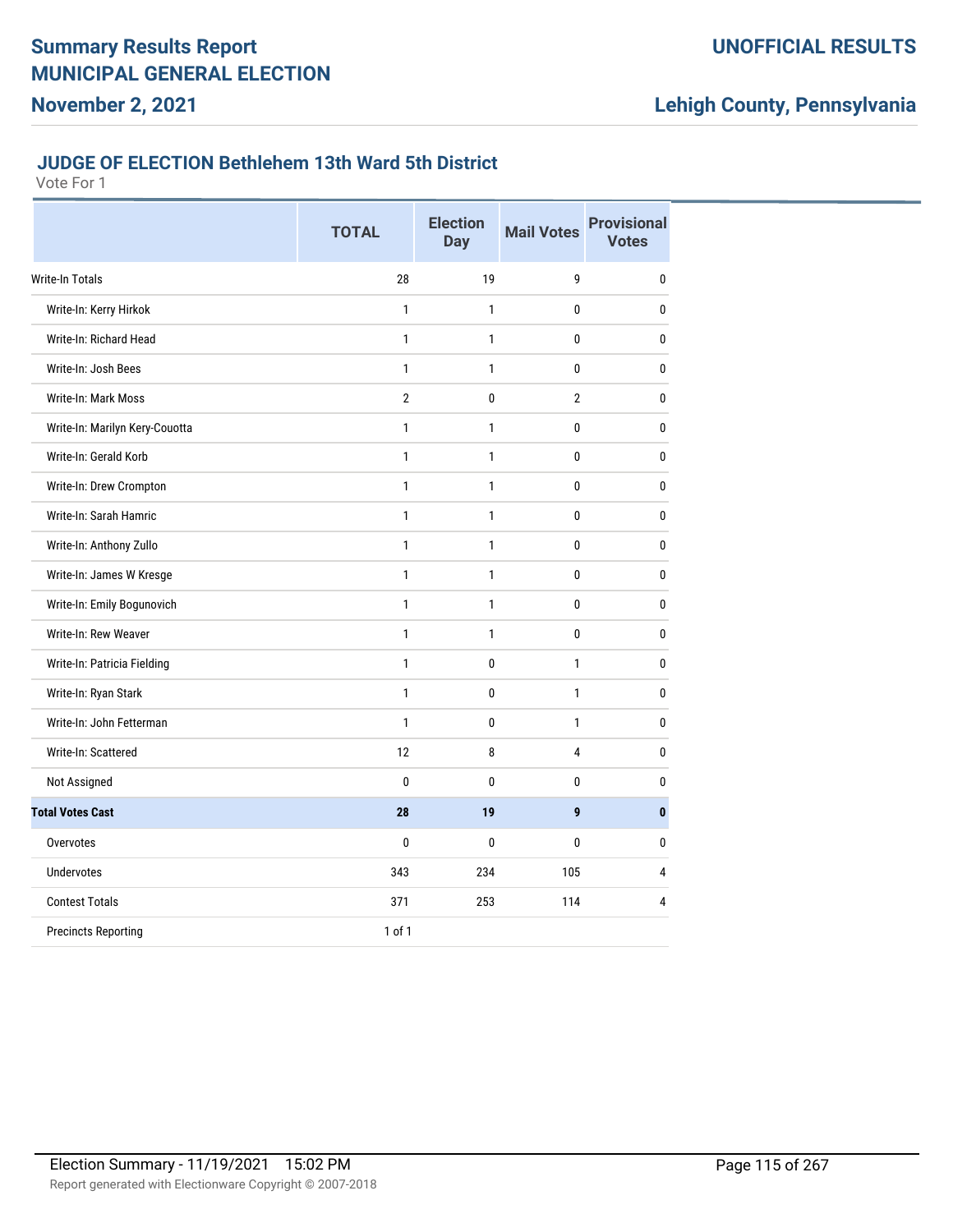# Summary Results Report
# MUNICIPAL GENERAL ELECTION
## November 2, 2021

**UNOFFICIAL RESULTS**

**Lehigh County, Pennsylvania**

### JUDGE OF ELECTION Bethlehem 13th Ward 5th District

Vote For 1

| | TOTAL | Election Day | Mail Votes | Provisional Votes |
|---|---|---|---|---|
| Write-In Totals | 28 | 19 | 9 | 0 |
| Write-In: Kerry Hirkok | 1 | 1 | 0 | 0 |
| Write-In: Richard Head | 1 | 1 | 0 | 0 |
| Write-In: Josh Bees | 1 | 1 | 0 | 0 |
| Write-In: Mark Moss | 2 | 0 | 2 | 0 |
| Write-In: Marilyn Kery-Couotta | 1 | 1 | 0 | 0 |
| Write-In: Gerald Korb | 1 | 1 | 0 | 0 |
| Write-In: Drew Crompton | 1 | 1 | 0 | 0 |
| Write-In: Sarah Hamric | 1 | 1 | 0 | 0 |
| Write-In: Anthony Zullo | 1 | 1 | 0 | 0 |
| Write-In: James W Kresge | 1 | 1 | 0 | 0 |
| Write-In: Emily Bogunovich | 1 | 1 | 0 | 0 |
| Write-In: Rew Weaver | 1 | 1 | 0 | 0 |
| Write-In: Patricia Fielding | 1 | 0 | 1 | 0 |
| Write-In: Ryan Stark | 1 | 0 | 1 | 0 |
| Write-In: John Fetterman | 1 | 0 | 1 | 0 |
| Write-In: Scattered | 12 | 8 | 4 | 0 |
| Not Assigned | 0 | 0 | 0 | 0 |
| **Total Votes Cast** | **28** | **19** | **9** | **0** |
| Overvotes | 0 | 0 | 0 | 0 |
| Undervotes | 343 | 234 | 105 | 4 |
| Contest Totals | 371 | 253 | 114 | 4 |
| Precincts Reporting | 1 of 1 | | | |

Election Summary - 11/19/2021 15:02 PM

Report generated with Electionware Copyright © 2007-2018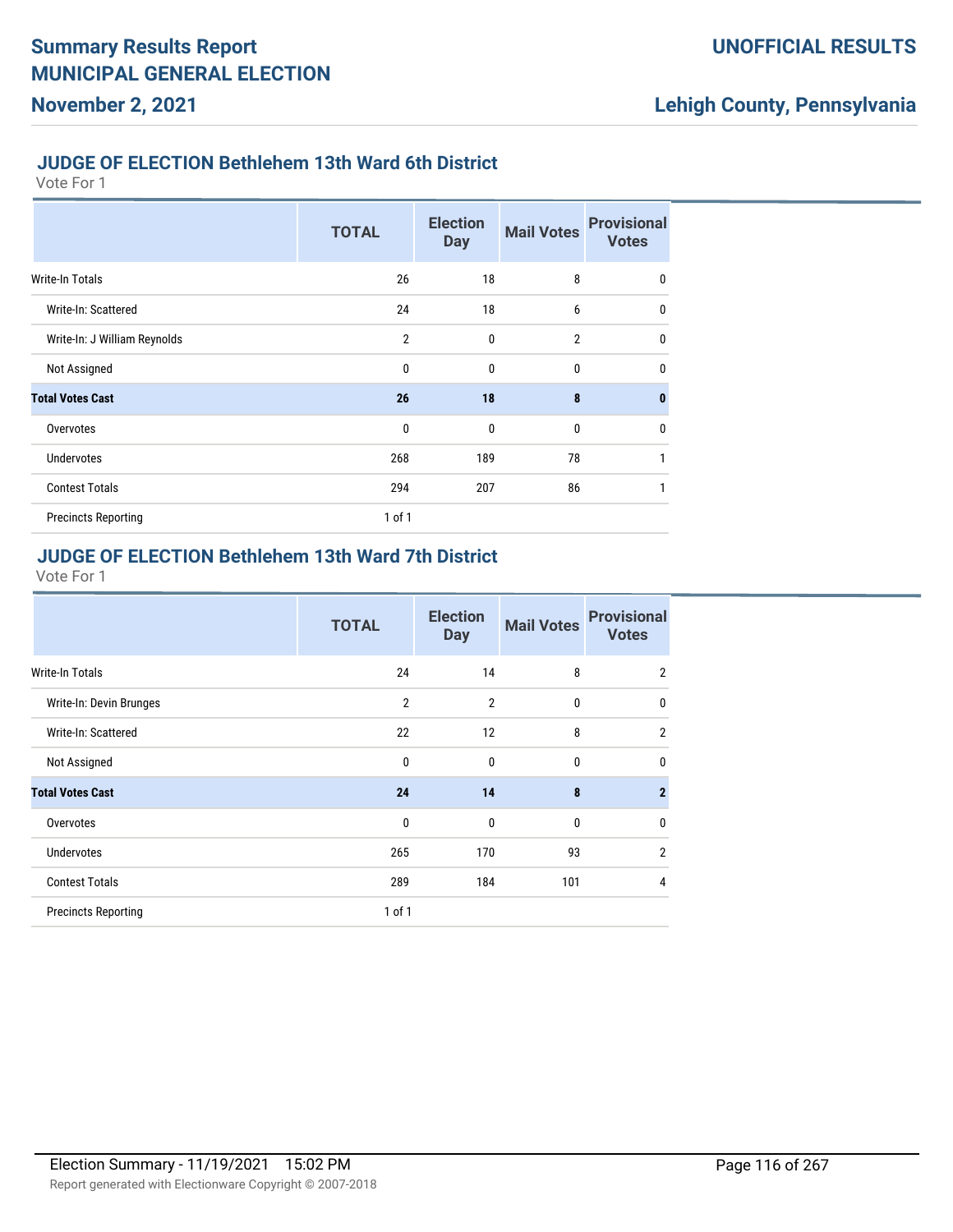## JUDGE OF ELECTION Bethlehem 13th Ward 6th District

Vote For 1

| | TOTAL | Election Day | Mail Votes | Provisional Votes |
|---|---|---|---|---|
| Write-In Totals | 26 | 18 | 8 | 0 |
| Write-In: Scattered | 24 | 18 | 6 | 0 |
| Write-In: J William Reynolds | 2 | 0 | 2 | 0 |
| Not Assigned | 0 | 0 | 0 | 0 |
| **Total Votes Cast** | **26** | **18** | **8** | **0** |
| Overvotes | 0 | 0 | 0 | 0 |
| Undervotes | 268 | 189 | 78 | 1 |
| Contest Totals | 294 | 207 | 86 | 1 |
| Precincts Reporting | 1 of 1 | | | |

## JUDGE OF ELECTION Bethlehem 13th Ward 7th District

Vote For 1

| | TOTAL | Election Day | Mail Votes | Provisional Votes |
|---|---|---|---|---|
| Write-In Totals | 24 | 14 | 8 | 2 |
| Write-In: Devin Brunges | 2 | 2 | 0 | 0 |
| Write-In: Scattered | 22 | 12 | 8 | 2 |
| Not Assigned | 0 | 0 | 0 | 0 |
| **Total Votes Cast** | **24** | **14** | **8** | **2** |
| Overvotes | 0 | 0 | 0 | 0 |
| Undervotes | 265 | 170 | 93 | 2 |
| Contest Totals | 289 | 184 | 101 | 4 |
| Precincts Reporting | 1 of 1 | | | |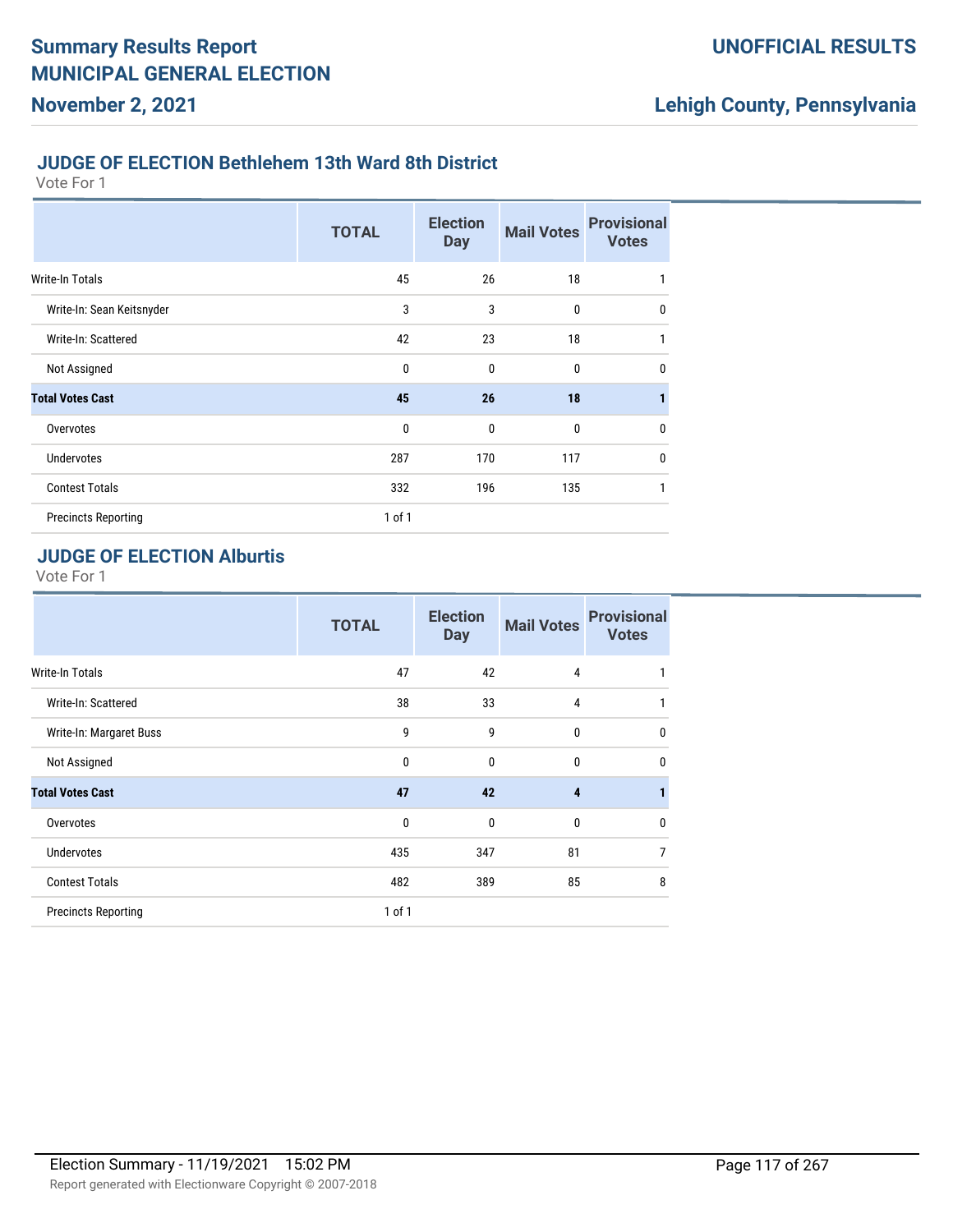## JUDGE OF ELECTION Bethlehem 13th Ward 8th District

Vote For 1

| | TOTAL | Election Day | Mail Votes | Provisional Votes |
|---|---|---|---|---|
| Write-In Totals | 45 | 26 | 18 | 1 |
| Write-In: Sean Keitsnyder | 3 | 3 | 0 | 0 |
| Write-In: Scattered | 42 | 23 | 18 | 1 |
| Not Assigned | 0 | 0 | 0 | 0 |
| **Total Votes Cast** | **45** | **26** | **18** | **1** |
| Overvotes | 0 | 0 | 0 | 0 |
| Undervotes | 287 | 170 | 117 | 0 |
| Contest Totals | 332 | 196 | 135 | 1 |
| Precincts Reporting | 1 of 1 | | | |

## JUDGE OF ELECTION Alburtis

Vote For 1

| | TOTAL | Election Day | Mail Votes | Provisional Votes |
|---|---|---|---|---|
| Write-In Totals | 47 | 42 | 4 | 1 |
| Write-In: Scattered | 38 | 33 | 4 | 1 |
| Write-In: Margaret Buss | 9 | 9 | 0 | 0 |
| Not Assigned | 0 | 0 | 0 | 0 |
| **Total Votes Cast** | **47** | **42** | **4** | **1** |
| Overvotes | 0 | 0 | 0 | 0 |
| Undervotes | 435 | 347 | 81 | 7 |
| Contest Totals | 482 | 389 | 85 | 8 |
| Precincts Reporting | 1 of 1 | | | |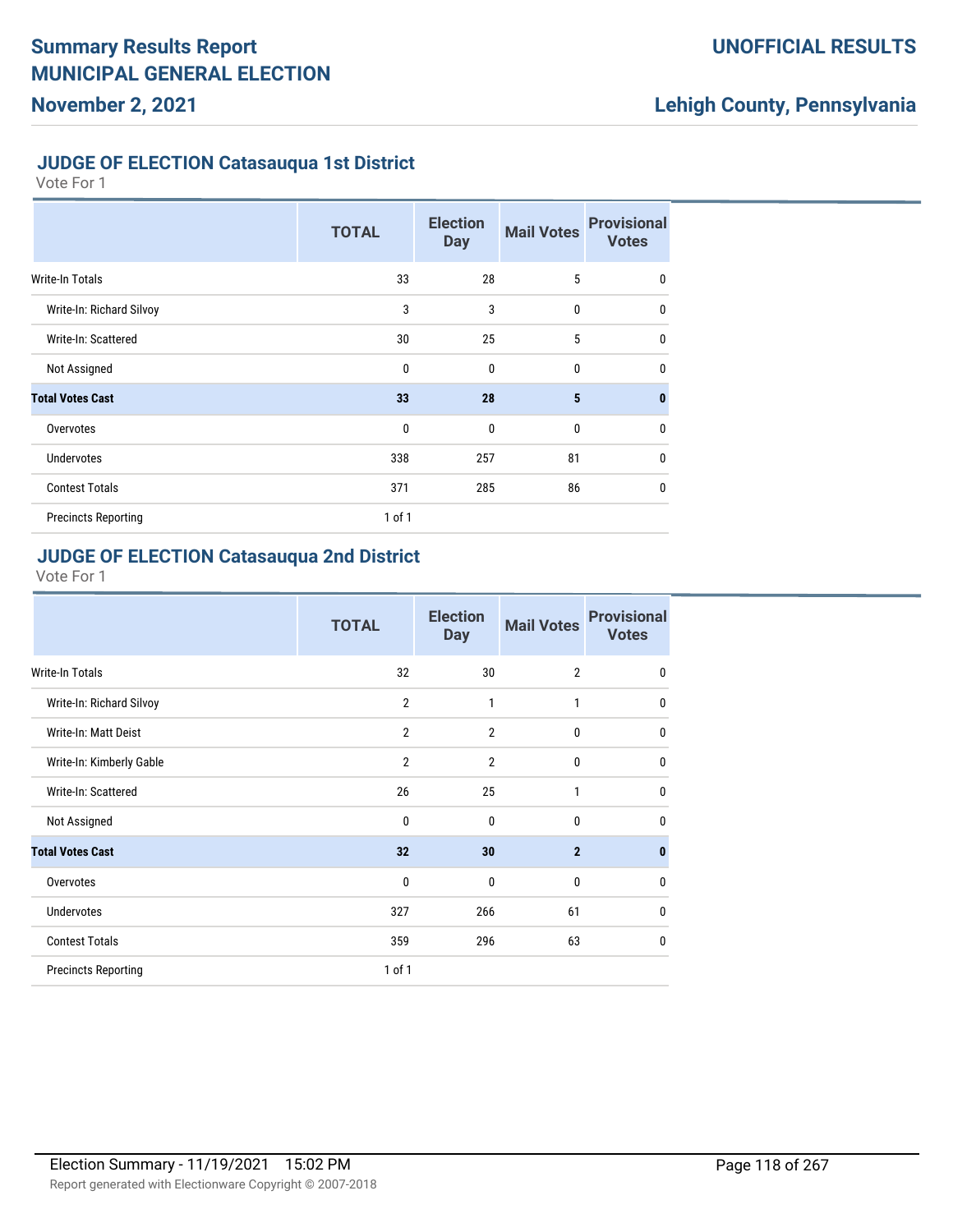# Summary Results Report

# MUNICIPAL GENERAL ELECTION

**UNOFFICIAL RESULTS**

**November 2, 2021**

**Lehigh County, Pennsylvania**

### JUDGE OF ELECTION Catasauqua 1st District

Vote For 1

| | TOTAL | Election Day | Mail Votes | Provisional Votes |
|---|---|---|---|---|
| Write-In Totals | 33 | 28 | 5 | 0 |
| Write-In: Richard Silvoy | 3 | 3 | 0 | 0 |
| Write-In: Scattered | 30 | 25 | 5 | 0 |
| Not Assigned | 0 | 0 | 0 | 0 |
| **Total Votes Cast** | **33** | **28** | **5** | **0** |
| Overvotes | 0 | 0 | 0 | 0 |
| Undervotes | 338 | 257 | 81 | 0 |
| Contest Totals | 371 | 285 | 86 | 0 |
| Precincts Reporting | 1 of 1 | | | |

### JUDGE OF ELECTION Catasauqua 2nd District

Vote For 1

| | TOTAL | Election Day | Mail Votes | Provisional Votes |
|---|---|---|---|---|
| Write-In Totals | 32 | 30 | 2 | 0 |
| Write-In: Richard Silvoy | 2 | 1 | 1 | 0 |
| Write-In: Matt Deist | 2 | 2 | 0 | 0 |
| Write-In: Kimberly Gable | 2 | 2 | 0 | 0 |
| Write-In: Scattered | 26 | 25 | 1 | 0 |
| Not Assigned | 0 | 0 | 0 | 0 |
| **Total Votes Cast** | **32** | **30** | **2** | **0** |
| Overvotes | 0 | 0 | 0 | 0 |
| Undervotes | 327 | 266 | 61 | 0 |
| Contest Totals | 359 | 296 | 63 | 0 |
| Precincts Reporting | 1 of 1 | | | |

Election Summary - 11/19/2021 15:02 PM

Report generated with Electionware Copyright © 2007-2018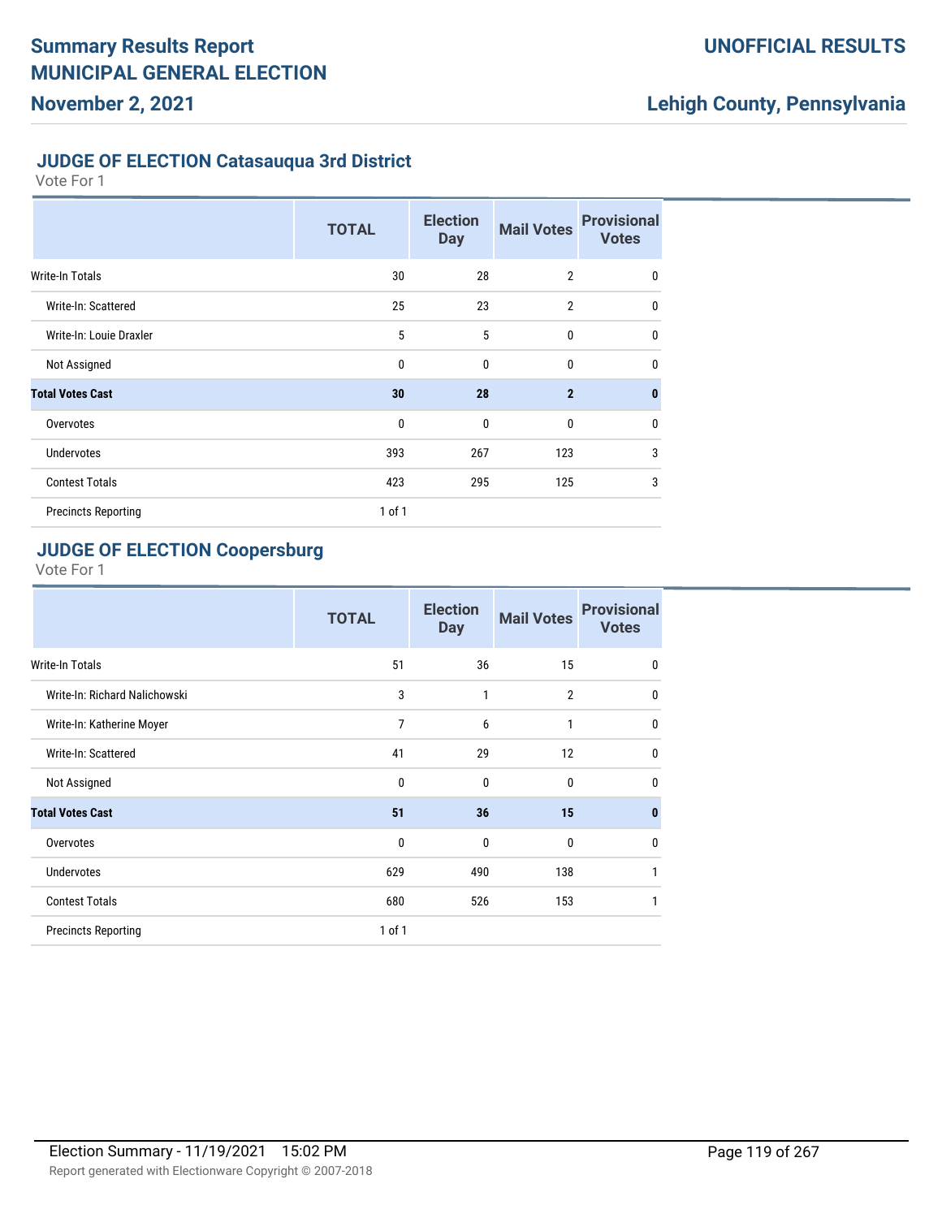## JUDGE OF ELECTION Catasauqua 3rd District

Vote For 1

| | TOTAL | Election Day | Mail Votes | Provisional Votes |
|---|---|---|---|---|
| Write-In Totals | 30 | 28 | 2 | 0 |
| Write-In: Scattered | 25 | 23 | 2 | 0 |
| Write-In: Louie Draxler | 5 | 5 | 0 | 0 |
| Not Assigned | 0 | 0 | 0 | 0 |
| **Total Votes Cast** | **30** | **28** | **2** | **0** |
| Overvotes | 0 | 0 | 0 | 0 |
| Undervotes | 393 | 267 | 123 | 3 |
| Contest Totals | 423 | 295 | 125 | 3 |
| Precincts Reporting | 1 of 1 | | | |

## JUDGE OF ELECTION Coopersburg

Vote For 1

| | TOTAL | Election Day | Mail Votes | Provisional Votes |
|---|---|---|---|---|
| Write-In Totals | 51 | 36 | 15 | 0 |
| Write-In: Richard Nalichowski | 3 | 1 | 2 | 0 |
| Write-In: Katherine Moyer | 7 | 6 | 1 | 0 |
| Write-In: Scattered | 41 | 29 | 12 | 0 |
| Not Assigned | 0 | 0 | 0 | 0 |
| **Total Votes Cast** | **51** | **36** | **15** | **0** |
| Overvotes | 0 | 0 | 0 | 0 |
| Undervotes | 629 | 490 | 138 | 1 |
| Contest Totals | 680 | 526 | 153 | 1 |
| Precincts Reporting | 1 of 1 | | | |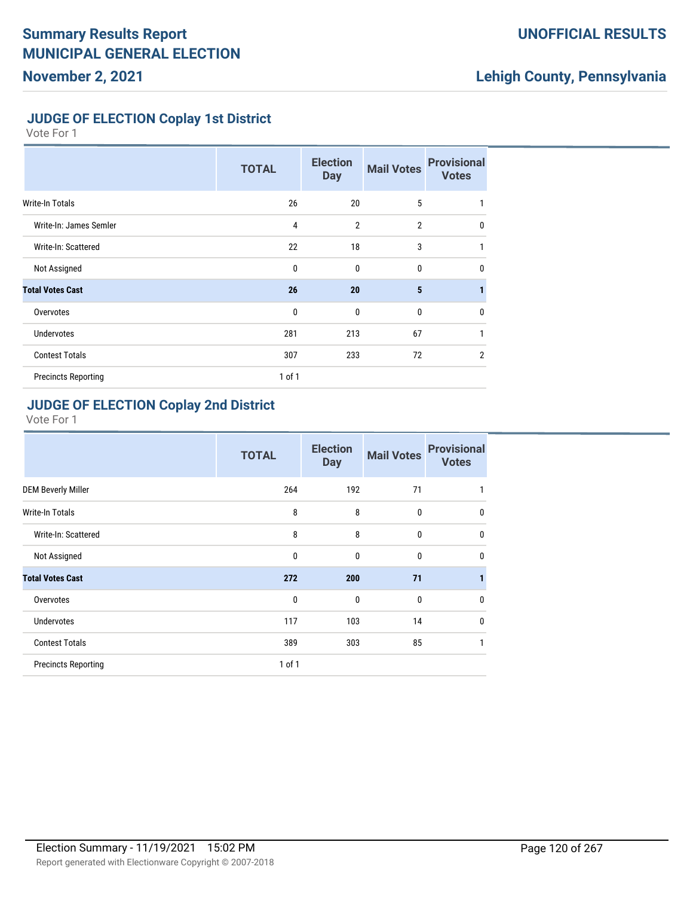# Summary Results Report
# MUNICIPAL GENERAL ELECTION
## November 2, 2021

**UNOFFICIAL RESULTS**

**Lehigh County, Pennsylvania**

### JUDGE OF ELECTION Coplay 1st District

Vote For 1

| | TOTAL | Election Day | Mail Votes | Provisional Votes |
|---|---|---|---|---|
| Write-In Totals | 26 | 20 | 5 | 1 |
| Write-In: James Semler | 4 | 2 | 2 | 0 |
| Write-In: Scattered | 22 | 18 | 3 | 1 |
| Not Assigned | 0 | 0 | 0 | 0 |
| **Total Votes Cast** | **26** | **20** | **5** | **1** |
| Overvotes | 0 | 0 | 0 | 0 |
| Undervotes | 281 | 213 | 67 | 1 |
| Contest Totals | 307 | 233 | 72 | 2 |
| Precincts Reporting | 1 of 1 | | | |

### JUDGE OF ELECTION Coplay 2nd District

Vote For 1

| | TOTAL | Election Day | Mail Votes | Provisional Votes |
|---|---|---|---|---|
| DEM Beverly Miller | 264 | 192 | 71 | 1 |
| Write-In Totals | 8 | 8 | 0 | 0 |
| Write-In: Scattered | 8 | 8 | 0 | 0 |
| Not Assigned | 0 | 0 | 0 | 0 |
| **Total Votes Cast** | **272** | **200** | **71** | **1** |
| Overvotes | 0 | 0 | 0 | 0 |
| Undervotes | 117 | 103 | 14 | 0 |
| Contest Totals | 389 | 303 | 85 | 1 |
| Precincts Reporting | 1 of 1 | | | |

Election Summary - 11/19/2021 15:02 PM

Report generated with Electionware Copyright © 2007-2018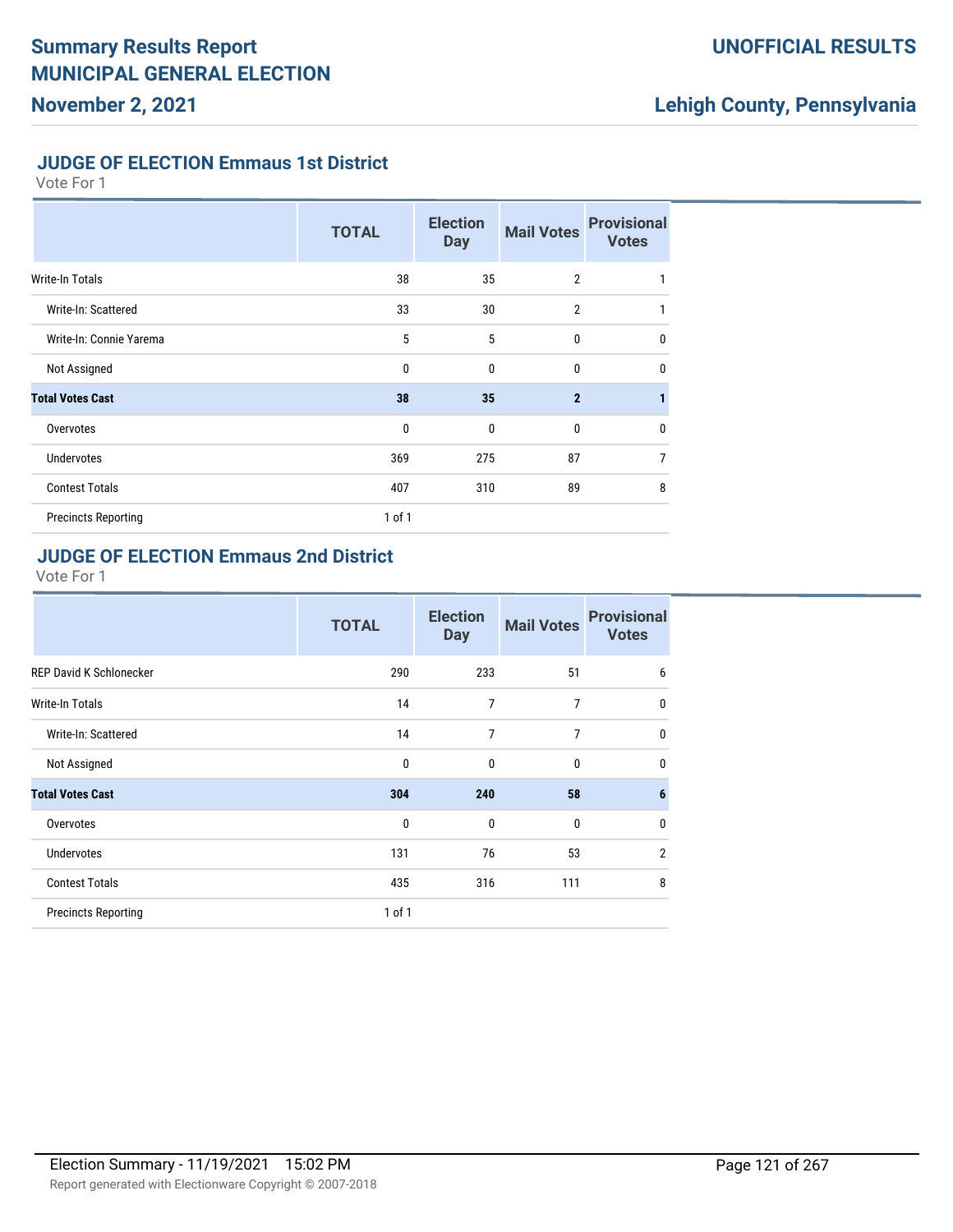# Summary Results Report
# MUNICIPAL GENERAL ELECTION
## November 2, 2021

**UNOFFICIAL RESULTS**

**Lehigh County, Pennsylvania**

### JUDGE OF ELECTION Emmaus 1st District

Vote For 1

| | TOTAL | Election Day | Mail Votes | Provisional Votes |
|---|---|---|---|---|
| Write-In Totals | 38 | 35 | 2 | 1 |
| Write-In: Scattered | 33 | 30 | 2 | 1 |
| Write-In: Connie Yarema | 5 | 5 | 0 | 0 |
| Not Assigned | 0 | 0 | 0 | 0 |
| **Total Votes Cast** | **38** | **35** | **2** | **1** |
| Overvotes | 0 | 0 | 0 | 0 |
| Undervotes | 369 | 275 | 87 | 7 |
| Contest Totals | 407 | 310 | 89 | 8 |
| Precincts Reporting | 1 of 1 | | | |

### JUDGE OF ELECTION Emmaus 2nd District

Vote For 1

| | TOTAL | Election Day | Mail Votes | Provisional Votes |
|---|---|---|---|---|
| REP David K Schlonecker | 290 | 233 | 51 | 6 |
| Write-In Totals | 14 | 7 | 7 | 0 |
| Write-In: Scattered | 14 | 7 | 7 | 0 |
| Not Assigned | 0 | 0 | 0 | 0 |
| **Total Votes Cast** | **304** | **240** | **58** | **6** |
| Overvotes | 0 | 0 | 0 | 0 |
| Undervotes | 131 | 76 | 53 | 2 |
| Contest Totals | 435 | 316 | 111 | 8 |
| Precincts Reporting | 1 of 1 | | | |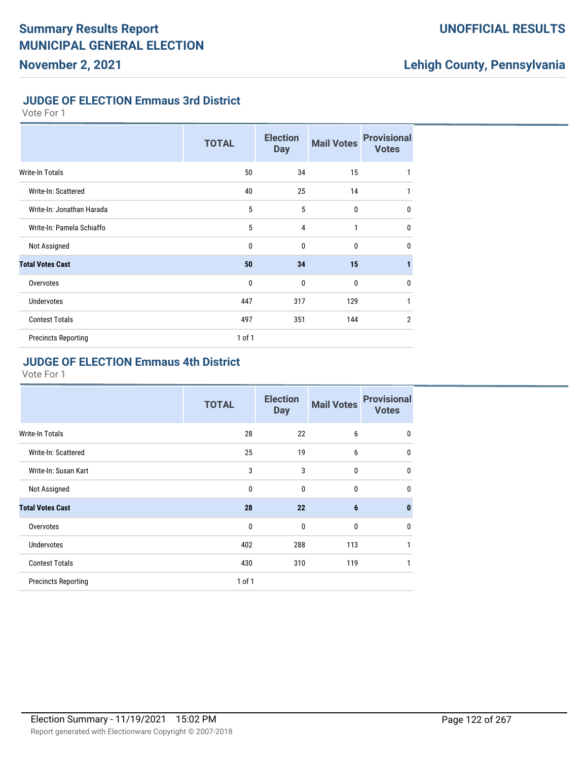## JUDGE OF ELECTION Emmaus 3rd District

Vote For 1

| | TOTAL | Election Day | Mail Votes | Provisional Votes |
|---|---|---|---|---|
| Write-In Totals | 50 | 34 | 15 | 1 |
| Write-In: Scattered | 40 | 25 | 14 | 1 |
| Write-In: Jonathan Harada | 5 | 5 | 0 | 0 |
| Write-In: Pamela Schiaffo | 5 | 4 | 1 | 0 |
| Not Assigned | 0 | 0 | 0 | 0 |
| **Total Votes Cast** | **50** | **34** | **15** | **1** |
| Overvotes | 0 | 0 | 0 | 0 |
| Undervotes | 447 | 317 | 129 | 1 |
| Contest Totals | 497 | 351 | 144 | 2 |
| Precincts Reporting | 1 of 1 | | | |

## JUDGE OF ELECTION Emmaus 4th District

Vote For 1

| | TOTAL | Election Day | Mail Votes | Provisional Votes |
|---|---|---|---|---|
| Write-In Totals | 28 | 22 | 6 | 0 |
| Write-In: Scattered | 25 | 19 | 6 | 0 |
| Write-In: Susan Kart | 3 | 3 | 0 | 0 |
| Not Assigned | 0 | 0 | 0 | 0 |
| **Total Votes Cast** | **28** | **22** | **6** | **0** |
| Overvotes | 0 | 0 | 0 | 0 |
| Undervotes | 402 | 288 | 113 | 1 |
| Contest Totals | 430 | 310 | 119 | 1 |
| Precincts Reporting | 1 of 1 | | | |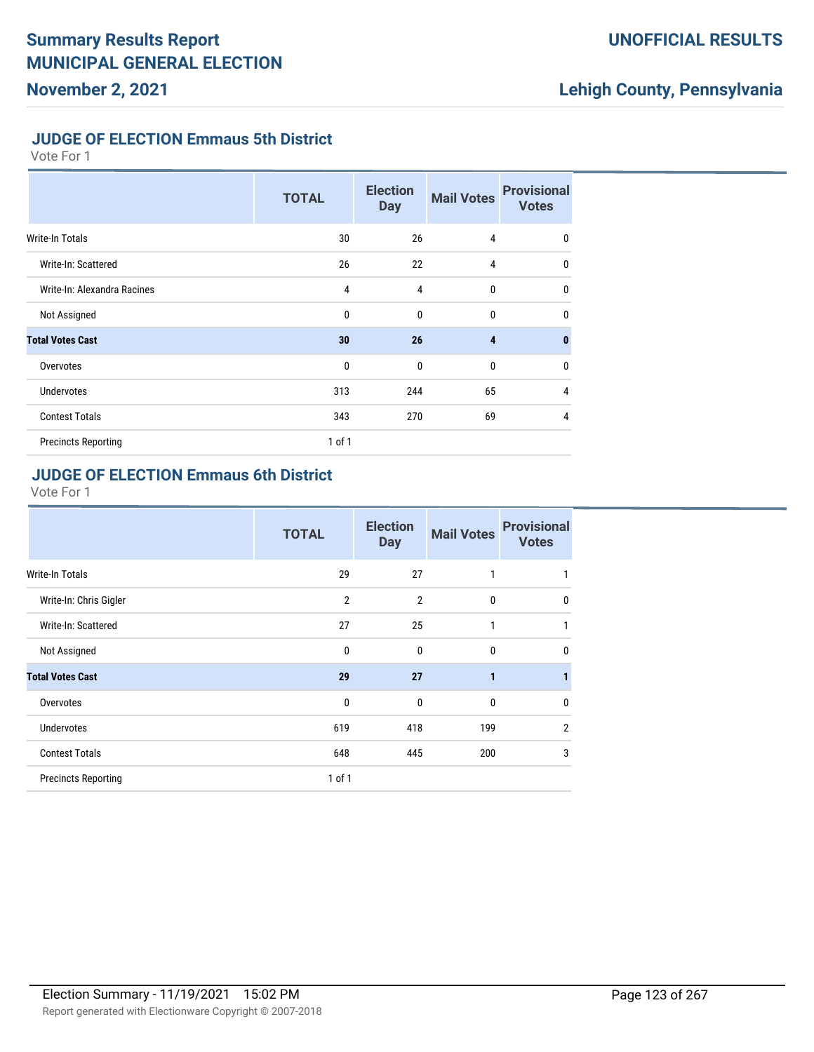## JUDGE OF ELECTION Emmaus 5th District

Vote For 1

| | TOTAL | Election Day | Mail Votes | Provisional Votes |
|---|---|---|---|---|
| Write-In Totals | 30 | 26 | 4 | 0 |
| Write-In: Scattered | 26 | 22 | 4 | 0 |
| Write-In: Alexandra Racines | 4 | 4 | 0 | 0 |
| Not Assigned | 0 | 0 | 0 | 0 |
| **Total Votes Cast** | **30** | **26** | **4** | **0** |
| Overvotes | 0 | 0 | 0 | 0 |
| Undervotes | 313 | 244 | 65 | 4 |
| Contest Totals | 343 | 270 | 69 | 4 |
| Precincts Reporting | 1 of 1 | | | |

## JUDGE OF ELECTION Emmaus 6th District

Vote For 1

| | TOTAL | Election Day | Mail Votes | Provisional Votes |
|---|---|---|---|---|
| Write-In Totals | 29 | 27 | 1 | 1 |
| Write-In: Chris Gigler | 2 | 2 | 0 | 0 |
| Write-In: Scattered | 27 | 25 | 1 | 1 |
| Not Assigned | 0 | 0 | 0 | 0 |
| **Total Votes Cast** | **29** | **27** | **1** | **1** |
| Overvotes | 0 | 0 | 0 | 0 |
| Undervotes | 619 | 418 | 199 | 2 |
| Contest Totals | 648 | 445 | 200 | 3 |
| Precincts Reporting | 1 of 1 | | | |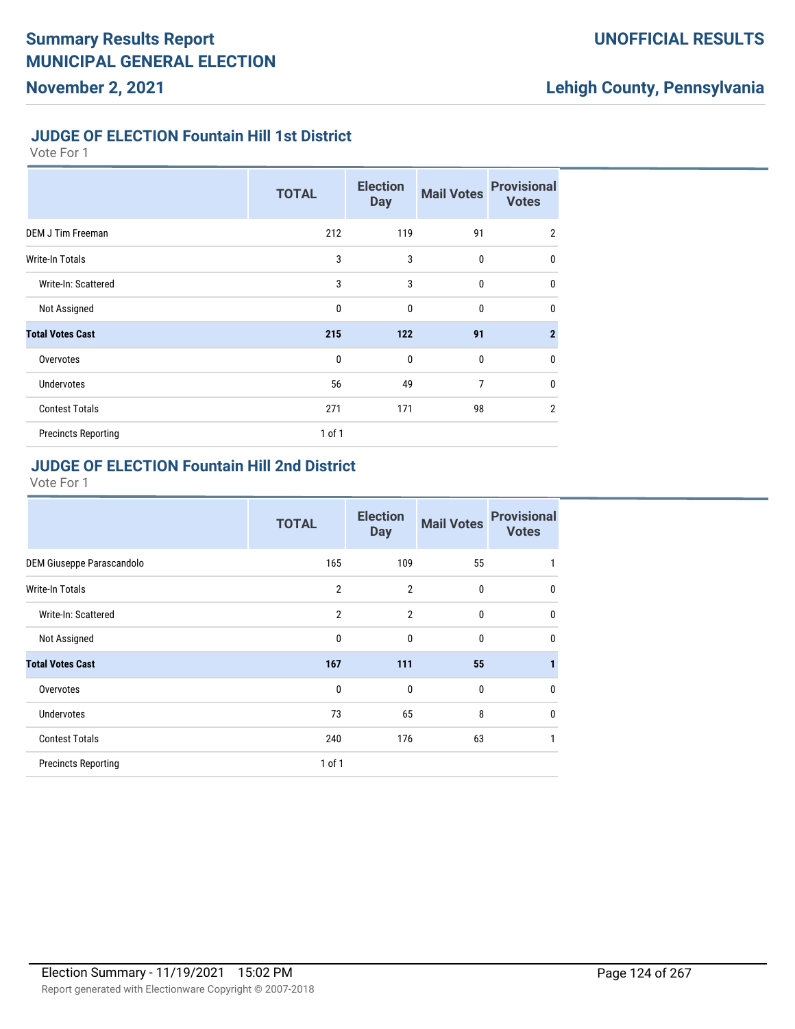## JUDGE OF ELECTION Fountain Hill 1st District

Vote For 1

| | TOTAL | Election Day | Mail Votes | Provisional Votes |
|---|---|---|---|---|
| DEM J Tim Freeman | 212 | 119 | 91 | 2 |
| Write-In Totals | 3 | 3 | 0 | 0 |
| Write-In: Scattered | 3 | 3 | 0 | 0 |
| Not Assigned | 0 | 0 | 0 | 0 |
| **Total Votes Cast** | **215** | **122** | **91** | **2** |
| Overvotes | 0 | 0 | 0 | 0 |
| Undervotes | 56 | 49 | 7 | 0 |
| Contest Totals | 271 | 171 | 98 | 2 |
| Precincts Reporting | 1 of 1 | | | |

## JUDGE OF ELECTION Fountain Hill 2nd District

Vote For 1

| | TOTAL | Election Day | Mail Votes | Provisional Votes |
|---|---|---|---|---|
| DEM Giuseppe Parascandolo | 165 | 109 | 55 | 1 |
| Write-In Totals | 2 | 2 | 0 | 0 |
| Write-In: Scattered | 2 | 2 | 0 | 0 |
| Not Assigned | 0 | 0 | 0 | 0 |
| **Total Votes Cast** | **167** | **111** | **55** | **1** |
| Overvotes | 0 | 0 | 0 | 0 |
| Undervotes | 73 | 65 | 8 | 0 |
| Contest Totals | 240 | 176 | 63 | 1 |
| Precincts Reporting | 1 of 1 | | | |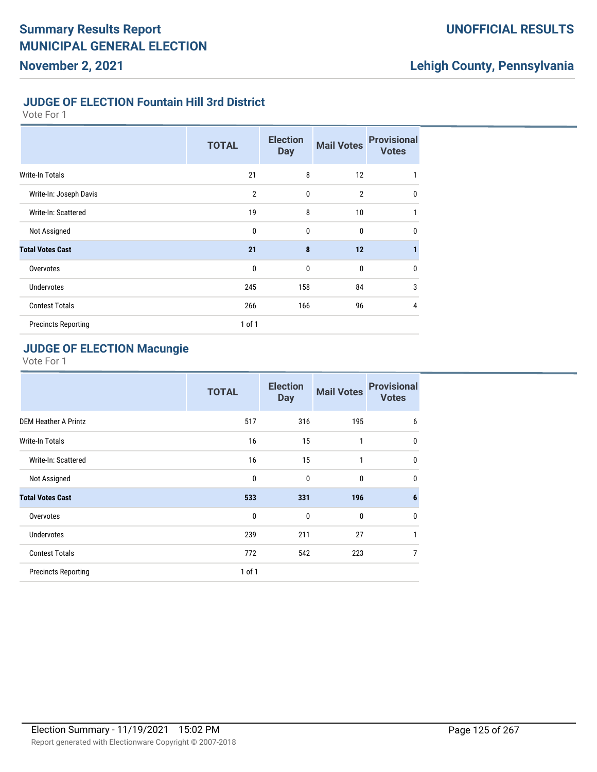## JUDGE OF ELECTION Fountain Hill 3rd District

Vote For 1

| | TOTAL | Election Day | Mail Votes | Provisional Votes |
|---|---|---|---|---|
| Write-In Totals | 21 | 8 | 12 | 1 |
| Write-In: Joseph Davis | 2 | 0 | 2 | 0 |
| Write-In: Scattered | 19 | 8 | 10 | 1 |
| Not Assigned | 0 | 0 | 0 | 0 |
| **Total Votes Cast** | **21** | **8** | **12** | **1** |
| Overvotes | 0 | 0 | 0 | 0 |
| Undervotes | 245 | 158 | 84 | 3 |
| Contest Totals | 266 | 166 | 96 | 4 |
| Precincts Reporting | 1 of 1 | | | |

## JUDGE OF ELECTION Macungie

Vote For 1

| | TOTAL | Election Day | Mail Votes | Provisional Votes |
|---|---|---|---|---|
| DEM Heather A Printz | 517 | 316 | 195 | 6 |
| Write-In Totals | 16 | 15 | 1 | 0 |
| Write-In: Scattered | 16 | 15 | 1 | 0 |
| Not Assigned | 0 | 0 | 0 | 0 |
| **Total Votes Cast** | **533** | **331** | **196** | **6** |
| Overvotes | 0 | 0 | 0 | 0 |
| Undervotes | 239 | 211 | 27 | 1 |
| Contest Totals | 772 | 542 | 223 | 7 |
| Precincts Reporting | 1 of 1 | | | |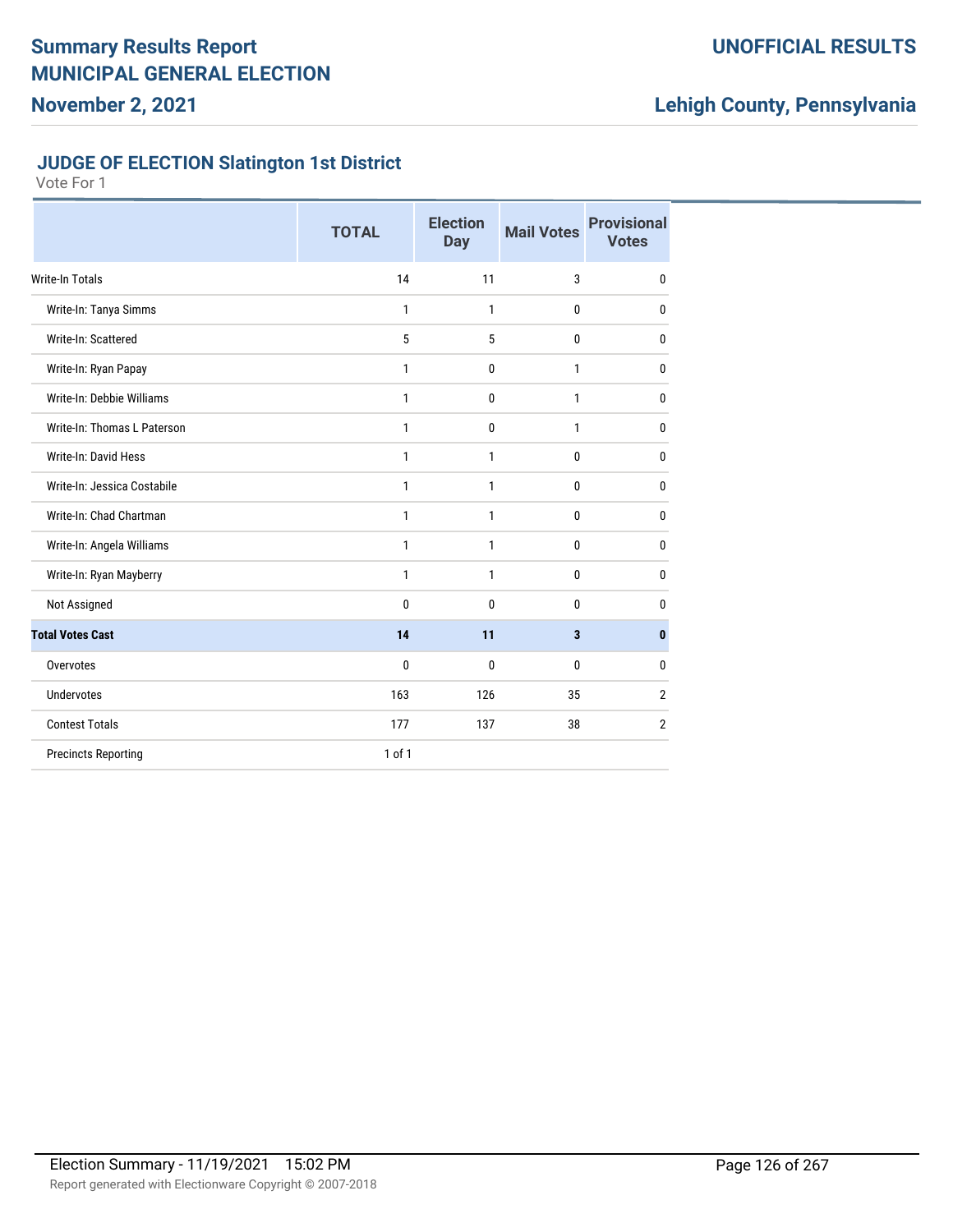## JUDGE OF ELECTION Slatington 1st District

Vote For 1

| | TOTAL | Election Day | Mail Votes | Provisional Votes |
|---|---|---|---|---|
| Write-In Totals | 14 | 11 | 3 | 0 |
| Write-In: Tanya Simms | 1 | 1 | 0 | 0 |
| Write-In: Scattered | 5 | 5 | 0 | 0 |
| Write-In: Ryan Papay | 1 | 0 | 1 | 0 |
| Write-In: Debbie Williams | 1 | 0 | 1 | 0 |
| Write-In: Thomas L Paterson | 1 | 0 | 1 | 0 |
| Write-In: David Hess | 1 | 1 | 0 | 0 |
| Write-In: Jessica Costabile | 1 | 1 | 0 | 0 |
| Write-In: Chad Chartman | 1 | 1 | 0 | 0 |
| Write-In: Angela Williams | 1 | 1 | 0 | 0 |
| Write-In: Ryan Mayberry | 1 | 1 | 0 | 0 |
| Not Assigned | 0 | 0 | 0 | 0 |
| **Total Votes Cast** | **14** | **11** | **3** | **0** |
| Overvotes | 0 | 0 | 0 | 0 |
| Undervotes | 163 | 126 | 35 | 2 |
| Contest Totals | 177 | 137 | 38 | 2 |
| Precincts Reporting | 1 of 1 | | | |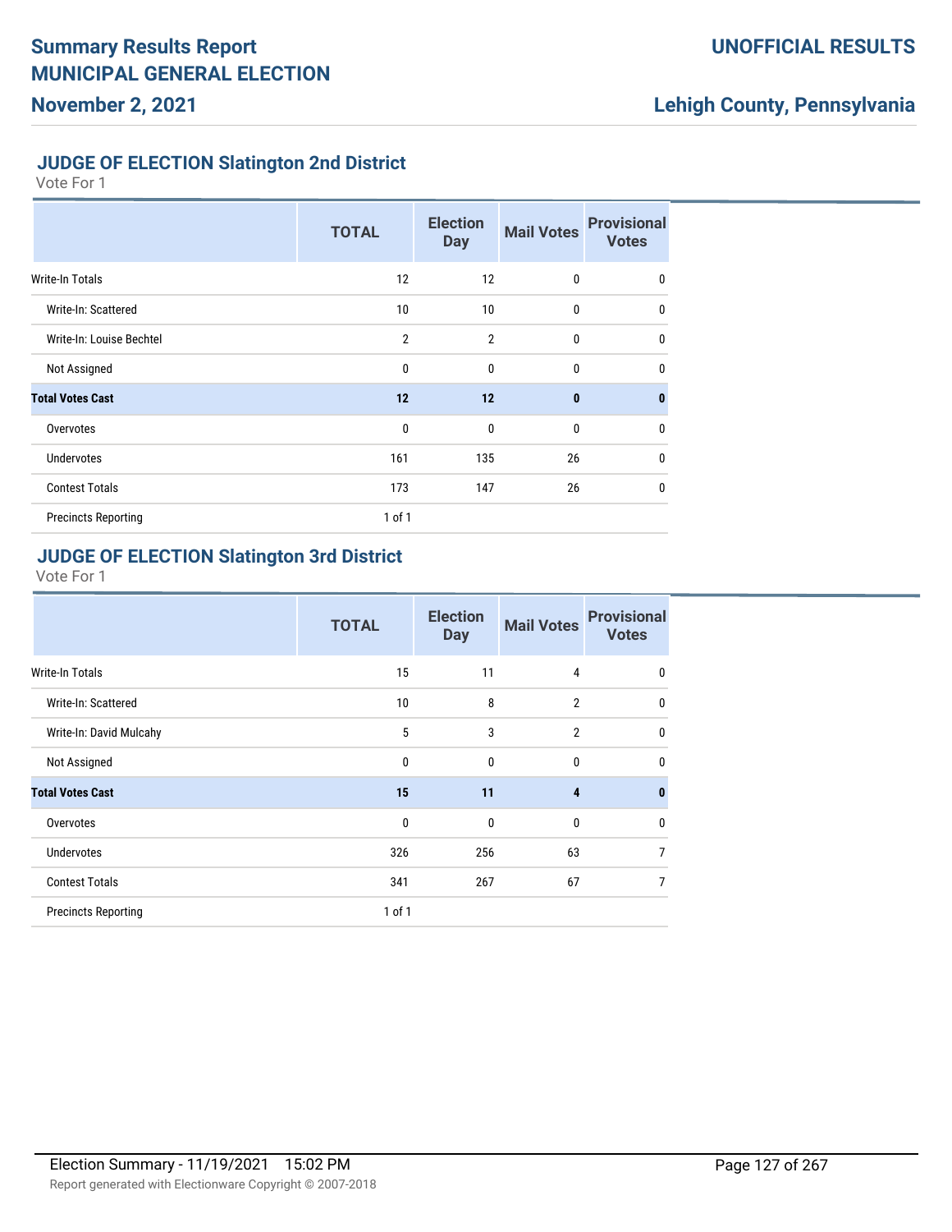## JUDGE OF ELECTION Slatington 2nd District

Vote For 1

| | TOTAL | Election Day | Mail Votes | Provisional Votes |
|---|---|---|---|---|
| Write-In Totals | 12 | 12 | 0 | 0 |
| Write-In: Scattered | 10 | 10 | 0 | 0 |
| Write-In: Louise Bechtel | 2 | 2 | 0 | 0 |
| Not Assigned | 0 | 0 | 0 | 0 |
| **Total Votes Cast** | **12** | **12** | **0** | **0** |
| Overvotes | 0 | 0 | 0 | 0 |
| Undervotes | 161 | 135 | 26 | 0 |
| Contest Totals | 173 | 147 | 26 | 0 |
| Precincts Reporting | 1 of 1 | | | |

## JUDGE OF ELECTION Slatington 3rd District

Vote For 1

| | TOTAL | Election Day | Mail Votes | Provisional Votes |
|---|---|---|---|---|
| Write-In Totals | 15 | 11 | 4 | 0 |
| Write-In: Scattered | 10 | 8 | 2 | 0 |
| Write-In: David Mulcahy | 5 | 3 | 2 | 0 |
| Not Assigned | 0 | 0 | 0 | 0 |
| **Total Votes Cast** | **15** | **11** | **4** | **0** |
| Overvotes | 0 | 0 | 0 | 0 |
| Undervotes | 326 | 256 | 63 | 7 |
| Contest Totals | 341 | 267 | 67 | 7 |
| Precincts Reporting | 1 of 1 | | | |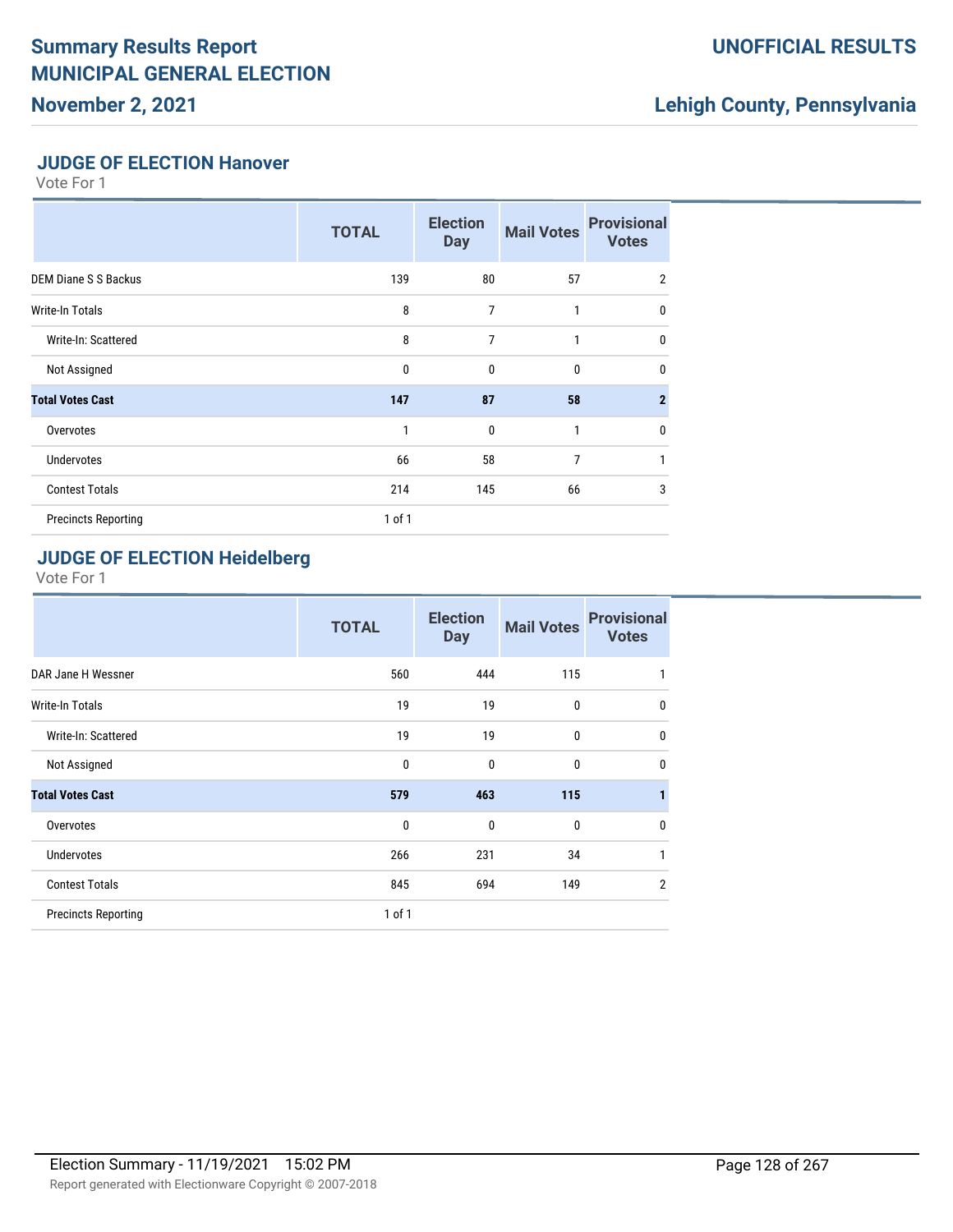## JUDGE OF ELECTION Hanover

Vote For 1

| | TOTAL | Election Day | Mail Votes | Provisional Votes |
|---|---|---|---|---|
| DEM Diane S S Backus | 139 | 80 | 57 | 2 |
| Write-In Totals | 8 | 7 | 1 | 0 |
| Write-In: Scattered | 8 | 7 | 1 | 0 |
| Not Assigned | 0 | 0 | 0 | 0 |
| **Total Votes Cast** | **147** | **87** | **58** | **2** |
| Overvotes | 1 | 0 | 1 | 0 |
| Undervotes | 66 | 58 | 7 | 1 |
| Contest Totals | 214 | 145 | 66 | 3 |
| Precincts Reporting | 1 of 1 | | | |

## JUDGE OF ELECTION Heidelberg

Vote For 1

| | TOTAL | Election Day | Mail Votes | Provisional Votes |
|---|---|---|---|---|
| DAR Jane H Wessner | 560 | 444 | 115 | 1 |
| Write-In Totals | 19 | 19 | 0 | 0 |
| Write-In: Scattered | 19 | 19 | 0 | 0 |
| Not Assigned | 0 | 0 | 0 | 0 |
| **Total Votes Cast** | **579** | **463** | **115** | **1** |
| Overvotes | 0 | 0 | 0 | 0 |
| Undervotes | 266 | 231 | 34 | 1 |
| Contest Totals | 845 | 694 | 149 | 2 |
| Precincts Reporting | 1 of 1 | | | |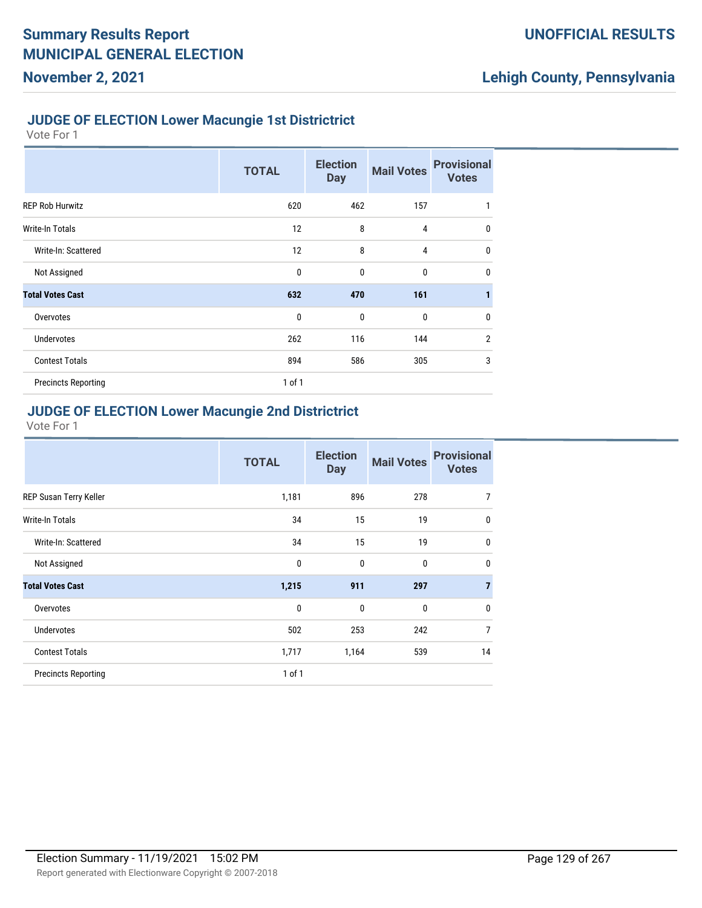# Summary Results Report
# MUNICIPAL GENERAL ELECTION
## November 2, 2021

**UNOFFICIAL RESULTS**

**Lehigh County, Pennsylvania**

### JUDGE OF ELECTION Lower Macungie 1st Districtrict

Vote For 1

| | TOTAL | Election Day | Mail Votes | Provisional Votes |
|---|---|---|---|---|
| REP Rob Hurwitz | 620 | 462 | 157 | 1 |
| Write-In Totals | 12 | 8 | 4 | 0 |
| Write-In: Scattered | 12 | 8 | 4 | 0 |
| Not Assigned | 0 | 0 | 0 | 0 |
| **Total Votes Cast** | **632** | **470** | **161** | **1** |
| Overvotes | 0 | 0 | 0 | 0 |
| Undervotes | 262 | 116 | 144 | 2 |
| Contest Totals | 894 | 586 | 305 | 3 |
| Precincts Reporting | 1 of 1 | | | |

### JUDGE OF ELECTION Lower Macungie 2nd Districtrict

Vote For 1

| | TOTAL | Election Day | Mail Votes | Provisional Votes |
|---|---|---|---|---|
| REP Susan Terry Keller | 1,181 | 896 | 278 | 7 |
| Write-In Totals | 34 | 15 | 19 | 0 |
| Write-In: Scattered | 34 | 15 | 19 | 0 |
| Not Assigned | 0 | 0 | 0 | 0 |
| **Total Votes Cast** | **1,215** | **911** | **297** | **7** |
| Overvotes | 0 | 0 | 0 | 0 |
| Undervotes | 502 | 253 | 242 | 7 |
| Contest Totals | 1,717 | 1,164 | 539 | 14 |
| Precincts Reporting | 1 of 1 | | | |

Election Summary - 11/19/2021 15:02 PM

Report generated with Electionware Copyright © 2007-2018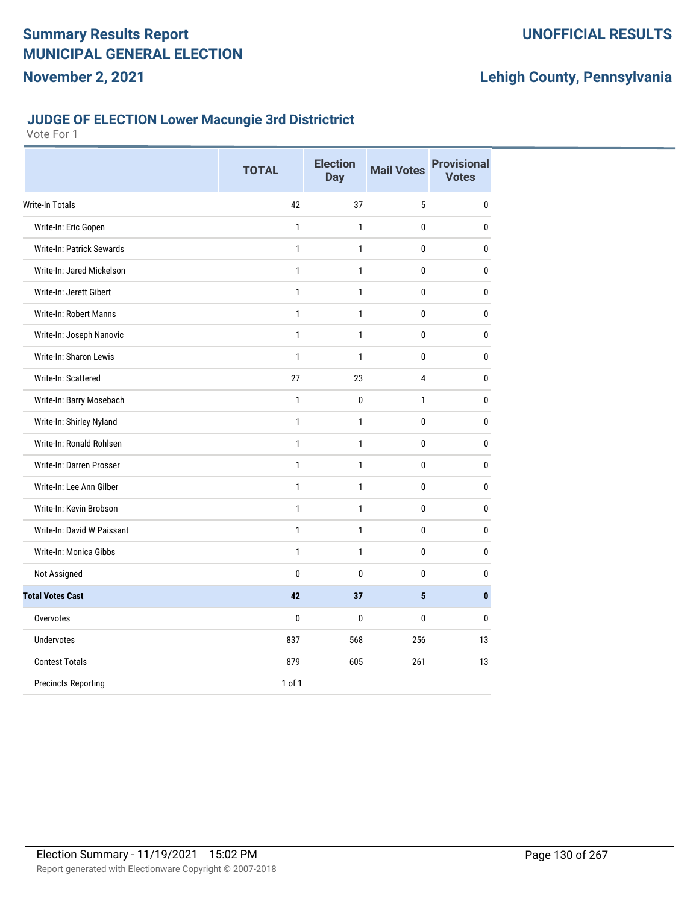# Summary Results Report
# MUNICIPAL GENERAL ELECTION
## November 2, 2021

**UNOFFICIAL RESULTS**

**Lehigh County, Pennsylvania**

### JUDGE OF ELECTION Lower Macungie 3rd Districtrict

Vote For 1

| | TOTAL | Election Day | Mail Votes | Provisional Votes |
|---|---|---|---|---|
| Write-In Totals | 42 | 37 | 5 | 0 |
| Write-In: Eric Gopen | 1 | 1 | 0 | 0 |
| Write-In: Patrick Sewards | 1 | 1 | 0 | 0 |
| Write-In: Jared Mickelson | 1 | 1 | 0 | 0 |
| Write-In: Jerett Gibert | 1 | 1 | 0 | 0 |
| Write-In: Robert Manns | 1 | 1 | 0 | 0 |
| Write-In: Joseph Nanovic | 1 | 1 | 0 | 0 |
| Write-In: Sharon Lewis | 1 | 1 | 0 | 0 |
| Write-In: Scattered | 27 | 23 | 4 | 0 |
| Write-In: Barry Mosebach | 1 | 0 | 1 | 0 |
| Write-In: Shirley Nyland | 1 | 1 | 0 | 0 |
| Write-In: Ronald Rohlsen | 1 | 1 | 0 | 0 |
| Write-In: Darren Prosser | 1 | 1 | 0 | 0 |
| Write-In: Lee Ann Gilber | 1 | 1 | 0 | 0 |
| Write-In: Kevin Brobson | 1 | 1 | 0 | 0 |
| Write-In: David W Paissant | 1 | 1 | 0 | 0 |
| Write-In: Monica Gibbs | 1 | 1 | 0 | 0 |
| Not Assigned | 0 | 0 | 0 | 0 |
| **Total Votes Cast** | **42** | **37** | **5** | **0** |
| Overvotes | 0 | 0 | 0 | 0 |
| Undervotes | 837 | 568 | 256 | 13 |
| Contest Totals | 879 | 605 | 261 | 13 |
| Precincts Reporting | 1 of 1 | | | |

Election Summary - 11/19/2021 15:02 PM

Report generated with Electionware Copyright © 2007-2018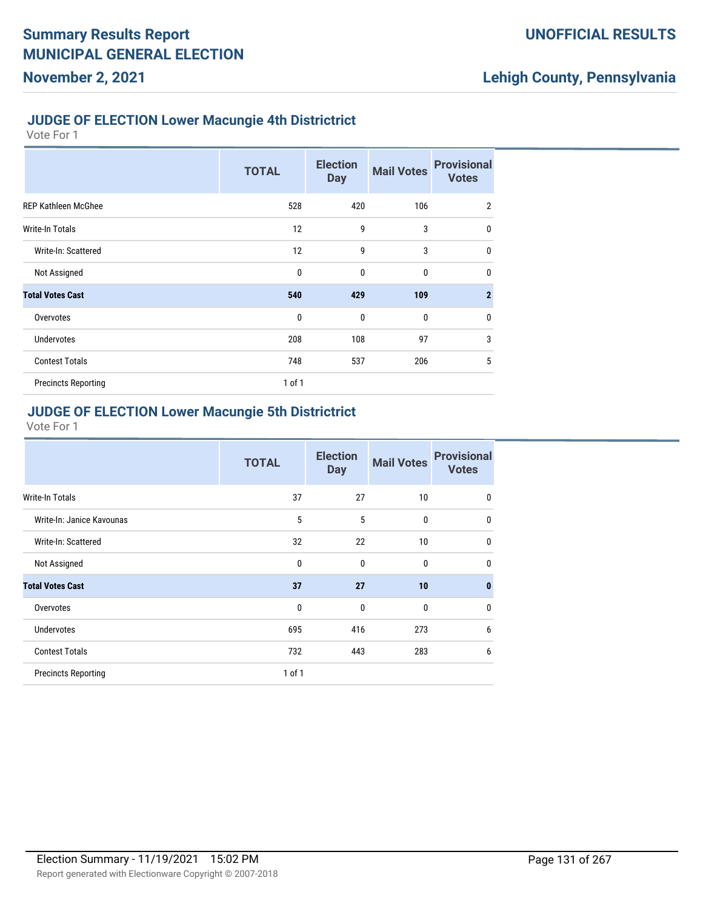## JUDGE OF ELECTION Lower Macungie 4th Districtrict

Vote For 1

| | TOTAL | Election Day | Mail Votes | Provisional Votes |
|---|---|---|---|---|
| REP Kathleen McGhee | 528 | 420 | 106 | 2 |
| Write-In Totals | 12 | 9 | 3 | 0 |
| Write-In: Scattered | 12 | 9 | 3 | 0 |
| Not Assigned | 0 | 0 | 0 | 0 |
| **Total Votes Cast** | **540** | **429** | **109** | **2** |
| Overvotes | 0 | 0 | 0 | 0 |
| Undervotes | 208 | 108 | 97 | 3 |
| Contest Totals | 748 | 537 | 206 | 5 |
| Precincts Reporting | 1 of 1 | | | |

## JUDGE OF ELECTION Lower Macungie 5th Districtrict

Vote For 1

| | TOTAL | Election Day | Mail Votes | Provisional Votes |
|---|---|---|---|---|
| Write-In Totals | 37 | 27 | 10 | 0 |
| Write-In: Janice Kavounas | 5 | 5 | 0 | 0 |
| Write-In: Scattered | 32 | 22 | 10 | 0 |
| Not Assigned | 0 | 0 | 0 | 0 |
| **Total Votes Cast** | **37** | **27** | **10** | **0** |
| Overvotes | 0 | 0 | 0 | 0 |
| Undervotes | 695 | 416 | 273 | 6 |
| Contest Totals | 732 | 443 | 283 | 6 |
| Precincts Reporting | 1 of 1 | | | |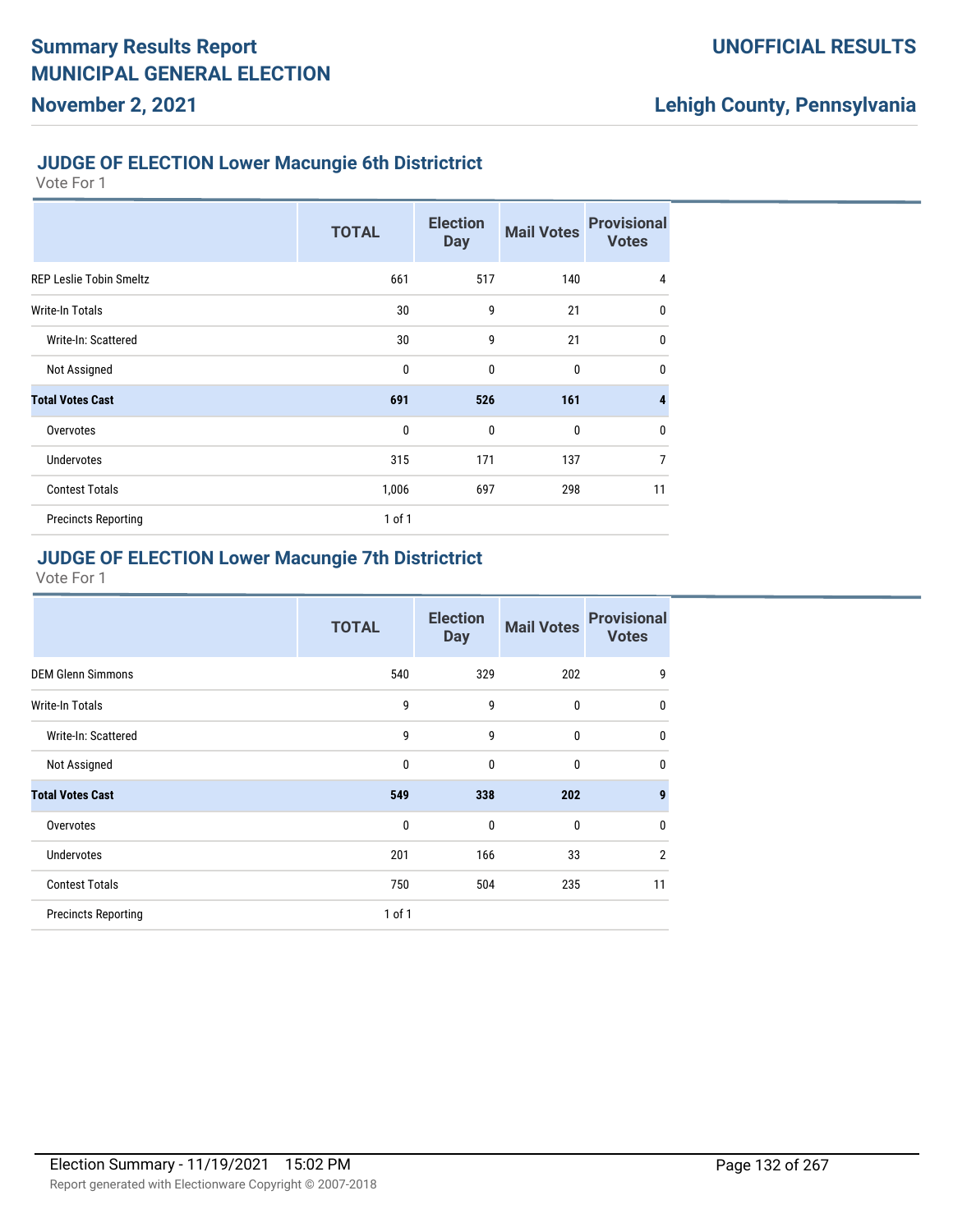## JUDGE OF ELECTION Lower Macungie 6th Districtrict

Vote For 1

| | TOTAL | Election Day | Mail Votes | Provisional Votes |
|---|---|---|---|---|
| REP Leslie Tobin Smeltz | 661 | 517 | 140 | 4 |
| Write-In Totals | 30 | 9 | 21 | 0 |
| Write-In: Scattered | 30 | 9 | 21 | 0 |
| Not Assigned | 0 | 0 | 0 | 0 |
| **Total Votes Cast** | **691** | **526** | **161** | **4** |
| Overvotes | 0 | 0 | 0 | 0 |
| Undervotes | 315 | 171 | 137 | 7 |
| Contest Totals | 1,006 | 697 | 298 | 11 |
| Precincts Reporting | 1 of 1 | | | |

## JUDGE OF ELECTION Lower Macungie 7th Districtrict

Vote For 1

| | TOTAL | Election Day | Mail Votes | Provisional Votes |
|---|---|---|---|---|
| DEM Glenn Simmons | 540 | 329 | 202 | 9 |
| Write-In Totals | 9 | 9 | 0 | 0 |
| Write-In: Scattered | 9 | 9 | 0 | 0 |
| Not Assigned | 0 | 0 | 0 | 0 |
| **Total Votes Cast** | **549** | **338** | **202** | **9** |
| Overvotes | 0 | 0 | 0 | 0 |
| Undervotes | 201 | 166 | 33 | 2 |
| Contest Totals | 750 | 504 | 235 | 11 |
| Precincts Reporting | 1 of 1 | | | |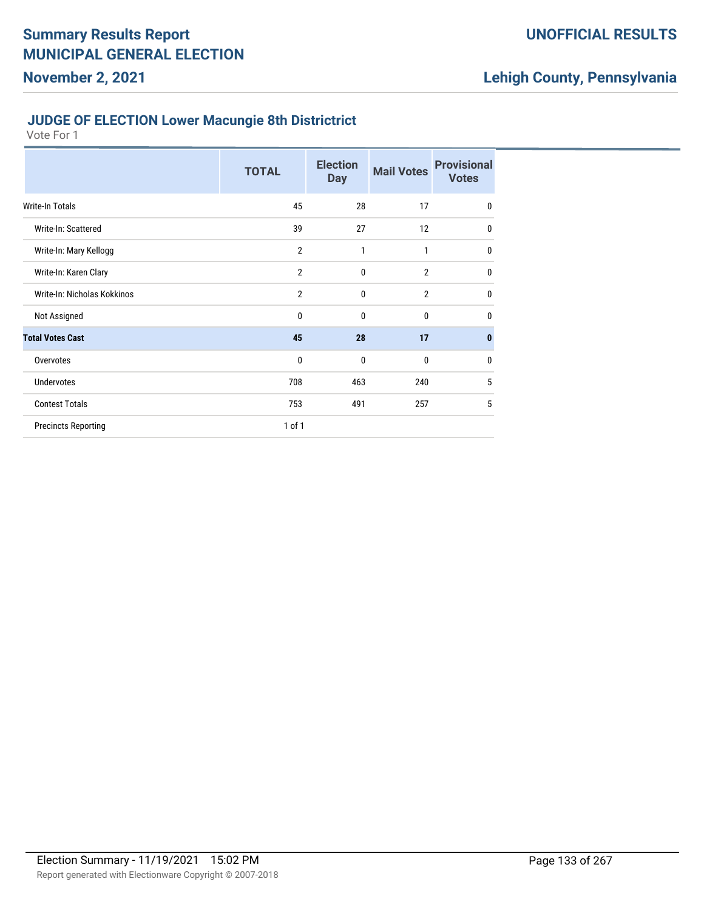### JUDGE OF ELECTION Lower Macungie 8th Districtrict

Vote For 1

| | TOTAL | Election Day | Mail Votes | Provisional Votes |
|---|---|---|---|---|
| Write-In Totals | 45 | 28 | 17 | 0 |
| Write-In: Scattered | 39 | 27 | 12 | 0 |
| Write-In: Mary Kellogg | 2 | 1 | 1 | 0 |
| Write-In: Karen Clary | 2 | 0 | 2 | 0 |
| Write-In: Nicholas Kokkinos | 2 | 0 | 2 | 0 |
| Not Assigned | 0 | 0 | 0 | 0 |
| **Total Votes Cast** | **45** | **28** | **17** | **0** |
| Overvotes | 0 | 0 | 0 | 0 |
| Undervotes | 708 | 463 | 240 | 5 |
| Contest Totals | 753 | 491 | 257 | 5 |
| Precincts Reporting | 1 of 1 | | | |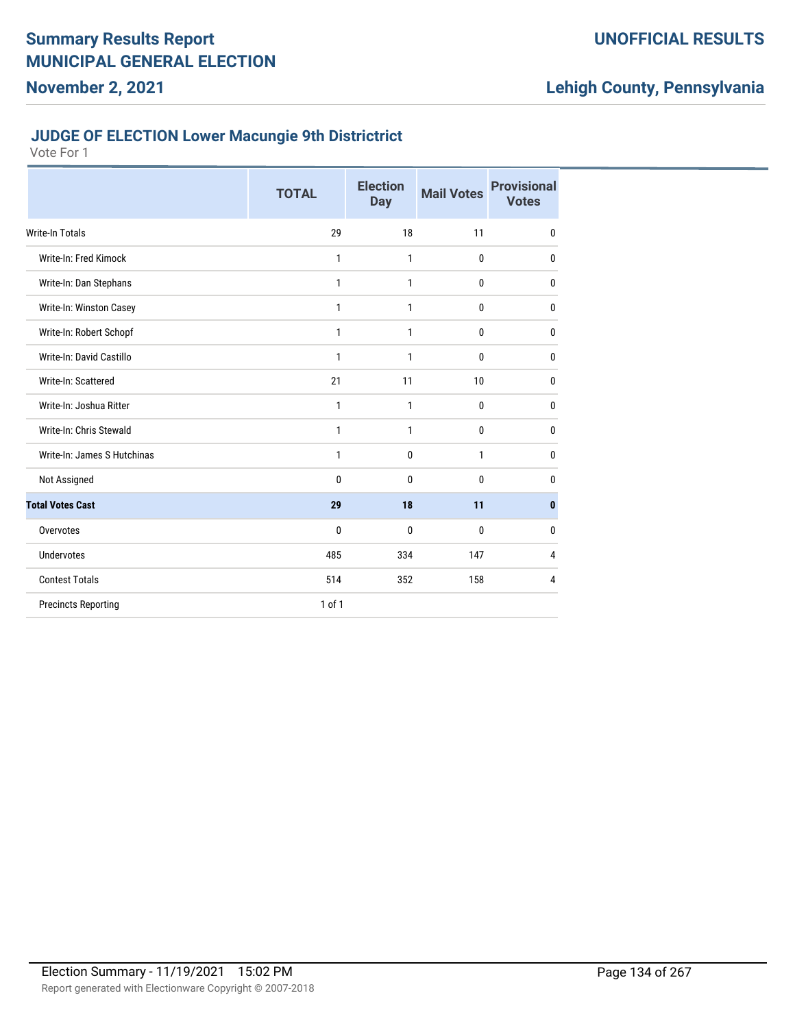## JUDGE OF ELECTION Lower Macungie 9th Districtrict

Vote For 1

| | TOTAL | Election Day | Mail Votes | Provisional Votes |
|---|---|---|---|---|
| Write-In Totals | 29 | 18 | 11 | 0 |
| Write-In: Fred Kimock | 1 | 1 | 0 | 0 |
| Write-In: Dan Stephans | 1 | 1 | 0 | 0 |
| Write-In: Winston Casey | 1 | 1 | 0 | 0 |
| Write-In: Robert Schopf | 1 | 1 | 0 | 0 |
| Write-In: David Castillo | 1 | 1 | 0 | 0 |
| Write-In: Scattered | 21 | 11 | 10 | 0 |
| Write-In: Joshua Ritter | 1 | 1 | 0 | 0 |
| Write-In: Chris Stewald | 1 | 1 | 0 | 0 |
| Write-In: James S Hutchinas | 1 | 0 | 1 | 0 |
| Not Assigned | 0 | 0 | 0 | 0 |
| **Total Votes Cast** | **29** | **18** | **11** | **0** |
| Overvotes | 0 | 0 | 0 | 0 |
| Undervotes | 485 | 334 | 147 | 4 |
| Contest Totals | 514 | 352 | 158 | 4 |
| Precincts Reporting | 1 of 1 | | | |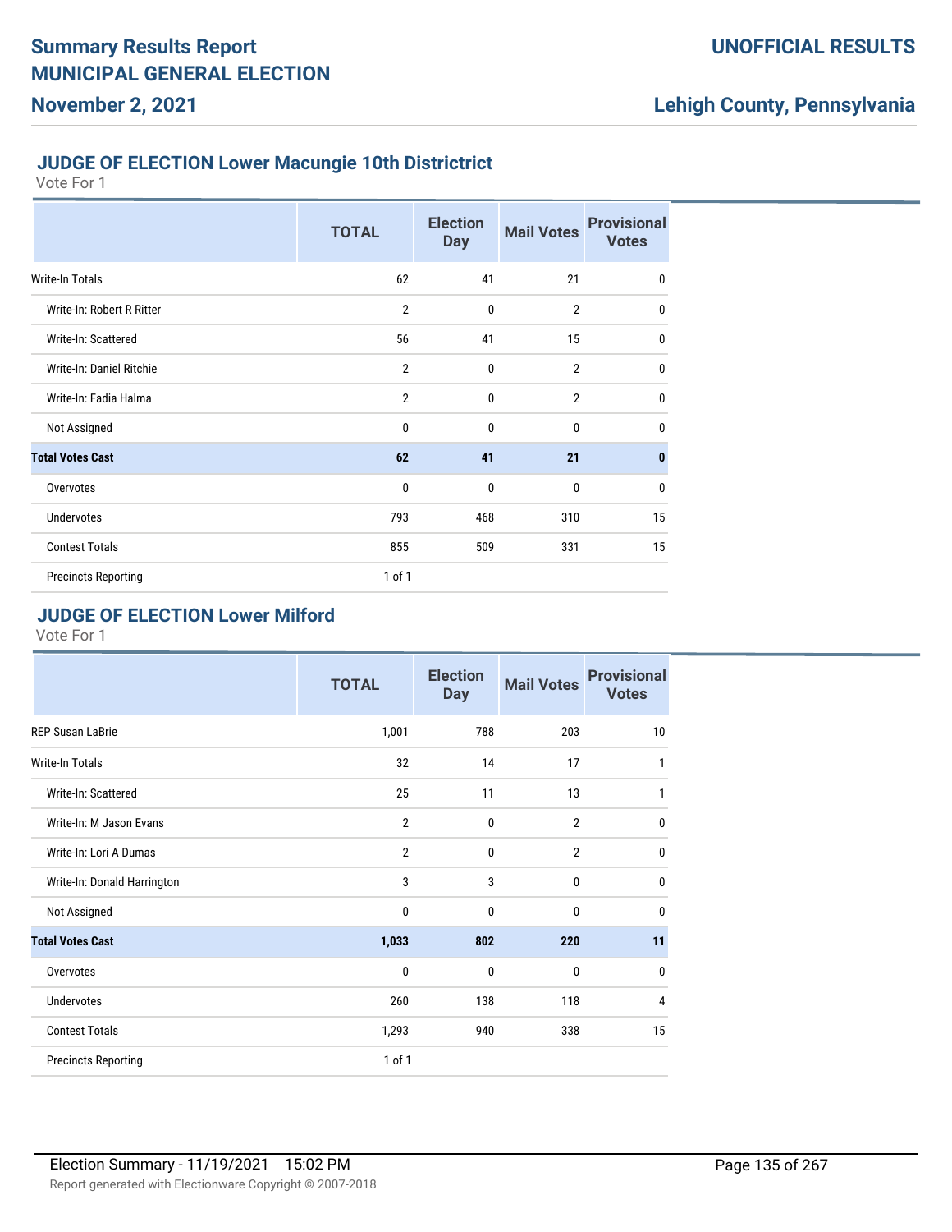## JUDGE OF ELECTION Lower Macungie 10th Districtrict

Vote For 1

| | TOTAL | Election Day | Mail Votes | Provisional Votes |
|---|---|---|---|---|
| Write-In Totals | 62 | 41 | 21 | 0 |
| Write-In: Robert R Ritter | 2 | 0 | 2 | 0 |
| Write-In: Scattered | 56 | 41 | 15 | 0 |
| Write-In: Daniel Ritchie | 2 | 0 | 2 | 0 |
| Write-In: Fadia Halma | 2 | 0 | 2 | 0 |
| Not Assigned | 0 | 0 | 0 | 0 |
| **Total Votes Cast** | **62** | **41** | **21** | **0** |
| Overvotes | 0 | 0 | 0 | 0 |
| Undervotes | 793 | 468 | 310 | 15 |
| Contest Totals | 855 | 509 | 331 | 15 |
| Precincts Reporting | 1 of 1 | | | |

## JUDGE OF ELECTION Lower Milford

Vote For 1

| | TOTAL | Election Day | Mail Votes | Provisional Votes |
|---|---|---|---|---|
| REP Susan LaBrie | 1,001 | 788 | 203 | 10 |
| Write-In Totals | 32 | 14 | 17 | 1 |
| Write-In: Scattered | 25 | 11 | 13 | 1 |
| Write-In: M Jason Evans | 2 | 0 | 2 | 0 |
| Write-In: Lori A Dumas | 2 | 0 | 2 | 0 |
| Write-In: Donald Harrington | 3 | 3 | 0 | 0 |
| Not Assigned | 0 | 0 | 0 | 0 |
| **Total Votes Cast** | **1,033** | **802** | **220** | **11** |
| Overvotes | 0 | 0 | 0 | 0 |
| Undervotes | 260 | 138 | 118 | 4 |
| Contest Totals | 1,293 | 940 | 338 | 15 |
| Precincts Reporting | 1 of 1 | | | |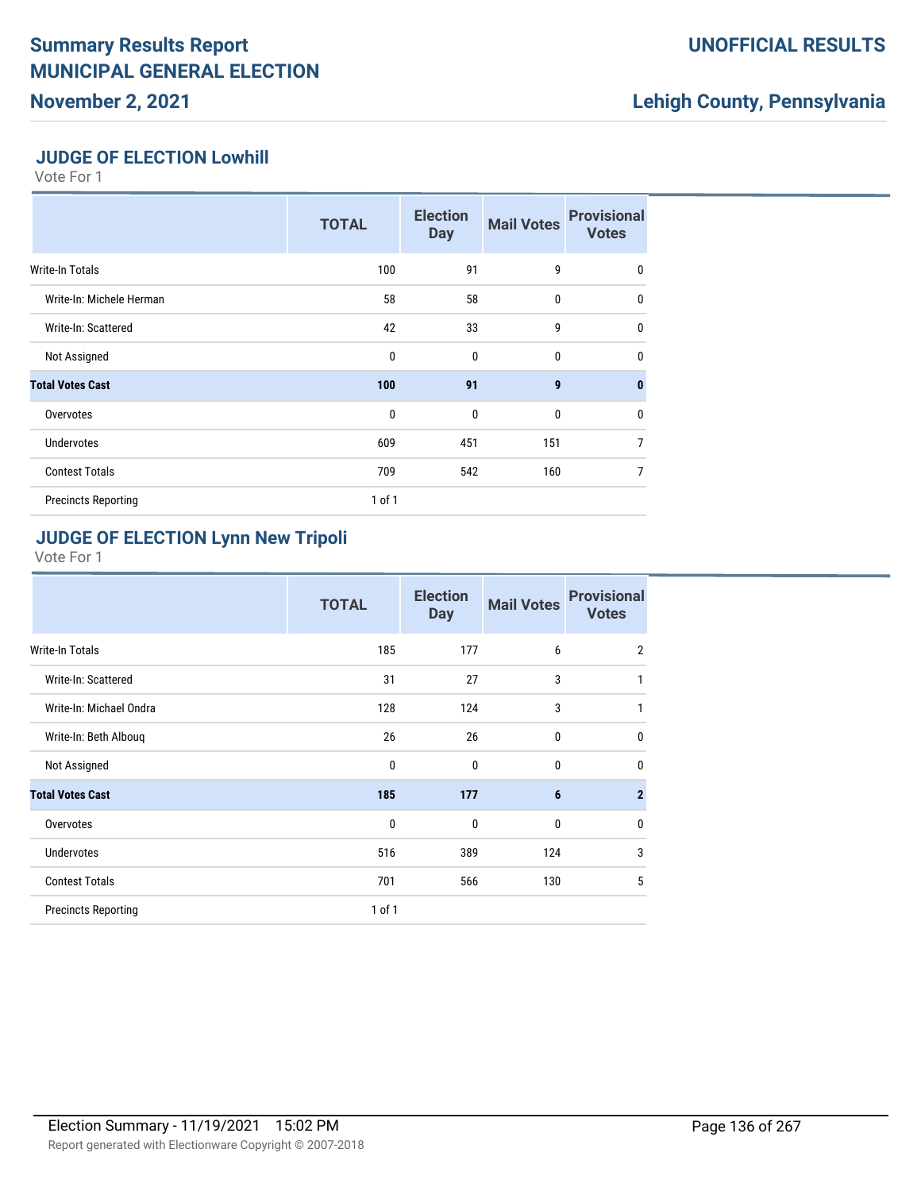## JUDGE OF ELECTION Lowhill

Vote For 1

| | TOTAL | Election Day | Mail Votes | Provisional Votes |
|---|---|---|---|---|
| Write-In Totals | 100 | 91 | 9 | 0 |
| Write-In: Michele Herman | 58 | 58 | 0 | 0 |
| Write-In: Scattered | 42 | 33 | 9 | 0 |
| Not Assigned | 0 | 0 | 0 | 0 |
| **Total Votes Cast** | **100** | **91** | **9** | **0** |
| Overvotes | 0 | 0 | 0 | 0 |
| Undervotes | 609 | 451 | 151 | 7 |
| Contest Totals | 709 | 542 | 160 | 7 |
| Precincts Reporting | 1 of 1 | | | |

## JUDGE OF ELECTION Lynn New Tripoli

Vote For 1

| | TOTAL | Election Day | Mail Votes | Provisional Votes |
|---|---|---|---|---|
| Write-In Totals | 185 | 177 | 6 | 2 |
| Write-In: Scattered | 31 | 27 | 3 | 1 |
| Write-In: Michael Ondra | 128 | 124 | 3 | 1 |
| Write-In: Beth Albouq | 26 | 26 | 0 | 0 |
| Not Assigned | 0 | 0 | 0 | 0 |
| **Total Votes Cast** | **185** | **177** | **6** | **2** |
| Overvotes | 0 | 0 | 0 | 0 |
| Undervotes | 516 | 389 | 124 | 3 |
| Contest Totals | 701 | 566 | 130 | 5 |
| Precincts Reporting | 1 of 1 | | | |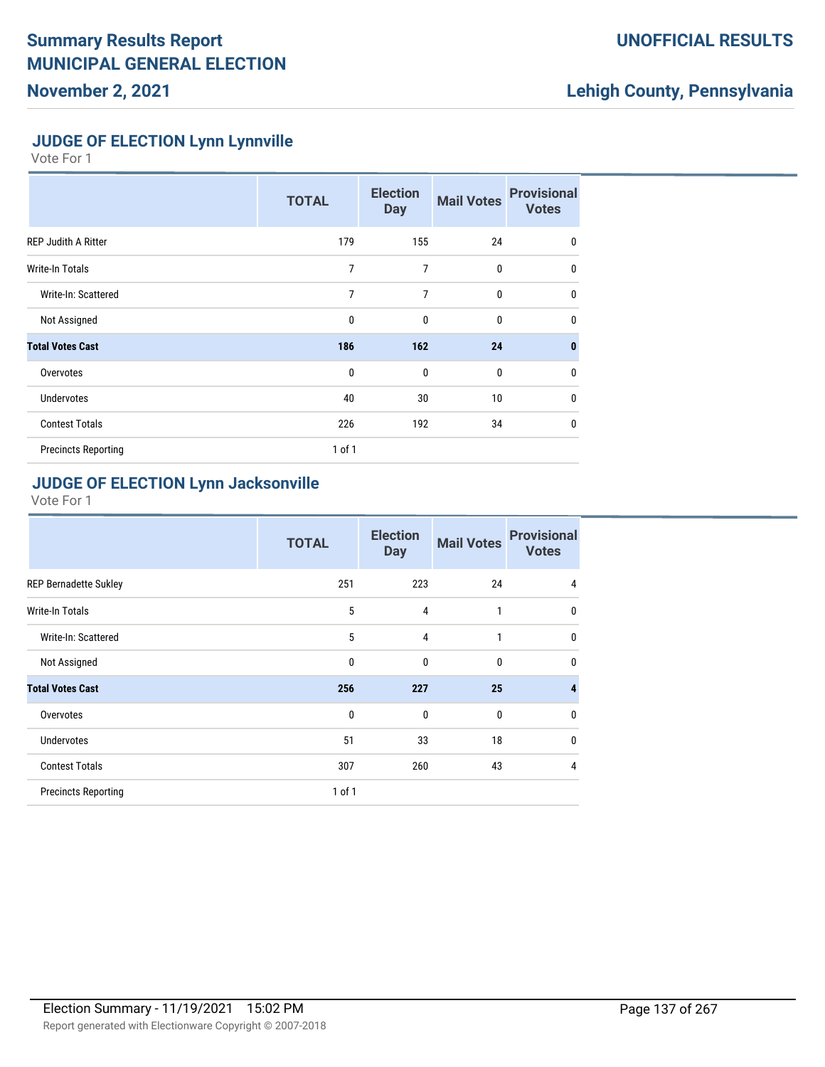## JUDGE OF ELECTION Lynn Lynnville

Vote For 1

| | TOTAL | Election Day | Mail Votes | Provisional Votes |
|---|---|---|---|---|
| REP Judith A Ritter | 179 | 155 | 24 | 0 |
| Write-In Totals | 7 | 7 | 0 | 0 |
| Write-In: Scattered | 7 | 7 | 0 | 0 |
| Not Assigned | 0 | 0 | 0 | 0 |
| **Total Votes Cast** | **186** | **162** | **24** | **0** |
| Overvotes | 0 | 0 | 0 | 0 |
| Undervotes | 40 | 30 | 10 | 0 |
| Contest Totals | 226 | 192 | 34 | 0 |
| Precincts Reporting | 1 of 1 | | | |

## JUDGE OF ELECTION Lynn Jacksonville

Vote For 1

| | TOTAL | Election Day | Mail Votes | Provisional Votes |
|---|---|---|---|---|
| REP Bernadette Sukley | 251 | 223 | 24 | 4 |
| Write-In Totals | 5 | 4 | 1 | 0 |
| Write-In: Scattered | 5 | 4 | 1 | 0 |
| Not Assigned | 0 | 0 | 0 | 0 |
| **Total Votes Cast** | **256** | **227** | **25** | **4** |
| Overvotes | 0 | 0 | 0 | 0 |
| Undervotes | 51 | 33 | 18 | 0 |
| Contest Totals | 307 | 260 | 43 | 4 |
| Precincts Reporting | 1 of 1 | | | |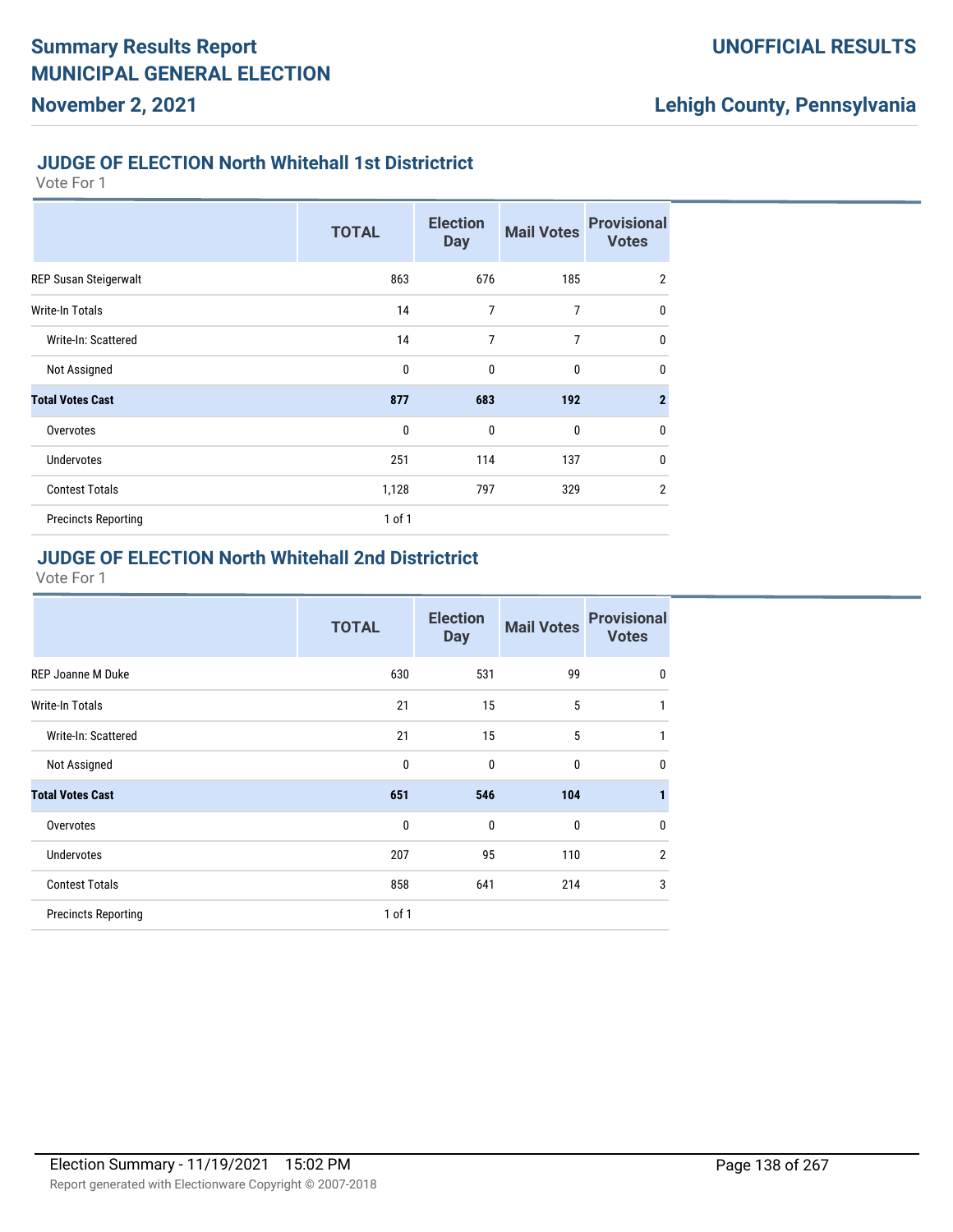## JUDGE OF ELECTION North Whitehall 1st Districtrict

Vote For 1

| | TOTAL | Election Day | Mail Votes | Provisional Votes |
|---|---|---|---|---|
| REP Susan Steigerwalt | 863 | 676 | 185 | 2 |
| Write-In Totals | 14 | 7 | 7 | 0 |
| Write-In: Scattered | 14 | 7 | 7 | 0 |
| Not Assigned | 0 | 0 | 0 | 0 |
| **Total Votes Cast** | **877** | **683** | **192** | **2** |
| Overvotes | 0 | 0 | 0 | 0 |
| Undervotes | 251 | 114 | 137 | 0 |
| Contest Totals | 1,128 | 797 | 329 | 2 |
| Precincts Reporting | 1 of 1 | | | |

## JUDGE OF ELECTION North Whitehall 2nd Districtrict

Vote For 1

| | TOTAL | Election Day | Mail Votes | Provisional Votes |
|---|---|---|---|---|
| REP Joanne M Duke | 630 | 531 | 99 | 0 |
| Write-In Totals | 21 | 15 | 5 | 1 |
| Write-In: Scattered | 21 | 15 | 5 | 1 |
| Not Assigned | 0 | 0 | 0 | 0 |
| **Total Votes Cast** | **651** | **546** | **104** | **1** |
| Overvotes | 0 | 0 | 0 | 0 |
| Undervotes | 207 | 95 | 110 | 2 |
| Contest Totals | 858 | 641 | 214 | 3 |
| Precincts Reporting | 1 of 1 | | | |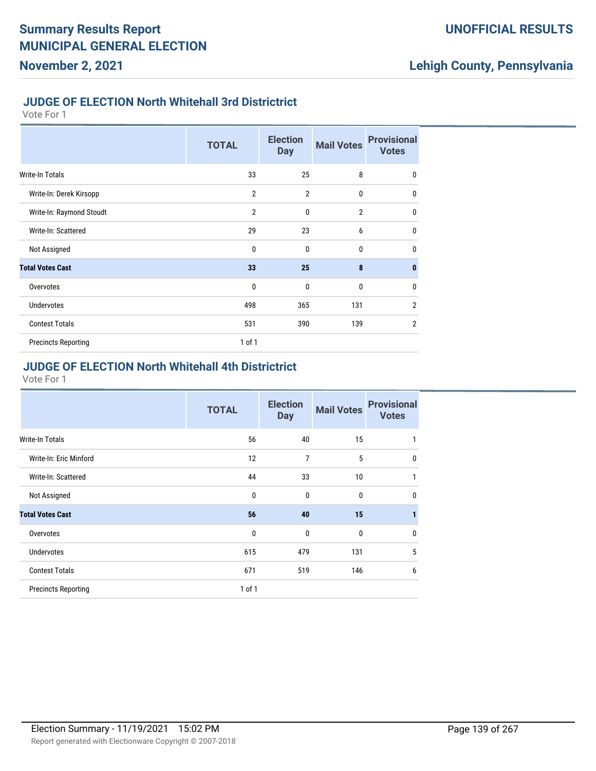## JUDGE OF ELECTION North Whitehall 3rd Districtrict

Vote For 1

| | TOTAL | Election Day | Mail Votes | Provisional Votes |
|---|---|---|---|---|
| Write-In Totals | 33 | 25 | 8 | 0 |
| Write-In: Derek Kirsopp | 2 | 2 | 0 | 0 |
| Write-In: Raymond Stoudt | 2 | 0 | 2 | 0 |
| Write-In: Scattered | 29 | 23 | 6 | 0 |
| Not Assigned | 0 | 0 | 0 | 0 |
| **Total Votes Cast** | **33** | **25** | **8** | **0** |
| Overvotes | 0 | 0 | 0 | 0 |
| Undervotes | 498 | 365 | 131 | 2 |
| Contest Totals | 531 | 390 | 139 | 2 |
| Precincts Reporting | 1 of 1 | | | |

## JUDGE OF ELECTION North Whitehall 4th Districtrict

Vote For 1

| | TOTAL | Election Day | Mail Votes | Provisional Votes |
|---|---|---|---|---|
| Write-In Totals | 56 | 40 | 15 | 1 |
| Write-In: Eric Minford | 12 | 7 | 5 | 0 |
| Write-In: Scattered | 44 | 33 | 10 | 1 |
| Not Assigned | 0 | 0 | 0 | 0 |
| **Total Votes Cast** | **56** | **40** | **15** | **1** |
| Overvotes | 0 | 0 | 0 | 0 |
| Undervotes | 615 | 479 | 131 | 5 |
| Contest Totals | 671 | 519 | 146 | 6 |
| Precincts Reporting | 1 of 1 | | | |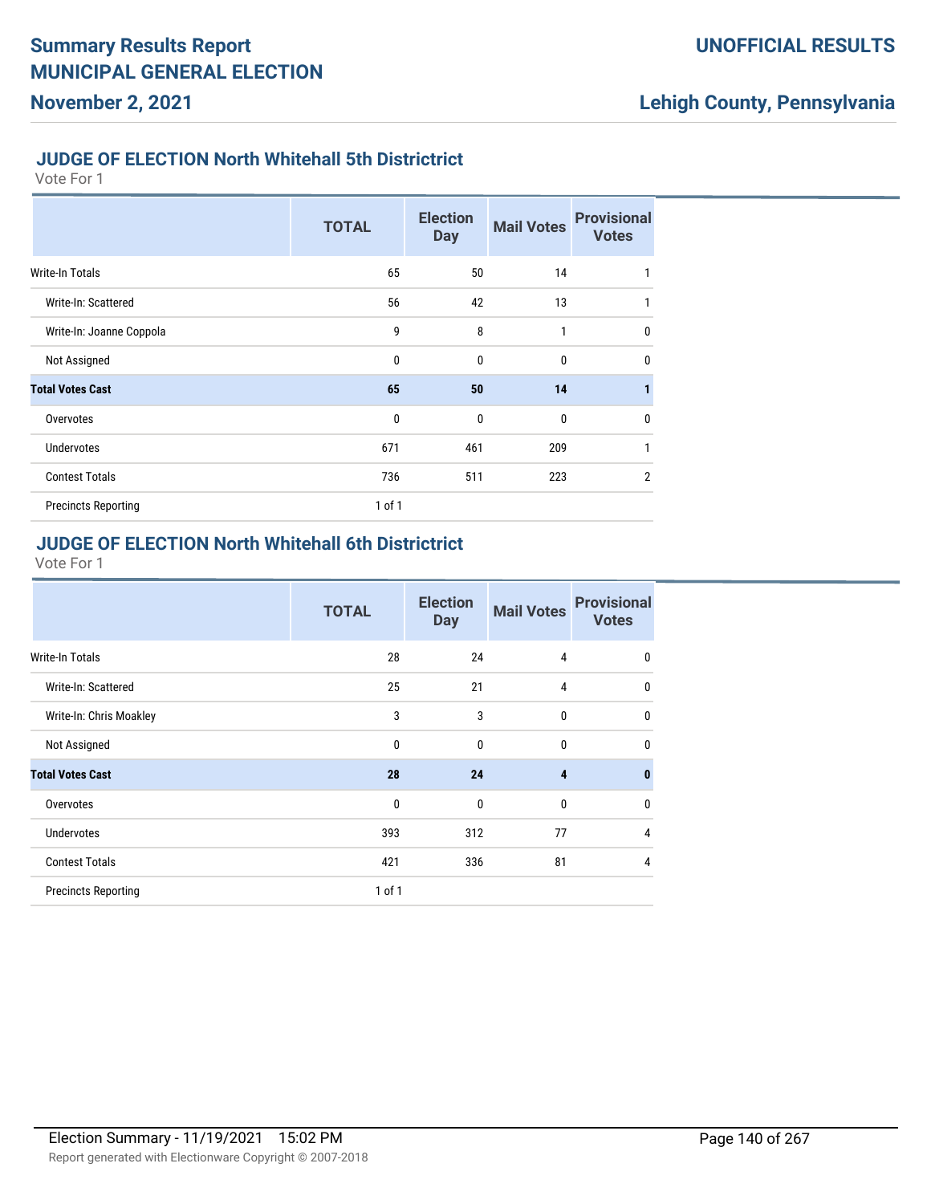## JUDGE OF ELECTION North Whitehall 5th Districtrict

Vote For 1

| | TOTAL | Election Day | Mail Votes | Provisional Votes |
|---|---|---|---|---|
| Write-In Totals | 65 | 50 | 14 | 1 |
| Write-In: Scattered | 56 | 42 | 13 | 1 |
| Write-In: Joanne Coppola | 9 | 8 | 1 | 0 |
| Not Assigned | 0 | 0 | 0 | 0 |
| **Total Votes Cast** | **65** | **50** | **14** | **1** |
| Overvotes | 0 | 0 | 0 | 0 |
| Undervotes | 671 | 461 | 209 | 1 |
| Contest Totals | 736 | 511 | 223 | 2 |
| Precincts Reporting | 1 of 1 | | | |

## JUDGE OF ELECTION North Whitehall 6th Districtrict

Vote For 1

| | TOTAL | Election Day | Mail Votes | Provisional Votes |
|---|---|---|---|---|
| Write-In Totals | 28 | 24 | 4 | 0 |
| Write-In: Scattered | 25 | 21 | 4 | 0 |
| Write-In: Chris Moakley | 3 | 3 | 0 | 0 |
| Not Assigned | 0 | 0 | 0 | 0 |
| **Total Votes Cast** | **28** | **24** | **4** | **0** |
| Overvotes | 0 | 0 | 0 | 0 |
| Undervotes | 393 | 312 | 77 | 4 |
| Contest Totals | 421 | 336 | 81 | 4 |
| Precincts Reporting | 1 of 1 | | | |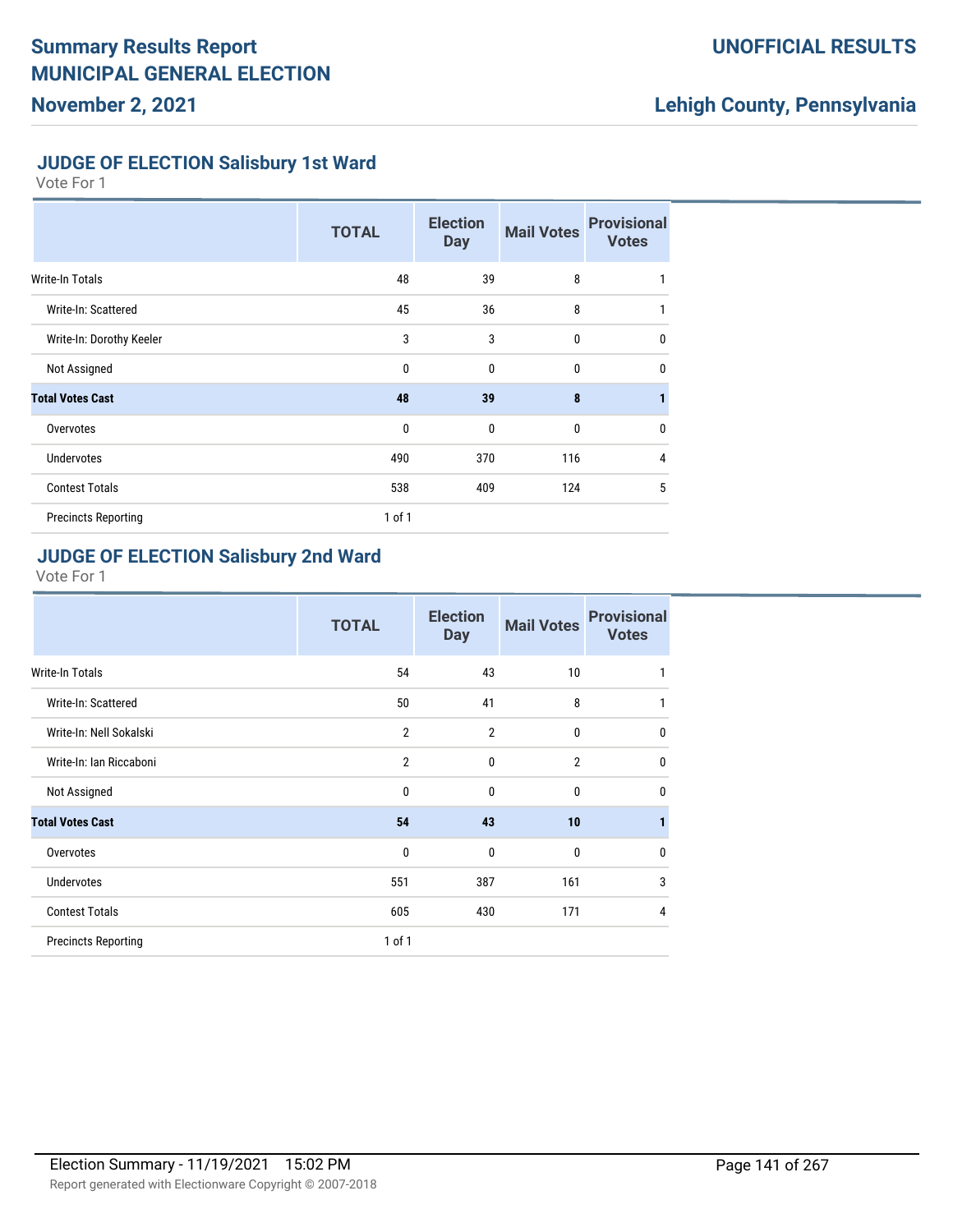## JUDGE OF ELECTION Salisbury 1st Ward

Vote For 1

| | TOTAL | Election Day | Mail Votes | Provisional Votes |
|---|---|---|---|---|
| Write-In Totals | 48 | 39 | 8 | 1 |
| Write-In: Scattered | 45 | 36 | 8 | 1 |
| Write-In: Dorothy Keeler | 3 | 3 | 0 | 0 |
| Not Assigned | 0 | 0 | 0 | 0 |
| **Total Votes Cast** | **48** | **39** | **8** | **1** |
| Overvotes | 0 | 0 | 0 | 0 |
| Undervotes | 490 | 370 | 116 | 4 |
| Contest Totals | 538 | 409 | 124 | 5 |
| Precincts Reporting | 1 of 1 | | | |

## JUDGE OF ELECTION Salisbury 2nd Ward

Vote For 1

| | TOTAL | Election Day | Mail Votes | Provisional Votes |
|---|---|---|---|---|
| Write-In Totals | 54 | 43 | 10 | 1 |
| Write-In: Scattered | 50 | 41 | 8 | 1 |
| Write-In: Nell Sokalski | 2 | 2 | 0 | 0 |
| Write-In: Ian Riccaboni | 2 | 0 | 2 | 0 |
| Not Assigned | 0 | 0 | 0 | 0 |
| **Total Votes Cast** | **54** | **43** | **10** | **1** |
| Overvotes | 0 | 0 | 0 | 0 |
| Undervotes | 551 | 387 | 161 | 3 |
| Contest Totals | 605 | 430 | 171 | 4 |
| Precincts Reporting | 1 of 1 | | | |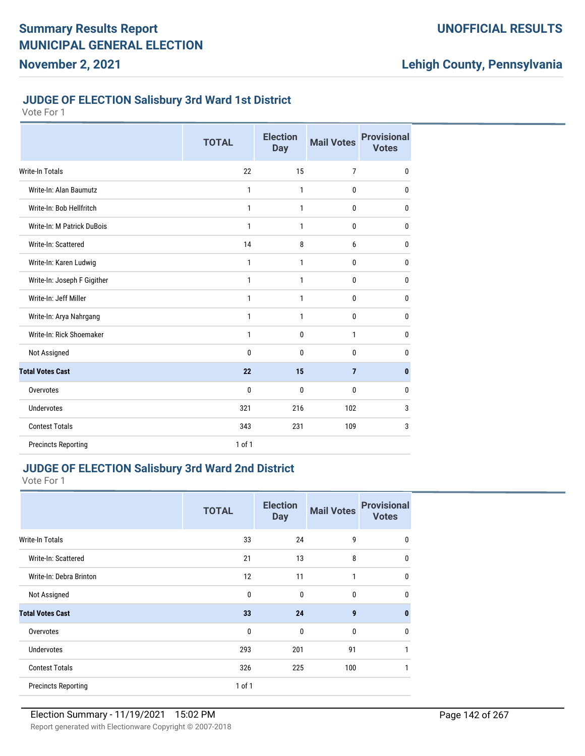# Summary Results Report
# MUNICIPAL GENERAL ELECTION
## November 2, 2021

**UNOFFICIAL RESULTS**

**Lehigh County, Pennsylvania**

### JUDGE OF ELECTION Salisbury 3rd Ward 1st District

Vote For 1

| | TOTAL | Election Day | Mail Votes | Provisional Votes |
|---|---|---|---|---|
| Write-In Totals | 22 | 15 | 7 | 0 |
| Write-In: Alan Baumutz | 1 | 1 | 0 | 0 |
| Write-In: Bob Hellfritch | 1 | 1 | 0 | 0 |
| Write-In: M Patrick DuBois | 1 | 1 | 0 | 0 |
| Write-In: Scattered | 14 | 8 | 6 | 0 |
| Write-In: Karen Ludwig | 1 | 1 | 0 | 0 |
| Write-In: Joseph F Gigither | 1 | 1 | 0 | 0 |
| Write-In: Jeff Miller | 1 | 1 | 0 | 0 |
| Write-In: Arya Nahrgang | 1 | 1 | 0 | 0 |
| Write-In: Rick Shoemaker | 1 | 0 | 1 | 0 |
| Not Assigned | 0 | 0 | 0 | 0 |
| **Total Votes Cast** | **22** | **15** | **7** | **0** |
| Overvotes | 0 | 0 | 0 | 0 |
| Undervotes | 321 | 216 | 102 | 3 |
| Contest Totals | 343 | 231 | 109 | 3 |
| Precincts Reporting | 1 of 1 | | | |

### JUDGE OF ELECTION Salisbury 3rd Ward 2nd District

Vote For 1

| | TOTAL | Election Day | Mail Votes | Provisional Votes |
|---|---|---|---|---|
| Write-In Totals | 33 | 24 | 9 | 0 |
| Write-In: Scattered | 21 | 13 | 8 | 0 |
| Write-In: Debra Brinton | 12 | 11 | 1 | 0 |
| Not Assigned | 0 | 0 | 0 | 0 |
| **Total Votes Cast** | **33** | **24** | **9** | **0** |
| Overvotes | 0 | 0 | 0 | 0 |
| Undervotes | 293 | 201 | 91 | 1 |
| Contest Totals | 326 | 225 | 100 | 1 |
| Precincts Reporting | 1 of 1 | | | |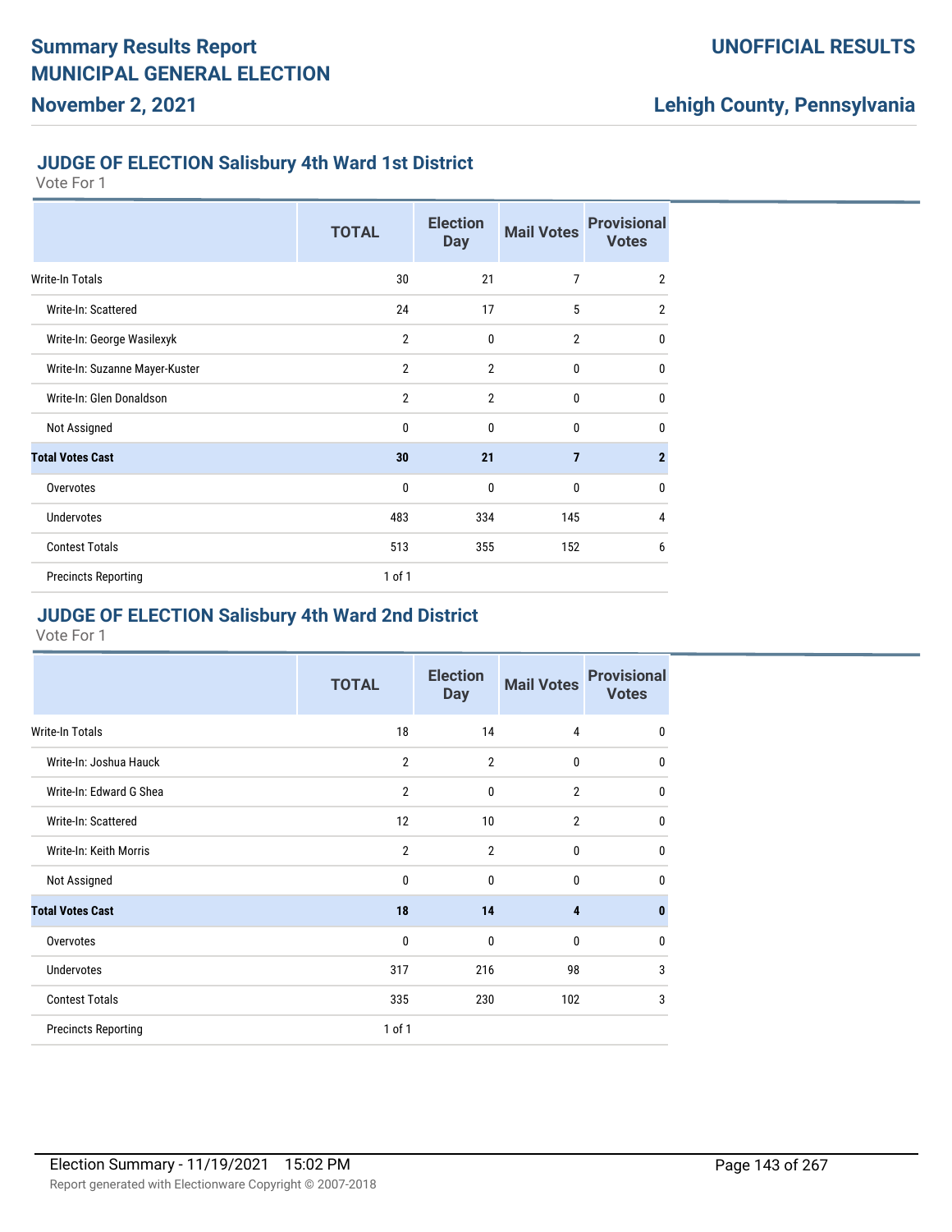## JUDGE OF ELECTION Salisbury 4th Ward 1st District

Vote For 1

| | TOTAL | Election Day | Mail Votes | Provisional Votes |
|---|---|---|---|---|
| Write-In Totals | 30 | 21 | 7 | 2 |
| Write-In: Scattered | 24 | 17 | 5 | 2 |
| Write-In: George Wasilexyk | 2 | 0 | 2 | 0 |
| Write-In: Suzanne Mayer-Kuster | 2 | 2 | 0 | 0 |
| Write-In: Glen Donaldson | 2 | 2 | 0 | 0 |
| Not Assigned | 0 | 0 | 0 | 0 |
| **Total Votes Cast** | **30** | **21** | **7** | **2** |
| Overvotes | 0 | 0 | 0 | 0 |
| Undervotes | 483 | 334 | 145 | 4 |
| Contest Totals | 513 | 355 | 152 | 6 |
| Precincts Reporting | 1 of 1 | | | |

## JUDGE OF ELECTION Salisbury 4th Ward 2nd District

Vote For 1

| | TOTAL | Election Day | Mail Votes | Provisional Votes |
|---|---|---|---|---|
| Write-In Totals | 18 | 14 | 4 | 0 |
| Write-In: Joshua Hauck | 2 | 2 | 0 | 0 |
| Write-In: Edward G Shea | 2 | 0 | 2 | 0 |
| Write-In: Scattered | 12 | 10 | 2 | 0 |
| Write-In: Keith Morris | 2 | 2 | 0 | 0 |
| Not Assigned | 0 | 0 | 0 | 0 |
| **Total Votes Cast** | **18** | **14** | **4** | **0** |
| Overvotes | 0 | 0 | 0 | 0 |
| Undervotes | 317 | 216 | 98 | 3 |
| Contest Totals | 335 | 230 | 102 | 3 |
| Precincts Reporting | 1 of 1 | | | |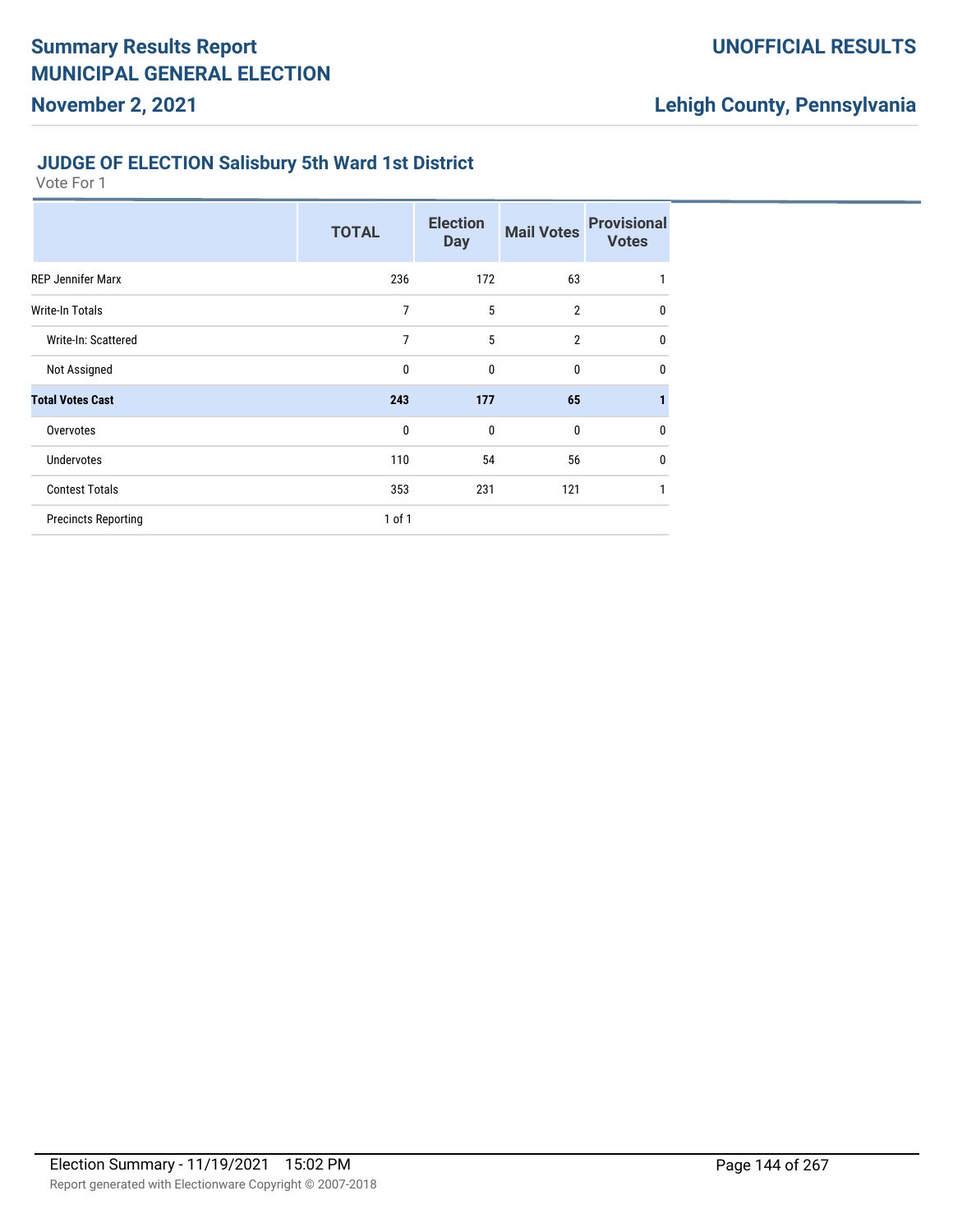## JUDGE OF ELECTION Salisbury 5th Ward 1st District

Vote For 1

| | TOTAL | Election Day | Mail Votes | Provisional Votes |
|---|---|---|---|---|
| REP Jennifer Marx | 236 | 172 | 63 | 1 |
| Write-In Totals | 7 | 5 | 2 | 0 |
| Write-In: Scattered | 7 | 5 | 2 | 0 |
| Not Assigned | 0 | 0 | 0 | 0 |
| **Total Votes Cast** | **243** | **177** | **65** | **1** |
| Overvotes | 0 | 0 | 0 | 0 |
| Undervotes | 110 | 54 | 56 | 0 |
| Contest Totals | 353 | 231 | 121 | 1 |
| Precincts Reporting | 1 of 1 | | | |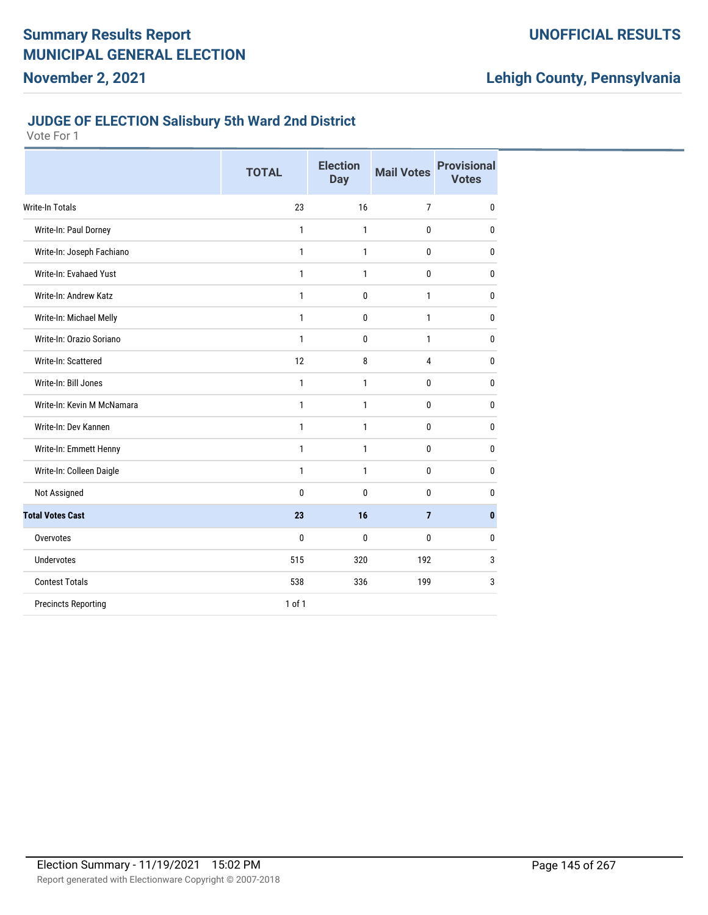### JUDGE OF ELECTION Salisbury 5th Ward 2nd District

Vote For 1

| | TOTAL | Election Day | Mail Votes | Provisional Votes |
|---|---|---|---|---|
| Write-In Totals | 23 | 16 | 7 | 0 |
| Write-In: Paul Dorney | 1 | 1 | 0 | 0 |
| Write-In: Joseph Fachiano | 1 | 1 | 0 | 0 |
| Write-In: Evahaed Yust | 1 | 1 | 0 | 0 |
| Write-In: Andrew Katz | 1 | 0 | 1 | 0 |
| Write-In: Michael Melly | 1 | 0 | 1 | 0 |
| Write-In: Orazio Soriano | 1 | 0 | 1 | 0 |
| Write-In: Scattered | 12 | 8 | 4 | 0 |
| Write-In: Bill Jones | 1 | 1 | 0 | 0 |
| Write-In: Kevin M McNamara | 1 | 1 | 0 | 0 |
| Write-In: Dev Kannen | 1 | 1 | 0 | 0 |
| Write-In: Emmett Henny | 1 | 1 | 0 | 0 |
| Write-In: Colleen Daigle | 1 | 1 | 0 | 0 |
| Not Assigned | 0 | 0 | 0 | 0 |
| **Total Votes Cast** | **23** | **16** | **7** | **0** |
| Overvotes | 0 | 0 | 0 | 0 |
| Undervotes | 515 | 320 | 192 | 3 |
| Contest Totals | 538 | 336 | 199 | 3 |
| Precincts Reporting | 1 of 1 | | | |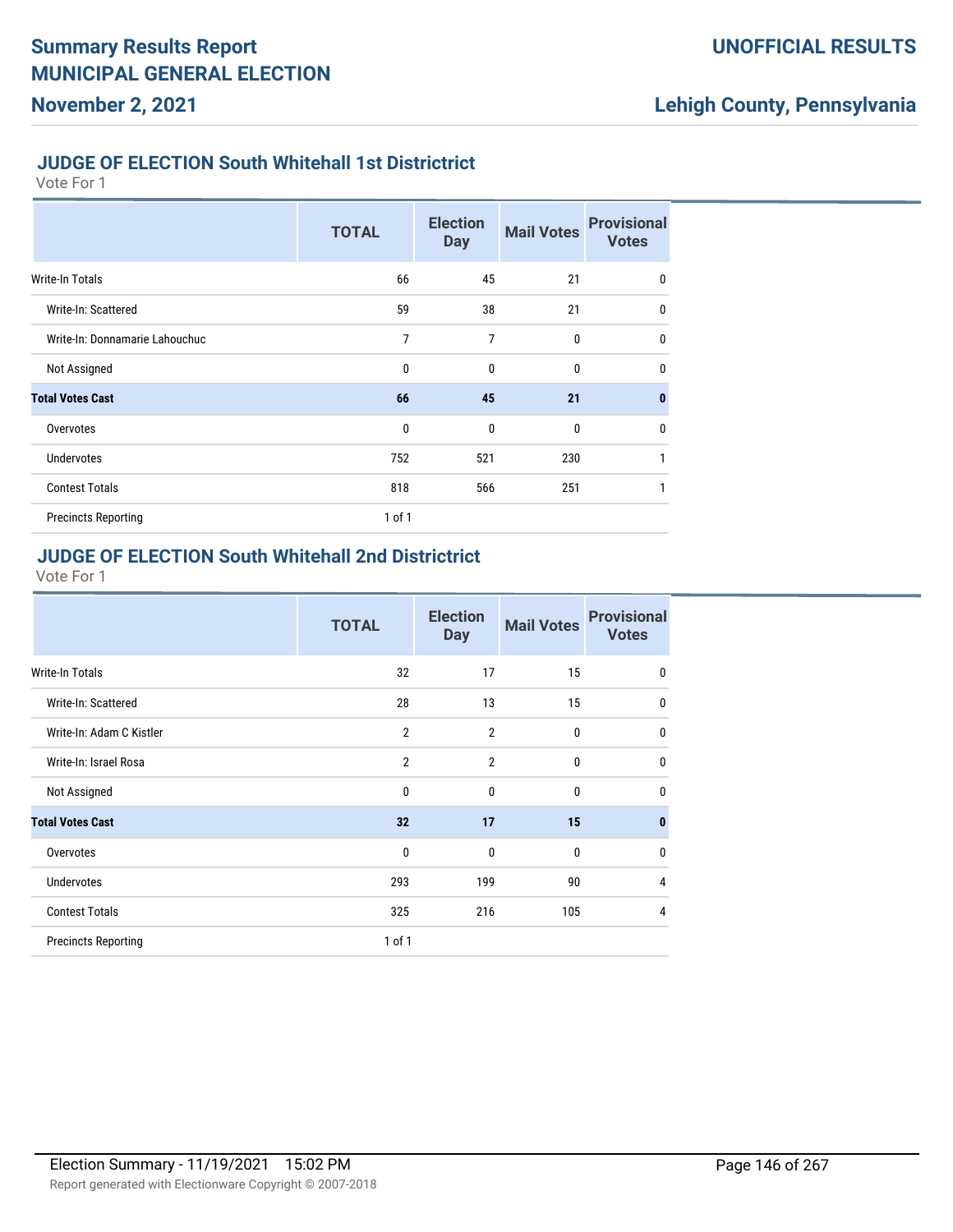# Summary Results Report
# MUNICIPAL GENERAL ELECTION
## November 2, 2021

**UNOFFICIAL RESULTS**

**Lehigh County, Pennsylvania**

### JUDGE OF ELECTION South Whitehall 1st Districtrict

Vote For 1

| | TOTAL | Election Day | Mail Votes | Provisional Votes |
|---|---|---|---|---|
| Write-In Totals | 66 | 45 | 21 | 0 |
| Write-In: Scattered | 59 | 38 | 21 | 0 |
| Write-In: Donnamarie Lahouchuc | 7 | 7 | 0 | 0 |
| Not Assigned | 0 | 0 | 0 | 0 |
| **Total Votes Cast** | **66** | **45** | **21** | **0** |
| Overvotes | 0 | 0 | 0 | 0 |
| Undervotes | 752 | 521 | 230 | 1 |
| Contest Totals | 818 | 566 | 251 | 1 |
| Precincts Reporting | 1 of 1 | | | |

### JUDGE OF ELECTION South Whitehall 2nd Districtrict

Vote For 1

| | TOTAL | Election Day | Mail Votes | Provisional Votes |
|---|---|---|---|---|
| Write-In Totals | 32 | 17 | 15 | 0 |
| Write-In: Scattered | 28 | 13 | 15 | 0 |
| Write-In: Adam C Kistler | 2 | 2 | 0 | 0 |
| Write-In: Israel Rosa | 2 | 2 | 0 | 0 |
| Not Assigned | 0 | 0 | 0 | 0 |
| **Total Votes Cast** | **32** | **17** | **15** | **0** |
| Overvotes | 0 | 0 | 0 | 0 |
| Undervotes | 293 | 199 | 90 | 4 |
| Contest Totals | 325 | 216 | 105 | 4 |
| Precincts Reporting | 1 of 1 | | | |

Election Summary - 11/19/2021 15:02 PM

Report generated with Electionware Copyright © 2007-2018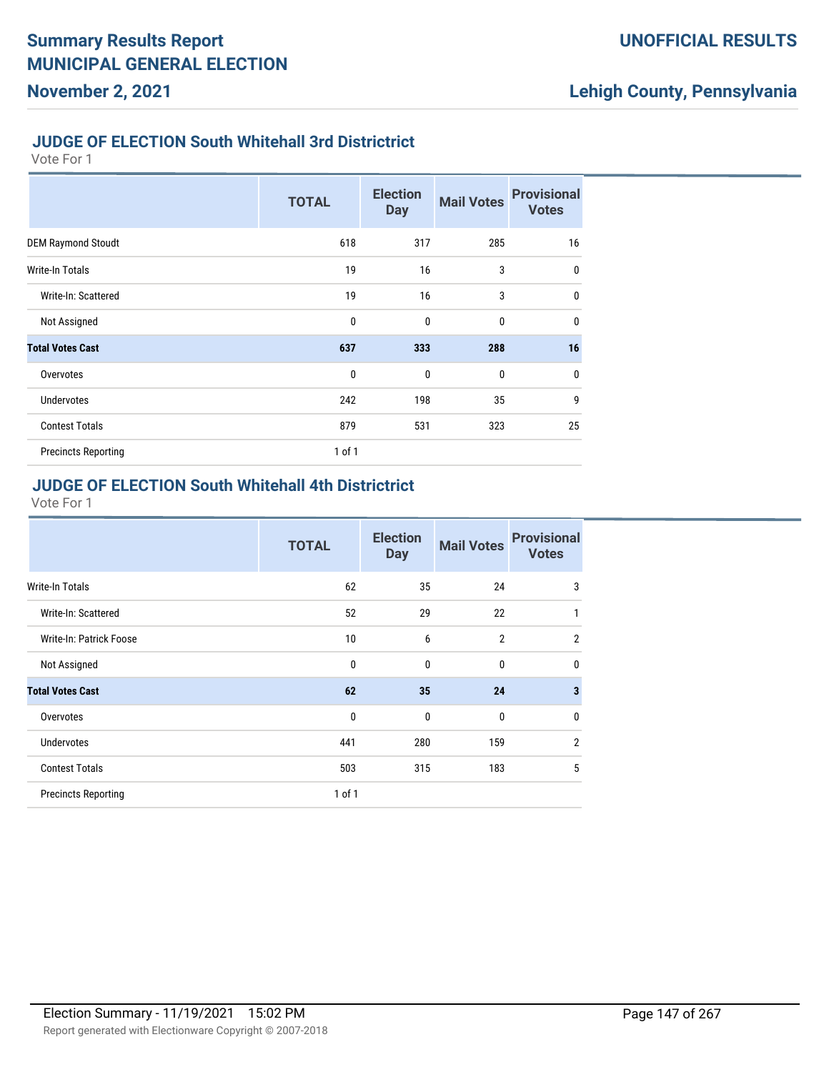## JUDGE OF ELECTION South Whitehall 3rd Districtrict

Vote For 1

| | TOTAL | Election Day | Mail Votes | Provisional Votes |
|---|---|---|---|---|
| DEM Raymond Stoudt | 618 | 317 | 285 | 16 |
| Write-In Totals | 19 | 16 | 3 | 0 |
| Write-In: Scattered | 19 | 16 | 3 | 0 |
| Not Assigned | 0 | 0 | 0 | 0 |
| **Total Votes Cast** | **637** | **333** | **288** | **16** |
| Overvotes | 0 | 0 | 0 | 0 |
| Undervotes | 242 | 198 | 35 | 9 |
| Contest Totals | 879 | 531 | 323 | 25 |
| Precincts Reporting | 1 of 1 | | | |

## JUDGE OF ELECTION South Whitehall 4th Districtrict

Vote For 1

| | TOTAL | Election Day | Mail Votes | Provisional Votes |
|---|---|---|---|---|
| Write-In Totals | 62 | 35 | 24 | 3 |
| Write-In: Scattered | 52 | 29 | 22 | 1 |
| Write-In: Patrick Foose | 10 | 6 | 2 | 2 |
| Not Assigned | 0 | 0 | 0 | 0 |
| **Total Votes Cast** | **62** | **35** | **24** | **3** |
| Overvotes | 0 | 0 | 0 | 0 |
| Undervotes | 441 | 280 | 159 | 2 |
| Contest Totals | 503 | 315 | 183 | 5 |
| Precincts Reporting | 1 of 1 | | | |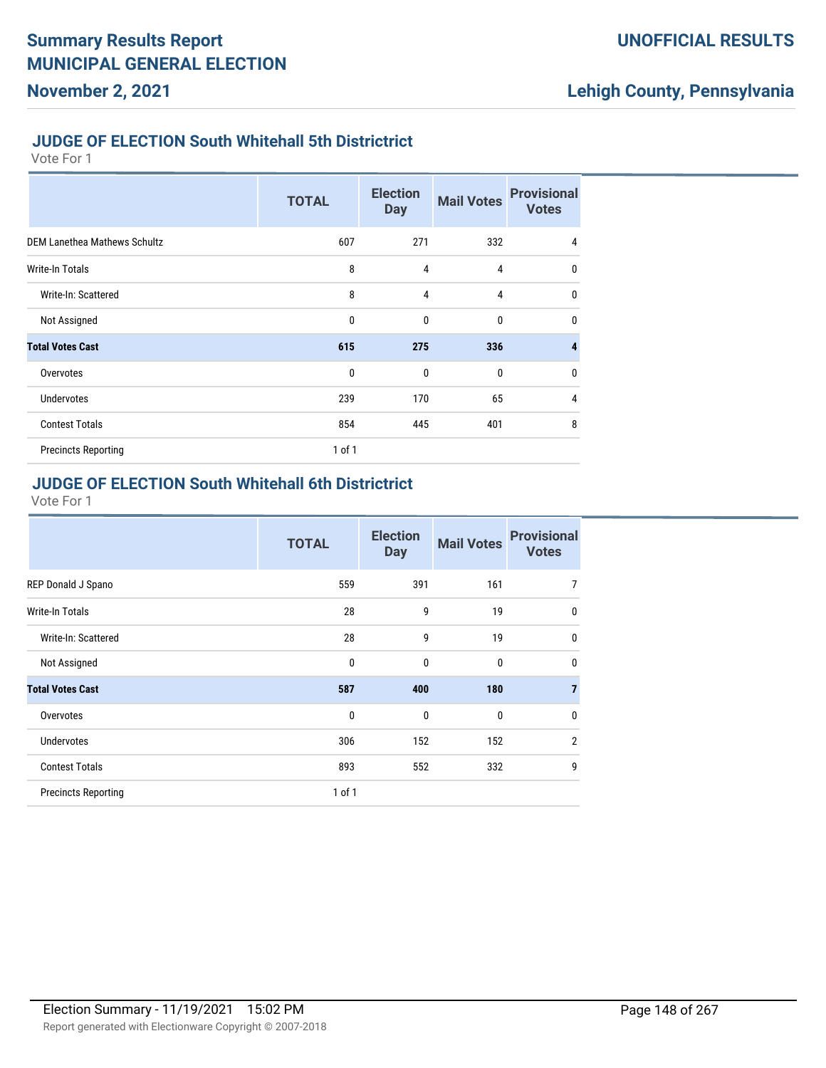## JUDGE OF ELECTION South Whitehall 5th Districtrict

Vote For 1

| | TOTAL | Election Day | Mail Votes | Provisional Votes |
|---|---|---|---|---|
| DEM Lanethea Mathews Schultz | 607 | 271 | 332 | 4 |
| Write-In Totals | 8 | 4 | 4 | 0 |
| Write-In: Scattered | 8 | 4 | 4 | 0 |
| Not Assigned | 0 | 0 | 0 | 0 |
| **Total Votes Cast** | **615** | **275** | **336** | **4** |
| Overvotes | 0 | 0 | 0 | 0 |
| Undervotes | 239 | 170 | 65 | 4 |
| Contest Totals | 854 | 445 | 401 | 8 |
| Precincts Reporting | 1 of 1 | | | |

## JUDGE OF ELECTION South Whitehall 6th Districtrict

Vote For 1

| | TOTAL | Election Day | Mail Votes | Provisional Votes |
|---|---|---|---|---|
| REP Donald J Spano | 559 | 391 | 161 | 7 |
| Write-In Totals | 28 | 9 | 19 | 0 |
| Write-In: Scattered | 28 | 9 | 19 | 0 |
| Not Assigned | 0 | 0 | 0 | 0 |
| **Total Votes Cast** | **587** | **400** | **180** | **7** |
| Overvotes | 0 | 0 | 0 | 0 |
| Undervotes | 306 | 152 | 152 | 2 |
| Contest Totals | 893 | 552 | 332 | 9 |
| Precincts Reporting | 1 of 1 | | | |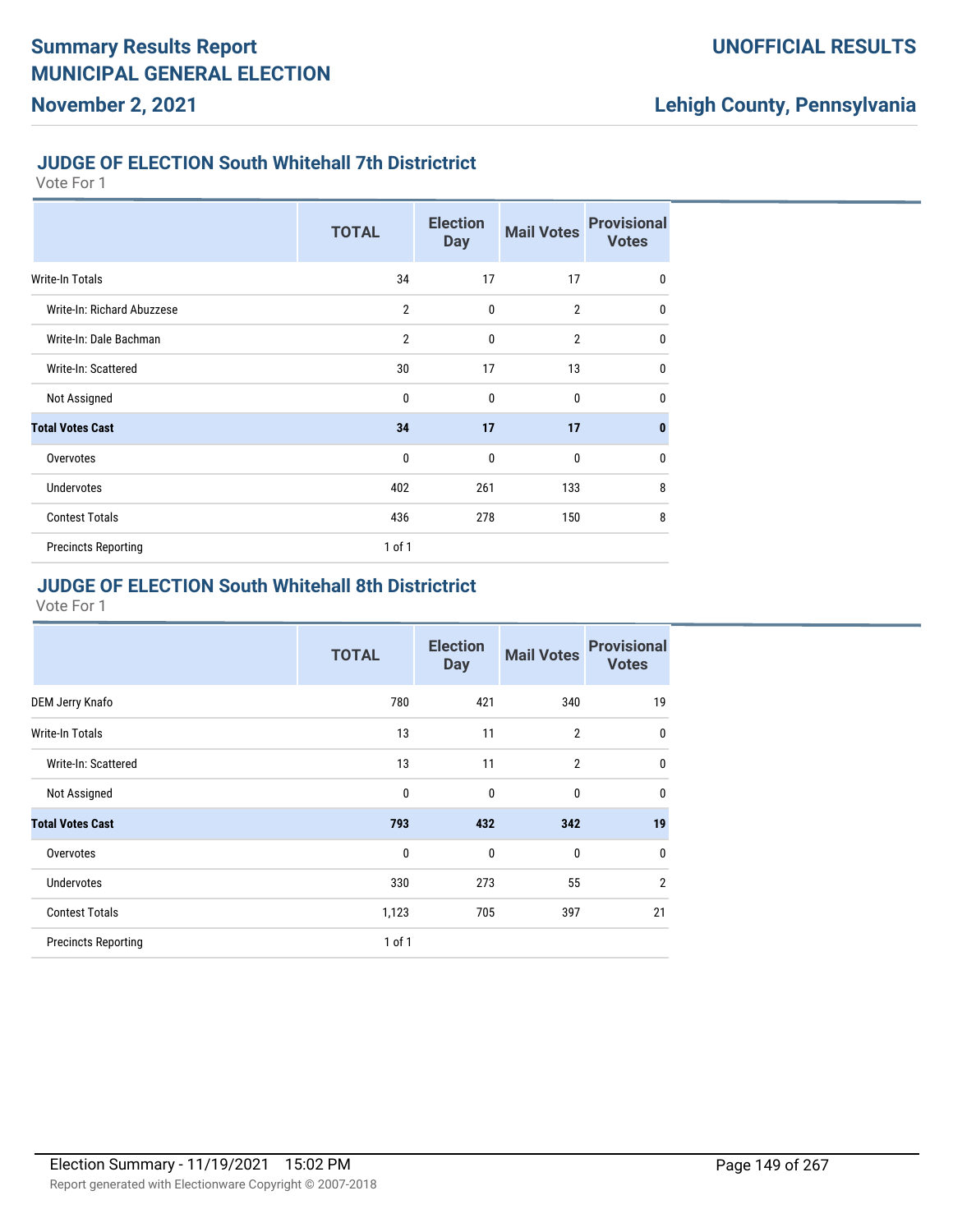# Summary Results Report

# MUNICIPAL GENERAL ELECTION

**November 2, 2021**

**UNOFFICIAL RESULTS**

**Lehigh County, Pennsylvania**

### JUDGE OF ELECTION South Whitehall 7th Districtrict

Vote For 1

| | TOTAL | Election Day | Mail Votes | Provisional Votes |
|---|---|---|---|---|
| Write-In Totals | 34 | 17 | 17 | 0 |
| Write-In: Richard Abuzzese | 2 | 0 | 2 | 0 |
| Write-In: Dale Bachman | 2 | 0 | 2 | 0 |
| Write-In: Scattered | 30 | 17 | 13 | 0 |
| Not Assigned | 0 | 0 | 0 | 0 |
| **Total Votes Cast** | **34** | **17** | **17** | **0** |
| Overvotes | 0 | 0 | 0 | 0 |
| Undervotes | 402 | 261 | 133 | 8 |
| Contest Totals | 436 | 278 | 150 | 8 |
| Precincts Reporting | 1 of 1 | | | |

### JUDGE OF ELECTION South Whitehall 8th Districtrict

Vote For 1

| | TOTAL | Election Day | Mail Votes | Provisional Votes |
|---|---|---|---|---|
| DEM Jerry Knafo | 780 | 421 | 340 | 19 |
| Write-In Totals | 13 | 11 | 2 | 0 |
| Write-In: Scattered | 13 | 11 | 2 | 0 |
| Not Assigned | 0 | 0 | 0 | 0 |
| **Total Votes Cast** | **793** | **432** | **342** | **19** |
| Overvotes | 0 | 0 | 0 | 0 |
| Undervotes | 330 | 273 | 55 | 2 |
| Contest Totals | 1,123 | 705 | 397 | 21 |
| Precincts Reporting | 1 of 1 | | | |

Election Summary - 11/19/2021 15:02 PM

Report generated with Electionware Copyright © 2007-2018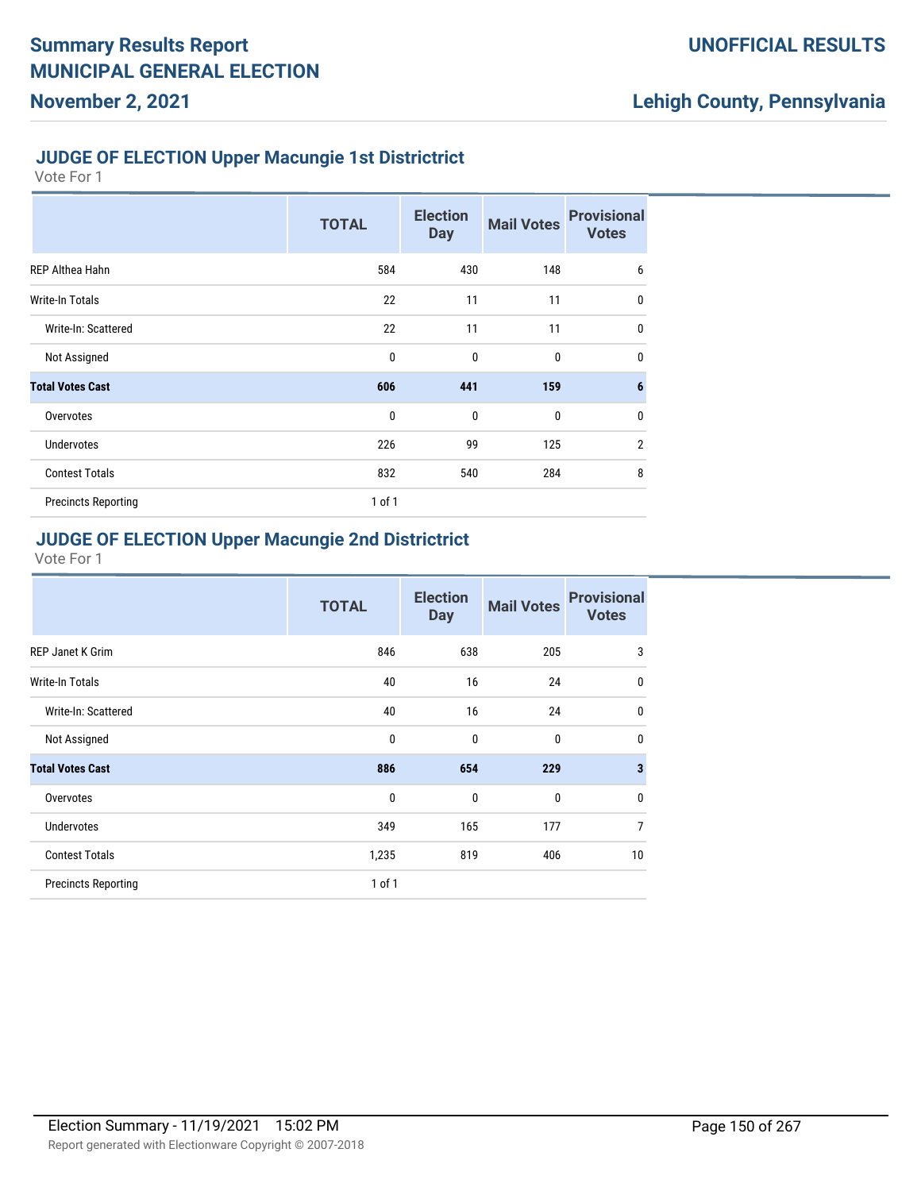## JUDGE OF ELECTION Upper Macungie 1st Districtrict

Vote For 1

| | TOTAL | Election Day | Mail Votes | Provisional Votes |
|---|---|---|---|---|
| REP Althea Hahn | 584 | 430 | 148 | 6 |
| Write-In Totals | 22 | 11 | 11 | 0 |
| Write-In: Scattered | 22 | 11 | 11 | 0 |
| Not Assigned | 0 | 0 | 0 | 0 |
| **Total Votes Cast** | **606** | **441** | **159** | **6** |
| Overvotes | 0 | 0 | 0 | 0 |
| Undervotes | 226 | 99 | 125 | 2 |
| Contest Totals | 832 | 540 | 284 | 8 |
| Precincts Reporting | 1 of 1 | | | |

## JUDGE OF ELECTION Upper Macungie 2nd Districtrict

Vote For 1

| | TOTAL | Election Day | Mail Votes | Provisional Votes |
|---|---|---|---|---|
| REP Janet K Grim | 846 | 638 | 205 | 3 |
| Write-In Totals | 40 | 16 | 24 | 0 |
| Write-In: Scattered | 40 | 16 | 24 | 0 |
| Not Assigned | 0 | 0 | 0 | 0 |
| **Total Votes Cast** | **886** | **654** | **229** | **3** |
| Overvotes | 0 | 0 | 0 | 0 |
| Undervotes | 349 | 165 | 177 | 7 |
| Contest Totals | 1,235 | 819 | 406 | 10 |
| Precincts Reporting | 1 of 1 | | | |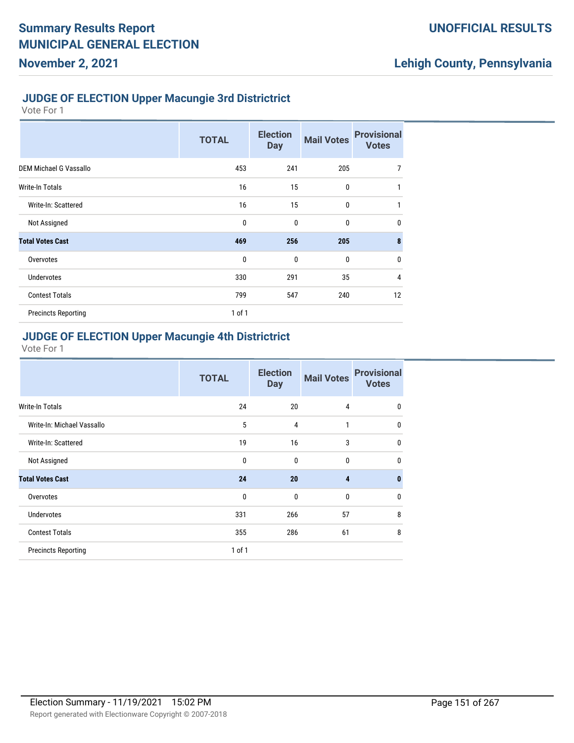## JUDGE OF ELECTION Upper Macungie 3rd Districtrict

Vote For 1

| | TOTAL | Election Day | Mail Votes | Provisional Votes |
|---|---|---|---|---|
| DEM Michael G Vassallo | 453 | 241 | 205 | 7 |
| Write-In Totals | 16 | 15 | 0 | 1 |
| Write-In: Scattered | 16 | 15 | 0 | 1 |
| Not Assigned | 0 | 0 | 0 | 0 |
| **Total Votes Cast** | **469** | **256** | **205** | **8** |
| Overvotes | 0 | 0 | 0 | 0 |
| Undervotes | 330 | 291 | 35 | 4 |
| Contest Totals | 799 | 547 | 240 | 12 |
| Precincts Reporting | 1 of 1 | | | |

## JUDGE OF ELECTION Upper Macungie 4th Districtrict

Vote For 1

| | TOTAL | Election Day | Mail Votes | Provisional Votes |
|---|---|---|---|---|
| Write-In Totals | 24 | 20 | 4 | 0 |
| Write-In: Michael Vassallo | 5 | 4 | 1 | 0 |
| Write-In: Scattered | 19 | 16 | 3 | 0 |
| Not Assigned | 0 | 0 | 0 | 0 |
| **Total Votes Cast** | **24** | **20** | **4** | **0** |
| Overvotes | 0 | 0 | 0 | 0 |
| Undervotes | 331 | 266 | 57 | 8 |
| Contest Totals | 355 | 286 | 61 | 8 |
| Precincts Reporting | 1 of 1 | | | |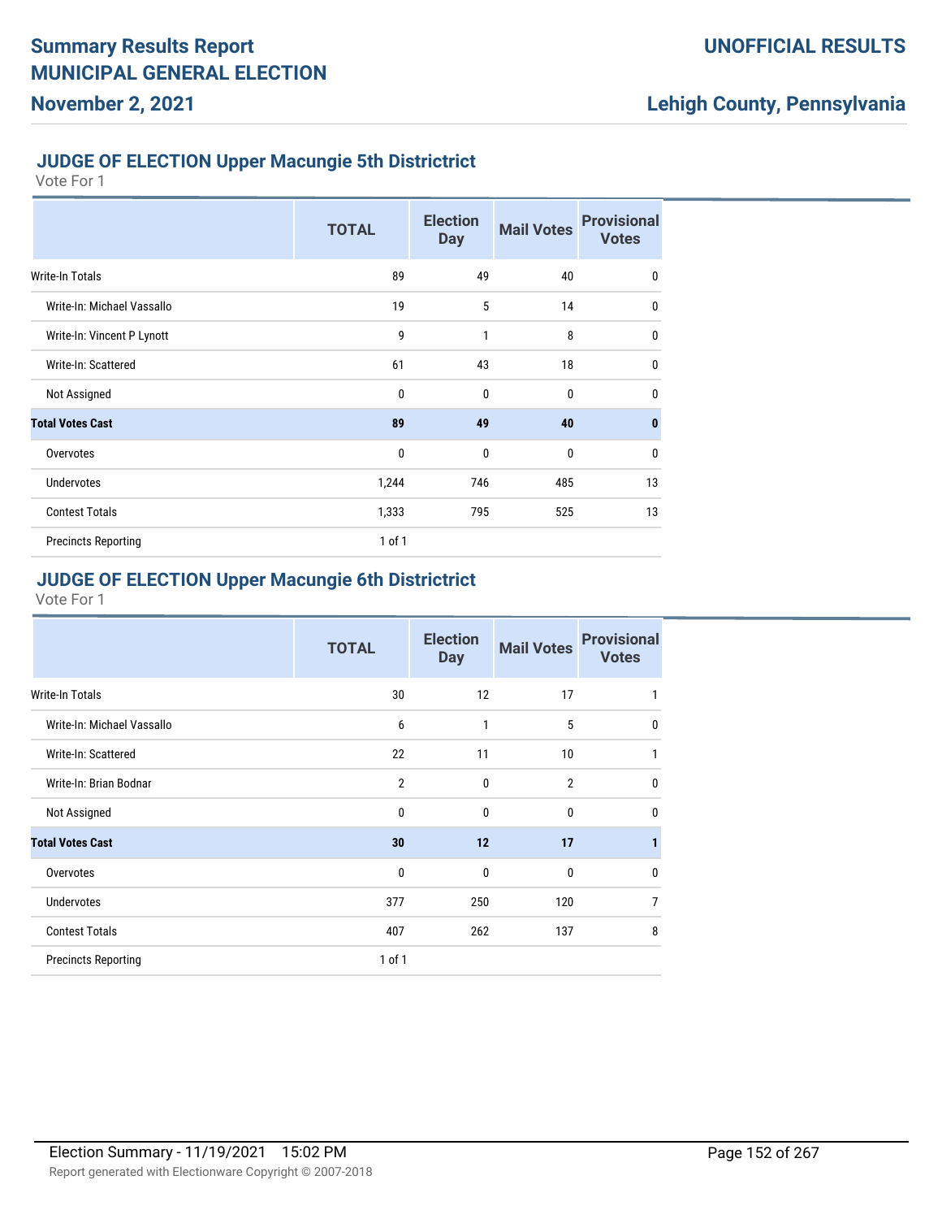## JUDGE OF ELECTION Upper Macungie 5th Districtrict

Vote For 1

| | TOTAL | Election Day | Mail Votes | Provisional Votes |
|---|---|---|---|---|
| Write-In Totals | 89 | 49 | 40 | 0 |
| Write-In: Michael Vassallo | 19 | 5 | 14 | 0 |
| Write-In: Vincent P Lynott | 9 | 1 | 8 | 0 |
| Write-In: Scattered | 61 | 43 | 18 | 0 |
| Not Assigned | 0 | 0 | 0 | 0 |
| **Total Votes Cast** | **89** | **49** | **40** | **0** |
| Overvotes | 0 | 0 | 0 | 0 |
| Undervotes | 1,244 | 746 | 485 | 13 |
| Contest Totals | 1,333 | 795 | 525 | 13 |
| Precincts Reporting | 1 of 1 | | | |

## JUDGE OF ELECTION Upper Macungie 6th Districtrict

Vote For 1

| | TOTAL | Election Day | Mail Votes | Provisional Votes |
|---|---|---|---|---|
| Write-In Totals | 30 | 12 | 17 | 1 |
| Write-In: Michael Vassallo | 6 | 1 | 5 | 0 |
| Write-In: Scattered | 22 | 11 | 10 | 1 |
| Write-In: Brian Bodnar | 2 | 0 | 2 | 0 |
| Not Assigned | 0 | 0 | 0 | 0 |
| **Total Votes Cast** | **30** | **12** | **17** | **1** |
| Overvotes | 0 | 0 | 0 | 0 |
| Undervotes | 377 | 250 | 120 | 7 |
| Contest Totals | 407 | 262 | 137 | 8 |
| Precincts Reporting | 1 of 1 | | | |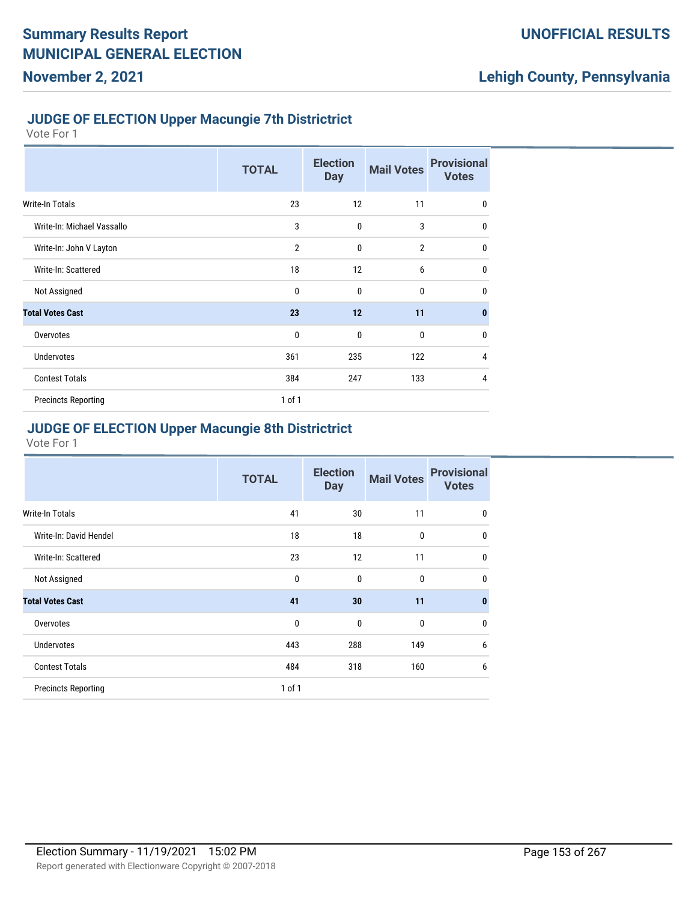## JUDGE OF ELECTION Upper Macungie 7th Districtrict

Vote For 1

| | TOTAL | Election Day | Mail Votes | Provisional Votes |
|---|---|---|---|---|
| Write-In Totals | 23 | 12 | 11 | 0 |
| Write-In: Michael Vassallo | 3 | 0 | 3 | 0 |
| Write-In: John V Layton | 2 | 0 | 2 | 0 |
| Write-In: Scattered | 18 | 12 | 6 | 0 |
| Not Assigned | 0 | 0 | 0 | 0 |
| **Total Votes Cast** | **23** | **12** | **11** | **0** |
| Overvotes | 0 | 0 | 0 | 0 |
| Undervotes | 361 | 235 | 122 | 4 |
| Contest Totals | 384 | 247 | 133 | 4 |
| Precincts Reporting | 1 of 1 | | | |

## JUDGE OF ELECTION Upper Macungie 8th Districtrict

Vote For 1

| | TOTAL | Election Day | Mail Votes | Provisional Votes |
|---|---|---|---|---|
| Write-In Totals | 41 | 30 | 11 | 0 |
| Write-In: David Hendel | 18 | 18 | 0 | 0 |
| Write-In: Scattered | 23 | 12 | 11 | 0 |
| Not Assigned | 0 | 0 | 0 | 0 |
| **Total Votes Cast** | **41** | **30** | **11** | **0** |
| Overvotes | 0 | 0 | 0 | 0 |
| Undervotes | 443 | 288 | 149 | 6 |
| Contest Totals | 484 | 318 | 160 | 6 |
| Precincts Reporting | 1 of 1 | | | |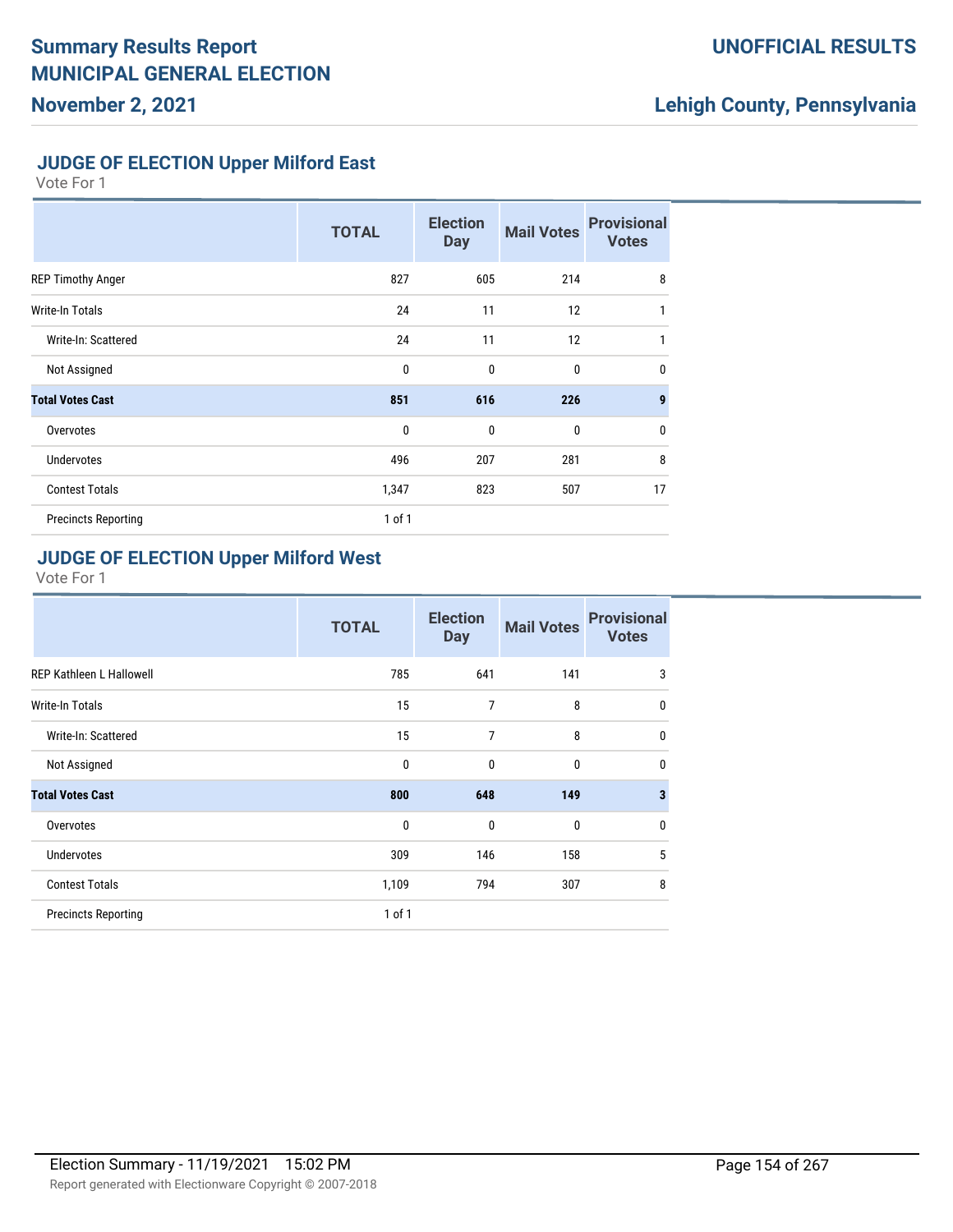## JUDGE OF ELECTION Upper Milford East

Vote For 1

| | TOTAL | Election Day | Mail Votes | Provisional Votes |
|---|---|---|---|---|
| REP Timothy Anger | 827 | 605 | 214 | 8 |
| Write-In Totals | 24 | 11 | 12 | 1 |
| Write-In: Scattered | 24 | 11 | 12 | 1 |
| Not Assigned | 0 | 0 | 0 | 0 |
| **Total Votes Cast** | **851** | **616** | **226** | **9** |
| Overvotes | 0 | 0 | 0 | 0 |
| Undervotes | 496 | 207 | 281 | 8 |
| Contest Totals | 1,347 | 823 | 507 | 17 |
| Precincts Reporting | 1 of 1 | | | |

## JUDGE OF ELECTION Upper Milford West

Vote For 1

| | TOTAL | Election Day | Mail Votes | Provisional Votes |
|---|---|---|---|---|
| REP Kathleen L Hallowell | 785 | 641 | 141 | 3 |
| Write-In Totals | 15 | 7 | 8 | 0 |
| Write-In: Scattered | 15 | 7 | 8 | 0 |
| Not Assigned | 0 | 0 | 0 | 0 |
| **Total Votes Cast** | **800** | **648** | **149** | **3** |
| Overvotes | 0 | 0 | 0 | 0 |
| Undervotes | 309 | 146 | 158 | 5 |
| Contest Totals | 1,109 | 794 | 307 | 8 |
| Precincts Reporting | 1 of 1 | | | |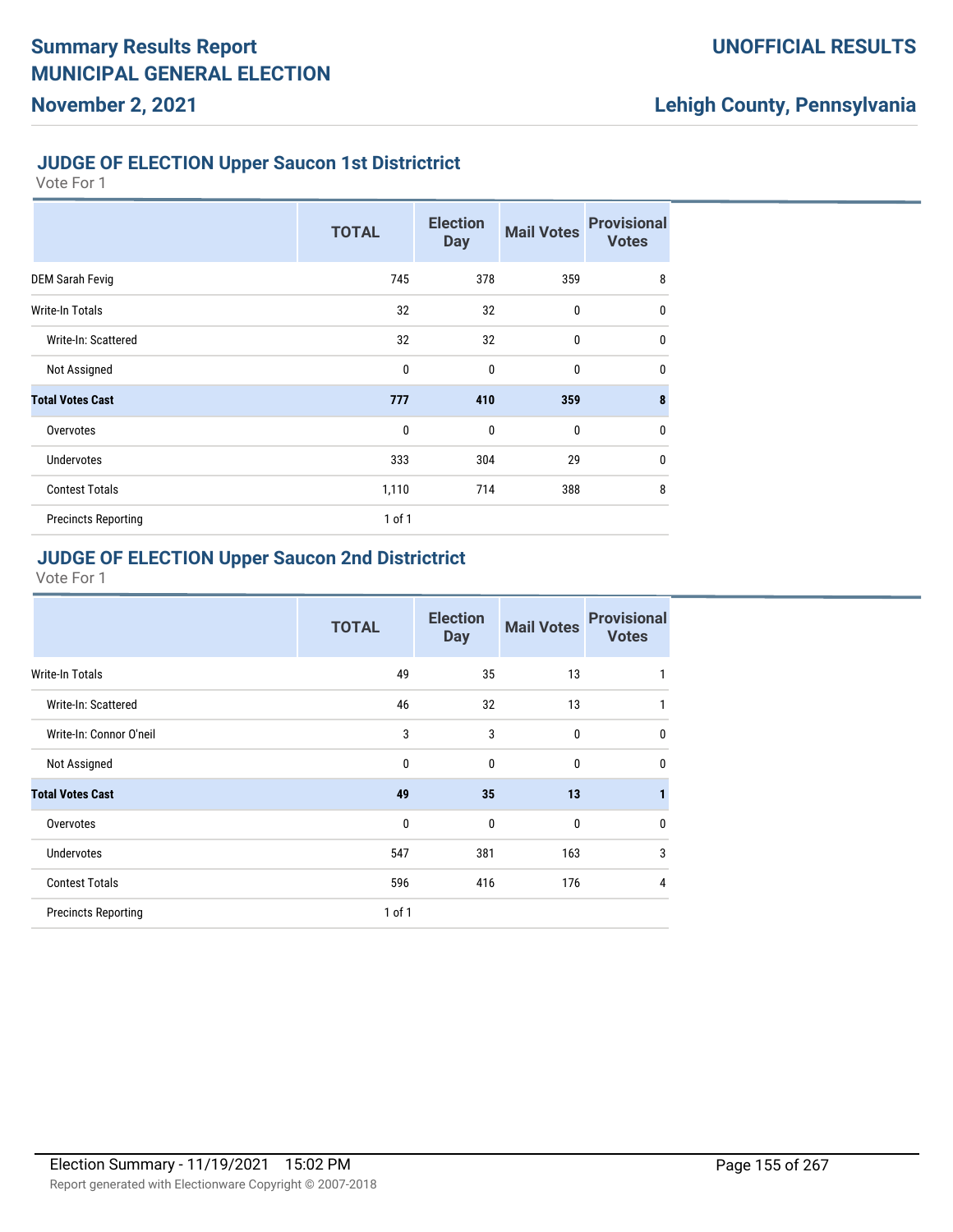## JUDGE OF ELECTION Upper Saucon 1st Districtrict

Vote For 1

| | TOTAL | Election Day | Mail Votes | Provisional Votes |
|---|---|---|---|---|
| DEM Sarah Fevig | 745 | 378 | 359 | 8 |
| Write-In Totals | 32 | 32 | 0 | 0 |
| Write-In: Scattered | 32 | 32 | 0 | 0 |
| Not Assigned | 0 | 0 | 0 | 0 |
| **Total Votes Cast** | **777** | **410** | **359** | **8** |
| Overvotes | 0 | 0 | 0 | 0 |
| Undervotes | 333 | 304 | 29 | 0 |
| Contest Totals | 1,110 | 714 | 388 | 8 |
| Precincts Reporting | 1 of 1 | | | |

## JUDGE OF ELECTION Upper Saucon 2nd Districtrict

Vote For 1

| | TOTAL | Election Day | Mail Votes | Provisional Votes |
|---|---|---|---|---|
| Write-In Totals | 49 | 35 | 13 | 1 |
| Write-In: Scattered | 46 | 32 | 13 | 1 |
| Write-In: Connor O'neil | 3 | 3 | 0 | 0 |
| Not Assigned | 0 | 0 | 0 | 0 |
| **Total Votes Cast** | **49** | **35** | **13** | **1** |
| Overvotes | 0 | 0 | 0 | 0 |
| Undervotes | 547 | 381 | 163 | 3 |
| Contest Totals | 596 | 416 | 176 | 4 |
| Precincts Reporting | 1 of 1 | | | |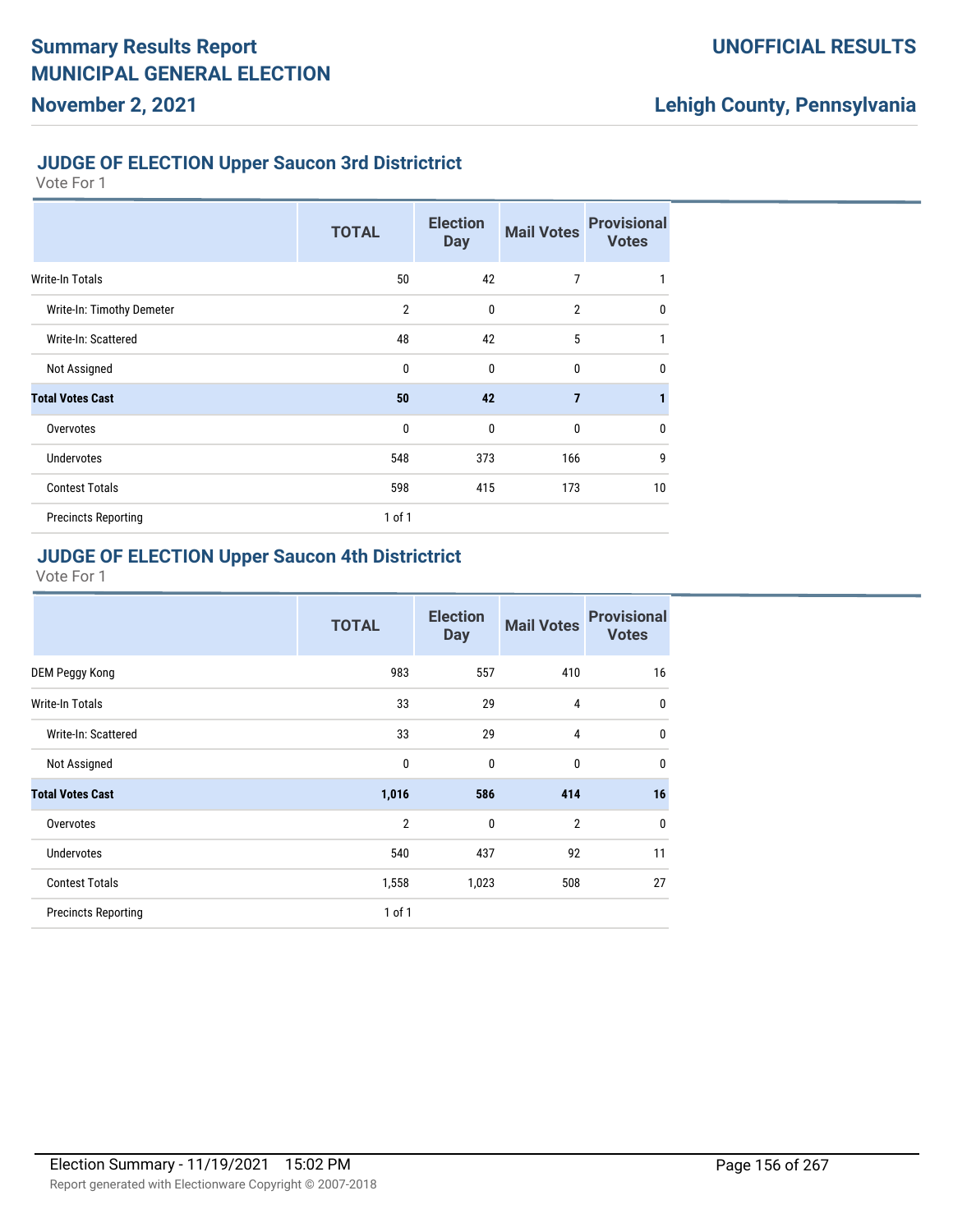### JUDGE OF ELECTION Upper Saucon 3rd Districtrict

Vote For 1

| | TOTAL | Election Day | Mail Votes | Provisional Votes |
|---|---|---|---|---|
| Write-In Totals | 50 | 42 | 7 | 1 |
| Write-In: Timothy Demeter | 2 | 0 | 2 | 0 |
| Write-In: Scattered | 48 | 42 | 5 | 1 |
| Not Assigned | 0 | 0 | 0 | 0 |
| **Total Votes Cast** | **50** | **42** | **7** | **1** |
| Overvotes | 0 | 0 | 0 | 0 |
| Undervotes | 548 | 373 | 166 | 9 |
| Contest Totals | 598 | 415 | 173 | 10 |
| Precincts Reporting | 1 of 1 | | | |

### JUDGE OF ELECTION Upper Saucon 4th Districtrict

Vote For 1

| | TOTAL | Election Day | Mail Votes | Provisional Votes |
|---|---|---|---|---|
| DEM Peggy Kong | 983 | 557 | 410 | 16 |
| Write-In Totals | 33 | 29 | 4 | 0 |
| Write-In: Scattered | 33 | 29 | 4 | 0 |
| Not Assigned | 0 | 0 | 0 | 0 |
| **Total Votes Cast** | **1,016** | **586** | **414** | **16** |
| Overvotes | 2 | 0 | 2 | 0 |
| Undervotes | 540 | 437 | 92 | 11 |
| Contest Totals | 1,558 | 1,023 | 508 | 27 |
| Precincts Reporting | 1 of 1 | | | |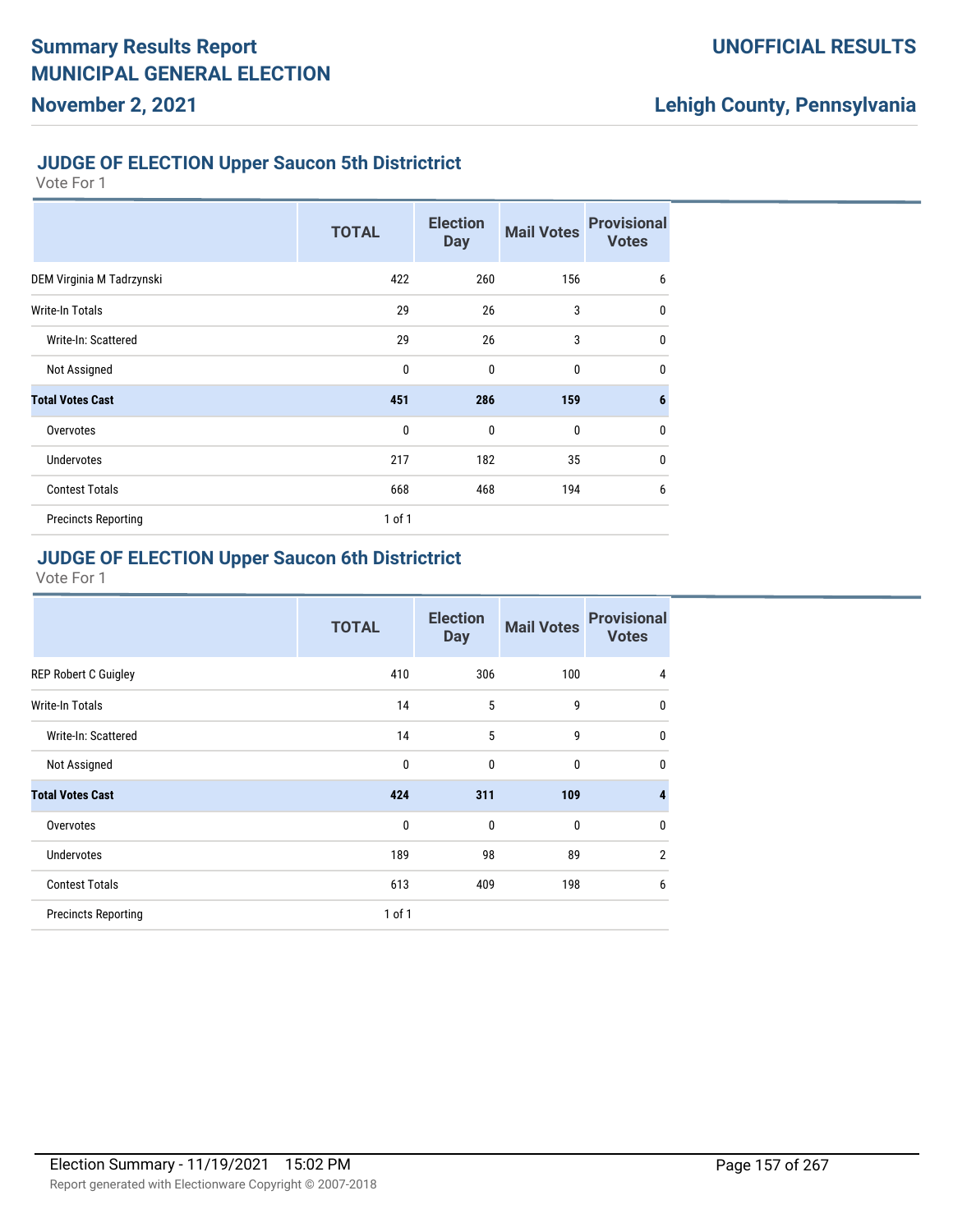## JUDGE OF ELECTION Upper Saucon 5th Districtrict

Vote For 1

| | TOTAL | Election Day | Mail Votes | Provisional Votes |
|---|---|---|---|---|
| DEM Virginia M Tadrzynski | 422 | 260 | 156 | 6 |
| Write-In Totals | 29 | 26 | 3 | 0 |
| Write-In: Scattered | 29 | 26 | 3 | 0 |
| Not Assigned | 0 | 0 | 0 | 0 |
| **Total Votes Cast** | **451** | **286** | **159** | **6** |
| Overvotes | 0 | 0 | 0 | 0 |
| Undervotes | 217 | 182 | 35 | 0 |
| Contest Totals | 668 | 468 | 194 | 6 |
| Precincts Reporting | 1 of 1 | | | |

## JUDGE OF ELECTION Upper Saucon 6th Districtrict

Vote For 1

| | TOTAL | Election Day | Mail Votes | Provisional Votes |
|---|---|---|---|---|
| REP Robert C Guigley | 410 | 306 | 100 | 4 |
| Write-In Totals | 14 | 5 | 9 | 0 |
| Write-In: Scattered | 14 | 5 | 9 | 0 |
| Not Assigned | 0 | 0 | 0 | 0 |
| **Total Votes Cast** | **424** | **311** | **109** | **4** |
| Overvotes | 0 | 0 | 0 | 0 |
| Undervotes | 189 | 98 | 89 | 2 |
| Contest Totals | 613 | 409 | 198 | 6 |
| Precincts Reporting | 1 of 1 | | | |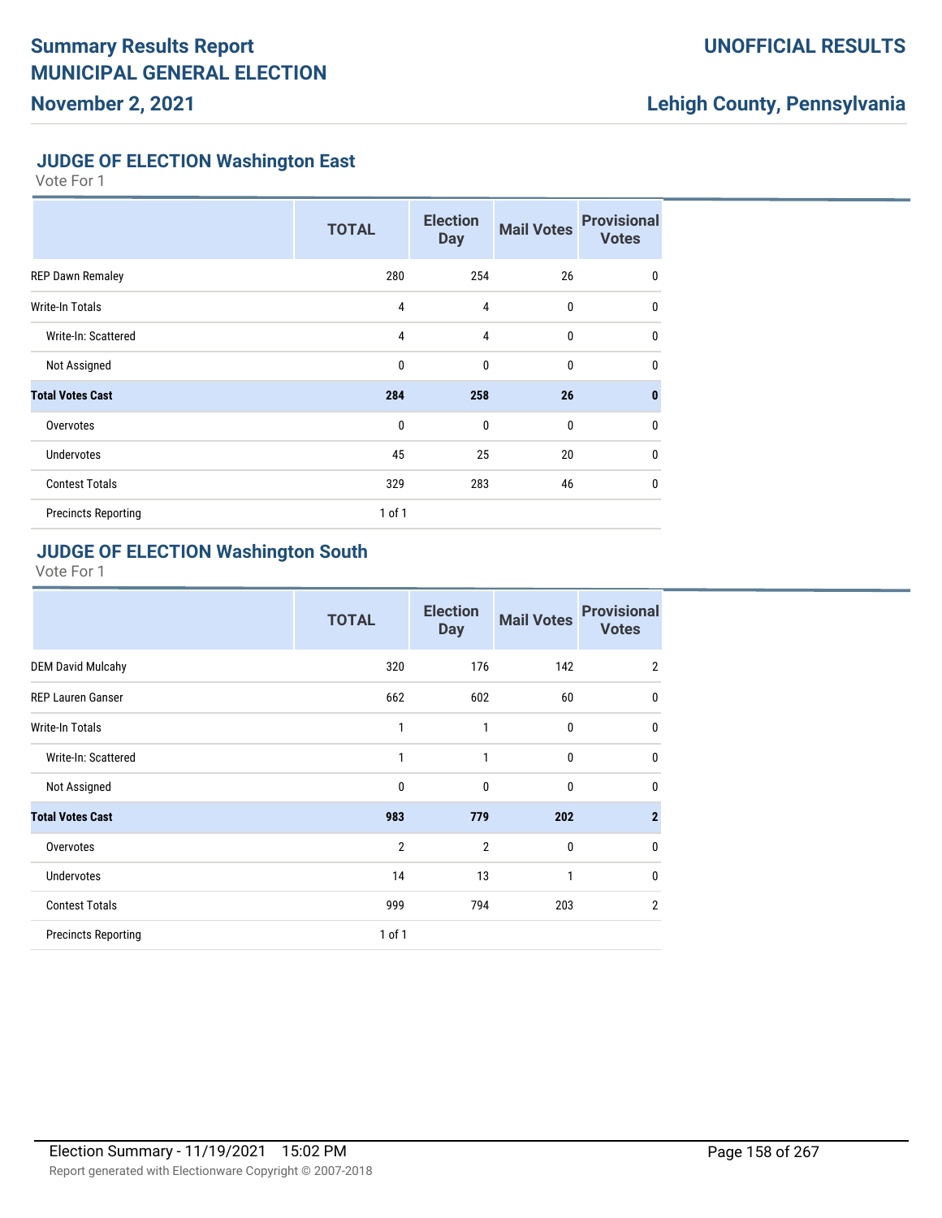# Summary Results Report
# MUNICIPAL GENERAL ELECTION
## November 2, 2021

**UNOFFICIAL RESULTS**

**Lehigh County, Pennsylvania**

### JUDGE OF ELECTION Washington East

Vote For 1

| | TOTAL | Election Day | Mail Votes | Provisional Votes |
|---|---|---|---|---|
| REP Dawn Remaley | 280 | 254 | 26 | 0 |
| Write-In Totals | 4 | 4 | 0 | 0 |
| Write-In: Scattered | 4 | 4 | 0 | 0 |
| Not Assigned | 0 | 0 | 0 | 0 |
| **Total Votes Cast** | **284** | **258** | **26** | **0** |
| Overvotes | 0 | 0 | 0 | 0 |
| Undervotes | 45 | 25 | 20 | 0 |
| Contest Totals | 329 | 283 | 46 | 0 |
| Precincts Reporting | 1 of 1 | | | |

### JUDGE OF ELECTION Washington South

Vote For 1

| | TOTAL | Election Day | Mail Votes | Provisional Votes |
|---|---|---|---|---|
| DEM David Mulcahy | 320 | 176 | 142 | 2 |
| REP Lauren Ganser | 662 | 602 | 60 | 0 |
| Write-In Totals | 1 | 1 | 0 | 0 |
| Write-In: Scattered | 1 | 1 | 0 | 0 |
| Not Assigned | 0 | 0 | 0 | 0 |
| **Total Votes Cast** | **983** | **779** | **202** | **2** |
| Overvotes | 2 | 2 | 0 | 0 |
| Undervotes | 14 | 13 | 1 | 0 |
| Contest Totals | 999 | 794 | 203 | 2 |
| Precincts Reporting | 1 of 1 | | | |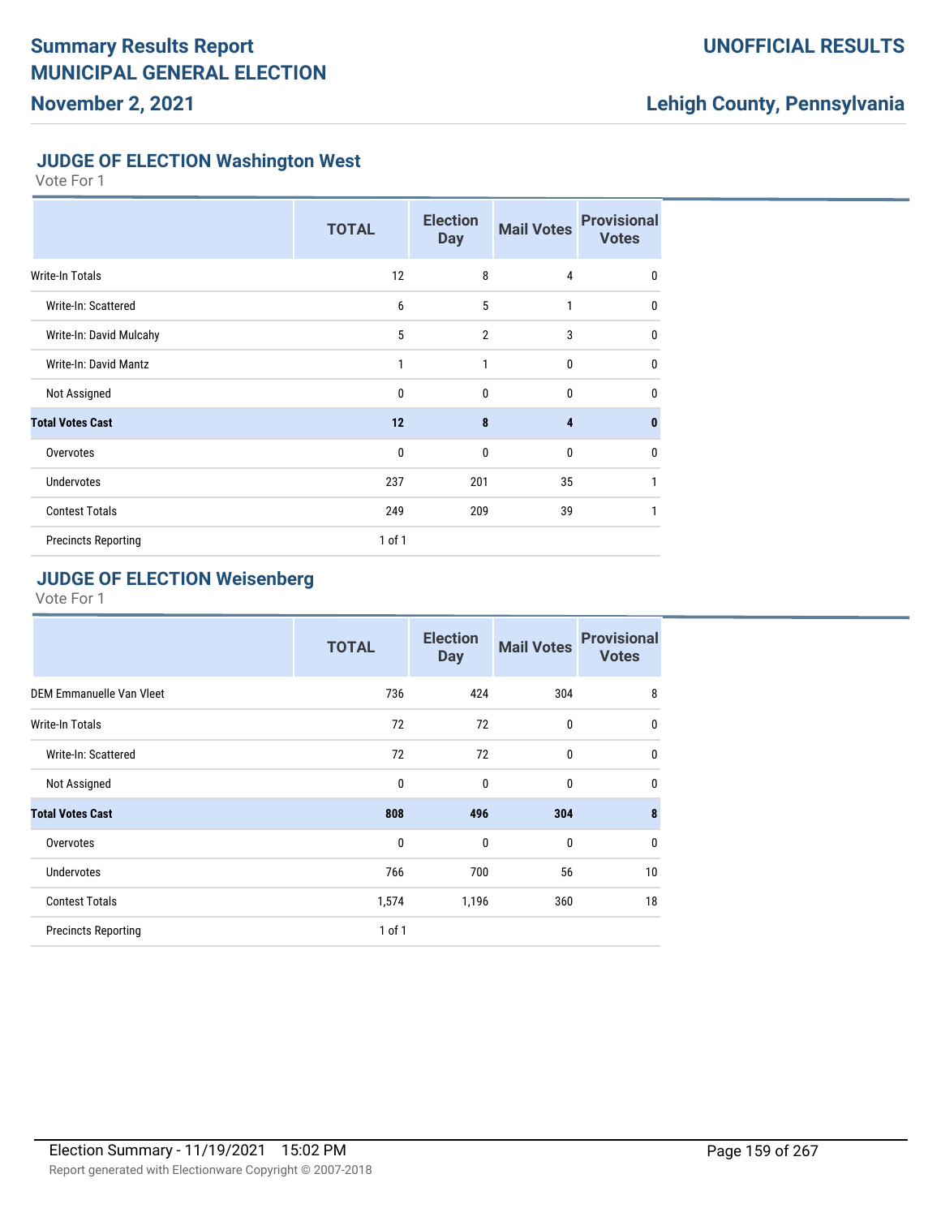## JUDGE OF ELECTION Washington West

Vote For 1

| | TOTAL | Election Day | Mail Votes | Provisional Votes |
|---|---|---|---|---|
| Write-In Totals | 12 | 8 | 4 | 0 |
| Write-In: Scattered | 6 | 5 | 1 | 0 |
| Write-In: David Mulcahy | 5 | 2 | 3 | 0 |
| Write-In: David Mantz | 1 | 1 | 0 | 0 |
| Not Assigned | 0 | 0 | 0 | 0 |
| **Total Votes Cast** | **12** | **8** | **4** | **0** |
| Overvotes | 0 | 0 | 0 | 0 |
| Undervotes | 237 | 201 | 35 | 1 |
| Contest Totals | 249 | 209 | 39 | 1 |
| Precincts Reporting | 1 of 1 | | | |

## JUDGE OF ELECTION Weisenberg

Vote For 1

| | TOTAL | Election Day | Mail Votes | Provisional Votes |
|---|---|---|---|---|
| DEM Emmanuelle Van Vleet | 736 | 424 | 304 | 8 |
| Write-In Totals | 72 | 72 | 0 | 0 |
| Write-In: Scattered | 72 | 72 | 0 | 0 |
| Not Assigned | 0 | 0 | 0 | 0 |
| **Total Votes Cast** | **808** | **496** | **304** | **8** |
| Overvotes | 0 | 0 | 0 | 0 |
| Undervotes | 766 | 700 | 56 | 10 |
| Contest Totals | 1,574 | 1,196 | 360 | 18 |
| Precincts Reporting | 1 of 1 | | | |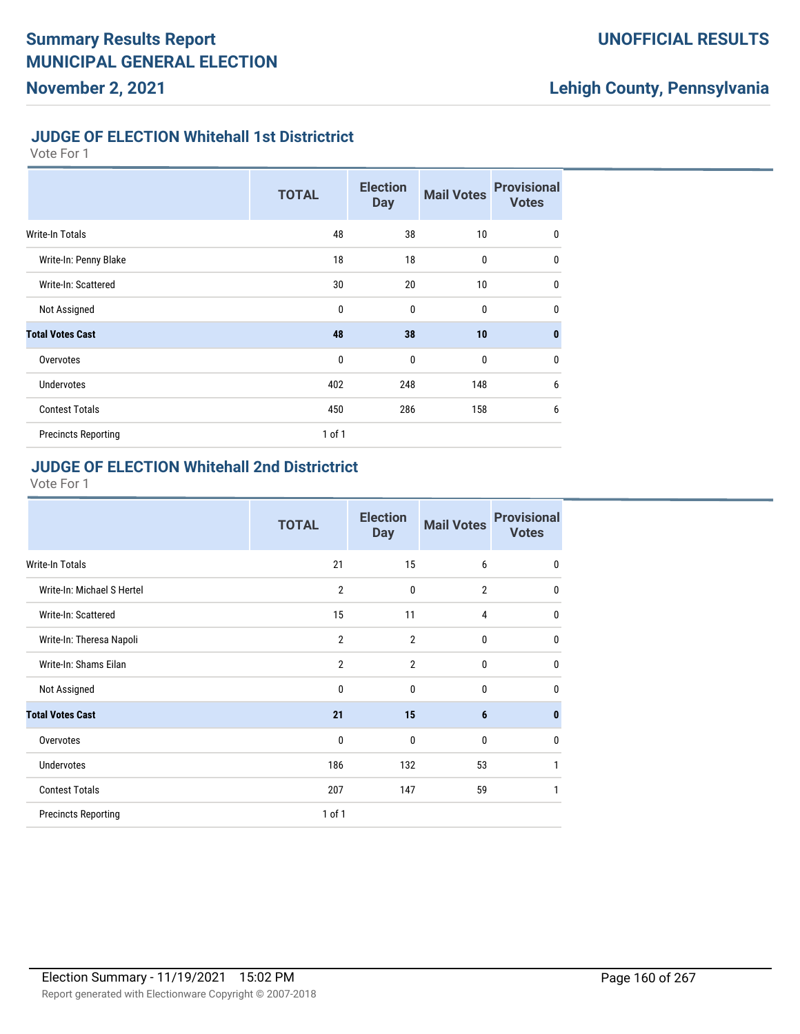# Summary Results Report
# MUNICIPAL GENERAL ELECTION
## November 2, 2021

**UNOFFICIAL RESULTS**

**Lehigh County, Pennsylvania**

### JUDGE OF ELECTION Whitehall 1st Districtrict

Vote For 1

| | TOTAL | Election Day | Mail Votes | Provisional Votes |
|---|---|---|---|---|
| Write-In Totals | 48 | 38 | 10 | 0 |
| Write-In: Penny Blake | 18 | 18 | 0 | 0 |
| Write-In: Scattered | 30 | 20 | 10 | 0 |
| Not Assigned | 0 | 0 | 0 | 0 |
| **Total Votes Cast** | **48** | **38** | **10** | **0** |
| Overvotes | 0 | 0 | 0 | 0 |
| Undervotes | 402 | 248 | 148 | 6 |
| Contest Totals | 450 | 286 | 158 | 6 |
| Precincts Reporting | 1 of 1 | | | |

### JUDGE OF ELECTION Whitehall 2nd Districtrict

Vote For 1

| | TOTAL | Election Day | Mail Votes | Provisional Votes |
|---|---|---|---|---|
| Write-In Totals | 21 | 15 | 6 | 0 |
| Write-In: Michael S Hertel | 2 | 0 | 2 | 0 |
| Write-In: Scattered | 15 | 11 | 4 | 0 |
| Write-In: Theresa Napoli | 2 | 2 | 0 | 0 |
| Write-In: Shams Eilan | 2 | 2 | 0 | 0 |
| Not Assigned | 0 | 0 | 0 | 0 |
| **Total Votes Cast** | **21** | **15** | **6** | **0** |
| Overvotes | 0 | 0 | 0 | 0 |
| Undervotes | 186 | 132 | 53 | 1 |
| Contest Totals | 207 | 147 | 59 | 1 |
| Precincts Reporting | 1 of 1 | | | |

Election Summary - 11/19/2021 15:02 PM

Report generated with Electionware Copyright © 2007-2018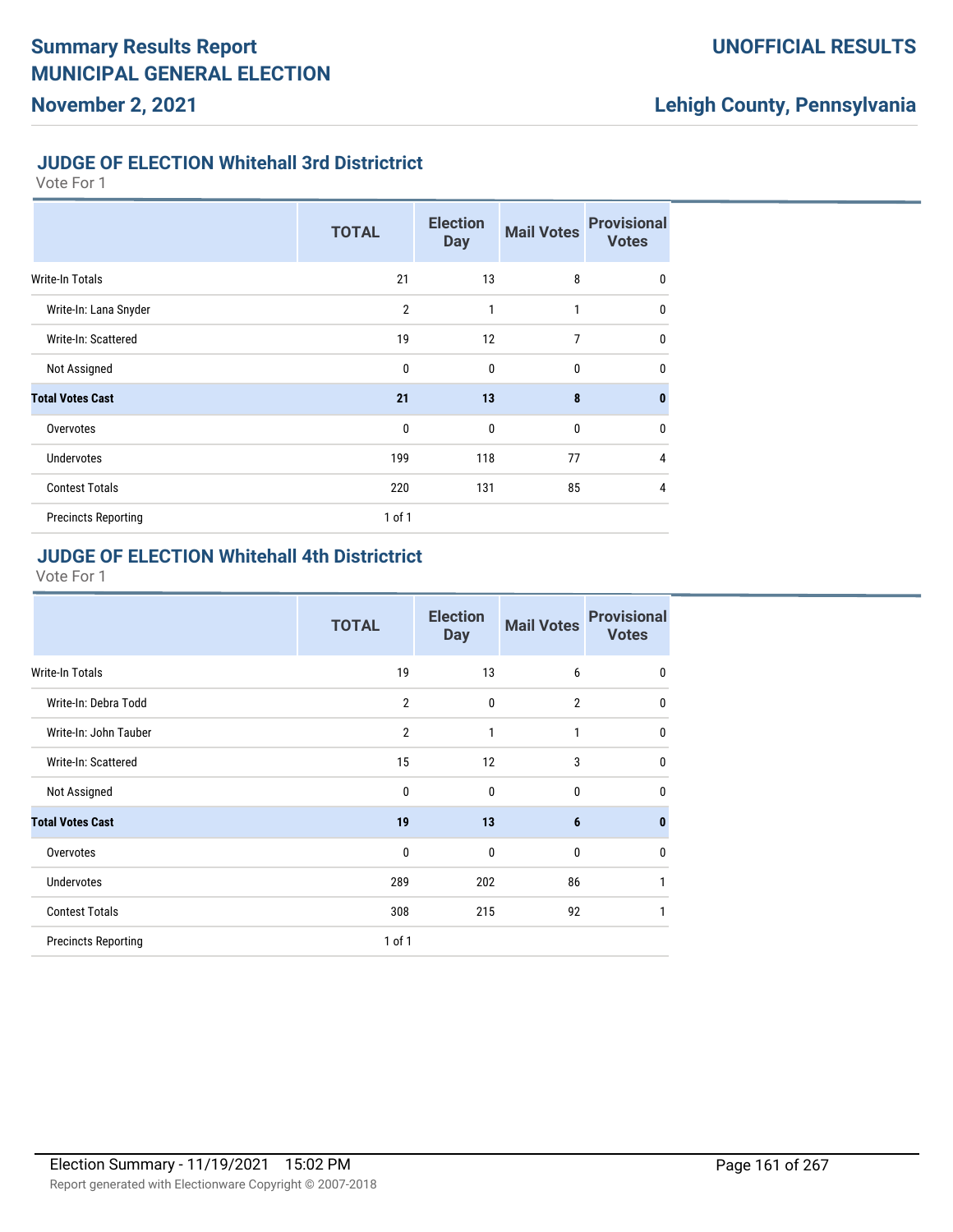## JUDGE OF ELECTION Whitehall 3rd Districtrict

Vote For 1

| | TOTAL | Election Day | Mail Votes | Provisional Votes |
|---|---|---|---|---|
| Write-In Totals | 21 | 13 | 8 | 0 |
| Write-In: Lana Snyder | 2 | 1 | 1 | 0 |
| Write-In: Scattered | 19 | 12 | 7 | 0 |
| Not Assigned | 0 | 0 | 0 | 0 |
| **Total Votes Cast** | **21** | **13** | **8** | **0** |
| Overvotes | 0 | 0 | 0 | 0 |
| Undervotes | 199 | 118 | 77 | 4 |
| Contest Totals | 220 | 131 | 85 | 4 |
| Precincts Reporting | 1 of 1 | | | |

## JUDGE OF ELECTION Whitehall 4th Districtrict

Vote For 1

| | TOTAL | Election Day | Mail Votes | Provisional Votes |
|---|---|---|---|---|
| Write-In Totals | 19 | 13 | 6 | 0 |
| Write-In: Debra Todd | 2 | 0 | 2 | 0 |
| Write-In: John Tauber | 2 | 1 | 1 | 0 |
| Write-In: Scattered | 15 | 12 | 3 | 0 |
| Not Assigned | 0 | 0 | 0 | 0 |
| **Total Votes Cast** | **19** | **13** | **6** | **0** |
| Overvotes | 0 | 0 | 0 | 0 |
| Undervotes | 289 | 202 | 86 | 1 |
| Contest Totals | 308 | 215 | 92 | 1 |
| Precincts Reporting | 1 of 1 | | | |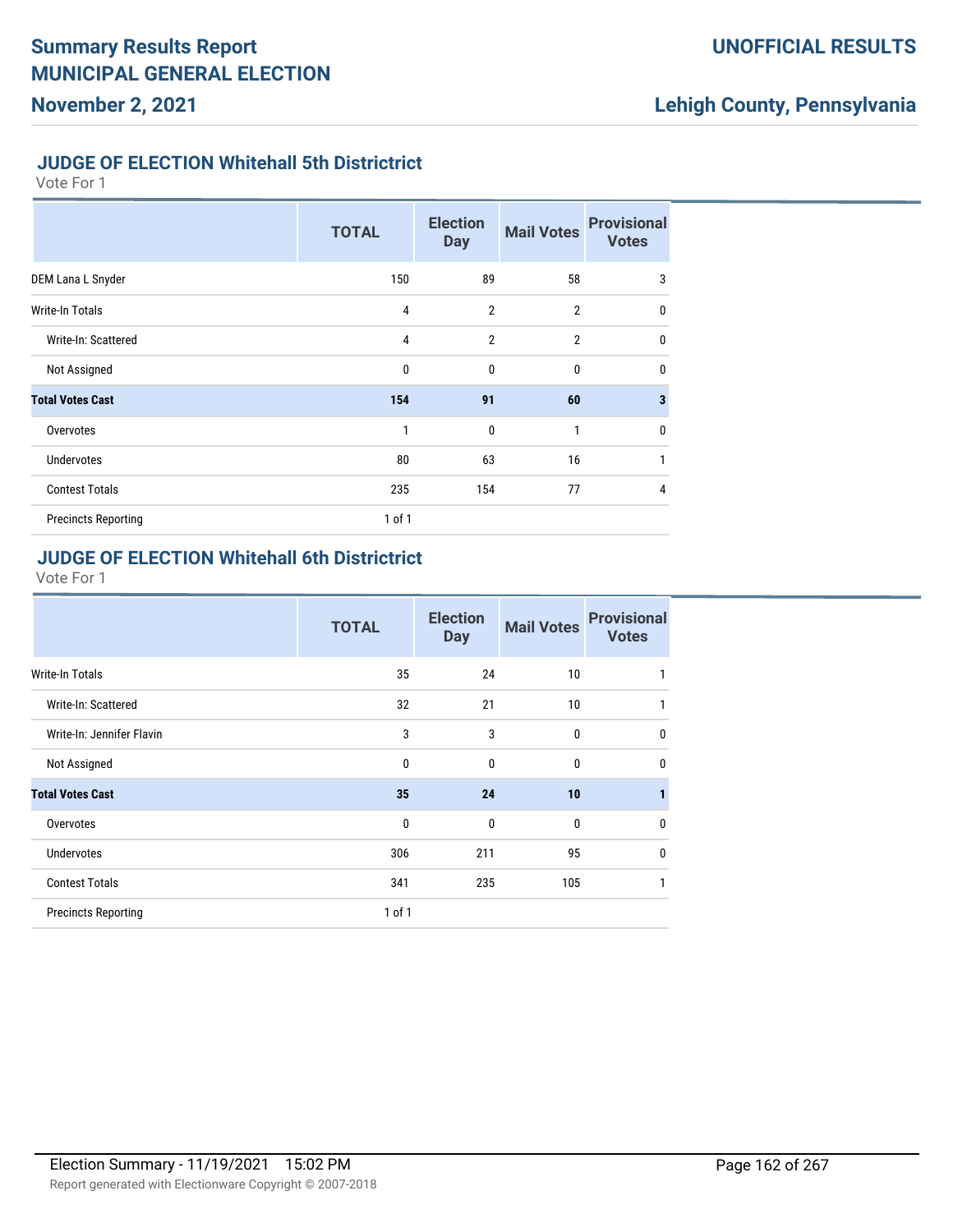## JUDGE OF ELECTION Whitehall 5th Districtrict

Vote For 1

| | TOTAL | Election Day | Mail Votes | Provisional Votes |
|---|---|---|---|---|
| DEM Lana L Snyder | 150 | 89 | 58 | 3 |
| Write-In Totals | 4 | 2 | 2 | 0 |
| Write-In: Scattered | 4 | 2 | 2 | 0 |
| Not Assigned | 0 | 0 | 0 | 0 |
| **Total Votes Cast** | **154** | **91** | **60** | **3** |
| Overvotes | 1 | 0 | 1 | 0 |
| Undervotes | 80 | 63 | 16 | 1 |
| Contest Totals | 235 | 154 | 77 | 4 |
| Precincts Reporting | 1 of 1 | | | |

## JUDGE OF ELECTION Whitehall 6th Districtrict

Vote For 1

| | TOTAL | Election Day | Mail Votes | Provisional Votes |
|---|---|---|---|---|
| Write-In Totals | 35 | 24 | 10 | 1 |
| Write-In: Scattered | 32 | 21 | 10 | 1 |
| Write-In: Jennifer Flavin | 3 | 3 | 0 | 0 |
| Not Assigned | 0 | 0 | 0 | 0 |
| **Total Votes Cast** | **35** | **24** | **10** | **1** |
| Overvotes | 0 | 0 | 0 | 0 |
| Undervotes | 306 | 211 | 95 | 0 |
| Contest Totals | 341 | 235 | 105 | 1 |
| Precincts Reporting | 1 of 1 | | | |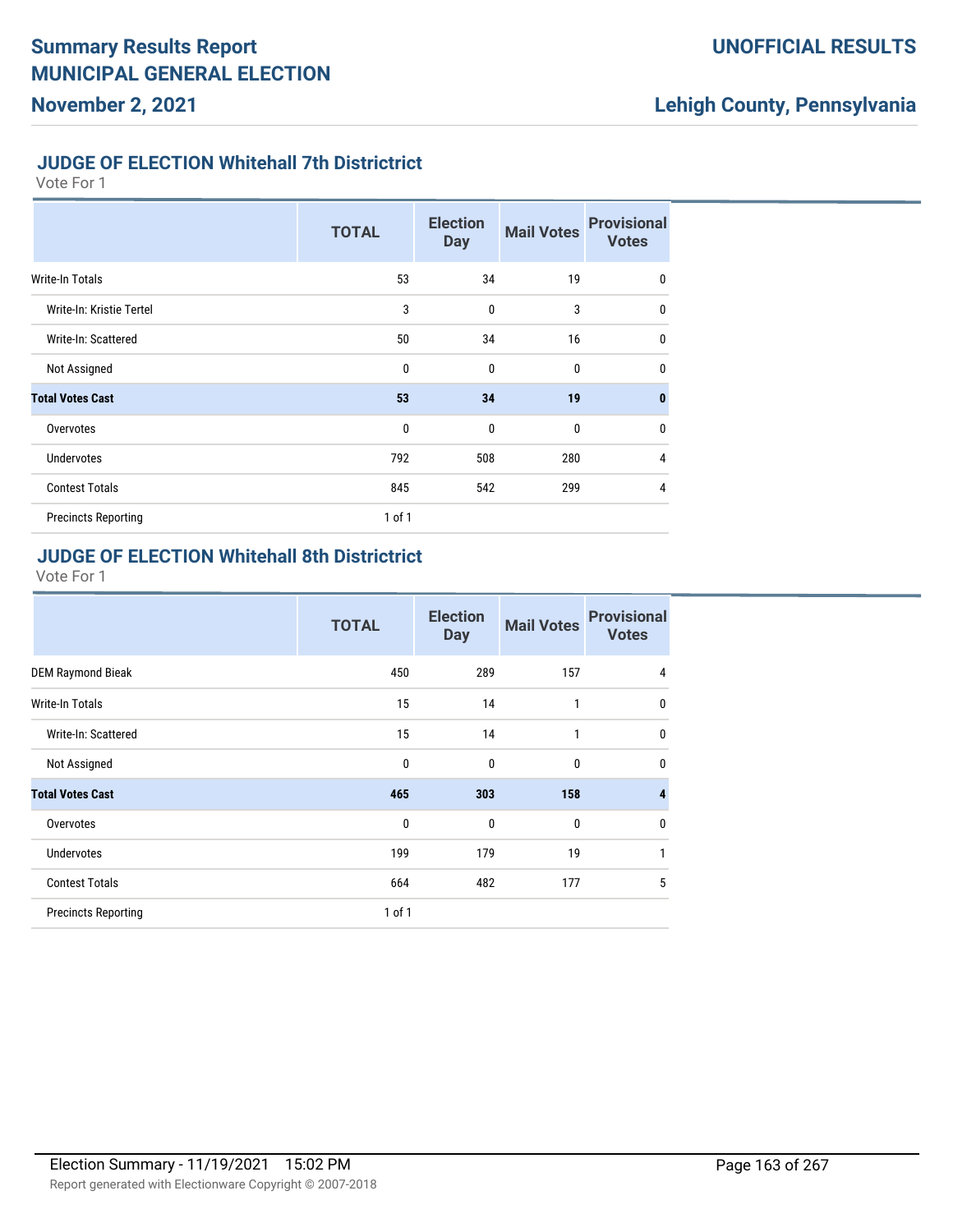# Summary Results Report
# MUNICIPAL GENERAL ELECTION
## November 2, 2021

**UNOFFICIAL RESULTS**

**Lehigh County, Pennsylvania**

### JUDGE OF ELECTION Whitehall 7th Districtrict

Vote For 1

| | TOTAL | Election Day | Mail Votes | Provisional Votes |
|---|---|---|---|---|
| Write-In Totals | 53 | 34 | 19 | 0 |
| Write-In: Kristie Tertel | 3 | 0 | 3 | 0 |
| Write-In: Scattered | 50 | 34 | 16 | 0 |
| Not Assigned | 0 | 0 | 0 | 0 |
| **Total Votes Cast** | **53** | **34** | **19** | **0** |
| Overvotes | 0 | 0 | 0 | 0 |
| Undervotes | 792 | 508 | 280 | 4 |
| Contest Totals | 845 | 542 | 299 | 4 |
| Precincts Reporting | 1 of 1 | | | |

### JUDGE OF ELECTION Whitehall 8th Districtrict

Vote For 1

| | TOTAL | Election Day | Mail Votes | Provisional Votes |
|---|---|---|---|---|
| DEM Raymond Bieak | 450 | 289 | 157 | 4 |
| Write-In Totals | 15 | 14 | 1 | 0 |
| Write-In: Scattered | 15 | 14 | 1 | 0 |
| Not Assigned | 0 | 0 | 0 | 0 |
| **Total Votes Cast** | **465** | **303** | **158** | **4** |
| Overvotes | 0 | 0 | 0 | 0 |
| Undervotes | 199 | 179 | 19 | 1 |
| Contest Totals | 664 | 482 | 177 | 5 |
| Precincts Reporting | 1 of 1 | | | |

Election Summary - 11/19/2021 15:02 PM

Report generated with Electionware Copyright © 2007-2018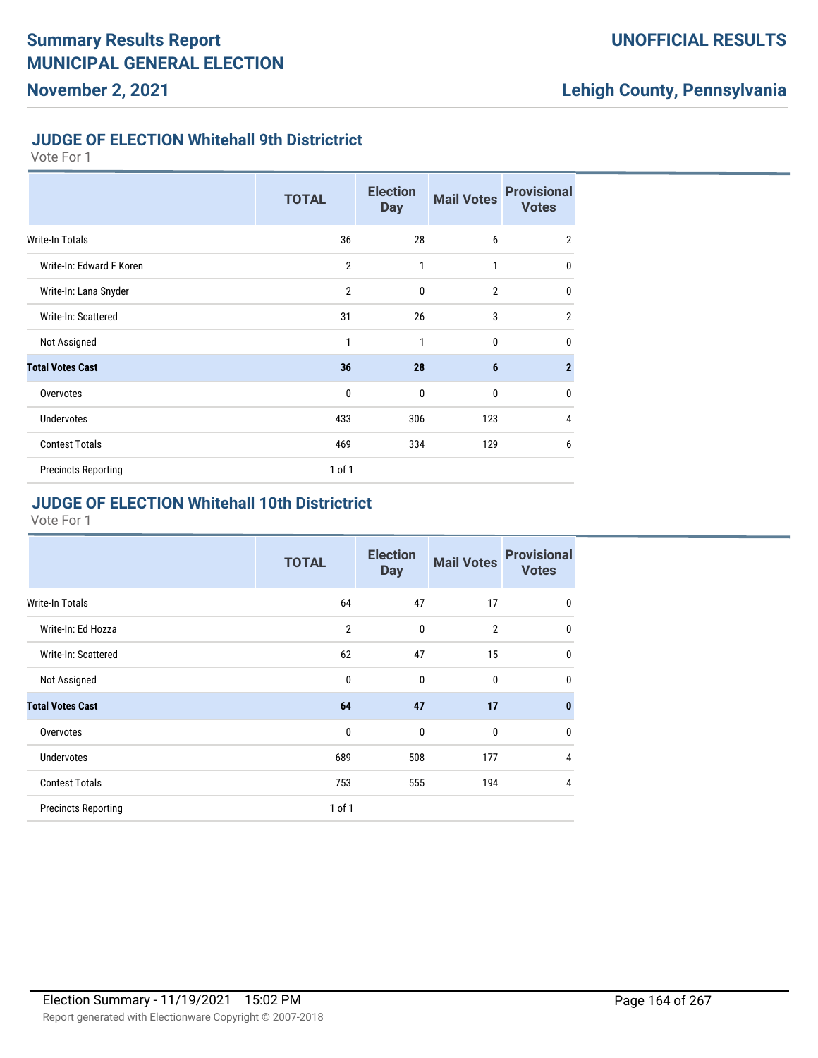## JUDGE OF ELECTION Whitehall 9th Districtrict

Vote For 1

| | TOTAL | Election Day | Mail Votes | Provisional Votes |
|---|---|---|---|---|
| Write-In Totals | 36 | 28 | 6 | 2 |
| Write-In: Edward F Koren | 2 | 1 | 1 | 0 |
| Write-In: Lana Snyder | 2 | 0 | 2 | 0 |
| Write-In: Scattered | 31 | 26 | 3 | 2 |
| Not Assigned | 1 | 1 | 0 | 0 |
| **Total Votes Cast** | **36** | **28** | **6** | **2** |
| Overvotes | 0 | 0 | 0 | 0 |
| Undervotes | 433 | 306 | 123 | 4 |
| Contest Totals | 469 | 334 | 129 | 6 |
| Precincts Reporting | 1 of 1 | | | |

## JUDGE OF ELECTION Whitehall 10th Districtrict

Vote For 1

| | TOTAL | Election Day | Mail Votes | Provisional Votes |
|---|---|---|---|---|
| Write-In Totals | 64 | 47 | 17 | 0 |
| Write-In: Ed Hozza | 2 | 0 | 2 | 0 |
| Write-In: Scattered | 62 | 47 | 15 | 0 |
| Not Assigned | 0 | 0 | 0 | 0 |
| **Total Votes Cast** | **64** | **47** | **17** | **0** |
| Overvotes | 0 | 0 | 0 | 0 |
| Undervotes | 689 | 508 | 177 | 4 |
| Contest Totals | 753 | 555 | 194 | 4 |
| Precincts Reporting | 1 of 1 | | | |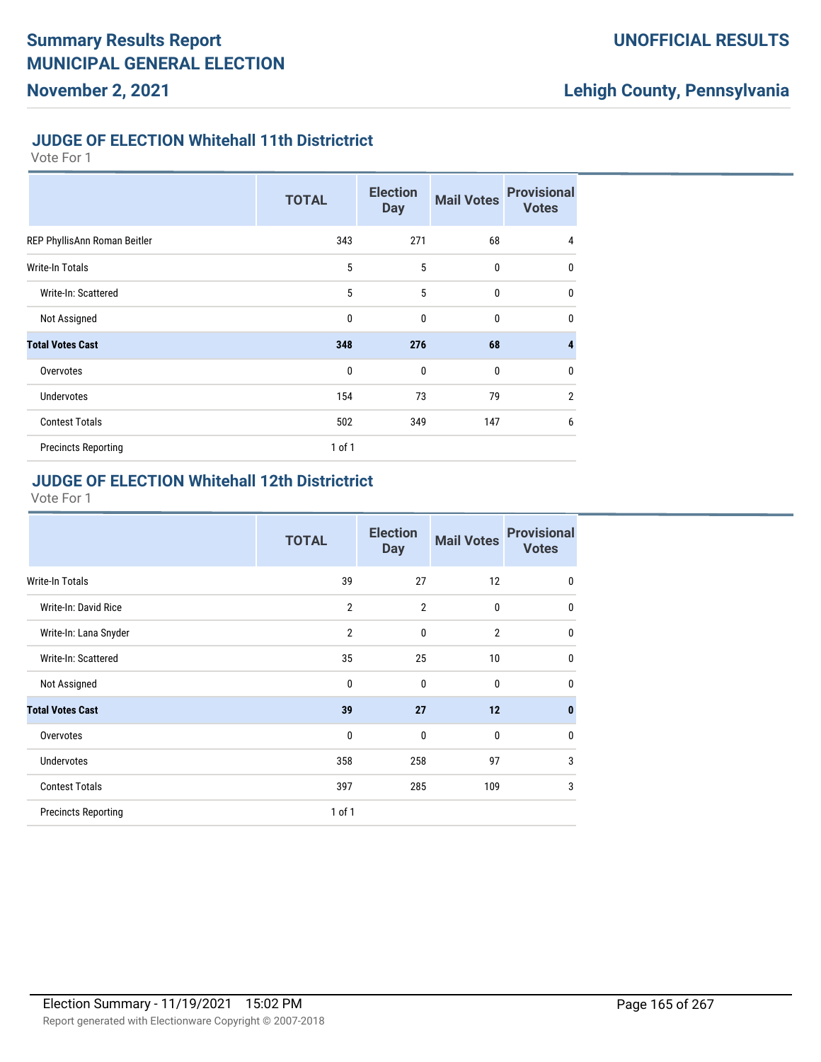## JUDGE OF ELECTION Whitehall 11th Districtrict

Vote For 1

| | TOTAL | Election Day | Mail Votes | Provisional Votes |
|---|---|---|---|---|
| REP PhyllisAnn Roman Beitler | 343 | 271 | 68 | 4 |
| Write-In Totals | 5 | 5 | 0 | 0 |
| Write-In: Scattered | 5 | 5 | 0 | 0 |
| Not Assigned | 0 | 0 | 0 | 0 |
| **Total Votes Cast** | **348** | **276** | **68** | **4** |
| Overvotes | 0 | 0 | 0 | 0 |
| Undervotes | 154 | 73 | 79 | 2 |
| Contest Totals | 502 | 349 | 147 | 6 |
| Precincts Reporting | 1 of 1 | | | |

## JUDGE OF ELECTION Whitehall 12th Districtrict

Vote For 1

| | TOTAL | Election Day | Mail Votes | Provisional Votes |
|---|---|---|---|---|
| Write-In Totals | 39 | 27 | 12 | 0 |
| Write-In: David Rice | 2 | 2 | 0 | 0 |
| Write-In: Lana Snyder | 2 | 0 | 2 | 0 |
| Write-In: Scattered | 35 | 25 | 10 | 0 |
| Not Assigned | 0 | 0 | 0 | 0 |
| **Total Votes Cast** | **39** | **27** | **12** | **0** |
| Overvotes | 0 | 0 | 0 | 0 |
| Undervotes | 358 | 258 | 97 | 3 |
| Contest Totals | 397 | 285 | 109 | 3 |
| Precincts Reporting | 1 of 1 | | | |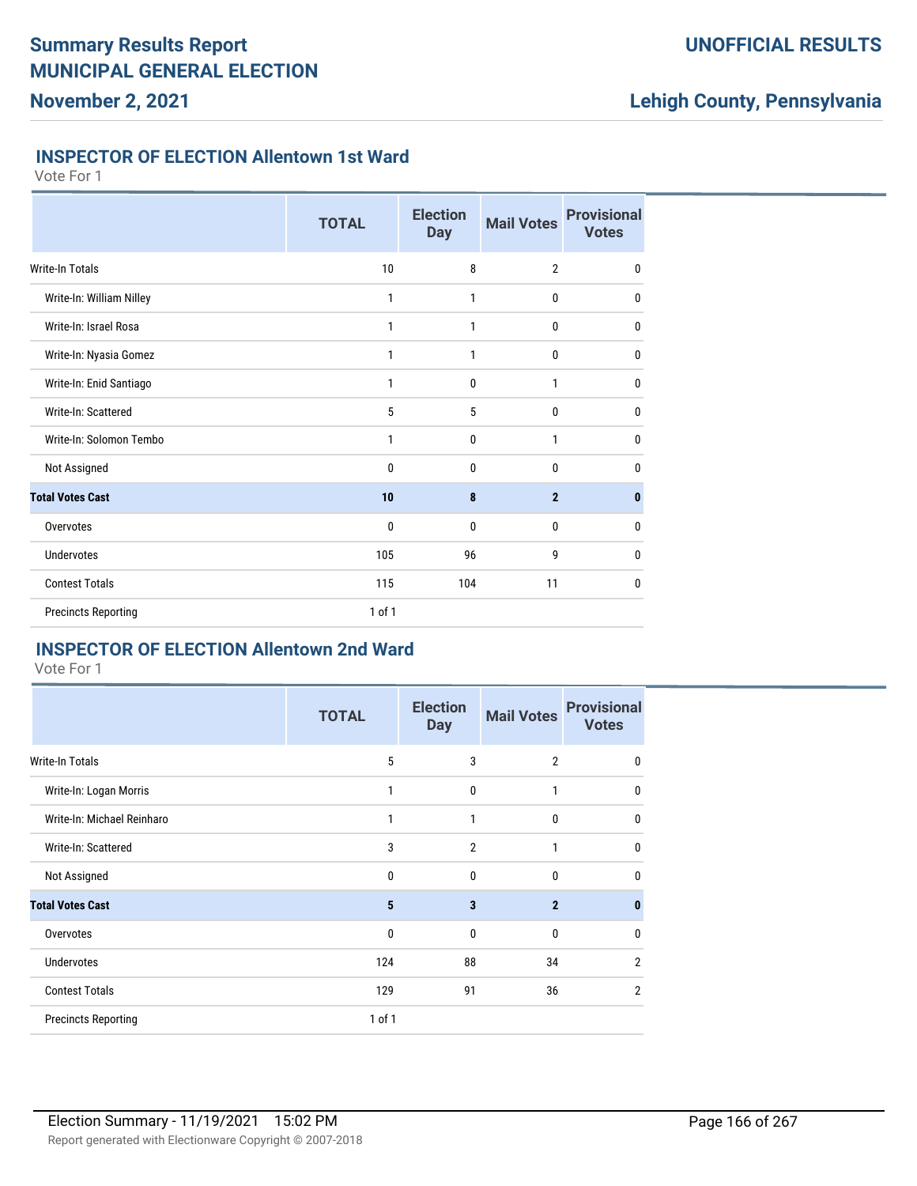## INSPECTOR OF ELECTION Allentown 1st Ward

Vote For 1

| | TOTAL | Election Day | Mail Votes | Provisional Votes |
|---|---|---|---|---|
| Write-In Totals | 10 | 8 | 2 | 0 |
| Write-In: William Nilley | 1 | 1 | 0 | 0 |
| Write-In: Israel Rosa | 1 | 1 | 0 | 0 |
| Write-In: Nyasia Gomez | 1 | 1 | 0 | 0 |
| Write-In: Enid Santiago | 1 | 0 | 1 | 0 |
| Write-In: Scattered | 5 | 5 | 0 | 0 |
| Write-In: Solomon Tembo | 1 | 0 | 1 | 0 |
| Not Assigned | 0 | 0 | 0 | 0 |
| **Total Votes Cast** | **10** | **8** | **2** | **0** |
| Overvotes | 0 | 0 | 0 | 0 |
| Undervotes | 105 | 96 | 9 | 0 |
| Contest Totals | 115 | 104 | 11 | 0 |
| Precincts Reporting | 1 of 1 | | | |

## INSPECTOR OF ELECTION Allentown 2nd Ward

Vote For 1

| | TOTAL | Election Day | Mail Votes | Provisional Votes |
|---|---|---|---|---|
| Write-In Totals | 5 | 3 | 2 | 0 |
| Write-In: Logan Morris | 1 | 0 | 1 | 0 |
| Write-In: Michael Reinharo | 1 | 1 | 0 | 0 |
| Write-In: Scattered | 3 | 2 | 1 | 0 |
| Not Assigned | 0 | 0 | 0 | 0 |
| **Total Votes Cast** | **5** | **3** | **2** | **0** |
| Overvotes | 0 | 0 | 0 | 0 |
| Undervotes | 124 | 88 | 34 | 2 |
| Contest Totals | 129 | 91 | 36 | 2 |
| Precincts Reporting | 1 of 1 | | | |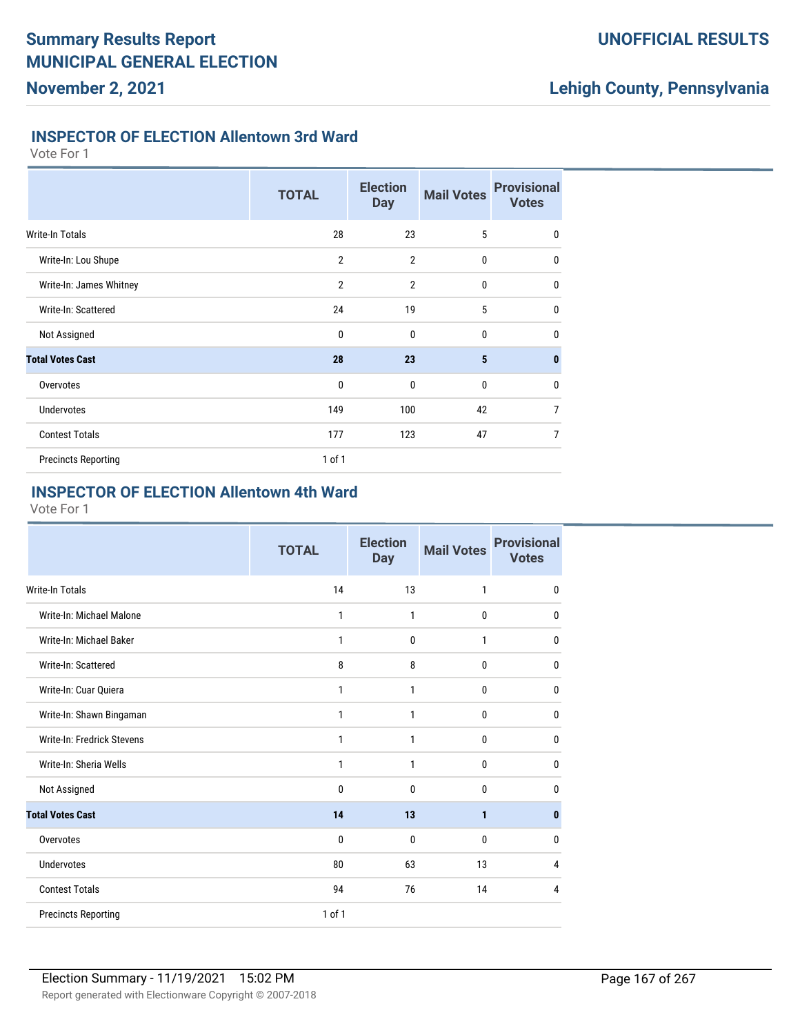## INSPECTOR OF ELECTION Allentown 3rd Ward

Vote For 1

| | TOTAL | Election Day | Mail Votes | Provisional Votes |
|---|---|---|---|---|
| Write-In Totals | 28 | 23 | 5 | 0 |
| Write-In: Lou Shupe | 2 | 2 | 0 | 0 |
| Write-In: James Whitney | 2 | 2 | 0 | 0 |
| Write-In: Scattered | 24 | 19 | 5 | 0 |
| Not Assigned | 0 | 0 | 0 | 0 |
| **Total Votes Cast** | **28** | **23** | **5** | **0** |
| Overvotes | 0 | 0 | 0 | 0 |
| Undervotes | 149 | 100 | 42 | 7 |
| Contest Totals | 177 | 123 | 47 | 7 |
| Precincts Reporting | 1 of 1 | | | |

## INSPECTOR OF ELECTION Allentown 4th Ward

Vote For 1

| | TOTAL | Election Day | Mail Votes | Provisional Votes |
|---|---|---|---|---|
| Write-In Totals | 14 | 13 | 1 | 0 |
| Write-In: Michael Malone | 1 | 1 | 0 | 0 |
| Write-In: Michael Baker | 1 | 0 | 1 | 0 |
| Write-In: Scattered | 8 | 8 | 0 | 0 |
| Write-In: Cuar Quiera | 1 | 1 | 0 | 0 |
| Write-In: Shawn Bingaman | 1 | 1 | 0 | 0 |
| Write-In: Fredrick Stevens | 1 | 1 | 0 | 0 |
| Write-In: Sheria Wells | 1 | 1 | 0 | 0 |
| Not Assigned | 0 | 0 | 0 | 0 |
| **Total Votes Cast** | **14** | **13** | **1** | **0** |
| Overvotes | 0 | 0 | 0 | 0 |
| Undervotes | 80 | 63 | 13 | 4 |
| Contest Totals | 94 | 76 | 14 | 4 |
| Precincts Reporting | 1 of 1 | | | |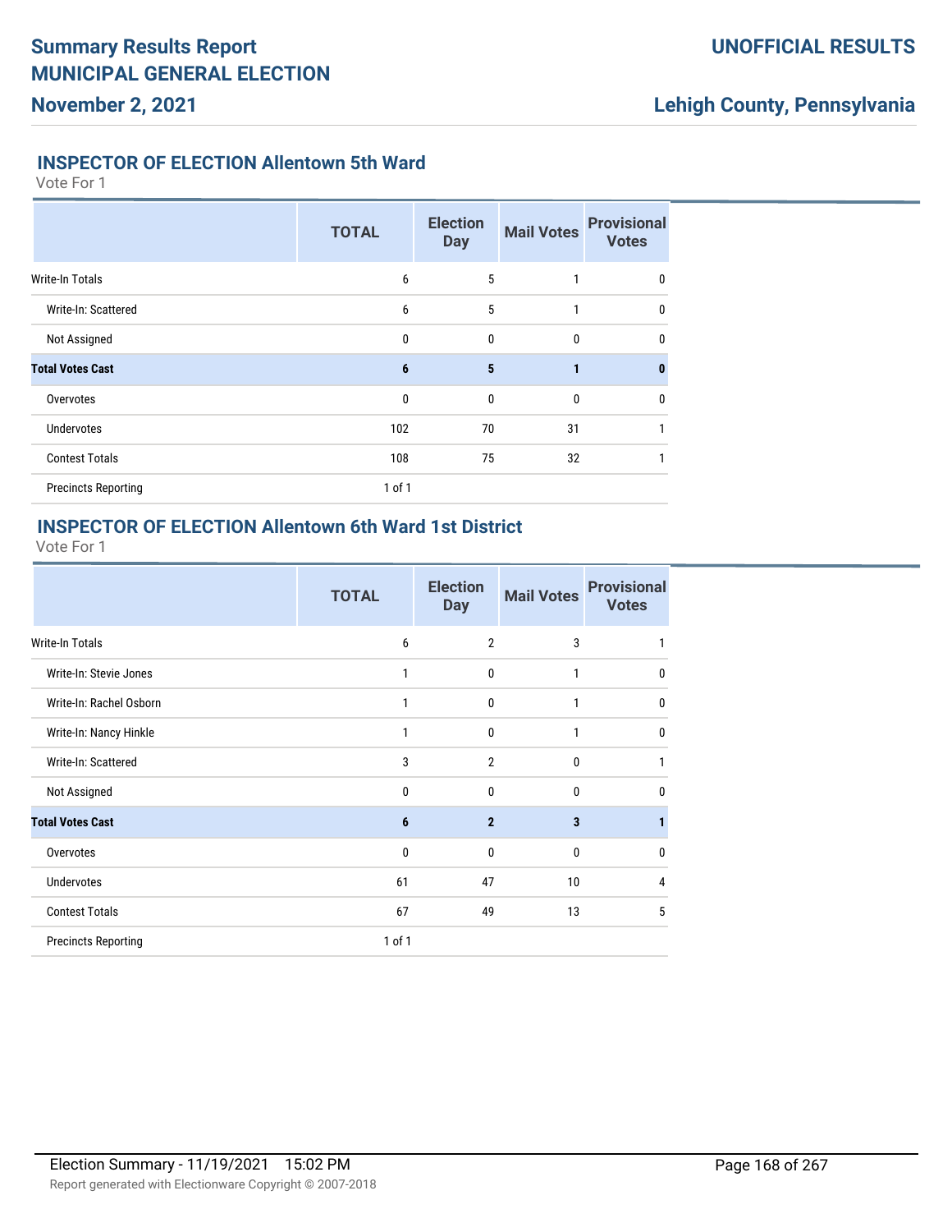## INSPECTOR OF ELECTION Allentown 5th Ward

Vote For 1

| | TOTAL | Election Day | Mail Votes | Provisional Votes |
|---|---|---|---|---|
| Write-In Totals | 6 | 5 | 1 | 0 |
| Write-In: Scattered | 6 | 5 | 1 | 0 |
| Not Assigned | 0 | 0 | 0 | 0 |
| **Total Votes Cast** | **6** | **5** | **1** | **0** |
| Overvotes | 0 | 0 | 0 | 0 |
| Undervotes | 102 | 70 | 31 | 1 |
| Contest Totals | 108 | 75 | 32 | 1 |
| Precincts Reporting | 1 of 1 | | | |

## INSPECTOR OF ELECTION Allentown 6th Ward 1st District

Vote For 1

| | TOTAL | Election Day | Mail Votes | Provisional Votes |
|---|---|---|---|---|
| Write-In Totals | 6 | 2 | 3 | 1 |
| Write-In: Stevie Jones | 1 | 0 | 1 | 0 |
| Write-In: Rachel Osborn | 1 | 0 | 1 | 0 |
| Write-In: Nancy Hinkle | 1 | 0 | 1 | 0 |
| Write-In: Scattered | 3 | 2 | 0 | 1 |
| Not Assigned | 0 | 0 | 0 | 0 |
| **Total Votes Cast** | **6** | **2** | **3** | **1** |
| Overvotes | 0 | 0 | 0 | 0 |
| Undervotes | 61 | 47 | 10 | 4 |
| Contest Totals | 67 | 49 | 13 | 5 |
| Precincts Reporting | 1 of 1 | | | |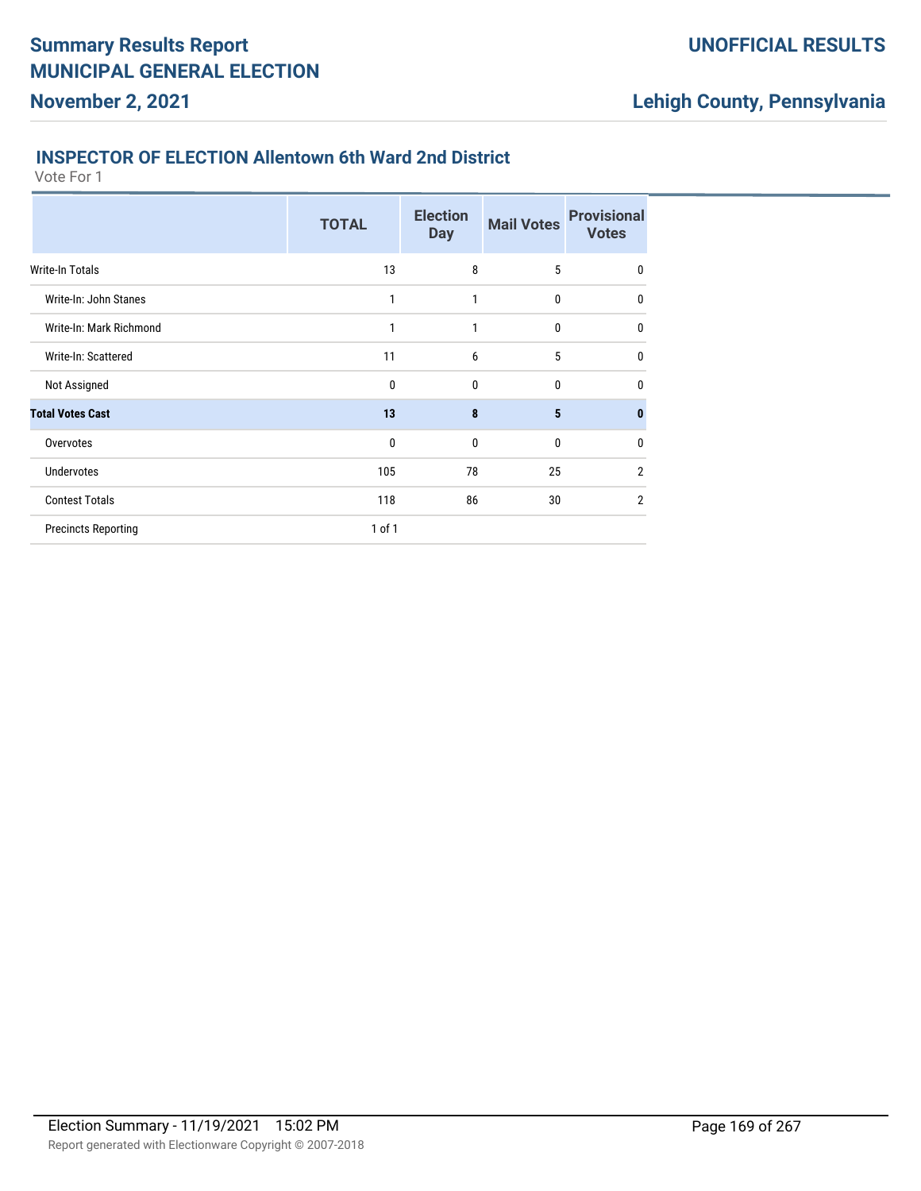## INSPECTOR OF ELECTION Allentown 6th Ward 2nd District

Vote For 1

| | TOTAL | Election Day | Mail Votes | Provisional Votes |
|---|---|---|---|---|
| Write-In Totals | 13 | 8 | 5 | 0 |
| Write-In: John Stanes | 1 | 1 | 0 | 0 |
| Write-In: Mark Richmond | 1 | 1 | 0 | 0 |
| Write-In: Scattered | 11 | 6 | 5 | 0 |
| Not Assigned | 0 | 0 | 0 | 0 |
| **Total Votes Cast** | **13** | **8** | **5** | **0** |
| Overvotes | 0 | 0 | 0 | 0 |
| Undervotes | 105 | 78 | 25 | 2 |
| Contest Totals | 118 | 86 | 30 | 2 |
| Precincts Reporting | 1 of 1 | | | |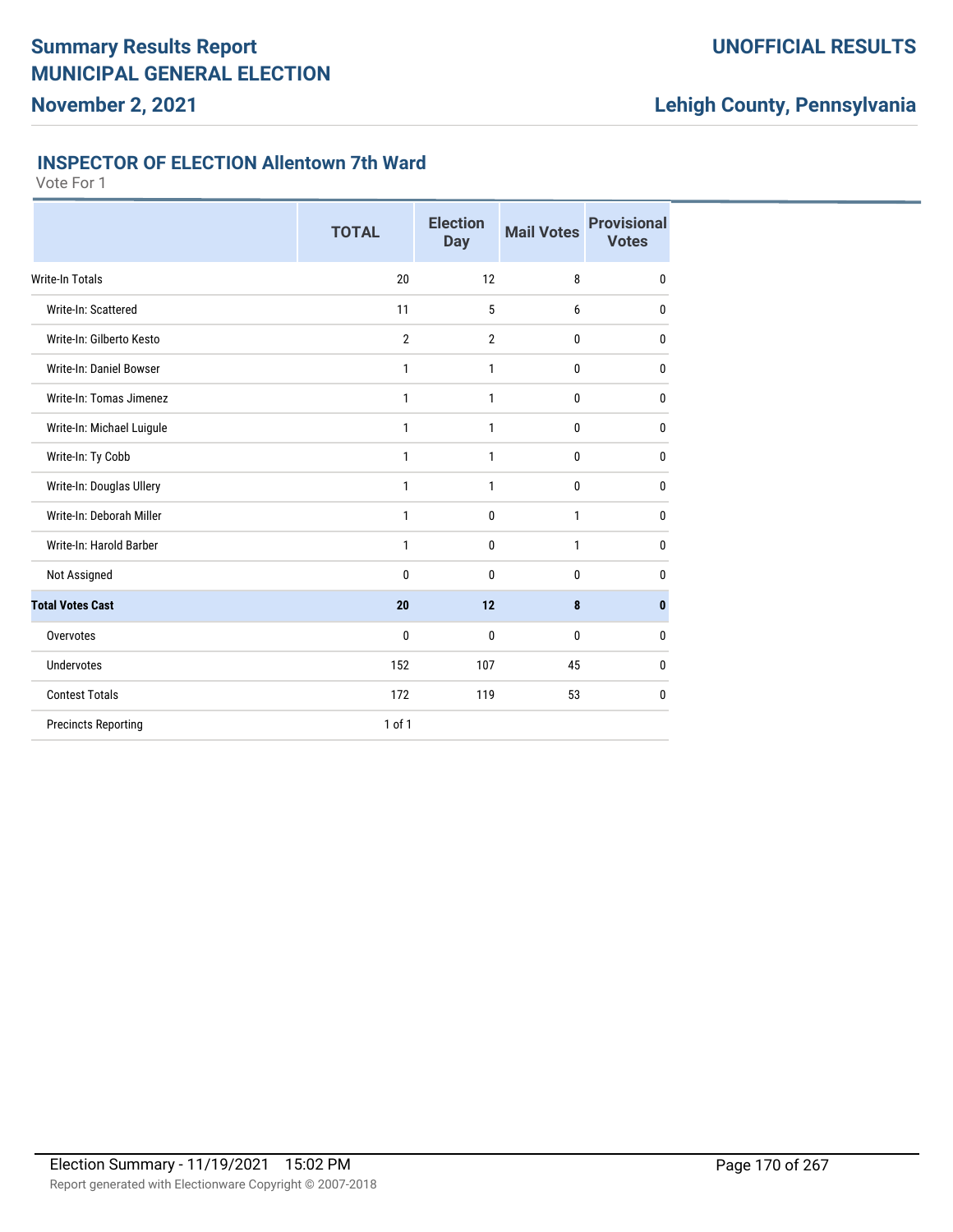# Summary Results Report
# MUNICIPAL GENERAL ELECTION
## November 2, 2021

**UNOFFICIAL RESULTS**

**Lehigh County, Pennsylvania**

### INSPECTOR OF ELECTION Allentown 7th Ward

Vote For 1

| | TOTAL | Election Day | Mail Votes | Provisional Votes |
|---|---|---|---|---|
| Write-In Totals | 20 | 12 | 8 | 0 |
| Write-In: Scattered | 11 | 5 | 6 | 0 |
| Write-In: Gilberto Kesto | 2 | 2 | 0 | 0 |
| Write-In: Daniel Bowser | 1 | 1 | 0 | 0 |
| Write-In: Tomas Jimenez | 1 | 1 | 0 | 0 |
| Write-In: Michael Luigule | 1 | 1 | 0 | 0 |
| Write-In: Ty Cobb | 1 | 1 | 0 | 0 |
| Write-In: Douglas Ullery | 1 | 1 | 0 | 0 |
| Write-In: Deborah Miller | 1 | 0 | 1 | 0 |
| Write-In: Harold Barber | 1 | 0 | 1 | 0 |
| Not Assigned | 0 | 0 | 0 | 0 |
| **Total Votes Cast** | **20** | **12** | **8** | **0** |
| Overvotes | 0 | 0 | 0 | 0 |
| Undervotes | 152 | 107 | 45 | 0 |
| Contest Totals | 172 | 119 | 53 | 0 |
| Precincts Reporting | 1 of 1 | | | |

Election Summary - 11/19/2021 15:02 PM

Report generated with Electionware Copyright © 2007-2018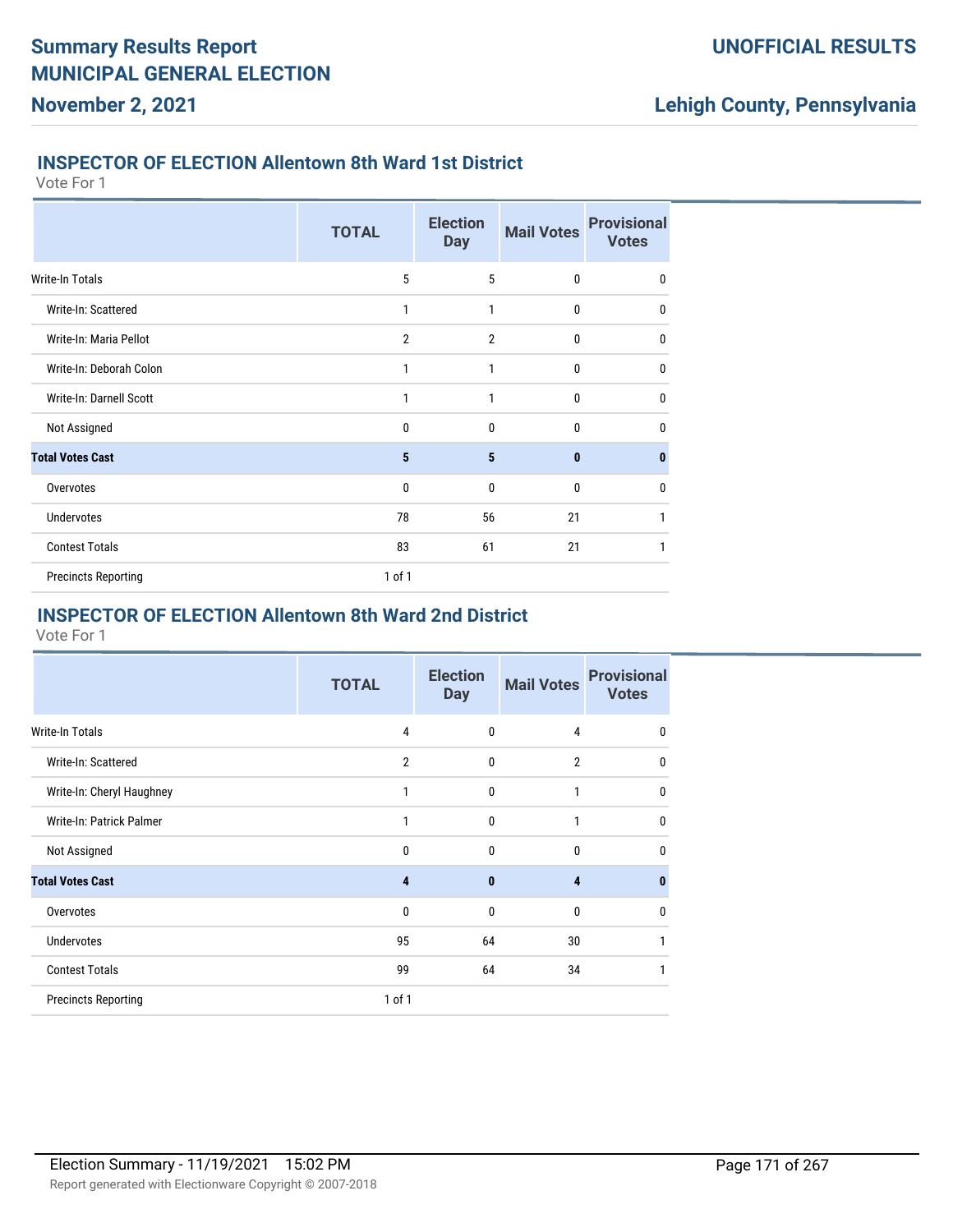# Summary Results Report
# MUNICIPAL GENERAL ELECTION
## November 2, 2021

**UNOFFICIAL RESULTS**

**Lehigh County, Pennsylvania**

### INSPECTOR OF ELECTION Allentown 8th Ward 1st District

Vote For 1

| | TOTAL | Election Day | Mail Votes | Provisional Votes |
|---|---|---|---|---|
| Write-In Totals | 5 | 5 | 0 | 0 |
| Write-In: Scattered | 1 | 1 | 0 | 0 |
| Write-In: Maria Pellot | 2 | 2 | 0 | 0 |
| Write-In: Deborah Colon | 1 | 1 | 0 | 0 |
| Write-In: Darnell Scott | 1 | 1 | 0 | 0 |
| Not Assigned | 0 | 0 | 0 | 0 |
| **Total Votes Cast** | **5** | **5** | **0** | **0** |
| Overvotes | 0 | 0 | 0 | 0 |
| Undervotes | 78 | 56 | 21 | 1 |
| Contest Totals | 83 | 61 | 21 | 1 |
| Precincts Reporting | 1 of 1 | | | |

### INSPECTOR OF ELECTION Allentown 8th Ward 2nd District

Vote For 1

| | TOTAL | Election Day | Mail Votes | Provisional Votes |
|---|---|---|---|---|
| Write-In Totals | 4 | 0 | 4 | 0 |
| Write-In: Scattered | 2 | 0 | 2 | 0 |
| Write-In: Cheryl Haughney | 1 | 0 | 1 | 0 |
| Write-In: Patrick Palmer | 1 | 0 | 1 | 0 |
| Not Assigned | 0 | 0 | 0 | 0 |
| **Total Votes Cast** | **4** | **0** | **4** | **0** |
| Overvotes | 0 | 0 | 0 | 0 |
| Undervotes | 95 | 64 | 30 | 1 |
| Contest Totals | 99 | 64 | 34 | 1 |
| Precincts Reporting | 1 of 1 | | | |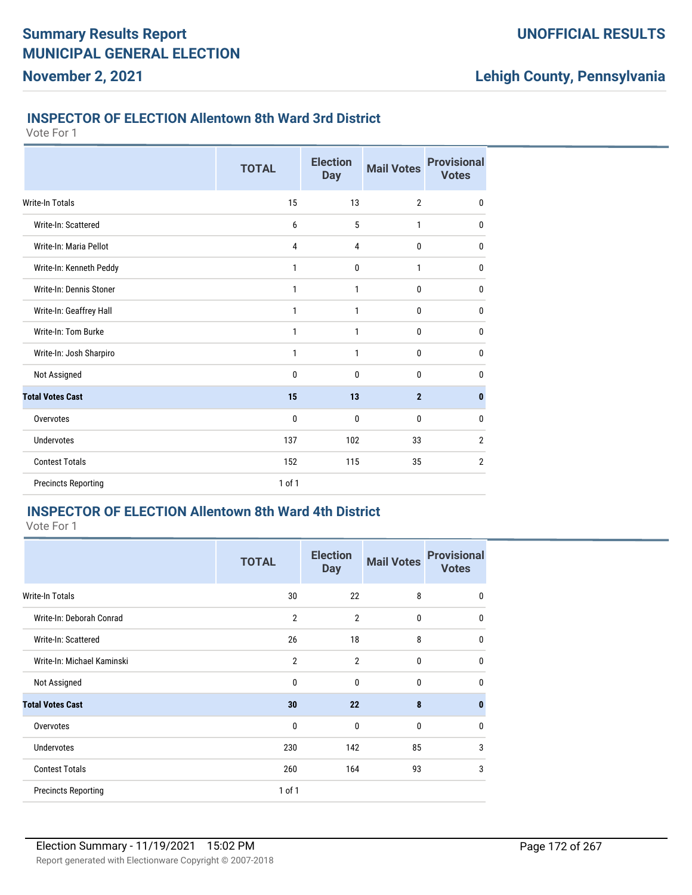# Summary Results Report
# MUNICIPAL GENERAL ELECTION
## November 2, 2021

**UNOFFICIAL RESULTS**

**Lehigh County, Pennsylvania**

### INSPECTOR OF ELECTION Allentown 8th Ward 3rd District

Vote For 1

| | TOTAL | Election Day | Mail Votes | Provisional Votes |
|---|---|---|---|---|
| Write-In Totals | 15 | 13 | 2 | 0 |
| Write-In: Scattered | 6 | 5 | 1 | 0 |
| Write-In: Maria Pellot | 4 | 4 | 0 | 0 |
| Write-In: Kenneth Peddy | 1 | 0 | 1 | 0 |
| Write-In: Dennis Stoner | 1 | 1 | 0 | 0 |
| Write-In: Geaffrey Hall | 1 | 1 | 0 | 0 |
| Write-In: Tom Burke | 1 | 1 | 0 | 0 |
| Write-In: Josh Sharpiro | 1 | 1 | 0 | 0 |
| Not Assigned | 0 | 0 | 0 | 0 |
| **Total Votes Cast** | **15** | **13** | **2** | **0** |
| Overvotes | 0 | 0 | 0 | 0 |
| Undervotes | 137 | 102 | 33 | 2 |
| Contest Totals | 152 | 115 | 35 | 2 |
| Precincts Reporting | 1 of 1 | | | |

### INSPECTOR OF ELECTION Allentown 8th Ward 4th District

Vote For 1

| | TOTAL | Election Day | Mail Votes | Provisional Votes |
|---|---|---|---|---|
| Write-In Totals | 30 | 22 | 8 | 0 |
| Write-In: Deborah Conrad | 2 | 2 | 0 | 0 |
| Write-In: Scattered | 26 | 18 | 8 | 0 |
| Write-In: Michael Kaminski | 2 | 2 | 0 | 0 |
| Not Assigned | 0 | 0 | 0 | 0 |
| **Total Votes Cast** | **30** | **22** | **8** | **0** |
| Overvotes | 0 | 0 | 0 | 0 |
| Undervotes | 230 | 142 | 85 | 3 |
| Contest Totals | 260 | 164 | 93 | 3 |
| Precincts Reporting | 1 of 1 | | | |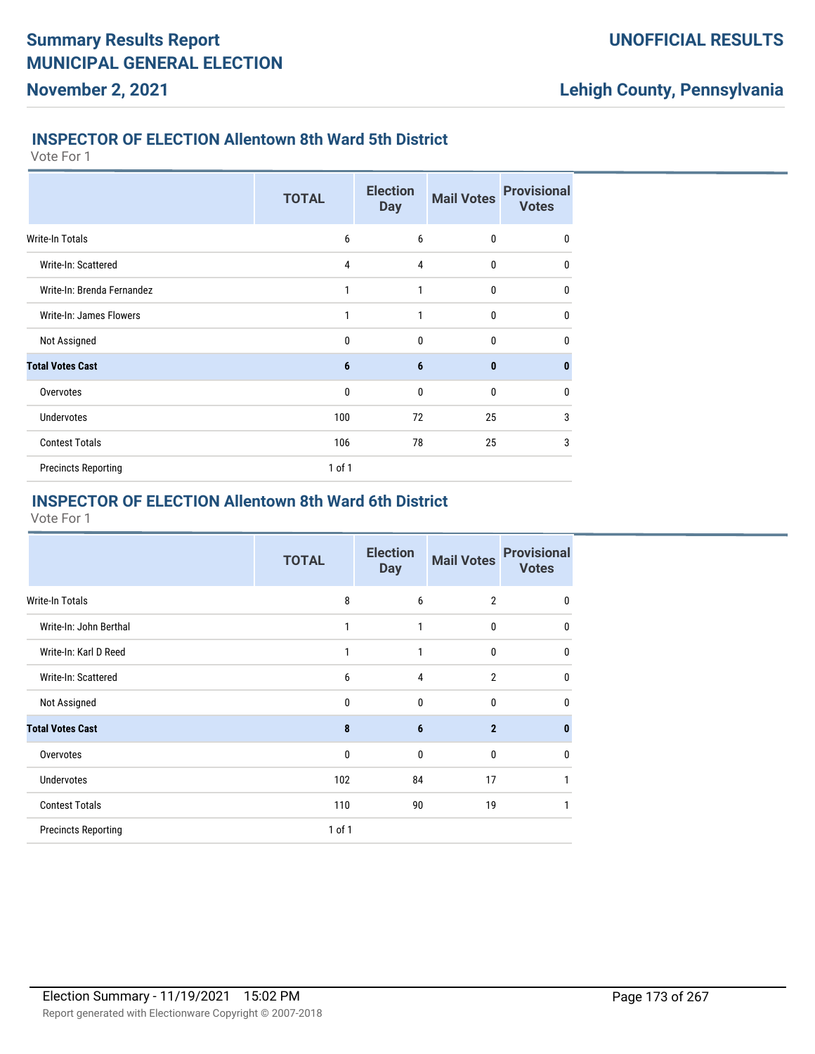## INSPECTOR OF ELECTION Allentown 8th Ward 5th District

Vote For 1

| | TOTAL | Election Day | Mail Votes | Provisional Votes |
|---|---|---|---|---|
| Write-In Totals | 6 | 6 | 0 | 0 |
| Write-In: Scattered | 4 | 4 | 0 | 0 |
| Write-In: Brenda Fernandez | 1 | 1 | 0 | 0 |
| Write-In: James Flowers | 1 | 1 | 0 | 0 |
| Not Assigned | 0 | 0 | 0 | 0 |
| **Total Votes Cast** | **6** | **6** | **0** | **0** |
| Overvotes | 0 | 0 | 0 | 0 |
| Undervotes | 100 | 72 | 25 | 3 |
| Contest Totals | 106 | 78 | 25 | 3 |
| Precincts Reporting | 1 of 1 | | | |

## INSPECTOR OF ELECTION Allentown 8th Ward 6th District

Vote For 1

| | TOTAL | Election Day | Mail Votes | Provisional Votes |
|---|---|---|---|---|
| Write-In Totals | 8 | 6 | 2 | 0 |
| Write-In: John Berthal | 1 | 1 | 0 | 0 |
| Write-In: Karl D Reed | 1 | 1 | 0 | 0 |
| Write-In: Scattered | 6 | 4 | 2 | 0 |
| Not Assigned | 0 | 0 | 0 | 0 |
| **Total Votes Cast** | **8** | **6** | **2** | **0** |
| Overvotes | 0 | 0 | 0 | 0 |
| Undervotes | 102 | 84 | 17 | 1 |
| Contest Totals | 110 | 90 | 19 | 1 |
| Precincts Reporting | 1 of 1 | | | |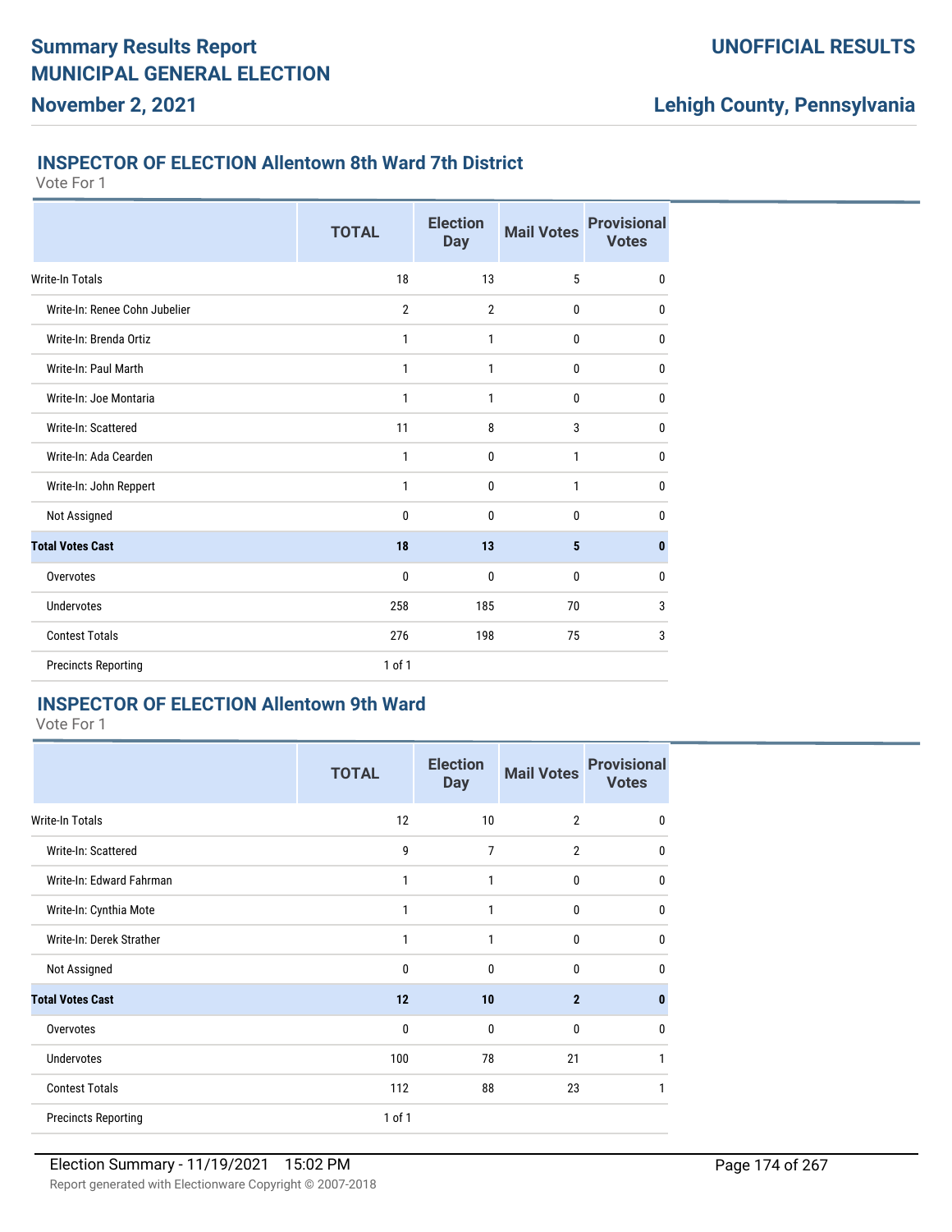## INSPECTOR OF ELECTION Allentown 8th Ward 7th District

Vote For 1

| | TOTAL | Election Day | Mail Votes | Provisional Votes |
|---|---|---|---|---|
| Write-In Totals | 18 | 13 | 5 | 0 |
| Write-In: Renee Cohn Jubelier | 2 | 2 | 0 | 0 |
| Write-In: Brenda Ortiz | 1 | 1 | 0 | 0 |
| Write-In: Paul Marth | 1 | 1 | 0 | 0 |
| Write-In: Joe Montaria | 1 | 1 | 0 | 0 |
| Write-In: Scattered | 11 | 8 | 3 | 0 |
| Write-In: Ada Cearden | 1 | 0 | 1 | 0 |
| Write-In: John Reppert | 1 | 0 | 1 | 0 |
| Not Assigned | 0 | 0 | 0 | 0 |
| **Total Votes Cast** | **18** | **13** | **5** | **0** |
| Overvotes | 0 | 0 | 0 | 0 |
| Undervotes | 258 | 185 | 70 | 3 |
| Contest Totals | 276 | 198 | 75 | 3 |
| Precincts Reporting | 1 of 1 | | | |

## INSPECTOR OF ELECTION Allentown 9th Ward

Vote For 1

| | TOTAL | Election Day | Mail Votes | Provisional Votes |
|---|---|---|---|---|
| Write-In Totals | 12 | 10 | 2 | 0 |
| Write-In: Scattered | 9 | 7 | 2 | 0 |
| Write-In: Edward Fahrman | 1 | 1 | 0 | 0 |
| Write-In: Cynthia Mote | 1 | 1 | 0 | 0 |
| Write-In: Derek Strather | 1 | 1 | 0 | 0 |
| Not Assigned | 0 | 0 | 0 | 0 |
| **Total Votes Cast** | **12** | **10** | **2** | **0** |
| Overvotes | 0 | 0 | 0 | 0 |
| Undervotes | 100 | 78 | 21 | 1 |
| Contest Totals | 112 | 88 | 23 | 1 |
| Precincts Reporting | 1 of 1 | | | |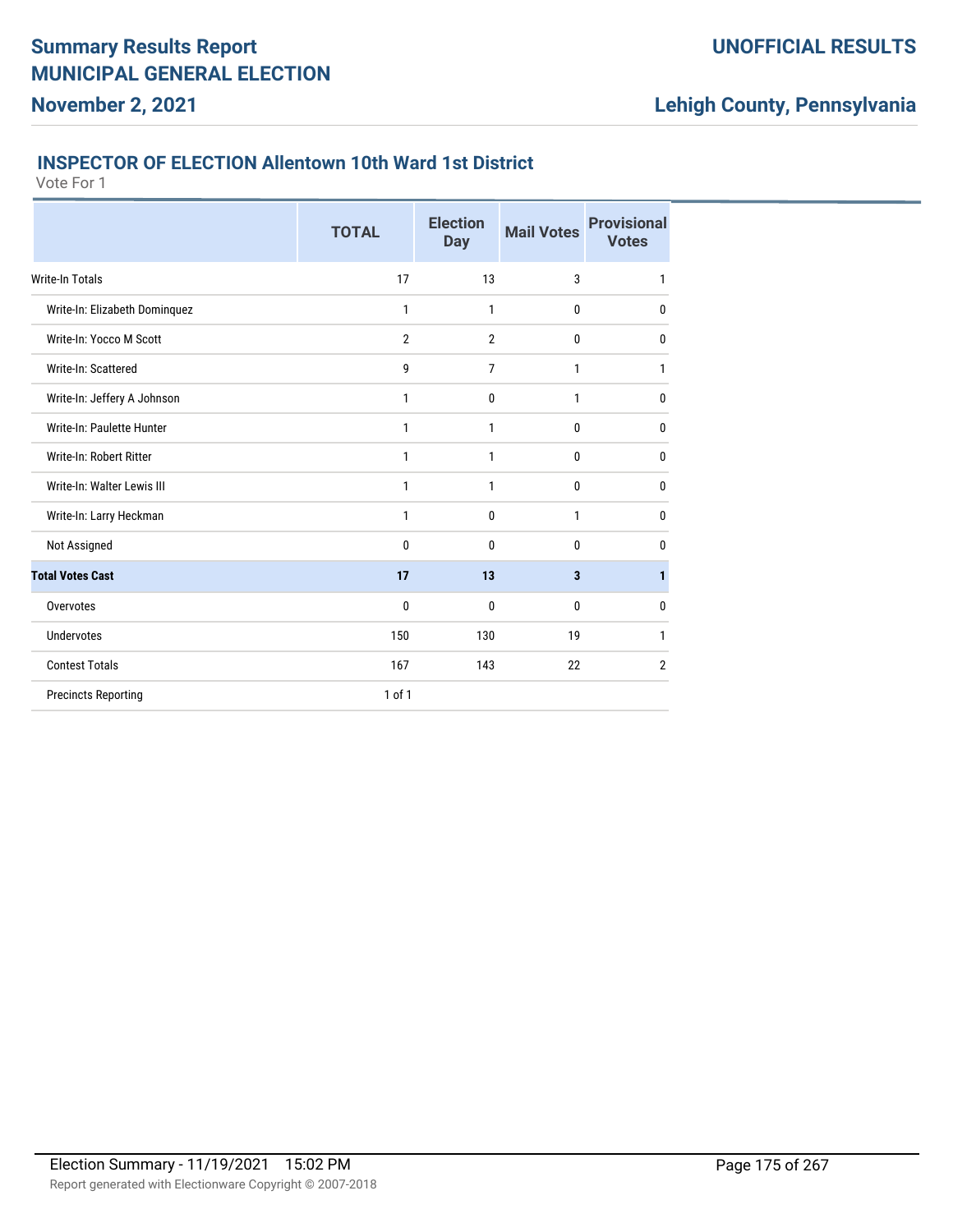# Summary Results Report
# MUNICIPAL GENERAL ELECTION
## November 2, 2021

**UNOFFICIAL RESULTS**

**Lehigh County, Pennsylvania**

### INSPECTOR OF ELECTION Allentown 10th Ward 1st District

Vote For 1

| | TOTAL | Election Day | Mail Votes | Provisional Votes |
|---|---|---|---|---|
| Write-In Totals | 17 | 13 | 3 | 1 |
| Write-In: Elizabeth Dominquez | 1 | 1 | 0 | 0 |
| Write-In: Yocco M Scott | 2 | 2 | 0 | 0 |
| Write-In: Scattered | 9 | 7 | 1 | 1 |
| Write-In: Jeffery A Johnson | 1 | 0 | 1 | 0 |
| Write-In: Paulette Hunter | 1 | 1 | 0 | 0 |
| Write-In: Robert Ritter | 1 | 1 | 0 | 0 |
| Write-In: Walter Lewis III | 1 | 1 | 0 | 0 |
| Write-In: Larry Heckman | 1 | 0 | 1 | 0 |
| Not Assigned | 0 | 0 | 0 | 0 |
| **Total Votes Cast** | **17** | **13** | **3** | **1** |
| Overvotes | 0 | 0 | 0 | 0 |
| Undervotes | 150 | 130 | 19 | 1 |
| Contest Totals | 167 | 143 | 22 | 2 |
| Precincts Reporting | 1 of 1 | | | |

Election Summary - 11/19/2021 15:02 PM

Report generated with Electionware Copyright © 2007-2018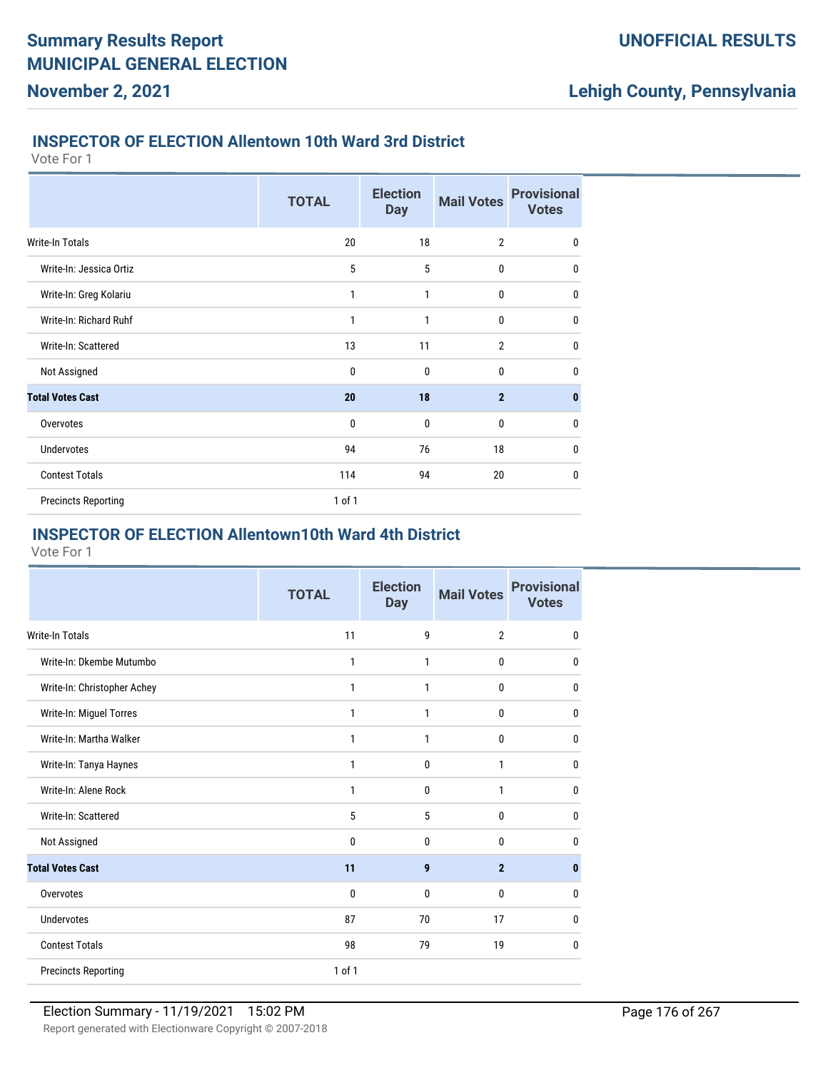## INSPECTOR OF ELECTION Allentown 10th Ward 3rd District

Vote For 1

| | TOTAL | Election Day | Mail Votes | Provisional Votes |
|---|---|---|---|---|
| Write-In Totals | 20 | 18 | 2 | 0 |
| Write-In: Jessica Ortiz | 5 | 5 | 0 | 0 |
| Write-In: Greg Kolariu | 1 | 1 | 0 | 0 |
| Write-In: Richard Ruhf | 1 | 1 | 0 | 0 |
| Write-In: Scattered | 13 | 11 | 2 | 0 |
| Not Assigned | 0 | 0 | 0 | 0 |
| **Total Votes Cast** | **20** | **18** | **2** | **0** |
| Overvotes | 0 | 0 | 0 | 0 |
| Undervotes | 94 | 76 | 18 | 0 |
| Contest Totals | 114 | 94 | 20 | 0 |
| Precincts Reporting | 1 of 1 | | | |

## INSPECTOR OF ELECTION Allentown10th Ward 4th District

Vote For 1

| | TOTAL | Election Day | Mail Votes | Provisional Votes |
|---|---|---|---|---|
| Write-In Totals | 11 | 9 | 2 | 0 |
| Write-In: Dkembe Mutumbo | 1 | 1 | 0 | 0 |
| Write-In: Christopher Achey | 1 | 1 | 0 | 0 |
| Write-In: Miguel Torres | 1 | 1 | 0 | 0 |
| Write-In: Martha Walker | 1 | 1 | 0 | 0 |
| Write-In: Tanya Haynes | 1 | 0 | 1 | 0 |
| Write-In: Alene Rock | 1 | 0 | 1 | 0 |
| Write-In: Scattered | 5 | 5 | 0 | 0 |
| Not Assigned | 0 | 0 | 0 | 0 |
| **Total Votes Cast** | **11** | **9** | **2** | **0** |
| Overvotes | 0 | 0 | 0 | 0 |
| Undervotes | 87 | 70 | 17 | 0 |
| Contest Totals | 98 | 79 | 19 | 0 |
| Precincts Reporting | 1 of 1 | | | |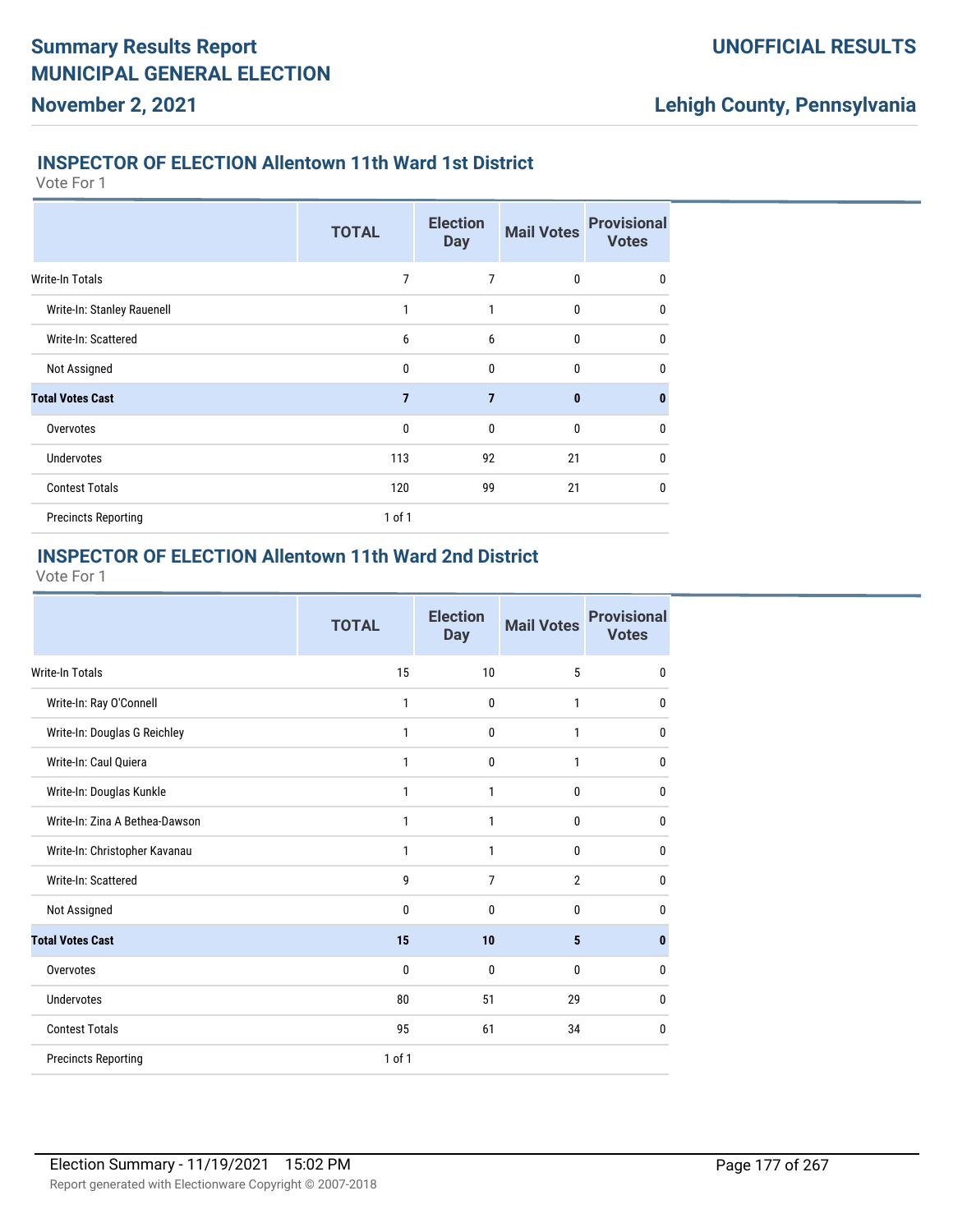# Summary Results Report MUNICIPAL GENERAL ELECTION

**November 2, 2021**

**UNOFFICIAL RESULTS**

**Lehigh County, Pennsylvania**

## INSPECTOR OF ELECTION Allentown 11th Ward 1st District

Vote For 1

| | TOTAL | Election Day | Mail Votes | Provisional Votes |
|---|---|---|---|---|
| Write-In Totals | 7 | 7 | 0 | 0 |
| Write-In: Stanley Rauenell | 1 | 1 | 0 | 0 |
| Write-In: Scattered | 6 | 6 | 0 | 0 |
| Not Assigned | 0 | 0 | 0 | 0 |
| **Total Votes Cast** | **7** | **7** | **0** | **0** |
| Overvotes | 0 | 0 | 0 | 0 |
| Undervotes | 113 | 92 | 21 | 0 |
| Contest Totals | 120 | 99 | 21 | 0 |
| Precincts Reporting | 1 of 1 | | | |

## INSPECTOR OF ELECTION Allentown 11th Ward 2nd District

Vote For 1

| | TOTAL | Election Day | Mail Votes | Provisional Votes |
|---|---|---|---|---|
| Write-In Totals | 15 | 10 | 5 | 0 |
| Write-In: Ray O'Connell | 1 | 0 | 1 | 0 |
| Write-In: Douglas G Reichley | 1 | 0 | 1 | 0 |
| Write-In: Caul Quiera | 1 | 0 | 1 | 0 |
| Write-In: Douglas Kunkle | 1 | 1 | 0 | 0 |
| Write-In: Zina A Bethea-Dawson | 1 | 1 | 0 | 0 |
| Write-In: Christopher Kavanau | 1 | 1 | 0 | 0 |
| Write-In: Scattered | 9 | 7 | 2 | 0 |
| Not Assigned | 0 | 0 | 0 | 0 |
| **Total Votes Cast** | **15** | **10** | **5** | **0** |
| Overvotes | 0 | 0 | 0 | 0 |
| Undervotes | 80 | 51 | 29 | 0 |
| Contest Totals | 95 | 61 | 34 | 0 |
| Precincts Reporting | 1 of 1 | | | |

Election Summary - 11/19/2021 15:02 PM

Report generated with Electionware Copyright © 2007-2018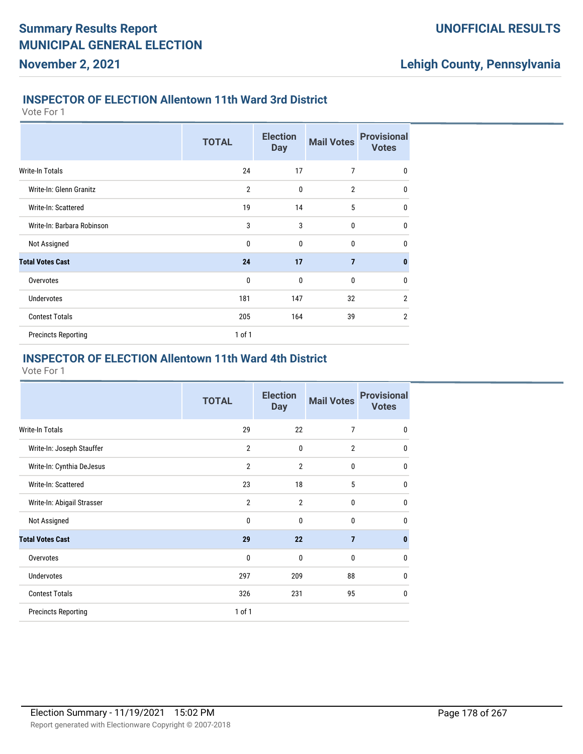# Summary Results Report
# MUNICIPAL GENERAL ELECTION

**November 2, 2021**

**UNOFFICIAL RESULTS**

**Lehigh County, Pennsylvania**

## INSPECTOR OF ELECTION Allentown 11th Ward 3rd District

Vote For 1

| | TOTAL | Election Day | Mail Votes | Provisional Votes |
|---|---|---|---|---|
| Write-In Totals | 24 | 17 | 7 | 0 |
| Write-In: Glenn Granitz | 2 | 0 | 2 | 0 |
| Write-In: Scattered | 19 | 14 | 5 | 0 |
| Write-In: Barbara Robinson | 3 | 3 | 0 | 0 |
| Not Assigned | 0 | 0 | 0 | 0 |
| **Total Votes Cast** | **24** | **17** | **7** | **0** |
| Overvotes | 0 | 0 | 0 | 0 |
| Undervotes | 181 | 147 | 32 | 2 |
| Contest Totals | 205 | 164 | 39 | 2 |
| Precincts Reporting | 1 of 1 | | | |

## INSPECTOR OF ELECTION Allentown 11th Ward 4th District

Vote For 1

| | TOTAL | Election Day | Mail Votes | Provisional Votes |
|---|---|---|---|---|
| Write-In Totals | 29 | 22 | 7 | 0 |
| Write-In: Joseph Stauffer | 2 | 0 | 2 | 0 |
| Write-In: Cynthia DeJesus | 2 | 2 | 0 | 0 |
| Write-In: Scattered | 23 | 18 | 5 | 0 |
| Write-In: Abigail Strasser | 2 | 2 | 0 | 0 |
| Not Assigned | 0 | 0 | 0 | 0 |
| **Total Votes Cast** | **29** | **22** | **7** | **0** |
| Overvotes | 0 | 0 | 0 | 0 |
| Undervotes | 297 | 209 | 88 | 0 |
| Contest Totals | 326 | 231 | 95 | 0 |
| Precincts Reporting | 1 of 1 | | | |

Election Summary - 11/19/2021 15:02 PM

Report generated with Electionware Copyright © 2007-2018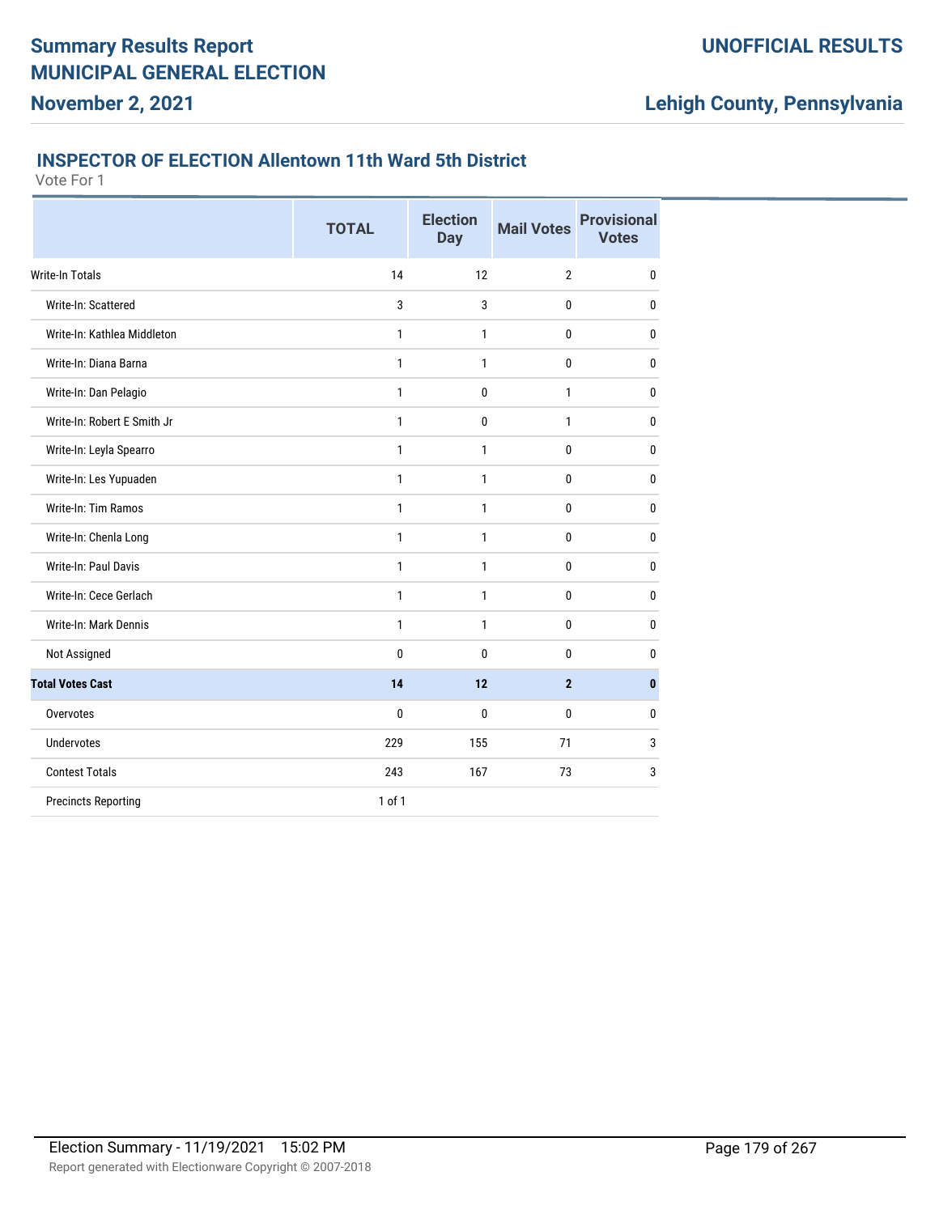## Summary Results Report
## MUNICIPAL GENERAL ELECTION
## November 2, 2021

**UNOFFICIAL RESULTS**

**Lehigh County, Pennsylvania**

### INSPECTOR OF ELECTION Allentown 11th Ward 5th District

Vote For 1

| | TOTAL | Election Day | Mail Votes | Provisional Votes |
|---|---|---|---|---|
| Write-In Totals | 14 | 12 | 2 | 0 |
| Write-In: Scattered | 3 | 3 | 0 | 0 |
| Write-In: Kathlea Middleton | 1 | 1 | 0 | 0 |
| Write-In: Diana Barna | 1 | 1 | 0 | 0 |
| Write-In: Dan Pelagio | 1 | 0 | 1 | 0 |
| Write-In: Robert E Smith Jr | 1 | 0 | 1 | 0 |
| Write-In: Leyla Spearro | 1 | 1 | 0 | 0 |
| Write-In: Les Yupuaden | 1 | 1 | 0 | 0 |
| Write-In: Tim Ramos | 1 | 1 | 0 | 0 |
| Write-In: Chenla Long | 1 | 1 | 0 | 0 |
| Write-In: Paul Davis | 1 | 1 | 0 | 0 |
| Write-In: Cece Gerlach | 1 | 1 | 0 | 0 |
| Write-In: Mark Dennis | 1 | 1 | 0 | 0 |
| Not Assigned | 0 | 0 | 0 | 0 |
| **Total Votes Cast** | **14** | **12** | **2** | **0** |
| Overvotes | 0 | 0 | 0 | 0 |
| Undervotes | 229 | 155 | 71 | 3 |
| Contest Totals | 243 | 167 | 73 | 3 |
| Precincts Reporting | 1 of 1 | | | |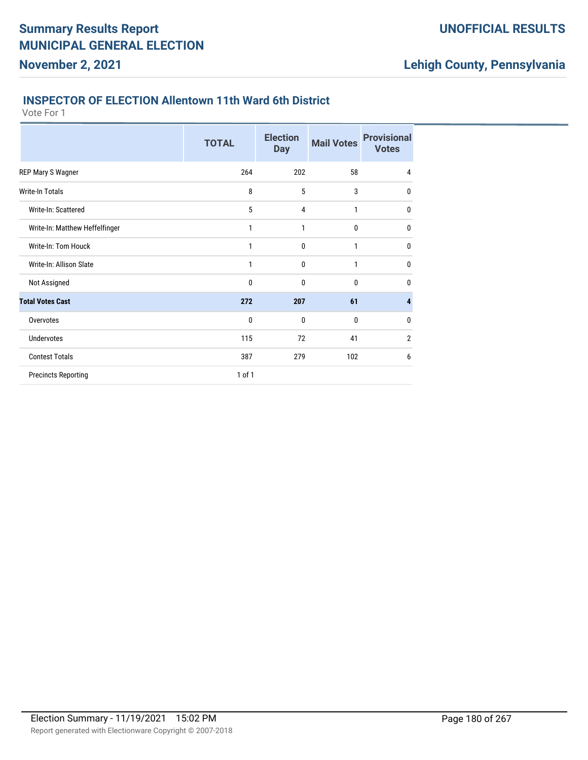## INSPECTOR OF ELECTION Allentown 11th Ward 6th District

Vote For 1

| | TOTAL | Election Day | Mail Votes | Provisional Votes |
|---|---|---|---|---|
| REP Mary S Wagner | 264 | 202 | 58 | 4 |
| Write-In Totals | 8 | 5 | 3 | 0 |
| Write-In: Scattered | 5 | 4 | 1 | 0 |
| Write-In: Matthew Heffelfinger | 1 | 1 | 0 | 0 |
| Write-In: Tom Houck | 1 | 0 | 1 | 0 |
| Write-In: Allison Slate | 1 | 0 | 1 | 0 |
| Not Assigned | 0 | 0 | 0 | 0 |
| **Total Votes Cast** | **272** | **207** | **61** | **4** |
| Overvotes | 0 | 0 | 0 | 0 |
| Undervotes | 115 | 72 | 41 | 2 |
| Contest Totals | 387 | 279 | 102 | 6 |
| Precincts Reporting | 1 of 1 | | | |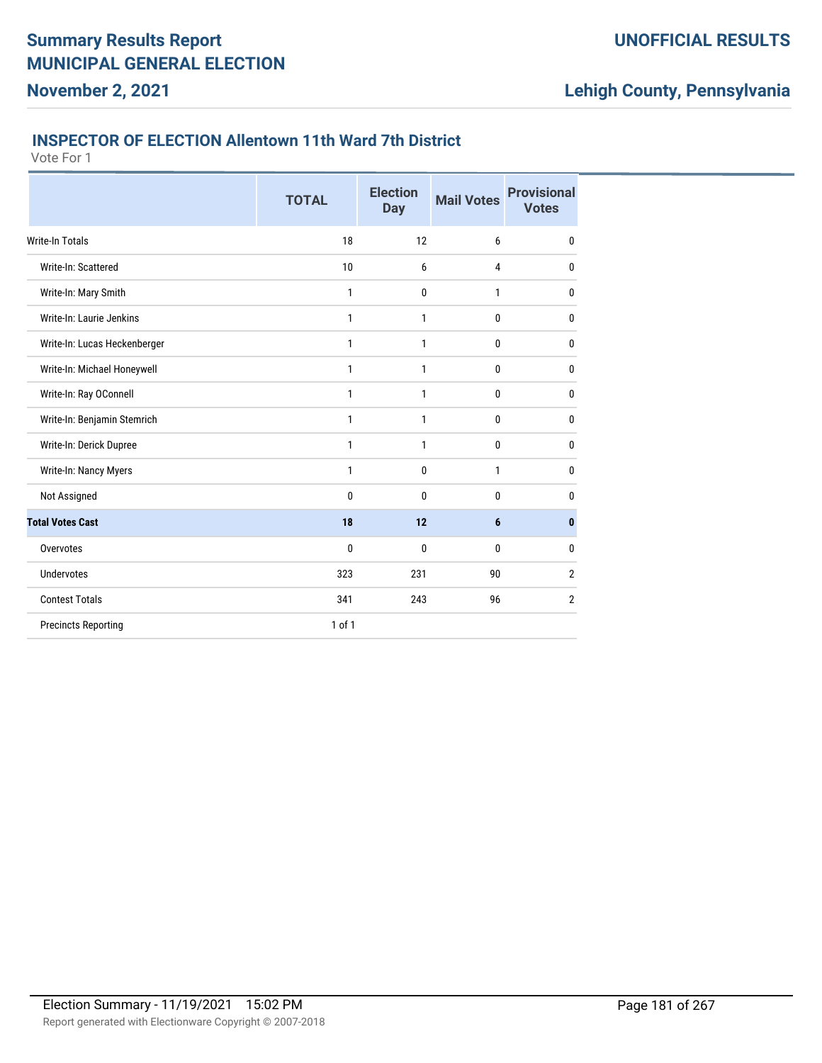# Summary Results Report
# MUNICIPAL GENERAL ELECTION
## November 2, 2021

**UNOFFICIAL RESULTS**

**Lehigh County, Pennsylvania**

### INSPECTOR OF ELECTION Allentown 11th Ward 7th District

Vote For 1

| | TOTAL | Election Day | Mail Votes | Provisional Votes |
|---|---|---|---|---|
| Write-In Totals | 18 | 12 | 6 | 0 |
| Write-In: Scattered | 10 | 6 | 4 | 0 |
| Write-In: Mary Smith | 1 | 0 | 1 | 0 |
| Write-In: Laurie Jenkins | 1 | 1 | 0 | 0 |
| Write-In: Lucas Heckenberger | 1 | 1 | 0 | 0 |
| Write-In: Michael Honeywell | 1 | 1 | 0 | 0 |
| Write-In: Ray OConnell | 1 | 1 | 0 | 0 |
| Write-In: Benjamin Stemrich | 1 | 1 | 0 | 0 |
| Write-In: Derick Dupree | 1 | 1 | 0 | 0 |
| Write-In: Nancy Myers | 1 | 0 | 1 | 0 |
| Not Assigned | 0 | 0 | 0 | 0 |
| **Total Votes Cast** | **18** | **12** | **6** | **0** |
| Overvotes | 0 | 0 | 0 | 0 |
| Undervotes | 323 | 231 | 90 | 2 |
| Contest Totals | 341 | 243 | 96 | 2 |
| Precincts Reporting | 1 of 1 | | | |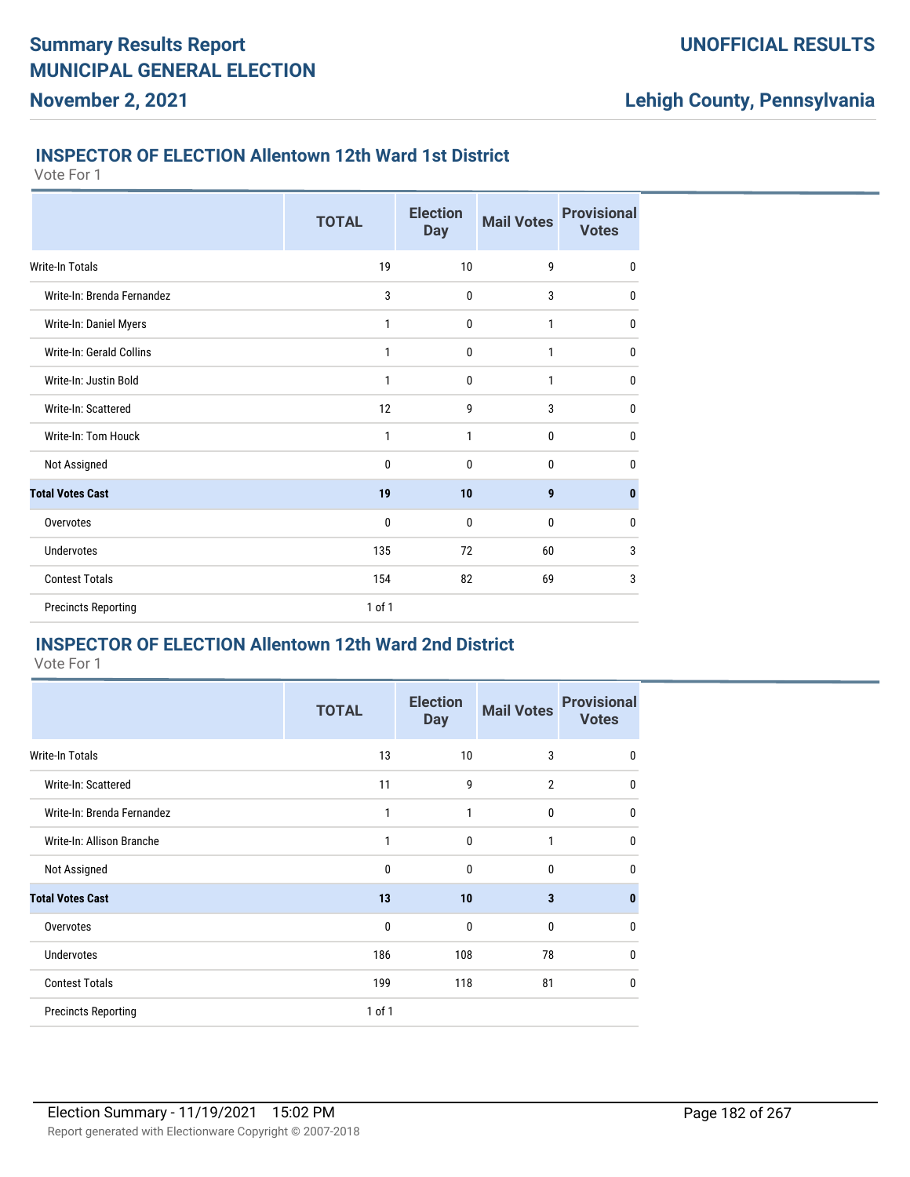# Summary Results Report

# MUNICIPAL GENERAL ELECTION

**November 2, 2021**

**UNOFFICIAL RESULTS**

**Lehigh County, Pennsylvania**

## INSPECTOR OF ELECTION Allentown 12th Ward 1st District

Vote For 1

| | TOTAL | Election Day | Mail Votes | Provisional Votes |
|---|---|---|---|---|
| Write-In Totals | 19 | 10 | 9 | 0 |
| Write-In: Brenda Fernandez | 3 | 0 | 3 | 0 |
| Write-In: Daniel Myers | 1 | 0 | 1 | 0 |
| Write-In: Gerald Collins | 1 | 0 | 1 | 0 |
| Write-In: Justin Bold | 1 | 0 | 1 | 0 |
| Write-In: Scattered | 12 | 9 | 3 | 0 |
| Write-In: Tom Houck | 1 | 1 | 0 | 0 |
| Not Assigned | 0 | 0 | 0 | 0 |
| **Total Votes Cast** | **19** | **10** | **9** | **0** |
| Overvotes | 0 | 0 | 0 | 0 |
| Undervotes | 135 | 72 | 60 | 3 |
| Contest Totals | 154 | 82 | 69 | 3 |
| Precincts Reporting | 1 of 1 | | | |

## INSPECTOR OF ELECTION Allentown 12th Ward 2nd District

Vote For 1

| | TOTAL | Election Day | Mail Votes | Provisional Votes |
|---|---|---|---|---|
| Write-In Totals | 13 | 10 | 3 | 0 |
| Write-In: Scattered | 11 | 9 | 2 | 0 |
| Write-In: Brenda Fernandez | 1 | 1 | 0 | 0 |
| Write-In: Allison Branche | 1 | 0 | 1 | 0 |
| Not Assigned | 0 | 0 | 0 | 0 |
| **Total Votes Cast** | **13** | **10** | **3** | **0** |
| Overvotes | 0 | 0 | 0 | 0 |
| Undervotes | 186 | 108 | 78 | 0 |
| Contest Totals | 199 | 118 | 81 | 0 |
| Precincts Reporting | 1 of 1 | | | |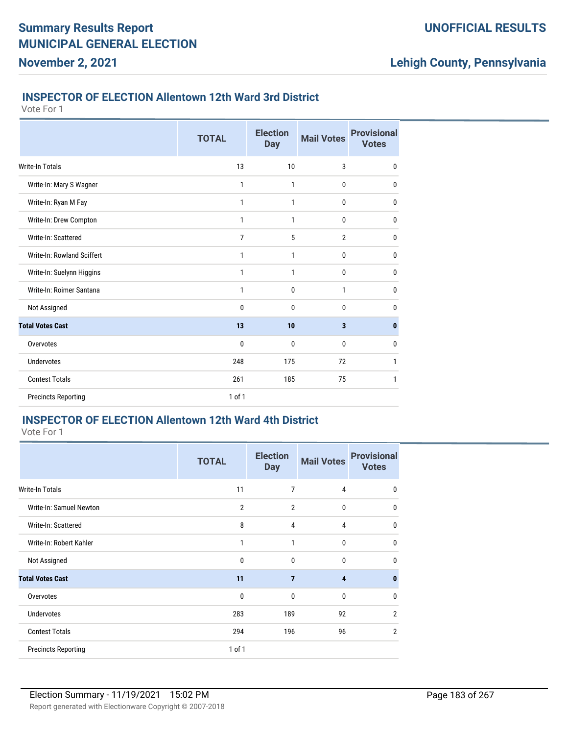# Summary Results Report
# MUNICIPAL GENERAL ELECTION
## November 2, 2021

**UNOFFICIAL RESULTS**

**Lehigh County, Pennsylvania**

### INSPECTOR OF ELECTION Allentown 12th Ward 3rd District

Vote For 1

| | TOTAL | Election Day | Mail Votes | Provisional Votes |
|---|---|---|---|---|
| Write-In Totals | 13 | 10 | 3 | 0 |
| Write-In: Mary S Wagner | 1 | 1 | 0 | 0 |
| Write-In: Ryan M Fay | 1 | 1 | 0 | 0 |
| Write-In: Drew Compton | 1 | 1 | 0 | 0 |
| Write-In: Scattered | 7 | 5 | 2 | 0 |
| Write-In: Rowland Sciffert | 1 | 1 | 0 | 0 |
| Write-In: Suelynn Higgins | 1 | 1 | 0 | 0 |
| Write-In: Roimer Santana | 1 | 0 | 1 | 0 |
| Not Assigned | 0 | 0 | 0 | 0 |
| **Total Votes Cast** | **13** | **10** | **3** | **0** |
| Overvotes | 0 | 0 | 0 | 0 |
| Undervotes | 248 | 175 | 72 | 1 |
| Contest Totals | 261 | 185 | 75 | 1 |
| Precincts Reporting | 1 of 1 | | | |

### INSPECTOR OF ELECTION Allentown 12th Ward 4th District

Vote For 1

| | TOTAL | Election Day | Mail Votes | Provisional Votes |
|---|---|---|---|---|
| Write-In Totals | 11 | 7 | 4 | 0 |
| Write-In: Samuel Newton | 2 | 2 | 0 | 0 |
| Write-In: Scattered | 8 | 4 | 4 | 0 |
| Write-In: Robert Kahler | 1 | 1 | 0 | 0 |
| Not Assigned | 0 | 0 | 0 | 0 |
| **Total Votes Cast** | **11** | **7** | **4** | **0** |
| Overvotes | 0 | 0 | 0 | 0 |
| Undervotes | 283 | 189 | 92 | 2 |
| Contest Totals | 294 | 196 | 96 | 2 |
| Precincts Reporting | 1 of 1 | | | |

Election Summary - 11/19/2021 15:02 PM

Report generated with Electionware Copyright © 2007-2018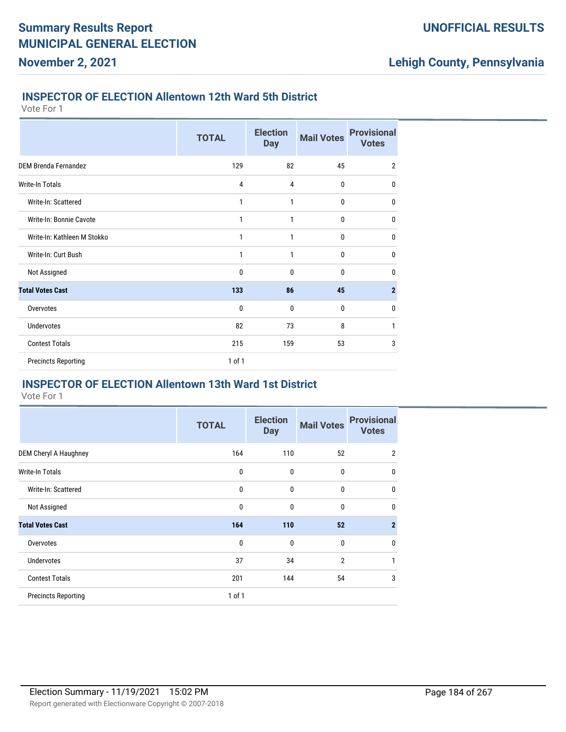## INSPECTOR OF ELECTION Allentown 12th Ward 5th District

Vote For 1

| | TOTAL | Election Day | Mail Votes | Provisional Votes |
|---|---|---|---|---|
| DEM Brenda Fernandez | 129 | 82 | 45 | 2 |
| Write-In Totals | 4 | 4 | 0 | 0 |
| Write-In: Scattered | 1 | 1 | 0 | 0 |
| Write-In: Bonnie Cavote | 1 | 1 | 0 | 0 |
| Write-In: Kathleen M Stokko | 1 | 1 | 0 | 0 |
| Write-In: Curt Bush | 1 | 1 | 0 | 0 |
| Not Assigned | 0 | 0 | 0 | 0 |
| **Total Votes Cast** | **133** | **86** | **45** | **2** |
| Overvotes | 0 | 0 | 0 | 0 |
| Undervotes | 82 | 73 | 8 | 1 |
| Contest Totals | 215 | 159 | 53 | 3 |
| Precincts Reporting | 1 of 1 | | | |

## INSPECTOR OF ELECTION Allentown 13th Ward 1st District

Vote For 1

| | TOTAL | Election Day | Mail Votes | Provisional Votes |
|---|---|---|---|---|
| DEM Cheryl A Haughney | 164 | 110 | 52 | 2 |
| Write-In Totals | 0 | 0 | 0 | 0 |
| Write-In: Scattered | 0 | 0 | 0 | 0 |
| Not Assigned | 0 | 0 | 0 | 0 |
| **Total Votes Cast** | **164** | **110** | **52** | **2** |
| Overvotes | 0 | 0 | 0 | 0 |
| Undervotes | 37 | 34 | 2 | 1 |
| Contest Totals | 201 | 144 | 54 | 3 |
| Precincts Reporting | 1 of 1 | | | |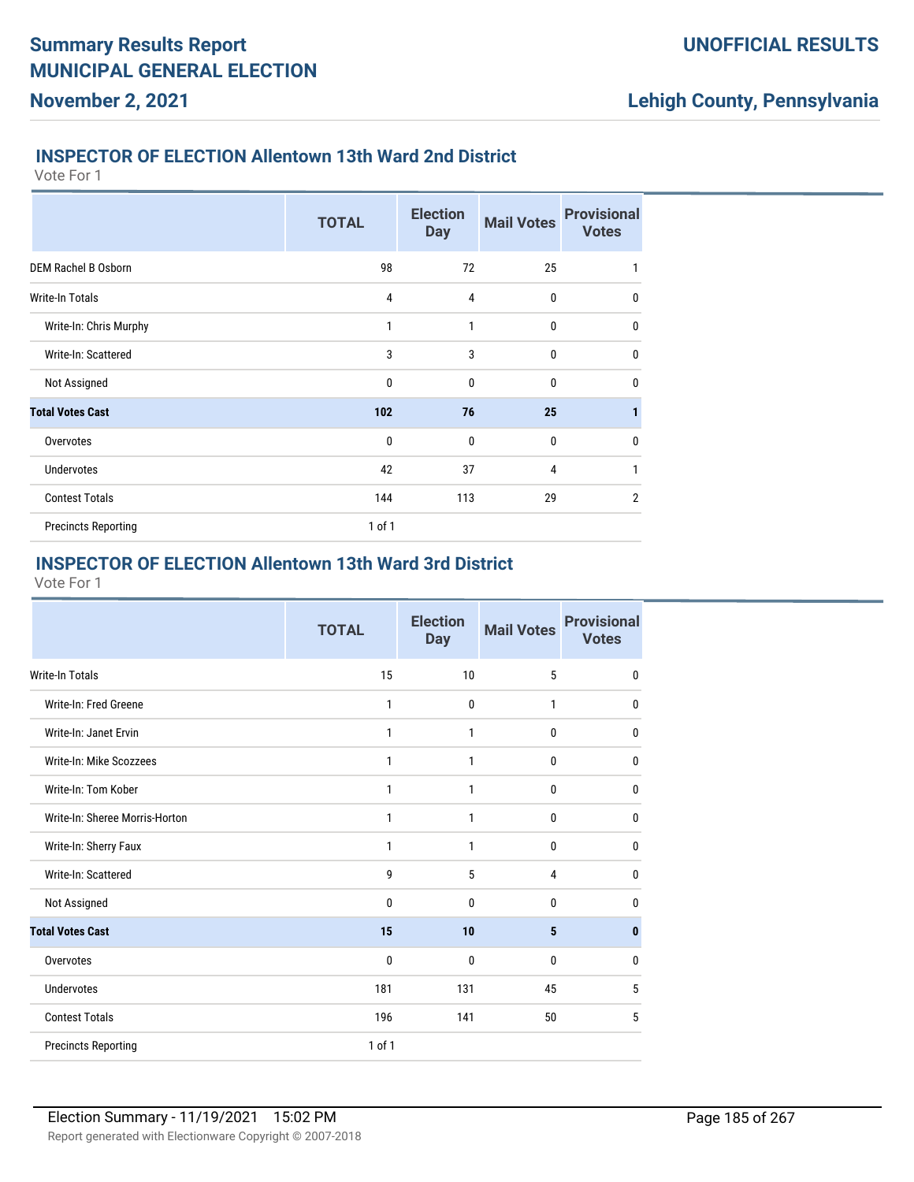## INSPECTOR OF ELECTION Allentown 13th Ward 2nd District

Vote For 1

| | TOTAL | Election Day | Mail Votes | Provisional Votes |
|---|---|---|---|---|
| DEM Rachel B Osborn | 98 | 72 | 25 | 1 |
| Write-In Totals | 4 | 4 | 0 | 0 |
| Write-In: Chris Murphy | 1 | 1 | 0 | 0 |
| Write-In: Scattered | 3 | 3 | 0 | 0 |
| Not Assigned | 0 | 0 | 0 | 0 |
| **Total Votes Cast** | **102** | **76** | **25** | **1** |
| Overvotes | 0 | 0 | 0 | 0 |
| Undervotes | 42 | 37 | 4 | 1 |
| Contest Totals | 144 | 113 | 29 | 2 |
| Precincts Reporting | 1 of 1 | | | |

## INSPECTOR OF ELECTION Allentown 13th Ward 3rd District

Vote For 1

| | TOTAL | Election Day | Mail Votes | Provisional Votes |
|---|---|---|---|---|
| Write-In Totals | 15 | 10 | 5 | 0 |
| Write-In: Fred Greene | 1 | 0 | 1 | 0 |
| Write-In: Janet Ervin | 1 | 1 | 0 | 0 |
| Write-In: Mike Scozzees | 1 | 1 | 0 | 0 |
| Write-In: Tom Kober | 1 | 1 | 0 | 0 |
| Write-In: Sheree Morris-Horton | 1 | 1 | 0 | 0 |
| Write-In: Sherry Faux | 1 | 1 | 0 | 0 |
| Write-In: Scattered | 9 | 5 | 4 | 0 |
| Not Assigned | 0 | 0 | 0 | 0 |
| **Total Votes Cast** | **15** | **10** | **5** | **0** |
| Overvotes | 0 | 0 | 0 | 0 |
| Undervotes | 181 | 131 | 45 | 5 |
| Contest Totals | 196 | 141 | 50 | 5 |
| Precincts Reporting | 1 of 1 | | | |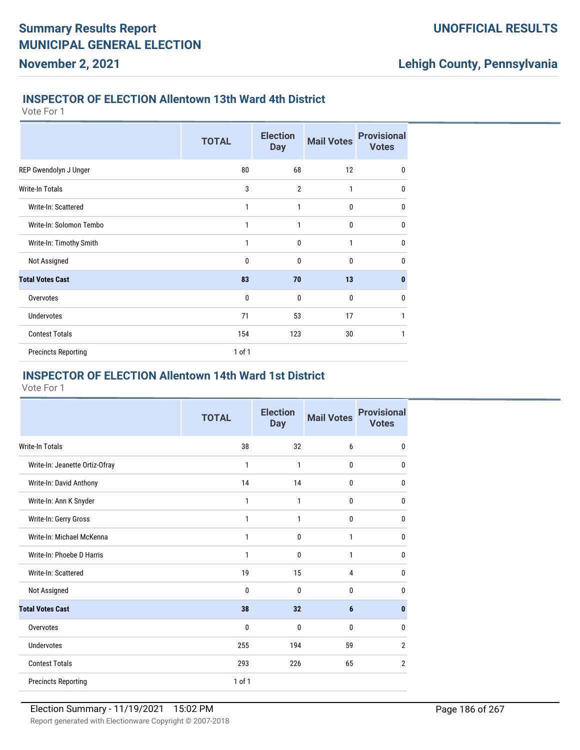## INSPECTOR OF ELECTION Allentown 13th Ward 4th District

Vote For 1

| | TOTAL | Election Day | Mail Votes | Provisional Votes |
|---|---|---|---|---|
| REP Gwendolyn J Unger | 80 | 68 | 12 | 0 |
| Write-In Totals | 3 | 2 | 1 | 0 |
| Write-In: Scattered | 1 | 1 | 0 | 0 |
| Write-In: Solomon Tembo | 1 | 1 | 0 | 0 |
| Write-In: Timothy Smith | 1 | 0 | 1 | 0 |
| Not Assigned | 0 | 0 | 0 | 0 |
| **Total Votes Cast** | **83** | **70** | **13** | **0** |
| Overvotes | 0 | 0 | 0 | 0 |
| Undervotes | 71 | 53 | 17 | 1 |
| Contest Totals | 154 | 123 | 30 | 1 |
| Precincts Reporting | 1 of 1 | | | |

## INSPECTOR OF ELECTION Allentown 14th Ward 1st District

Vote For 1

| | TOTAL | Election Day | Mail Votes | Provisional Votes |
|---|---|---|---|---|
| Write-In Totals | 38 | 32 | 6 | 0 |
| Write-In: Jeanette Ortiz-Ofray | 1 | 1 | 0 | 0 |
| Write-In: David Anthony | 14 | 14 | 0 | 0 |
| Write-In: Ann K Snyder | 1 | 1 | 0 | 0 |
| Write-In: Gerry Gross | 1 | 1 | 0 | 0 |
| Write-In: Michael McKenna | 1 | 0 | 1 | 0 |
| Write-In: Phoebe D Harris | 1 | 0 | 1 | 0 |
| Write-In: Scattered | 19 | 15 | 4 | 0 |
| Not Assigned | 0 | 0 | 0 | 0 |
| **Total Votes Cast** | **38** | **32** | **6** | **0** |
| Overvotes | 0 | 0 | 0 | 0 |
| Undervotes | 255 | 194 | 59 | 2 |
| Contest Totals | 293 | 226 | 65 | 2 |
| Precincts Reporting | 1 of 1 | | | |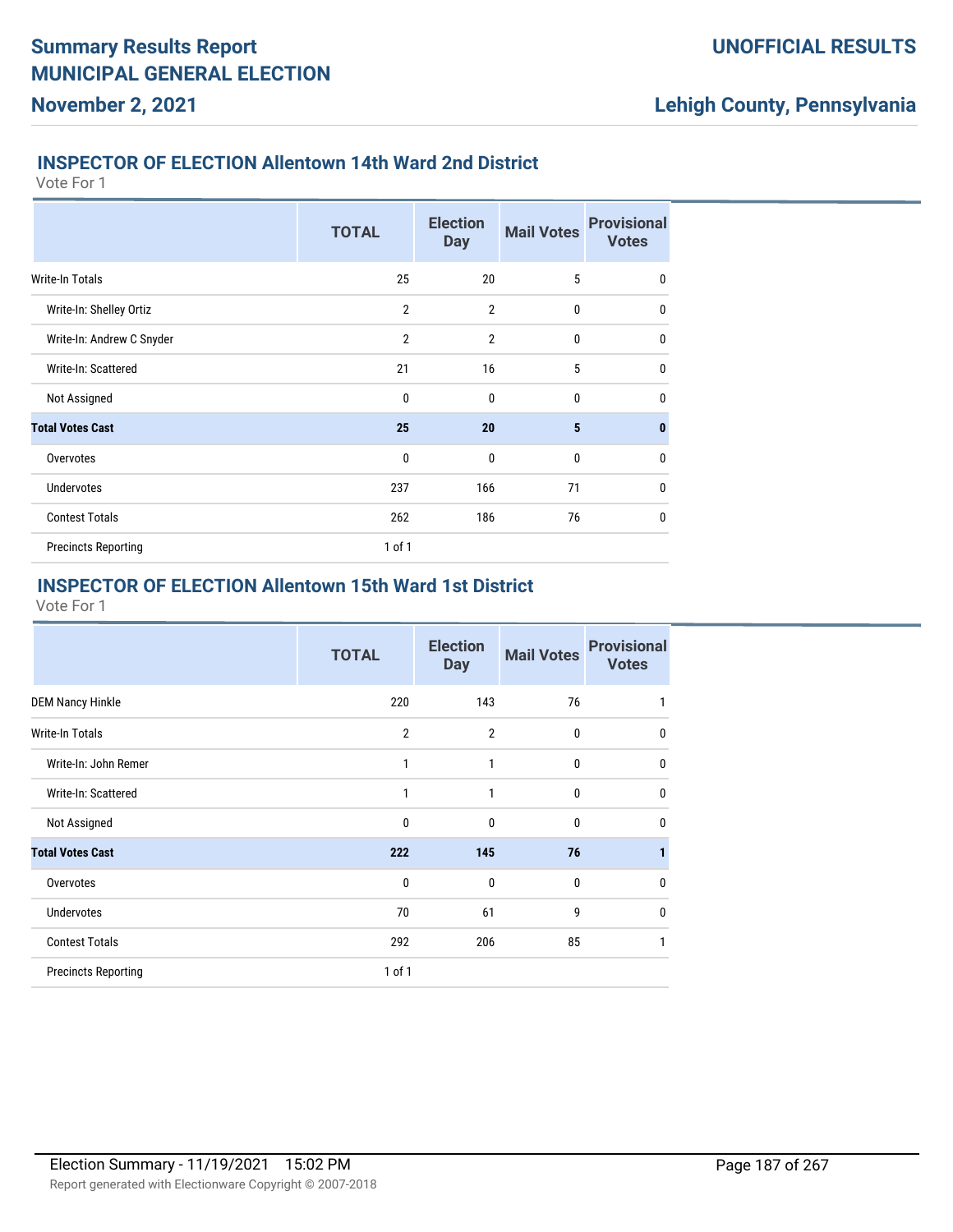## INSPECTOR OF ELECTION Allentown 14th Ward 2nd District

Vote For 1

| | TOTAL | Election Day | Mail Votes | Provisional Votes |
|---|---|---|---|---|
| Write-In Totals | 25 | 20 | 5 | 0 |
| Write-In: Shelley Ortiz | 2 | 2 | 0 | 0 |
| Write-In: Andrew C Snyder | 2 | 2 | 0 | 0 |
| Write-In: Scattered | 21 | 16 | 5 | 0 |
| Not Assigned | 0 | 0 | 0 | 0 |
| **Total Votes Cast** | **25** | **20** | **5** | **0** |
| Overvotes | 0 | 0 | 0 | 0 |
| Undervotes | 237 | 166 | 71 | 0 |
| Contest Totals | 262 | 186 | 76 | 0 |
| Precincts Reporting | 1 of 1 | | | |

## INSPECTOR OF ELECTION Allentown 15th Ward 1st District

Vote For 1

| | TOTAL | Election Day | Mail Votes | Provisional Votes |
|---|---|---|---|---|
| DEM Nancy Hinkle | 220 | 143 | 76 | 1 |
| Write-In Totals | 2 | 2 | 0 | 0 |
| Write-In: John Remer | 1 | 1 | 0 | 0 |
| Write-In: Scattered | 1 | 1 | 0 | 0 |
| Not Assigned | 0 | 0 | 0 | 0 |
| **Total Votes Cast** | **222** | **145** | **76** | **1** |
| Overvotes | 0 | 0 | 0 | 0 |
| Undervotes | 70 | 61 | 9 | 0 |
| Contest Totals | 292 | 206 | 85 | 1 |
| Precincts Reporting | 1 of 1 | | | |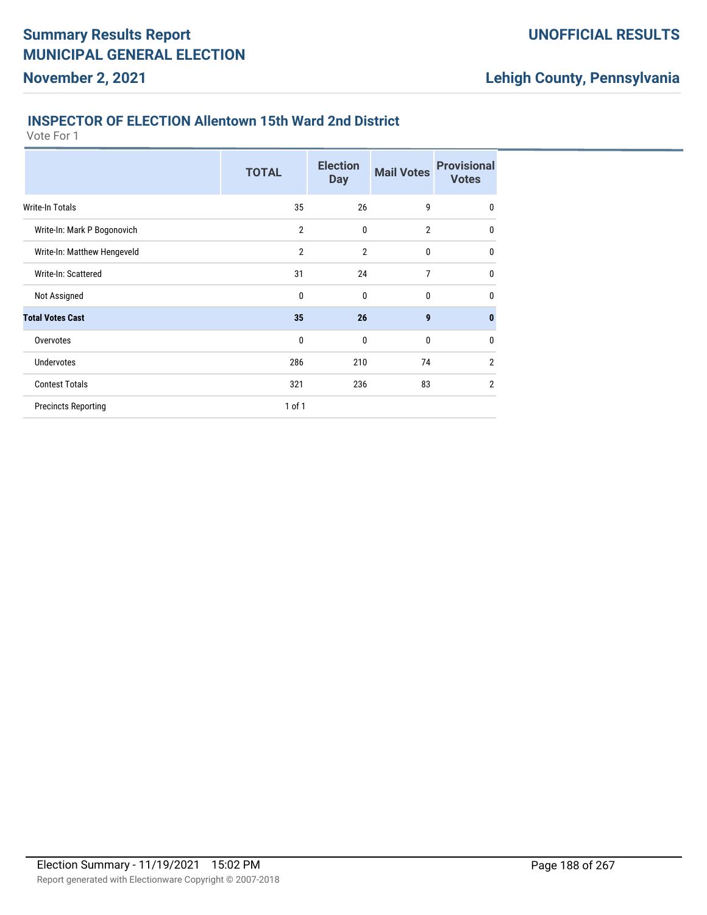## INSPECTOR OF ELECTION Allentown 15th Ward 2nd District

Vote For 1

| | TOTAL | Election Day | Mail Votes | Provisional Votes |
|---|---|---|---|---|
| Write-In Totals | 35 | 26 | 9 | 0 |
| Write-In: Mark P Bogonovich | 2 | 0 | 2 | 0 |
| Write-In: Matthew Hengeveld | 2 | 2 | 0 | 0 |
| Write-In: Scattered | 31 | 24 | 7 | 0 |
| Not Assigned | 0 | 0 | 0 | 0 |
| **Total Votes Cast** | **35** | **26** | **9** | **0** |
| Overvotes | 0 | 0 | 0 | 0 |
| Undervotes | 286 | 210 | 74 | 2 |
| Contest Totals | 321 | 236 | 83 | 2 |
| Precincts Reporting | 1 of 1 | | | |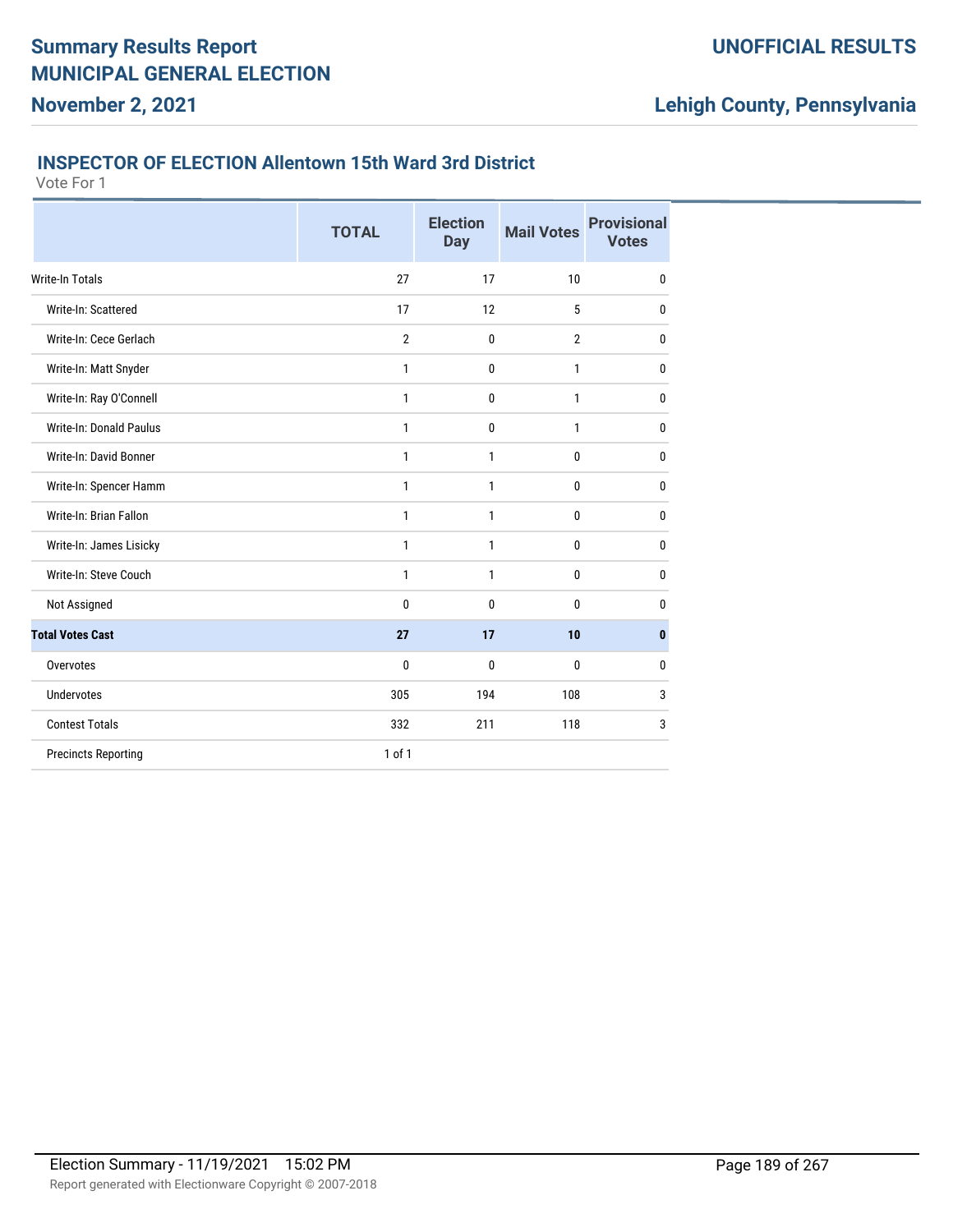## Summary Results Report
## MUNICIPAL GENERAL ELECTION
**November 2, 2021**

**UNOFFICIAL RESULTS**

**Lehigh County, Pennsylvania**

### INSPECTOR OF ELECTION Allentown 15th Ward 3rd District

Vote For 1

| | TOTAL | Election Day | Mail Votes | Provisional Votes |
|---|---|---|---|---|
| Write-In Totals | 27 | 17 | 10 | 0 |
| Write-In: Scattered | 17 | 12 | 5 | 0 |
| Write-In: Cece Gerlach | 2 | 0 | 2 | 0 |
| Write-In: Matt Snyder | 1 | 0 | 1 | 0 |
| Write-In: Ray O'Connell | 1 | 0 | 1 | 0 |
| Write-In: Donald Paulus | 1 | 0 | 1 | 0 |
| Write-In: David Bonner | 1 | 1 | 0 | 0 |
| Write-In: Spencer Hamm | 1 | 1 | 0 | 0 |
| Write-In: Brian Fallon | 1 | 1 | 0 | 0 |
| Write-In: James Lisicky | 1 | 1 | 0 | 0 |
| Write-In: Steve Couch | 1 | 1 | 0 | 0 |
| Not Assigned | 0 | 0 | 0 | 0 |
| **Total Votes Cast** | **27** | **17** | **10** | **0** |
| Overvotes | 0 | 0 | 0 | 0 |
| Undervotes | 305 | 194 | 108 | 3 |
| Contest Totals | 332 | 211 | 118 | 3 |
| Precincts Reporting | 1 of 1 | | | |

Election Summary - 11/19/2021 15:02 PM

Report generated with Electionware Copyright © 2007-2018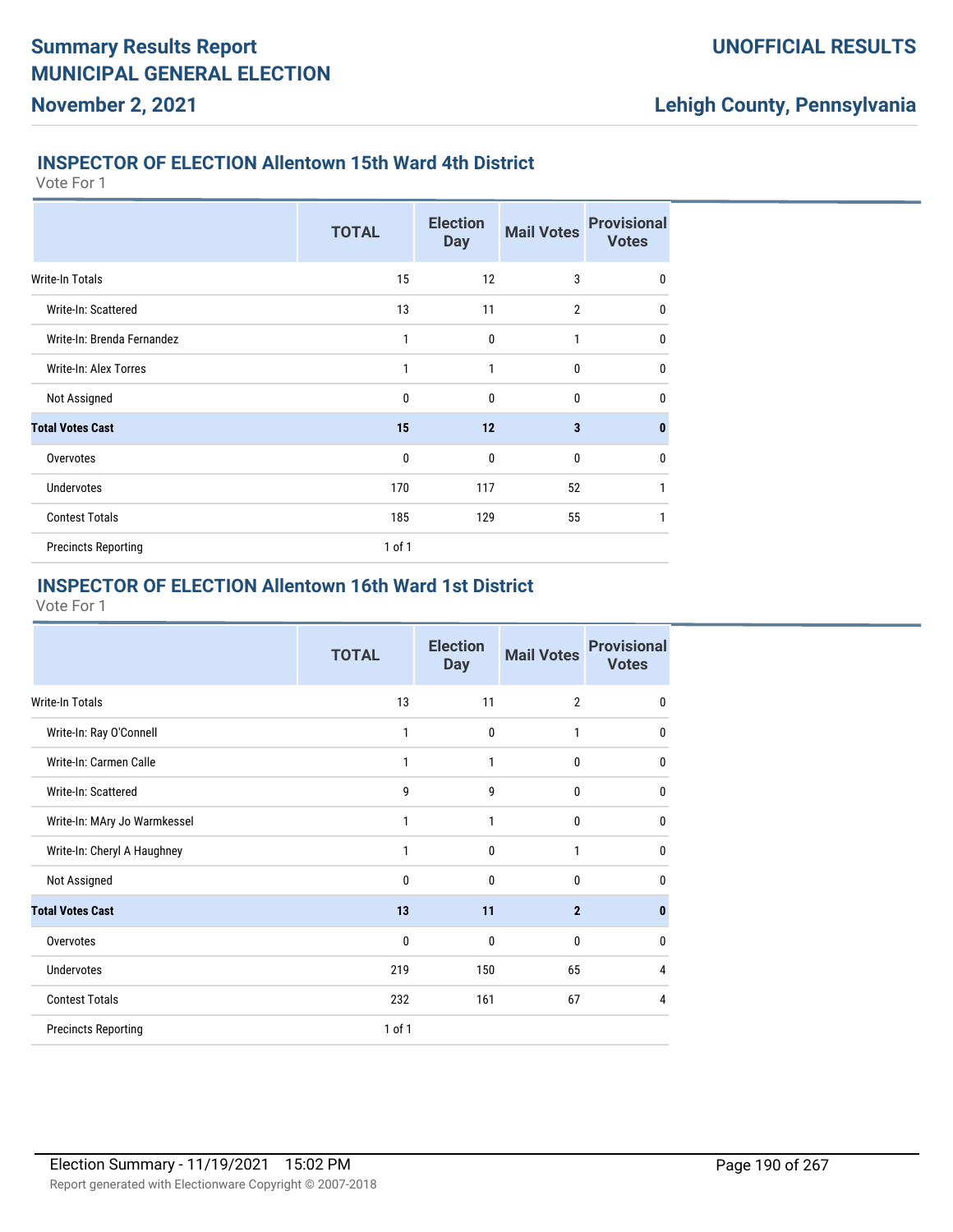## INSPECTOR OF ELECTION Allentown 15th Ward 4th District

Vote For 1

| | TOTAL | Election Day | Mail Votes | Provisional Votes |
|---|---|---|---|---|
| Write-In Totals | 15 | 12 | 3 | 0 |
| Write-In: Scattered | 13 | 11 | 2 | 0 |
| Write-In: Brenda Fernandez | 1 | 0 | 1 | 0 |
| Write-In: Alex Torres | 1 | 1 | 0 | 0 |
| Not Assigned | 0 | 0 | 0 | 0 |
| **Total Votes Cast** | **15** | **12** | **3** | **0** |
| Overvotes | 0 | 0 | 0 | 0 |
| Undervotes | 170 | 117 | 52 | 1 |
| Contest Totals | 185 | 129 | 55 | 1 |
| Precincts Reporting | 1 of 1 | | | |

## INSPECTOR OF ELECTION Allentown 16th Ward 1st District

Vote For 1

| | TOTAL | Election Day | Mail Votes | Provisional Votes |
|---|---|---|---|---|
| Write-In Totals | 13 | 11 | 2 | 0 |
| Write-In: Ray O'Connell | 1 | 0 | 1 | 0 |
| Write-In: Carmen Calle | 1 | 1 | 0 | 0 |
| Write-In: Scattered | 9 | 9 | 0 | 0 |
| Write-In: MAry Jo Warmkessel | 1 | 1 | 0 | 0 |
| Write-In: Cheryl A Haughney | 1 | 0 | 1 | 0 |
| Not Assigned | 0 | 0 | 0 | 0 |
| **Total Votes Cast** | **13** | **11** | **2** | **0** |
| Overvotes | 0 | 0 | 0 | 0 |
| Undervotes | 219 | 150 | 65 | 4 |
| Contest Totals | 232 | 161 | 67 | 4 |
| Precincts Reporting | 1 of 1 | | | |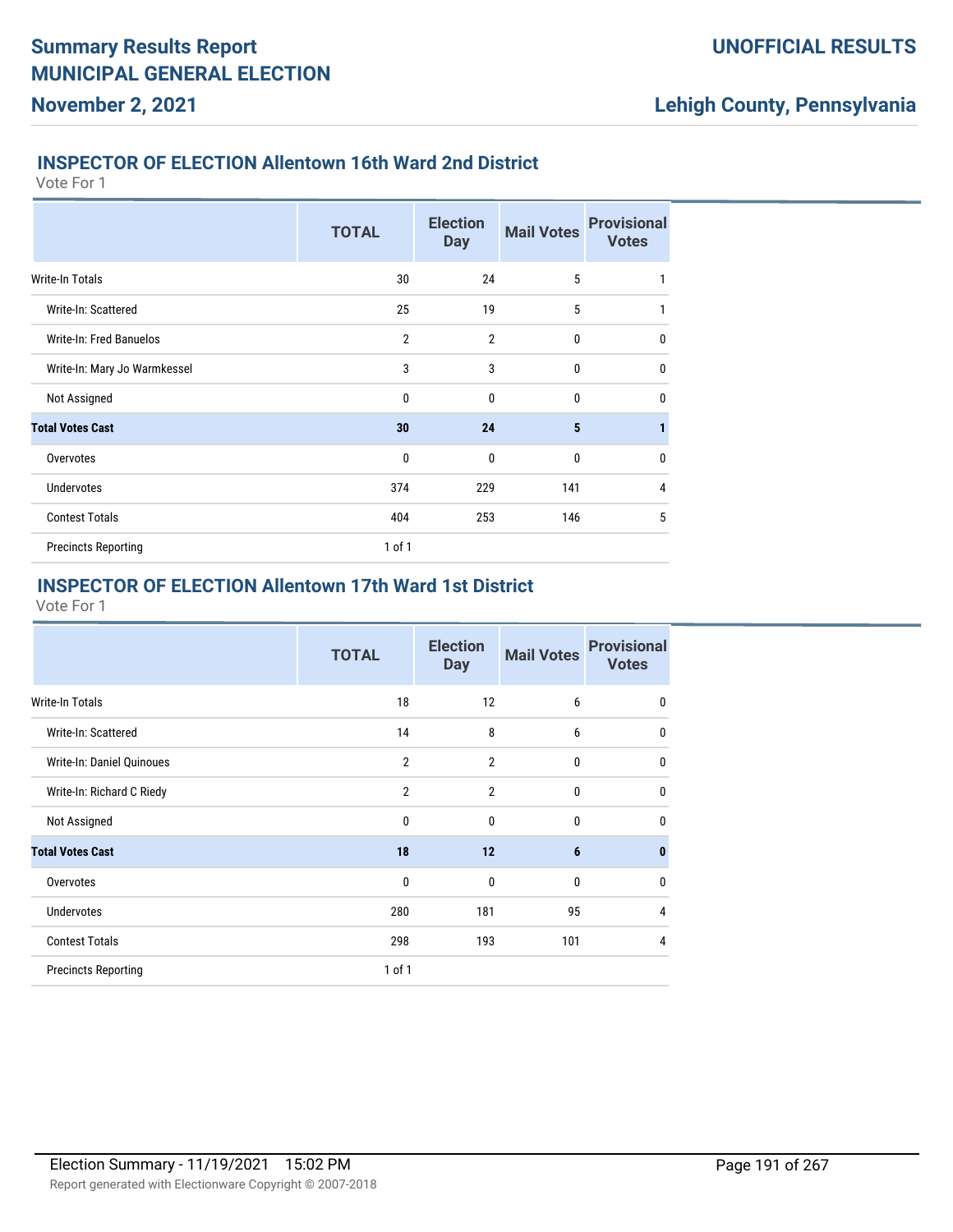## INSPECTOR OF ELECTION Allentown 16th Ward 2nd District

Vote For 1

| | TOTAL | Election Day | Mail Votes | Provisional Votes |
|---|---|---|---|---|
| Write-In Totals | 30 | 24 | 5 | 1 |
| Write-In: Scattered | 25 | 19 | 5 | 1 |
| Write-In: Fred Banuelos | 2 | 2 | 0 | 0 |
| Write-In: Mary Jo Warmkessel | 3 | 3 | 0 | 0 |
| Not Assigned | 0 | 0 | 0 | 0 |
| **Total Votes Cast** | **30** | **24** | **5** | **1** |
| Overvotes | 0 | 0 | 0 | 0 |
| Undervotes | 374 | 229 | 141 | 4 |
| Contest Totals | 404 | 253 | 146 | 5 |
| Precincts Reporting | 1 of 1 | | | |

## INSPECTOR OF ELECTION Allentown 17th Ward 1st District

Vote For 1

| | TOTAL | Election Day | Mail Votes | Provisional Votes |
|---|---|---|---|---|
| Write-In Totals | 18 | 12 | 6 | 0 |
| Write-In: Scattered | 14 | 8 | 6 | 0 |
| Write-In: Daniel Quinoues | 2 | 2 | 0 | 0 |
| Write-In: Richard C Riedy | 2 | 2 | 0 | 0 |
| Not Assigned | 0 | 0 | 0 | 0 |
| **Total Votes Cast** | **18** | **12** | **6** | **0** |
| Overvotes | 0 | 0 | 0 | 0 |
| Undervotes | 280 | 181 | 95 | 4 |
| Contest Totals | 298 | 193 | 101 | 4 |
| Precincts Reporting | 1 of 1 | | | |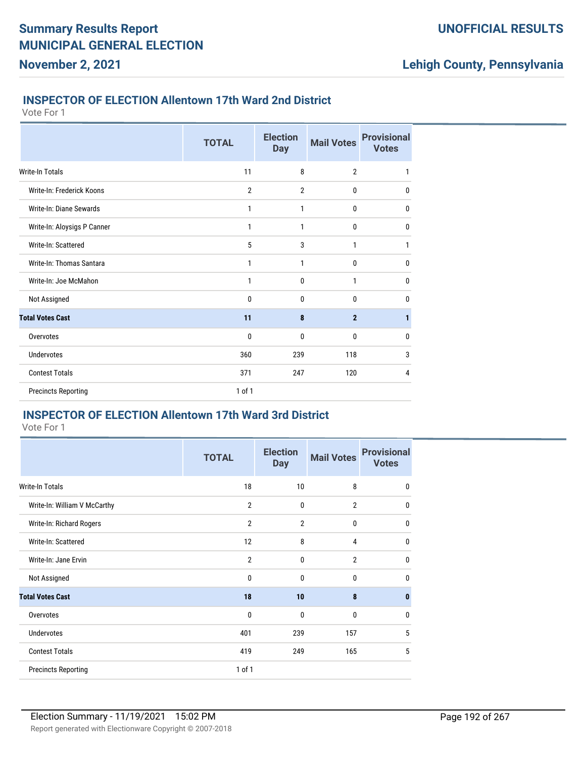## INSPECTOR OF ELECTION Allentown 17th Ward 2nd District

Vote For 1

| | TOTAL | Election Day | Mail Votes | Provisional Votes |
|---|---|---|---|---|
| Write-In Totals | 11 | 8 | 2 | 1 |
| Write-In: Frederick Koons | 2 | 2 | 0 | 0 |
| Write-In: Diane Sewards | 1 | 1 | 0 | 0 |
| Write-In: Aloysigs P Canner | 1 | 1 | 0 | 0 |
| Write-In: Scattered | 5 | 3 | 1 | 1 |
| Write-In: Thomas Santara | 1 | 1 | 0 | 0 |
| Write-In: Joe McMahon | 1 | 0 | 1 | 0 |
| Not Assigned | 0 | 0 | 0 | 0 |
| **Total Votes Cast** | **11** | **8** | **2** | **1** |
| Overvotes | 0 | 0 | 0 | 0 |
| Undervotes | 360 | 239 | 118 | 3 |
| Contest Totals | 371 | 247 | 120 | 4 |
| Precincts Reporting | 1 of 1 | | | |

## INSPECTOR OF ELECTION Allentown 17th Ward 3rd District

Vote For 1

| | TOTAL | Election Day | Mail Votes | Provisional Votes |
|---|---|---|---|---|
| Write-In Totals | 18 | 10 | 8 | 0 |
| Write-In: William V McCarthy | 2 | 0 | 2 | 0 |
| Write-In: Richard Rogers | 2 | 2 | 0 | 0 |
| Write-In: Scattered | 12 | 8 | 4 | 0 |
| Write-In: Jane Ervin | 2 | 0 | 2 | 0 |
| Not Assigned | 0 | 0 | 0 | 0 |
| **Total Votes Cast** | **18** | **10** | **8** | **0** |
| Overvotes | 0 | 0 | 0 | 0 |
| Undervotes | 401 | 239 | 157 | 5 |
| Contest Totals | 419 | 249 | 165 | 5 |
| Precincts Reporting | 1 of 1 | | | |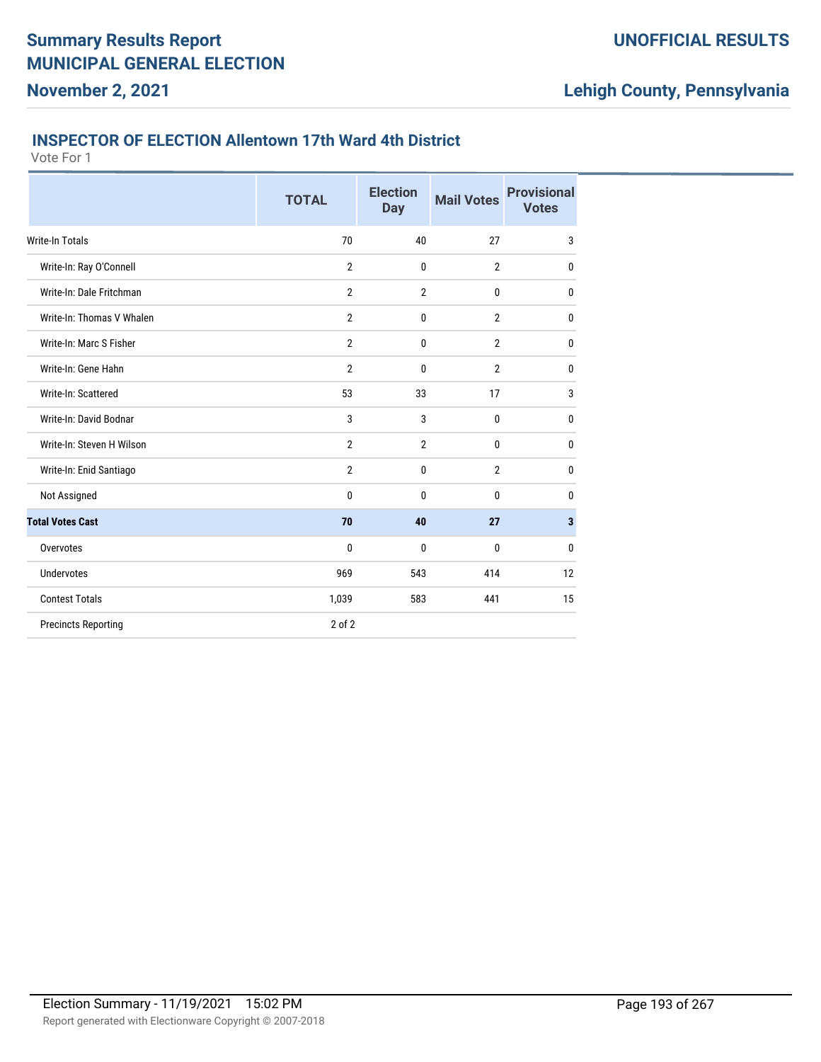# Summary Results Report
## MUNICIPAL GENERAL ELECTION
### November 2, 2021

**UNOFFICIAL RESULTS**

**Lehigh County, Pennsylvania**

### INSPECTOR OF ELECTION Allentown 17th Ward 4th District

Vote For 1

| | TOTAL | Election Day | Mail Votes | Provisional Votes |
|---|---|---|---|---|
| Write-In Totals | 70 | 40 | 27 | 3 |
| Write-In: Ray O'Connell | 2 | 0 | 2 | 0 |
| Write-In: Dale Fritchman | 2 | 2 | 0 | 0 |
| Write-In: Thomas V Whalen | 2 | 0 | 2 | 0 |
| Write-In: Marc S Fisher | 2 | 0 | 2 | 0 |
| Write-In: Gene Hahn | 2 | 0 | 2 | 0 |
| Write-In: Scattered | 53 | 33 | 17 | 3 |
| Write-In: David Bodnar | 3 | 3 | 0 | 0 |
| Write-In: Steven H Wilson | 2 | 2 | 0 | 0 |
| Write-In: Enid Santiago | 2 | 0 | 2 | 0 |
| Not Assigned | 0 | 0 | 0 | 0 |
| **Total Votes Cast** | **70** | **40** | **27** | **3** |
| Overvotes | 0 | 0 | 0 | 0 |
| Undervotes | 969 | 543 | 414 | 12 |
| Contest Totals | 1,039 | 583 | 441 | 15 |
| Precincts Reporting | 2 of 2 | | | |

Election Summary - 11/19/2021 15:02 PM

Report generated with Electionware Copyright © 2007-2018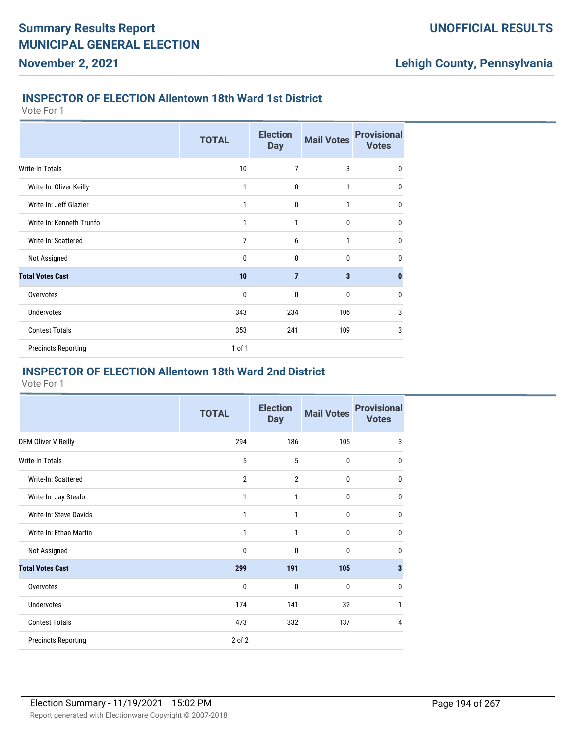## INSPECTOR OF ELECTION Allentown 18th Ward 1st District

Vote For 1

| | TOTAL | Election Day | Mail Votes | Provisional Votes |
|---|---|---|---|---|
| Write-In Totals | 10 | 7 | 3 | 0 |
| Write-In: Oliver Keilly | 1 | 0 | 1 | 0 |
| Write-In: Jeff Glazier | 1 | 0 | 1 | 0 |
| Write-In: Kenneth Trunfo | 1 | 1 | 0 | 0 |
| Write-In: Scattered | 7 | 6 | 1 | 0 |
| Not Assigned | 0 | 0 | 0 | 0 |
| **Total Votes Cast** | **10** | **7** | **3** | **0** |
| Overvotes | 0 | 0 | 0 | 0 |
| Undervotes | 343 | 234 | 106 | 3 |
| Contest Totals | 353 | 241 | 109 | 3 |
| Precincts Reporting | 1 of 1 | | | |

## INSPECTOR OF ELECTION Allentown 18th Ward 2nd District

Vote For 1

| | TOTAL | Election Day | Mail Votes | Provisional Votes |
|---|---|---|---|---|
| DEM Oliver V Reilly | 294 | 186 | 105 | 3 |
| Write-In Totals | 5 | 5 | 0 | 0 |
| Write-In: Scattered | 2 | 2 | 0 | 0 |
| Write-In: Jay Stealo | 1 | 1 | 0 | 0 |
| Write-In: Steve Davids | 1 | 1 | 0 | 0 |
| Write-In: Ethan Martin | 1 | 1 | 0 | 0 |
| Not Assigned | 0 | 0 | 0 | 0 |
| **Total Votes Cast** | **299** | **191** | **105** | **3** |
| Overvotes | 0 | 0 | 0 | 0 |
| Undervotes | 174 | 141 | 32 | 1 |
| Contest Totals | 473 | 332 | 137 | 4 |
| Precincts Reporting | 2 of 2 | | | |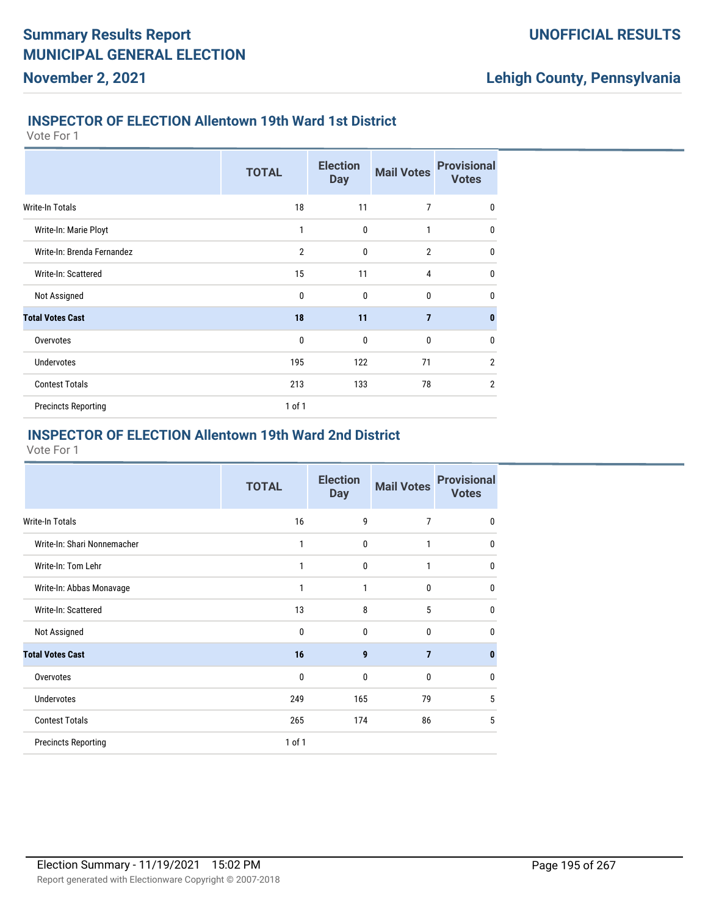# Summary Results Report

# MUNICIPAL GENERAL ELECTION

**November 2, 2021**

**UNOFFICIAL RESULTS**

**Lehigh County, Pennsylvania**

## INSPECTOR OF ELECTION Allentown 19th Ward 1st District

Vote For 1

| | TOTAL | Election Day | Mail Votes | Provisional Votes |
|---|---|---|---|---|
| Write-In Totals | 18 | 11 | 7 | 0 |
| Write-In: Marie Ployt | 1 | 0 | 1 | 0 |
| Write-In: Brenda Fernandez | 2 | 0 | 2 | 0 |
| Write-In: Scattered | 15 | 11 | 4 | 0 |
| Not Assigned | 0 | 0 | 0 | 0 |
| **Total Votes Cast** | **18** | **11** | **7** | **0** |
| Overvotes | 0 | 0 | 0 | 0 |
| Undervotes | 195 | 122 | 71 | 2 |
| Contest Totals | 213 | 133 | 78 | 2 |
| Precincts Reporting | 1 of 1 | | | |

## INSPECTOR OF ELECTION Allentown 19th Ward 2nd District

Vote For 1

| | TOTAL | Election Day | Mail Votes | Provisional Votes |
|---|---|---|---|---|
| Write-In Totals | 16 | 9 | 7 | 0 |
| Write-In: Shari Nonnemacher | 1 | 0 | 1 | 0 |
| Write-In: Tom Lehr | 1 | 0 | 1 | 0 |
| Write-In: Abbas Monavage | 1 | 1 | 0 | 0 |
| Write-In: Scattered | 13 | 8 | 5 | 0 |
| Not Assigned | 0 | 0 | 0 | 0 |
| **Total Votes Cast** | **16** | **9** | **7** | **0** |
| Overvotes | 0 | 0 | 0 | 0 |
| Undervotes | 249 | 165 | 79 | 5 |
| Contest Totals | 265 | 174 | 86 | 5 |
| Precincts Reporting | 1 of 1 | | | |

Election Summary - 11/19/2021 15:02 PM

Report generated with Electionware Copyright © 2007-2018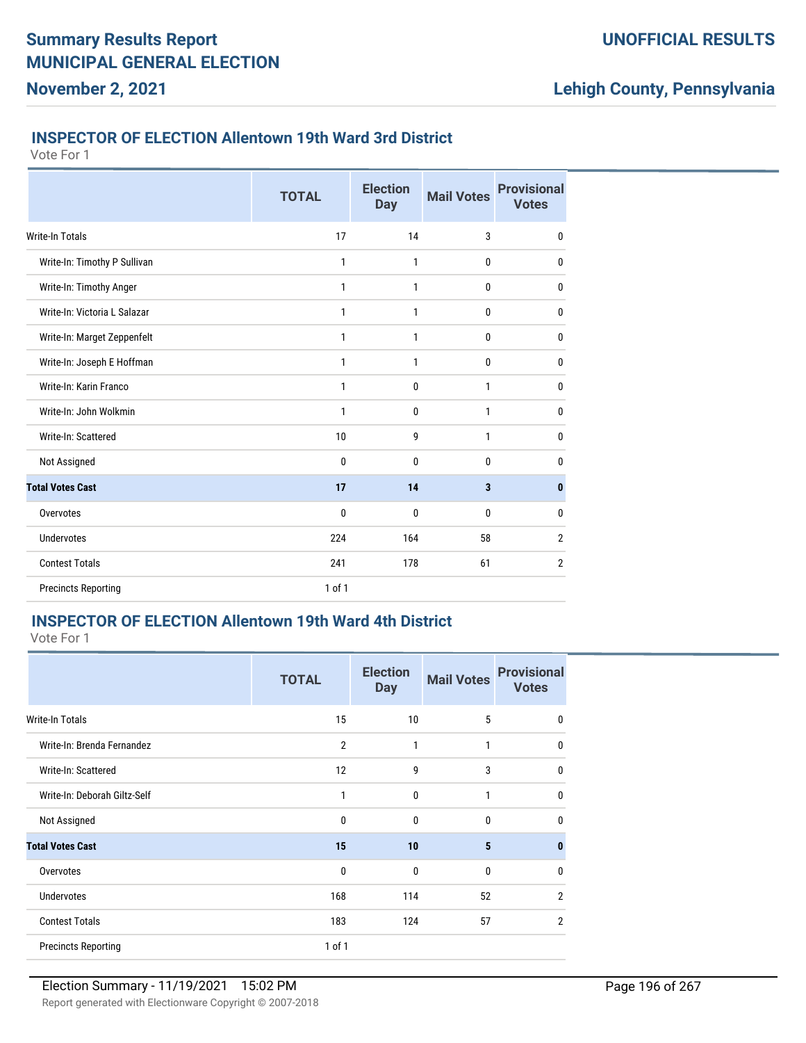## INSPECTOR OF ELECTION Allentown 19th Ward 3rd District

Vote For 1

| | TOTAL | Election Day | Mail Votes | Provisional Votes |
|---|---|---|---|---|
| Write-In Totals | 17 | 14 | 3 | 0 |
| Write-In: Timothy P Sullivan | 1 | 1 | 0 | 0 |
| Write-In: Timothy Anger | 1 | 1 | 0 | 0 |
| Write-In: Victoria L Salazar | 1 | 1 | 0 | 0 |
| Write-In: Marget Zeppenfelt | 1 | 1 | 0 | 0 |
| Write-In: Joseph E Hoffman | 1 | 1 | 0 | 0 |
| Write-In: Karin Franco | 1 | 0 | 1 | 0 |
| Write-In: John Wolkmin | 1 | 0 | 1 | 0 |
| Write-In: Scattered | 10 | 9 | 1 | 0 |
| Not Assigned | 0 | 0 | 0 | 0 |
| **Total Votes Cast** | **17** | **14** | **3** | **0** |
| Overvotes | 0 | 0 | 0 | 0 |
| Undervotes | 224 | 164 | 58 | 2 |
| Contest Totals | 241 | 178 | 61 | 2 |
| Precincts Reporting | 1 of 1 | | | |

## INSPECTOR OF ELECTION Allentown 19th Ward 4th District

Vote For 1

| | TOTAL | Election Day | Mail Votes | Provisional Votes |
|---|---|---|---|---|
| Write-In Totals | 15 | 10 | 5 | 0 |
| Write-In: Brenda Fernandez | 2 | 1 | 1 | 0 |
| Write-In: Scattered | 12 | 9 | 3 | 0 |
| Write-In: Deborah Giltz-Self | 1 | 0 | 1 | 0 |
| Not Assigned | 0 | 0 | 0 | 0 |
| **Total Votes Cast** | **15** | **10** | **5** | **0** |
| Overvotes | 0 | 0 | 0 | 0 |
| Undervotes | 168 | 114 | 52 | 2 |
| Contest Totals | 183 | 124 | 57 | 2 |
| Precincts Reporting | 1 of 1 | | | |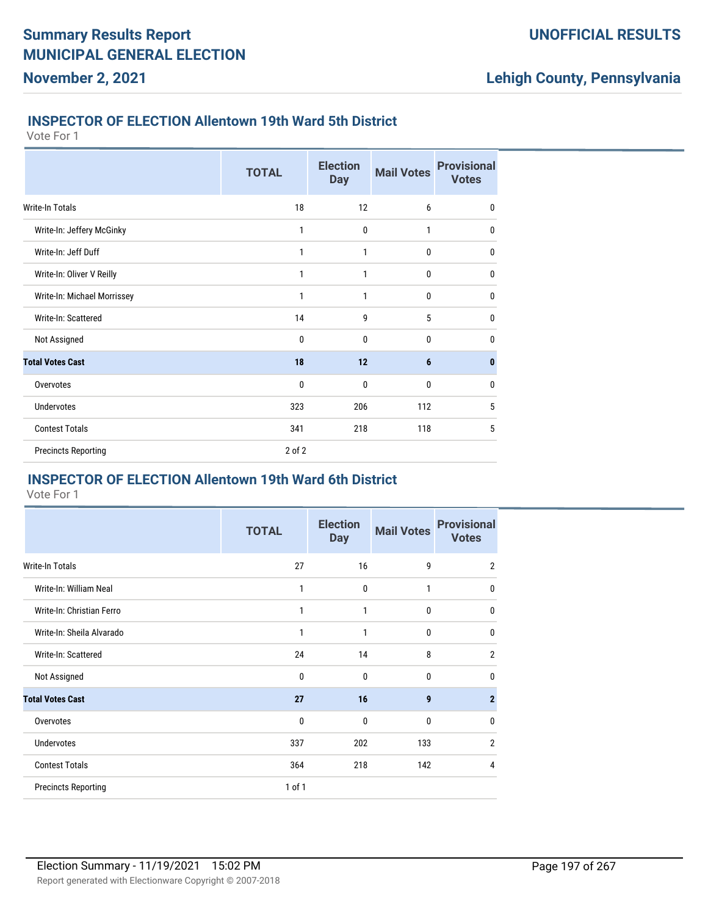## INSPECTOR OF ELECTION Allentown 19th Ward 5th District

Vote For 1

| | TOTAL | Election Day | Mail Votes | Provisional Votes |
|---|---|---|---|---|
| Write-In Totals | 18 | 12 | 6 | 0 |
| Write-In: Jeffery McGinky | 1 | 0 | 1 | 0 |
| Write-In: Jeff Duff | 1 | 1 | 0 | 0 |
| Write-In: Oliver V Reilly | 1 | 1 | 0 | 0 |
| Write-In: Michael Morrissey | 1 | 1 | 0 | 0 |
| Write-In: Scattered | 14 | 9 | 5 | 0 |
| Not Assigned | 0 | 0 | 0 | 0 |
| **Total Votes Cast** | **18** | **12** | **6** | **0** |
| Overvotes | 0 | 0 | 0 | 0 |
| Undervotes | 323 | 206 | 112 | 5 |
| Contest Totals | 341 | 218 | 118 | 5 |
| Precincts Reporting | 2 of 2 | | | |

## INSPECTOR OF ELECTION Allentown 19th Ward 6th District

Vote For 1

| | TOTAL | Election Day | Mail Votes | Provisional Votes |
|---|---|---|---|---|
| Write-In Totals | 27 | 16 | 9 | 2 |
| Write-In: William Neal | 1 | 0 | 1 | 0 |
| Write-In: Christian Ferro | 1 | 1 | 0 | 0 |
| Write-In: Sheila Alvarado | 1 | 1 | 0 | 0 |
| Write-In: Scattered | 24 | 14 | 8 | 2 |
| Not Assigned | 0 | 0 | 0 | 0 |
| **Total Votes Cast** | **27** | **16** | **9** | **2** |
| Overvotes | 0 | 0 | 0 | 0 |
| Undervotes | 337 | 202 | 133 | 2 |
| Contest Totals | 364 | 218 | 142 | 4 |
| Precincts Reporting | 1 of 1 | | | |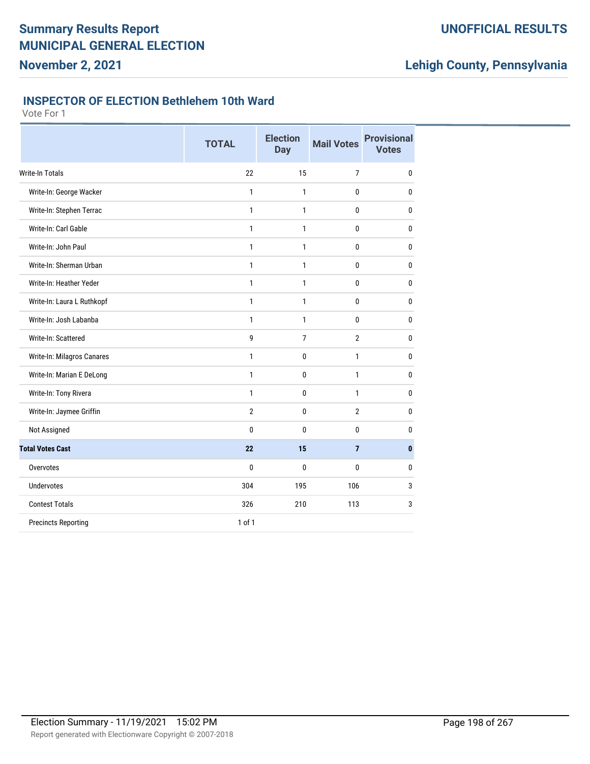# Summary Results Report
# MUNICIPAL GENERAL ELECTION
## November 2, 2021

**UNOFFICIAL RESULTS**

**Lehigh County, Pennsylvania**

### INSPECTOR OF ELECTION Bethlehem 10th Ward

Vote For 1

| | TOTAL | Election Day | Mail Votes | Provisional Votes |
|---|---|---|---|---|
| Write-In Totals | 22 | 15 | 7 | 0 |
| Write-In: George Wacker | 1 | 1 | 0 | 0 |
| Write-In: Stephen Terrac | 1 | 1 | 0 | 0 |
| Write-In: Carl Gable | 1 | 1 | 0 | 0 |
| Write-In: John Paul | 1 | 1 | 0 | 0 |
| Write-In: Sherman Urban | 1 | 1 | 0 | 0 |
| Write-In: Heather Yeder | 1 | 1 | 0 | 0 |
| Write-In: Laura L Ruthkopf | 1 | 1 | 0 | 0 |
| Write-In: Josh Labanba | 1 | 1 | 0 | 0 |
| Write-In: Scattered | 9 | 7 | 2 | 0 |
| Write-In: Milagros Canares | 1 | 0 | 1 | 0 |
| Write-In: Marian E DeLong | 1 | 0 | 1 | 0 |
| Write-In: Tony Rivera | 1 | 0 | 1 | 0 |
| Write-In: Jaymee Griffin | 2 | 0 | 2 | 0 |
| Not Assigned | 0 | 0 | 0 | 0 |
| **Total Votes Cast** | **22** | **15** | **7** | **0** |
| Overvotes | 0 | 0 | 0 | 0 |
| Undervotes | 304 | 195 | 106 | 3 |
| Contest Totals | 326 | 210 | 113 | 3 |
| Precincts Reporting | 1 of 1 | | | |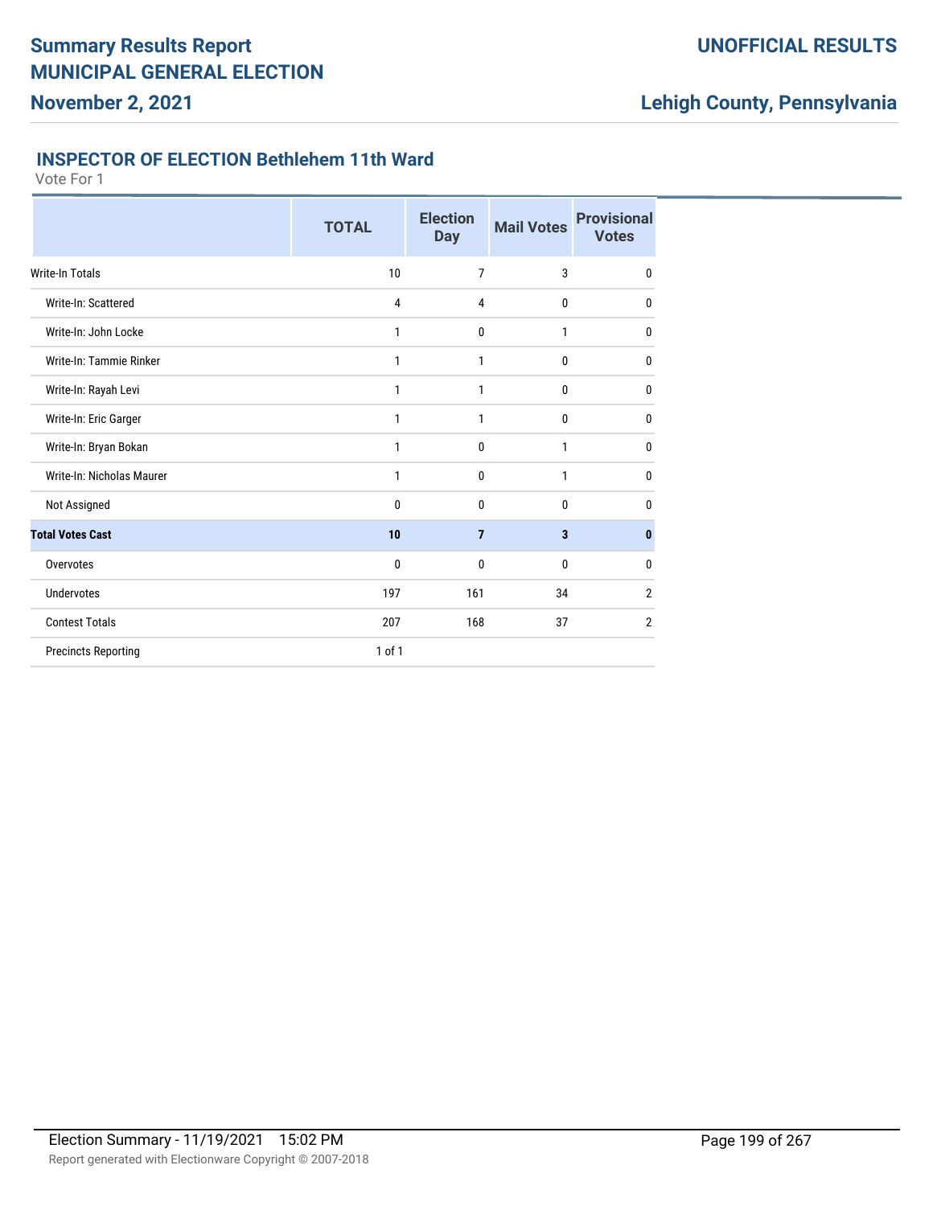# Summary Results Report
## MUNICIPAL GENERAL ELECTION
**November 2, 2021**

**UNOFFICIAL RESULTS**

**Lehigh County, Pennsylvania**

### INSPECTOR OF ELECTION Bethlehem 11th Ward

Vote For 1

| | TOTAL | Election Day | Mail Votes | Provisional Votes |
|---|---|---|---|---|
| Write-In Totals | 10 | 7 | 3 | 0 |
| Write-In: Scattered | 4 | 4 | 0 | 0 |
| Write-In: John Locke | 1 | 0 | 1 | 0 |
| Write-In: Tammie Rinker | 1 | 1 | 0 | 0 |
| Write-In: Rayah Levi | 1 | 1 | 0 | 0 |
| Write-In: Eric Garger | 1 | 1 | 0 | 0 |
| Write-In: Bryan Bokan | 1 | 0 | 1 | 0 |
| Write-In: Nicholas Maurer | 1 | 0 | 1 | 0 |
| Not Assigned | 0 | 0 | 0 | 0 |
| **Total Votes Cast** | **10** | **7** | **3** | **0** |
| Overvotes | 0 | 0 | 0 | 0 |
| Undervotes | 197 | 161 | 34 | 2 |
| Contest Totals | 207 | 168 | 37 | 2 |
| Precincts Reporting | 1 of 1 | | | |

Election Summary - 11/19/2021 15:02 PM

Report generated with Electionware Copyright © 2007-2018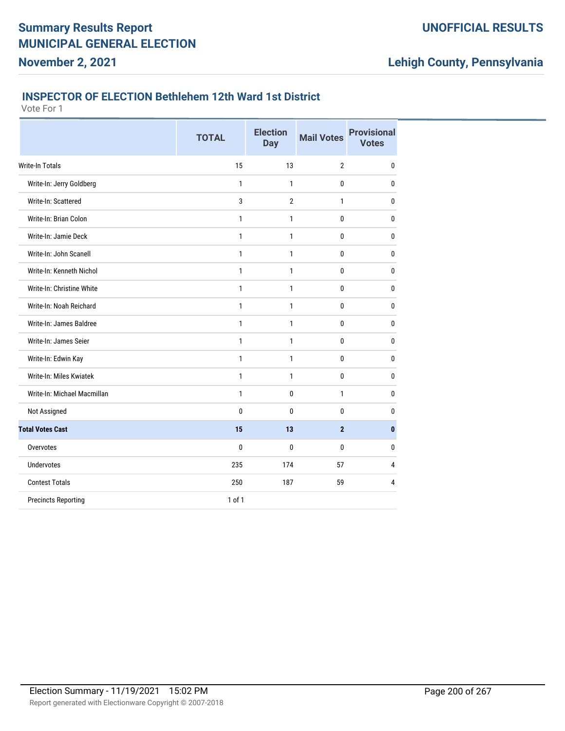# Summary Results Report
# MUNICIPAL GENERAL ELECTION
## November 2, 2021

**UNOFFICIAL RESULTS**

**Lehigh County, Pennsylvania**

### INSPECTOR OF ELECTION Bethlehem 12th Ward 1st District

Vote For 1

| | TOTAL | Election Day | Mail Votes | Provisional Votes |
|---|---|---|---|---|
| Write-In Totals | 15 | 13 | 2 | 0 |
| Write-In: Jerry Goldberg | 1 | 1 | 0 | 0 |
| Write-In: Scattered | 3 | 2 | 1 | 0 |
| Write-In: Brian Colon | 1 | 1 | 0 | 0 |
| Write-In: Jamie Deck | 1 | 1 | 0 | 0 |
| Write-In: John Scanell | 1 | 1 | 0 | 0 |
| Write-In: Kenneth Nichol | 1 | 1 | 0 | 0 |
| Write-In: Christine White | 1 | 1 | 0 | 0 |
| Write-In: Noah Reichard | 1 | 1 | 0 | 0 |
| Write-In: James Baldree | 1 | 1 | 0 | 0 |
| Write-In: James Seier | 1 | 1 | 0 | 0 |
| Write-In: Edwin Kay | 1 | 1 | 0 | 0 |
| Write-In: Miles Kwiatek | 1 | 1 | 0 | 0 |
| Write-In: Michael Macmillan | 1 | 0 | 1 | 0 |
| Not Assigned | 0 | 0 | 0 | 0 |
| **Total Votes Cast** | **15** | **13** | **2** | **0** |
| Overvotes | 0 | 0 | 0 | 0 |
| Undervotes | 235 | 174 | 57 | 4 |
| Contest Totals | 250 | 187 | 59 | 4 |
| Precincts Reporting | 1 of 1 | | | |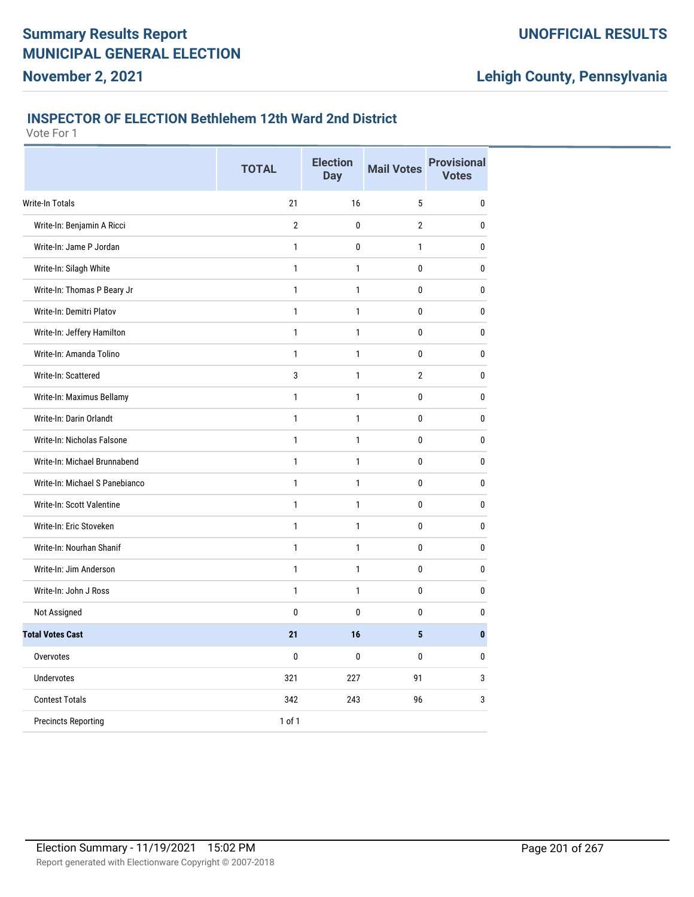# Summary Results Report
# MUNICIPAL GENERAL ELECTION
## November 2, 2021

**UNOFFICIAL RESULTS**

**Lehigh County, Pennsylvania**

### INSPECTOR OF ELECTION Bethlehem 12th Ward 2nd District

Vote For 1

| | TOTAL | Election Day | Mail Votes | Provisional Votes |
|---|---|---|---|---|
| Write-In Totals | 21 | 16 | 5 | 0 |
| Write-In: Benjamin A Ricci | 2 | 0 | 2 | 0 |
| Write-In: Jame P Jordan | 1 | 0 | 1 | 0 |
| Write-In: Silagh White | 1 | 1 | 0 | 0 |
| Write-In: Thomas P Beary Jr | 1 | 1 | 0 | 0 |
| Write-In: Demitri Platov | 1 | 1 | 0 | 0 |
| Write-In: Jeffery Hamilton | 1 | 1 | 0 | 0 |
| Write-In: Amanda Tolino | 1 | 1 | 0 | 0 |
| Write-In: Scattered | 3 | 1 | 2 | 0 |
| Write-In: Maximus Bellamy | 1 | 1 | 0 | 0 |
| Write-In: Darin Orlandt | 1 | 1 | 0 | 0 |
| Write-In: Nicholas Falsone | 1 | 1 | 0 | 0 |
| Write-In: Michael Brunnabend | 1 | 1 | 0 | 0 |
| Write-In: Michael S Panebianco | 1 | 1 | 0 | 0 |
| Write-In: Scott Valentine | 1 | 1 | 0 | 0 |
| Write-In: Eric Stoveken | 1 | 1 | 0 | 0 |
| Write-In: Nourhan Shanif | 1 | 1 | 0 | 0 |
| Write-In: Jim Anderson | 1 | 1 | 0 | 0 |
| Write-In: John J Ross | 1 | 1 | 0 | 0 |
| Not Assigned | 0 | 0 | 0 | 0 |
| **Total Votes Cast** | **21** | **16** | **5** | **0** |
| Overvotes | 0 | 0 | 0 | 0 |
| Undervotes | 321 | 227 | 91 | 3 |
| Contest Totals | 342 | 243 | 96 | 3 |
| Precincts Reporting | 1 of 1 | | | |

Election Summary - 11/19/2021 15:02 PM

Report generated with Electionware Copyright © 2007-2018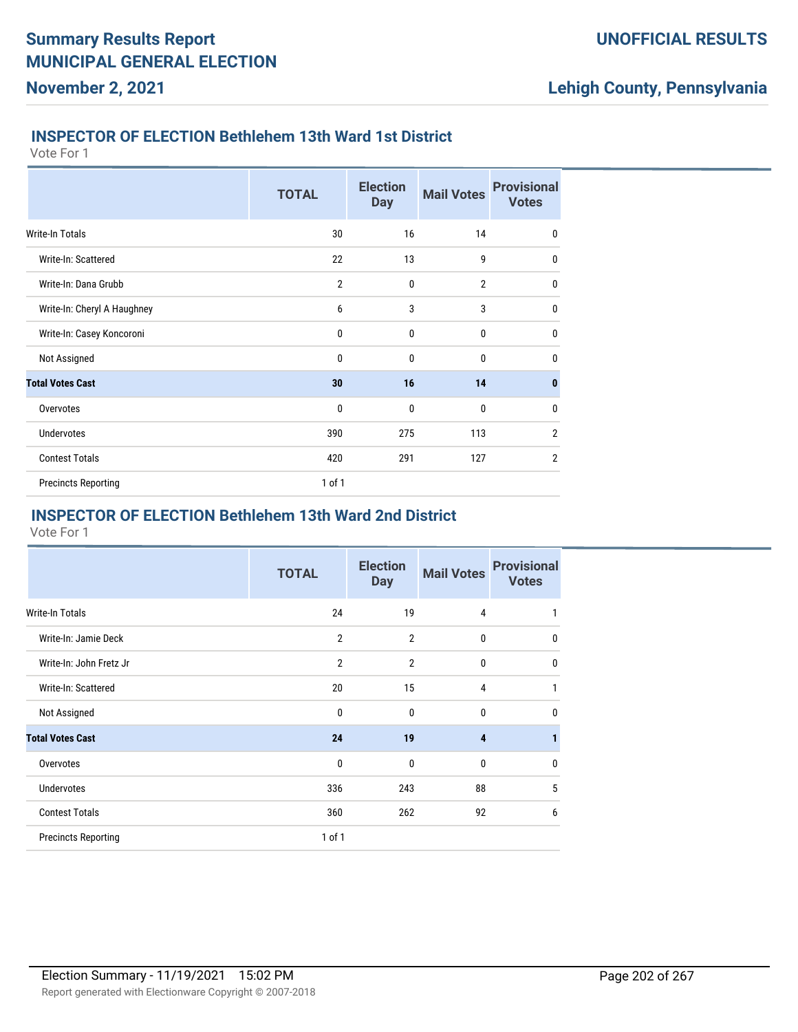## INSPECTOR OF ELECTION Bethlehem 13th Ward 1st District

Vote For 1

| | TOTAL | Election Day | Mail Votes | Provisional Votes |
|---|---|---|---|---|
| Write-In Totals | 30 | 16 | 14 | 0 |
| Write-In: Scattered | 22 | 13 | 9 | 0 |
| Write-In: Dana Grubb | 2 | 0 | 2 | 0 |
| Write-In: Cheryl A Haughney | 6 | 3 | 3 | 0 |
| Write-In: Casey Koncoroni | 0 | 0 | 0 | 0 |
| Not Assigned | 0 | 0 | 0 | 0 |
| **Total Votes Cast** | **30** | **16** | **14** | **0** |
| Overvotes | 0 | 0 | 0 | 0 |
| Undervotes | 390 | 275 | 113 | 2 |
| Contest Totals | 420 | 291 | 127 | 2 |
| Precincts Reporting | 1 of 1 | | | |

## INSPECTOR OF ELECTION Bethlehem 13th Ward 2nd District

Vote For 1

| | TOTAL | Election Day | Mail Votes | Provisional Votes |
|---|---|---|---|---|
| Write-In Totals | 24 | 19 | 4 | 1 |
| Write-In: Jamie Deck | 2 | 2 | 0 | 0 |
| Write-In: John Fretz Jr | 2 | 2 | 0 | 0 |
| Write-In: Scattered | 20 | 15 | 4 | 1 |
| Not Assigned | 0 | 0 | 0 | 0 |
| **Total Votes Cast** | **24** | **19** | **4** | **1** |
| Overvotes | 0 | 0 | 0 | 0 |
| Undervotes | 336 | 243 | 88 | 5 |
| Contest Totals | 360 | 262 | 92 | 6 |
| Precincts Reporting | 1 of 1 | | | |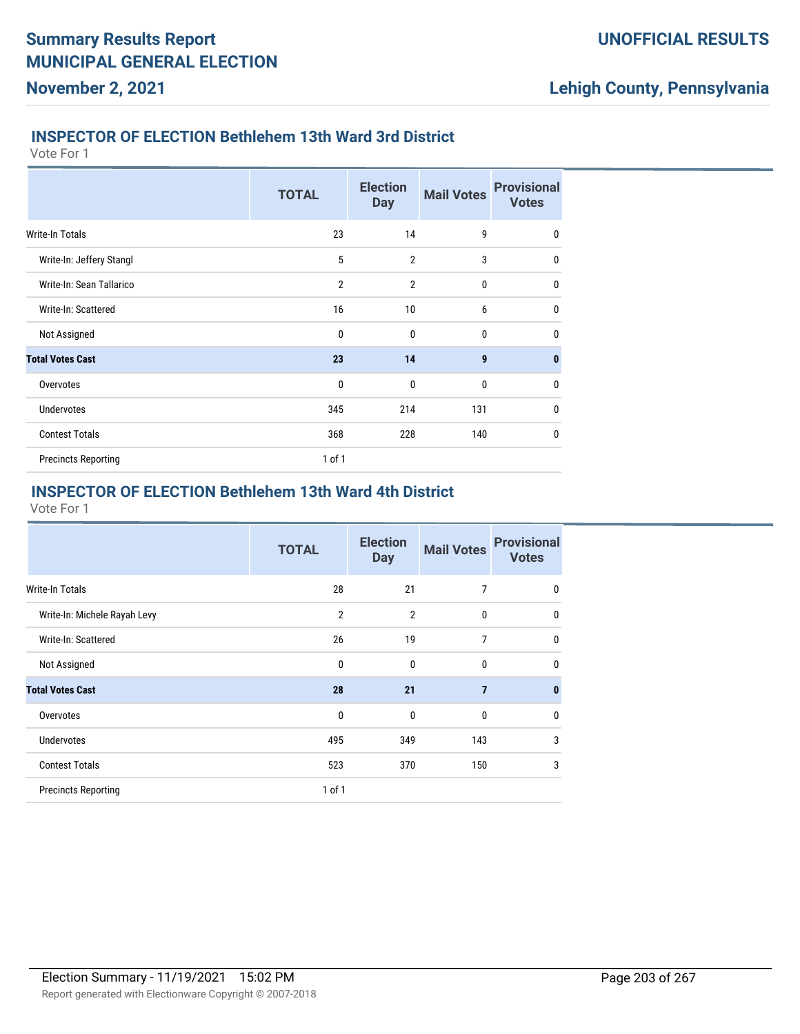### INSPECTOR OF ELECTION Bethlehem 13th Ward 3rd District

Vote For 1

| | TOTAL | Election Day | Mail Votes | Provisional Votes |
|---|---|---|---|---|
| Write-In Totals | 23 | 14 | 9 | 0 |
| Write-In: Jeffery Stangl | 5 | 2 | 3 | 0 |
| Write-In: Sean Tallarico | 2 | 2 | 0 | 0 |
| Write-In: Scattered | 16 | 10 | 6 | 0 |
| Not Assigned | 0 | 0 | 0 | 0 |
| **Total Votes Cast** | **23** | **14** | **9** | **0** |
| Overvotes | 0 | 0 | 0 | 0 |
| Undervotes | 345 | 214 | 131 | 0 |
| Contest Totals | 368 | 228 | 140 | 0 |
| Precincts Reporting | 1 of 1 | | | |

### INSPECTOR OF ELECTION Bethlehem 13th Ward 4th District

Vote For 1

| | TOTAL | Election Day | Mail Votes | Provisional Votes |
|---|---|---|---|---|
| Write-In Totals | 28 | 21 | 7 | 0 |
| Write-In: Michele Rayah Levy | 2 | 2 | 0 | 0 |
| Write-In: Scattered | 26 | 19 | 7 | 0 |
| Not Assigned | 0 | 0 | 0 | 0 |
| **Total Votes Cast** | **28** | **21** | **7** | **0** |
| Overvotes | 0 | 0 | 0 | 0 |
| Undervotes | 495 | 349 | 143 | 3 |
| Contest Totals | 523 | 370 | 150 | 3 |
| Precincts Reporting | 1 of 1 | | | |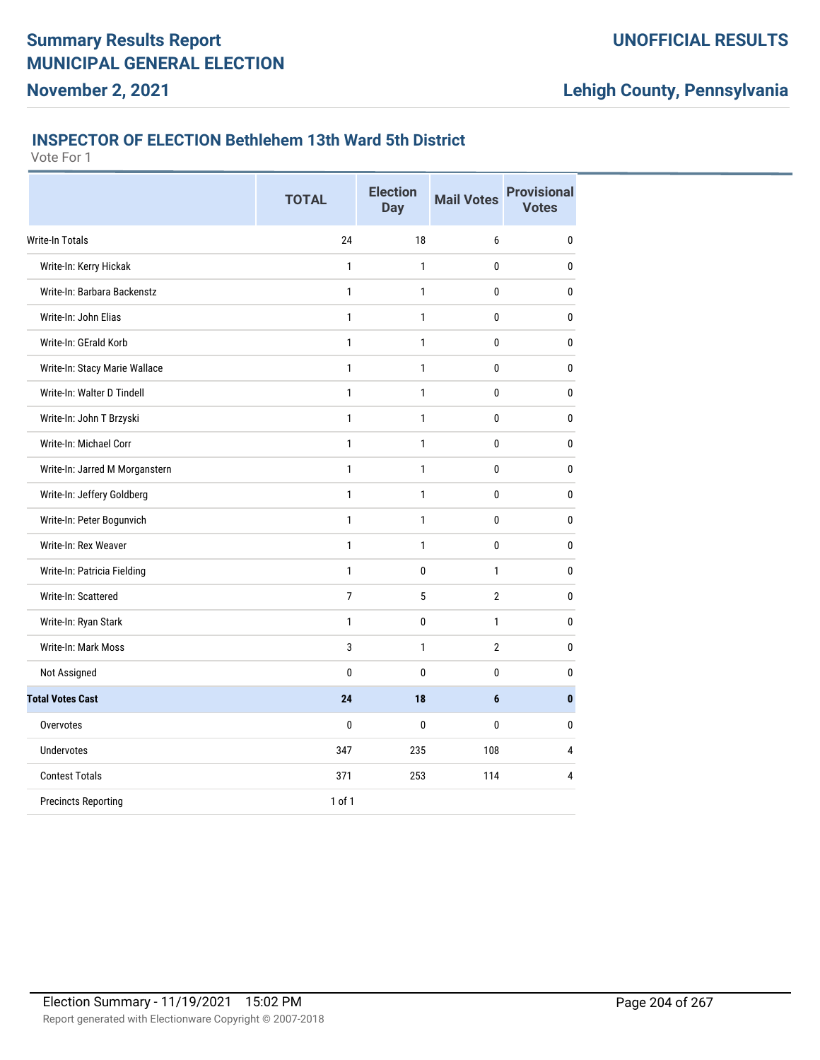# Summary Results Report
# MUNICIPAL GENERAL ELECTION

**November 2, 2021**

**UNOFFICIAL RESULTS**

**Lehigh County, Pennsylvania**

### INSPECTOR OF ELECTION Bethlehem 13th Ward 5th District

Vote For 1

| | TOTAL | Election Day | Mail Votes | Provisional Votes |
|---|---|---|---|---|
| Write-In Totals | 24 | 18 | 6 | 0 |
| Write-In: Kerry Hickak | 1 | 1 | 0 | 0 |
| Write-In: Barbara Backenstz | 1 | 1 | 0 | 0 |
| Write-In: John Elias | 1 | 1 | 0 | 0 |
| Write-In: GErald Korb | 1 | 1 | 0 | 0 |
| Write-In: Stacy Marie Wallace | 1 | 1 | 0 | 0 |
| Write-In: Walter D Tindell | 1 | 1 | 0 | 0 |
| Write-In: John T Brzyski | 1 | 1 | 0 | 0 |
| Write-In: Michael Corr | 1 | 1 | 0 | 0 |
| Write-In: Jarred M Morganstern | 1 | 1 | 0 | 0 |
| Write-In: Jeffery Goldberg | 1 | 1 | 0 | 0 |
| Write-In: Peter Bogunvich | 1 | 1 | 0 | 0 |
| Write-In: Rex Weaver | 1 | 1 | 0 | 0 |
| Write-In: Patricia Fielding | 1 | 0 | 1 | 0 |
| Write-In: Scattered | 7 | 5 | 2 | 0 |
| Write-In: Ryan Stark | 1 | 0 | 1 | 0 |
| Write-In: Mark Moss | 3 | 1 | 2 | 0 |
| Not Assigned | 0 | 0 | 0 | 0 |
| **Total Votes Cast** | **24** | **18** | **6** | **0** |
| Overvotes | 0 | 0 | 0 | 0 |
| Undervotes | 347 | 235 | 108 | 4 |
| Contest Totals | 371 | 253 | 114 | 4 |
| Precincts Reporting | 1 of 1 | | | |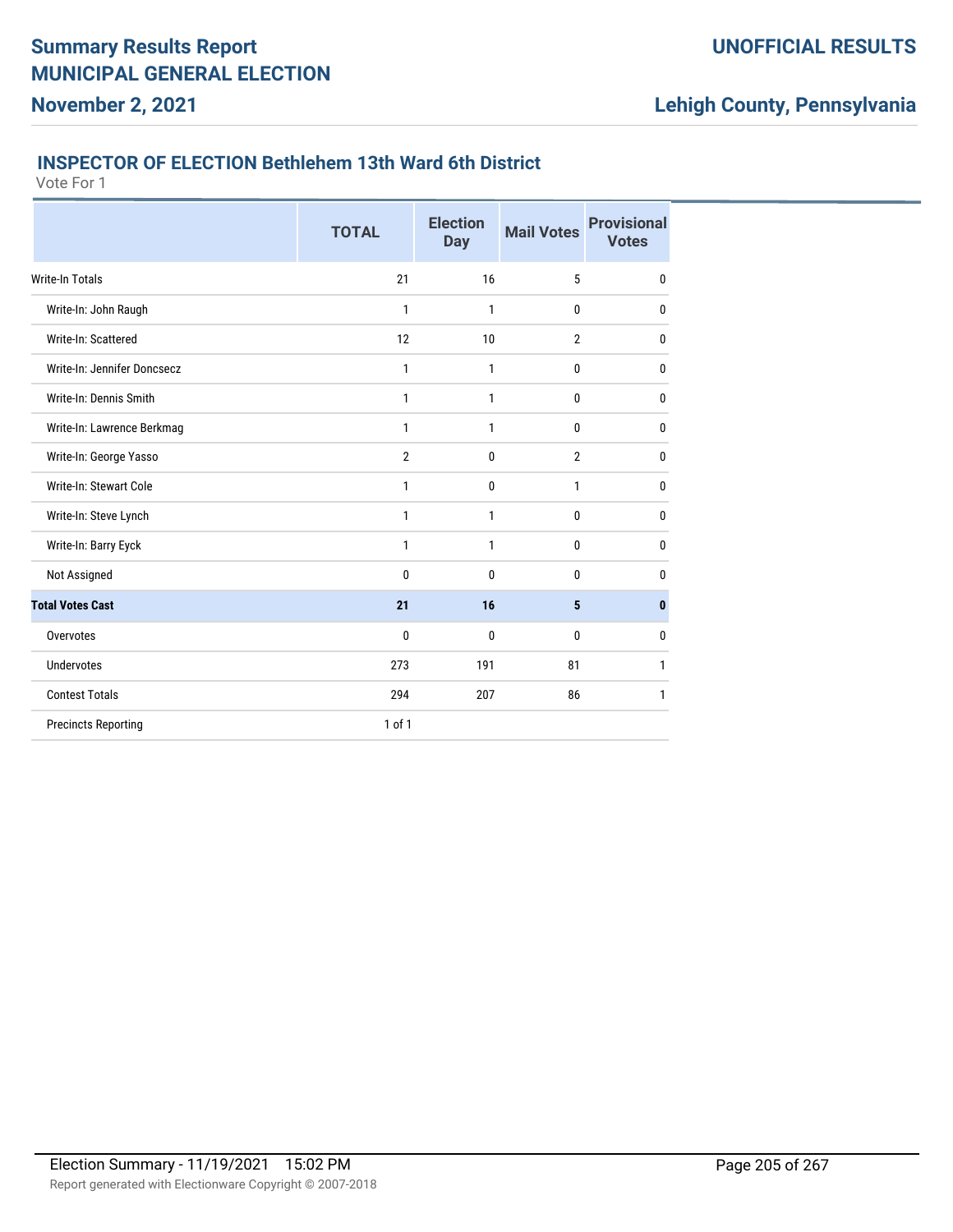# Summary Results Report
# MUNICIPAL GENERAL ELECTION
## November 2, 2021

**UNOFFICIAL RESULTS**

**Lehigh County, Pennsylvania**

### INSPECTOR OF ELECTION Bethlehem 13th Ward 6th District

Vote For 1

| | TOTAL | Election Day | Mail Votes | Provisional Votes |
|---|---|---|---|---|
| Write-In Totals | 21 | 16 | 5 | 0 |
| Write-In: John Raugh | 1 | 1 | 0 | 0 |
| Write-In: Scattered | 12 | 10 | 2 | 0 |
| Write-In: Jennifer Doncsecz | 1 | 1 | 0 | 0 |
| Write-In: Dennis Smith | 1 | 1 | 0 | 0 |
| Write-In: Lawrence Berkmag | 1 | 1 | 0 | 0 |
| Write-In: George Yasso | 2 | 0 | 2 | 0 |
| Write-In: Stewart Cole | 1 | 0 | 1 | 0 |
| Write-In: Steve Lynch | 1 | 1 | 0 | 0 |
| Write-In: Barry Eyck | 1 | 1 | 0 | 0 |
| Not Assigned | 0 | 0 | 0 | 0 |
| **Total Votes Cast** | **21** | **16** | **5** | **0** |
| Overvotes | 0 | 0 | 0 | 0 |
| Undervotes | 273 | 191 | 81 | 1 |
| Contest Totals | 294 | 207 | 86 | 1 |
| Precincts Reporting | 1 of 1 | | | |

Election Summary - 11/19/2021 15:02 PM

Report generated with Electionware Copyright © 2007-2018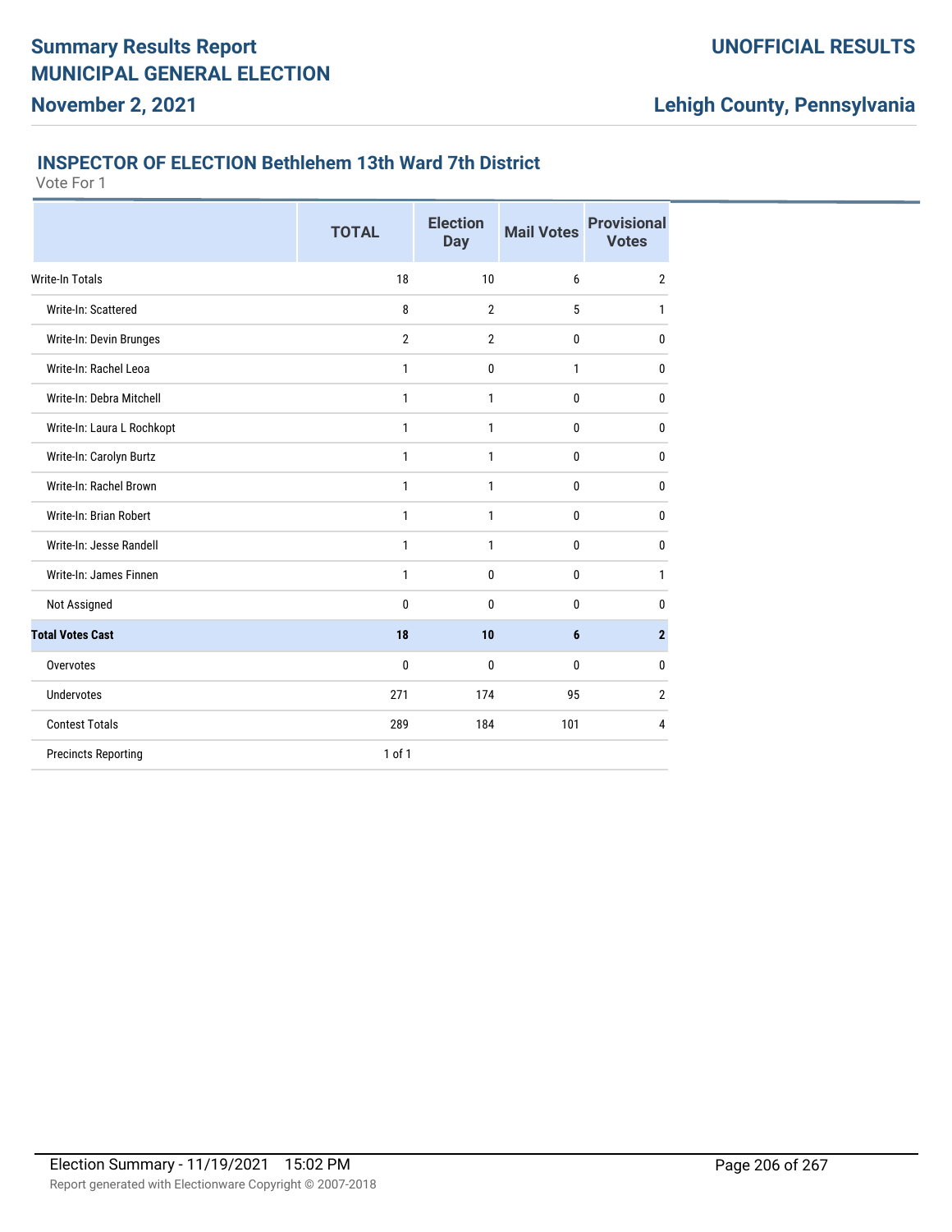Summary Results Report
MUNICIPAL GENERAL ELECTION
November 2, 2021

UNOFFICIAL RESULTS

Lehigh County, Pennsylvania

### INSPECTOR OF ELECTION Bethlehem 13th Ward 7th District

Vote For 1

| | TOTAL | Election Day | Mail Votes | Provisional Votes |
|---|---|---|---|---|
| Write-In Totals | 18 | 10 | 6 | 2 |
| Write-In: Scattered | 8 | 2 | 5 | 1 |
| Write-In: Devin Brunges | 2 | 2 | 0 | 0 |
| Write-In: Rachel Leoa | 1 | 0 | 1 | 0 |
| Write-In: Debra Mitchell | 1 | 1 | 0 | 0 |
| Write-In: Laura L Rochkopt | 1 | 1 | 0 | 0 |
| Write-In: Carolyn Burtz | 1 | 1 | 0 | 0 |
| Write-In: Rachel Brown | 1 | 1 | 0 | 0 |
| Write-In: Brian Robert | 1 | 1 | 0 | 0 |
| Write-In: Jesse Randell | 1 | 1 | 0 | 0 |
| Write-In: James Finnen | 1 | 0 | 0 | 1 |
| Not Assigned | 0 | 0 | 0 | 0 |
| **Total Votes Cast** | **18** | **10** | **6** | **2** |
| Overvotes | 0 | 0 | 0 | 0 |
| Undervotes | 271 | 174 | 95 | 2 |
| Contest Totals | 289 | 184 | 101 | 4 |
| Precincts Reporting | 1 of 1 | | | |

Election Summary - 11/19/2021 15:02 PM

Report generated with Electionware Copyright © 2007-2018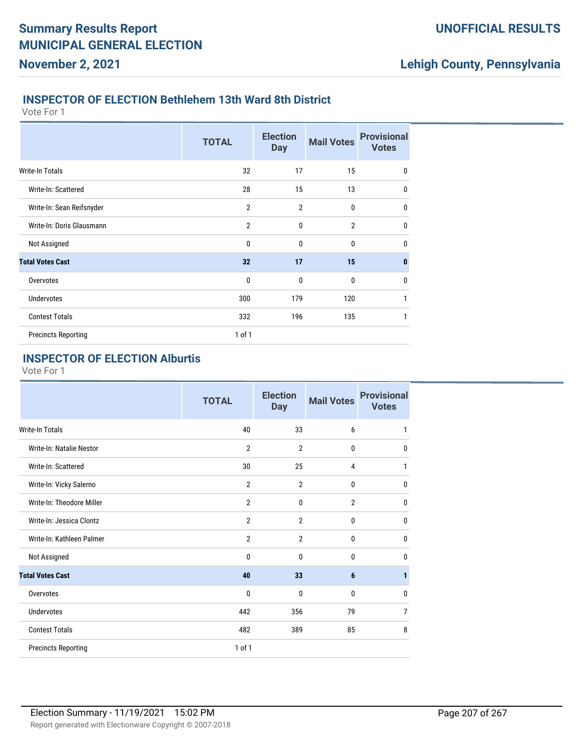## INSPECTOR OF ELECTION Bethlehem 13th Ward 8th District

Vote For 1

| | TOTAL | Election Day | Mail Votes | Provisional Votes |
|---|---|---|---|---|
| Write-In Totals | 32 | 17 | 15 | 0 |
| Write-In: Scattered | 28 | 15 | 13 | 0 |
| Write-In: Sean Reifsnyder | 2 | 2 | 0 | 0 |
| Write-In: Doris Glausmann | 2 | 0 | 2 | 0 |
| Not Assigned | 0 | 0 | 0 | 0 |
| **Total Votes Cast** | **32** | **17** | **15** | **0** |
| Overvotes | 0 | 0 | 0 | 0 |
| Undervotes | 300 | 179 | 120 | 1 |
| Contest Totals | 332 | 196 | 135 | 1 |
| Precincts Reporting | 1 of 1 | | | |

## INSPECTOR OF ELECTION Alburtis

Vote For 1

| | TOTAL | Election Day | Mail Votes | Provisional Votes |
|---|---|---|---|---|
| Write-In Totals | 40 | 33 | 6 | 1 |
| Write-In: Natalie Nestor | 2 | 2 | 0 | 0 |
| Write-In: Scattered | 30 | 25 | 4 | 1 |
| Write-In: Vicky Salerno | 2 | 2 | 0 | 0 |
| Write-In: Theodore Miller | 2 | 0 | 2 | 0 |
| Write-In: Jessica Clontz | 2 | 2 | 0 | 0 |
| Write-In: Kathleen Palmer | 2 | 2 | 0 | 0 |
| Not Assigned | 0 | 0 | 0 | 0 |
| **Total Votes Cast** | **40** | **33** | **6** | **1** |
| Overvotes | 0 | 0 | 0 | 0 |
| Undervotes | 442 | 356 | 79 | 7 |
| Contest Totals | 482 | 389 | 85 | 8 |
| Precincts Reporting | 1 of 1 | | | |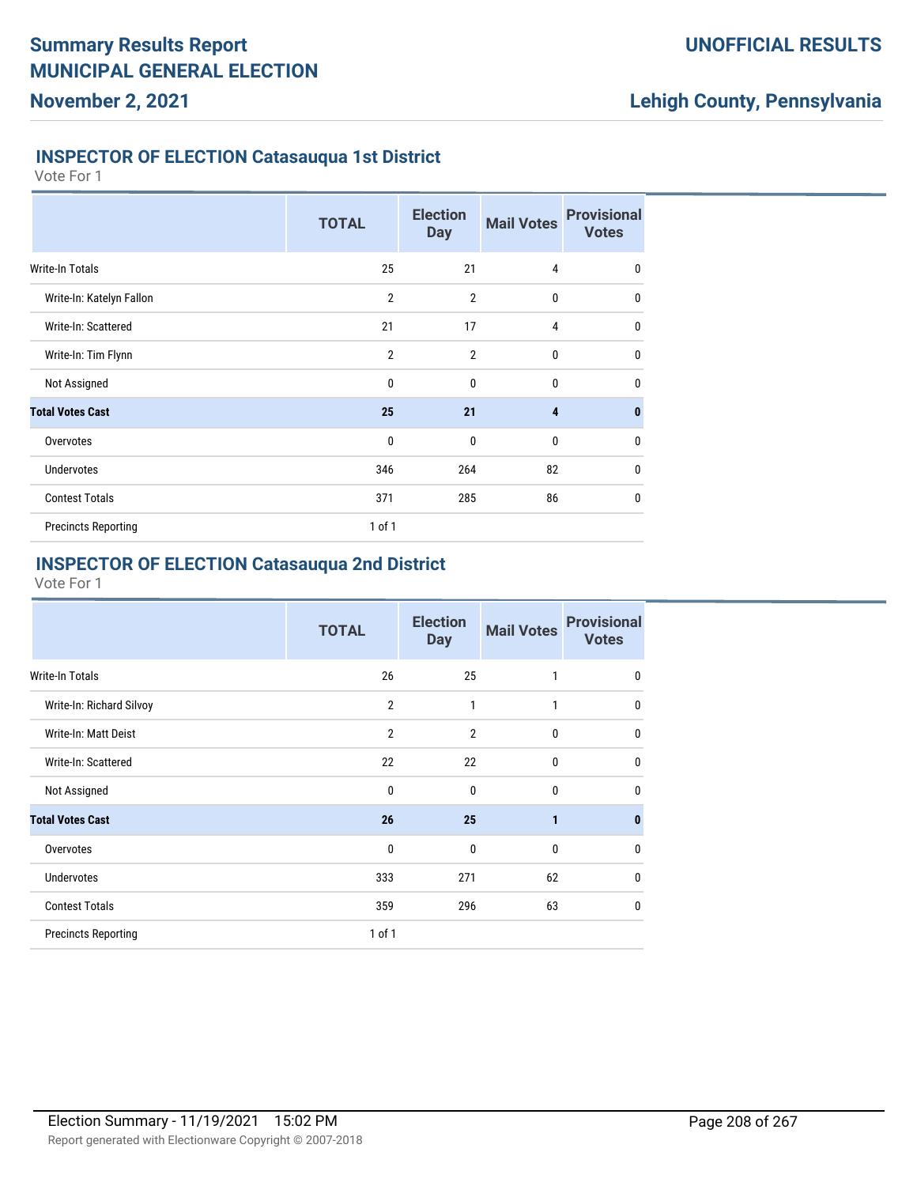# Summary Results Report
# MUNICIPAL GENERAL ELECTION
## November 2, 2021

**UNOFFICIAL RESULTS**

**Lehigh County, Pennsylvania**

### INSPECTOR OF ELECTION Catasauqua 1st District

Vote For 1

| | TOTAL | Election Day | Mail Votes | Provisional Votes |
|---|---|---|---|---|
| Write-In Totals | 25 | 21 | 4 | 0 |
| Write-In: Katelyn Fallon | 2 | 2 | 0 | 0 |
| Write-In: Scattered | 21 | 17 | 4 | 0 |
| Write-In: Tim Flynn | 2 | 2 | 0 | 0 |
| Not Assigned | 0 | 0 | 0 | 0 |
| **Total Votes Cast** | **25** | **21** | **4** | **0** |
| Overvotes | 0 | 0 | 0 | 0 |
| Undervotes | 346 | 264 | 82 | 0 |
| Contest Totals | 371 | 285 | 86 | 0 |
| Precincts Reporting | 1 of 1 | | | |

### INSPECTOR OF ELECTION Catasauqua 2nd District

Vote For 1

| | TOTAL | Election Day | Mail Votes | Provisional Votes |
|---|---|---|---|---|
| Write-In Totals | 26 | 25 | 1 | 0 |
| Write-In: Richard Silvoy | 2 | 1 | 1 | 0 |
| Write-In: Matt Deist | 2 | 2 | 0 | 0 |
| Write-In: Scattered | 22 | 22 | 0 | 0 |
| Not Assigned | 0 | 0 | 0 | 0 |
| **Total Votes Cast** | **26** | **25** | **1** | **0** |
| Overvotes | 0 | 0 | 0 | 0 |
| Undervotes | 333 | 271 | 62 | 0 |
| Contest Totals | 359 | 296 | 63 | 0 |
| Precincts Reporting | 1 of 1 | | | |

Election Summary - 11/19/2021 15:02 PM

Report generated with Electionware Copyright © 2007-2018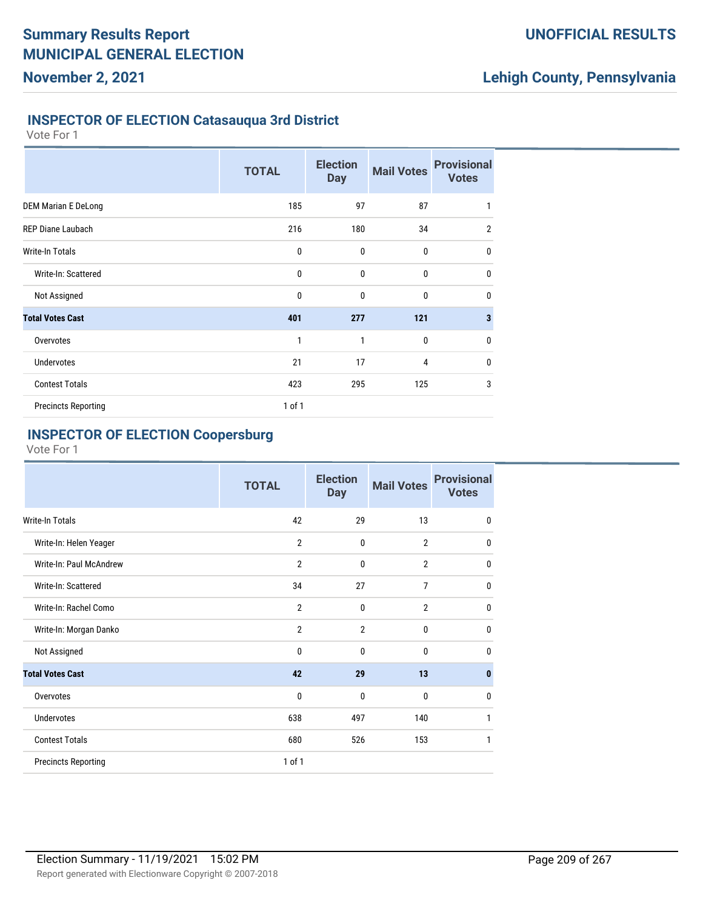## INSPECTOR OF ELECTION Catasauqua 3rd District

Vote For 1

| | TOTAL | Election Day | Mail Votes | Provisional Votes |
|---|---|---|---|---|
| DEM Marian E DeLong | 185 | 97 | 87 | 1 |
| REP Diane Laubach | 216 | 180 | 34 | 2 |
| Write-In Totals | 0 | 0 | 0 | 0 |
| Write-In: Scattered | 0 | 0 | 0 | 0 |
| Not Assigned | 0 | 0 | 0 | 0 |
| **Total Votes Cast** | **401** | **277** | **121** | **3** |
| Overvotes | 1 | 1 | 0 | 0 |
| Undervotes | 21 | 17 | 4 | 0 |
| Contest Totals | 423 | 295 | 125 | 3 |
| Precincts Reporting | 1 of 1 | | | |

## INSPECTOR OF ELECTION Coopersburg

Vote For 1

| | TOTAL | Election Day | Mail Votes | Provisional Votes |
|---|---|---|---|---|
| Write-In Totals | 42 | 29 | 13 | 0 |
| Write-In: Helen Yeager | 2 | 0 | 2 | 0 |
| Write-In: Paul McAndrew | 2 | 0 | 2 | 0 |
| Write-In: Scattered | 34 | 27 | 7 | 0 |
| Write-In: Rachel Como | 2 | 0 | 2 | 0 |
| Write-In: Morgan Danko | 2 | 2 | 0 | 0 |
| Not Assigned | 0 | 0 | 0 | 0 |
| **Total Votes Cast** | **42** | **29** | **13** | **0** |
| Overvotes | 0 | 0 | 0 | 0 |
| Undervotes | 638 | 497 | 140 | 1 |
| Contest Totals | 680 | 526 | 153 | 1 |
| Precincts Reporting | 1 of 1 | | | |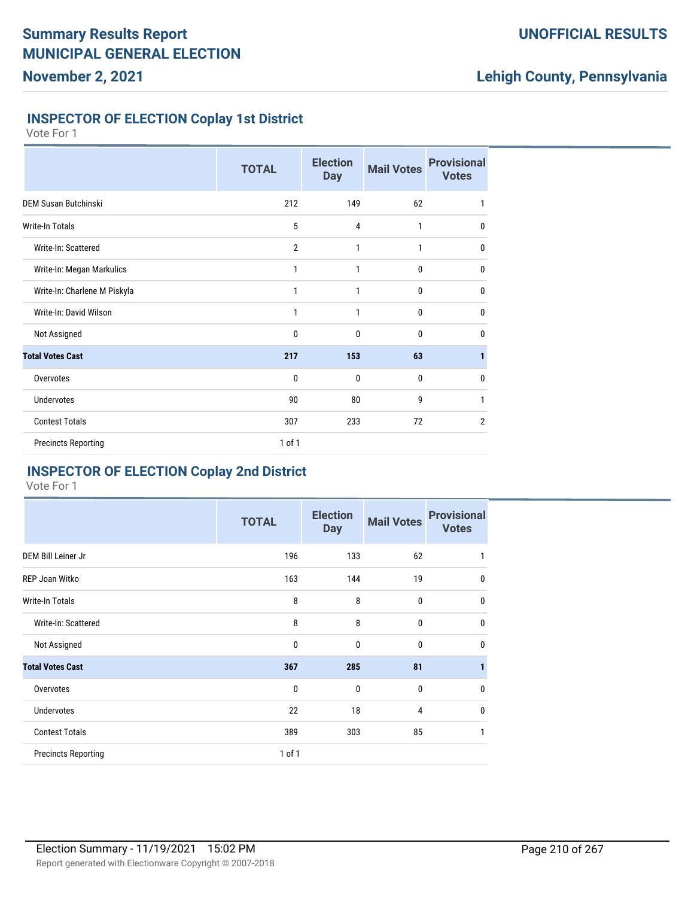# Summary Results Report

# MUNICIPAL GENERAL ELECTION

**November 2, 2021**

**UNOFFICIAL RESULTS**

**Lehigh County, Pennsylvania**

## INSPECTOR OF ELECTION Coplay 1st District

Vote For 1

| | TOTAL | Election Day | Mail Votes | Provisional Votes |
|---|---|---|---|---|
| DEM Susan Butchinski | 212 | 149 | 62 | 1 |
| Write-In Totals | 5 | 4 | 1 | 0 |
| Write-In: Scattered | 2 | 1 | 1 | 0 |
| Write-In: Megan Markulics | 1 | 1 | 0 | 0 |
| Write-In: Charlene M Piskyla | 1 | 1 | 0 | 0 |
| Write-In: David Wilson | 1 | 1 | 0 | 0 |
| Not Assigned | 0 | 0 | 0 | 0 |
| **Total Votes Cast** | **217** | **153** | **63** | **1** |
| Overvotes | 0 | 0 | 0 | 0 |
| Undervotes | 90 | 80 | 9 | 1 |
| Contest Totals | 307 | 233 | 72 | 2 |
| Precincts Reporting | 1 of 1 | | | |

## INSPECTOR OF ELECTION Coplay 2nd District

Vote For 1

| | TOTAL | Election Day | Mail Votes | Provisional Votes |
|---|---|---|---|---|
| DEM Bill Leiner Jr | 196 | 133 | 62 | 1 |
| REP Joan Witko | 163 | 144 | 19 | 0 |
| Write-In Totals | 8 | 8 | 0 | 0 |
| Write-In: Scattered | 8 | 8 | 0 | 0 |
| Not Assigned | 0 | 0 | 0 | 0 |
| **Total Votes Cast** | **367** | **285** | **81** | **1** |
| Overvotes | 0 | 0 | 0 | 0 |
| Undervotes | 22 | 18 | 4 | 0 |
| Contest Totals | 389 | 303 | 85 | 1 |
| Precincts Reporting | 1 of 1 | | | |

Election Summary - 11/19/2021 15:02 PM

Report generated with Electionware Copyright © 2007-2018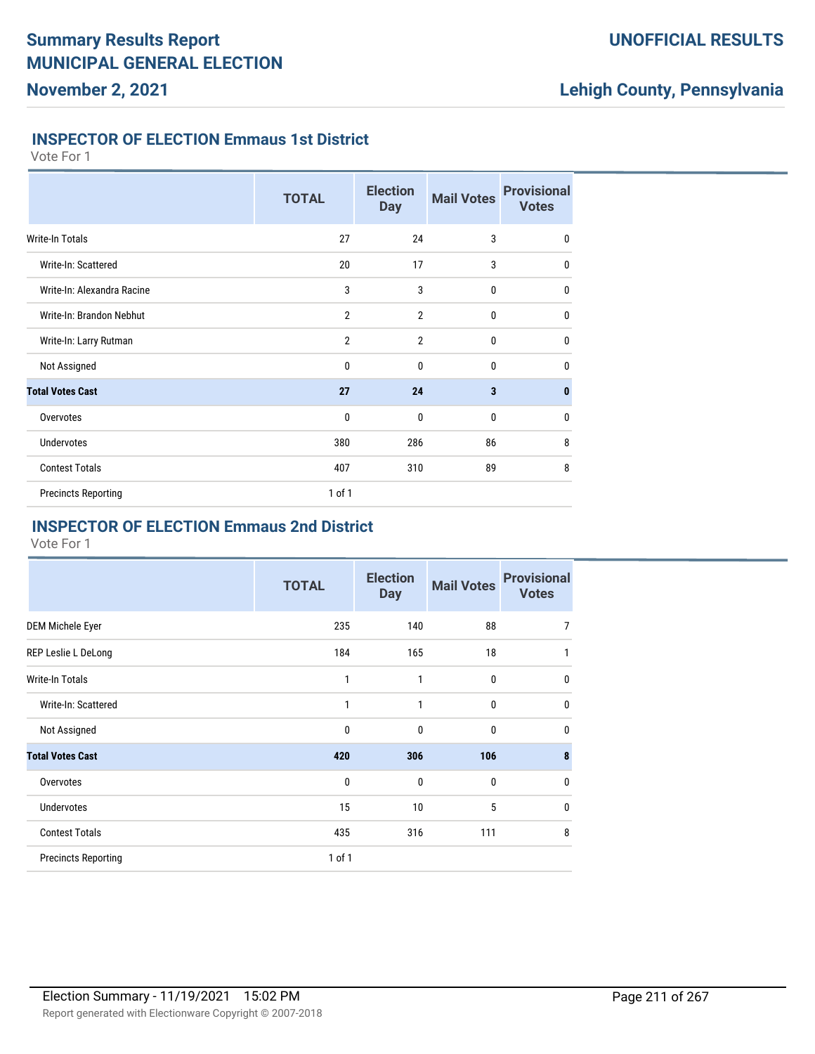# Summary Results Report
# MUNICIPAL GENERAL ELECTION
## November 2, 2021

**UNOFFICIAL RESULTS**

**Lehigh County, Pennsylvania**

### INSPECTOR OF ELECTION Emmaus 1st District

Vote For 1

| | TOTAL | Election Day | Mail Votes | Provisional Votes |
|---|---|---|---|---|
| Write-In Totals | 27 | 24 | 3 | 0 |
| Write-In: Scattered | 20 | 17 | 3 | 0 |
| Write-In: Alexandra Racine | 3 | 3 | 0 | 0 |
| Write-In: Brandon Nebhut | 2 | 2 | 0 | 0 |
| Write-In: Larry Rutman | 2 | 2 | 0 | 0 |
| Not Assigned | 0 | 0 | 0 | 0 |
| **Total Votes Cast** | **27** | **24** | **3** | **0** |
| Overvotes | 0 | 0 | 0 | 0 |
| Undervotes | 380 | 286 | 86 | 8 |
| Contest Totals | 407 | 310 | 89 | 8 |
| Precincts Reporting | 1 of 1 | | | |

### INSPECTOR OF ELECTION Emmaus 2nd District

Vote For 1

| | TOTAL | Election Day | Mail Votes | Provisional Votes |
|---|---|---|---|---|
| DEM Michele Eyer | 235 | 140 | 88 | 7 |
| REP Leslie L DeLong | 184 | 165 | 18 | 1 |
| Write-In Totals | 1 | 1 | 0 | 0 |
| Write-In: Scattered | 1 | 1 | 0 | 0 |
| Not Assigned | 0 | 0 | 0 | 0 |
| **Total Votes Cast** | **420** | **306** | **106** | **8** |
| Overvotes | 0 | 0 | 0 | 0 |
| Undervotes | 15 | 10 | 5 | 0 |
| Contest Totals | 435 | 316 | 111 | 8 |
| Precincts Reporting | 1 of 1 | | | |

Election Summary - 11/19/2021 15:02 PM

Report generated with Electionware Copyright © 2007-2018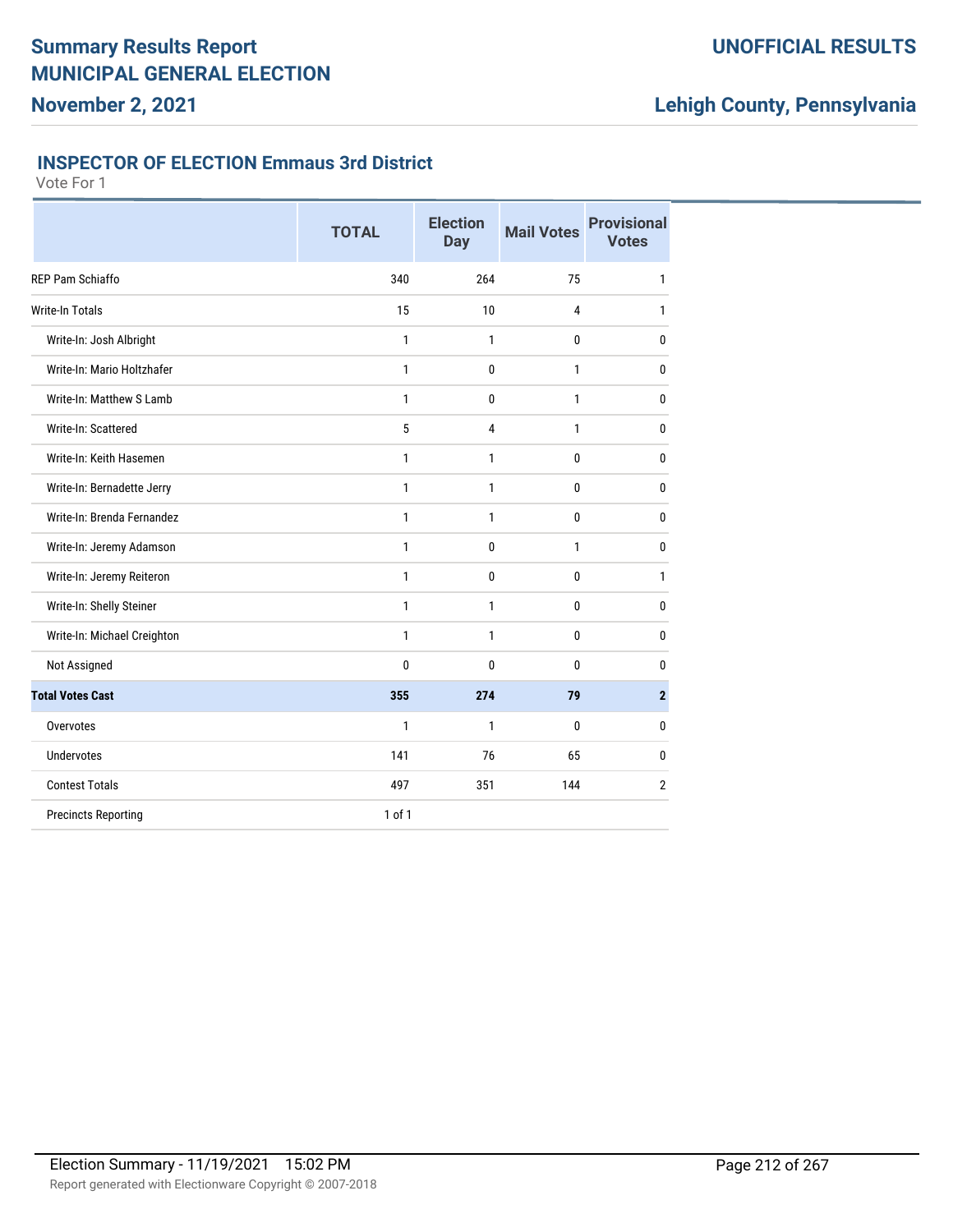# Summary Results Report
# MUNICIPAL GENERAL ELECTION
## November 2, 2021

**UNOFFICIAL RESULTS**

**Lehigh County, Pennsylvania**

### INSPECTOR OF ELECTION Emmaus 3rd District

Vote For 1

| | TOTAL | Election Day | Mail Votes | Provisional Votes |
|---|---|---|---|---|
| REP Pam Schiaffo | 340 | 264 | 75 | 1 |
| Write-In Totals | 15 | 10 | 4 | 1 |
| Write-In: Josh Albright | 1 | 1 | 0 | 0 |
| Write-In: Mario Holtzhafer | 1 | 0 | 1 | 0 |
| Write-In: Matthew S Lamb | 1 | 0 | 1 | 0 |
| Write-In: Scattered | 5 | 4 | 1 | 0 |
| Write-In: Keith Hasemen | 1 | 1 | 0 | 0 |
| Write-In: Bernadette Jerry | 1 | 1 | 0 | 0 |
| Write-In: Brenda Fernandez | 1 | 1 | 0 | 0 |
| Write-In: Jeremy Adamson | 1 | 0 | 1 | 0 |
| Write-In: Jeremy Reiteron | 1 | 0 | 0 | 1 |
| Write-In: Shelly Steiner | 1 | 1 | 0 | 0 |
| Write-In: Michael Creighton | 1 | 1 | 0 | 0 |
| Not Assigned | 0 | 0 | 0 | 0 |
| **Total Votes Cast** | **355** | **274** | **79** | **2** |
| Overvotes | 1 | 1 | 0 | 0 |
| Undervotes | 141 | 76 | 65 | 0 |
| Contest Totals | 497 | 351 | 144 | 2 |
| Precincts Reporting | 1 of 1 | | | |

Election Summary - 11/19/2021 15:02 PM

Report generated with Electionware Copyright © 2007-2018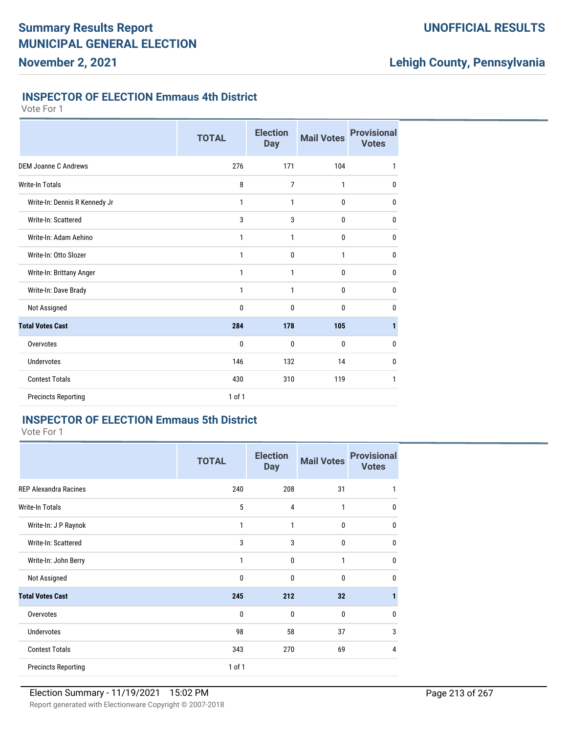# Summary Results Report
## MUNICIPAL GENERAL ELECTION
### November 2, 2021

**UNOFFICIAL RESULTS**

**Lehigh County, Pennsylvania**

### INSPECTOR OF ELECTION Emmaus 4th District

Vote For 1

| | TOTAL | Election Day | Mail Votes | Provisional Votes |
|---|---|---|---|---|
| DEM Joanne C Andrews | 276 | 171 | 104 | 1 |
| Write-In Totals | 8 | 7 | 1 | 0 |
| Write-In: Dennis R Kennedy Jr | 1 | 1 | 0 | 0 |
| Write-In: Scattered | 3 | 3 | 0 | 0 |
| Write-In: Adam Aehino | 1 | 1 | 0 | 0 |
| Write-In: Otto Slozer | 1 | 0 | 1 | 0 |
| Write-In: Brittany Anger | 1 | 1 | 0 | 0 |
| Write-In: Dave Brady | 1 | 1 | 0 | 0 |
| Not Assigned | 0 | 0 | 0 | 0 |
| **Total Votes Cast** | **284** | **178** | **105** | **1** |
| Overvotes | 0 | 0 | 0 | 0 |
| Undervotes | 146 | 132 | 14 | 0 |
| Contest Totals | 430 | 310 | 119 | 1 |
| Precincts Reporting | 1 of 1 | | | |

### INSPECTOR OF ELECTION Emmaus 5th District

Vote For 1

| | TOTAL | Election Day | Mail Votes | Provisional Votes |
|---|---|---|---|---|
| REP Alexandra Racines | 240 | 208 | 31 | 1 |
| Write-In Totals | 5 | 4 | 1 | 0 |
| Write-In: J P Raynok | 1 | 1 | 0 | 0 |
| Write-In: Scattered | 3 | 3 | 0 | 0 |
| Write-In: John Berry | 1 | 0 | 1 | 0 |
| Not Assigned | 0 | 0 | 0 | 0 |
| **Total Votes Cast** | **245** | **212** | **32** | **1** |
| Overvotes | 0 | 0 | 0 | 0 |
| Undervotes | 98 | 58 | 37 | 3 |
| Contest Totals | 343 | 270 | 69 | 4 |
| Precincts Reporting | 1 of 1 | | | |

Election Summary - 11/19/2021 15:02 PM

Report generated with Electionware Copyright © 2007-2018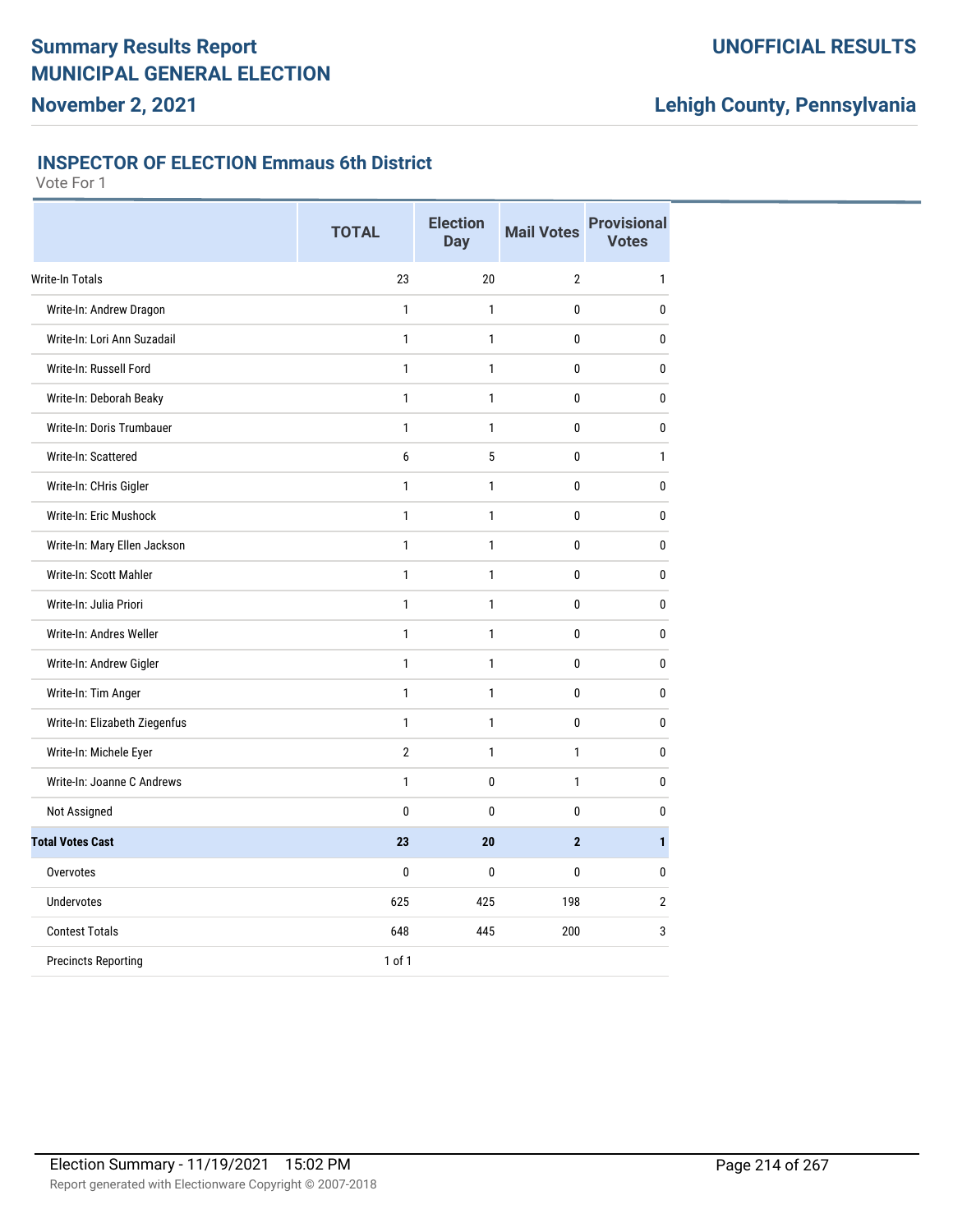# Summary Results Report
# MUNICIPAL GENERAL ELECTION
## November 2, 2021

**UNOFFICIAL RESULTS**

**Lehigh County, Pennsylvania**

### INSPECTOR OF ELECTION Emmaus 6th District

Vote For 1

| | TOTAL | Election Day | Mail Votes | Provisional Votes |
|---|---|---|---|---|
| Write-In Totals | 23 | 20 | 2 | 1 |
| Write-In: Andrew Dragon | 1 | 1 | 0 | 0 |
| Write-In: Lori Ann Suzadail | 1 | 1 | 0 | 0 |
| Write-In: Russell Ford | 1 | 1 | 0 | 0 |
| Write-In: Deborah Beaky | 1 | 1 | 0 | 0 |
| Write-In: Doris Trumbauer | 1 | 1 | 0 | 0 |
| Write-In: Scattered | 6 | 5 | 0 | 1 |
| Write-In: CHris Gigler | 1 | 1 | 0 | 0 |
| Write-In: Eric Mushock | 1 | 1 | 0 | 0 |
| Write-In: Mary Ellen Jackson | 1 | 1 | 0 | 0 |
| Write-In: Scott Mahler | 1 | 1 | 0 | 0 |
| Write-In: Julia Priori | 1 | 1 | 0 | 0 |
| Write-In: Andres Weller | 1 | 1 | 0 | 0 |
| Write-In: Andrew Gigler | 1 | 1 | 0 | 0 |
| Write-In: Tim Anger | 1 | 1 | 0 | 0 |
| Write-In: Elizabeth Ziegenfus | 1 | 1 | 0 | 0 |
| Write-In: Michele Eyer | 2 | 1 | 1 | 0 |
| Write-In: Joanne C Andrews | 1 | 0 | 1 | 0 |
| Not Assigned | 0 | 0 | 0 | 0 |
| **Total Votes Cast** | **23** | **20** | **2** | **1** |
| Overvotes | 0 | 0 | 0 | 0 |
| Undervotes | 625 | 425 | 198 | 2 |
| Contest Totals | 648 | 445 | 200 | 3 |
| Precincts Reporting | 1 of 1 | | | |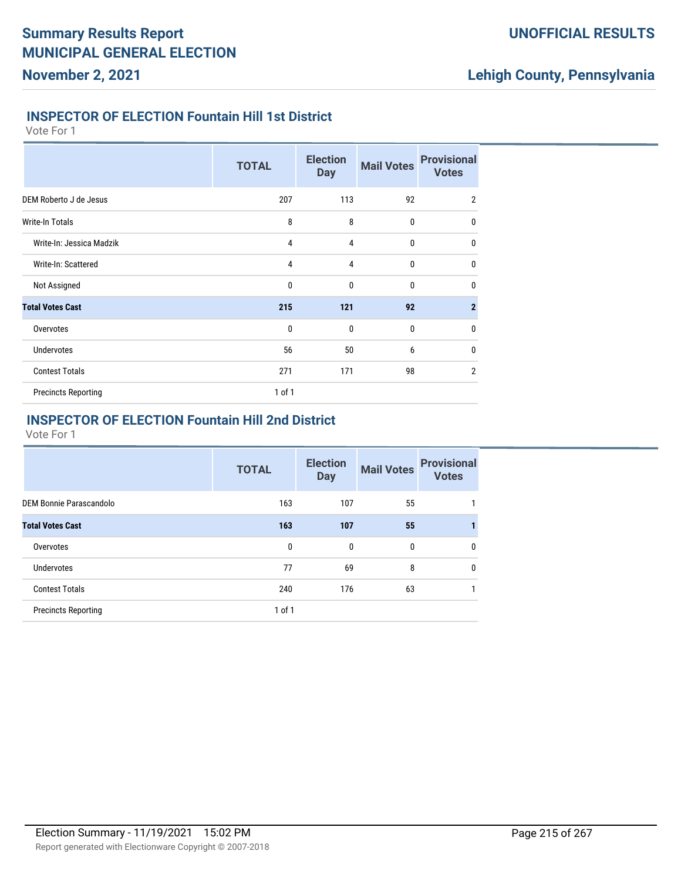## INSPECTOR OF ELECTION Fountain Hill 1st District

Vote For 1

| | TOTAL | Election Day | Mail Votes | Provisional Votes |
|---|---|---|---|---|
| DEM Roberto J de Jesus | 207 | 113 | 92 | 2 |
| Write-In Totals | 8 | 8 | 0 | 0 |
| Write-In: Jessica Madzik | 4 | 4 | 0 | 0 |
| Write-In: Scattered | 4 | 4 | 0 | 0 |
| Not Assigned | 0 | 0 | 0 | 0 |
| **Total Votes Cast** | **215** | **121** | **92** | **2** |
| Overvotes | 0 | 0 | 0 | 0 |
| Undervotes | 56 | 50 | 6 | 0 |
| Contest Totals | 271 | 171 | 98 | 2 |
| Precincts Reporting | 1 of 1 | | | |

## INSPECTOR OF ELECTION Fountain Hill 2nd District

Vote For 1

| | TOTAL | Election Day | Mail Votes | Provisional Votes |
|---|---|---|---|---|
| DEM Bonnie Parascandolo | 163 | 107 | 55 | 1 |
| **Total Votes Cast** | **163** | **107** | **55** | **1** |
| Overvotes | 0 | 0 | 0 | 0 |
| Undervotes | 77 | 69 | 8 | 0 |
| Contest Totals | 240 | 176 | 63 | 1 |
| Precincts Reporting | 1 of 1 | | | |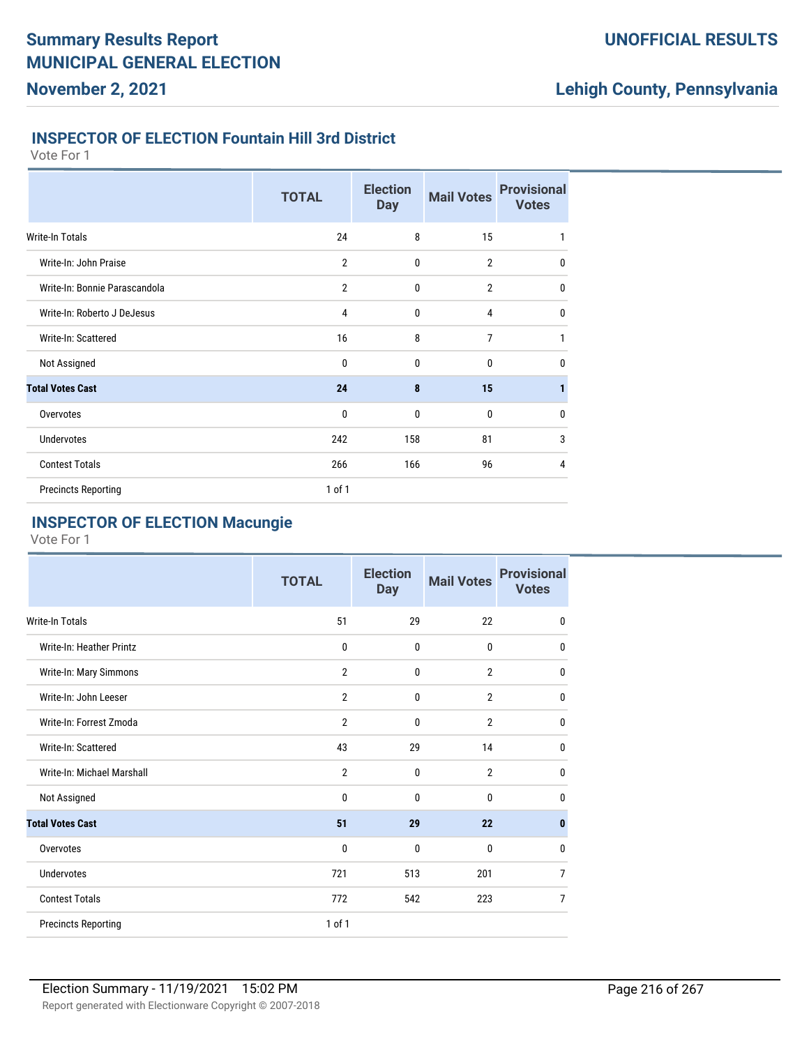# Summary Results Report
# MUNICIPAL GENERAL ELECTION
## November 2, 2021

**UNOFFICIAL RESULTS**

**Lehigh County, Pennsylvania**

### INSPECTOR OF ELECTION Fountain Hill 3rd District

Vote For 1

| | TOTAL | Election Day | Mail Votes | Provisional Votes |
|---|---|---|---|---|
| Write-In Totals | 24 | 8 | 15 | 1 |
| Write-In: John Praise | 2 | 0 | 2 | 0 |
| Write-In: Bonnie Parascandola | 2 | 0 | 2 | 0 |
| Write-In: Roberto J DeJesus | 4 | 0 | 4 | 0 |
| Write-In: Scattered | 16 | 8 | 7 | 1 |
| Not Assigned | 0 | 0 | 0 | 0 |
| **Total Votes Cast** | **24** | **8** | **15** | **1** |
| Overvotes | 0 | 0 | 0 | 0 |
| Undervotes | 242 | 158 | 81 | 3 |
| Contest Totals | 266 | 166 | 96 | 4 |
| Precincts Reporting | 1 of 1 | | | |

### INSPECTOR OF ELECTION Macungie

Vote For 1

| | TOTAL | Election Day | Mail Votes | Provisional Votes |
|---|---|---|---|---|
| Write-In Totals | 51 | 29 | 22 | 0 |
| Write-In: Heather Printz | 0 | 0 | 0 | 0 |
| Write-In: Mary Simmons | 2 | 0 | 2 | 0 |
| Write-In: John Leeser | 2 | 0 | 2 | 0 |
| Write-In: Forrest Zmoda | 2 | 0 | 2 | 0 |
| Write-In: Scattered | 43 | 29 | 14 | 0 |
| Write-In: Michael Marshall | 2 | 0 | 2 | 0 |
| Not Assigned | 0 | 0 | 0 | 0 |
| **Total Votes Cast** | **51** | **29** | **22** | **0** |
| Overvotes | 0 | 0 | 0 | 0 |
| Undervotes | 721 | 513 | 201 | 7 |
| Contest Totals | 772 | 542 | 223 | 7 |
| Precincts Reporting | 1 of 1 | | | |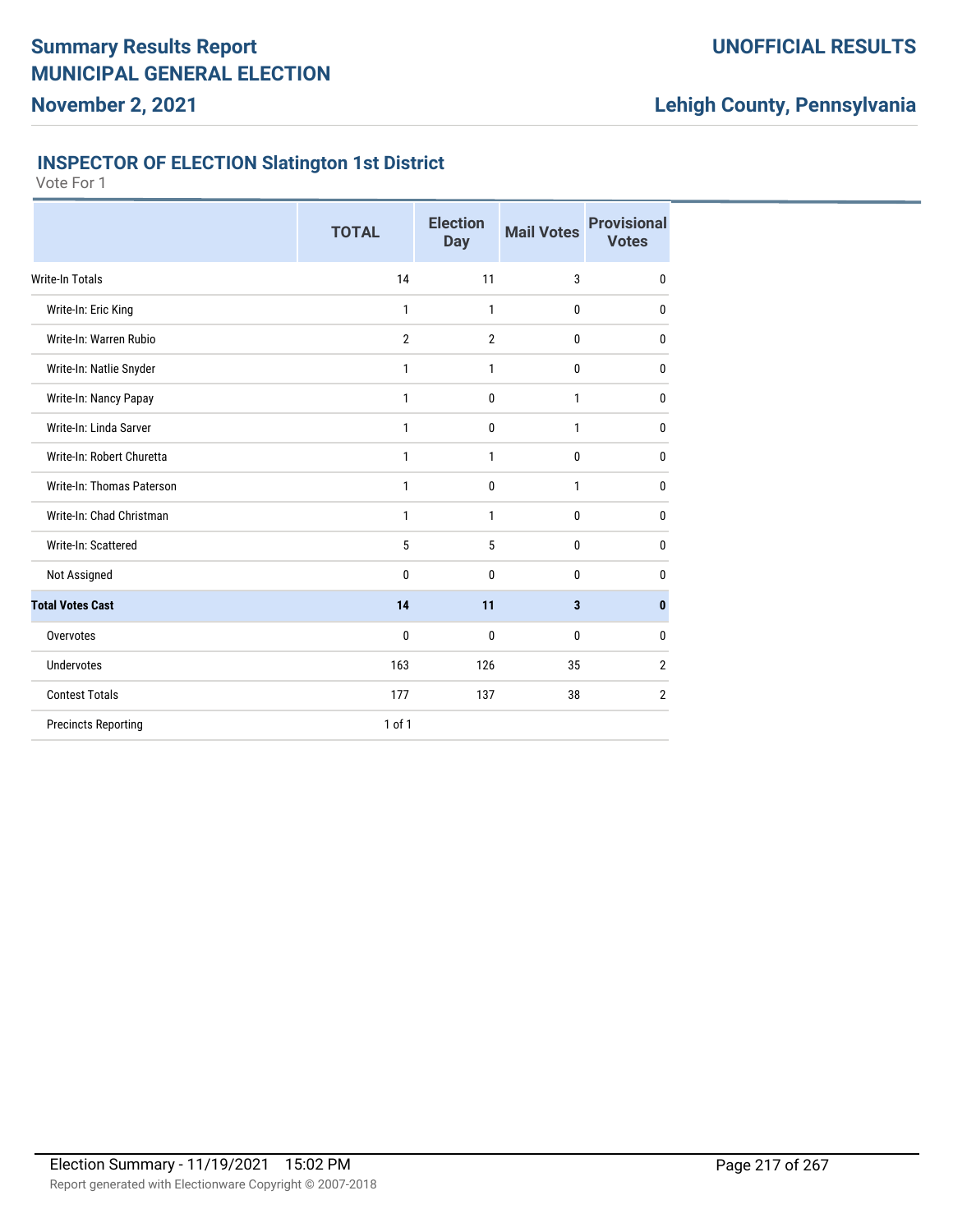# Summary Results Report
# MUNICIPAL GENERAL ELECTION
## November 2, 2021

**UNOFFICIAL RESULTS**

**Lehigh County, Pennsylvania**

### INSPECTOR OF ELECTION Slatington 1st District

Vote For 1

| | TOTAL | Election Day | Mail Votes | Provisional Votes |
|---|---|---|---|---|
| Write-In Totals | 14 | 11 | 3 | 0 |
| Write-In: Eric King | 1 | 1 | 0 | 0 |
| Write-In: Warren Rubio | 2 | 2 | 0 | 0 |
| Write-In: Natlie Snyder | 1 | 1 | 0 | 0 |
| Write-In: Nancy Papay | 1 | 0 | 1 | 0 |
| Write-In: Linda Sarver | 1 | 0 | 1 | 0 |
| Write-In: Robert Churetta | 1 | 1 | 0 | 0 |
| Write-In: Thomas Paterson | 1 | 0 | 1 | 0 |
| Write-In: Chad Christman | 1 | 1 | 0 | 0 |
| Write-In: Scattered | 5 | 5 | 0 | 0 |
| Not Assigned | 0 | 0 | 0 | 0 |
| **Total Votes Cast** | **14** | **11** | **3** | **0** |
| Overvotes | 0 | 0 | 0 | 0 |
| Undervotes | 163 | 126 | 35 | 2 |
| Contest Totals | 177 | 137 | 38 | 2 |
| Precincts Reporting | 1 of 1 | | | |

Election Summary - 11/19/2021 15:02 PM

Report generated with Electionware Copyright © 2007-2018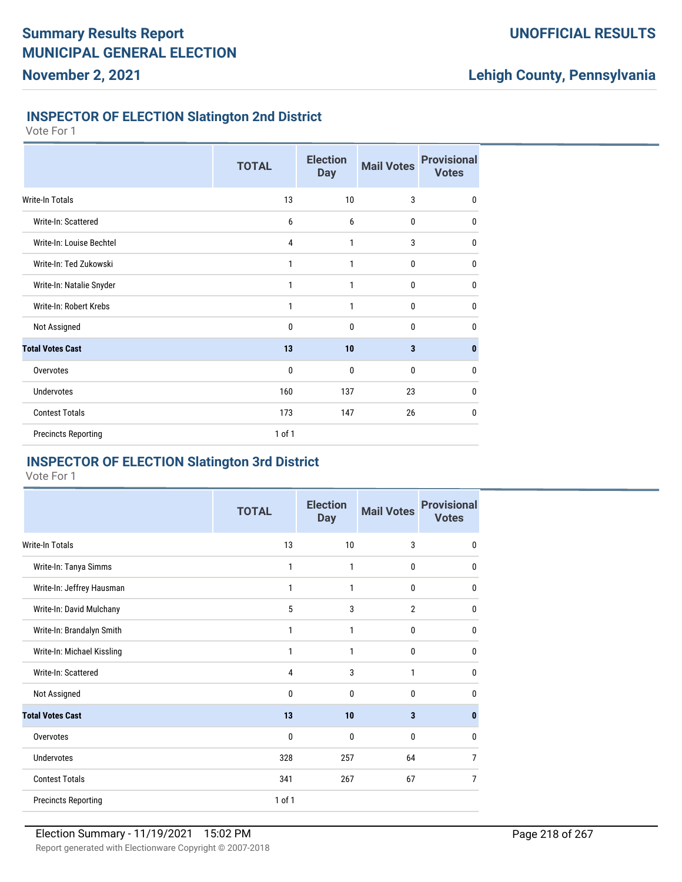# Summary Results Report
# MUNICIPAL GENERAL ELECTION
## November 2, 2021

**UNOFFICIAL RESULTS**

**Lehigh County, Pennsylvania**

### INSPECTOR OF ELECTION Slatington 2nd District

Vote For 1

| | TOTAL | Election Day | Mail Votes | Provisional Votes |
|---|---|---|---|---|
| Write-In Totals | 13 | 10 | 3 | 0 |
| Write-In: Scattered | 6 | 6 | 0 | 0 |
| Write-In: Louise Bechtel | 4 | 1 | 3 | 0 |
| Write-In: Ted Zukowski | 1 | 1 | 0 | 0 |
| Write-In: Natalie Snyder | 1 | 1 | 0 | 0 |
| Write-In: Robert Krebs | 1 | 1 | 0 | 0 |
| Not Assigned | 0 | 0 | 0 | 0 |
| **Total Votes Cast** | **13** | **10** | **3** | **0** |
| Overvotes | 0 | 0 | 0 | 0 |
| Undervotes | 160 | 137 | 23 | 0 |
| Contest Totals | 173 | 147 | 26 | 0 |
| Precincts Reporting | 1 of 1 | | | |

### INSPECTOR OF ELECTION Slatington 3rd District

Vote For 1

| | TOTAL | Election Day | Mail Votes | Provisional Votes |
|---|---|---|---|---|
| Write-In Totals | 13 | 10 | 3 | 0 |
| Write-In: Tanya Simms | 1 | 1 | 0 | 0 |
| Write-In: Jeffrey Hausman | 1 | 1 | 0 | 0 |
| Write-In: David Mulchany | 5 | 3 | 2 | 0 |
| Write-In: Brandalyn Smith | 1 | 1 | 0 | 0 |
| Write-In: Michael Kissling | 1 | 1 | 0 | 0 |
| Write-In: Scattered | 4 | 3 | 1 | 0 |
| Not Assigned | 0 | 0 | 0 | 0 |
| **Total Votes Cast** | **13** | **10** | **3** | **0** |
| Overvotes | 0 | 0 | 0 | 0 |
| Undervotes | 328 | 257 | 64 | 7 |
| Contest Totals | 341 | 267 | 67 | 7 |
| Precincts Reporting | 1 of 1 | | | |

Election Summary - 11/19/2021 15:02 PM

Report generated with Electionware Copyright © 2007-2018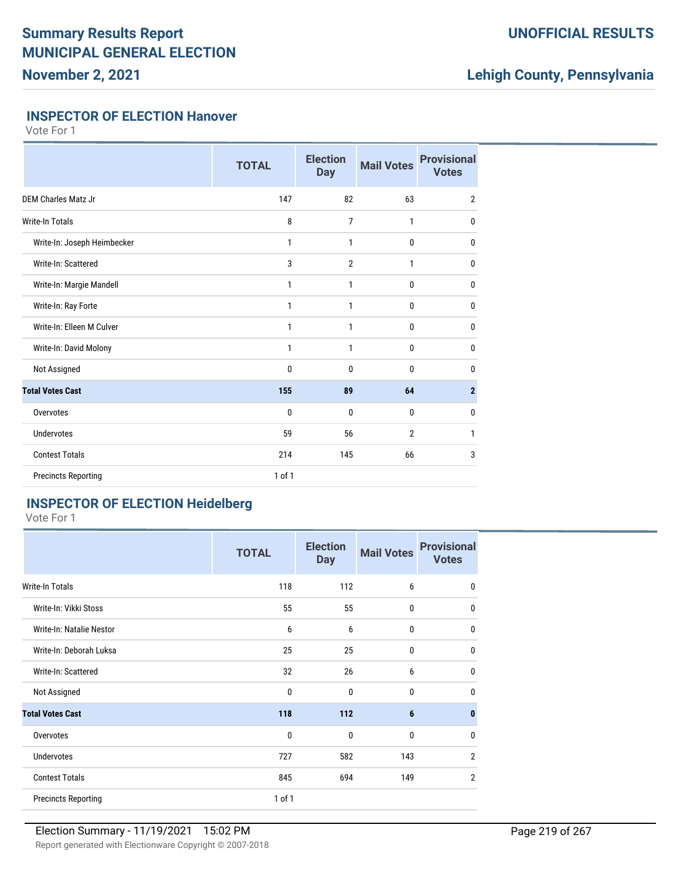# Summary Results Report

# MUNICIPAL GENERAL ELECTION

## November 2, 2021

**UNOFFICIAL RESULTS**

**Lehigh County, Pennsylvania**

### INSPECTOR OF ELECTION Hanover

Vote For 1

| | TOTAL | Election Day | Mail Votes | Provisional Votes |
|---|---|---|---|---|
| DEM Charles Matz Jr | 147 | 82 | 63 | 2 |
| Write-In Totals | 8 | 7 | 1 | 0 |
| Write-In: Joseph Heimbecker | 1 | 1 | 0 | 0 |
| Write-In: Scattered | 3 | 2 | 1 | 0 |
| Write-In: Margie Mandell | 1 | 1 | 0 | 0 |
| Write-In: Ray Forte | 1 | 1 | 0 | 0 |
| Write-In: Elleen M Culver | 1 | 1 | 0 | 0 |
| Write-In: David Molony | 1 | 1 | 0 | 0 |
| Not Assigned | 0 | 0 | 0 | 0 |
| **Total Votes Cast** | **155** | **89** | **64** | **2** |
| Overvotes | 0 | 0 | 0 | 0 |
| Undervotes | 59 | 56 | 2 | 1 |
| Contest Totals | 214 | 145 | 66 | 3 |
| Precincts Reporting | 1 of 1 | | | |

### INSPECTOR OF ELECTION Heidelberg

Vote For 1

| | TOTAL | Election Day | Mail Votes | Provisional Votes |
|---|---|---|---|---|
| Write-In Totals | 118 | 112 | 6 | 0 |
| Write-In: Vikki Stoss | 55 | 55 | 0 | 0 |
| Write-In: Natalie Nestor | 6 | 6 | 0 | 0 |
| Write-In: Deborah Luksa | 25 | 25 | 0 | 0 |
| Write-In: Scattered | 32 | 26 | 6 | 0 |
| Not Assigned | 0 | 0 | 0 | 0 |
| **Total Votes Cast** | **118** | **112** | **6** | **0** |
| Overvotes | 0 | 0 | 0 | 0 |
| Undervotes | 727 | 582 | 143 | 2 |
| Contest Totals | 845 | 694 | 149 | 2 |
| Precincts Reporting | 1 of 1 | | | |

Election Summary - 11/19/2021 15:02 PM

Report generated with Electionware Copyright © 2007-2018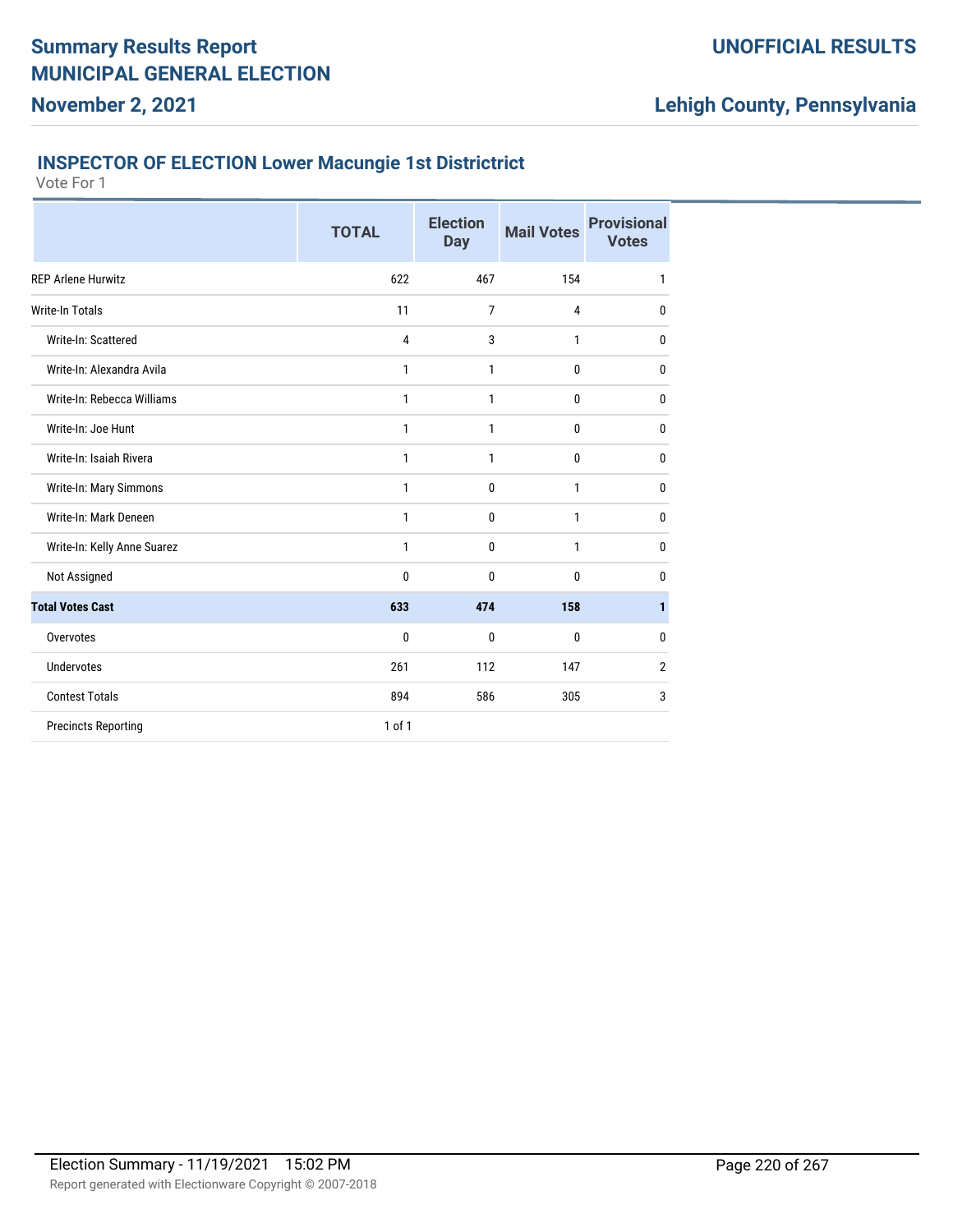# Summary Results Report

## MUNICIPAL GENERAL ELECTION

**November 2, 2021**

**UNOFFICIAL RESULTS**

**Lehigh County, Pennsylvania**

### INSPECTOR OF ELECTION Lower Macungie 1st Districtrict

Vote For 1

| | TOTAL | Election Day | Mail Votes | Provisional Votes |
|---|---|---|---|---|
| REP Arlene Hurwitz | 622 | 467 | 154 | 1 |
| Write-In Totals | 11 | 7 | 4 | 0 |
| Write-In: Scattered | 4 | 3 | 1 | 0 |
| Write-In: Alexandra Avila | 1 | 1 | 0 | 0 |
| Write-In: Rebecca Williams | 1 | 1 | 0 | 0 |
| Write-In: Joe Hunt | 1 | 1 | 0 | 0 |
| Write-In: Isaiah Rivera | 1 | 1 | 0 | 0 |
| Write-In: Mary Simmons | 1 | 0 | 1 | 0 |
| Write-In: Mark Deneen | 1 | 0 | 1 | 0 |
| Write-In: Kelly Anne Suarez | 1 | 0 | 1 | 0 |
| Not Assigned | 0 | 0 | 0 | 0 |
| **Total Votes Cast** | **633** | **474** | **158** | **1** |
| Overvotes | 0 | 0 | 0 | 0 |
| Undervotes | 261 | 112 | 147 | 2 |
| Contest Totals | 894 | 586 | 305 | 3 |
| Precincts Reporting | 1 of 1 | | | |

Election Summary - 11/19/2021 15:02 PM

Report generated with Electionware Copyright © 2007-2018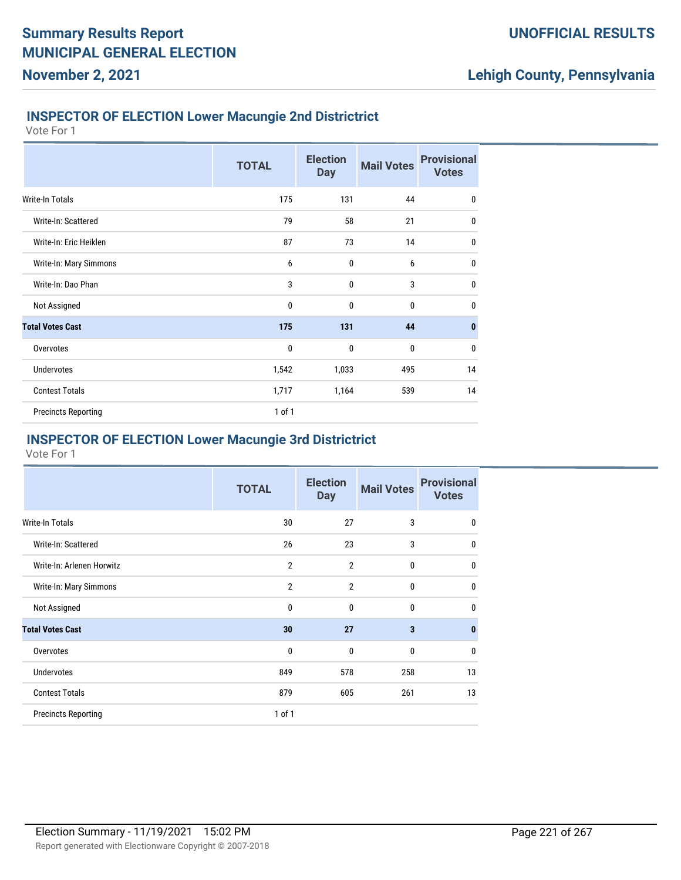# Summary Results Report
# MUNICIPAL GENERAL ELECTION
## November 2, 2021

**UNOFFICIAL RESULTS**

**Lehigh County, Pennsylvania**

### INSPECTOR OF ELECTION Lower Macungie 2nd Districtrict

Vote For 1

| | TOTAL | Election Day | Mail Votes | Provisional Votes |
|---|---|---|---|---|
| Write-In Totals | 175 | 131 | 44 | 0 |
| Write-In: Scattered | 79 | 58 | 21 | 0 |
| Write-In: Eric Heiklen | 87 | 73 | 14 | 0 |
| Write-In: Mary Simmons | 6 | 0 | 6 | 0 |
| Write-In: Dao Phan | 3 | 0 | 3 | 0 |
| Not Assigned | 0 | 0 | 0 | 0 |
| **Total Votes Cast** | **175** | **131** | **44** | **0** |
| Overvotes | 0 | 0 | 0 | 0 |
| Undervotes | 1,542 | 1,033 | 495 | 14 |
| Contest Totals | 1,717 | 1,164 | 539 | 14 |
| Precincts Reporting | 1 of 1 | | | |

### INSPECTOR OF ELECTION Lower Macungie 3rd Districtrict

Vote For 1

| | TOTAL | Election Day | Mail Votes | Provisional Votes |
|---|---|---|---|---|
| Write-In Totals | 30 | 27 | 3 | 0 |
| Write-In: Scattered | 26 | 23 | 3 | 0 |
| Write-In: Arlenen Horwitz | 2 | 2 | 0 | 0 |
| Write-In: Mary Simmons | 2 | 2 | 0 | 0 |
| Not Assigned | 0 | 0 | 0 | 0 |
| **Total Votes Cast** | **30** | **27** | **3** | **0** |
| Overvotes | 0 | 0 | 0 | 0 |
| Undervotes | 849 | 578 | 258 | 13 |
| Contest Totals | 879 | 605 | 261 | 13 |
| Precincts Reporting | 1 of 1 | | | |

Election Summary - 11/19/2021 15:02 PM

Report generated with Electionware Copyright © 2007-2018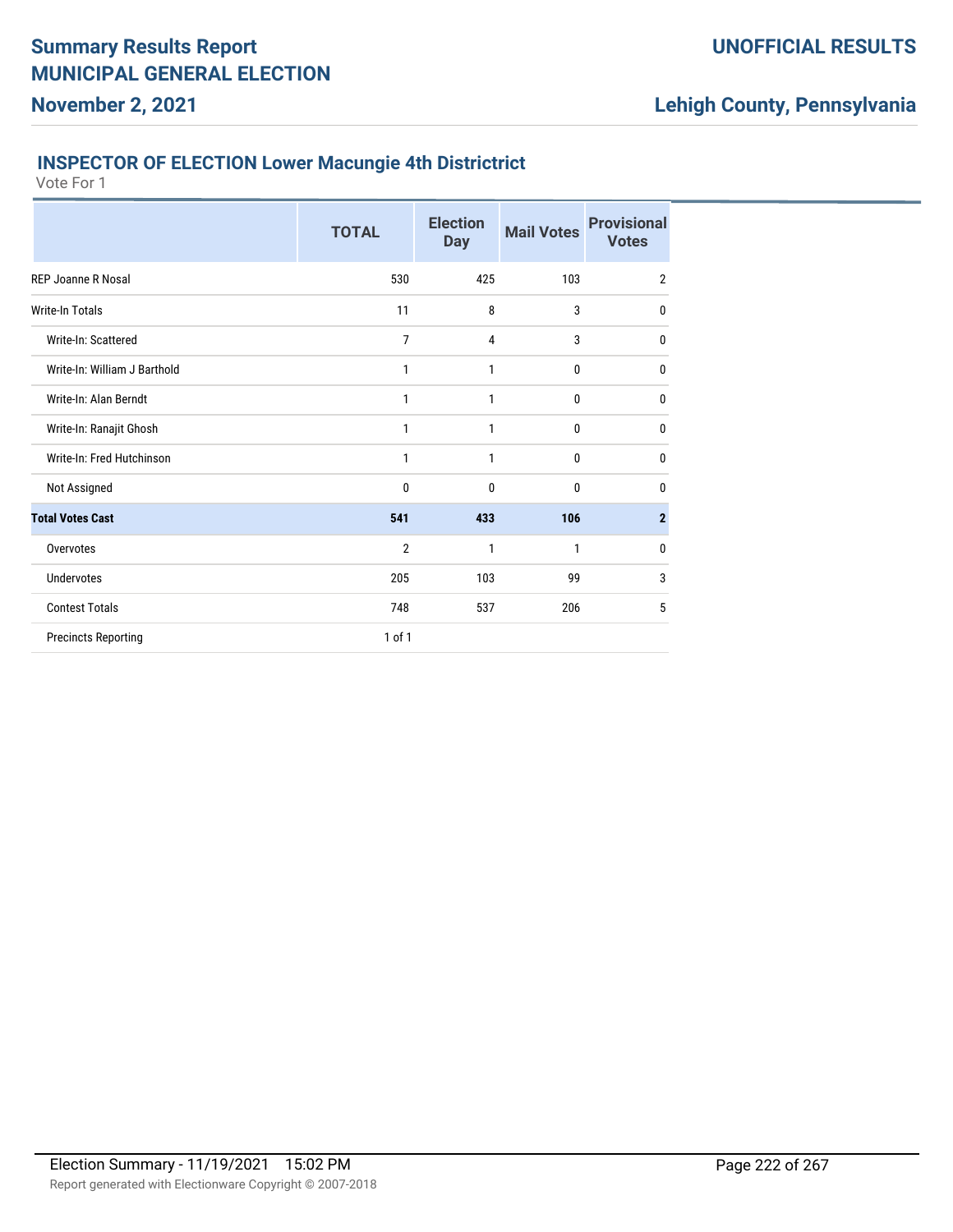# Summary Results Report
# MUNICIPAL GENERAL ELECTION
## November 2, 2021

**UNOFFICIAL RESULTS**

**Lehigh County, Pennsylvania**

### INSPECTOR OF ELECTION Lower Macungie 4th Districtrict

Vote For 1

| | TOTAL | Election Day | Mail Votes | Provisional Votes |
|---|---|---|---|---|
| REP Joanne R Nosal | 530 | 425 | 103 | 2 |
| Write-In Totals | 11 | 8 | 3 | 0 |
| Write-In: Scattered | 7 | 4 | 3 | 0 |
| Write-In: William J Barthold | 1 | 1 | 0 | 0 |
| Write-In: Alan Berndt | 1 | 1 | 0 | 0 |
| Write-In: Ranajit Ghosh | 1 | 1 | 0 | 0 |
| Write-In: Fred Hutchinson | 1 | 1 | 0 | 0 |
| Not Assigned | 0 | 0 | 0 | 0 |
| **Total Votes Cast** | **541** | **433** | **106** | **2** |
| Overvotes | 2 | 1 | 1 | 0 |
| Undervotes | 205 | 103 | 99 | 3 |
| Contest Totals | 748 | 537 | 206 | 5 |
| Precincts Reporting | 1 of 1 | | | |

Election Summary - 11/19/2021 15:02 PM

Report generated with Electionware Copyright © 2007-2018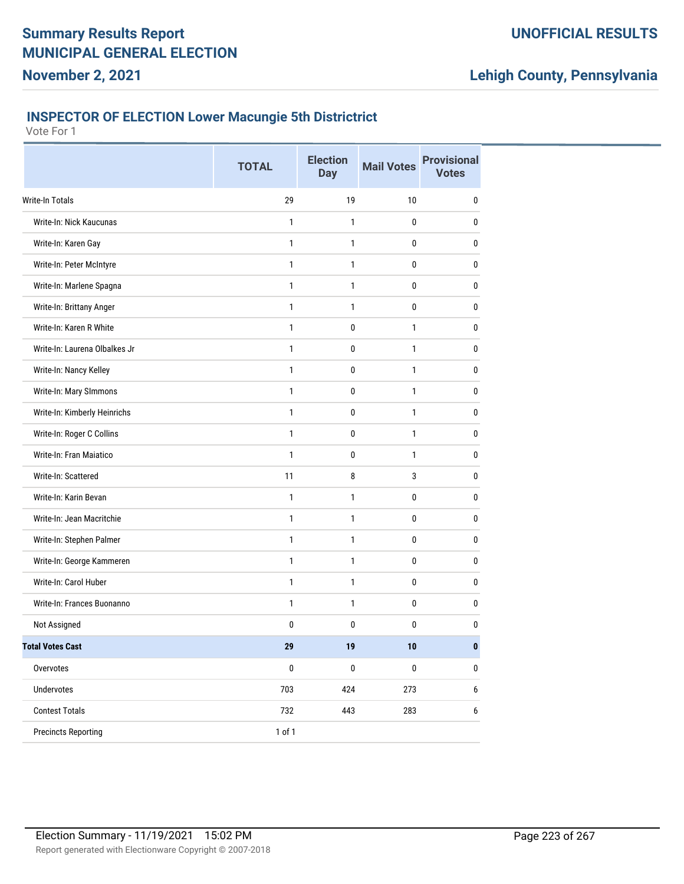# Summary Results Report
# MUNICIPAL GENERAL ELECTION

**November 2, 2021**

**UNOFFICIAL RESULTS**

**Lehigh County, Pennsylvania**

### INSPECTOR OF ELECTION Lower Macungie 5th Districtrict

Vote For 1

| | TOTAL | Election Day | Mail Votes | Provisional Votes |
|---|---|---|---|---|
| Write-In Totals | 29 | 19 | 10 | 0 |
| Write-In: Nick Kaucunas | 1 | 1 | 0 | 0 |
| Write-In: Karen Gay | 1 | 1 | 0 | 0 |
| Write-In: Peter McIntyre | 1 | 1 | 0 | 0 |
| Write-In: Marlene Spagna | 1 | 1 | 0 | 0 |
| Write-In: Brittany Anger | 1 | 1 | 0 | 0 |
| Write-In: Karen R White | 1 | 0 | 1 | 0 |
| Write-In: Laurena Olbalkes Jr | 1 | 0 | 1 | 0 |
| Write-In: Nancy Kelley | 1 | 0 | 1 | 0 |
| Write-In: Mary SImmons | 1 | 0 | 1 | 0 |
| Write-In: Kimberly Heinrichs | 1 | 0 | 1 | 0 |
| Write-In: Roger C Collins | 1 | 0 | 1 | 0 |
| Write-In: Fran Maiatico | 1 | 0 | 1 | 0 |
| Write-In: Scattered | 11 | 8 | 3 | 0 |
| Write-In: Karin Bevan | 1 | 1 | 0 | 0 |
| Write-In: Jean Macritchie | 1 | 1 | 0 | 0 |
| Write-In: Stephen Palmer | 1 | 1 | 0 | 0 |
| Write-In: George Kammeren | 1 | 1 | 0 | 0 |
| Write-In: Carol Huber | 1 | 1 | 0 | 0 |
| Write-In: Frances Buonanno | 1 | 1 | 0 | 0 |
| Not Assigned | 0 | 0 | 0 | 0 |
| **Total Votes Cast** | **29** | **19** | **10** | **0** |
| Overvotes | 0 | 0 | 0 | 0 |
| Undervotes | 703 | 424 | 273 | 6 |
| Contest Totals | 732 | 443 | 283 | 6 |
| Precincts Reporting | 1 of 1 | | | |

Election Summary - 11/19/2021 15:02 PM

Report generated with Electionware Copyright © 2007-2018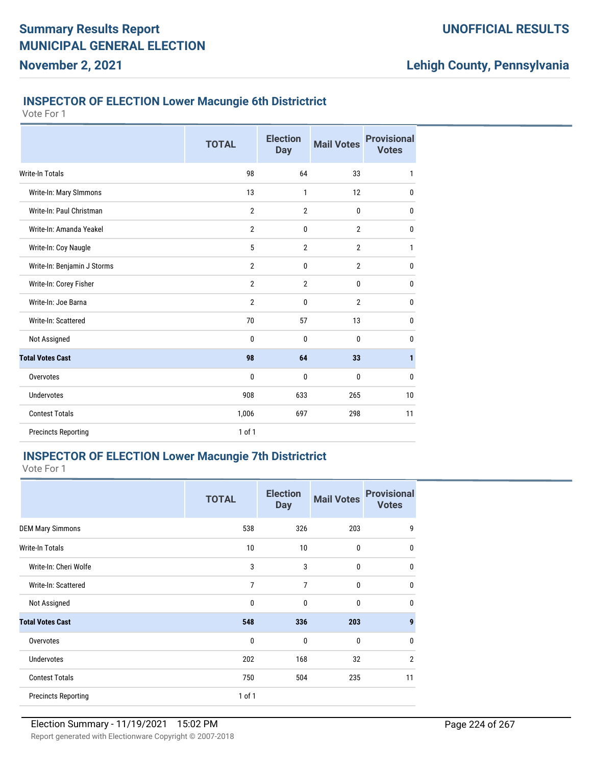**Summary Results Report**
**MUNICIPAL GENERAL ELECTION**
**November 2, 2021**

**UNOFFICIAL RESULTS**

**Lehigh County, Pennsylvania**

### INSPECTOR OF ELECTION Lower Macungie 6th Districtrict

Vote For 1

| | TOTAL | Election Day | Mail Votes | Provisional Votes |
|---|---|---|---|---|
| Write-In Totals | 98 | 64 | 33 | 1 |
| Write-In: Mary SImmons | 13 | 1 | 12 | 0 |
| Write-In: Paul Christman | 2 | 2 | 0 | 0 |
| Write-In: Amanda Yeakel | 2 | 0 | 2 | 0 |
| Write-In: Coy Naugle | 5 | 2 | 2 | 1 |
| Write-In: Benjamin J Storms | 2 | 0 | 2 | 0 |
| Write-In: Corey Fisher | 2 | 2 | 0 | 0 |
| Write-In: Joe Barna | 2 | 0 | 2 | 0 |
| Write-In: Scattered | 70 | 57 | 13 | 0 |
| Not Assigned | 0 | 0 | 0 | 0 |
| **Total Votes Cast** | **98** | **64** | **33** | **1** |
| Overvotes | 0 | 0 | 0 | 0 |
| Undervotes | 908 | 633 | 265 | 10 |
| Contest Totals | 1,006 | 697 | 298 | 11 |
| Precincts Reporting | 1 of 1 | | | |

### INSPECTOR OF ELECTION Lower Macungie 7th Districtrict

Vote For 1

| | TOTAL | Election Day | Mail Votes | Provisional Votes |
|---|---|---|---|---|
| DEM Mary Simmons | 538 | 326 | 203 | 9 |
| Write-In Totals | 10 | 10 | 0 | 0 |
| Write-In: Cheri Wolfe | 3 | 3 | 0 | 0 |
| Write-In: Scattered | 7 | 7 | 0 | 0 |
| Not Assigned | 0 | 0 | 0 | 0 |
| **Total Votes Cast** | **548** | **336** | **203** | **9** |
| Overvotes | 0 | 0 | 0 | 0 |
| Undervotes | 202 | 168 | 32 | 2 |
| Contest Totals | 750 | 504 | 235 | 11 |
| Precincts Reporting | 1 of 1 | | | |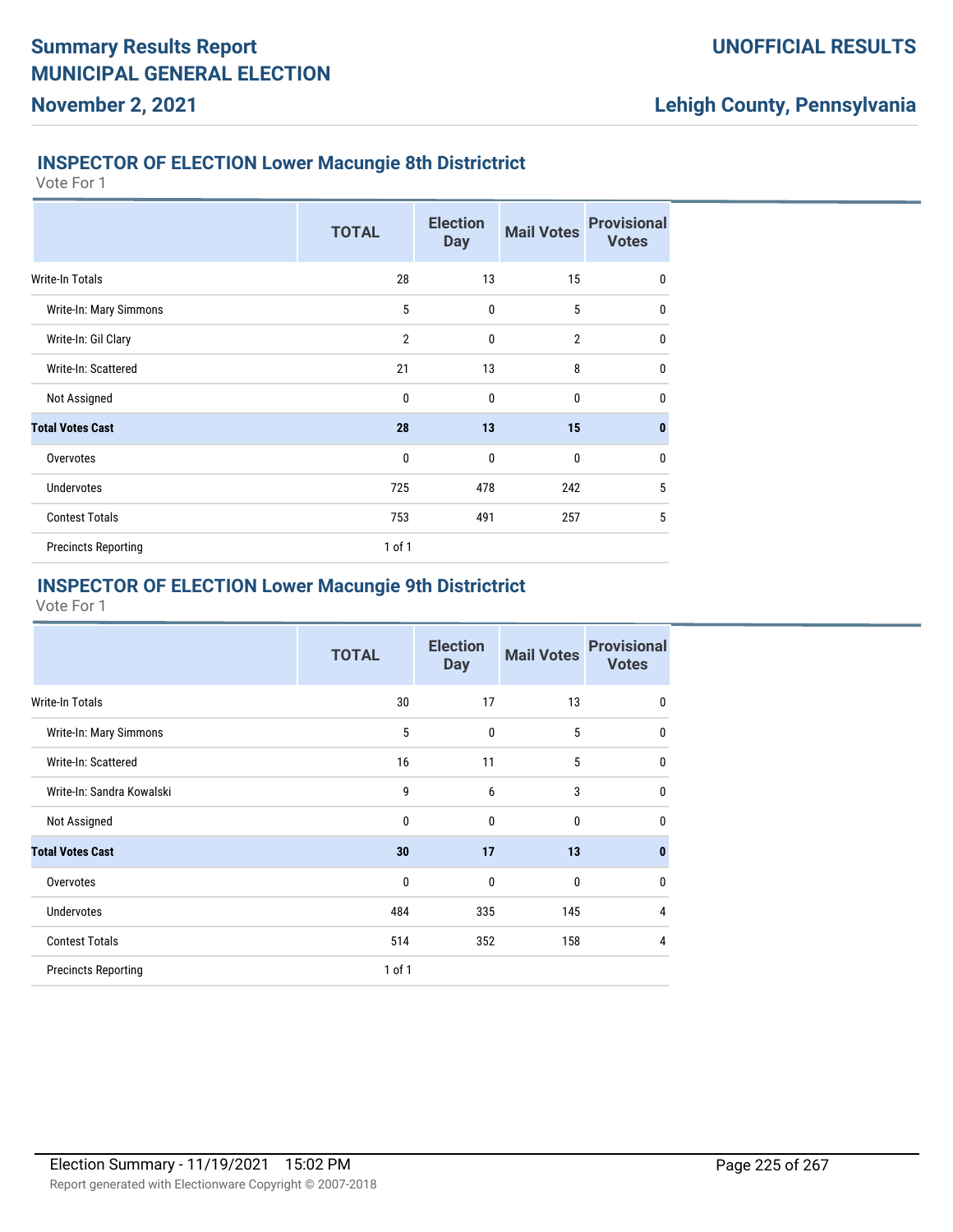## INSPECTOR OF ELECTION Lower Macungie 8th Districtrict

Vote For 1

| | TOTAL | Election Day | Mail Votes | Provisional Votes |
|---|---|---|---|---|
| Write-In Totals | 28 | 13 | 15 | 0 |
| Write-In: Mary Simmons | 5 | 0 | 5 | 0 |
| Write-In: Gil Clary | 2 | 0 | 2 | 0 |
| Write-In: Scattered | 21 | 13 | 8 | 0 |
| Not Assigned | 0 | 0 | 0 | 0 |
| **Total Votes Cast** | **28** | **13** | **15** | **0** |
| Overvotes | 0 | 0 | 0 | 0 |
| Undervotes | 725 | 478 | 242 | 5 |
| Contest Totals | 753 | 491 | 257 | 5 |
| Precincts Reporting | 1 of 1 | | | |

## INSPECTOR OF ELECTION Lower Macungie 9th Districtrict

Vote For 1

| | TOTAL | Election Day | Mail Votes | Provisional Votes |
|---|---|---|---|---|
| Write-In Totals | 30 | 17 | 13 | 0 |
| Write-In: Mary Simmons | 5 | 0 | 5 | 0 |
| Write-In: Scattered | 16 | 11 | 5 | 0 |
| Write-In: Sandra Kowalski | 9 | 6 | 3 | 0 |
| Not Assigned | 0 | 0 | 0 | 0 |
| **Total Votes Cast** | **30** | **17** | **13** | **0** |
| Overvotes | 0 | 0 | 0 | 0 |
| Undervotes | 484 | 335 | 145 | 4 |
| Contest Totals | 514 | 352 | 158 | 4 |
| Precincts Reporting | 1 of 1 | | | |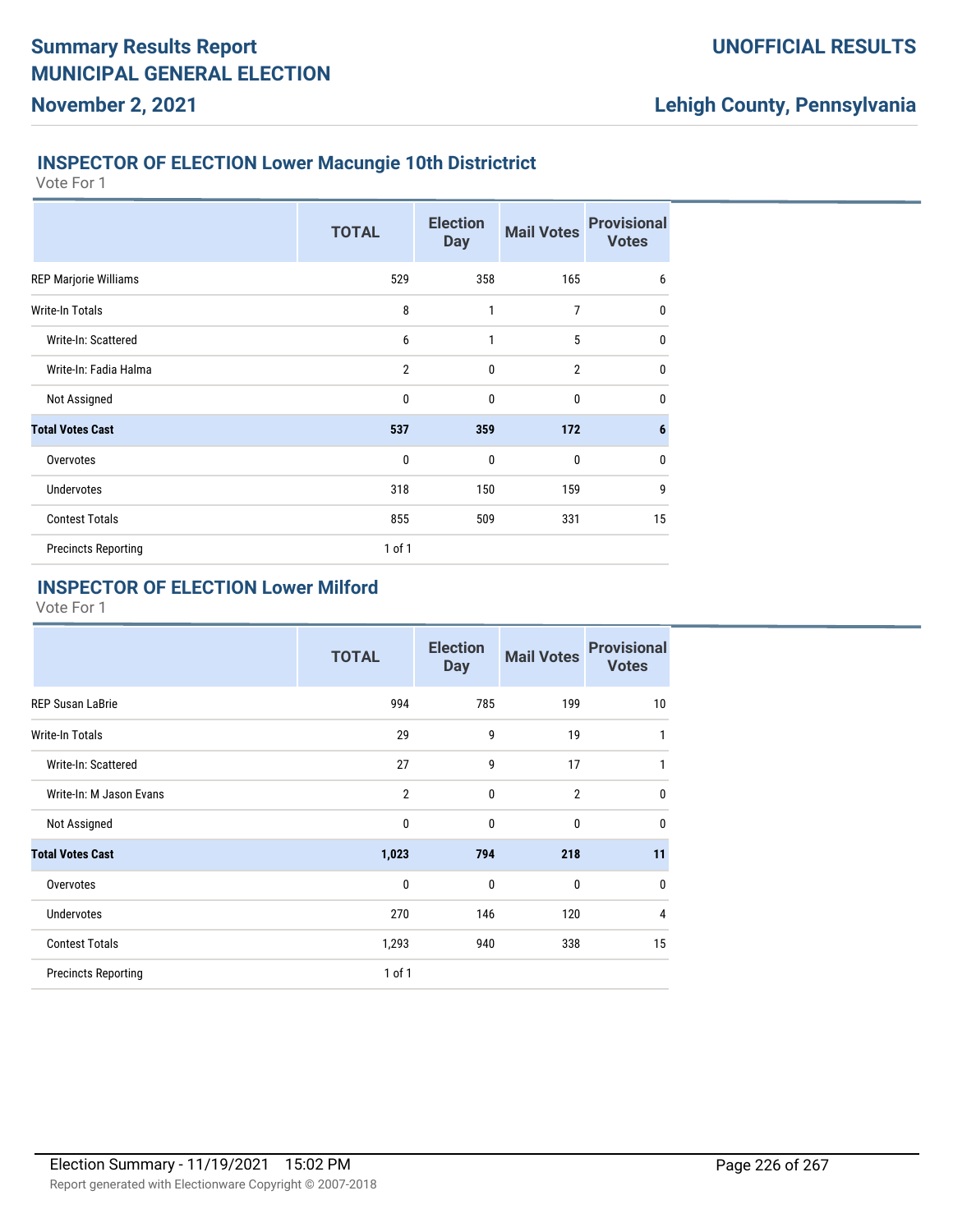## INSPECTOR OF ELECTION Lower Macungie 10th Districtrict

Vote For 1

| | TOTAL | Election Day | Mail Votes | Provisional Votes |
|---|---|---|---|---|
| REP Marjorie Williams | 529 | 358 | 165 | 6 |
| Write-In Totals | 8 | 1 | 7 | 0 |
| Write-In: Scattered | 6 | 1 | 5 | 0 |
| Write-In: Fadia Halma | 2 | 0 | 2 | 0 |
| Not Assigned | 0 | 0 | 0 | 0 |
| **Total Votes Cast** | **537** | **359** | **172** | **6** |
| Overvotes | 0 | 0 | 0 | 0 |
| Undervotes | 318 | 150 | 159 | 9 |
| Contest Totals | 855 | 509 | 331 | 15 |
| Precincts Reporting | 1 of 1 | | | |

## INSPECTOR OF ELECTION Lower Milford

Vote For 1

| | TOTAL | Election Day | Mail Votes | Provisional Votes |
|---|---|---|---|---|
| REP Susan LaBrie | 994 | 785 | 199 | 10 |
| Write-In Totals | 29 | 9 | 19 | 1 |
| Write-In: Scattered | 27 | 9 | 17 | 1 |
| Write-In: M Jason Evans | 2 | 0 | 2 | 0 |
| Not Assigned | 0 | 0 | 0 | 0 |
| **Total Votes Cast** | **1,023** | **794** | **218** | **11** |
| Overvotes | 0 | 0 | 0 | 0 |
| Undervotes | 270 | 146 | 120 | 4 |
| Contest Totals | 1,293 | 940 | 338 | 15 |
| Precincts Reporting | 1 of 1 | | | |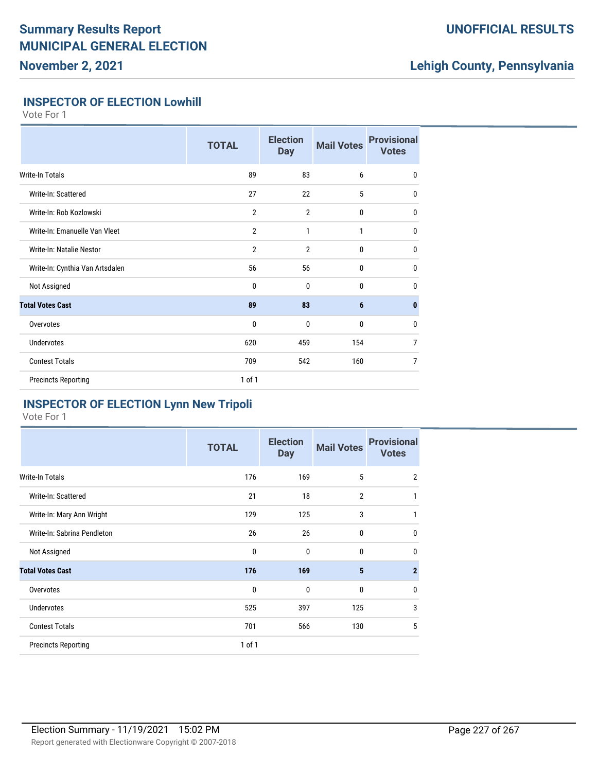# Summary Results Report
# MUNICIPAL GENERAL ELECTION
## November 2, 2021

**UNOFFICIAL RESULTS**

**Lehigh County, Pennsylvania**

### INSPECTOR OF ELECTION Lowhill

Vote For 1

| | TOTAL | Election Day | Mail Votes | Provisional Votes |
|---|---|---|---|---|
| Write-In Totals | 89 | 83 | 6 | 0 |
| Write-In: Scattered | 27 | 22 | 5 | 0 |
| Write-In: Rob Kozlowski | 2 | 2 | 0 | 0 |
| Write-In: Emanuelle Van Vleet | 2 | 1 | 1 | 0 |
| Write-In: Natalie Nestor | 2 | 2 | 0 | 0 |
| Write-In: Cynthia Van Artsdalen | 56 | 56 | 0 | 0 |
| Not Assigned | 0 | 0 | 0 | 0 |
| **Total Votes Cast** | **89** | **83** | **6** | **0** |
| Overvotes | 0 | 0 | 0 | 0 |
| Undervotes | 620 | 459 | 154 | 7 |
| Contest Totals | 709 | 542 | 160 | 7 |
| Precincts Reporting | 1 of 1 | | | |

### INSPECTOR OF ELECTION Lynn New Tripoli

Vote For 1

| | TOTAL | Election Day | Mail Votes | Provisional Votes |
|---|---|---|---|---|
| Write-In Totals | 176 | 169 | 5 | 2 |
| Write-In: Scattered | 21 | 18 | 2 | 1 |
| Write-In: Mary Ann Wright | 129 | 125 | 3 | 1 |
| Write-In: Sabrina Pendleton | 26 | 26 | 0 | 0 |
| Not Assigned | 0 | 0 | 0 | 0 |
| **Total Votes Cast** | **176** | **169** | **5** | **2** |
| Overvotes | 0 | 0 | 0 | 0 |
| Undervotes | 525 | 397 | 125 | 3 |
| Contest Totals | 701 | 566 | 130 | 5 |
| Precincts Reporting | 1 of 1 | | | |

Election Summary - 11/19/2021 15:02 PM

Report generated with Electionware Copyright © 2007-2018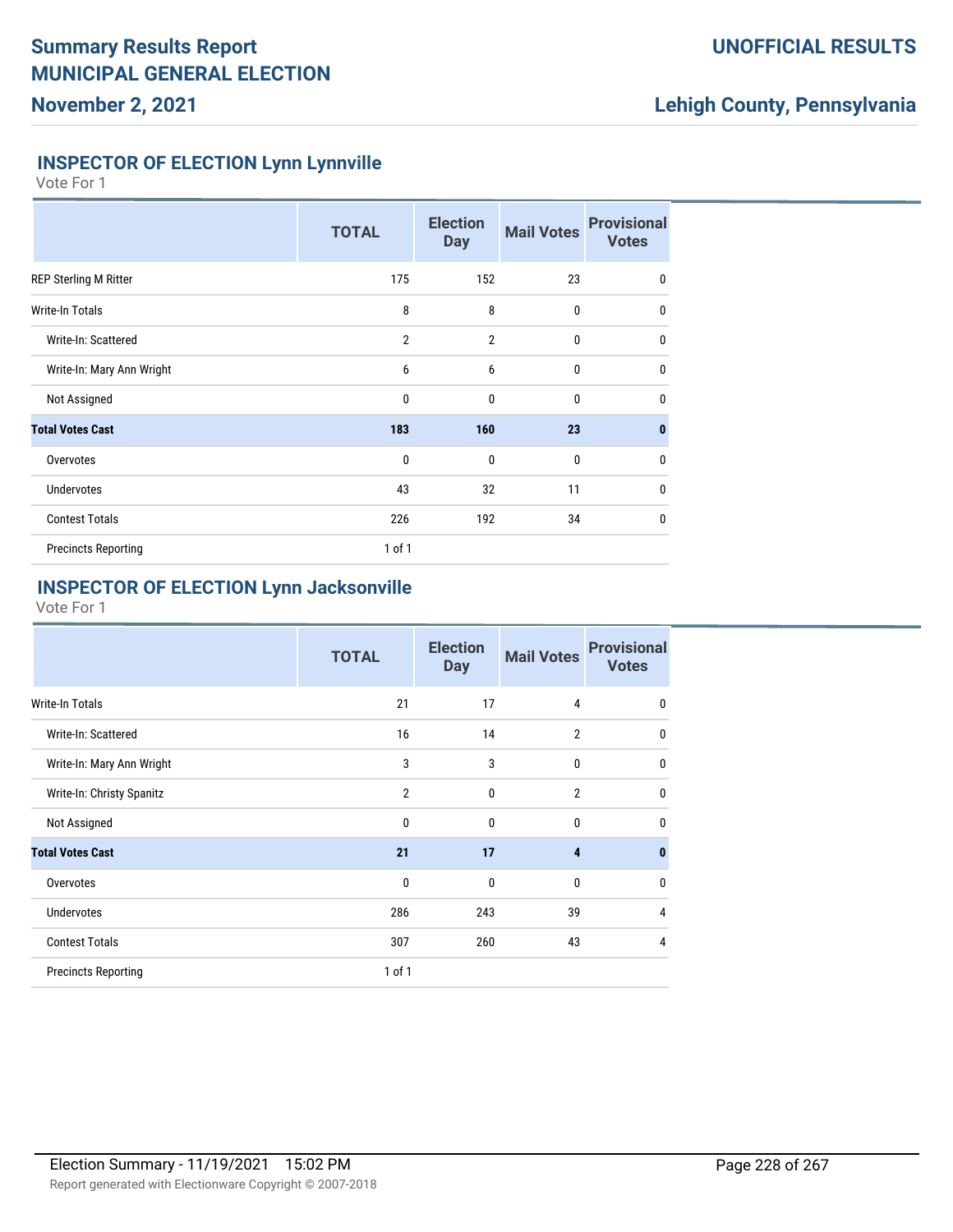# Summary Results Report
# MUNICIPAL GENERAL ELECTION
## November 2, 2021

**UNOFFICIAL RESULTS**

**Lehigh County, Pennsylvania**

### INSPECTOR OF ELECTION Lynn Lynnville

Vote For 1

| | TOTAL | Election Day | Mail Votes | Provisional Votes |
|---|---|---|---|---|
| REP Sterling M Ritter | 175 | 152 | 23 | 0 |
| Write-In Totals | 8 | 8 | 0 | 0 |
| Write-In: Scattered | 2 | 2 | 0 | 0 |
| Write-In: Mary Ann Wright | 6 | 6 | 0 | 0 |
| Not Assigned | 0 | 0 | 0 | 0 |
| **Total Votes Cast** | **183** | **160** | **23** | **0** |
| Overvotes | 0 | 0 | 0 | 0 |
| Undervotes | 43 | 32 | 11 | 0 |
| Contest Totals | 226 | 192 | 34 | 0 |
| Precincts Reporting | 1 of 1 | | | |

### INSPECTOR OF ELECTION Lynn Jacksonville

Vote For 1

| | TOTAL | Election Day | Mail Votes | Provisional Votes |
|---|---|---|---|---|
| Write-In Totals | 21 | 17 | 4 | 0 |
| Write-In: Scattered | 16 | 14 | 2 | 0 |
| Write-In: Mary Ann Wright | 3 | 3 | 0 | 0 |
| Write-In: Christy Spanitz | 2 | 0 | 2 | 0 |
| Not Assigned | 0 | 0 | 0 | 0 |
| **Total Votes Cast** | **21** | **17** | **4** | **0** |
| Overvotes | 0 | 0 | 0 | 0 |
| Undervotes | 286 | 243 | 39 | 4 |
| Contest Totals | 307 | 260 | 43 | 4 |
| Precincts Reporting | 1 of 1 | | | |

Election Summary - 11/19/2021 15:02 PM

Report generated with Electionware Copyright © 2007-2018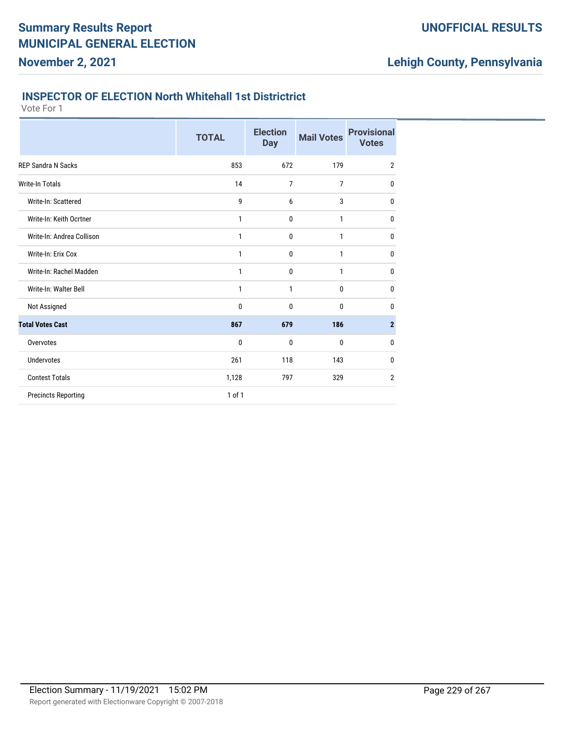# Summary Results Report
# MUNICIPAL GENERAL ELECTION
## November 2, 2021

**UNOFFICIAL RESULTS**

**Lehigh County, Pennsylvania**

### INSPECTOR OF ELECTION North Whitehall 1st Districtrict

Vote For 1

| | TOTAL | Election Day | Mail Votes | Provisional Votes |
|---|---|---|---|---|
| REP Sandra N Sacks | 853 | 672 | 179 | 2 |
| Write-In Totals | 14 | 7 | 7 | 0 |
| Write-In: Scattered | 9 | 6 | 3 | 0 |
| Write-In: Keith Ocrtner | 1 | 0 | 1 | 0 |
| Write-In: Andrea Collison | 1 | 0 | 1 | 0 |
| Write-In: Erix Cox | 1 | 0 | 1 | 0 |
| Write-In: Rachel Madden | 1 | 0 | 1 | 0 |
| Write-In: Walter Bell | 1 | 1 | 0 | 0 |
| Not Assigned | 0 | 0 | 0 | 0 |
| **Total Votes Cast** | **867** | **679** | **186** | **2** |
| Overvotes | 0 | 0 | 0 | 0 |
| Undervotes | 261 | 118 | 143 | 0 |
| Contest Totals | 1,128 | 797 | 329 | 2 |
| Precincts Reporting | 1 of 1 | | | |

Election Summary - 11/19/2021 15:02 PM

Report generated with Electionware Copyright © 2007-2018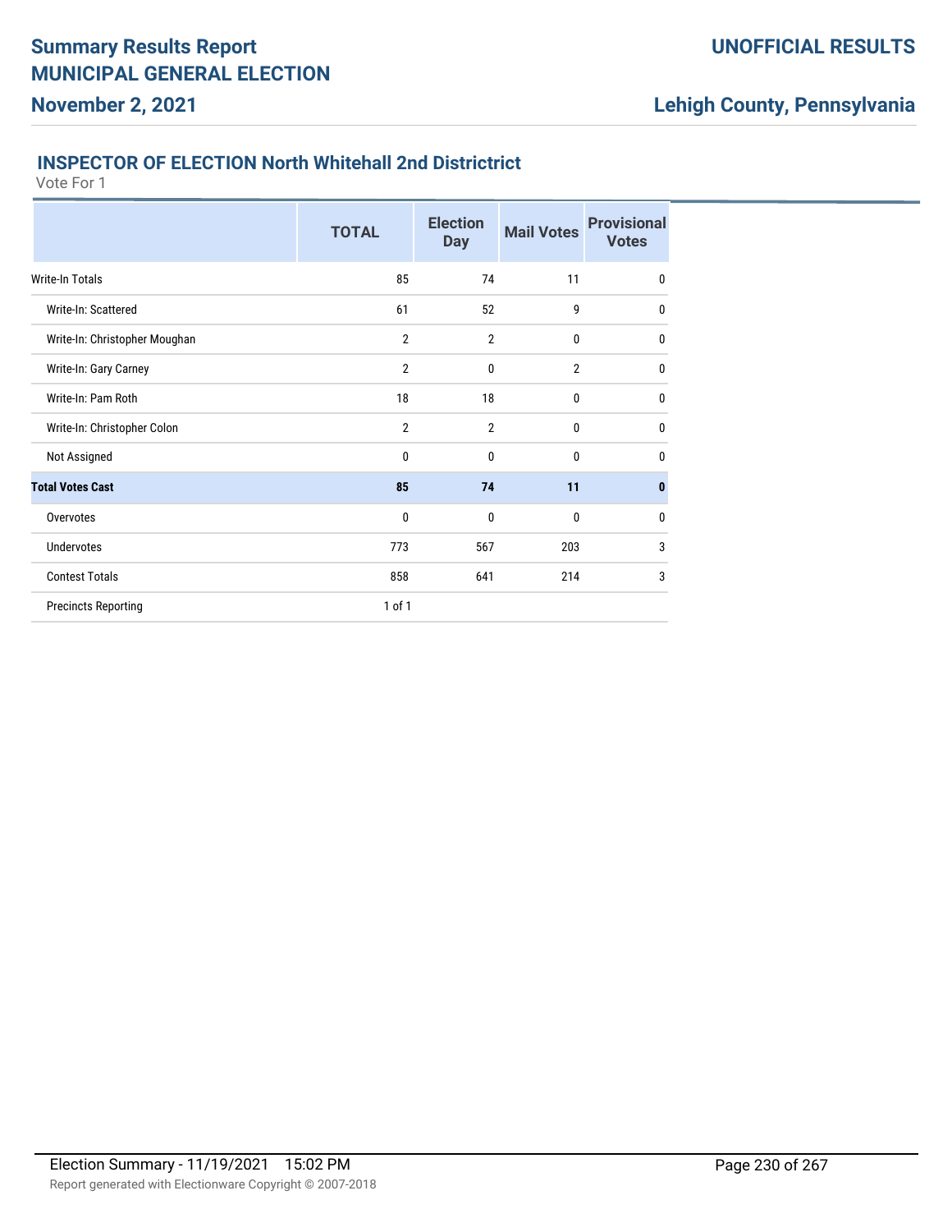## INSPECTOR OF ELECTION North Whitehall 2nd Districtrict

Vote For 1

| | TOTAL | Election Day | Mail Votes | Provisional Votes |
|---|---|---|---|---|
| Write-In Totals | 85 | 74 | 11 | 0 |
| Write-In: Scattered | 61 | 52 | 9 | 0 |
| Write-In: Christopher Moughan | 2 | 2 | 0 | 0 |
| Write-In: Gary Carney | 2 | 0 | 2 | 0 |
| Write-In: Pam Roth | 18 | 18 | 0 | 0 |
| Write-In: Christopher Colon | 2 | 2 | 0 | 0 |
| Not Assigned | 0 | 0 | 0 | 0 |
| **Total Votes Cast** | **85** | **74** | **11** | **0** |
| Overvotes | 0 | 0 | 0 | 0 |
| Undervotes | 773 | 567 | 203 | 3 |
| Contest Totals | 858 | 641 | 214 | 3 |
| Precincts Reporting | 1 of 1 | | | |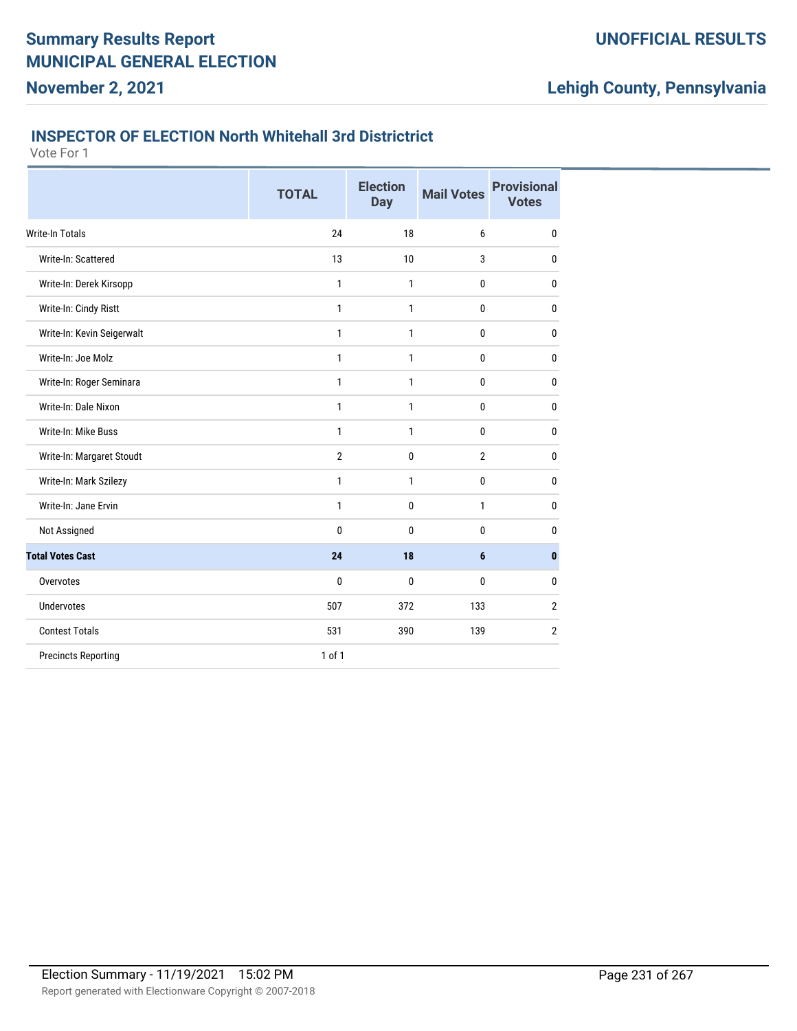# Summary Results Report
## MUNICIPAL GENERAL ELECTION
**November 2, 2021**

**UNOFFICIAL RESULTS**

**Lehigh County, Pennsylvania**

### INSPECTOR OF ELECTION North Whitehall 3rd Districtrict

Vote For 1

| | TOTAL | Election Day | Mail Votes | Provisional Votes |
|---|---|---|---|---|
| Write-In Totals | 24 | 18 | 6 | 0 |
| Write-In: Scattered | 13 | 10 | 3 | 0 |
| Write-In: Derek Kirsopp | 1 | 1 | 0 | 0 |
| Write-In: Cindy Ristt | 1 | 1 | 0 | 0 |
| Write-In: Kevin Seigerwalt | 1 | 1 | 0 | 0 |
| Write-In: Joe Molz | 1 | 1 | 0 | 0 |
| Write-In: Roger Seminara | 1 | 1 | 0 | 0 |
| Write-In: Dale Nixon | 1 | 1 | 0 | 0 |
| Write-In: Mike Buss | 1 | 1 | 0 | 0 |
| Write-In: Margaret Stoudt | 2 | 0 | 2 | 0 |
| Write-In: Mark Szilezy | 1 | 1 | 0 | 0 |
| Write-In: Jane Ervin | 1 | 0 | 1 | 0 |
| Not Assigned | 0 | 0 | 0 | 0 |
| **Total Votes Cast** | **24** | **18** | **6** | **0** |
| Overvotes | 0 | 0 | 0 | 0 |
| Undervotes | 507 | 372 | 133 | 2 |
| Contest Totals | 531 | 390 | 139 | 2 |
| Precincts Reporting | 1 of 1 | | | |

Election Summary - 11/19/2021 15:02 PM

Report generated with Electionware Copyright © 2007-2018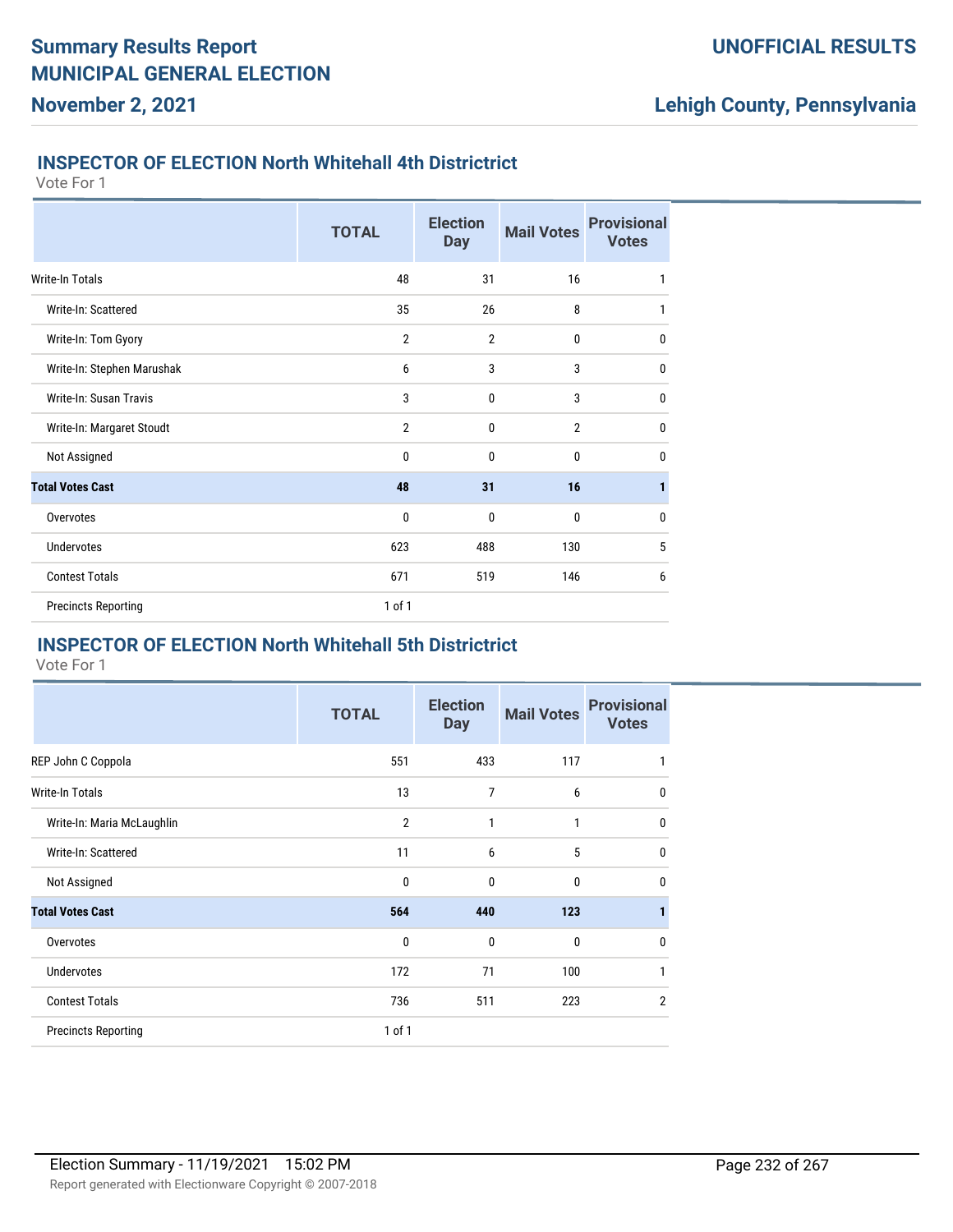## INSPECTOR OF ELECTION North Whitehall 4th Districtrict

Vote For 1

| | TOTAL | Election Day | Mail Votes | Provisional Votes |
|---|---|---|---|---|
| Write-In Totals | 48 | 31 | 16 | 1 |
| Write-In: Scattered | 35 | 26 | 8 | 1 |
| Write-In: Tom Gyory | 2 | 2 | 0 | 0 |
| Write-In: Stephen Marushak | 6 | 3 | 3 | 0 |
| Write-In: Susan Travis | 3 | 0 | 3 | 0 |
| Write-In: Margaret Stoudt | 2 | 0 | 2 | 0 |
| Not Assigned | 0 | 0 | 0 | 0 |
| **Total Votes Cast** | **48** | **31** | **16** | **1** |
| Overvotes | 0 | 0 | 0 | 0 |
| Undervotes | 623 | 488 | 130 | 5 |
| Contest Totals | 671 | 519 | 146 | 6 |
| Precincts Reporting | 1 of 1 | | | |

## INSPECTOR OF ELECTION North Whitehall 5th Districtrict

Vote For 1

| | TOTAL | Election Day | Mail Votes | Provisional Votes |
|---|---|---|---|---|
| REP John C Coppola | 551 | 433 | 117 | 1 |
| Write-In Totals | 13 | 7 | 6 | 0 |
| Write-In: Maria McLaughlin | 2 | 1 | 1 | 0 |
| Write-In: Scattered | 11 | 6 | 5 | 0 |
| Not Assigned | 0 | 0 | 0 | 0 |
| **Total Votes Cast** | **564** | **440** | **123** | **1** |
| Overvotes | 0 | 0 | 0 | 0 |
| Undervotes | 172 | 71 | 100 | 1 |
| Contest Totals | 736 | 511 | 223 | 2 |
| Precincts Reporting | 1 of 1 | | | |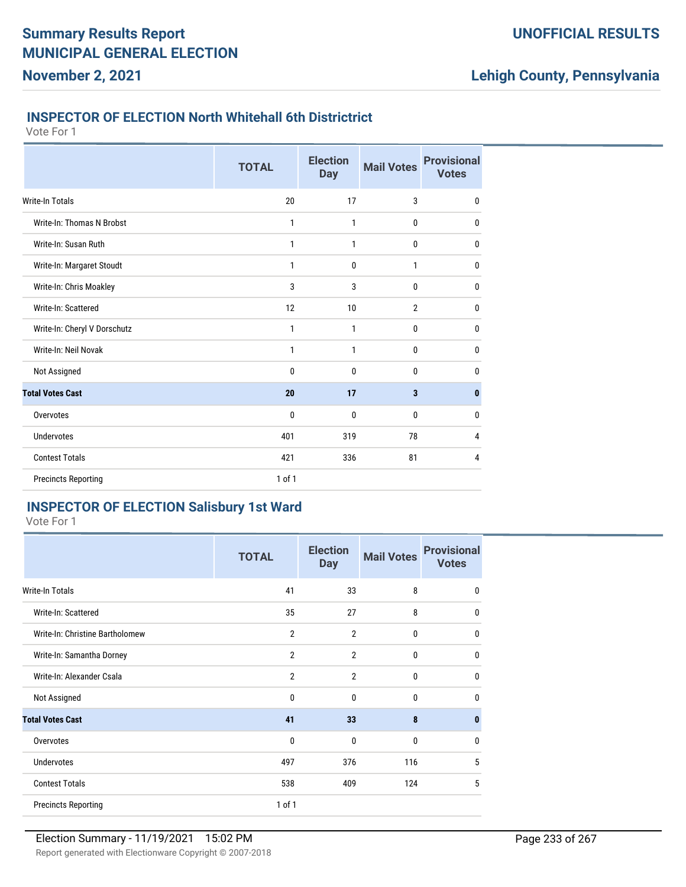# Summary Results Report
# MUNICIPAL GENERAL ELECTION
## November 2, 2021

**UNOFFICIAL RESULTS**

**Lehigh County, Pennsylvania**

### INSPECTOR OF ELECTION North Whitehall 6th Districtrict

Vote For 1

| | TOTAL | Election Day | Mail Votes | Provisional Votes |
|---|---|---|---|---|
| Write-In Totals | 20 | 17 | 3 | 0 |
| Write-In: Thomas N Brobst | 1 | 1 | 0 | 0 |
| Write-In: Susan Ruth | 1 | 1 | 0 | 0 |
| Write-In: Margaret Stoudt | 1 | 0 | 1 | 0 |
| Write-In: Chris Moakley | 3 | 3 | 0 | 0 |
| Write-In: Scattered | 12 | 10 | 2 | 0 |
| Write-In: Cheryl V Dorschutz | 1 | 1 | 0 | 0 |
| Write-In: Neil Novak | 1 | 1 | 0 | 0 |
| Not Assigned | 0 | 0 | 0 | 0 |
| **Total Votes Cast** | **20** | **17** | **3** | **0** |
| Overvotes | 0 | 0 | 0 | 0 |
| Undervotes | 401 | 319 | 78 | 4 |
| Contest Totals | 421 | 336 | 81 | 4 |
| Precincts Reporting | 1 of 1 | | | |

### INSPECTOR OF ELECTION Salisbury 1st Ward

Vote For 1

| | TOTAL | Election Day | Mail Votes | Provisional Votes |
|---|---|---|---|---|
| Write-In Totals | 41 | 33 | 8 | 0 |
| Write-In: Scattered | 35 | 27 | 8 | 0 |
| Write-In: Christine Bartholomew | 2 | 2 | 0 | 0 |
| Write-In: Samantha Dorney | 2 | 2 | 0 | 0 |
| Write-In: Alexander Csala | 2 | 2 | 0 | 0 |
| Not Assigned | 0 | 0 | 0 | 0 |
| **Total Votes Cast** | **41** | **33** | **8** | **0** |
| Overvotes | 0 | 0 | 0 | 0 |
| Undervotes | 497 | 376 | 116 | 5 |
| Contest Totals | 538 | 409 | 124 | 5 |
| Precincts Reporting | 1 of 1 | | | |

Election Summary - 11/19/2021 15:02 PM

Report generated with Electionware Copyright © 2007-2018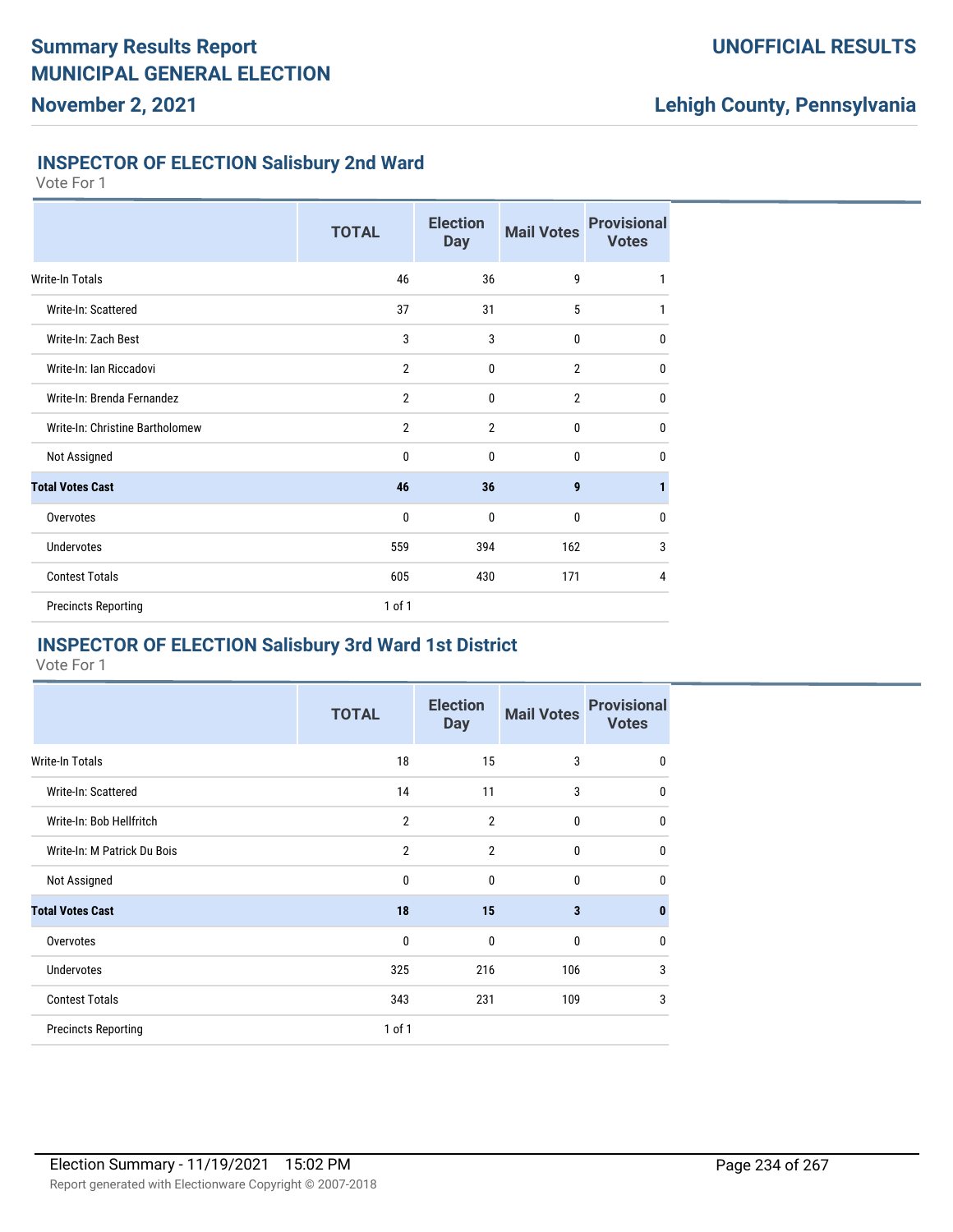# Summary Results Report
# MUNICIPAL GENERAL ELECTION
## November 2, 2021

**UNOFFICIAL RESULTS**

**Lehigh County, Pennsylvania**

### INSPECTOR OF ELECTION Salisbury 2nd Ward

Vote For 1

| | TOTAL | Election Day | Mail Votes | Provisional Votes |
|---|---|---|---|---|
| Write-In Totals | 46 | 36 | 9 | 1 |
| Write-In: Scattered | 37 | 31 | 5 | 1 |
| Write-In: Zach Best | 3 | 3 | 0 | 0 |
| Write-In: Ian Riccadovi | 2 | 0 | 2 | 0 |
| Write-In: Brenda Fernandez | 2 | 0 | 2 | 0 |
| Write-In: Christine Bartholomew | 2 | 2 | 0 | 0 |
| Not Assigned | 0 | 0 | 0 | 0 |
| **Total Votes Cast** | **46** | **36** | **9** | **1** |
| Overvotes | 0 | 0 | 0 | 0 |
| Undervotes | 559 | 394 | 162 | 3 |
| Contest Totals | 605 | 430 | 171 | 4 |
| Precincts Reporting | 1 of 1 | | | |

### INSPECTOR OF ELECTION Salisbury 3rd Ward 1st District

Vote For 1

| | TOTAL | Election Day | Mail Votes | Provisional Votes |
|---|---|---|---|---|
| Write-In Totals | 18 | 15 | 3 | 0 |
| Write-In: Scattered | 14 | 11 | 3 | 0 |
| Write-In: Bob Hellfritch | 2 | 2 | 0 | 0 |
| Write-In: M Patrick Du Bois | 2 | 2 | 0 | 0 |
| Not Assigned | 0 | 0 | 0 | 0 |
| **Total Votes Cast** | **18** | **15** | **3** | **0** |
| Overvotes | 0 | 0 | 0 | 0 |
| Undervotes | 325 | 216 | 106 | 3 |
| Contest Totals | 343 | 231 | 109 | 3 |
| Precincts Reporting | 1 of 1 | | | |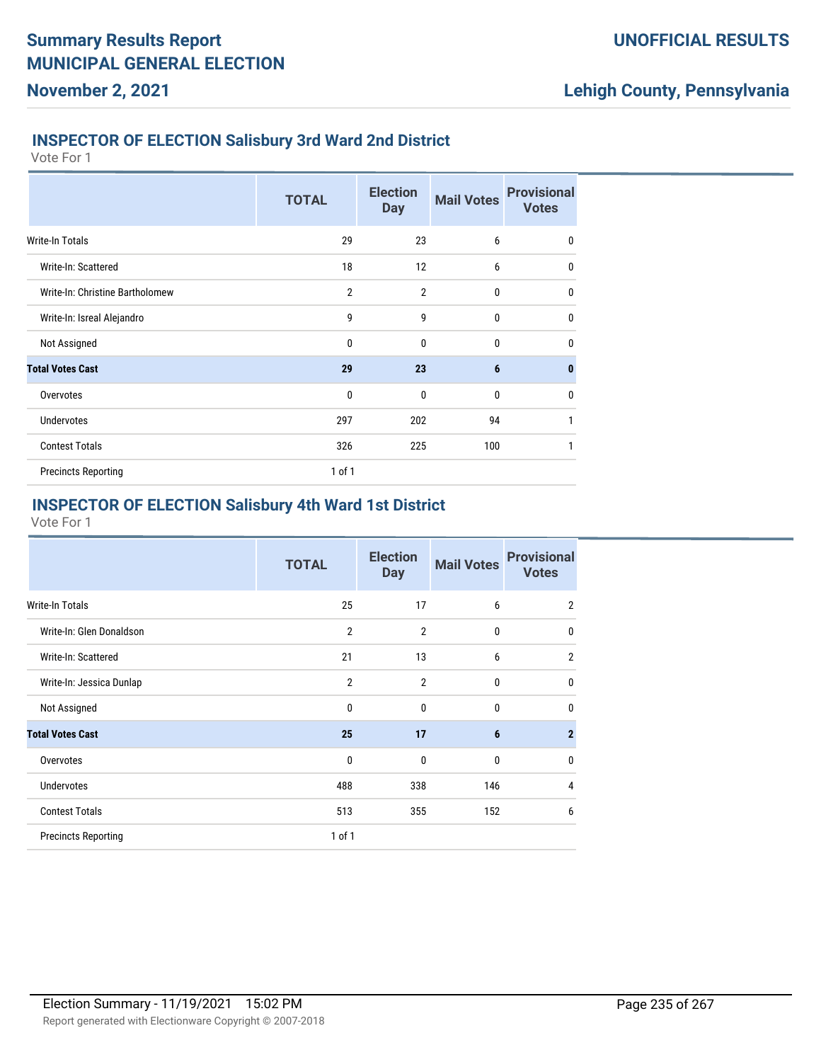## INSPECTOR OF ELECTION Salisbury 3rd Ward 2nd District

Vote For 1

| | TOTAL | Election Day | Mail Votes | Provisional Votes |
|---|---|---|---|---|
| Write-In Totals | 29 | 23 | 6 | 0 |
| Write-In: Scattered | 18 | 12 | 6 | 0 |
| Write-In: Christine Bartholomew | 2 | 2 | 0 | 0 |
| Write-In: Isreal Alejandro | 9 | 9 | 0 | 0 |
| Not Assigned | 0 | 0 | 0 | 0 |
| **Total Votes Cast** | **29** | **23** | **6** | **0** |
| Overvotes | 0 | 0 | 0 | 0 |
| Undervotes | 297 | 202 | 94 | 1 |
| Contest Totals | 326 | 225 | 100 | 1 |
| Precincts Reporting | 1 of 1 | | | |

## INSPECTOR OF ELECTION Salisbury 4th Ward 1st District

Vote For 1

| | TOTAL | Election Day | Mail Votes | Provisional Votes |
|---|---|---|---|---|
| Write-In Totals | 25 | 17 | 6 | 2 |
| Write-In: Glen Donaldson | 2 | 2 | 0 | 0 |
| Write-In: Scattered | 21 | 13 | 6 | 2 |
| Write-In: Jessica Dunlap | 2 | 2 | 0 | 0 |
| Not Assigned | 0 | 0 | 0 | 0 |
| **Total Votes Cast** | **25** | **17** | **6** | **2** |
| Overvotes | 0 | 0 | 0 | 0 |
| Undervotes | 488 | 338 | 146 | 4 |
| Contest Totals | 513 | 355 | 152 | 6 |
| Precincts Reporting | 1 of 1 | | | |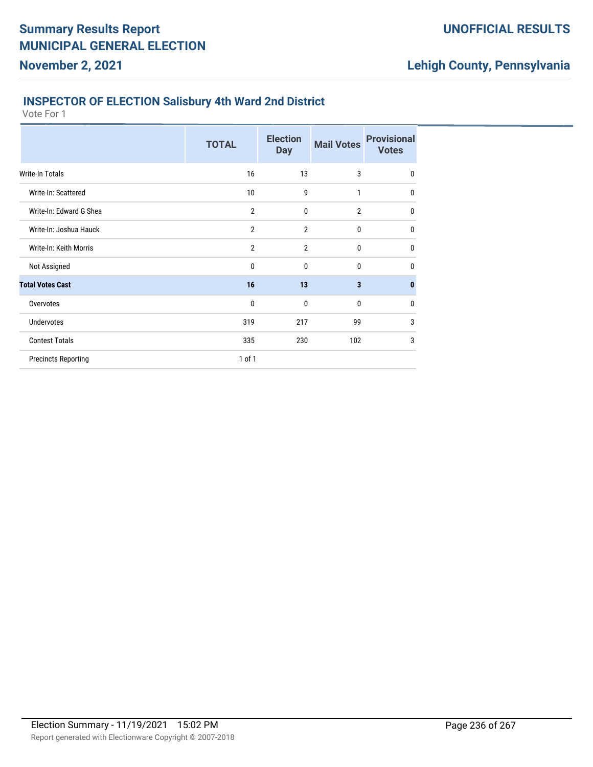# Summary Results Report
# MUNICIPAL GENERAL ELECTION
**November 2, 2021**

**UNOFFICIAL RESULTS**

**Lehigh County, Pennsylvania**

## INSPECTOR OF ELECTION Salisbury 4th Ward 2nd District

Vote For 1

| | TOTAL | Election Day | Mail Votes | Provisional Votes |
|---|---|---|---|---|
| Write-In Totals | 16 | 13 | 3 | 0 |
| Write-In: Scattered | 10 | 9 | 1 | 0 |
| Write-In: Edward G Shea | 2 | 0 | 2 | 0 |
| Write-In: Joshua Hauck | 2 | 2 | 0 | 0 |
| Write-In: Keith Morris | 2 | 2 | 0 | 0 |
| Not Assigned | 0 | 0 | 0 | 0 |
| **Total Votes Cast** | **16** | **13** | **3** | **0** |
| Overvotes | 0 | 0 | 0 | 0 |
| Undervotes | 319 | 217 | 99 | 3 |
| Contest Totals | 335 | 230 | 102 | 3 |
| Precincts Reporting | 1 of 1 | | | |

Election Summary - 11/19/2021 15:02 PM

Report generated with Electionware Copyright © 2007-2018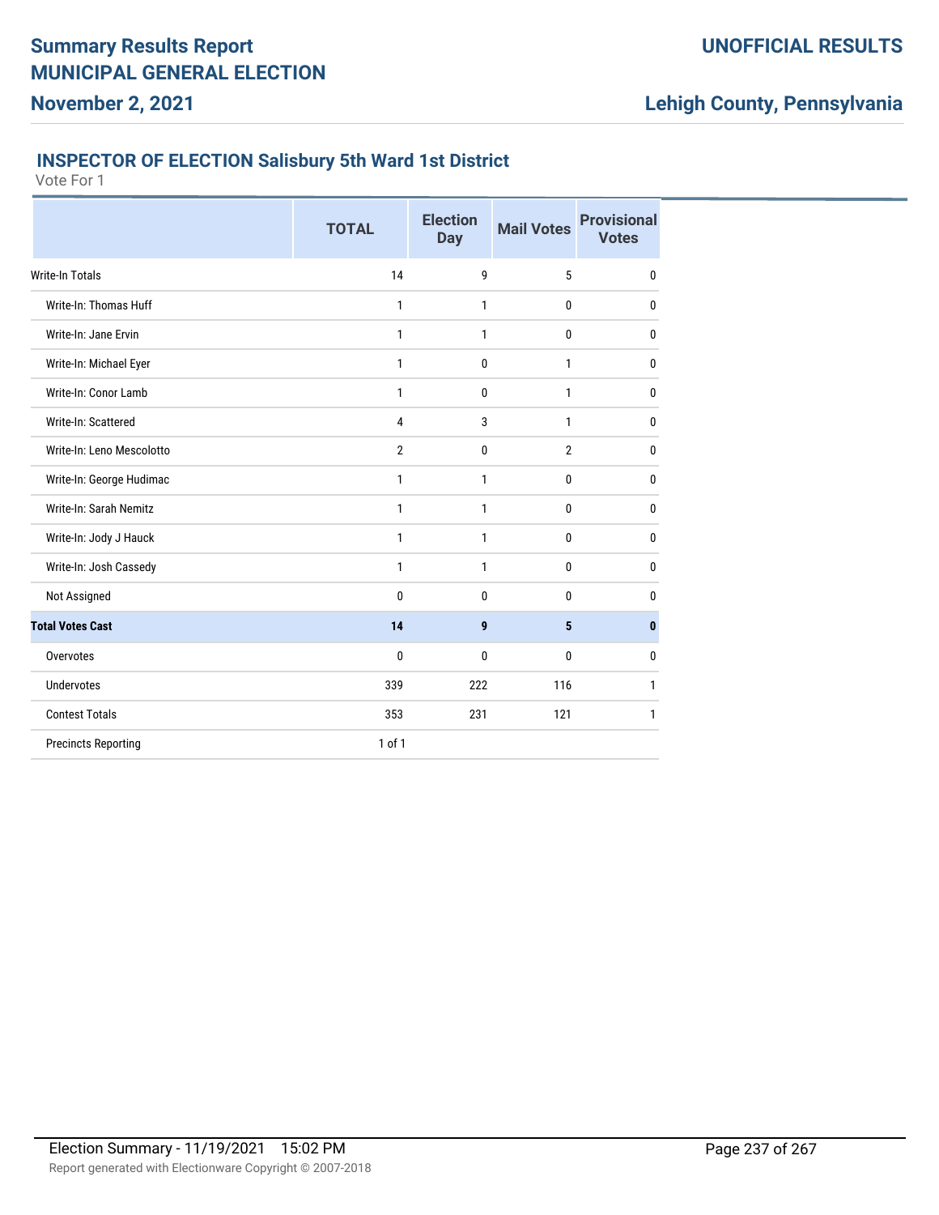# Summary Results Report
# MUNICIPAL GENERAL ELECTION
## November 2, 2021

**UNOFFICIAL RESULTS**

**Lehigh County, Pennsylvania**

### INSPECTOR OF ELECTION Salisbury 5th Ward 1st District

Vote For 1

| | TOTAL | Election Day | Mail Votes | Provisional Votes |
|---|---|---|---|---|
| Write-In Totals | 14 | 9 | 5 | 0 |
| Write-In: Thomas Huff | 1 | 1 | 0 | 0 |
| Write-In: Jane Ervin | 1 | 1 | 0 | 0 |
| Write-In: Michael Eyer | 1 | 0 | 1 | 0 |
| Write-In: Conor Lamb | 1 | 0 | 1 | 0 |
| Write-In: Scattered | 4 | 3 | 1 | 0 |
| Write-In: Leno Mescolotto | 2 | 0 | 2 | 0 |
| Write-In: George Hudimac | 1 | 1 | 0 | 0 |
| Write-In: Sarah Nemitz | 1 | 1 | 0 | 0 |
| Write-In: Jody J Hauck | 1 | 1 | 0 | 0 |
| Write-In: Josh Cassedy | 1 | 1 | 0 | 0 |
| Not Assigned | 0 | 0 | 0 | 0 |
| **Total Votes Cast** | **14** | **9** | **5** | **0** |
| Overvotes | 0 | 0 | 0 | 0 |
| Undervotes | 339 | 222 | 116 | 1 |
| Contest Totals | 353 | 231 | 121 | 1 |
| Precincts Reporting | 1 of 1 | | | |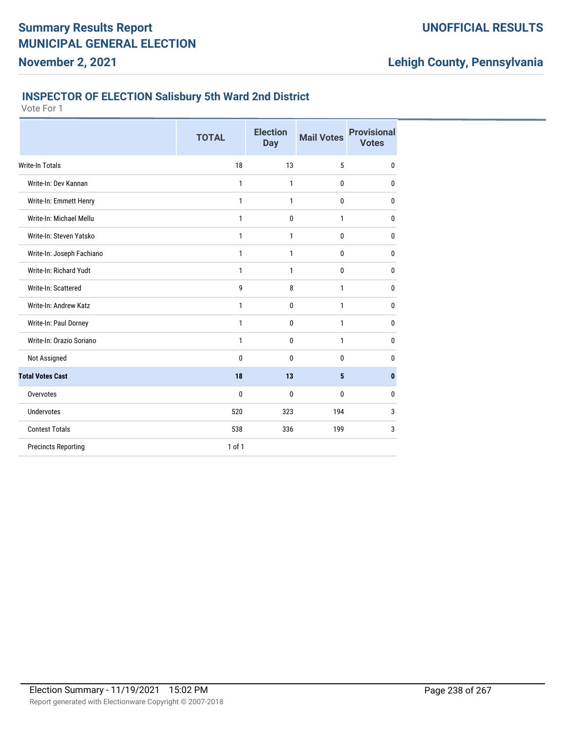# Summary Results Report
# MUNICIPAL GENERAL ELECTION
## November 2, 2021

**UNOFFICIAL RESULTS**

**Lehigh County, Pennsylvania**

### INSPECTOR OF ELECTION Salisbury 5th Ward 2nd District

Vote For 1

| | TOTAL | Election Day | Mail Votes | Provisional Votes |
|---|---|---|---|---|
| Write-In Totals | 18 | 13 | 5 | 0 |
| Write-In: Dev Kannan | 1 | 1 | 0 | 0 |
| Write-In: Emmett Henry | 1 | 1 | 0 | 0 |
| Write-In: Michael Mellu | 1 | 0 | 1 | 0 |
| Write-In: Steven Yatsko | 1 | 1 | 0 | 0 |
| Write-In: Joseph Fachiano | 1 | 1 | 0 | 0 |
| Write-In: Richard Yudt | 1 | 1 | 0 | 0 |
| Write-In: Scattered | 9 | 8 | 1 | 0 |
| Write-In: Andrew Katz | 1 | 0 | 1 | 0 |
| Write-In: Paul Dorney | 1 | 0 | 1 | 0 |
| Write-In: Orazio Soriano | 1 | 0 | 1 | 0 |
| Not Assigned | 0 | 0 | 0 | 0 |
| **Total Votes Cast** | **18** | **13** | **5** | **0** |
| Overvotes | 0 | 0 | 0 | 0 |
| Undervotes | 520 | 323 | 194 | 3 |
| Contest Totals | 538 | 336 | 199 | 3 |
| Precincts Reporting | 1 of 1 | | | |

Election Summary - 11/19/2021 15:02 PM

Report generated with Electionware Copyright © 2007-2018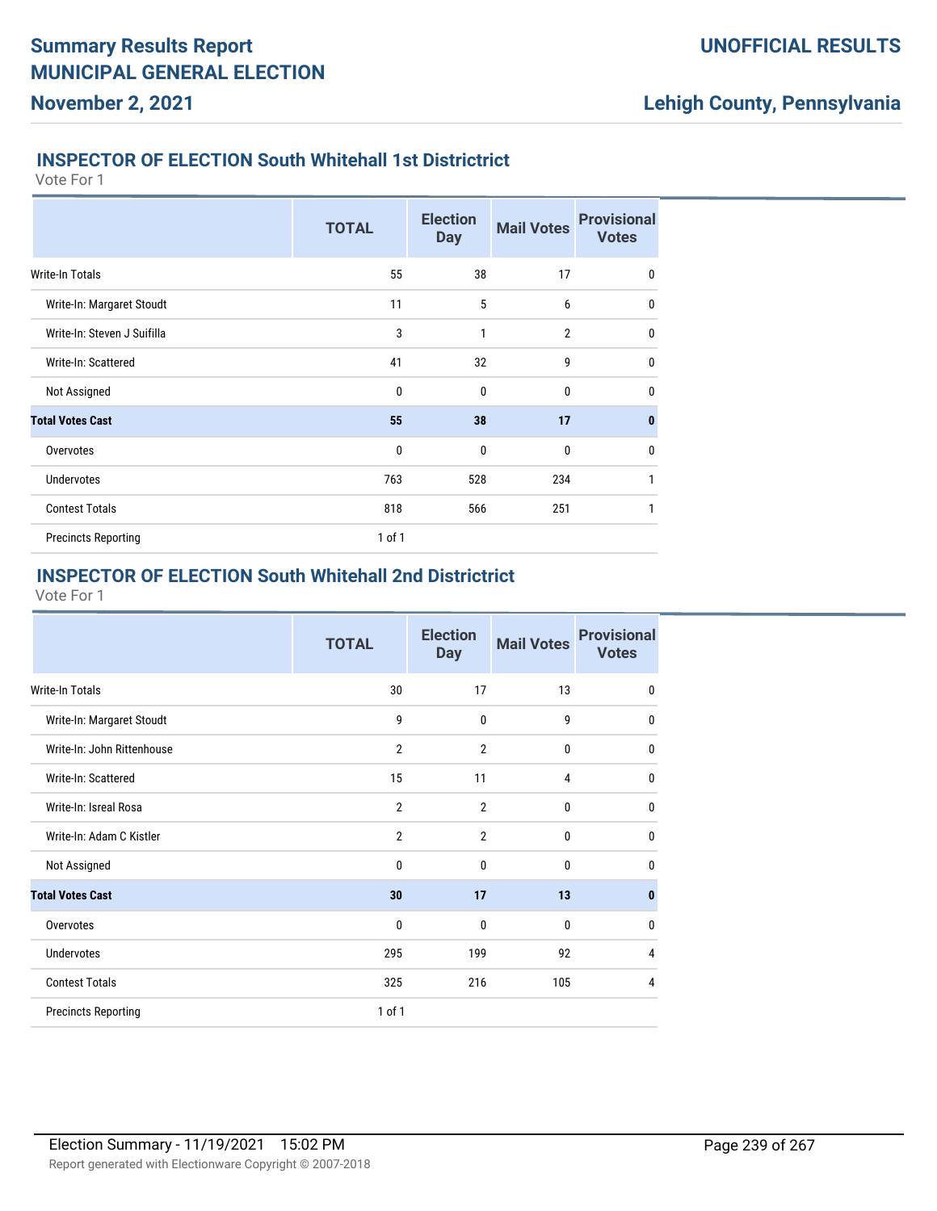## INSPECTOR OF ELECTION South Whitehall 1st Districtrict

Vote For 1

| | TOTAL | Election Day | Mail Votes | Provisional Votes |
|---|---|---|---|---|
| Write-In Totals | 55 | 38 | 17 | 0 |
| Write-In: Margaret Stoudt | 11 | 5 | 6 | 0 |
| Write-In: Steven J Suifilla | 3 | 1 | 2 | 0 |
| Write-In: Scattered | 41 | 32 | 9 | 0 |
| Not Assigned | 0 | 0 | 0 | 0 |
| **Total Votes Cast** | **55** | **38** | **17** | **0** |
| Overvotes | 0 | 0 | 0 | 0 |
| Undervotes | 763 | 528 | 234 | 1 |
| Contest Totals | 818 | 566 | 251 | 1 |
| Precincts Reporting | 1 of 1 | | | |

## INSPECTOR OF ELECTION South Whitehall 2nd Districtrict

Vote For 1

| | TOTAL | Election Day | Mail Votes | Provisional Votes |
|---|---|---|---|---|
| Write-In Totals | 30 | 17 | 13 | 0 |
| Write-In: Margaret Stoudt | 9 | 0 | 9 | 0 |
| Write-In: John Rittenhouse | 2 | 2 | 0 | 0 |
| Write-In: Scattered | 15 | 11 | 4 | 0 |
| Write-In: Isreal Rosa | 2 | 2 | 0 | 0 |
| Write-In: Adam C Kistler | 2 | 2 | 0 | 0 |
| Not Assigned | 0 | 0 | 0 | 0 |
| **Total Votes Cast** | **30** | **17** | **13** | **0** |
| Overvotes | 0 | 0 | 0 | 0 |
| Undervotes | 295 | 199 | 92 | 4 |
| Contest Totals | 325 | 216 | 105 | 4 |
| Precincts Reporting | 1 of 1 | | | |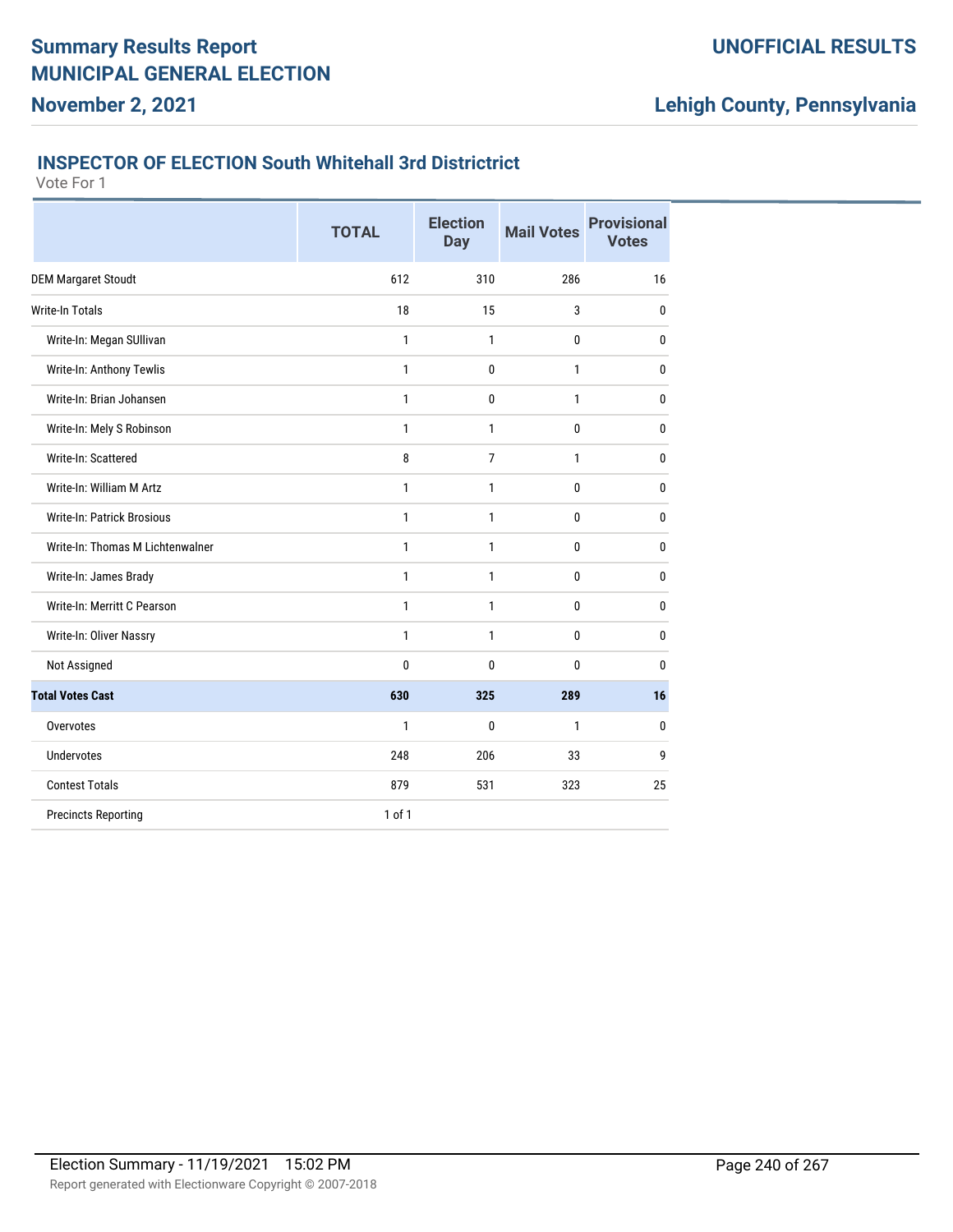# Summary Results Report
# MUNICIPAL GENERAL ELECTION
## November 2, 2021

**UNOFFICIAL RESULTS**

**Lehigh County, Pennsylvania**

### INSPECTOR OF ELECTION South Whitehall 3rd Districtrict

Vote For 1

| | TOTAL | Election Day | Mail Votes | Provisional Votes |
|---|---|---|---|---|
| DEM Margaret Stoudt | 612 | 310 | 286 | 16 |
| Write-In Totals | 18 | 15 | 3 | 0 |
| Write-In: Megan SUllivan | 1 | 1 | 0 | 0 |
| Write-In: Anthony Tewlis | 1 | 0 | 1 | 0 |
| Write-In: Brian Johansen | 1 | 0 | 1 | 0 |
| Write-In: Mely S Robinson | 1 | 1 | 0 | 0 |
| Write-In: Scattered | 8 | 7 | 1 | 0 |
| Write-In: William M Artz | 1 | 1 | 0 | 0 |
| Write-In: Patrick Brosious | 1 | 1 | 0 | 0 |
| Write-In: Thomas M Lichtenwalner | 1 | 1 | 0 | 0 |
| Write-In: James Brady | 1 | 1 | 0 | 0 |
| Write-In: Merritt C Pearson | 1 | 1 | 0 | 0 |
| Write-In: Oliver Nassry | 1 | 1 | 0 | 0 |
| Not Assigned | 0 | 0 | 0 | 0 |
| **Total Votes Cast** | **630** | **325** | **289** | **16** |
| Overvotes | 1 | 0 | 1 | 0 |
| Undervotes | 248 | 206 | 33 | 9 |
| Contest Totals | 879 | 531 | 323 | 25 |
| Precincts Reporting | 1 of 1 | | | |

Election Summary - 11/19/2021 15:02 PM

Report generated with Electionware Copyright © 2007-2018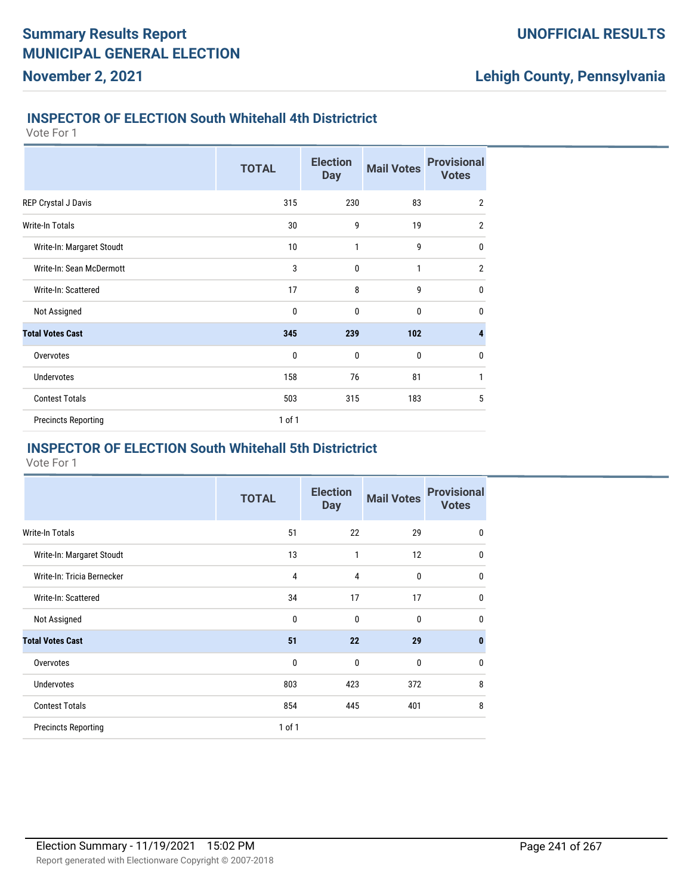# Summary Results Report
# MUNICIPAL GENERAL ELECTION
## November 2, 2021

**UNOFFICIAL RESULTS**

**Lehigh County, Pennsylvania**

### INSPECTOR OF ELECTION South Whitehall 4th Districtrict

Vote For 1

| | TOTAL | Election Day | Mail Votes | Provisional Votes |
|---|---|---|---|---|
| REP Crystal J Davis | 315 | 230 | 83 | 2 |
| Write-In Totals | 30 | 9 | 19 | 2 |
| Write-In: Margaret Stoudt | 10 | 1 | 9 | 0 |
| Write-In: Sean McDermott | 3 | 0 | 1 | 2 |
| Write-In: Scattered | 17 | 8 | 9 | 0 |
| Not Assigned | 0 | 0 | 0 | 0 |
| **Total Votes Cast** | **345** | **239** | **102** | **4** |
| Overvotes | 0 | 0 | 0 | 0 |
| Undervotes | 158 | 76 | 81 | 1 |
| Contest Totals | 503 | 315 | 183 | 5 |
| Precincts Reporting | 1 of 1 | | | |

### INSPECTOR OF ELECTION South Whitehall 5th Districtrict

Vote For 1

| | TOTAL | Election Day | Mail Votes | Provisional Votes |
|---|---|---|---|---|
| Write-In Totals | 51 | 22 | 29 | 0 |
| Write-In: Margaret Stoudt | 13 | 1 | 12 | 0 |
| Write-In: Tricia Bernecker | 4 | 4 | 0 | 0 |
| Write-In: Scattered | 34 | 17 | 17 | 0 |
| Not Assigned | 0 | 0 | 0 | 0 |
| **Total Votes Cast** | **51** | **22** | **29** | **0** |
| Overvotes | 0 | 0 | 0 | 0 |
| Undervotes | 803 | 423 | 372 | 8 |
| Contest Totals | 854 | 445 | 401 | 8 |
| Precincts Reporting | 1 of 1 | | | |

Election Summary - 11/19/2021 15:02 PM

Report generated with Electionware Copyright © 2007-2018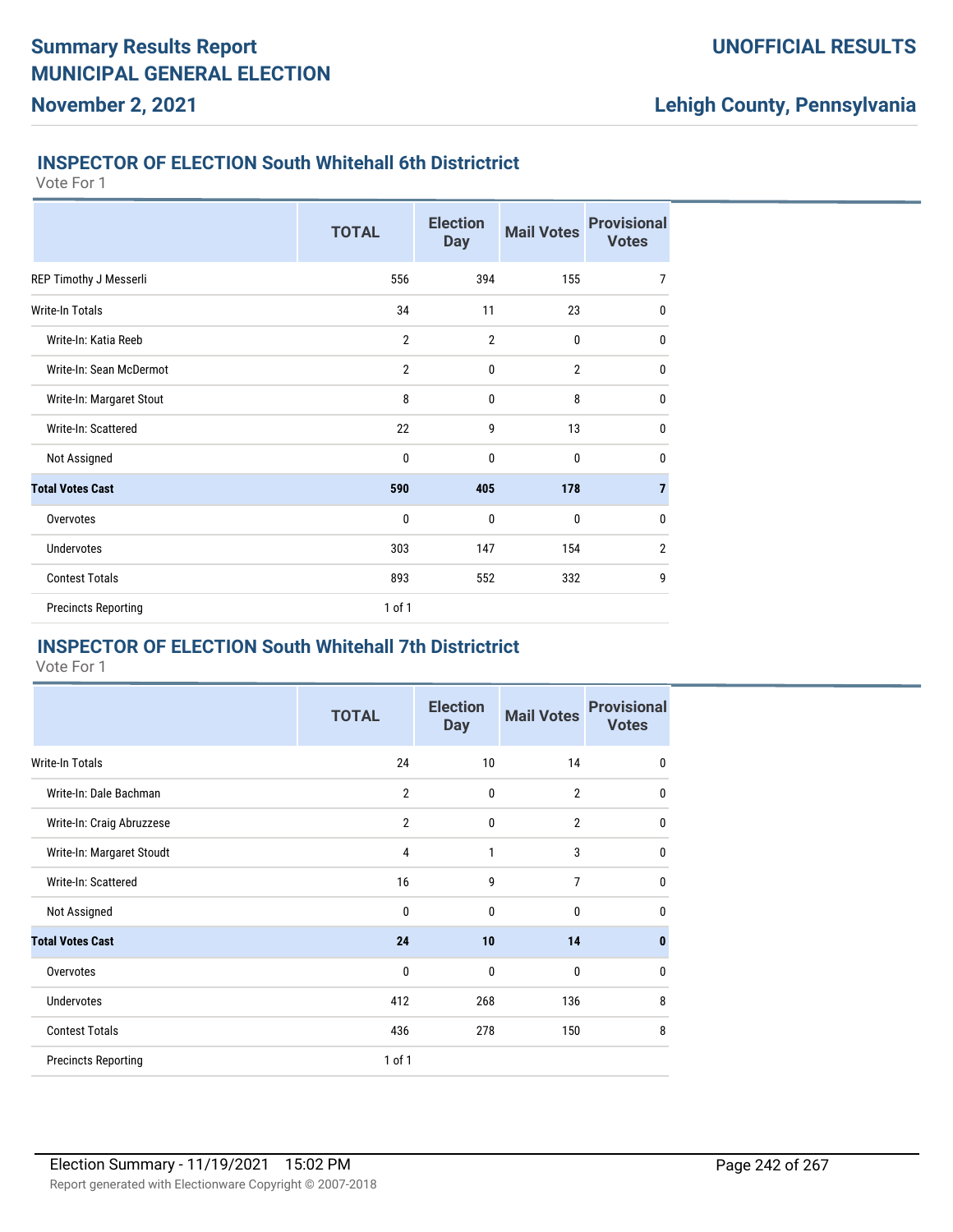# Summary Results Report
# MUNICIPAL GENERAL ELECTION
## November 2, 2021

**UNOFFICIAL RESULTS**

**Lehigh County, Pennsylvania**

### INSPECTOR OF ELECTION South Whitehall 6th Districtrict

Vote For 1

| | TOTAL | Election Day | Mail Votes | Provisional Votes |
|---|---|---|---|---|
| REP Timothy J Messerli | 556 | 394 | 155 | 7 |
| Write-In Totals | 34 | 11 | 23 | 0 |
| Write-In: Katia Reeb | 2 | 2 | 0 | 0 |
| Write-In: Sean McDermot | 2 | 0 | 2 | 0 |
| Write-In: Margaret Stout | 8 | 0 | 8 | 0 |
| Write-In: Scattered | 22 | 9 | 13 | 0 |
| Not Assigned | 0 | 0 | 0 | 0 |
| **Total Votes Cast** | **590** | **405** | **178** | **7** |
| Overvotes | 0 | 0 | 0 | 0 |
| Undervotes | 303 | 147 | 154 | 2 |
| Contest Totals | 893 | 552 | 332 | 9 |
| Precincts Reporting | 1 of 1 | | | |

### INSPECTOR OF ELECTION South Whitehall 7th Districtrict

Vote For 1

| | TOTAL | Election Day | Mail Votes | Provisional Votes |
|---|---|---|---|---|
| Write-In Totals | 24 | 10 | 14 | 0 |
| Write-In: Dale Bachman | 2 | 0 | 2 | 0 |
| Write-In: Craig Abruzzese | 2 | 0 | 2 | 0 |
| Write-In: Margaret Stoudt | 4 | 1 | 3 | 0 |
| Write-In: Scattered | 16 | 9 | 7 | 0 |
| Not Assigned | 0 | 0 | 0 | 0 |
| **Total Votes Cast** | **24** | **10** | **14** | **0** |
| Overvotes | 0 | 0 | 0 | 0 |
| Undervotes | 412 | 268 | 136 | 8 |
| Contest Totals | 436 | 278 | 150 | 8 |
| Precincts Reporting | 1 of 1 | | | |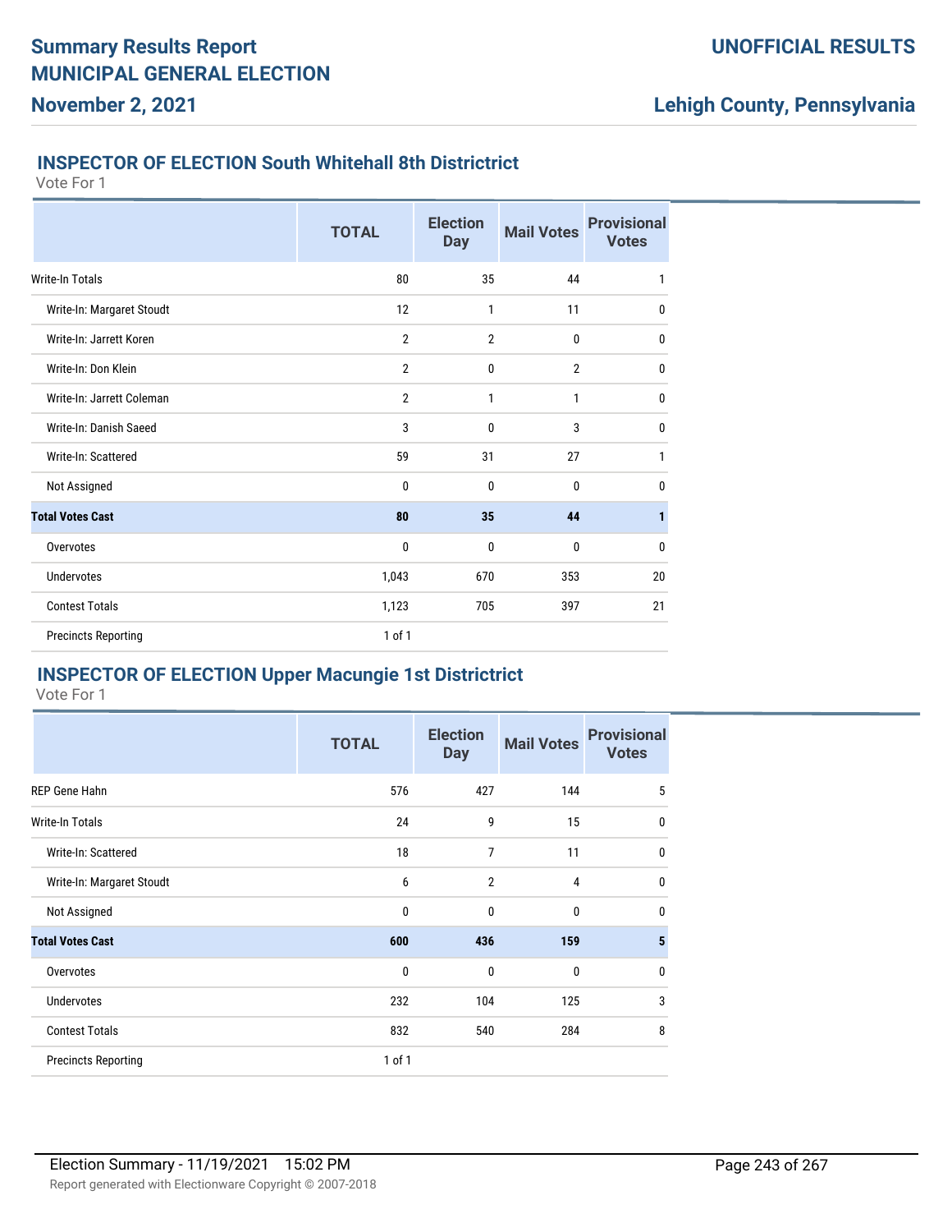# Summary Results Report
# MUNICIPAL GENERAL ELECTION
## November 2, 2021

**UNOFFICIAL RESULTS**

**Lehigh County, Pennsylvania**

### INSPECTOR OF ELECTION South Whitehall 8th Districtrict

Vote For 1

| | TOTAL | Election Day | Mail Votes | Provisional Votes |
|---|---|---|---|---|
| Write-In Totals | 80 | 35 | 44 | 1 |
| Write-In: Margaret Stoudt | 12 | 1 | 11 | 0 |
| Write-In: Jarrett Koren | 2 | 2 | 0 | 0 |
| Write-In: Don Klein | 2 | 0 | 2 | 0 |
| Write-In: Jarrett Coleman | 2 | 1 | 1 | 0 |
| Write-In: Danish Saeed | 3 | 0 | 3 | 0 |
| Write-In: Scattered | 59 | 31 | 27 | 1 |
| Not Assigned | 0 | 0 | 0 | 0 |
| **Total Votes Cast** | **80** | **35** | **44** | **1** |
| Overvotes | 0 | 0 | 0 | 0 |
| Undervotes | 1,043 | 670 | 353 | 20 |
| Contest Totals | 1,123 | 705 | 397 | 21 |
| Precincts Reporting | 1 of 1 | | | |

### INSPECTOR OF ELECTION Upper Macungie 1st Districtrict

Vote For 1

| | TOTAL | Election Day | Mail Votes | Provisional Votes |
|---|---|---|---|---|
| REP Gene Hahn | 576 | 427 | 144 | 5 |
| Write-In Totals | 24 | 9 | 15 | 0 |
| Write-In: Scattered | 18 | 7 | 11 | 0 |
| Write-In: Margaret Stoudt | 6 | 2 | 4 | 0 |
| Not Assigned | 0 | 0 | 0 | 0 |
| **Total Votes Cast** | **600** | **436** | **159** | **5** |
| Overvotes | 0 | 0 | 0 | 0 |
| Undervotes | 232 | 104 | 125 | 3 |
| Contest Totals | 832 | 540 | 284 | 8 |
| Precincts Reporting | 1 of 1 | | | |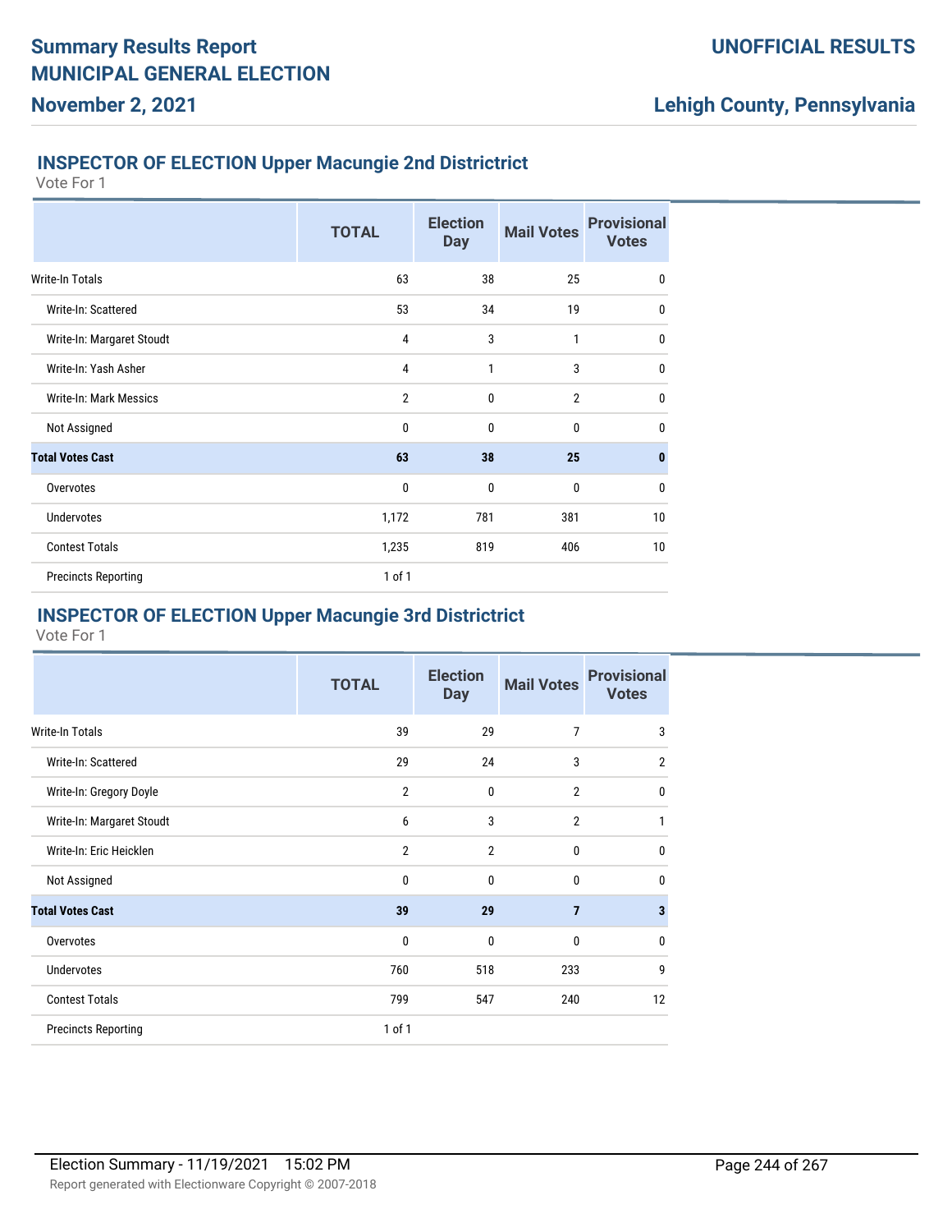## INSPECTOR OF ELECTION Upper Macungie 2nd Districtrict

Vote For 1

| | TOTAL | Election Day | Mail Votes | Provisional Votes |
|---|---|---|---|---|
| Write-In Totals | 63 | 38 | 25 | 0 |
| Write-In: Scattered | 53 | 34 | 19 | 0 |
| Write-In: Margaret Stoudt | 4 | 3 | 1 | 0 |
| Write-In: Yash Asher | 4 | 1 | 3 | 0 |
| Write-In: Mark Messics | 2 | 0 | 2 | 0 |
| Not Assigned | 0 | 0 | 0 | 0 |
| **Total Votes Cast** | **63** | **38** | **25** | **0** |
| Overvotes | 0 | 0 | 0 | 0 |
| Undervotes | 1,172 | 781 | 381 | 10 |
| Contest Totals | 1,235 | 819 | 406 | 10 |
| Precincts Reporting | 1 of 1 | | | |

## INSPECTOR OF ELECTION Upper Macungie 3rd Districtrict

Vote For 1

| | TOTAL | Election Day | Mail Votes | Provisional Votes |
|---|---|---|---|---|
| Write-In Totals | 39 | 29 | 7 | 3 |
| Write-In: Scattered | 29 | 24 | 3 | 2 |
| Write-In: Gregory Doyle | 2 | 0 | 2 | 0 |
| Write-In: Margaret Stoudt | 6 | 3 | 2 | 1 |
| Write-In: Eric Heicklen | 2 | 2 | 0 | 0 |
| Not Assigned | 0 | 0 | 0 | 0 |
| **Total Votes Cast** | **39** | **29** | **7** | **3** |
| Overvotes | 0 | 0 | 0 | 0 |
| Undervotes | 760 | 518 | 233 | 9 |
| Contest Totals | 799 | 547 | 240 | 12 |
| Precincts Reporting | 1 of 1 | | | |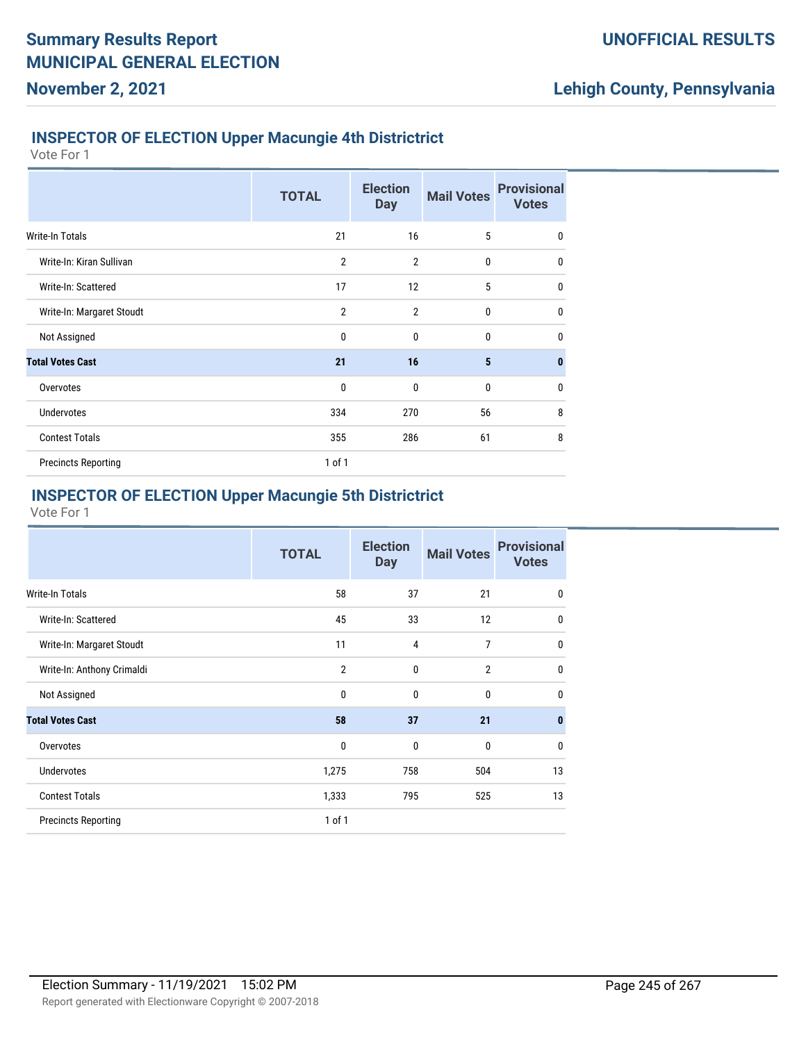### INSPECTOR OF ELECTION Upper Macungie 4th Districtrict

Vote For 1

| | TOTAL | Election Day | Mail Votes | Provisional Votes |
|---|---|---|---|---|
| Write-In Totals | 21 | 16 | 5 | 0 |
| Write-In: Kiran Sullivan | 2 | 2 | 0 | 0 |
| Write-In: Scattered | 17 | 12 | 5 | 0 |
| Write-In: Margaret Stoudt | 2 | 2 | 0 | 0 |
| Not Assigned | 0 | 0 | 0 | 0 |
| **Total Votes Cast** | **21** | **16** | **5** | **0** |
| Overvotes | 0 | 0 | 0 | 0 |
| Undervotes | 334 | 270 | 56 | 8 |
| Contest Totals | 355 | 286 | 61 | 8 |
| Precincts Reporting | 1 of 1 | | | |

### INSPECTOR OF ELECTION Upper Macungie 5th Districtrict

Vote For 1

| | TOTAL | Election Day | Mail Votes | Provisional Votes |
|---|---|---|---|---|
| Write-In Totals | 58 | 37 | 21 | 0 |
| Write-In: Scattered | 45 | 33 | 12 | 0 |
| Write-In: Margaret Stoudt | 11 | 4 | 7 | 0 |
| Write-In: Anthony Crimaldi | 2 | 0 | 2 | 0 |
| Not Assigned | 0 | 0 | 0 | 0 |
| **Total Votes Cast** | **58** | **37** | **21** | **0** |
| Overvotes | 0 | 0 | 0 | 0 |
| Undervotes | 1,275 | 758 | 504 | 13 |
| Contest Totals | 1,333 | 795 | 525 | 13 |
| Precincts Reporting | 1 of 1 | | | |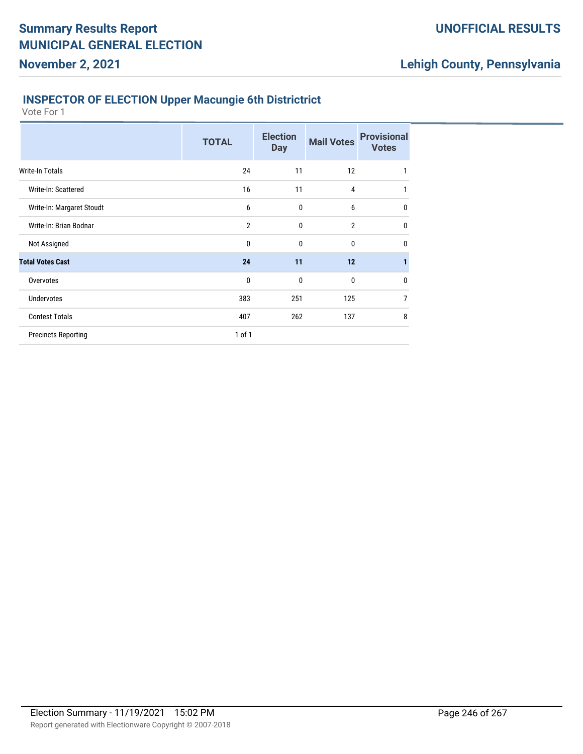# Summary Results Report

## MUNICIPAL GENERAL ELECTION

**November 2, 2021**

**UNOFFICIAL RESULTS**

**Lehigh County, Pennsylvania**

### INSPECTOR OF ELECTION Upper Macungie 6th Districtrict

Vote For 1

| | TOTAL | Election Day | Mail Votes | Provisional Votes |
|---|---|---|---|---|
| Write-In Totals | 24 | 11 | 12 | 1 |
| Write-In: Scattered | 16 | 11 | 4 | 1 |
| Write-In: Margaret Stoudt | 6 | 0 | 6 | 0 |
| Write-In: Brian Bodnar | 2 | 0 | 2 | 0 |
| Not Assigned | 0 | 0 | 0 | 0 |
| **Total Votes Cast** | **24** | **11** | **12** | **1** |
| Overvotes | 0 | 0 | 0 | 0 |
| Undervotes | 383 | 251 | 125 | 7 |
| Contest Totals | 407 | 262 | 137 | 8 |
| Precincts Reporting | 1 of 1 | | | |

Election Summary - 11/19/2021 15:02 PM

Report generated with Electionware Copyright © 2007-2018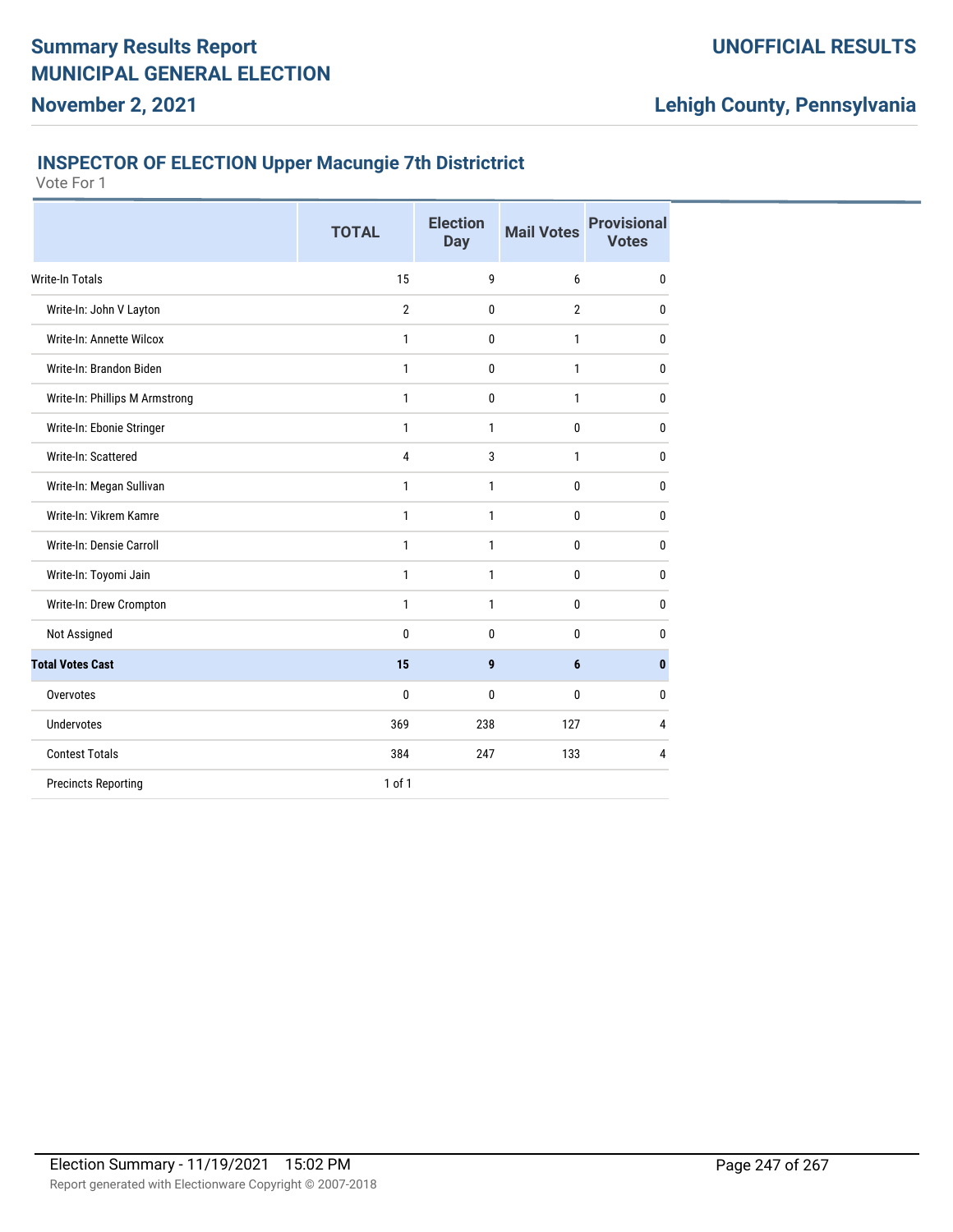# Summary Results Report
# MUNICIPAL GENERAL ELECTION
## November 2, 2021

**UNOFFICIAL RESULTS**

**Lehigh County, Pennsylvania**

### INSPECTOR OF ELECTION Upper Macungie 7th Districtrict

Vote For 1

| | TOTAL | Election Day | Mail Votes | Provisional Votes |
|---|---|---|---|---|
| Write-In Totals | 15 | 9 | 6 | 0 |
| Write-In: John V Layton | 2 | 0 | 2 | 0 |
| Write-In: Annette Wilcox | 1 | 0 | 1 | 0 |
| Write-In: Brandon Biden | 1 | 0 | 1 | 0 |
| Write-In: Phillips M Armstrong | 1 | 0 | 1 | 0 |
| Write-In: Ebonie Stringer | 1 | 1 | 0 | 0 |
| Write-In: Scattered | 4 | 3 | 1 | 0 |
| Write-In: Megan Sullivan | 1 | 1 | 0 | 0 |
| Write-In: Vikrem Kamre | 1 | 1 | 0 | 0 |
| Write-In: Densie Carroll | 1 | 1 | 0 | 0 |
| Write-In: Toyomi Jain | 1 | 1 | 0 | 0 |
| Write-In: Drew Crompton | 1 | 1 | 0 | 0 |
| Not Assigned | 0 | 0 | 0 | 0 |
| **Total Votes Cast** | **15** | **9** | **6** | **0** |
| Overvotes | 0 | 0 | 0 | 0 |
| Undervotes | 369 | 238 | 127 | 4 |
| Contest Totals | 384 | 247 | 133 | 4 |
| Precincts Reporting | 1 of 1 | | | |

Election Summary - 11/19/2021 15:02 PM

Report generated with Electionware Copyright © 2007-2018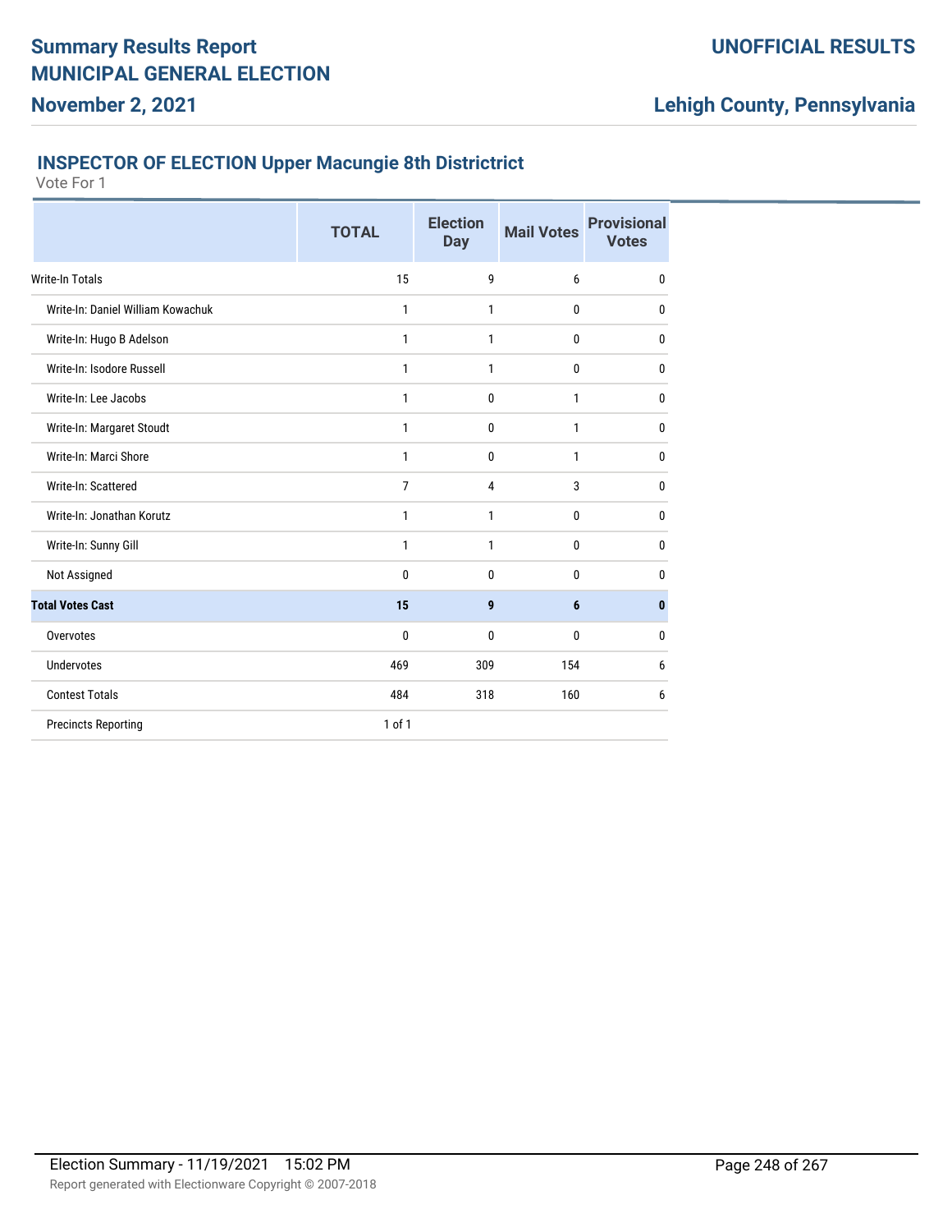# Summary Results Report
# MUNICIPAL GENERAL ELECTION
## November 2, 2021

**UNOFFICIAL RESULTS**

**Lehigh County, Pennsylvania**

### INSPECTOR OF ELECTION Upper Macungie 8th Districtrict

Vote For 1

| | TOTAL | Election Day | Mail Votes | Provisional Votes |
|---|---|---|---|---|
| Write-In Totals | 15 | 9 | 6 | 0 |
| Write-In: Daniel William Kowachuk | 1 | 1 | 0 | 0 |
| Write-In: Hugo B Adelson | 1 | 1 | 0 | 0 |
| Write-In: Isodore Russell | 1 | 1 | 0 | 0 |
| Write-In: Lee Jacobs | 1 | 0 | 1 | 0 |
| Write-In: Margaret Stoudt | 1 | 0 | 1 | 0 |
| Write-In: Marci Shore | 1 | 0 | 1 | 0 |
| Write-In: Scattered | 7 | 4 | 3 | 0 |
| Write-In: Jonathan Korutz | 1 | 1 | 0 | 0 |
| Write-In: Sunny Gill | 1 | 1 | 0 | 0 |
| Not Assigned | 0 | 0 | 0 | 0 |
| **Total Votes Cast** | **15** | **9** | **6** | **0** |
| Overvotes | 0 | 0 | 0 | 0 |
| Undervotes | 469 | 309 | 154 | 6 |
| Contest Totals | 484 | 318 | 160 | 6 |
| Precincts Reporting | 1 of 1 | | | |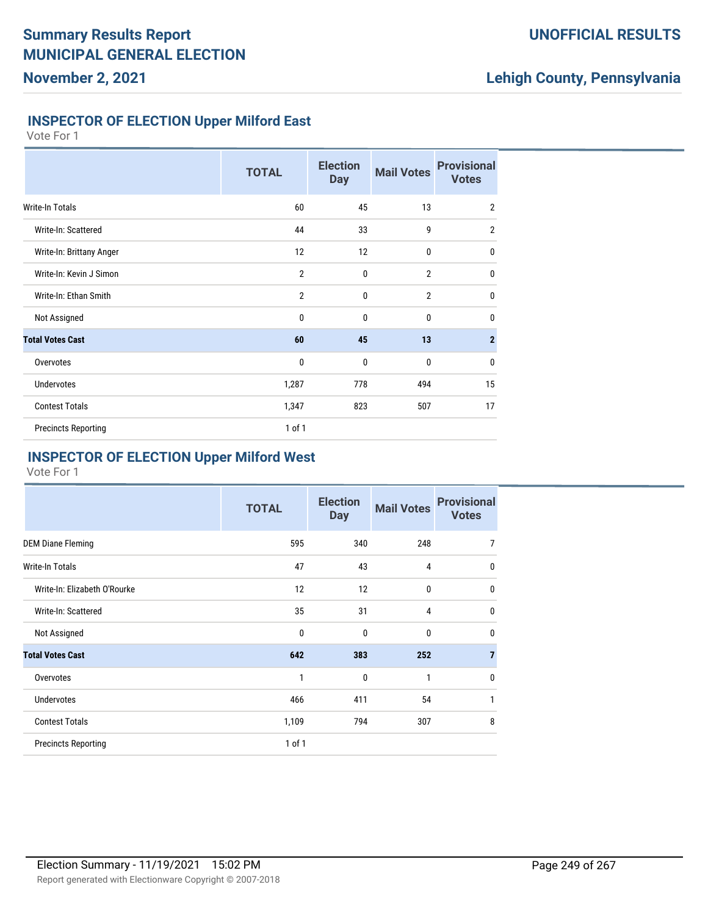# Summary Results Report

# MUNICIPAL GENERAL ELECTION

**November 2, 2021**

**UNOFFICIAL RESULTS**

**Lehigh County, Pennsylvania**

## INSPECTOR OF ELECTION Upper Milford East

Vote For 1

| | TOTAL | Election Day | Mail Votes | Provisional Votes |
|---|---|---|---|---|
| Write-In Totals | 60 | 45 | 13 | 2 |
| Write-In: Scattered | 44 | 33 | 9 | 2 |
| Write-In: Brittany Anger | 12 | 12 | 0 | 0 |
| Write-In: Kevin J Simon | 2 | 0 | 2 | 0 |
| Write-In: Ethan Smith | 2 | 0 | 2 | 0 |
| Not Assigned | 0 | 0 | 0 | 0 |
| **Total Votes Cast** | **60** | **45** | **13** | **2** |
| Overvotes | 0 | 0 | 0 | 0 |
| Undervotes | 1,287 | 778 | 494 | 15 |
| Contest Totals | 1,347 | 823 | 507 | 17 |
| Precincts Reporting | 1 of 1 | | | |

## INSPECTOR OF ELECTION Upper Milford West

Vote For 1

| | TOTAL | Election Day | Mail Votes | Provisional Votes |
|---|---|---|---|---|
| DEM Diane Fleming | 595 | 340 | 248 | 7 |
| Write-In Totals | 47 | 43 | 4 | 0 |
| Write-In: Elizabeth O'Rourke | 12 | 12 | 0 | 0 |
| Write-In: Scattered | 35 | 31 | 4 | 0 |
| Not Assigned | 0 | 0 | 0 | 0 |
| **Total Votes Cast** | **642** | **383** | **252** | **7** |
| Overvotes | 1 | 0 | 1 | 0 |
| Undervotes | 466 | 411 | 54 | 1 |
| Contest Totals | 1,109 | 794 | 307 | 8 |
| Precincts Reporting | 1 of 1 | | | |

Election Summary - 11/19/2021 15:02 PM

Report generated with Electionware Copyright © 2007-2018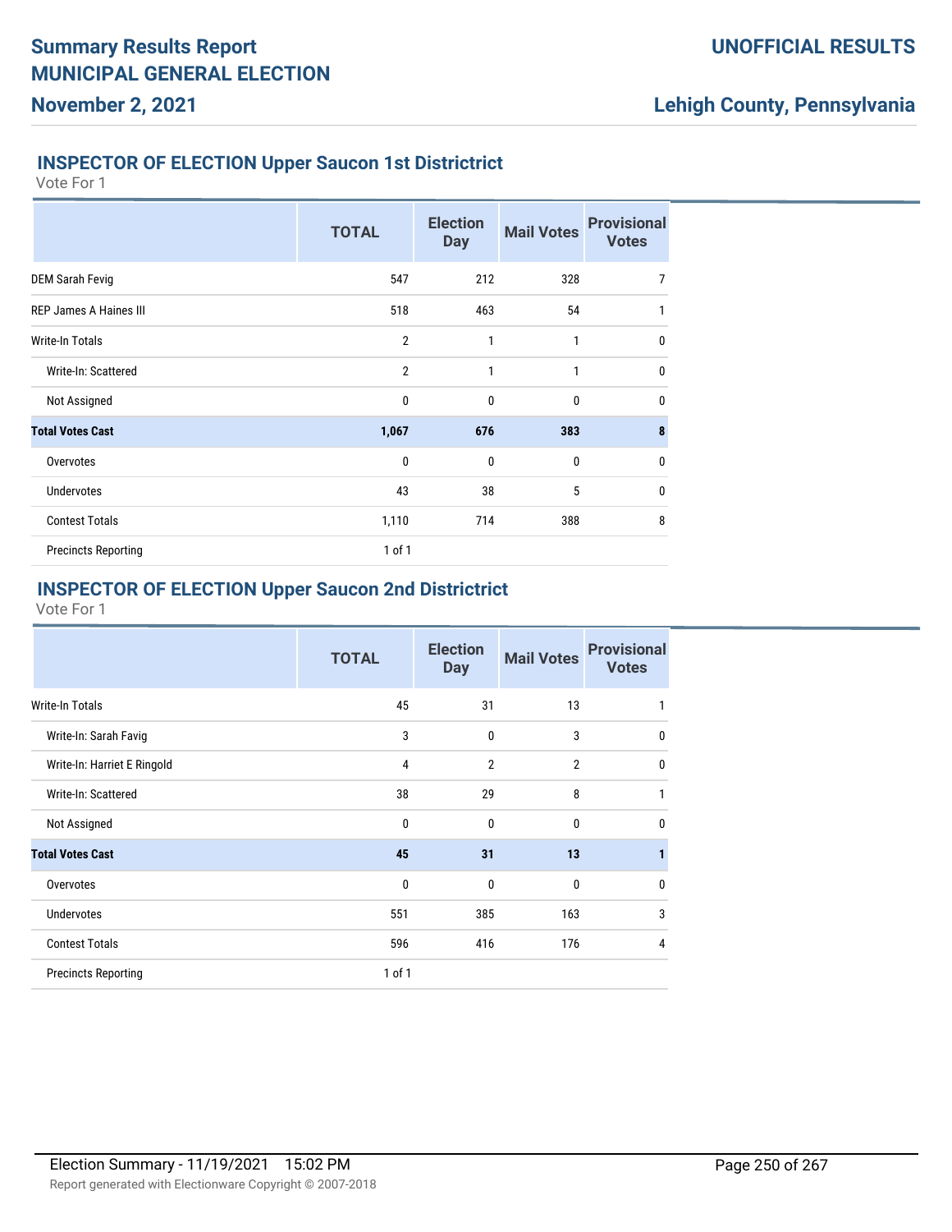## INSPECTOR OF ELECTION Upper Saucon 1st Districtrict

Vote For 1

| | TOTAL | Election Day | Mail Votes | Provisional Votes |
|---|---|---|---|---|
| DEM Sarah Fevig | 547 | 212 | 328 | 7 |
| REP James A Haines III | 518 | 463 | 54 | 1 |
| Write-In Totals | 2 | 1 | 1 | 0 |
| Write-In: Scattered | 2 | 1 | 1 | 0 |
| Not Assigned | 0 | 0 | 0 | 0 |
| **Total Votes Cast** | **1,067** | **676** | **383** | **8** |
| Overvotes | 0 | 0 | 0 | 0 |
| Undervotes | 43 | 38 | 5 | 0 |
| Contest Totals | 1,110 | 714 | 388 | 8 |
| Precincts Reporting | 1 of 1 | | | |

## INSPECTOR OF ELECTION Upper Saucon 2nd Districtrict

Vote For 1

| | TOTAL | Election Day | Mail Votes | Provisional Votes |
|---|---|---|---|---|
| Write-In Totals | 45 | 31 | 13 | 1 |
| Write-In: Sarah Favig | 3 | 0 | 3 | 0 |
| Write-In: Harriet E Ringold | 4 | 2 | 2 | 0 |
| Write-In: Scattered | 38 | 29 | 8 | 1 |
| Not Assigned | 0 | 0 | 0 | 0 |
| **Total Votes Cast** | **45** | **31** | **13** | **1** |
| Overvotes | 0 | 0 | 0 | 0 |
| Undervotes | 551 | 385 | 163 | 3 |
| Contest Totals | 596 | 416 | 176 | 4 |
| Precincts Reporting | 1 of 1 | | | |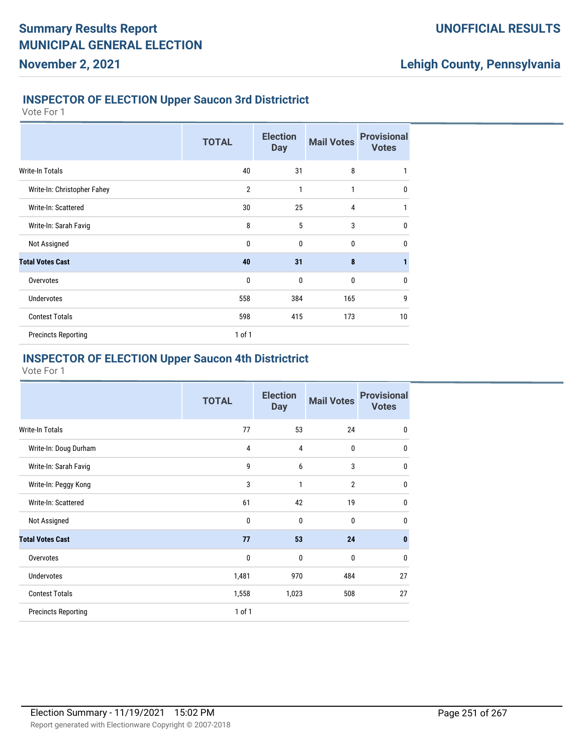## INSPECTOR OF ELECTION Upper Saucon 3rd Districtrict

Vote For 1

| | TOTAL | Election Day | Mail Votes | Provisional Votes |
|---|---|---|---|---|
| Write-In Totals | 40 | 31 | 8 | 1 |
| Write-In: Christopher Fahey | 2 | 1 | 1 | 0 |
| Write-In: Scattered | 30 | 25 | 4 | 1 |
| Write-In: Sarah Favig | 8 | 5 | 3 | 0 |
| Not Assigned | 0 | 0 | 0 | 0 |
| **Total Votes Cast** | **40** | **31** | **8** | **1** |
| Overvotes | 0 | 0 | 0 | 0 |
| Undervotes | 558 | 384 | 165 | 9 |
| Contest Totals | 598 | 415 | 173 | 10 |
| Precincts Reporting | 1 of 1 | | | |

## INSPECTOR OF ELECTION Upper Saucon 4th Districtrict

Vote For 1

| | TOTAL | Election Day | Mail Votes | Provisional Votes |
|---|---|---|---|---|
| Write-In Totals | 77 | 53 | 24 | 0 |
| Write-In: Doug Durham | 4 | 4 | 0 | 0 |
| Write-In: Sarah Favig | 9 | 6 | 3 | 0 |
| Write-In: Peggy Kong | 3 | 1 | 2 | 0 |
| Write-In: Scattered | 61 | 42 | 19 | 0 |
| Not Assigned | 0 | 0 | 0 | 0 |
| **Total Votes Cast** | **77** | **53** | **24** | **0** |
| Overvotes | 0 | 0 | 0 | 0 |
| Undervotes | 1,481 | 970 | 484 | 27 |
| Contest Totals | 1,558 | 1,023 | 508 | 27 |
| Precincts Reporting | 1 of 1 | | | |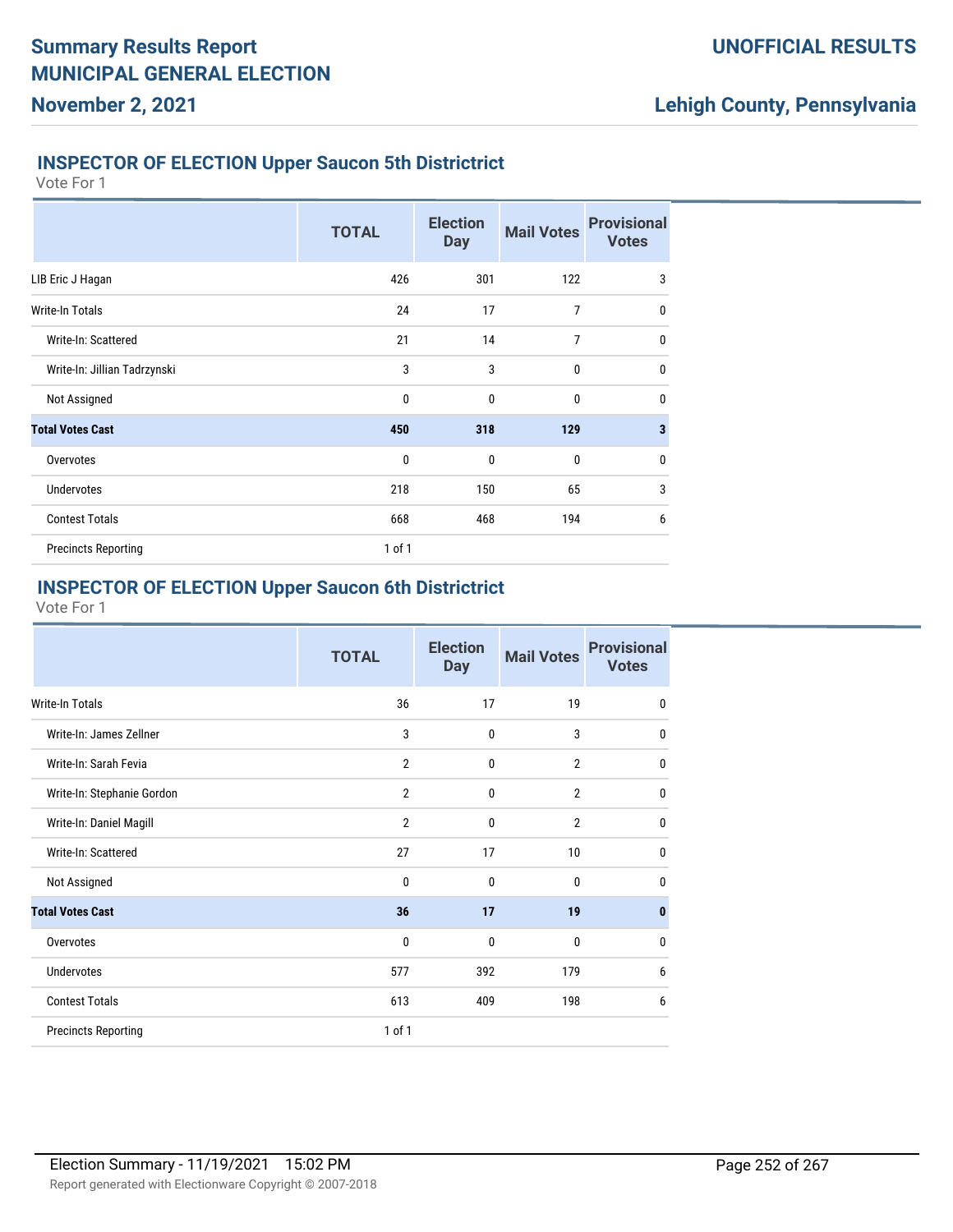# Summary Results Report MUNICIPAL GENERAL ELECTION

**November 2, 2021**

**UNOFFICIAL RESULTS**

**Lehigh County, Pennsylvania**

## INSPECTOR OF ELECTION Upper Saucon 5th Districtrict

Vote For 1

| | TOTAL | Election Day | Mail Votes | Provisional Votes |
|---|---|---|---|---|
| LIB Eric J Hagan | 426 | 301 | 122 | 3 |
| Write-In Totals | 24 | 17 | 7 | 0 |
| Write-In: Scattered | 21 | 14 | 7 | 0 |
| Write-In: Jillian Tadrzynski | 3 | 3 | 0 | 0 |
| Not Assigned | 0 | 0 | 0 | 0 |
| **Total Votes Cast** | **450** | **318** | **129** | **3** |
| Overvotes | 0 | 0 | 0 | 0 |
| Undervotes | 218 | 150 | 65 | 3 |
| Contest Totals | 668 | 468 | 194 | 6 |
| Precincts Reporting | 1 of 1 | | | |

## INSPECTOR OF ELECTION Upper Saucon 6th Districtrict

Vote For 1

| | TOTAL | Election Day | Mail Votes | Provisional Votes |
|---|---|---|---|---|
| Write-In Totals | 36 | 17 | 19 | 0 |
| Write-In: James Zellner | 3 | 0 | 3 | 0 |
| Write-In: Sarah Fevia | 2 | 0 | 2 | 0 |
| Write-In: Stephanie Gordon | 2 | 0 | 2 | 0 |
| Write-In: Daniel Magill | 2 | 0 | 2 | 0 |
| Write-In: Scattered | 27 | 17 | 10 | 0 |
| Not Assigned | 0 | 0 | 0 | 0 |
| **Total Votes Cast** | **36** | **17** | **19** | **0** |
| Overvotes | 0 | 0 | 0 | 0 |
| Undervotes | 577 | 392 | 179 | 6 |
| Contest Totals | 613 | 409 | 198 | 6 |
| Precincts Reporting | 1 of 1 | | | |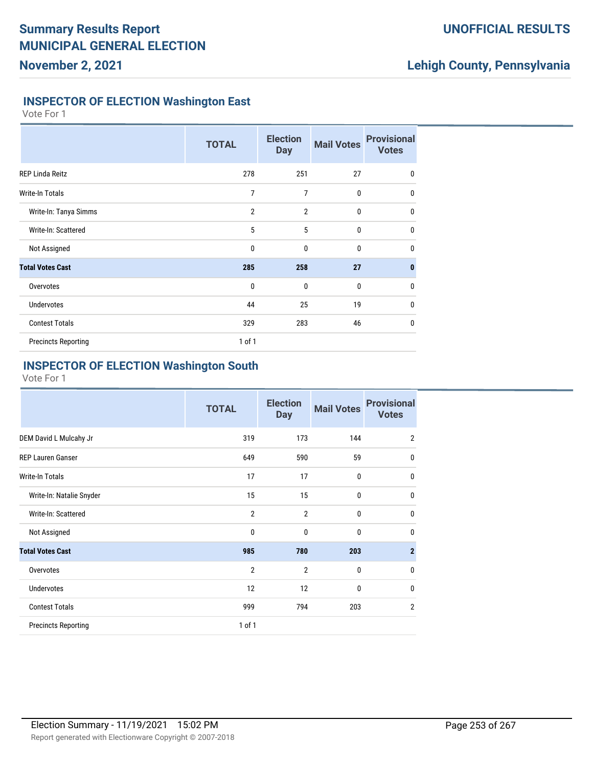## INSPECTOR OF ELECTION Washington East

Vote For 1

| | TOTAL | Election Day | Mail Votes | Provisional Votes |
|---|---|---|---|---|
| REP Linda Reitz | 278 | 251 | 27 | 0 |
| Write-In Totals | 7 | 7 | 0 | 0 |
| Write-In: Tanya Simms | 2 | 2 | 0 | 0 |
| Write-In: Scattered | 5 | 5 | 0 | 0 |
| Not Assigned | 0 | 0 | 0 | 0 |
| **Total Votes Cast** | **285** | **258** | **27** | **0** |
| Overvotes | 0 | 0 | 0 | 0 |
| Undervotes | 44 | 25 | 19 | 0 |
| Contest Totals | 329 | 283 | 46 | 0 |
| Precincts Reporting | 1 of 1 | | | |

## INSPECTOR OF ELECTION Washington South

Vote For 1

| | TOTAL | Election Day | Mail Votes | Provisional Votes |
|---|---|---|---|---|
| DEM David L Mulcahy Jr | 319 | 173 | 144 | 2 |
| REP Lauren Ganser | 649 | 590 | 59 | 0 |
| Write-In Totals | 17 | 17 | 0 | 0 |
| Write-In: Natalie Snyder | 15 | 15 | 0 | 0 |
| Write-In: Scattered | 2 | 2 | 0 | 0 |
| Not Assigned | 0 | 0 | 0 | 0 |
| **Total Votes Cast** | **985** | **780** | **203** | **2** |
| Overvotes | 2 | 2 | 0 | 0 |
| Undervotes | 12 | 12 | 0 | 0 |
| Contest Totals | 999 | 794 | 203 | 2 |
| Precincts Reporting | 1 of 1 | | | |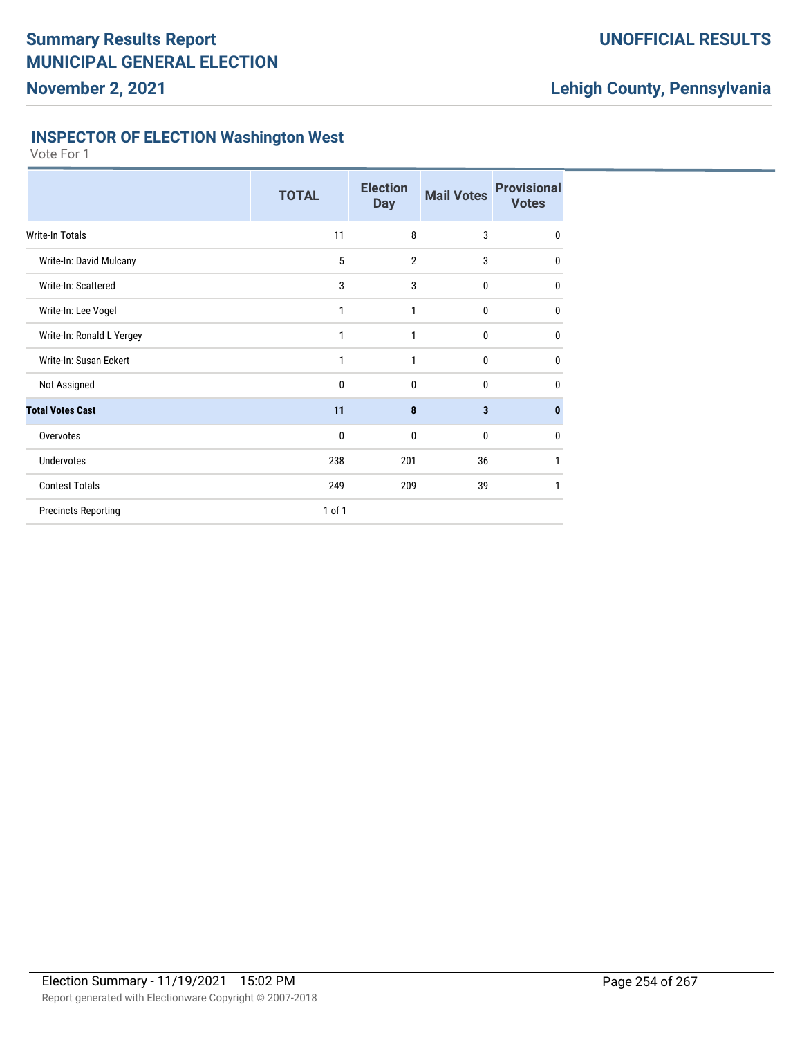# Summary Results Report
# MUNICIPAL GENERAL ELECTION
## November 2, 2021

**UNOFFICIAL RESULTS**

**Lehigh County, Pennsylvania**

### INSPECTOR OF ELECTION Washington West

Vote For 1

| | TOTAL | Election Day | Mail Votes | Provisional Votes |
|---|---|---|---|---|
| Write-In Totals | 11 | 8 | 3 | 0 |
| Write-In: David Mulcany | 5 | 2 | 3 | 0 |
| Write-In: Scattered | 3 | 3 | 0 | 0 |
| Write-In: Lee Vogel | 1 | 1 | 0 | 0 |
| Write-In: Ronald L Yergey | 1 | 1 | 0 | 0 |
| Write-In: Susan Eckert | 1 | 1 | 0 | 0 |
| Not Assigned | 0 | 0 | 0 | 0 |
| **Total Votes Cast** | **11** | **8** | **3** | **0** |
| Overvotes | 0 | 0 | 0 | 0 |
| Undervotes | 238 | 201 | 36 | 1 |
| Contest Totals | 249 | 209 | 39 | 1 |
| Precincts Reporting | 1 of 1 | | | |

Election Summary - 11/19/2021 15:02 PM

Report generated with Electionware Copyright © 2007-2018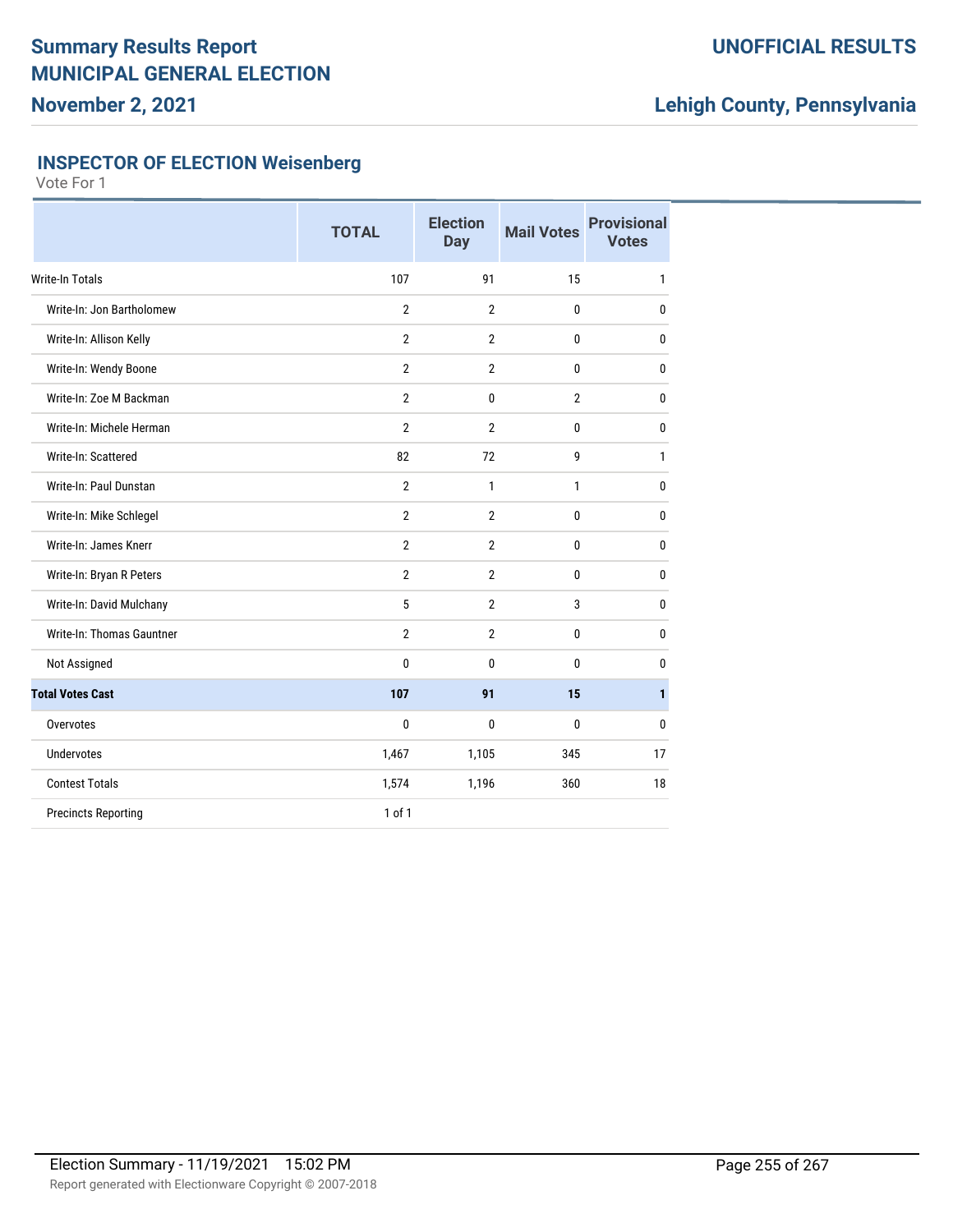# Summary Results Report

# MUNICIPAL GENERAL ELECTION

**November 2, 2021**

**UNOFFICIAL RESULTS**

**Lehigh County, Pennsylvania**

## INSPECTOR OF ELECTION Weisenberg

Vote For 1

| | TOTAL | Election Day | Mail Votes | Provisional Votes |
|---|---|---|---|---|
| Write-In Totals | 107 | 91 | 15 | 1 |
| Write-In: Jon Bartholomew | 2 | 2 | 0 | 0 |
| Write-In: Allison Kelly | 2 | 2 | 0 | 0 |
| Write-In: Wendy Boone | 2 | 2 | 0 | 0 |
| Write-In: Zoe M Backman | 2 | 0 | 2 | 0 |
| Write-In: Michele Herman | 2 | 2 | 0 | 0 |
| Write-In: Scattered | 82 | 72 | 9 | 1 |
| Write-In: Paul Dunstan | 2 | 1 | 1 | 0 |
| Write-In: Mike Schlegel | 2 | 2 | 0 | 0 |
| Write-In: James Knerr | 2 | 2 | 0 | 0 |
| Write-In: Bryan R Peters | 2 | 2 | 0 | 0 |
| Write-In: David Mulchany | 5 | 2 | 3 | 0 |
| Write-In: Thomas Gauntner | 2 | 2 | 0 | 0 |
| Not Assigned | 0 | 0 | 0 | 0 |
| **Total Votes Cast** | **107** | **91** | **15** | **1** |
| Overvotes | 0 | 0 | 0 | 0 |
| Undervotes | 1,467 | 1,105 | 345 | 17 |
| Contest Totals | 1,574 | 1,196 | 360 | 18 |
| Precincts Reporting | 1 of 1 | | | |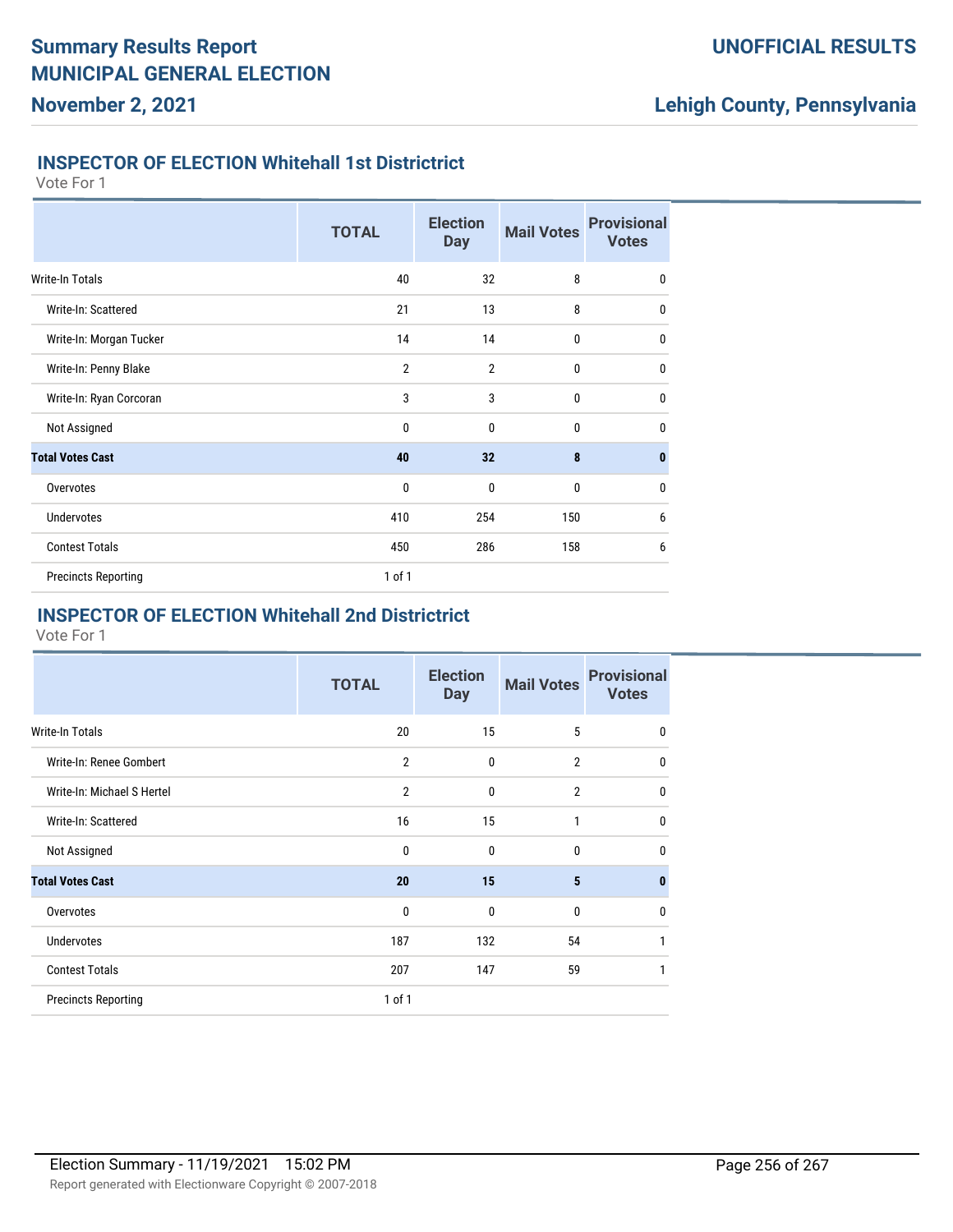## INSPECTOR OF ELECTION Whitehall 1st Districtrict

Vote For 1

| | TOTAL | Election Day | Mail Votes | Provisional Votes |
|---|---|---|---|---|
| Write-In Totals | 40 | 32 | 8 | 0 |
| Write-In: Scattered | 21 | 13 | 8 | 0 |
| Write-In: Morgan Tucker | 14 | 14 | 0 | 0 |
| Write-In: Penny Blake | 2 | 2 | 0 | 0 |
| Write-In: Ryan Corcoran | 3 | 3 | 0 | 0 |
| Not Assigned | 0 | 0 | 0 | 0 |
| **Total Votes Cast** | **40** | **32** | **8** | **0** |
| Overvotes | 0 | 0 | 0 | 0 |
| Undervotes | 410 | 254 | 150 | 6 |
| Contest Totals | 450 | 286 | 158 | 6 |
| Precincts Reporting | 1 of 1 | | | |

## INSPECTOR OF ELECTION Whitehall 2nd Districtrict

Vote For 1

| | TOTAL | Election Day | Mail Votes | Provisional Votes |
|---|---|---|---|---|
| Write-In Totals | 20 | 15 | 5 | 0 |
| Write-In: Renee Gombert | 2 | 0 | 2 | 0 |
| Write-In: Michael S Hertel | 2 | 0 | 2 | 0 |
| Write-In: Scattered | 16 | 15 | 1 | 0 |
| Not Assigned | 0 | 0 | 0 | 0 |
| **Total Votes Cast** | **20** | **15** | **5** | **0** |
| Overvotes | 0 | 0 | 0 | 0 |
| Undervotes | 187 | 132 | 54 | 1 |
| Contest Totals | 207 | 147 | 59 | 1 |
| Precincts Reporting | 1 of 1 | | | |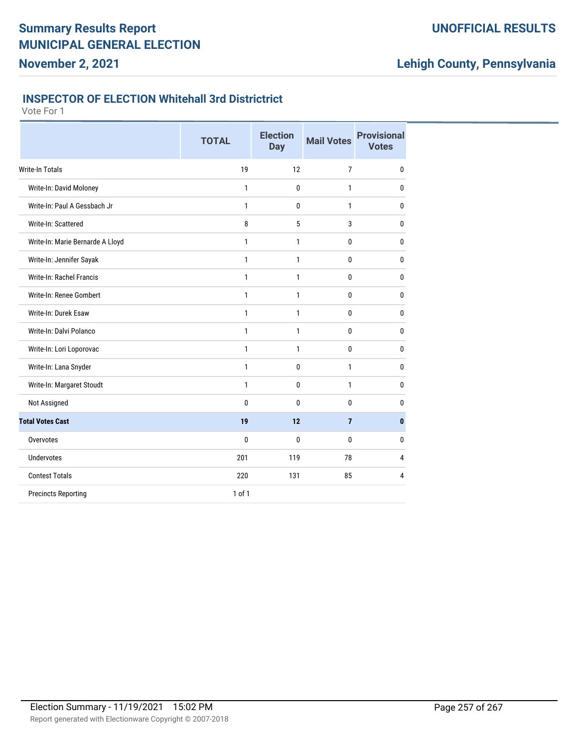# Summary Results Report

## MUNICIPAL GENERAL ELECTION

**November 2, 2021**

**UNOFFICIAL RESULTS**

**Lehigh County, Pennsylvania**

### INSPECTOR OF ELECTION Whitehall 3rd Districtrict

Vote For 1

| | TOTAL | Election Day | Mail Votes | Provisional Votes |
|---|---|---|---|---|
| Write-In Totals | 19 | 12 | 7 | 0 |
| Write-In: David Moloney | 1 | 0 | 1 | 0 |
| Write-In: Paul A Gessbach Jr | 1 | 0 | 1 | 0 |
| Write-In: Scattered | 8 | 5 | 3 | 0 |
| Write-In: Marie Bernarde A Lloyd | 1 | 1 | 0 | 0 |
| Write-In: Jennifer Sayak | 1 | 1 | 0 | 0 |
| Write-In: Rachel Francis | 1 | 1 | 0 | 0 |
| Write-In: Renee Gombert | 1 | 1 | 0 | 0 |
| Write-In: Durek Esaw | 1 | 1 | 0 | 0 |
| Write-In: Dalvi Polanco | 1 | 1 | 0 | 0 |
| Write-In: Lori Loporovac | 1 | 1 | 0 | 0 |
| Write-In: Lana Snyder | 1 | 0 | 1 | 0 |
| Write-In: Margaret Stoudt | 1 | 0 | 1 | 0 |
| Not Assigned | 0 | 0 | 0 | 0 |
| **Total Votes Cast** | **19** | **12** | **7** | **0** |
| Overvotes | 0 | 0 | 0 | 0 |
| Undervotes | 201 | 119 | 78 | 4 |
| Contest Totals | 220 | 131 | 85 | 4 |
| Precincts Reporting | 1 of 1 | | | |

Election Summary - 11/19/2021 15:02 PM

Report generated with Electionware Copyright © 2007-2018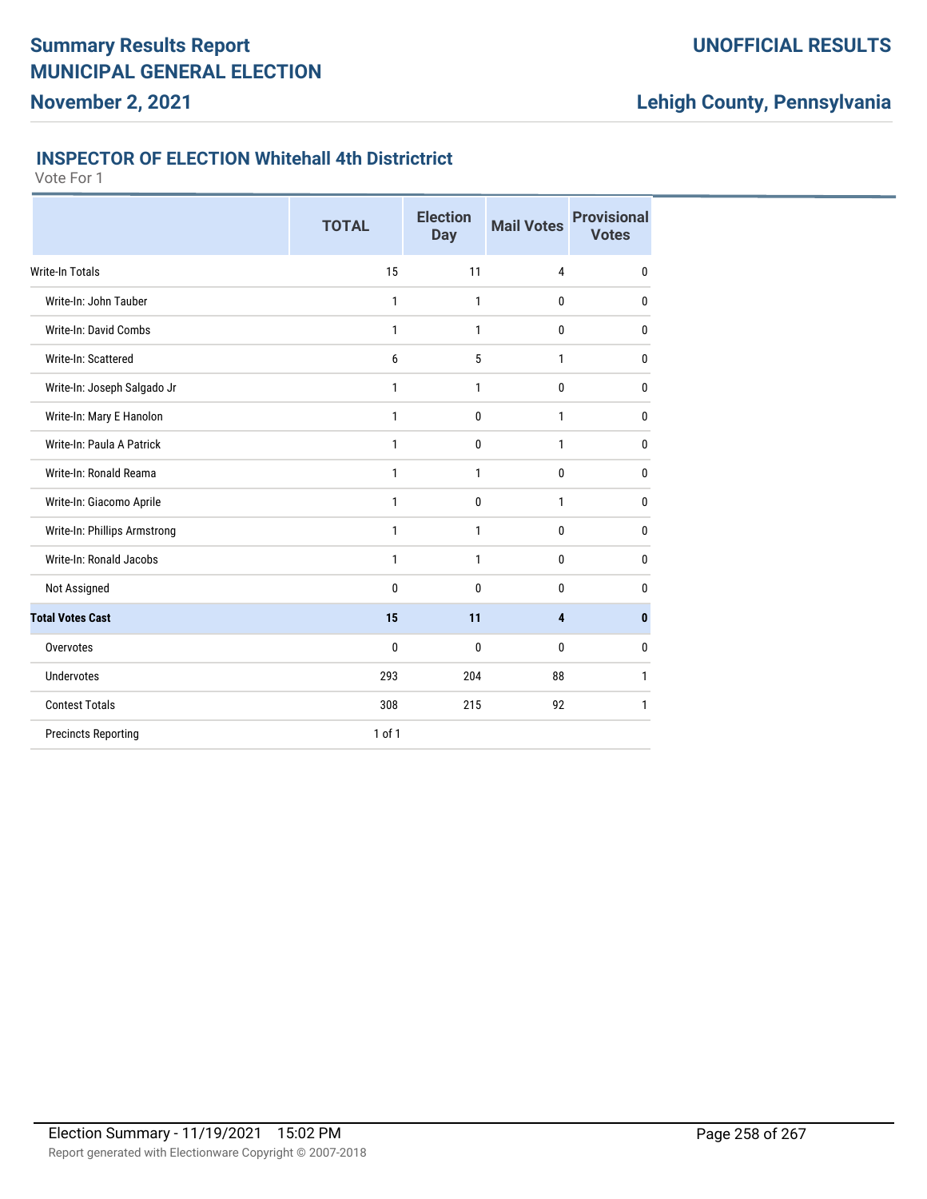# Summary Results Report
# MUNICIPAL GENERAL ELECTION

**November 2, 2021**

**UNOFFICIAL RESULTS**

**Lehigh County, Pennsylvania**

### INSPECTOR OF ELECTION Whitehall 4th Districtrict

Vote For 1

| | TOTAL | Election Day | Mail Votes | Provisional Votes |
|---|---|---|---|---|
| Write-In Totals | 15 | 11 | 4 | 0 |
| Write-In: John Tauber | 1 | 1 | 0 | 0 |
| Write-In: David Combs | 1 | 1 | 0 | 0 |
| Write-In: Scattered | 6 | 5 | 1 | 0 |
| Write-In: Joseph Salgado Jr | 1 | 1 | 0 | 0 |
| Write-In: Mary E Hanolon | 1 | 0 | 1 | 0 |
| Write-In: Paula A Patrick | 1 | 0 | 1 | 0 |
| Write-In: Ronald Reama | 1 | 1 | 0 | 0 |
| Write-In: Giacomo Aprile | 1 | 0 | 1 | 0 |
| Write-In: Phillips Armstrong | 1 | 1 | 0 | 0 |
| Write-In: Ronald Jacobs | 1 | 1 | 0 | 0 |
| Not Assigned | 0 | 0 | 0 | 0 |
| **Total Votes Cast** | **15** | **11** | **4** | **0** |
| Overvotes | 0 | 0 | 0 | 0 |
| Undervotes | 293 | 204 | 88 | 1 |
| Contest Totals | 308 | 215 | 92 | 1 |
| Precincts Reporting | 1 of 1 | | | |

Election Summary - 11/19/2021 15:02 PM

Report generated with Electionware Copyright © 2007-2018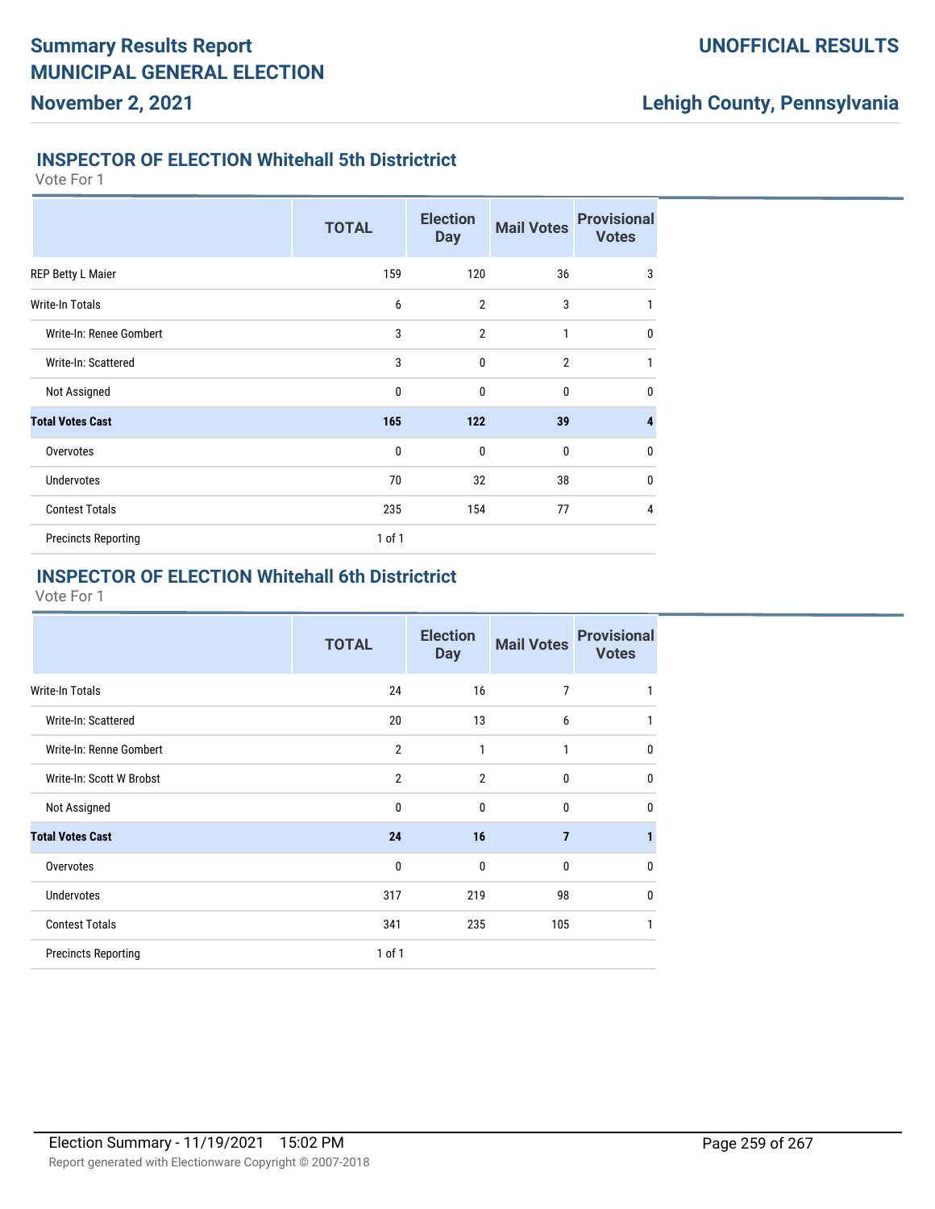## INSPECTOR OF ELECTION Whitehall 5th Districtrict

Vote For 1

| | TOTAL | Election Day | Mail Votes | Provisional Votes |
|---|---|---|---|---|
| REP Betty L Maier | 159 | 120 | 36 | 3 |
| Write-In Totals | 6 | 2 | 3 | 1 |
| Write-In: Renee Gombert | 3 | 2 | 1 | 0 |
| Write-In: Scattered | 3 | 0 | 2 | 1 |
| Not Assigned | 0 | 0 | 0 | 0 |
| **Total Votes Cast** | **165** | **122** | **39** | **4** |
| Overvotes | 0 | 0 | 0 | 0 |
| Undervotes | 70 | 32 | 38 | 0 |
| Contest Totals | 235 | 154 | 77 | 4 |
| Precincts Reporting | 1 of 1 | | | |

## INSPECTOR OF ELECTION Whitehall 6th Districtrict

Vote For 1

| | TOTAL | Election Day | Mail Votes | Provisional Votes |
|---|---|---|---|---|
| Write-In Totals | 24 | 16 | 7 | 1 |
| Write-In: Scattered | 20 | 13 | 6 | 1 |
| Write-In: Renne Gombert | 2 | 1 | 1 | 0 |
| Write-In: Scott W Brobst | 2 | 2 | 0 | 0 |
| Not Assigned | 0 | 0 | 0 | 0 |
| **Total Votes Cast** | **24** | **16** | **7** | **1** |
| Overvotes | 0 | 0 | 0 | 0 |
| Undervotes | 317 | 219 | 98 | 0 |
| Contest Totals | 341 | 235 | 105 | 1 |
| Precincts Reporting | 1 of 1 | | | |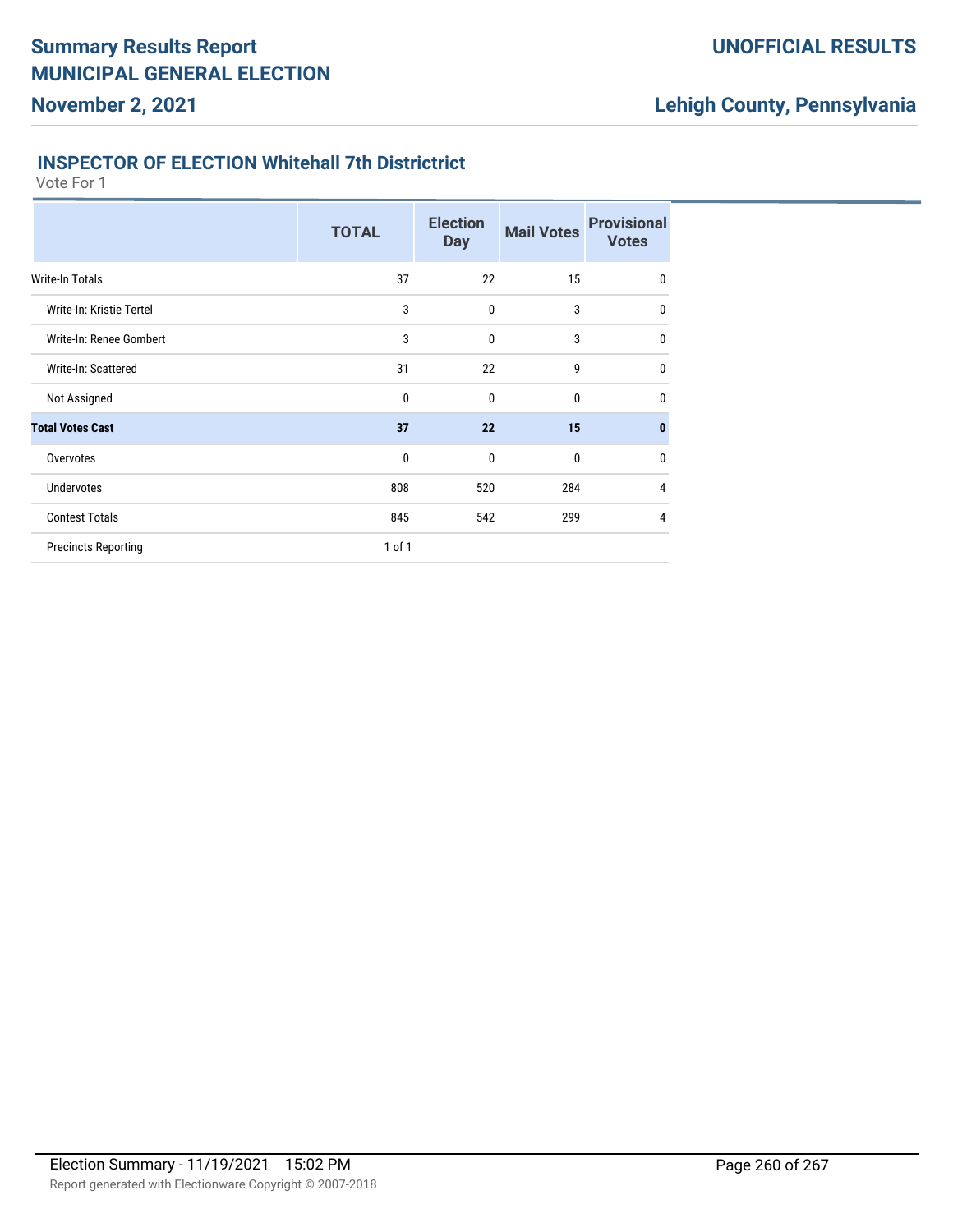# Summary Results Report
# MUNICIPAL GENERAL ELECTION
## November 2, 2021

**UNOFFICIAL RESULTS**

**Lehigh County, Pennsylvania**

### INSPECTOR OF ELECTION Whitehall 7th Districtrict

Vote For 1

| | TOTAL | Election Day | Mail Votes | Provisional Votes |
|---|---|---|---|---|
| Write-In Totals | 37 | 22 | 15 | 0 |
| Write-In: Kristie Tertel | 3 | 0 | 3 | 0 |
| Write-In: Renee Gombert | 3 | 0 | 3 | 0 |
| Write-In: Scattered | 31 | 22 | 9 | 0 |
| Not Assigned | 0 | 0 | 0 | 0 |
| **Total Votes Cast** | **37** | **22** | **15** | **0** |
| Overvotes | 0 | 0 | 0 | 0 |
| Undervotes | 808 | 520 | 284 | 4 |
| Contest Totals | 845 | 542 | 299 | 4 |
| Precincts Reporting | 1 of 1 | | | |

Election Summary - 11/19/2021 15:02 PM

Report generated with Electionware Copyright © 2007-2018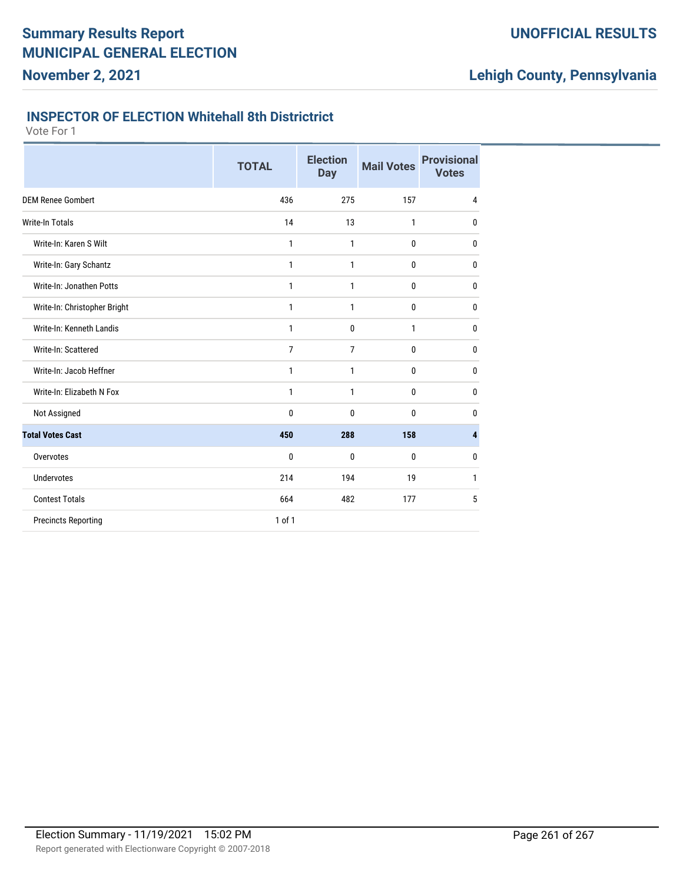# Summary Results Report MUNICIPAL GENERAL ELECTION

**November 2, 2021**

**UNOFFICIAL RESULTS**

**Lehigh County, Pennsylvania**

### INSPECTOR OF ELECTION Whitehall 8th Districtrict

Vote For 1

| | TOTAL | Election Day | Mail Votes | Provisional Votes |
|---|---|---|---|---|
| DEM Renee Gombert | 436 | 275 | 157 | 4 |
| Write-In Totals | 14 | 13 | 1 | 0 |
| Write-In: Karen S Wilt | 1 | 1 | 0 | 0 |
| Write-In: Gary Schantz | 1 | 1 | 0 | 0 |
| Write-In: Jonathen Potts | 1 | 1 | 0 | 0 |
| Write-In: Christopher Bright | 1 | 1 | 0 | 0 |
| Write-In: Kenneth Landis | 1 | 0 | 1 | 0 |
| Write-In: Scattered | 7 | 7 | 0 | 0 |
| Write-In: Jacob Heffner | 1 | 1 | 0 | 0 |
| Write-In: Elizabeth N Fox | 1 | 1 | 0 | 0 |
| Not Assigned | 0 | 0 | 0 | 0 |
| **Total Votes Cast** | **450** | **288** | **158** | **4** |
| Overvotes | 0 | 0 | 0 | 0 |
| Undervotes | 214 | 194 | 19 | 1 |
| Contest Totals | 664 | 482 | 177 | 5 |
| Precincts Reporting | 1 of 1 | | | |

Election Summary - 11/19/2021 15:02 PM

Report generated with Electionware Copyright © 2007-2018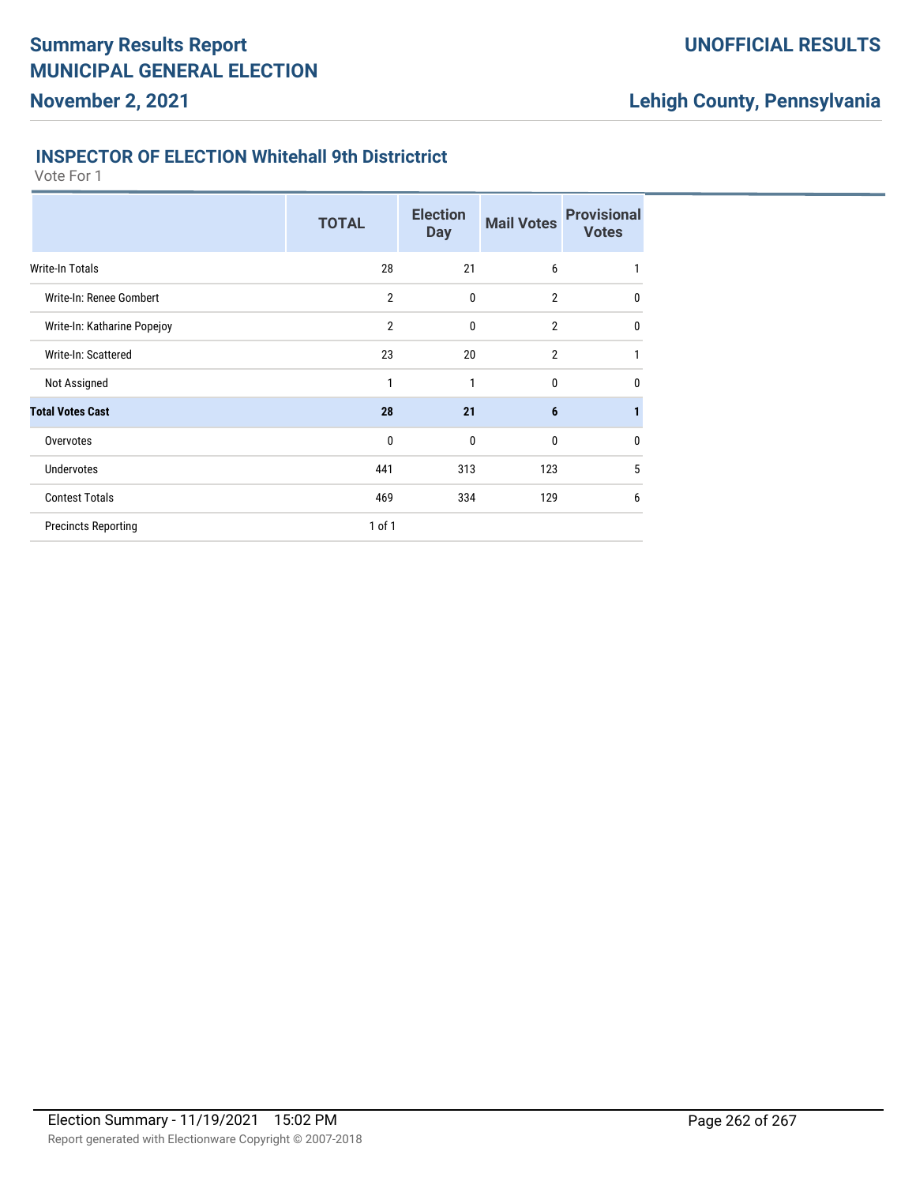## INSPECTOR OF ELECTION Whitehall 9th Districtrict

Vote For 1

| | TOTAL | Election Day | Mail Votes | Provisional Votes |
|---|---|---|---|---|
| Write-In Totals | 28 | 21 | 6 | 1 |
| Write-In: Renee Gombert | 2 | 0 | 2 | 0 |
| Write-In: Katharine Popejoy | 2 | 0 | 2 | 0 |
| Write-In: Scattered | 23 | 20 | 2 | 1 |
| Not Assigned | 1 | 1 | 0 | 0 |
| **Total Votes Cast** | **28** | **21** | **6** | **1** |
| Overvotes | 0 | 0 | 0 | 0 |
| Undervotes | 441 | 313 | 123 | 5 |
| Contest Totals | 469 | 334 | 129 | 6 |
| Precincts Reporting | 1 of 1 | | | |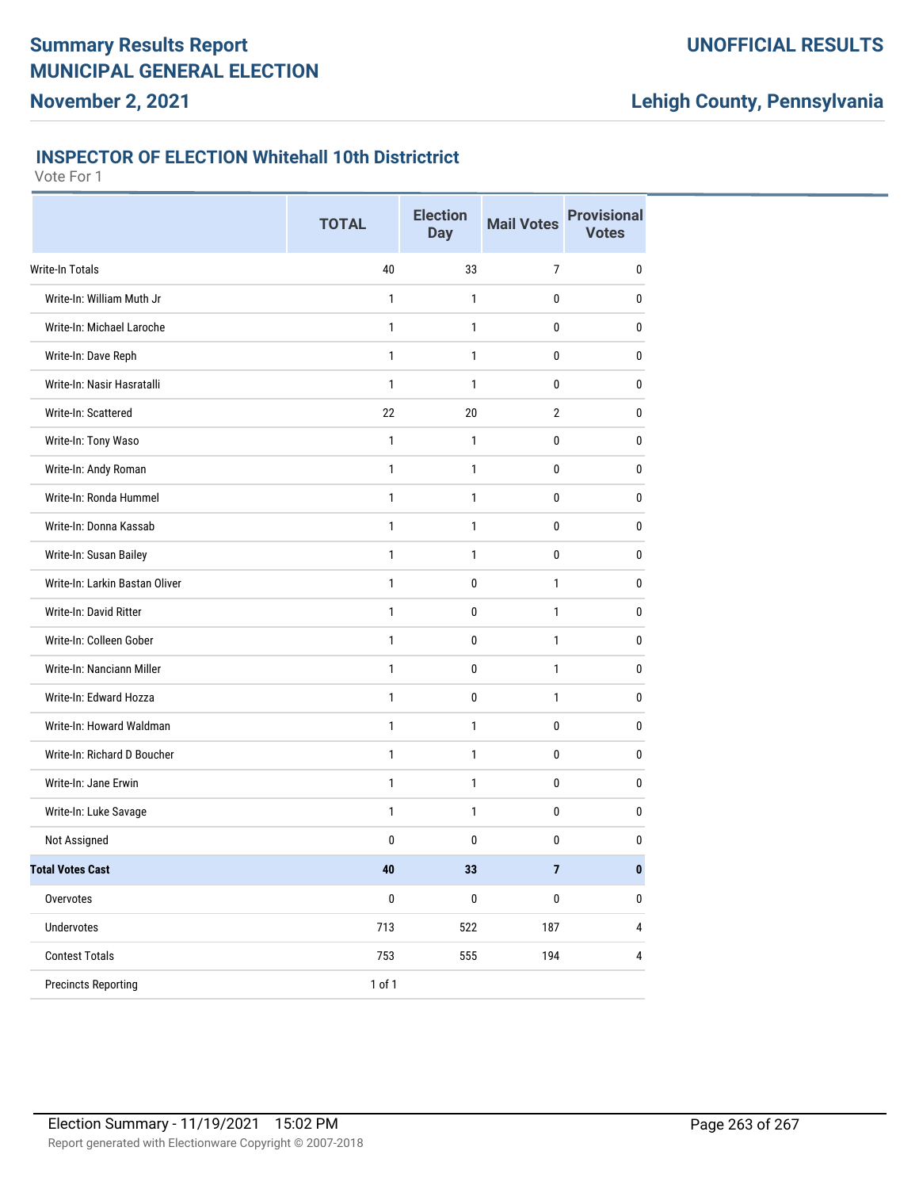# Summary Results Report
# MUNICIPAL GENERAL ELECTION
## November 2, 2021

**UNOFFICIAL RESULTS**

**Lehigh County, Pennsylvania**

### INSPECTOR OF ELECTION Whitehall 10th Districtrict

Vote For 1

| | TOTAL | Election Day | Mail Votes | Provisional Votes |
|---|---|---|---|---|
| Write-In Totals | 40 | 33 | 7 | 0 |
| Write-In: William Muth Jr | 1 | 1 | 0 | 0 |
| Write-In: Michael Laroche | 1 | 1 | 0 | 0 |
| Write-In: Dave Reph | 1 | 1 | 0 | 0 |
| Write-In: Nasir Hasratalli | 1 | 1 | 0 | 0 |
| Write-In: Scattered | 22 | 20 | 2 | 0 |
| Write-In: Tony Waso | 1 | 1 | 0 | 0 |
| Write-In: Andy Roman | 1 | 1 | 0 | 0 |
| Write-In: Ronda Hummel | 1 | 1 | 0 | 0 |
| Write-In: Donna Kassab | 1 | 1 | 0 | 0 |
| Write-In: Susan Bailey | 1 | 1 | 0 | 0 |
| Write-In: Larkin Bastan Oliver | 1 | 0 | 1 | 0 |
| Write-In: David Ritter | 1 | 0 | 1 | 0 |
| Write-In: Colleen Gober | 1 | 0 | 1 | 0 |
| Write-In: Nanciann Miller | 1 | 0 | 1 | 0 |
| Write-In: Edward Hozza | 1 | 0 | 1 | 0 |
| Write-In: Howard Waldman | 1 | 1 | 0 | 0 |
| Write-In: Richard D Boucher | 1 | 1 | 0 | 0 |
| Write-In: Jane Erwin | 1 | 1 | 0 | 0 |
| Write-In: Luke Savage | 1 | 1 | 0 | 0 |
| Not Assigned | 0 | 0 | 0 | 0 |
| **Total Votes Cast** | **40** | **33** | **7** | **0** |
| Overvotes | 0 | 0 | 0 | 0 |
| Undervotes | 713 | 522 | 187 | 4 |
| Contest Totals | 753 | 555 | 194 | 4 |
| Precincts Reporting | 1 of 1 | | | |

Election Summary - 11/19/2021 15:02 PM

Report generated with Electionware Copyright © 2007-2018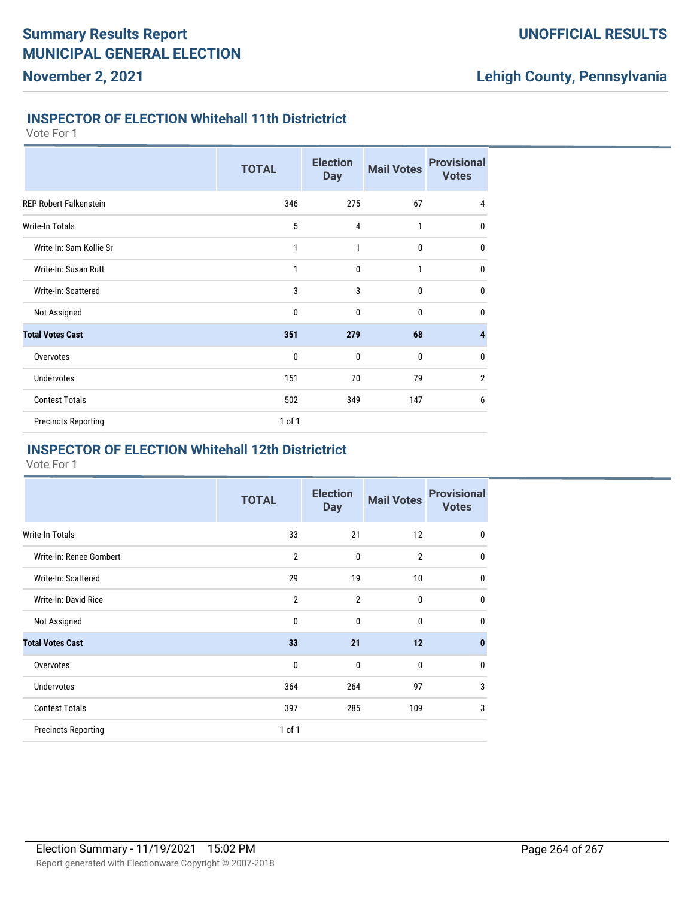# Summary Results Report
# MUNICIPAL GENERAL ELECTION
## November 2, 2021

**UNOFFICIAL RESULTS**

**Lehigh County, Pennsylvania**

### INSPECTOR OF ELECTION Whitehall 11th Districtrict

Vote For 1

| | TOTAL | Election Day | Mail Votes | Provisional Votes |
|---|---|---|---|---|
| REP Robert Falkenstein | 346 | 275 | 67 | 4 |
| Write-In Totals | 5 | 4 | 1 | 0 |
| Write-In: Sam Kollie Sr | 1 | 1 | 0 | 0 |
| Write-In: Susan Rutt | 1 | 0 | 1 | 0 |
| Write-In: Scattered | 3 | 3 | 0 | 0 |
| Not Assigned | 0 | 0 | 0 | 0 |
| **Total Votes Cast** | **351** | **279** | **68** | **4** |
| Overvotes | 0 | 0 | 0 | 0 |
| Undervotes | 151 | 70 | 79 | 2 |
| Contest Totals | 502 | 349 | 147 | 6 |
| Precincts Reporting | 1 of 1 | | | |

### INSPECTOR OF ELECTION Whitehall 12th Districtrict

Vote For 1

| | TOTAL | Election Day | Mail Votes | Provisional Votes |
|---|---|---|---|---|
| Write-In Totals | 33 | 21 | 12 | 0 |
| Write-In: Renee Gombert | 2 | 0 | 2 | 0 |
| Write-In: Scattered | 29 | 19 | 10 | 0 |
| Write-In: David Rice | 2 | 2 | 0 | 0 |
| Not Assigned | 0 | 0 | 0 | 0 |
| **Total Votes Cast** | **33** | **21** | **12** | **0** |
| Overvotes | 0 | 0 | 0 | 0 |
| Undervotes | 364 | 264 | 97 | 3 |
| Contest Totals | 397 | 285 | 109 | 3 |
| Precincts Reporting | 1 of 1 | | | |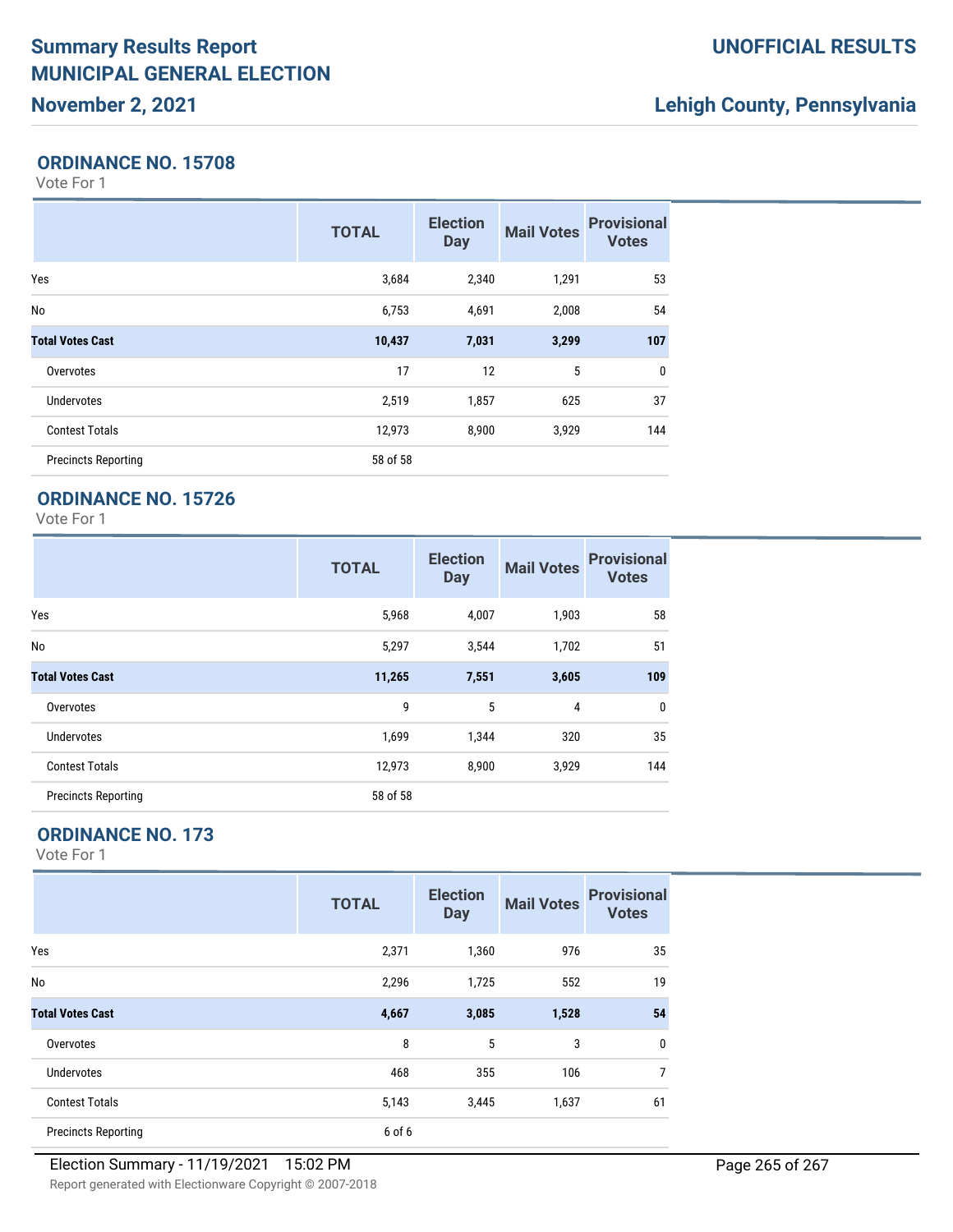## ORDINANCE NO. 15708

Vote For 1

| | TOTAL | Election Day | Mail Votes | Provisional Votes |
|---|---|---|---|---|
| Yes | 3,684 | 2,340 | 1,291 | 53 |
| No | 6,753 | 4,691 | 2,008 | 54 |
| **Total Votes Cast** | **10,437** | **7,031** | **3,299** | **107** |
| Overvotes | 17 | 12 | 5 | 0 |
| Undervotes | 2,519 | 1,857 | 625 | 37 |
| Contest Totals | 12,973 | 8,900 | 3,929 | 144 |
| Precincts Reporting | 58 of 58 | | | |

## ORDINANCE NO. 15726

Vote For 1

| | TOTAL | Election Day | Mail Votes | Provisional Votes |
|---|---|---|---|---|
| Yes | 5,968 | 4,007 | 1,903 | 58 |
| No | 5,297 | 3,544 | 1,702 | 51 |
| **Total Votes Cast** | **11,265** | **7,551** | **3,605** | **109** |
| Overvotes | 9 | 5 | 4 | 0 |
| Undervotes | 1,699 | 1,344 | 320 | 35 |
| Contest Totals | 12,973 | 8,900 | 3,929 | 144 |
| Precincts Reporting | 58 of 58 | | | |

## ORDINANCE NO. 173

Vote For 1

| | TOTAL | Election Day | Mail Votes | Provisional Votes |
|---|---|---|---|---|
| Yes | 2,371 | 1,360 | 976 | 35 |
| No | 2,296 | 1,725 | 552 | 19 |
| **Total Votes Cast** | **4,667** | **3,085** | **1,528** | **54** |
| Overvotes | 8 | 5 | 3 | 0 |
| Undervotes | 468 | 355 | 106 | 7 |
| Contest Totals | 5,143 | 3,445 | 1,637 | 61 |
| Precincts Reporting | 6 of 6 | | | |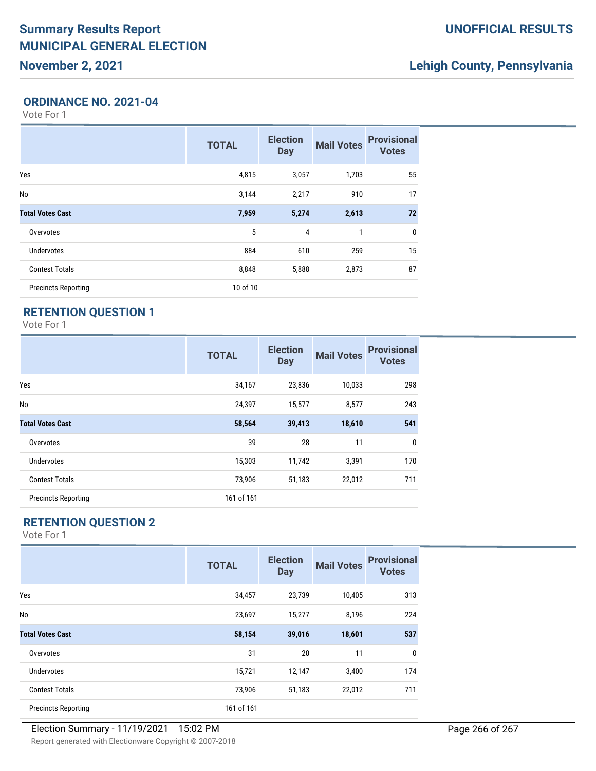# Summary Results Report
# MUNICIPAL GENERAL ELECTION
## November 2, 2021

**UNOFFICIAL RESULTS**

**Lehigh County, Pennsylvania**

### ORDINANCE NO. 2021-04

Vote For 1

| | TOTAL | Election Day | Mail Votes | Provisional Votes |
|---|---|---|---|---|
| Yes | 4,815 | 3,057 | 1,703 | 55 |
| No | 3,144 | 2,217 | 910 | 17 |
| **Total Votes Cast** | **7,959** | **5,274** | **2,613** | **72** |
| Overvotes | 5 | 4 | 1 | 0 |
| Undervotes | 884 | 610 | 259 | 15 |
| Contest Totals | 8,848 | 5,888 | 2,873 | 87 |
| Precincts Reporting | 10 of 10 | | | |

### RETENTION QUESTION 1

Vote For 1

| | TOTAL | Election Day | Mail Votes | Provisional Votes |
|---|---|---|---|---|
| Yes | 34,167 | 23,836 | 10,033 | 298 |
| No | 24,397 | 15,577 | 8,577 | 243 |
| **Total Votes Cast** | **58,564** | **39,413** | **18,610** | **541** |
| Overvotes | 39 | 28 | 11 | 0 |
| Undervotes | 15,303 | 11,742 | 3,391 | 170 |
| Contest Totals | 73,906 | 51,183 | 22,012 | 711 |
| Precincts Reporting | 161 of 161 | | | |

### RETENTION QUESTION 2

Vote For 1

| | TOTAL | Election Day | Mail Votes | Provisional Votes |
|---|---|---|---|---|
| Yes | 34,457 | 23,739 | 10,405 | 313 |
| No | 23,697 | 15,277 | 8,196 | 224 |
| **Total Votes Cast** | **58,154** | **39,016** | **18,601** | **537** |
| Overvotes | 31 | 20 | 11 | 0 |
| Undervotes | 15,721 | 12,147 | 3,400 | 174 |
| Contest Totals | 73,906 | 51,183 | 22,012 | 711 |
| Precincts Reporting | 161 of 161 | | | |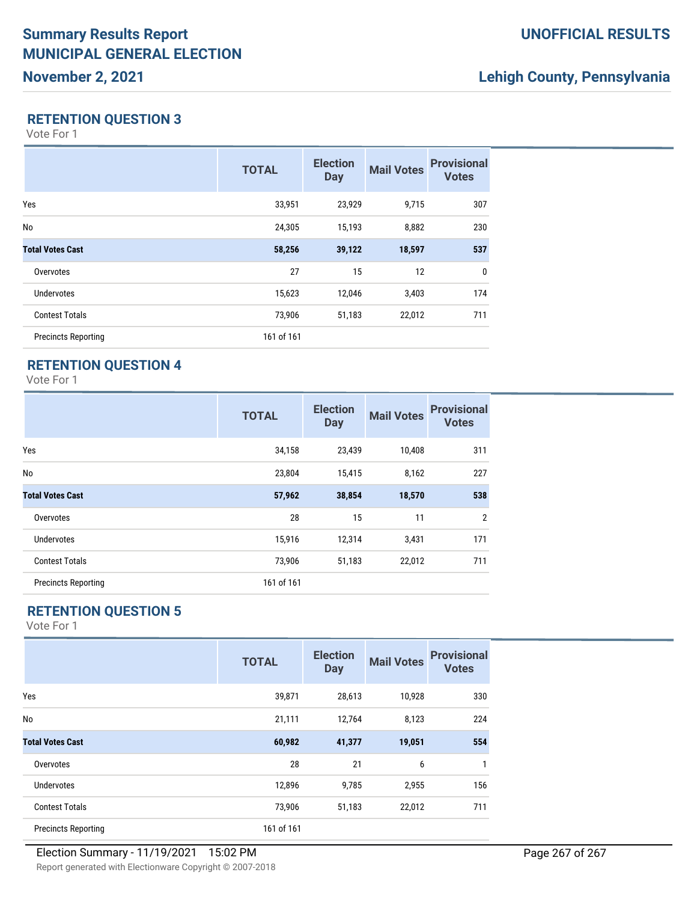# Summary Results Report
# MUNICIPAL GENERAL ELECTION
## November 2, 2021

**UNOFFICIAL RESULTS**

**Lehigh County, Pennsylvania**

### RETENTION QUESTION 3

Vote For 1

| | TOTAL | Election Day | Mail Votes | Provisional Votes |
|---|---|---|---|---|
| Yes | 33,951 | 23,929 | 9,715 | 307 |
| No | 24,305 | 15,193 | 8,882 | 230 |
| **Total Votes Cast** | **58,256** | **39,122** | **18,597** | **537** |
| Overvotes | 27 | 15 | 12 | 0 |
| Undervotes | 15,623 | 12,046 | 3,403 | 174 |
| Contest Totals | 73,906 | 51,183 | 22,012 | 711 |
| Precincts Reporting | 161 of 161 | | | |

### RETENTION QUESTION 4

Vote For 1

| | TOTAL | Election Day | Mail Votes | Provisional Votes |
|---|---|---|---|---|
| Yes | 34,158 | 23,439 | 10,408 | 311 |
| No | 23,804 | 15,415 | 8,162 | 227 |
| **Total Votes Cast** | **57,962** | **38,854** | **18,570** | **538** |
| Overvotes | 28 | 15 | 11 | 2 |
| Undervotes | 15,916 | 12,314 | 3,431 | 171 |
| Contest Totals | 73,906 | 51,183 | 22,012 | 711 |
| Precincts Reporting | 161 of 161 | | | |

### RETENTION QUESTION 5

Vote For 1

| | TOTAL | Election Day | Mail Votes | Provisional Votes |
|---|---|---|---|---|
| Yes | 39,871 | 28,613 | 10,928 | 330 |
| No | 21,111 | 12,764 | 8,123 | 224 |
| **Total Votes Cast** | **60,982** | **41,377** | **19,051** | **554** |
| Overvotes | 28 | 21 | 6 | 1 |
| Undervotes | 12,896 | 9,785 | 2,955 | 156 |
| Contest Totals | 73,906 | 51,183 | 22,012 | 711 |
| Precincts Reporting | 161 of 161 | | | |

Election Summary - 11/19/2021 15:02 PM

Report generated with Electionware Copyright © 2007-2018